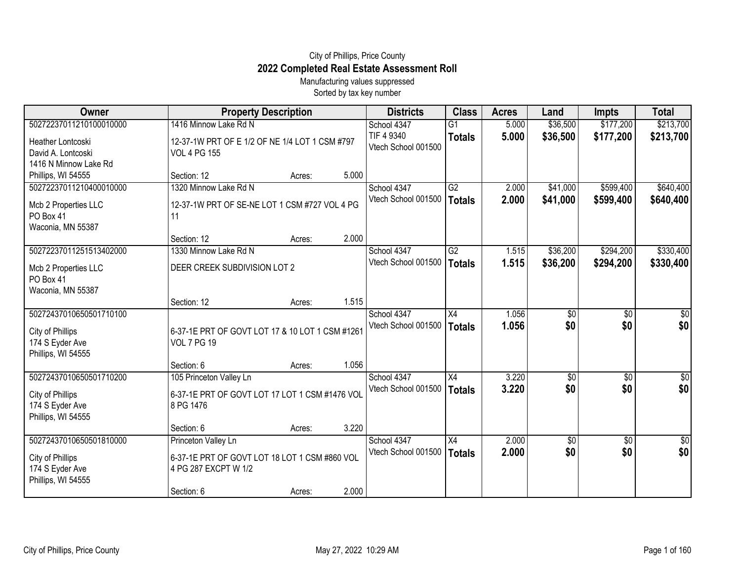City of Phillips, Price County

# 2022 Completed Real Estate Assessment Roll

Manufacturing values suppressed

Sorted by tax key number

| Owner | Property Description | Districts | Class | Acres | Land | Impts | Total |
|---|---|---|---|---|---|---|---|
| 50272237011210100010000<br>Heather Lontcoski<br>David A. Lontcoski<br>1416 N Minnow Lake Rd<br>Phillips, WI 54555 | 1416 Minnow Lake Rd N<br>12-37-1W PRT OF E 1/2 OF NE 1/4 LOT 1 CSM #797 VOL 4 PG 155<br>Section: 12 Acres: 5.000 | School 4347<br>TIF 4 9340<br>Vtech School 001500 | G1<br>**Totals** | 5.000<br>**5.000** | $36,500<br>**$36,500** | $177,200<br>**$177,200** | $213,700<br>**$213,700** |
| 50272237011210400010000<br>Mcb 2 Properties LLC<br>PO Box 41<br>Waconia, MN 55387 | 1320 Minnow Lake Rd N<br>12-37-1W PRT OF SE-NE LOT 1 CSM #727 VOL 4 PG 11<br>Section: 12 Acres: 2.000 | School 4347<br>Vtech School 001500 | G2<br>**Totals** | 2.000<br>**2.000** | $41,000<br>**$41,000** | $599,400<br>**$599,400** | $640,400<br>**$640,400** |
| 50272237011251513402000<br>Mcb 2 Properties LLC<br>PO Box 41<br>Waconia, MN 55387 | 1330 Minnow Lake Rd N<br>DEER CREEK SUBDIVISION LOT 2<br>Section: 12 Acres: 1.515 | School 4347<br>Vtech School 001500 | G2<br>**Totals** | 1.515<br>**1.515** | $36,200<br>**$36,200** | $294,200<br>**$294,200** | $330,400<br>**$330,400** |
| 50272437010650501710100<br>City of Phillips<br>174 S Eyder Ave<br>Phillips, WI 54555 | 6-37-1E PRT OF GOVT LOT 17 & 10 LOT 1 CSM #1261 VOL 7 PG 19<br>Section: 6 Acres: 1.056 | School 4347<br>Vtech School 001500 | X4<br>**Totals** | 1.056<br>**1.056** | $0<br>**$0** | $0<br>**$0** | $0<br>**$0** |
| 50272437010650501710200<br>City of Phillips<br>174 S Eyder Ave<br>Phillips, WI 54555 | 105 Princeton Valley Ln<br>6-37-1E PRT OF GOVT LOT 17 LOT 1 CSM #1476 VOL 8 PG 1476<br>Section: 6 Acres: 3.220 | School 4347<br>Vtech School 001500 | X4<br>**Totals** | 3.220<br>**3.220** | $0<br>**$0** | $0<br>**$0** | $0<br>**$0** |
| 50272437010650501810000<br>City of Phillips<br>174 S Eyder Ave<br>Phillips, WI 54555 | Princeton Valley Ln<br>6-37-1E PRT OF GOVT LOT 18 LOT 1 CSM #860 VOL 4 PG 287 EXCPT W 1/2<br>Section: 6 Acres: 2.000 | School 4347<br>Vtech School 001500 | X4<br>**Totals** | 2.000<br>**2.000** | $0<br>**$0** | $0<br>**$0** | $0<br>**$0** |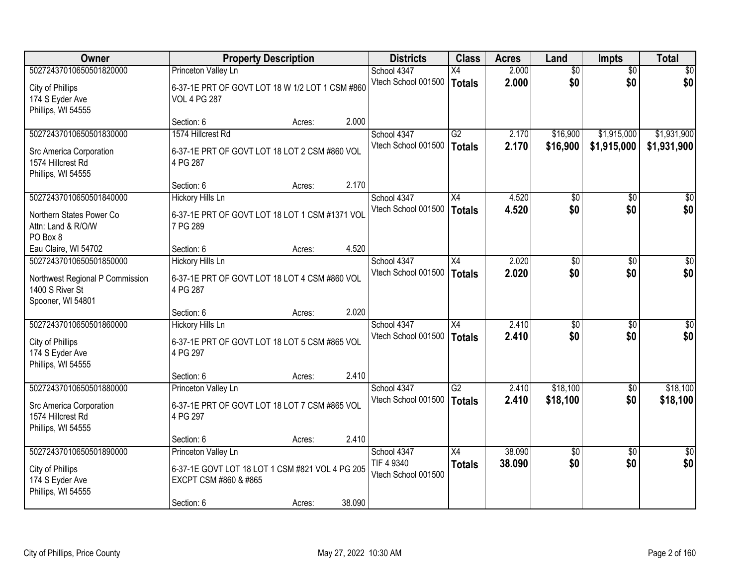| Owner | Property Description | | | Districts | Class | Acres | Land | Impts | Total |
|---|---|---|---|---|---|---|---|---|---|
| 50272437010650501820000 | Princeton Valley Ln | | | School 4347 | X4 | 2.000 | $0 | $0 | $0 |
| City of Phillips<br>174 S Eyder Ave<br>Phillips, WI 54555 | 6-37-1E PRT OF GOVT LOT 18 W 1/2 LOT 1 CSM #860 VOL 4 PG 287 | | | Vtech School 001500 | **Totals** | **2.000** | **$0** | **$0** | **$0** |
| | Section: 6 | Acres: | 2.000 | | | | | | |
| 50272437010650501830000 | 1574 Hillcrest Rd | | | School 4347 | G2 | 2.170 | $16,900 | $1,915,000 | $1,931,900 |
| Src America Corporation<br>1574 Hillcrest Rd<br>Phillips, WI 54555 | 6-37-1E PRT OF GOVT LOT 18 LOT 2 CSM #860 VOL 4 PG 287 | | | Vtech School 001500 | **Totals** | **2.170** | **$16,900** | **$1,915,000** | **$1,931,900** |
| | Section: 6 | Acres: | 2.170 | | | | | | |
| 50272437010650501840000 | Hickory Hills Ln | | | School 4347 | X4 | 4.520 | $0 | $0 | $0 |
| Northern States Power Co<br>Attn: Land & R/O/W<br>PO Box 8<br>Eau Claire, WI 54702 | 6-37-1E PRT OF GOVT LOT 18 LOT 1 CSM #1371 VOL 7 PG 289 | | | Vtech School 001500 | **Totals** | **4.520** | **$0** | **$0** | **$0** |
| | Section: 6 | Acres: | 4.520 | | | | | | |
| 50272437010650501850000 | Hickory Hills Ln | | | School 4347 | X4 | 2.020 | $0 | $0 | $0 |
| Northwest Regional P Commission<br>1400 S River St<br>Spooner, WI 54801 | 6-37-1E PRT OF GOVT LOT 18 LOT 4 CSM #860 VOL 4 PG 287 | | | Vtech School 001500 | **Totals** | **2.020** | **$0** | **$0** | **$0** |
| | Section: 6 | Acres: | 2.020 | | | | | | |
| 50272437010650501860000 | Hickory Hills Ln | | | School 4347 | X4 | 2.410 | $0 | $0 | $0 |
| City of Phillips<br>174 S Eyder Ave<br>Phillips, WI 54555 | 6-37-1E PRT OF GOVT LOT 18 LOT 5 CSM #865 VOL 4 PG 297 | | | Vtech School 001500 | **Totals** | **2.410** | **$0** | **$0** | **$0** |
| | Section: 6 | Acres: | 2.410 | | | | | | |
| 50272437010650501880000 | Princeton Valley Ln | | | School 4347 | G2 | 2.410 | $18,100 | $0 | $18,100 |
| Src America Corporation<br>1574 Hillcrest Rd<br>Phillips, WI 54555 | 6-37-1E PRT OF GOVT LOT 18 LOT 7 CSM #865 VOL 4 PG 297 | | | Vtech School 001500 | **Totals** | **2.410** | **$18,100** | **$0** | **$18,100** |
| | Section: 6 | Acres: | 2.410 | | | | | | |
| 50272437010650501890000 | Princeton Valley Ln | | | School 4347 | X4 | 38.090 | $0 | $0 | $0 |
| City of Phillips<br>174 S Eyder Ave<br>Phillips, WI 54555 | 6-37-1E GOVT LOT 18 LOT 1 CSM #821 VOL 4 PG 205 EXCPT CSM #860 & #865 | | | TIF 4 9340<br>Vtech School 001500 | **Totals** | **38.090** | **$0** | **$0** | **$0** |
| | Section: 6 | Acres: | 38.090 | | | | | | |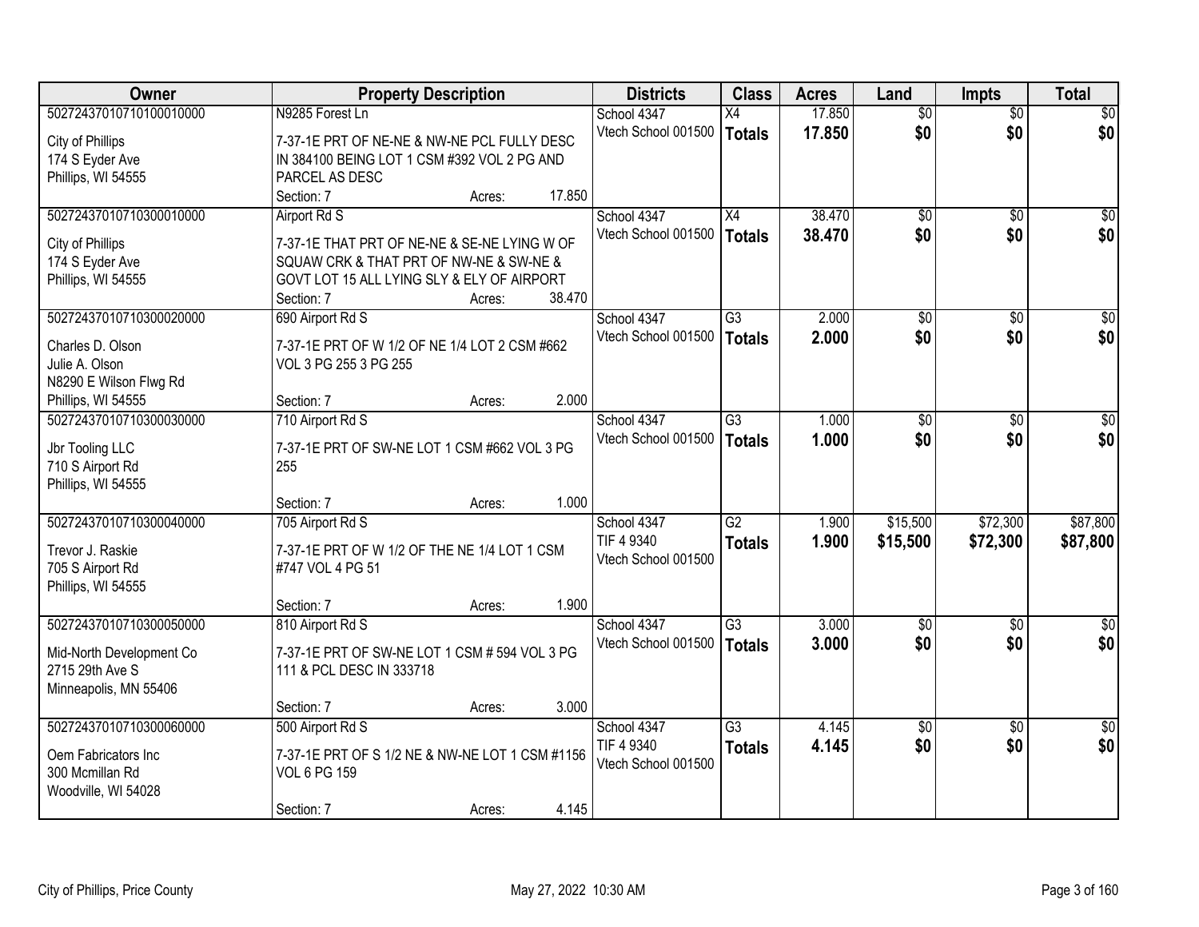| Owner | Property Description | Districts | Class | Acres | Land | Impts | Total |
|---|---|---|---|---|---|---|---|
| 50272437010710100010000<br>City of Phillips<br>174 S Eyder Ave<br>Phillips, WI 54555 | N9285 Forest Ln<br>7-37-1E PRT OF NE-NE & NW-NE PCL FULLY DESC IN 384100 BEING LOT 1 CSM #392 VOL 2 PG AND PARCEL AS DESC<br>Section: 7 Acres: 17.850 | School 4347<br>Vtech School 001500 | X4<br>**Totals** | 17.850<br>**17.850** | $0<br>**$0** | $0<br>**$0** | $0<br>**$0** |
| 50272437010710300010000<br>City of Phillips<br>174 S Eyder Ave<br>Phillips, WI 54555 | Airport Rd S<br>7-37-1E THAT PRT OF NE-NE & SE-NE LYING W OF SQUAW CRK & THAT PRT OF NW-NE & SW-NE & GOVT LOT 15 ALL LYING SLY & ELY OF AIRPORT<br>Section: 7 Acres: 38.470 | School 4347<br>Vtech School 001500 | X4<br>**Totals** | 38.470<br>**38.470** | $0<br>**$0** | $0<br>**$0** | $0<br>**$0** |
| 50272437010710300020000<br>Charles D. Olson<br>Julie A. Olson<br>N8290 E Wilson Flwg Rd<br>Phillips, WI 54555 | 690 Airport Rd S<br>7-37-1E PRT OF W 1/2 OF NE 1/4 LOT 2 CSM #662 VOL 3 PG 255 3 PG 255<br>Section: 7 Acres: 2.000 | School 4347<br>Vtech School 001500 | G3<br>**Totals** | 2.000<br>**2.000** | $0<br>**$0** | $0<br>**$0** | $0<br>**$0** |
| 50272437010710300030000<br>Jbr Tooling LLC<br>710 S Airport Rd<br>Phillips, WI 54555 | 710 Airport Rd S<br>7-37-1E PRT OF SW-NE LOT 1 CSM #662 VOL 3 PG 255<br>Section: 7 Acres: 1.000 | School 4347<br>Vtech School 001500 | G3<br>**Totals** | 1.000<br>**1.000** | $0<br>**$0** | $0<br>**$0** | $0<br>**$0** |
| 50272437010710300040000<br>Trevor J. Raskie<br>705 S Airport Rd<br>Phillips, WI 54555 | 705 Airport Rd S<br>7-37-1E PRT OF W 1/2 OF THE NE 1/4 LOT 1 CSM #747 VOL 4 PG 51<br>Section: 7 Acres: 1.900 | School 4347<br>TIF 4 9340<br>Vtech School 001500 | G2<br>**Totals** | 1.900<br>**1.900** | $15,500<br>**$15,500** | $72,300<br>**$72,300** | $87,800<br>**$87,800** |
| 50272437010710300050000<br>Mid-North Development Co<br>2715 29th Ave S<br>Minneapolis, MN 55406 | 810 Airport Rd S<br>7-37-1E PRT OF SW-NE LOT 1 CSM # 594 VOL 3 PG 111 & PCL DESC IN 333718<br>Section: 7 Acres: 3.000 | School 4347<br>Vtech School 001500 | G3<br>**Totals** | 3.000<br>**3.000** | $0<br>**$0** | $0<br>**$0** | $0<br>**$0** |
| 50272437010710300060000<br>Oem Fabricators Inc<br>300 Mcmillan Rd<br>Woodville, WI 54028 | 500 Airport Rd S<br>7-37-1E PRT OF S 1/2 NE & NW-NE LOT 1 CSM #1156 VOL 6 PG 159<br>Section: 7 Acres: 4.145 | School 4347<br>TIF 4 9340<br>Vtech School 001500 | G3<br>**Totals** | 4.145<br>**4.145** | $0<br>**$0** | $0<br>**$0** | $0<br>**$0** |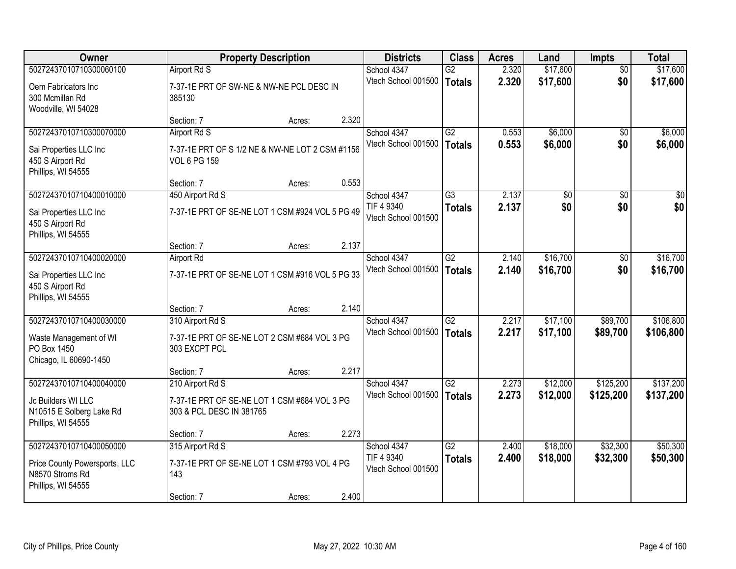| Owner | Property Description | Districts | Class | Acres | Land | Impts | Total |
|---|---|---|---|---|---|---|---|
| 50272437010710300060100<br>Oem Fabricators Inc<br>300 Mcmillan Rd<br>Woodville, WI 54028 | Airport Rd S<br>7-37-1E PRT OF SW-NE & NW-NE PCL DESC IN 385130<br>Section: 7 Acres: 2.320 | School 4347<br>Vtech School 001500 | G2<br>**Totals** | 2.320<br>**2.320** | $17,600<br>**$17,600** | $0<br>**$0** | $17,600<br>**$17,600** |
| 50272437010710300070000<br>Sai Properties LLC Inc<br>450 S Airport Rd<br>Phillips, WI 54555 | Airport Rd S<br>7-37-1E PRT OF S 1/2 NE & NW-NE LOT 2 CSM #1156 VOL 6 PG 159<br>Section: 7 Acres: 0.553 | School 4347<br>Vtech School 001500 | G2<br>**Totals** | 0.553<br>**0.553** | $6,000<br>**$6,000** | $0<br>**$0** | $6,000<br>**$6,000** |
| 50272437010710400010000<br>Sai Properties LLC Inc<br>450 S Airport Rd<br>Phillips, WI 54555 | 450 Airport Rd S<br>7-37-1E PRT OF SE-NE LOT 1 CSM #924 VOL 5 PG 49<br>Section: 7 Acres: 2.137 | School 4347<br>TIF 4 9340<br>Vtech School 001500 | G3<br>**Totals** | 2.137<br>**2.137** | $0<br>**$0** | $0<br>**$0** | $0<br>**$0** |
| 50272437010710400020000<br>Sai Properties LLC Inc<br>450 S Airport Rd<br>Phillips, WI 54555 | Airport Rd<br>7-37-1E PRT OF SE-NE LOT 1 CSM #916 VOL 5 PG 33<br>Section: 7 Acres: 2.140 | School 4347<br>Vtech School 001500 | G2<br>**Totals** | 2.140<br>**2.140** | $16,700<br>**$16,700** | $0<br>**$0** | $16,700<br>**$16,700** |
| 50272437010710400030000<br>Waste Management of WI<br>PO Box 1450<br>Chicago, IL 60690-1450 | 310 Airport Rd S<br>7-37-1E PRT OF SE-NE LOT 2 CSM #684 VOL 3 PG 303 EXCPT PCL<br>Section: 7 Acres: 2.217 | School 4347<br>Vtech School 001500 | G2<br>**Totals** | 2.217<br>**2.217** | $17,100<br>**$17,100** | $89,700<br>**$89,700** | $106,800<br>**$106,800** |
| 50272437010710400040000<br>Jc Builders WI LLC<br>N10515 E Solberg Lake Rd<br>Phillips, WI 54555 | 210 Airport Rd S<br>7-37-1E PRT OF SE-NE LOT 1 CSM #684 VOL 3 PG 303 & PCL DESC IN 381765<br>Section: 7 Acres: 2.273 | School 4347<br>Vtech School 001500 | G2<br>**Totals** | 2.273<br>**2.273** | $12,000<br>**$12,000** | $125,200<br>**$125,200** | $137,200<br>**$137,200** |
| 50272437010710400050000<br>Price County Powersports, LLC<br>N8570 Stroms Rd<br>Phillips, WI 54555 | 315 Airport Rd S<br>7-37-1E PRT OF SE-NE LOT 1 CSM #793 VOL 4 PG 143<br>Section: 7 Acres: 2.400 | School 4347<br>TIF 4 9340<br>Vtech School 001500 | G2<br>**Totals** | 2.400<br>**2.400** | $18,000<br>**$18,000** | $32,300<br>**$32,300** | $50,300<br>**$50,300** |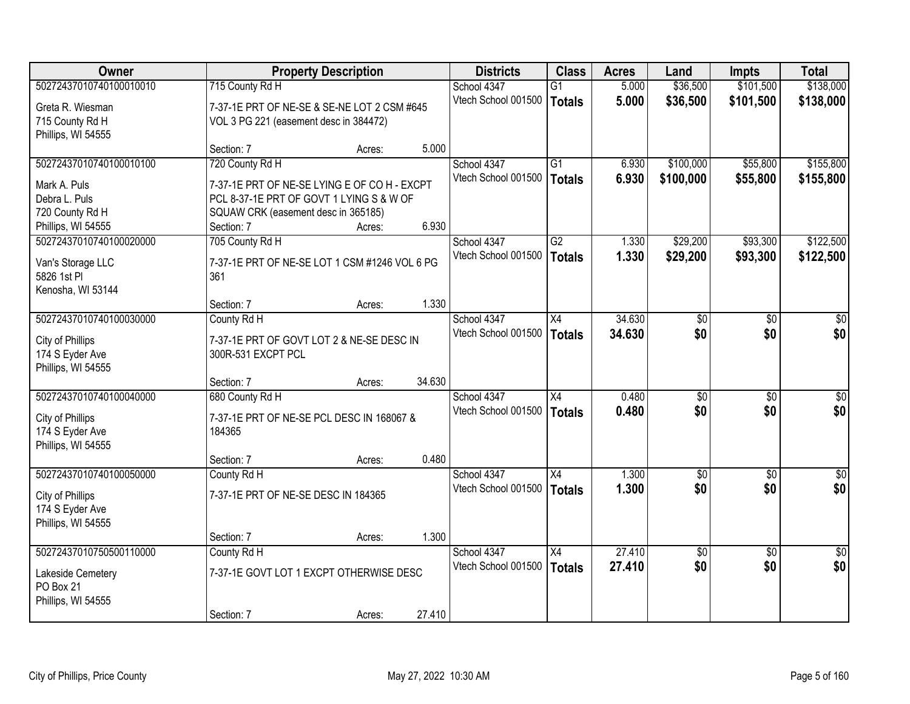| Owner | Property Description | Districts | Class | Acres | Land | Impts | Total |
|---|---|---|---|---|---|---|---|
| 50272437010740100010010<br>Greta R. Wiesman<br>715 County Rd H<br>Phillips, WI 54555 | 715 County Rd H<br>7-37-1E PRT OF NE-SE & SE-NE LOT 2 CSM #645 VOL 3 PG 221 (easement desc in 384472)<br>Section: 7 Acres: 5.000 | School 4347<br>Vtech School 001500 | G1<br>**Totals** | 5.000<br>**5.000** | $36,500<br>**$36,500** | $101,500<br>**$101,500** | $138,000<br>**$138,000** |
| 50272437010740100010100<br>Mark A. Puls<br>Debra L. Puls<br>720 County Rd H<br>Phillips, WI 54555 | 720 County Rd H<br>7-37-1E PRT OF NE-SE LYING E OF CO H - EXCPT PCL 8-37-1E PRT OF GOVT 1 LYING S & W OF SQUAW CRK (easement desc in 365185)<br>Section: 7 Acres: 6.930 | School 4347<br>Vtech School 001500 | G1<br>**Totals** | 6.930<br>**6.930** | $100,000<br>**$100,000** | $55,800<br>**$55,800** | $155,800<br>**$155,800** |
| 50272437010740100020000<br>Van's Storage LLC<br>5826 1st Pl<br>Kenosha, WI 53144 | 705 County Rd H<br>7-37-1E PRT OF NE-SE LOT 1 CSM #1246 VOL 6 PG 361<br>Section: 7 Acres: 1.330 | School 4347<br>Vtech School 001500 | G2<br>**Totals** | 1.330<br>**1.330** | $29,200<br>**$29,200** | $93,300<br>**$93,300** | $122,500<br>**$122,500** |
| 50272437010740100030000<br>City of Phillips<br>174 S Eyder Ave<br>Phillips, WI 54555 | County Rd H<br>7-37-1E PRT OF GOVT LOT 2 & NE-SE DESC IN 300R-531 EXCPT PCL<br>Section: 7 Acres: 34.630 | School 4347<br>Vtech School 001500 | X4<br>**Totals** | 34.630<br>**34.630** | $0<br>**$0** | $0<br>**$0** | $0<br>**$0** |
| 50272437010740100040000<br>City of Phillips<br>174 S Eyder Ave<br>Phillips, WI 54555 | 680 County Rd H<br>7-37-1E PRT OF NE-SE PCL DESC IN 168067 & 184365<br>Section: 7 Acres: 0.480 | School 4347<br>Vtech School 001500 | X4<br>**Totals** | 0.480<br>**0.480** | $0<br>**$0** | $0<br>**$0** | $0<br>**$0** |
| 50272437010740100050000<br>City of Phillips<br>174 S Eyder Ave<br>Phillips, WI 54555 | County Rd H<br>7-37-1E PRT OF NE-SE DESC IN 184365<br>Section: 7 Acres: 1.300 | School 4347<br>Vtech School 001500 | X4<br>**Totals** | 1.300<br>**1.300** | $0<br>**$0** | $0<br>**$0** | $0<br>**$0** |
| 50272437010750500110000<br>Lakeside Cemetery<br>PO Box 21<br>Phillips, WI 54555 | County Rd H<br>7-37-1E GOVT LOT 1 EXCPT OTHERWISE DESC<br>Section: 7 Acres: 27.410 | School 4347<br>Vtech School 001500 | X4<br>**Totals** | 27.410<br>**27.410** | $0<br>**$0** | $0<br>**$0** | $0<br>**$0** |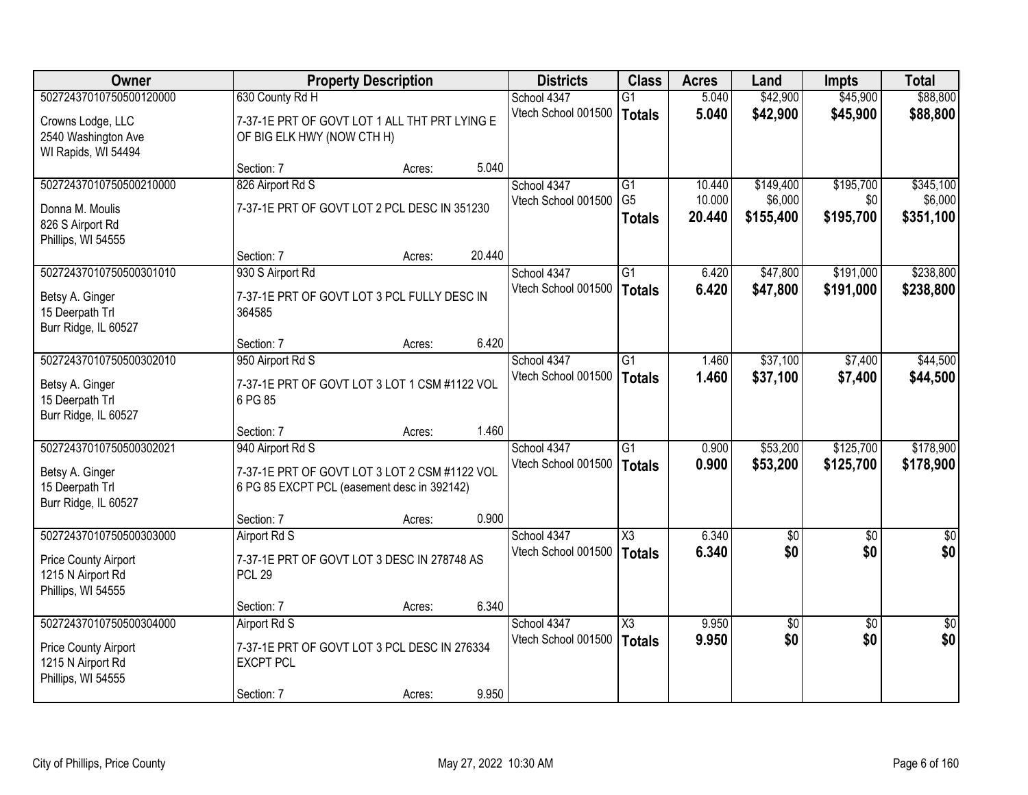| Owner | Property Description | | | Districts | Class | Acres | Land | Impts | Total |
|---|---|---|---|---|---|---|---|---|---|
| 50272437010750500120000 | 630 County Rd H | | | School 4347 | G1 | 5.040 | $42,900 | $45,900 | $88,800 |
| Crowns Lodge, LLC<br>2540 Washington Ave<br>WI Rapids, WI 54494 | 7-37-1E PRT OF GOVT LOT 1 ALL THT PRT LYING E OF BIG ELK HWY (NOW CTH H) | | | Vtech School 001500 | **Totals** | **5.040** | **$42,900** | **$45,900** | **$88,800** |
| | Section: 7 | Acres: | 5.040 | | | | | | |
| 50272437010750500210000 | 826 Airport Rd S | | | School 4347 | G1 | 10.440 | $149,400 | $195,700 | $345,100 |
| Donna M. Moulis<br>826 S Airport Rd<br>Phillips, WI 54555 | 7-37-1E PRT OF GOVT LOT 2 PCL DESC IN 351230 | | | Vtech School 001500 | G5 | 10.000 | $6,000 | $0 | $6,000 |
| | | | | | **Totals** | **20.440** | **$155,400** | **$195,700** | **$351,100** |
| | Section: 7 | Acres: | 20.440 | | | | | | |
| 50272437010750500301010 | 930 S Airport Rd | | | School 4347 | G1 | 6.420 | $47,800 | $191,000 | $238,800 |
| Betsy A. Ginger<br>15 Deerpath Trl<br>Burr Ridge, IL 60527 | 7-37-1E PRT OF GOVT LOT 3 PCL FULLY DESC IN 364585 | | | Vtech School 001500 | **Totals** | **6.420** | **$47,800** | **$191,000** | **$238,800** |
| | Section: 7 | Acres: | 6.420 | | | | | | |
| 50272437010750500302010 | 950 Airport Rd S | | | School 4347 | G1 | 1.460 | $37,100 | $7,400 | $44,500 |
| Betsy A. Ginger<br>15 Deerpath Trl<br>Burr Ridge, IL 60527 | 7-37-1E PRT OF GOVT LOT 3 LOT 1 CSM #1122 VOL 6 PG 85 | | | Vtech School 001500 | **Totals** | **1.460** | **$37,100** | **$7,400** | **$44,500** |
| | Section: 7 | Acres: | 1.460 | | | | | | |
| 50272437010750500302021 | 940 Airport Rd S | | | School 4347 | G1 | 0.900 | $53,200 | $125,700 | $178,900 |
| Betsy A. Ginger<br>15 Deerpath Trl<br>Burr Ridge, IL 60527 | 7-37-1E PRT OF GOVT LOT 3 LOT 2 CSM #1122 VOL 6 PG 85 EXCPT PCL (easement desc in 392142) | | | Vtech School 001500 | **Totals** | **0.900** | **$53,200** | **$125,700** | **$178,900** |
| | Section: 7 | Acres: | 0.900 | | | | | | |
| 50272437010750500303000 | Airport Rd S | | | School 4347 | X3 | 6.340 | $0 | $0 | $0 |
| Price County Airport<br>1215 N Airport Rd<br>Phillips, WI 54555 | 7-37-1E PRT OF GOVT LOT 3 DESC IN 278748 AS PCL 29 | | | Vtech School 001500 | **Totals** | **6.340** | **$0** | **$0** | **$0** |
| | Section: 7 | Acres: | 6.340 | | | | | | |
| 50272437010750500304000 | Airport Rd S | | | School 4347 | X3 | 9.950 | $0 | $0 | $0 |
| Price County Airport<br>1215 N Airport Rd<br>Phillips, WI 54555 | 7-37-1E PRT OF GOVT LOT 3 PCL DESC IN 276334 EXCPT PCL | | | Vtech School 001500 | **Totals** | **9.950** | **$0** | **$0** | **$0** |
| | Section: 7 | Acres: | 9.950 | | | | | | |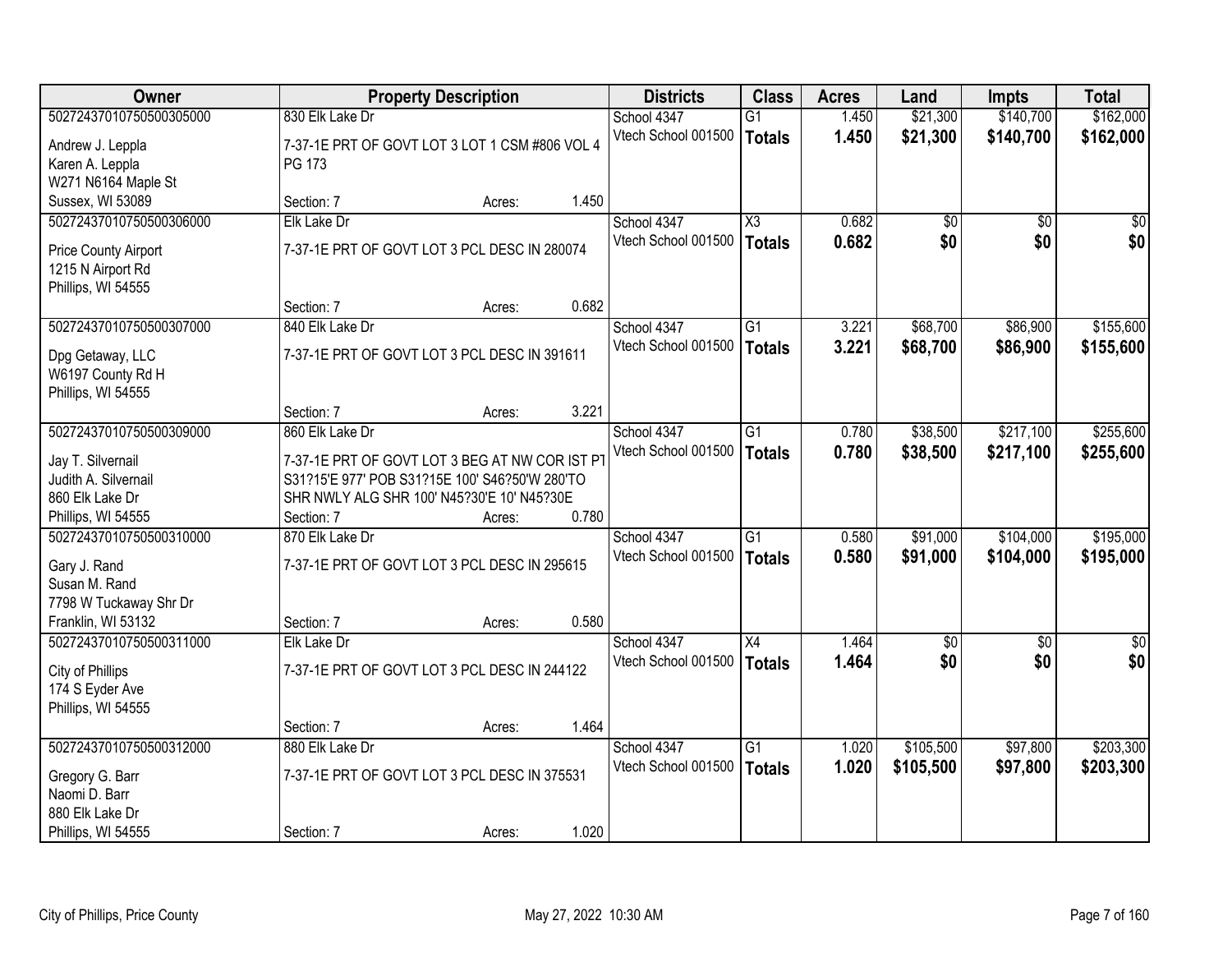| Owner | Property Description | Districts | Class | Acres | Land | Impts | Total |
|---|---|---|---|---|---|---|---|
| 50272437010750500305000<br>Andrew J. Leppla<br>Karen A. Leppla<br>W271 N6164 Maple St<br>Sussex, WI 53089 | 830 Elk Lake Dr<br>7-37-1E PRT OF GOVT LOT 3 LOT 1 CSM #806 VOL 4 PG 173<br>Section: 7 Acres: 1.450 | School 4347<br>Vtech School 001500 | G1<br>**Totals** | 1.450<br>**1.450** | $21,300<br>**$21,300** | $140,700<br>**$140,700** | $162,000<br>**$162,000** |
| 50272437010750500306000<br>Price County Airport<br>1215 N Airport Rd<br>Phillips, WI 54555 | Elk Lake Dr<br>7-37-1E PRT OF GOVT LOT 3 PCL DESC IN 280074<br>Section: 7 Acres: 0.682 | School 4347<br>Vtech School 001500 | X3<br>**Totals** | 0.682<br>**0.682** | $0<br>**$0** | $0<br>**$0** | $0<br>**$0** |
| 50272437010750500307000<br>Dpg Getaway, LLC<br>W6197 County Rd H<br>Phillips, WI 54555 | 840 Elk Lake Dr<br>7-37-1E PRT OF GOVT LOT 3 PCL DESC IN 391611<br>Section: 7 Acres: 3.221 | School 4347<br>Vtech School 001500 | G1<br>**Totals** | 3.221<br>**3.221** | $68,700<br>**$68,700** | $86,900<br>**$86,900** | $155,600<br>**$155,600** |
| 50272437010750500309000<br>Jay T. Silvernail<br>Judith A. Silvernail<br>860 Elk Lake Dr<br>Phillips, WI 54555 | 860 Elk Lake Dr<br>7-37-1E PRT OF GOVT LOT 3 BEG AT NW COR IST PT S31?15'E 977' POB S31?15E 100' S46?50'W 280'TO SHR NWLY ALG SHR 100' N45?30'E 10' N45?30E<br>Section: 7 Acres: 0.780 | School 4347<br>Vtech School 001500 | G1<br>**Totals** | 0.780<br>**0.780** | $38,500<br>**$38,500** | $217,100<br>**$217,100** | $255,600<br>**$255,600** |
| 50272437010750500310000<br>Gary J. Rand<br>Susan M. Rand<br>7798 W Tuckaway Shr Dr<br>Franklin, WI 53132 | 870 Elk Lake Dr<br>7-37-1E PRT OF GOVT LOT 3 PCL DESC IN 295615<br>Section: 7 Acres: 0.580 | School 4347<br>Vtech School 001500 | G1<br>**Totals** | 0.580<br>**0.580** | $91,000<br>**$91,000** | $104,000<br>**$104,000** | $195,000<br>**$195,000** |
| 50272437010750500311000<br>City of Phillips<br>174 S Eyder Ave<br>Phillips, WI 54555 | Elk Lake Dr<br>7-37-1E PRT OF GOVT LOT 3 PCL DESC IN 244122<br>Section: 7 Acres: 1.464 | School 4347<br>Vtech School 001500 | X4<br>**Totals** | 1.464<br>**1.464** | $0<br>**$0** | $0<br>**$0** | $0<br>**$0** |
| 50272437010750500312000<br>Gregory G. Barr<br>Naomi D. Barr<br>880 Elk Lake Dr<br>Phillips, WI 54555 | 880 Elk Lake Dr<br>7-37-1E PRT OF GOVT LOT 3 PCL DESC IN 375531<br>Section: 7 Acres: 1.020 | School 4347<br>Vtech School 001500 | G1<br>**Totals** | 1.020<br>**1.020** | $105,500<br>**$105,500** | $97,800<br>**$97,800** | $203,300<br>**$203,300** |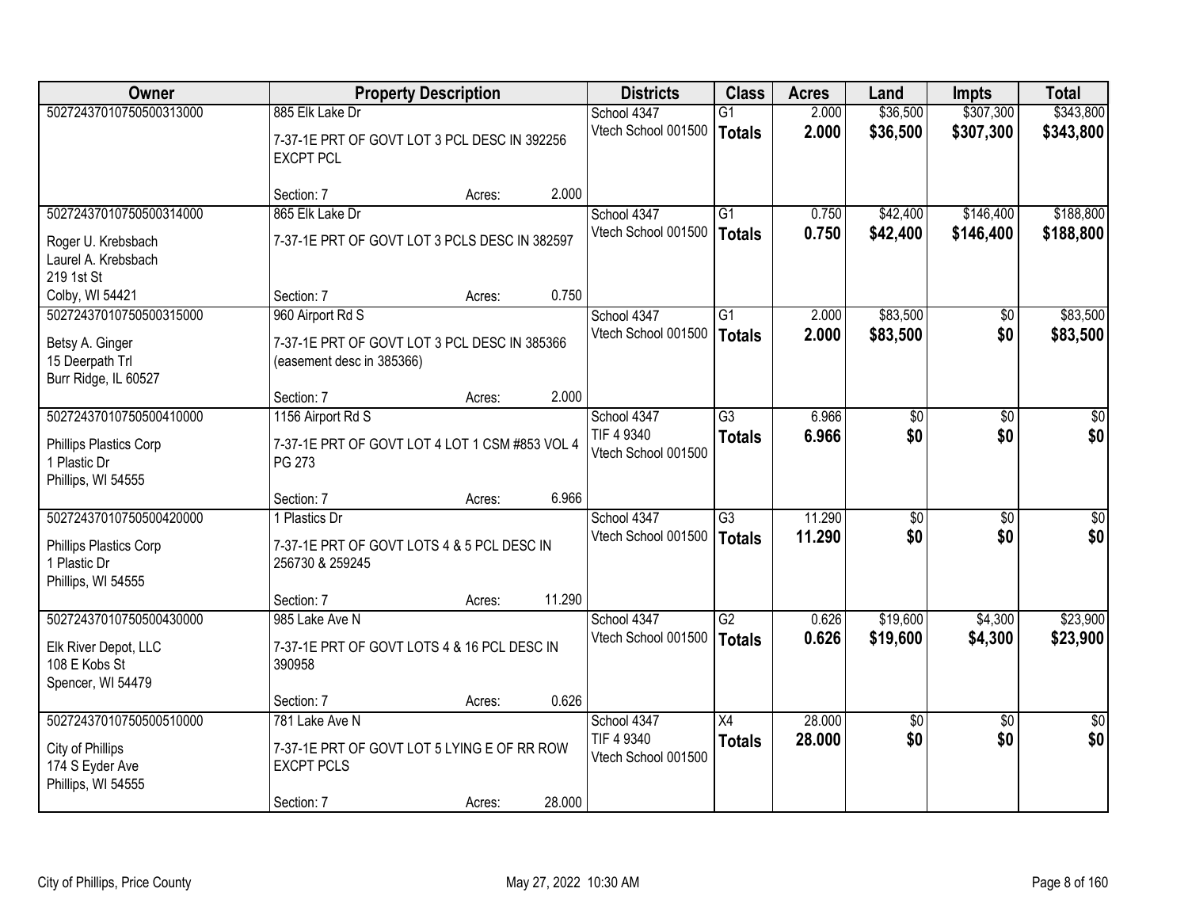| Owner | Property Description | Districts | Class | Acres | Land | Impts | Total |
|---|---|---|---|---|---|---|---|
| 50272437010750500313000 | 885 Elk Lake Dr<br>7-37-1E PRT OF GOVT LOT 3 PCL DESC IN 392256 EXCPT PCL<br>Section: 7 Acres: 2.000 | School 4347<br>Vtech School 001500 | G1<br>**Totals** | 2.000<br>**2.000** | $36,500<br>**$36,500** | $307,300<br>**$307,300** | $343,800<br>**$343,800** |
| 50272437010750500314000<br>Roger U. Krebsbach<br>Laurel A. Krebsbach<br>219 1st St<br>Colby, WI 54421 | 865 Elk Lake Dr<br>7-37-1E PRT OF GOVT LOT 3 PCLS DESC IN 382597<br>Section: 7 Acres: 0.750 | School 4347<br>Vtech School 001500 | G1<br>**Totals** | 0.750<br>**0.750** | $42,400<br>**$42,400** | $146,400<br>**$146,400** | $188,800<br>**$188,800** |
| 50272437010750500315000<br>Betsy A. Ginger<br>15 Deerpath Trl<br>Burr Ridge, IL 60527 | 960 Airport Rd S<br>7-37-1E PRT OF GOVT LOT 3 PCL DESC IN 385366 (easement desc in 385366)<br>Section: 7 Acres: 2.000 | School 4347<br>Vtech School 001500 | G1<br>**Totals** | 2.000<br>**2.000** | $83,500<br>**$83,500** | $0<br>**$0** | $83,500<br>**$83,500** |
| 50272437010750500410000<br>Phillips Plastics Corp<br>1 Plastic Dr<br>Phillips, WI 54555 | 1156 Airport Rd S<br>7-37-1E PRT OF GOVT LOT 4 LOT 1 CSM #853 VOL 4 PG 273<br>Section: 7 Acres: 6.966 | School 4347<br>TIF 4 9340<br>Vtech School 001500 | G3<br>**Totals** | 6.966<br>**6.966** | $0<br>**$0** | $0<br>**$0** | $0<br>**$0** |
| 50272437010750500420000<br>Phillips Plastics Corp<br>1 Plastic Dr<br>Phillips, WI 54555 | 1 Plastics Dr<br>7-37-1E PRT OF GOVT LOTS 4 & 5 PCL DESC IN 256730 & 259245<br>Section: 7 Acres: 11.290 | School 4347<br>Vtech School 001500 | G3<br>**Totals** | 11.290<br>**11.290** | $0<br>**$0** | $0<br>**$0** | $0<br>**$0** |
| 50272437010750500430000<br>Elk River Depot, LLC<br>108 E Kobs St<br>Spencer, WI 54479 | 985 Lake Ave N<br>7-37-1E PRT OF GOVT LOTS 4 & 16 PCL DESC IN 390958<br>Section: 7 Acres: 0.626 | School 4347<br>Vtech School 001500 | G2<br>**Totals** | 0.626<br>**0.626** | $19,600<br>**$19,600** | $4,300<br>**$4,300** | $23,900<br>**$23,900** |
| 50272437010750500510000<br>City of Phillips<br>174 S Eyder Ave<br>Phillips, WI 54555 | 781 Lake Ave N<br>7-37-1E PRT OF GOVT LOT 5 LYING E OF RR ROW EXCPT PCLS<br>Section: 7 Acres: 28.000 | School 4347<br>TIF 4 9340<br>Vtech School 001500 | X4<br>**Totals** | 28.000<br>**28.000** | $0<br>**$0** | $0<br>**$0** | $0<br>**$0** |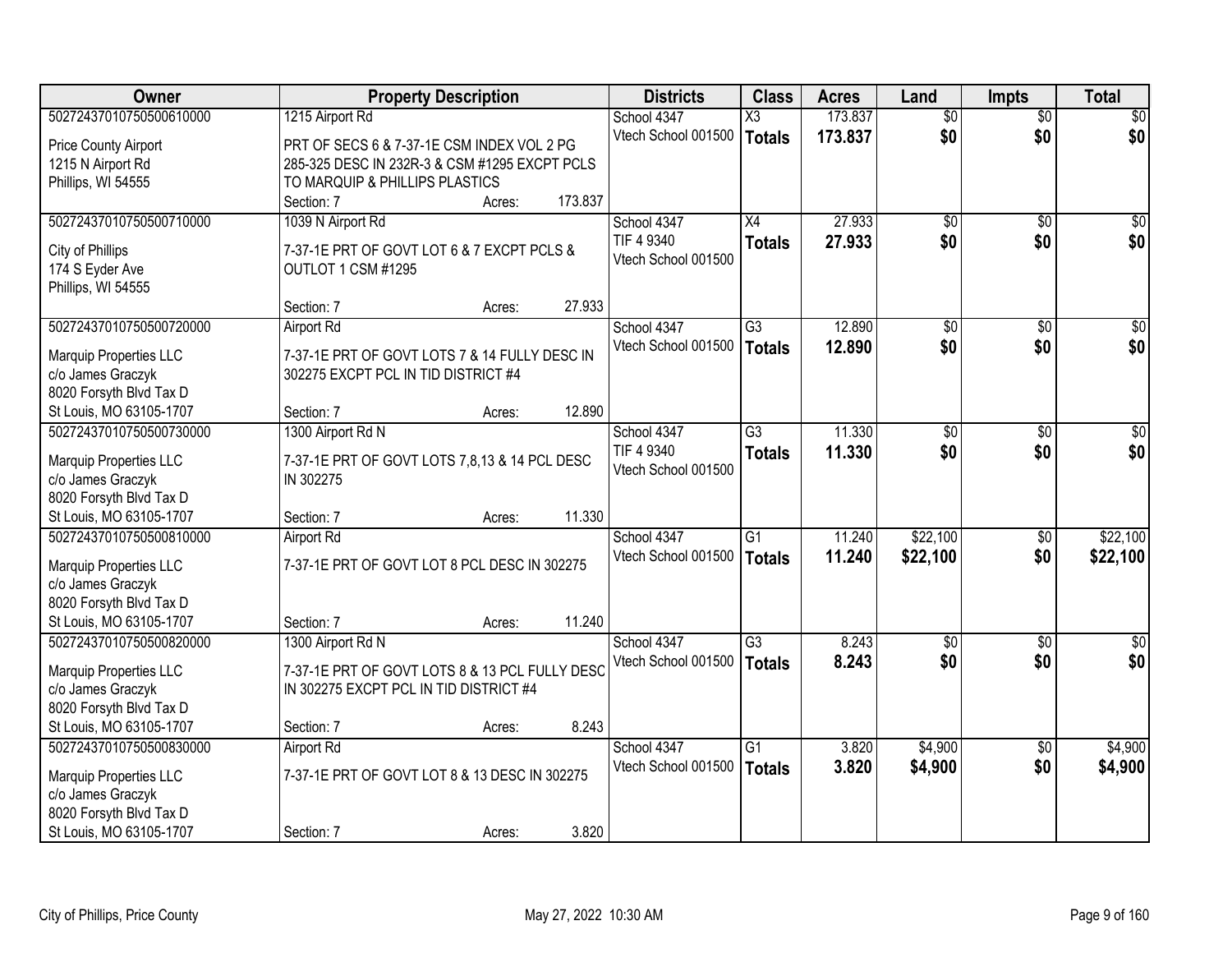| Owner | Property Description | Districts | Class | Acres | Land | Impts | Total |
|---|---|---|---|---|---|---|---|
| 50272437010750500610000<br>Price County Airport<br>1215 N Airport Rd<br>Phillips, WI 54555 | 1215 Airport Rd<br>PRT OF SECS 6 & 7-37-1E CSM INDEX VOL 2 PG 285-325 DESC IN 232R-3 & CSM #1295 EXCPT PCLS TO MARQUIP & PHILLIPS PLASTICS<br>Section: 7 Acres: 173.837 | School 4347<br>Vtech School 001500 | X3<br>**Totals** | 173.837<br>**173.837** | $0<br>**$0** | $0<br>**$0** | $0<br>**$0** |
| 50272437010750500710000<br>City of Phillips<br>174 S Eyder Ave<br>Phillips, WI 54555 | 1039 N Airport Rd<br>7-37-1E PRT OF GOVT LOT 6 & 7 EXCPT PCLS & OUTLOT 1 CSM #1295<br>Section: 7 Acres: 27.933 | School 4347<br>TIF 4 9340<br>Vtech School 001500 | X4<br>**Totals** | 27.933<br>**27.933** | $0<br>**$0** | $0<br>**$0** | $0<br>**$0** |
| 50272437010750500720000<br>Marquip Properties LLC<br>c/o James Graczyk<br>8020 Forsyth Blvd Tax D<br>St Louis, MO 63105-1707 | Airport Rd<br>7-37-1E PRT OF GOVT LOTS 7 & 14 FULLY DESC IN 302275 EXCPT PCL IN TID DISTRICT #4<br>Section: 7 Acres: 12.890 | School 4347<br>Vtech School 001500 | G3<br>**Totals** | 12.890<br>**12.890** | $0<br>**$0** | $0<br>**$0** | $0<br>**$0** |
| 50272437010750500730000<br>Marquip Properties LLC<br>c/o James Graczyk<br>8020 Forsyth Blvd Tax D<br>St Louis, MO 63105-1707 | 1300 Airport Rd N<br>7-37-1E PRT OF GOVT LOTS 7,8,13 & 14 PCL DESC IN 302275<br>Section: 7 Acres: 11.330 | School 4347<br>TIF 4 9340<br>Vtech School 001500 | G3<br>**Totals** | 11.330<br>**11.330** | $0<br>**$0** | $0<br>**$0** | $0<br>**$0** |
| 50272437010750500810000<br>Marquip Properties LLC<br>c/o James Graczyk<br>8020 Forsyth Blvd Tax D<br>St Louis, MO 63105-1707 | Airport Rd<br>7-37-1E PRT OF GOVT LOT 8 PCL DESC IN 302275<br>Section: 7 Acres: 11.240 | School 4347<br>Vtech School 001500 | G1<br>**Totals** | 11.240<br>**11.240** | $22,100<br>**$22,100** | $0<br>**$0** | $22,100<br>**$22,100** |
| 50272437010750500820000<br>Marquip Properties LLC<br>c/o James Graczyk<br>8020 Forsyth Blvd Tax D<br>St Louis, MO 63105-1707 | 1300 Airport Rd N<br>7-37-1E PRT OF GOVT LOTS 8 & 13 PCL FULLY DESC IN 302275 EXCPT PCL IN TID DISTRICT #4<br>Section: 7 Acres: 8.243 | School 4347<br>Vtech School 001500 | G3<br>**Totals** | 8.243<br>**8.243** | $0<br>**$0** | $0<br>**$0** | $0<br>**$0** |
| 50272437010750500830000<br>Marquip Properties LLC<br>c/o James Graczyk<br>8020 Forsyth Blvd Tax D<br>St Louis, MO 63105-1707 | Airport Rd<br>7-37-1E PRT OF GOVT LOT 8 & 13 DESC IN 302275<br>Section: 7 Acres: 3.820 | School 4347<br>Vtech School 001500 | G1<br>**Totals** | 3.820<br>**3.820** | $4,900<br>**$4,900** | $0<br>**$0** | $4,900<br>**$4,900** |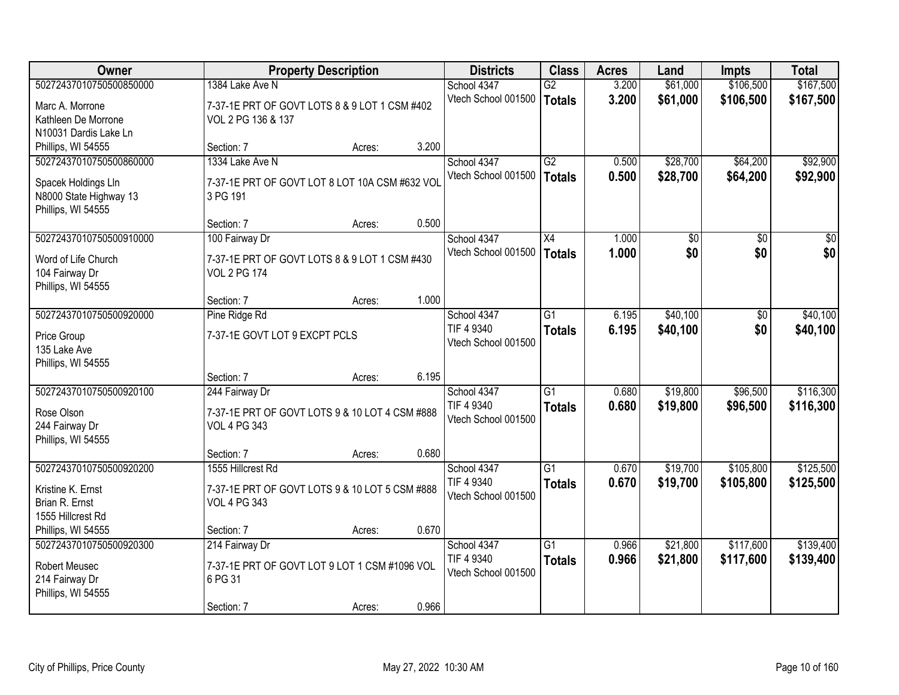| Owner | Property Description | | | Districts | Class | Acres | Land | Impts | Total |
|---|---|---|---|---|---|---|---|---|---|
| 50272437010750500850000 | 1384 Lake Ave N | | | School 4347 | G2 | 3.200 | $61,000 | $106,500 | $167,500 |
| Marc A. Morrone<br>Kathleen De Morrone<br>N10031 Dardis Lake Ln<br>Phillips, WI 54555 | 7-37-1E PRT OF GOVT LOTS 8 & 9 LOT 1 CSM #402 VOL 2 PG 136 & 137 | | | Vtech School 001500 | **Totals** | **3.200** | **$61,000** | **$106,500** | **$167,500** |
| | Section: 7 | Acres: | 3.200 | | | | | | |
| 50272437010750500860000 | 1334 Lake Ave N | | | School 4347 | G2 | 0.500 | $28,700 | $64,200 | $92,900 |
| Spacek Holdings Lln<br>N8000 State Highway 13<br>Phillips, WI 54555 | 7-37-1E PRT OF GOVT LOT 8 LOT 10A CSM #632 VOL 3 PG 191 | | | Vtech School 001500 | **Totals** | **0.500** | **$28,700** | **$64,200** | **$92,900** |
| | Section: 7 | Acres: | 0.500 | | | | | | |
| 50272437010750500910000 | 100 Fairway Dr | | | School 4347 | X4 | 1.000 | $0 | $0 | $0 |
| Word of Life Church<br>104 Fairway Dr<br>Phillips, WI 54555 | 7-37-1E PRT OF GOVT LOTS 8 & 9 LOT 1 CSM #430 VOL 2 PG 174 | | | Vtech School 001500 | **Totals** | **1.000** | **$0** | **$0** | **$0** |
| | Section: 7 | Acres: | 1.000 | | | | | | |
| 50272437010750500920000 | Pine Ridge Rd | | | School 4347<br>TIF 4 9340 | G1 | 6.195 | $40,100 | $0 | $40,100 |
| Price Group<br>135 Lake Ave<br>Phillips, WI 54555 | 7-37-1E GOVT LOT 9 EXCPT PCLS | | | Vtech School 001500 | **Totals** | **6.195** | **$40,100** | **$0** | **$40,100** |
| | Section: 7 | Acres: | 6.195 | | | | | | |
| 50272437010750500920100 | 244 Fairway Dr | | | School 4347<br>TIF 4 9340 | G1 | 0.680 | $19,800 | $96,500 | $116,300 |
| Rose Olson<br>244 Fairway Dr<br>Phillips, WI 54555 | 7-37-1E PRT OF GOVT LOTS 9 & 10 LOT 4 CSM #888 VOL 4 PG 343 | | | Vtech School 001500 | **Totals** | **0.680** | **$19,800** | **$96,500** | **$116,300** |
| | Section: 7 | Acres: | 0.680 | | | | | | |
| 50272437010750500920200 | 1555 Hillcrest Rd | | | School 4347<br>TIF 4 9340 | G1 | 0.670 | $19,700 | $105,800 | $125,500 |
| Kristine K. Ernst<br>Brian R. Ernst<br>1555 Hillcrest Rd<br>Phillips, WI 54555 | 7-37-1E PRT OF GOVT LOTS 9 & 10 LOT 5 CSM #888 VOL 4 PG 343 | | | Vtech School 001500 | **Totals** | **0.670** | **$19,700** | **$105,800** | **$125,500** |
| | Section: 7 | Acres: | 0.670 | | | | | | |
| 50272437010750500920300 | 214 Fairway Dr | | | School 4347<br>TIF 4 9340 | G1 | 0.966 | $21,800 | $117,600 | $139,400 |
| Robert Meusec<br>214 Fairway Dr<br>Phillips, WI 54555 | 7-37-1E PRT OF GOVT LOT 9 LOT 1 CSM #1096 VOL 6 PG 31 | | | Vtech School 001500 | **Totals** | **0.966** | **$21,800** | **$117,600** | **$139,400** |
| | Section: 7 | Acres: | 0.966 | | | | | | |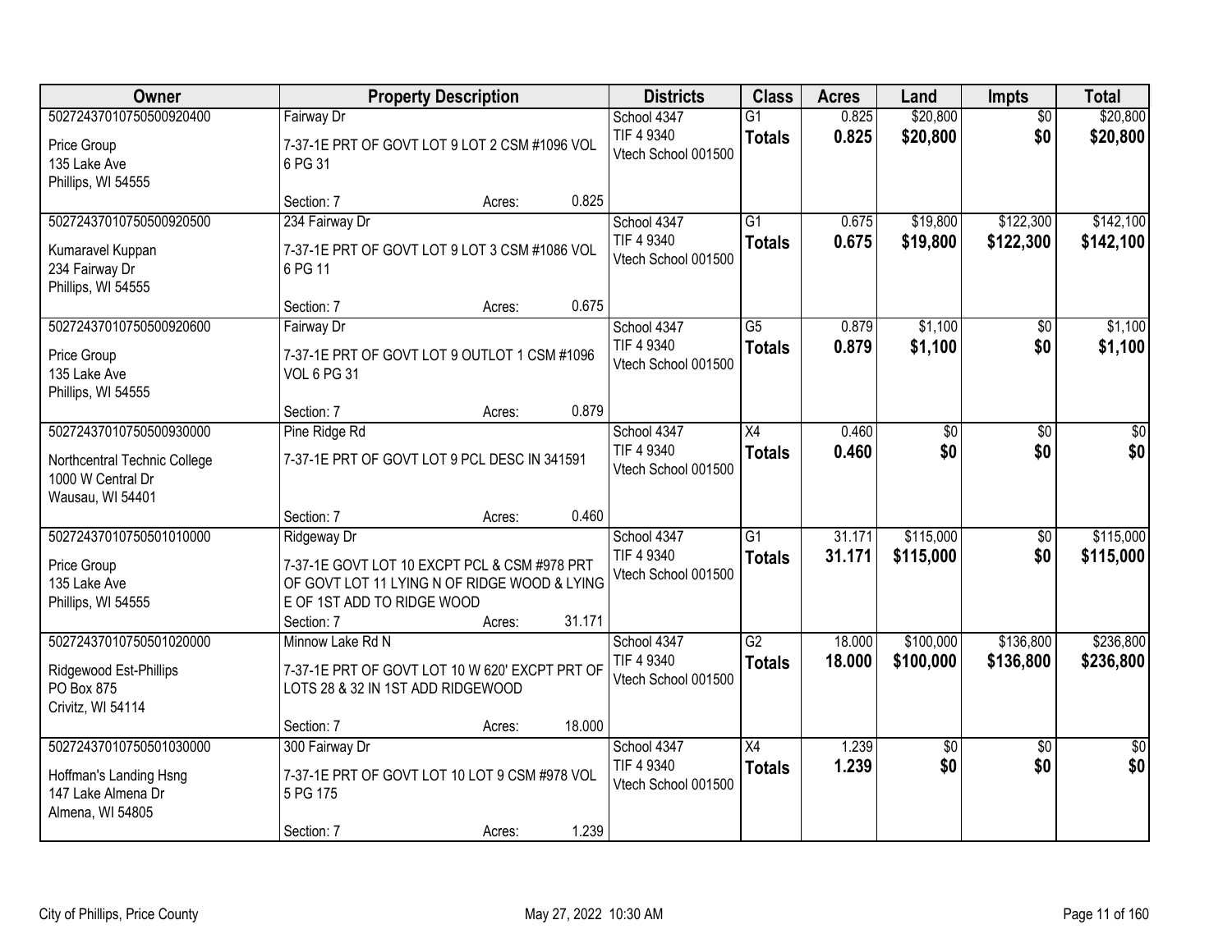| Owner | Property Description | | | Districts | Class | Acres | Land | Impts | Total |
|---|---|---|---|---|---|---|---|---|---|
| 50272437010750500920400<br>Price Group<br>135 Lake Ave<br>Phillips, WI 54555 | Fairway Dr<br>7-37-1E PRT OF GOVT LOT 9 LOT 2 CSM #1096 VOL 6 PG 31<br>Section: 7 | Acres: | 0.825 | School 4347<br>TIF 4 9340<br>Vtech School 001500 | G1<br>**Totals** | 0.825<br>**0.825** | $20,800<br>**$20,800** | $0<br>**$0** | $20,800<br>**$20,800** |
| 50272437010750500920500<br>Kumaravel Kuppan<br>234 Fairway Dr<br>Phillips, WI 54555 | 234 Fairway Dr<br>7-37-1E PRT OF GOVT LOT 9 LOT 3 CSM #1086 VOL 6 PG 11<br>Section: 7 | Acres: | 0.675 | School 4347<br>TIF 4 9340<br>Vtech School 001500 | G1<br>**Totals** | 0.675<br>**0.675** | $19,800<br>**$19,800** | $122,300<br>**$122,300** | $142,100<br>**$142,100** |
| 50272437010750500920600<br>Price Group<br>135 Lake Ave<br>Phillips, WI 54555 | Fairway Dr<br>7-37-1E PRT OF GOVT LOT 9 OUTLOT 1 CSM #1096 VOL 6 PG 31<br>Section: 7 | Acres: | 0.879 | School 4347<br>TIF 4 9340<br>Vtech School 001500 | G5<br>**Totals** | 0.879<br>**0.879** | $1,100<br>**$1,100** | $0<br>**$0** | $1,100<br>**$1,100** |
| 50272437010750500930000<br>Northcentral Technic College<br>1000 W Central Dr<br>Wausau, WI 54401 | Pine Ridge Rd<br>7-37-1E PRT OF GOVT LOT 9 PCL DESC IN 341591<br>Section: 7 | Acres: | 0.460 | School 4347<br>TIF 4 9340<br>Vtech School 001500 | X4<br>**Totals** | 0.460<br>**0.460** | $0<br>**$0** | $0<br>**$0** | $0<br>**$0** |
| 50272437010750501010000<br>Price Group<br>135 Lake Ave<br>Phillips, WI 54555 | Ridgeway Dr<br>7-37-1E GOVT LOT 10 EXCPT PCL & CSM #978 PRT OF GOVT LOT 11 LYING N OF RIDGE WOOD & LYING E OF 1ST ADD TO RIDGE WOOD<br>Section: 7 | Acres: | 31.171 | School 4347<br>TIF 4 9340<br>Vtech School 001500 | G1<br>**Totals** | 31.171<br>**31.171** | $115,000<br>**$115,000** | $0<br>**$0** | $115,000<br>**$115,000** |
| 50272437010750501020000<br>Ridgewood Est-Phillips<br>PO Box 875<br>Crivitz, WI 54114 | Minnow Lake Rd N<br>7-37-1E PRT OF GOVT LOT 10 W 620' EXCPT PRT OF LOTS 28 & 32 IN 1ST ADD RIDGEWOOD<br>Section: 7 | Acres: | 18.000 | School 4347<br>TIF 4 9340<br>Vtech School 001500 | G2<br>**Totals** | 18.000<br>**18.000** | $100,000<br>**$100,000** | $136,800<br>**$136,800** | $236,800<br>**$236,800** |
| 50272437010750501030000<br>Hoffman's Landing Hsng<br>147 Lake Almena Dr<br>Almena, WI 54805 | 300 Fairway Dr<br>7-37-1E PRT OF GOVT LOT 10 LOT 9 CSM #978 VOL 5 PG 175<br>Section: 7 | Acres: | 1.239 | School 4347<br>TIF 4 9340<br>Vtech School 001500 | X4<br>**Totals** | 1.239<br>**1.239** | $0<br>**$0** | $0<br>**$0** | $0<br>**$0** |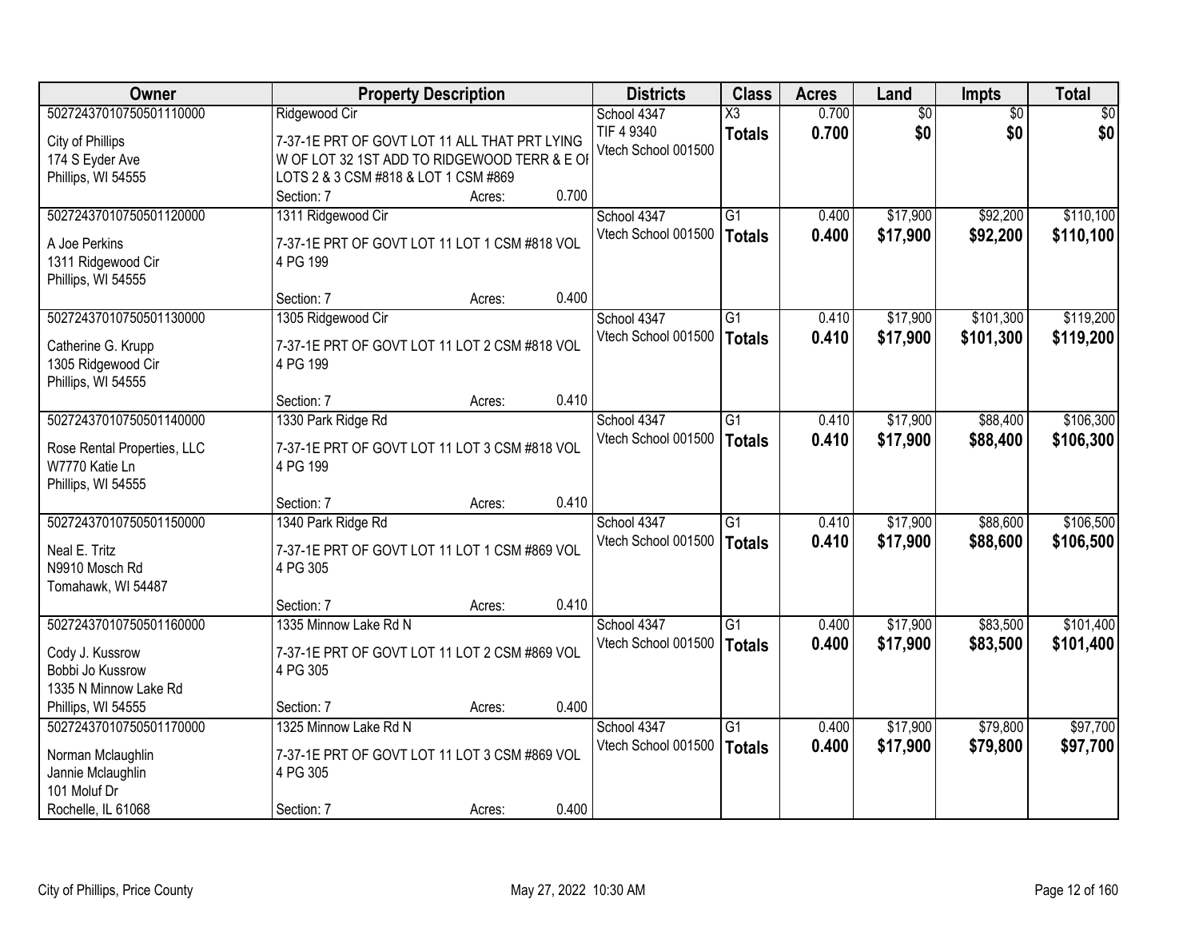| Owner | Property Description | Districts | Class | Acres | Land | Impts | Total |
|---|---|---|---|---|---|---|---|
| 50272437010750501110000<br>City of Phillips<br>174 S Eyder Ave<br>Phillips, WI 54555 | Ridgewood Cir<br>7-37-1E PRT OF GOVT LOT 11 ALL THAT PRT LYING W OF LOT 32 1ST ADD TO RIDGEWOOD TERR & E OF LOTS 2 & 3 CSM #818 & LOT 1 CSM #869<br>Section: 7 Acres: 0.700 | School 4347<br>TIF 4 9340<br>Vtech School 001500 | X3<br>**Totals** | 0.700<br>**0.700** | $0<br>**$0** | $0<br>**$0** | $0<br>**$0** |
| 50272437010750501120000<br>A Joe Perkins<br>1311 Ridgewood Cir<br>Phillips, WI 54555 | 1311 Ridgewood Cir<br>7-37-1E PRT OF GOVT LOT 11 LOT 1 CSM #818 VOL 4 PG 199<br>Section: 7 Acres: 0.400 | School 4347<br>Vtech School 001500 | G1<br>**Totals** | 0.400<br>**0.400** | $17,900<br>**$17,900** | $92,200<br>**$92,200** | $110,100<br>**$110,100** |
| 50272437010750501130000<br>Catherine G. Krupp<br>1305 Ridgewood Cir<br>Phillips, WI 54555 | 1305 Ridgewood Cir<br>7-37-1E PRT OF GOVT LOT 11 LOT 2 CSM #818 VOL 4 PG 199<br>Section: 7 Acres: 0.410 | School 4347<br>Vtech School 001500 | G1<br>**Totals** | 0.410<br>**0.410** | $17,900<br>**$17,900** | $101,300<br>**$101,300** | $119,200<br>**$119,200** |
| 50272437010750501140000<br>Rose Rental Properties, LLC<br>W7770 Katie Ln<br>Phillips, WI 54555 | 1330 Park Ridge Rd<br>7-37-1E PRT OF GOVT LOT 11 LOT 3 CSM #818 VOL 4 PG 199<br>Section: 7 Acres: 0.410 | School 4347<br>Vtech School 001500 | G1<br>**Totals** | 0.410<br>**0.410** | $17,900<br>**$17,900** | $88,400<br>**$88,400** | $106,300<br>**$106,300** |
| 50272437010750501150000<br>Neal E. Tritz<br>N9910 Mosch Rd<br>Tomahawk, WI 54487 | 1340 Park Ridge Rd<br>7-37-1E PRT OF GOVT LOT 11 LOT 1 CSM #869 VOL 4 PG 305<br>Section: 7 Acres: 0.410 | School 4347<br>Vtech School 001500 | G1<br>**Totals** | 0.410<br>**0.410** | $17,900<br>**$17,900** | $88,600<br>**$88,600** | $106,500<br>**$106,500** |
| 50272437010750501160000<br>Cody J. Kussrow<br>Bobbi Jo Kussrow<br>1335 N Minnow Lake Rd<br>Phillips, WI 54555 | 1335 Minnow Lake Rd N<br>7-37-1E PRT OF GOVT LOT 11 LOT 2 CSM #869 VOL 4 PG 305<br>Section: 7 Acres: 0.400 | School 4347<br>Vtech School 001500 | G1<br>**Totals** | 0.400<br>**0.400** | $17,900<br>**$17,900** | $83,500<br>**$83,500** | $101,400<br>**$101,400** |
| 50272437010750501170000<br>Norman Mclaughlin<br>Jannie Mclaughlin<br>101 Moluf Dr<br>Rochelle, IL 61068 | 1325 Minnow Lake Rd N<br>7-37-1E PRT OF GOVT LOT 11 LOT 3 CSM #869 VOL 4 PG 305<br>Section: 7 Acres: 0.400 | School 4347<br>Vtech School 001500 | G1<br>**Totals** | 0.400<br>**0.400** | $17,900<br>**$17,900** | $79,800<br>**$79,800** | $97,700<br>**$97,700** |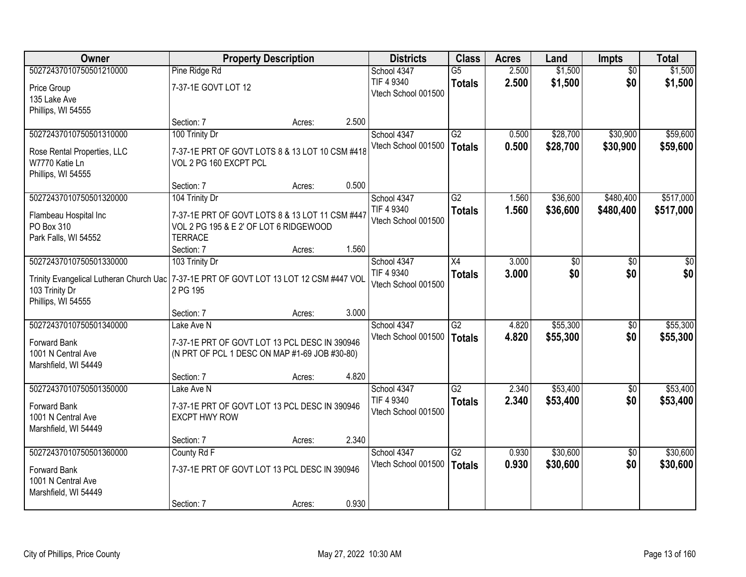| Owner | Property Description | Districts | Class | Acres | Land | Impts | Total |
|---|---|---|---|---|---|---|---|
| 50272437010750501210000<br>Price Group<br>135 Lake Ave<br>Phillips, WI 54555 | Pine Ridge Rd<br>7-37-1E GOVT LOT 12<br>Section: 7 Acres: 2.500 | School 4347<br>TIF 4 9340<br>Vtech School 001500 | G5<br>**Totals** | 2.500<br>**2.500** | $1,500<br>**$1,500** | $0<br>**$0** | $1,500<br>**$1,500** |
| 50272437010750501310000<br>Rose Rental Properties, LLC<br>W7770 Katie Ln<br>Phillips, WI 54555 | 100 Trinity Dr<br>7-37-1E PRT OF GOVT LOTS 8 & 13 LOT 10 CSM #418 VOL 2 PG 160 EXCPT PCL<br>Section: 7 Acres: 0.500 | School 4347<br>Vtech School 001500 | G2<br>**Totals** | 0.500<br>**0.500** | $28,700<br>**$28,700** | $30,900<br>**$30,900** | $59,600<br>**$59,600** |
| 50272437010750501320000<br>Flambeau Hospital Inc<br>PO Box 310<br>Park Falls, WI 54552 | 104 Trinity Dr<br>7-37-1E PRT OF GOVT LOTS 8 & 13 LOT 11 CSM #447 VOL 2 PG 195 & E 2' OF LOT 6 RIDGEWOOD TERRACE<br>Section: 7 Acres: 1.560 | School 4347<br>TIF 4 9340<br>Vtech School 001500 | G2<br>**Totals** | 1.560<br>**1.560** | $36,600<br>**$36,600** | $480,400<br>**$480,400** | $517,000<br>**$517,000** |
| 50272437010750501330000<br>Trinity Evangelical Lutheran Church Uac<br>103 Trinity Dr<br>Phillips, WI 54555 | 103 Trinity Dr<br>7-37-1E PRT OF GOVT LOT 13 LOT 12 CSM #447 VOL 2 PG 195<br>Section: 7 Acres: 3.000 | School 4347<br>TIF 4 9340<br>Vtech School 001500 | X4<br>**Totals** | 3.000<br>**3.000** | $0<br>**$0** | $0<br>**$0** | $0<br>**$0** |
| 50272437010750501340000<br>Forward Bank<br>1001 N Central Ave<br>Marshfield, WI 54449 | Lake Ave N<br>7-37-1E PRT OF GOVT LOT 13 PCL DESC IN 390946 (N PRT OF PCL 1 DESC ON MAP #1-69 JOB #30-80)<br>Section: 7 Acres: 4.820 | School 4347<br>Vtech School 001500 | G2<br>**Totals** | 4.820<br>**4.820** | $55,300<br>**$55,300** | $0<br>**$0** | $55,300<br>**$55,300** |
| 50272437010750501350000<br>Forward Bank<br>1001 N Central Ave<br>Marshfield, WI 54449 | Lake Ave N<br>7-37-1E PRT OF GOVT LOT 13 PCL DESC IN 390946 EXCPT HWY ROW<br>Section: 7 Acres: 2.340 | School 4347<br>TIF 4 9340<br>Vtech School 001500 | G2<br>**Totals** | 2.340<br>**2.340** | $53,400<br>**$53,400** | $0<br>**$0** | $53,400<br>**$53,400** |
| 50272437010750501360000<br>Forward Bank<br>1001 N Central Ave<br>Marshfield, WI 54449 | County Rd F<br>7-37-1E PRT OF GOVT LOT 13 PCL DESC IN 390946<br>Section: 7 Acres: 0.930 | School 4347<br>Vtech School 001500 | G2<br>**Totals** | 0.930<br>**0.930** | $30,600<br>**$30,600** | $0<br>**$0** | $30,600<br>**$30,600** |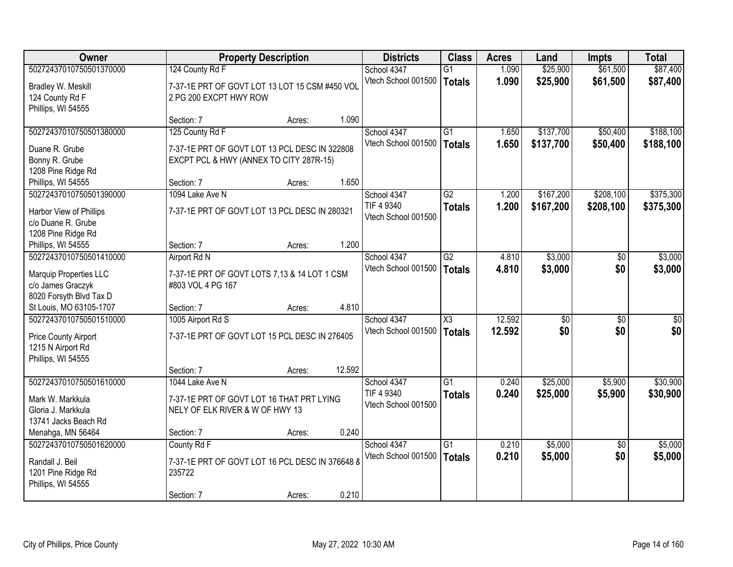| Owner | Property Description | Districts | Class | Acres | Land | Impts | Total |
|---|---|---|---|---|---|---|---|
| 50272437010750501370000<br>Bradley W. Meskill<br>124 County Rd F<br>Phillips, WI 54555 | 124 County Rd F<br>7-37-1E PRT OF GOVT LOT 13 LOT 15 CSM #450 VOL 2 PG 200 EXCPT HWY ROW<br>Section: 7 Acres: 1.090 | School 4347<br>Vtech School 001500 | G1<br>**Totals** | 1.090<br>**1.090** | $25,900<br>**$25,900** | $61,500<br>**$61,500** | $87,400<br>**$87,400** |
| 50272437010750501380000<br>Duane R. Grube<br>Bonny R. Grube<br>1208 Pine Ridge Rd<br>Phillips, WI 54555 | 125 County Rd F<br>7-37-1E PRT OF GOVT LOT 13 PCL DESC IN 322808 EXCPT PCL & HWY (ANNEX TO CITY 287R-15)<br>Section: 7 Acres: 1.650 | School 4347<br>Vtech School 001500 | G1<br>**Totals** | 1.650<br>**1.650** | $137,700<br>**$137,700** | $50,400<br>**$50,400** | $188,100<br>**$188,100** |
| 50272437010750501390000<br>Harbor View of Phillips<br>c/o Duane R. Grube<br>1208 Pine Ridge Rd<br>Phillips, WI 54555 | 1094 Lake Ave N<br>7-37-1E PRT OF GOVT LOT 13 PCL DESC IN 280321<br>Section: 7 Acres: 1.200 | School 4347<br>TIF 4 9340<br>Vtech School 001500 | G2<br>**Totals** | 1.200<br>**1.200** | $167,200<br>**$167,200** | $208,100<br>**$208,100** | $375,300<br>**$375,300** |
| 50272437010750501410000<br>Marquip Properties LLC<br>c/o James Graczyk<br>8020 Forsyth Blvd Tax D<br>St Louis, MO 63105-1707 | Airport Rd N<br>7-37-1E PRT OF GOVT LOTS 7,13 & 14 LOT 1 CSM #803 VOL 4 PG 167<br>Section: 7 Acres: 4.810 | School 4347<br>Vtech School 001500 | G2<br>**Totals** | 4.810<br>**4.810** | $3,000<br>**$3,000** | $0<br>**$0** | $3,000<br>**$3,000** |
| 50272437010750501510000<br>Price County Airport<br>1215 N Airport Rd<br>Phillips, WI 54555 | 1005 Airport Rd S<br>7-37-1E PRT OF GOVT LOT 15 PCL DESC IN 276405<br>Section: 7 Acres: 12.592 | School 4347<br>Vtech School 001500 | X3<br>**Totals** | 12.592<br>**12.592** | $0<br>**$0** | $0<br>**$0** | $0<br>**$0** |
| 50272437010750501610000<br>Mark W. Markkula<br>Gloria J. Markkula<br>13741 Jacks Beach Rd<br>Menahga, MN 56464 | 1044 Lake Ave N<br>7-37-1E PRT OF GOVT LOT 16 THAT PRT LYING NELY OF ELK RIVER & W OF HWY 13<br>Section: 7 Acres: 0.240 | School 4347<br>TIF 4 9340<br>Vtech School 001500 | G1<br>**Totals** | 0.240<br>**0.240** | $25,000<br>**$25,000** | $5,900<br>**$5,900** | $30,900<br>**$30,900** |
| 50272437010750501620000<br>Randall J. Beil<br>1201 Pine Ridge Rd<br>Phillips, WI 54555 | County Rd F<br>7-37-1E PRT OF GOVT LOT 16 PCL DESC IN 376648 & 235722<br>Section: 7 Acres: 0.210 | School 4347<br>Vtech School 001500 | G1<br>**Totals** | 0.210<br>**0.210** | $5,000<br>**$5,000** | $0<br>**$0** | $5,000<br>**$5,000** |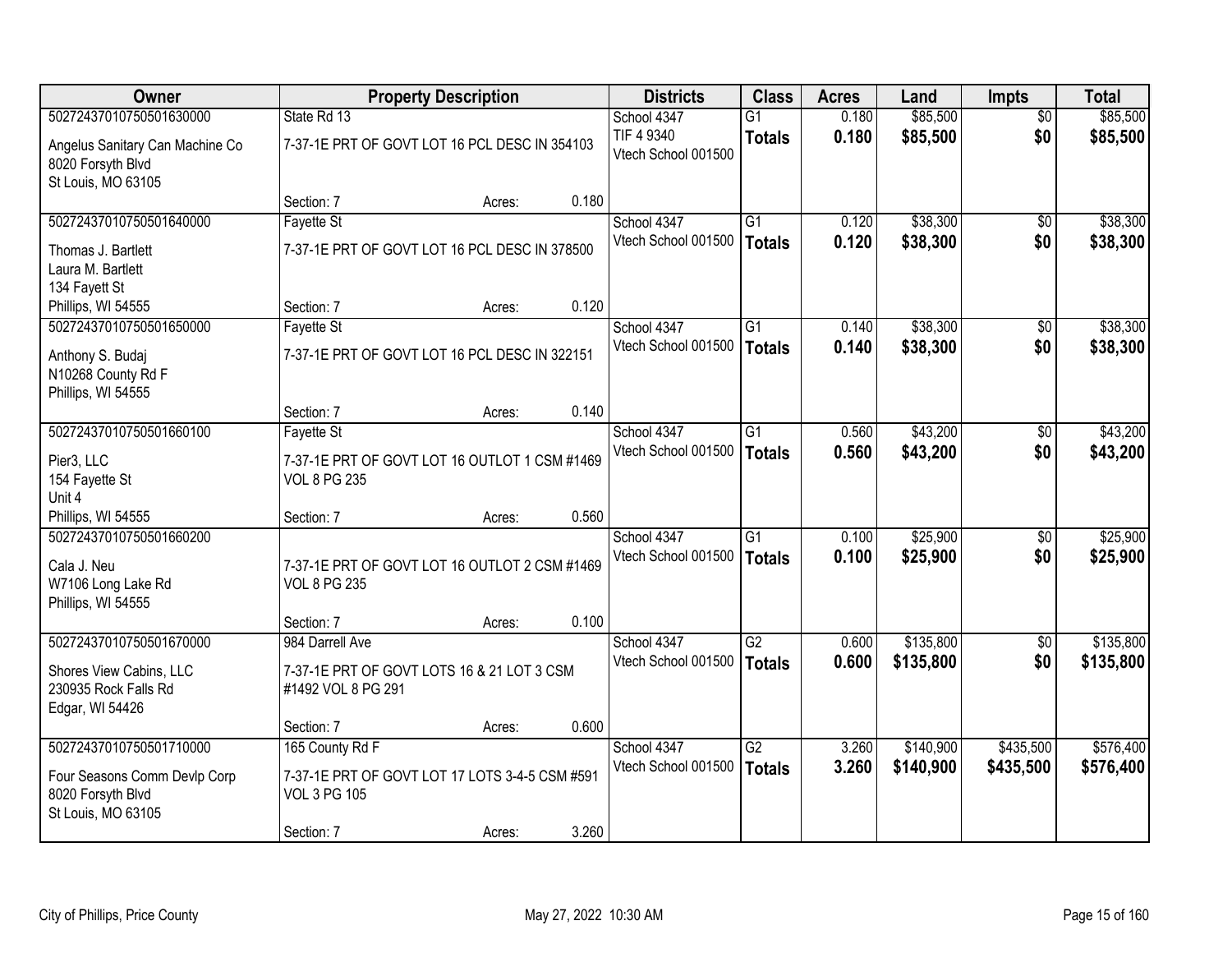| Owner | Property Description | | | Districts | Class | Acres | Land | Impts | Total |
|---|---|---|---|---|---|---|---|---|---|
| 50272437010750501630000 | State Rd 13 | | | School 4347 | G1 | 0.180 | $85,500 | $0 | $85,500 |
| Angelus Sanitary Can Machine Co<br>8020 Forsyth Blvd<br>St Louis, MO 63105 | 7-37-1E PRT OF GOVT LOT 16 PCL DESC IN 354103 | | | TIF 4 9340<br>Vtech School 001500 | **Totals** | **0.180** | **$85,500** | **$0** | **$85,500** |
| | Section: 7 | Acres: | 0.180 | | | | | | |
| 50272437010750501640000 | Fayette St | | | School 4347 | G1 | 0.120 | $38,300 | $0 | $38,300 |
| Thomas J. Bartlett<br>Laura M. Bartlett<br>134 Fayett St<br>Phillips, WI 54555 | 7-37-1E PRT OF GOVT LOT 16 PCL DESC IN 378500 | | | Vtech School 001500 | **Totals** | **0.120** | **$38,300** | **$0** | **$38,300** |
| | Section: 7 | Acres: | 0.120 | | | | | | |
| 50272437010750501650000 | Fayette St | | | School 4347 | G1 | 0.140 | $38,300 | $0 | $38,300 |
| Anthony S. Budaj<br>N10268 County Rd F<br>Phillips, WI 54555 | 7-37-1E PRT OF GOVT LOT 16 PCL DESC IN 322151 | | | Vtech School 001500 | **Totals** | **0.140** | **$38,300** | **$0** | **$38,300** |
| | Section: 7 | Acres: | 0.140 | | | | | | |
| 50272437010750501660100 | Fayette St | | | School 4347 | G1 | 0.560 | $43,200 | $0 | $43,200 |
| Pier3, LLC<br>154 Fayette St<br>Unit 4<br>Phillips, WI 54555 | 7-37-1E PRT OF GOVT LOT 16 OUTLOT 1 CSM #1469 VOL 8 PG 235 | | | Vtech School 001500 | **Totals** | **0.560** | **$43,200** | **$0** | **$43,200** |
| | Section: 7 | Acres: | 0.560 | | | | | | |
| 50272437010750501660200 | | | | School 4347 | G1 | 0.100 | $25,900 | $0 | $25,900 |
| Cala J. Neu<br>W7106 Long Lake Rd<br>Phillips, WI 54555 | 7-37-1E PRT OF GOVT LOT 16 OUTLOT 2 CSM #1469 VOL 8 PG 235 | | | Vtech School 001500 | **Totals** | **0.100** | **$25,900** | **$0** | **$25,900** |
| | Section: 7 | Acres: | 0.100 | | | | | | |
| 50272437010750501670000 | 984 Darrell Ave | | | School 4347 | G2 | 0.600 | $135,800 | $0 | $135,800 |
| Shores View Cabins, LLC<br>230935 Rock Falls Rd<br>Edgar, WI 54426 | 7-37-1E PRT OF GOVT LOTS 16 & 21 LOT 3 CSM #1492 VOL 8 PG 291 | | | Vtech School 001500 | **Totals** | **0.600** | **$135,800** | **$0** | **$135,800** |
| | Section: 7 | Acres: | 0.600 | | | | | | |
| 50272437010750501710000 | 165 County Rd F | | | School 4347 | G2 | 3.260 | $140,900 | $435,500 | $576,400 |
| Four Seasons Comm Devlp Corp<br>8020 Forsyth Blvd<br>St Louis, MO 63105 | 7-37-1E PRT OF GOVT LOT 17 LOTS 3-4-5 CSM #591 VOL 3 PG 105 | | | Vtech School 001500 | **Totals** | **3.260** | **$140,900** | **$435,500** | **$576,400** |
| | Section: 7 | Acres: | 3.260 | | | | | | |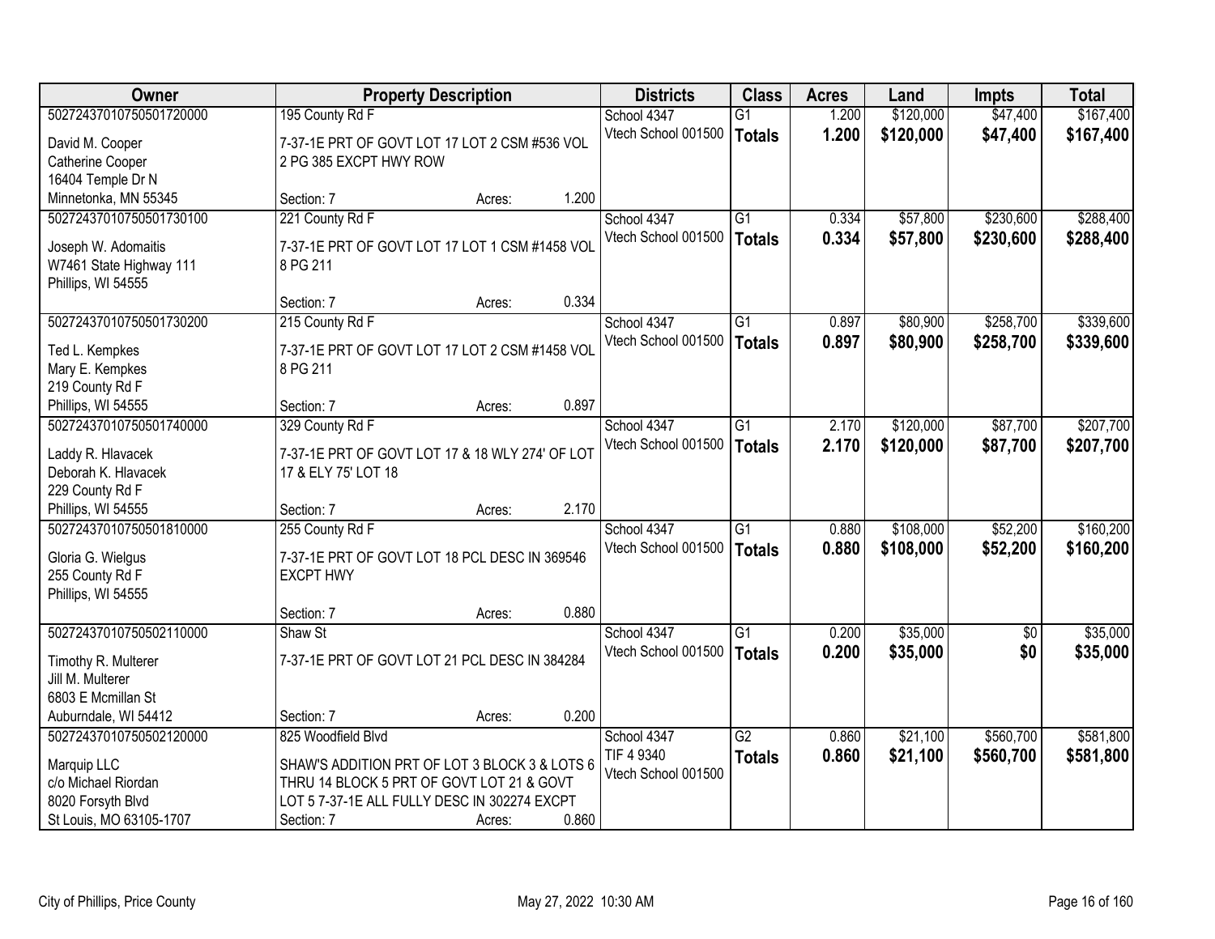| Owner | Property Description | Districts | Class | Acres | Land | Impts | Total |
|---|---|---|---|---|---|---|---|
| 50272437010750501720000<br>David M. Cooper<br>Catherine Cooper<br>16404 Temple Dr N<br>Minnetonka, MN 55345 | 195 County Rd F<br>7-37-1E PRT OF GOVT LOT 17 LOT 2 CSM #536 VOL 2 PG 385 EXCPT HWY ROW<br>Section: 7 Acres: 1.200 | School 4347<br>Vtech School 001500 | G1<br>**Totals** | 1.200<br>**1.200** | $120,000<br>**$120,000** | $47,400<br>**$47,400** | $167,400<br>**$167,400** |
| 50272437010750501730100<br>Joseph W. Adomaitis<br>W7461 State Highway 111<br>Phillips, WI 54555 | 221 County Rd F<br>7-37-1E PRT OF GOVT LOT 17 LOT 1 CSM #1458 VOL 8 PG 211<br>Section: 7 Acres: 0.334 | School 4347<br>Vtech School 001500 | G1<br>**Totals** | 0.334<br>**0.334** | $57,800<br>**$57,800** | $230,600<br>**$230,600** | $288,400<br>**$288,400** |
| 50272437010750501730200<br>Ted L. Kempkes<br>Mary E. Kempkes<br>219 County Rd F<br>Phillips, WI 54555 | 215 County Rd F<br>7-37-1E PRT OF GOVT LOT 17 LOT 2 CSM #1458 VOL 8 PG 211<br>Section: 7 Acres: 0.897 | School 4347<br>Vtech School 001500 | G1<br>**Totals** | 0.897<br>**0.897** | $80,900<br>**$80,900** | $258,700<br>**$258,700** | $339,600<br>**$339,600** |
| 50272437010750501740000<br>Laddy R. Hlavacek<br>Deborah K. Hlavacek<br>229 County Rd F<br>Phillips, WI 54555 | 329 County Rd F<br>7-37-1E PRT OF GOVT LOT 17 & 18 WLY 274' OF LOT 17 & ELY 75' LOT 18<br>Section: 7 Acres: 2.170 | School 4347<br>Vtech School 001500 | G1<br>**Totals** | 2.170<br>**2.170** | $120,000<br>**$120,000** | $87,700<br>**$87,700** | $207,700<br>**$207,700** |
| 50272437010750501810000<br>Gloria G. Wielgus<br>255 County Rd F<br>Phillips, WI 54555 | 255 County Rd F<br>7-37-1E PRT OF GOVT LOT 18 PCL DESC IN 369546 EXCPT HWY<br>Section: 7 Acres: 0.880 | School 4347<br>Vtech School 001500 | G1<br>**Totals** | 0.880<br>**0.880** | $108,000<br>**$108,000** | $52,200<br>**$52,200** | $160,200<br>**$160,200** |
| 50272437010750502110000<br>Timothy R. Multerer<br>Jill M. Multerer<br>6803 E Mcmillan St<br>Auburndale, WI 54412 | Shaw St<br>7-37-1E PRT OF GOVT LOT 21 PCL DESC IN 384284<br>Section: 7 Acres: 0.200 | School 4347<br>Vtech School 001500 | G1<br>**Totals** | 0.200<br>**0.200** | $35,000<br>**$35,000** | $0<br>**$0** | $35,000<br>**$35,000** |
| 50272437010750502120000<br>Marquip LLC<br>c/o Michael Riordan<br>8020 Forsyth Blvd<br>St Louis, MO 63105-1707 | 825 Woodfield Blvd<br>SHAW'S ADDITION PRT OF LOT 3 BLOCK 3 & LOTS 6 THRU 14 BLOCK 5 PRT OF GOVT LOT 21 & GOVT LOT 5 7-37-1E ALL FULLY DESC IN 302274 EXCPT<br>Section: 7 Acres: 0.860 | School 4347<br>TIF 4 9340<br>Vtech School 001500 | G2<br>**Totals** | 0.860<br>**0.860** | $21,100<br>**$21,100** | $560,700<br>**$560,700** | $581,800<br>**$581,800** |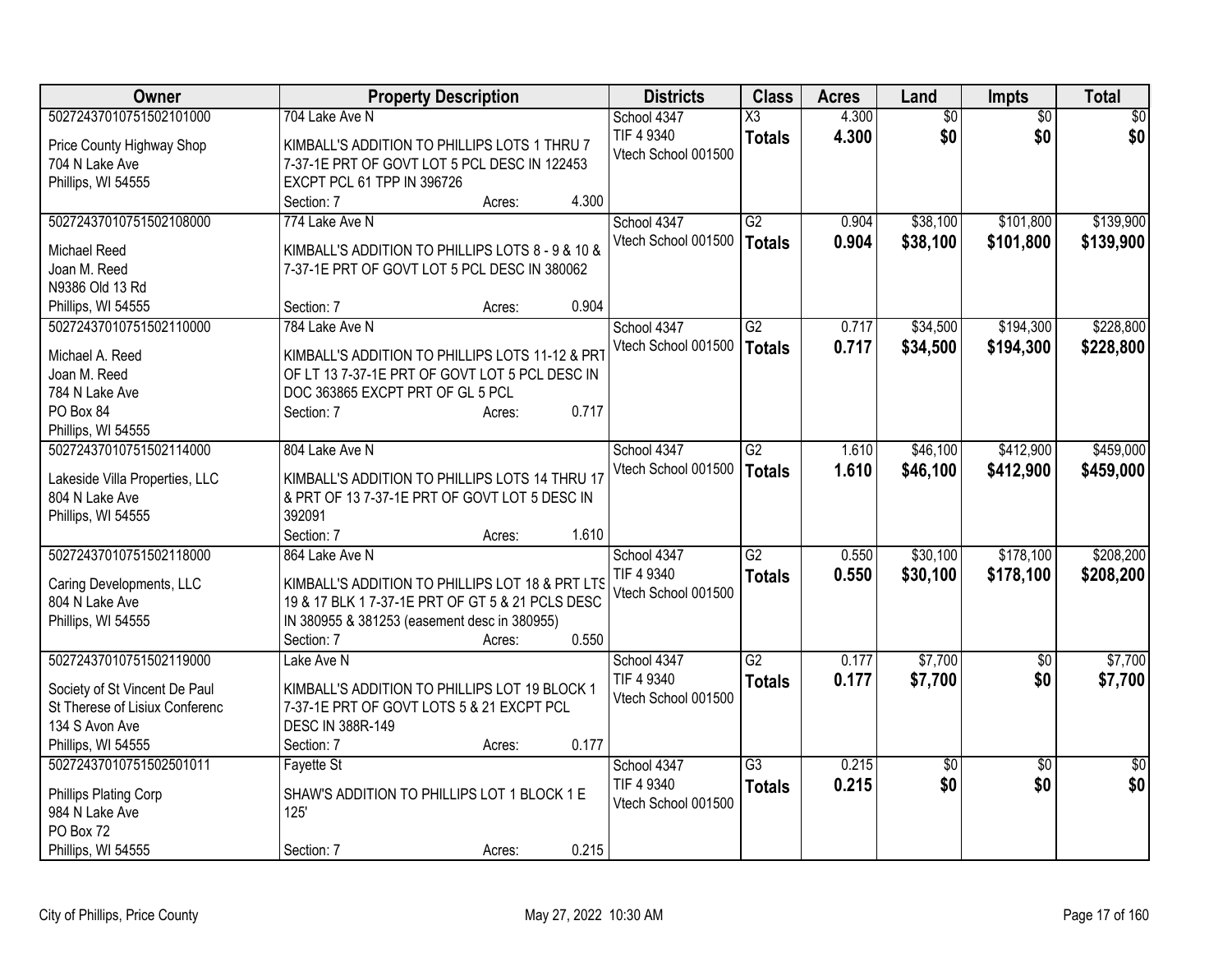| Owner | Property Description | Districts | Class | Acres | Land | Impts | Total |
|---|---|---|---|---|---|---|---|
| 50272437010751502101000<br>Price County Highway Shop<br>704 N Lake Ave<br>Phillips, WI 54555 | 704 Lake Ave N<br>KIMBALL'S ADDITION TO PHILLIPS LOTS 1 THRU 7 7-37-1E PRT OF GOVT LOT 5 PCL DESC IN 122453 EXCPT PCL 61 TPP IN 396726<br>Section: 7 Acres: 4.300 | School 4347<br>TIF 4 9340<br>Vtech School 001500 | X3<br>**Totals** | 4.300<br>**4.300** | $0<br>**$0** | $0<br>**$0** | $0<br>**$0** |
| 50272437010751502108000<br>Michael Reed<br>Joan M. Reed<br>N9386 Old 13 Rd<br>Phillips, WI 54555 | 774 Lake Ave N<br>KIMBALL'S ADDITION TO PHILLIPS LOTS 8 - 9 & 10 & 7-37-1E PRT OF GOVT LOT 5 PCL DESC IN 380062<br>Section: 7 Acres: 0.904 | School 4347<br>Vtech School 001500 | G2<br>**Totals** | 0.904<br>**0.904** | $38,100<br>**$38,100** | $101,800<br>**$101,800** | $139,900<br>**$139,900** |
| 50272437010751502110000<br>Michael A. Reed<br>Joan M. Reed<br>784 N Lake Ave<br>PO Box 84<br>Phillips, WI 54555 | 784 Lake Ave N<br>KIMBALL'S ADDITION TO PHILLIPS LOTS 11-12 & PRT OF LT 13 7-37-1E PRT OF GOVT LOT 5 PCL DESC IN DOC 363865 EXCPT PRT OF GL 5 PCL<br>Section: 7 Acres: 0.717 | School 4347<br>Vtech School 001500 | G2<br>**Totals** | 0.717<br>**0.717** | $34,500<br>**$34,500** | $194,300<br>**$194,300** | $228,800<br>**$228,800** |
| 50272437010751502114000<br>Lakeside Villa Properties, LLC<br>804 N Lake Ave<br>Phillips, WI 54555 | 804 Lake Ave N<br>KIMBALL'S ADDITION TO PHILLIPS LOTS 14 THRU 17 & PRT OF 13 7-37-1E PRT OF GOVT LOT 5 DESC IN 392091<br>Section: 7 Acres: 1.610 | School 4347<br>Vtech School 001500 | G2<br>**Totals** | 1.610<br>**1.610** | $46,100<br>**$46,100** | $412,900<br>**$412,900** | $459,000<br>**$459,000** |
| 50272437010751502118000<br>Caring Developments, LLC<br>804 N Lake Ave<br>Phillips, WI 54555 | 864 Lake Ave N<br>KIMBALL'S ADDITION TO PHILLIPS LOT 18 & PRT LTS 19 & 17 BLK 1 7-37-1E PRT OF GT 5 & 21 PCLS DESC IN 380955 & 381253 (easement desc in 380955)<br>Section: 7 Acres: 0.550 | School 4347<br>TIF 4 9340<br>Vtech School 001500 | G2<br>**Totals** | 0.550<br>**0.550** | $30,100<br>**$30,100** | $178,100<br>**$178,100** | $208,200<br>**$208,200** |
| 50272437010751502119000<br>Society of St Vincent De Paul<br>St Therese of Lisiux Conferenc<br>134 S Avon Ave<br>Phillips, WI 54555 | Lake Ave N<br>KIMBALL'S ADDITION TO PHILLIPS LOT 19 BLOCK 1 7-37-1E PRT OF GOVT LOTS 5 & 21 EXCPT PCL DESC IN 388R-149<br>Section: 7 Acres: 0.177 | School 4347<br>TIF 4 9340<br>Vtech School 001500 | G2<br>**Totals** | 0.177<br>**0.177** | $7,700<br>**$7,700** | $0<br>**$0** | $7,700<br>**$7,700** |
| 50272437010751502501011<br>Phillips Plating Corp<br>984 N Lake Ave<br>PO Box 72<br>Phillips, WI 54555 | Fayette St<br>SHAW'S ADDITION TO PHILLIPS LOT 1 BLOCK 1 E 125'<br>Section: 7 Acres: 0.215 | School 4347<br>TIF 4 9340<br>Vtech School 001500 | G3<br>**Totals** | 0.215<br>**0.215** | $0<br>**$0** | $0<br>**$0** | $0<br>**$0** |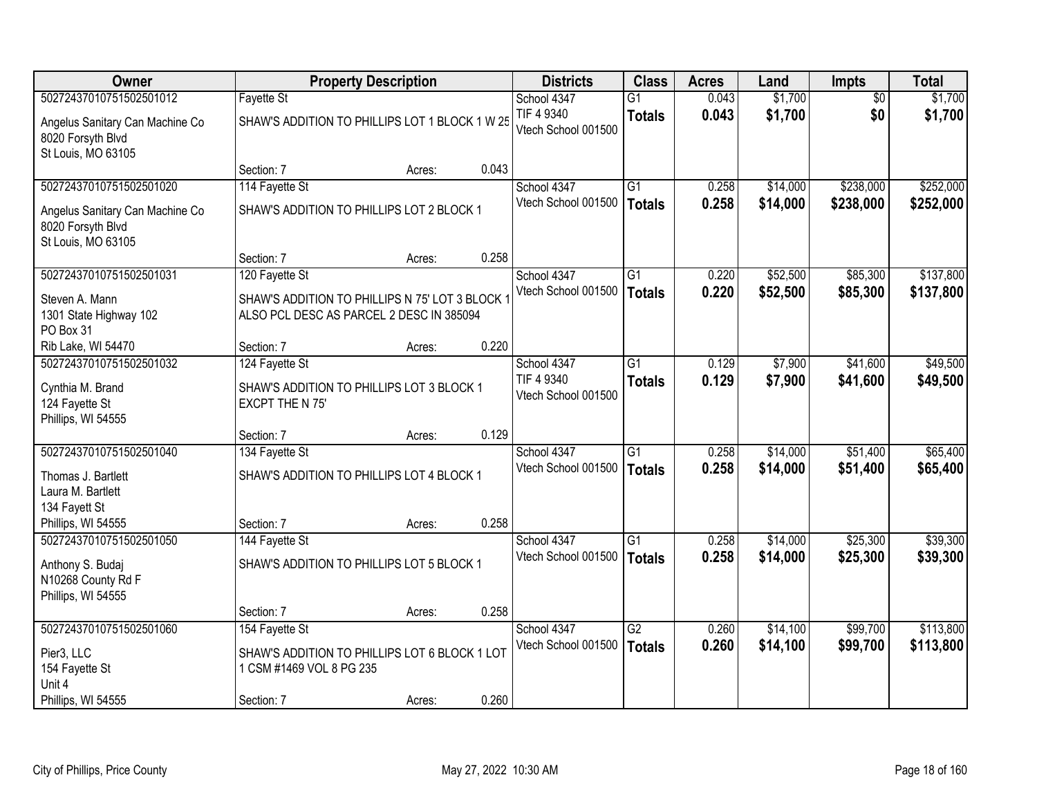| Owner | Property Description | | | Districts | Class | Acres | Land | Impts | Total |
|---|---|---|---|---|---|---|---|---|---|
| 50272437010751502501012 | Fayette St | | | School 4347 | G1 | 0.043 | $1,700 | $0 | $1,700 |
| Angelus Sanitary Can Machine Co<br>8020 Forsyth Blvd<br>St Louis, MO 63105 | SHAW'S ADDITION TO PHILLIPS LOT 1 BLOCK 1 W 25 | | | TIF 4 9340<br>Vtech School 001500 | **Totals** | **0.043** | **$1,700** | **$0** | **$1,700** |
| | Section: 7 | Acres: | 0.043 | | | | | | |
| 50272437010751502501020 | 114 Fayette St | | | School 4347 | G1 | 0.258 | $14,000 | $238,000 | $252,000 |
| Angelus Sanitary Can Machine Co<br>8020 Forsyth Blvd<br>St Louis, MO 63105 | SHAW'S ADDITION TO PHILLIPS LOT 2 BLOCK 1 | | | Vtech School 001500 | **Totals** | **0.258** | **$14,000** | **$238,000** | **$252,000** |
| | Section: 7 | Acres: | 0.258 | | | | | | |
| 50272437010751502501031 | 120 Fayette St | | | School 4347 | G1 | 0.220 | $52,500 | $85,300 | $137,800 |
| Steven A. Mann<br>1301 State Highway 102<br>PO Box 31<br>Rib Lake, WI 54470 | SHAW'S ADDITION TO PHILLIPS N 75' LOT 3 BLOCK 1 ALSO PCL DESC AS PARCEL 2 DESC IN 385094 | | | Vtech School 001500 | **Totals** | **0.220** | **$52,500** | **$85,300** | **$137,800** |
| | Section: 7 | Acres: | 0.220 | | | | | | |
| 50272437010751502501032 | 124 Fayette St | | | School 4347 | G1 | 0.129 | $7,900 | $41,600 | $49,500 |
| Cynthia M. Brand<br>124 Fayette St<br>Phillips, WI 54555 | SHAW'S ADDITION TO PHILLIPS LOT 3 BLOCK 1 EXCPT THE N 75' | | | TIF 4 9340<br>Vtech School 001500 | **Totals** | **0.129** | **$7,900** | **$41,600** | **$49,500** |
| | Section: 7 | Acres: | 0.129 | | | | | | |
| 50272437010751502501040 | 134 Fayette St | | | School 4347 | G1 | 0.258 | $14,000 | $51,400 | $65,400 |
| Thomas J. Bartlett<br>Laura M. Bartlett<br>134 Fayett St<br>Phillips, WI 54555 | SHAW'S ADDITION TO PHILLIPS LOT 4 BLOCK 1 | | | Vtech School 001500 | **Totals** | **0.258** | **$14,000** | **$51,400** | **$65,400** |
| | Section: 7 | Acres: | 0.258 | | | | | | |
| 50272437010751502501050 | 144 Fayette St | | | School 4347 | G1 | 0.258 | $14,000 | $25,300 | $39,300 |
| Anthony S. Budaj<br>N10268 County Rd F<br>Phillips, WI 54555 | SHAW'S ADDITION TO PHILLIPS LOT 5 BLOCK 1 | | | Vtech School 001500 | **Totals** | **0.258** | **$14,000** | **$25,300** | **$39,300** |
| | Section: 7 | Acres: | 0.258 | | | | | | |
| 50272437010751502501060 | 154 Fayette St | | | School 4347 | G2 | 0.260 | $14,100 | $99,700 | $113,800 |
| Pier3, LLC<br>154 Fayette St<br>Unit 4<br>Phillips, WI 54555 | SHAW'S ADDITION TO PHILLIPS LOT 6 BLOCK 1 LOT 1 CSM #1469 VOL 8 PG 235 | | | Vtech School 001500 | **Totals** | **0.260** | **$14,100** | **$99,700** | **$113,800** |
| | Section: 7 | Acres: | 0.260 | | | | | | |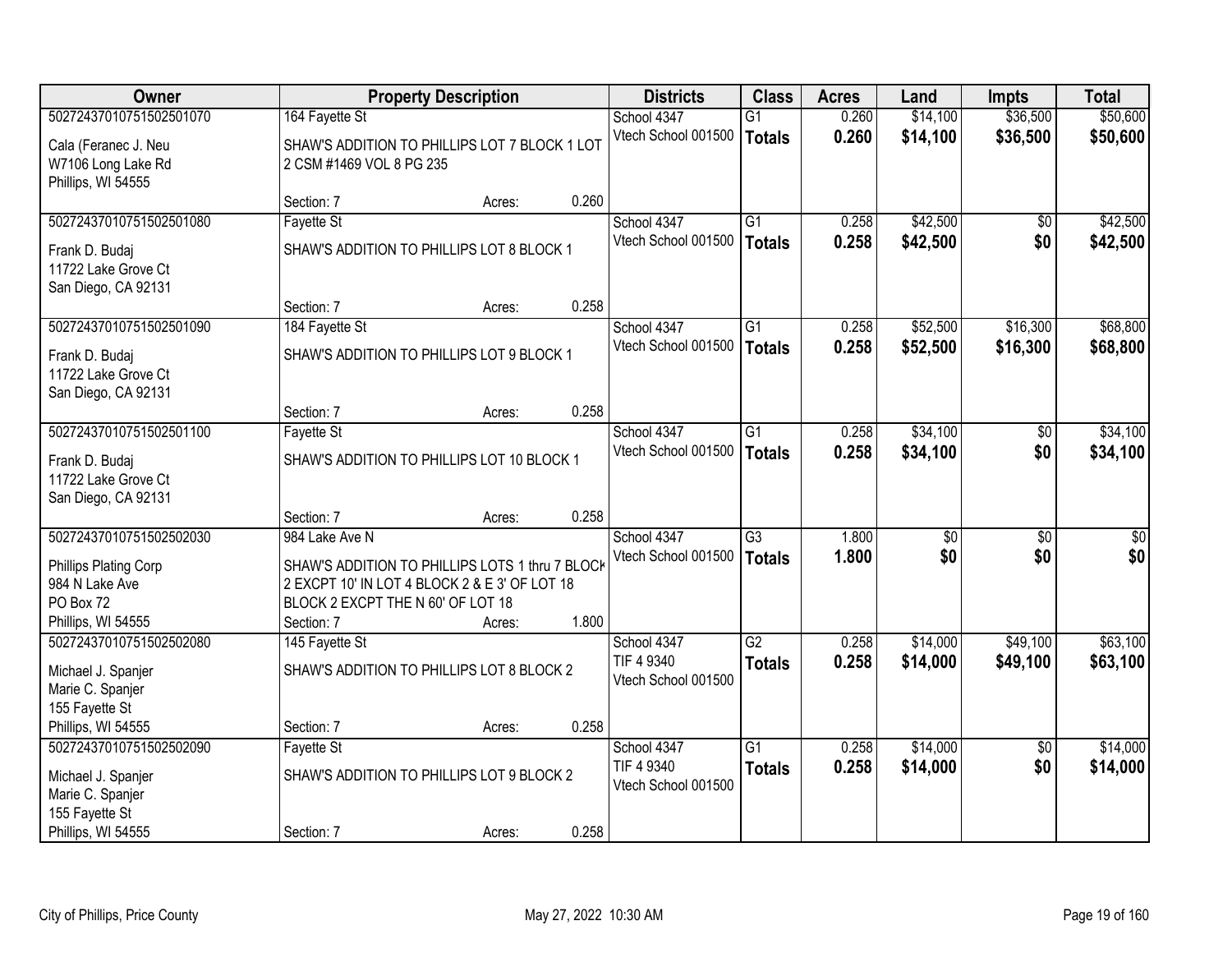| Owner | Property Description | | | Districts | Class | Acres | Land | Impts | Total |
|---|---|---|---|---|---|---|---|---|---|
| 50272437010751502501070 | 164 Fayette St | | | School 4347 | G1 | 0.260 | $14,100 | $36,500 | $50,600 |
| Cala (Feranec J. Neu<br>W7106 Long Lake Rd<br>Phillips, WI 54555 | SHAW'S ADDITION TO PHILLIPS LOT 7 BLOCK 1 LOT 2 CSM #1469 VOL 8 PG 235 | | | Vtech School 001500 | **Totals** | **0.260** | **$14,100** | **$36,500** | **$50,600** |
| | Section: 7 | Acres: | 0.260 | | | | | | |
| 50272437010751502501080 | Fayette St | | | School 4347 | G1 | 0.258 | $42,500 | $0 | $42,500 |
| Frank D. Budaj<br>11722 Lake Grove Ct<br>San Diego, CA 92131 | SHAW'S ADDITION TO PHILLIPS LOT 8 BLOCK 1 | | | Vtech School 001500 | **Totals** | **0.258** | **$42,500** | **$0** | **$42,500** |
| | Section: 7 | Acres: | 0.258 | | | | | | |
| 50272437010751502501090 | 184 Fayette St | | | School 4347 | G1 | 0.258 | $52,500 | $16,300 | $68,800 |
| Frank D. Budaj<br>11722 Lake Grove Ct<br>San Diego, CA 92131 | SHAW'S ADDITION TO PHILLIPS LOT 9 BLOCK 1 | | | Vtech School 001500 | **Totals** | **0.258** | **$52,500** | **$16,300** | **$68,800** |
| | Section: 7 | Acres: | 0.258 | | | | | | |
| 50272437010751502501100 | Fayette St | | | School 4347 | G1 | 0.258 | $34,100 | $0 | $34,100 |
| Frank D. Budaj<br>11722 Lake Grove Ct<br>San Diego, CA 92131 | SHAW'S ADDITION TO PHILLIPS LOT 10 BLOCK 1 | | | Vtech School 001500 | **Totals** | **0.258** | **$34,100** | **$0** | **$34,100** |
| | Section: 7 | Acres: | 0.258 | | | | | | |
| 50272437010751502502030 | 984 Lake Ave N | | | School 4347 | G3 | 1.800 | $0 | $0 | $0 |
| Phillips Plating Corp<br>984 N Lake Ave<br>PO Box 72<br>Phillips, WI 54555 | SHAW'S ADDITION TO PHILLIPS LOTS 1 thru 7 BLOCK 2 EXCPT 10' IN LOT 4 BLOCK 2 & E 3' OF LOT 18 BLOCK 2 EXCPT THE N 60' OF LOT 18 | | | Vtech School 001500 | **Totals** | **1.800** | **$0** | **$0** | **$0** |
| | Section: 7 | Acres: | 1.800 | | | | | | |
| 50272437010751502502080 | 145 Fayette St | | | School 4347 | G2 | 0.258 | $14,000 | $49,100 | $63,100 |
| Michael J. Spanjer<br>Marie C. Spanjer<br>155 Fayette St<br>Phillips, WI 54555 | SHAW'S ADDITION TO PHILLIPS LOT 8 BLOCK 2 | | | TIF 4 9340<br>Vtech School 001500 | **Totals** | **0.258** | **$14,000** | **$49,100** | **$63,100** |
| | Section: 7 | Acres: | 0.258 | | | | | | |
| 50272437010751502502090 | Fayette St | | | School 4347 | G1 | 0.258 | $14,000 | $0 | $14,000 |
| Michael J. Spanjer<br>Marie C. Spanjer<br>155 Fayette St<br>Phillips, WI 54555 | SHAW'S ADDITION TO PHILLIPS LOT 9 BLOCK 2 | | | TIF 4 9340<br>Vtech School 001500 | **Totals** | **0.258** | **$14,000** | **$0** | **$14,000** |
| | Section: 7 | Acres: | 0.258 | | | | | | |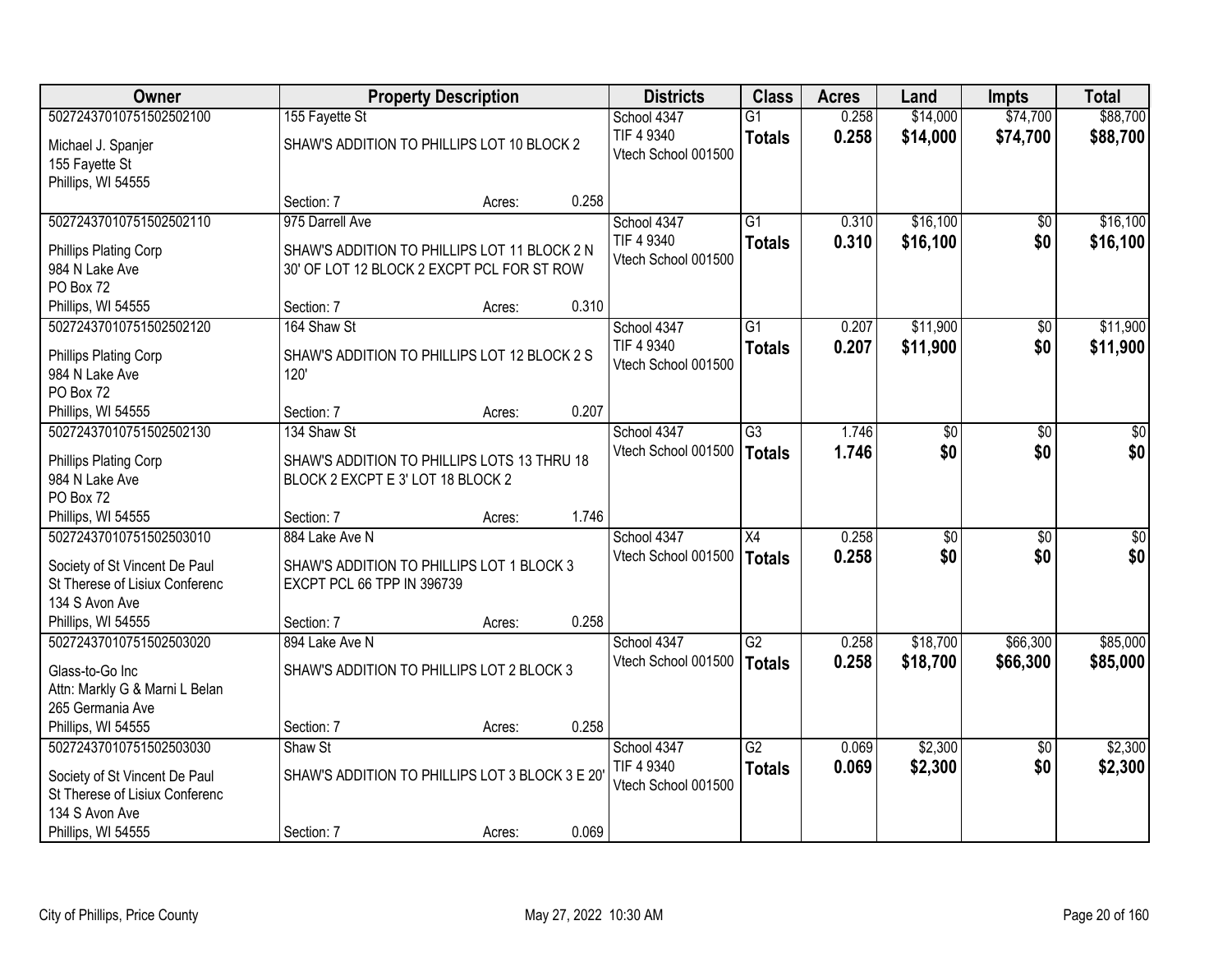| Owner | Property Description | Districts | Class | Acres | Land | Impts | Total |
|---|---|---|---|---|---|---|---|
| 50272437010751502502100<br>Michael J. Spanjer<br>155 Fayette St<br>Phillips, WI 54555 | 155 Fayette St<br>SHAW'S ADDITION TO PHILLIPS LOT 10 BLOCK 2<br>Section: 7 Acres: 0.258 | School 4347<br>TIF 4 9340<br>Vtech School 001500 | G1<br>**Totals** | 0.258<br>**0.258** | $14,000<br>**$14,000** | $74,700<br>**$74,700** | $88,700<br>**$88,700** |
| 50272437010751502502110<br>Phillips Plating Corp<br>984 N Lake Ave<br>PO Box 72<br>Phillips, WI 54555 | 975 Darrell Ave<br>SHAW'S ADDITION TO PHILLIPS LOT 11 BLOCK 2 N 30' OF LOT 12 BLOCK 2 EXCPT PCL FOR ST ROW<br>Section: 7 Acres: 0.310 | School 4347<br>TIF 4 9340<br>Vtech School 001500 | G1<br>**Totals** | 0.310<br>**0.310** | $16,100<br>**$16,100** | $0<br>**$0** | $16,100<br>**$16,100** |
| 50272437010751502502120<br>Phillips Plating Corp<br>984 N Lake Ave<br>PO Box 72<br>Phillips, WI 54555 | 164 Shaw St<br>SHAW'S ADDITION TO PHILLIPS LOT 12 BLOCK 2 S 120'<br>Section: 7 Acres: 0.207 | School 4347<br>TIF 4 9340<br>Vtech School 001500 | G1<br>**Totals** | 0.207<br>**0.207** | $11,900<br>**$11,900** | $0<br>**$0** | $11,900<br>**$11,900** |
| 50272437010751502502130<br>Phillips Plating Corp<br>984 N Lake Ave<br>PO Box 72<br>Phillips, WI 54555 | 134 Shaw St<br>SHAW'S ADDITION TO PHILLIPS LOTS 13 THRU 18 BLOCK 2 EXCPT E 3' LOT 18 BLOCK 2<br>Section: 7 Acres: 1.746 | School 4347<br>Vtech School 001500 | G3<br>**Totals** | 1.746<br>**1.746** | $0<br>**$0** | $0<br>**$0** | $0<br>**$0** |
| 50272437010751502503010<br>Society of St Vincent De Paul<br>St Therese of Lisiux Conferenc<br>134 S Avon Ave<br>Phillips, WI 54555 | 884 Lake Ave N<br>SHAW'S ADDITION TO PHILLIPS LOT 1 BLOCK 3 EXCPT PCL 66 TPP IN 396739<br>Section: 7 Acres: 0.258 | School 4347<br>Vtech School 001500 | X4<br>**Totals** | 0.258<br>**0.258** | $0<br>**$0** | $0<br>**$0** | $0<br>**$0** |
| 50272437010751502503020<br>Glass-to-Go Inc<br>Attn: Markly G & Marni L Belan<br>265 Germania Ave<br>Phillips, WI 54555 | 894 Lake Ave N<br>SHAW'S ADDITION TO PHILLIPS LOT 2 BLOCK 3<br>Section: 7 Acres: 0.258 | School 4347<br>Vtech School 001500 | G2<br>**Totals** | 0.258<br>**0.258** | $18,700<br>**$18,700** | $66,300<br>**$66,300** | $85,000<br>**$85,000** |
| 50272437010751502503030<br>Society of St Vincent De Paul<br>St Therese of Lisiux Conferenc<br>134 S Avon Ave<br>Phillips, WI 54555 | Shaw St<br>SHAW'S ADDITION TO PHILLIPS LOT 3 BLOCK 3 E 20'<br>Section: 7 Acres: 0.069 | School 4347<br>TIF 4 9340<br>Vtech School 001500 | G2<br>**Totals** | 0.069<br>**0.069** | $2,300<br>**$2,300** | $0<br>**$0** | $2,300<br>**$2,300** |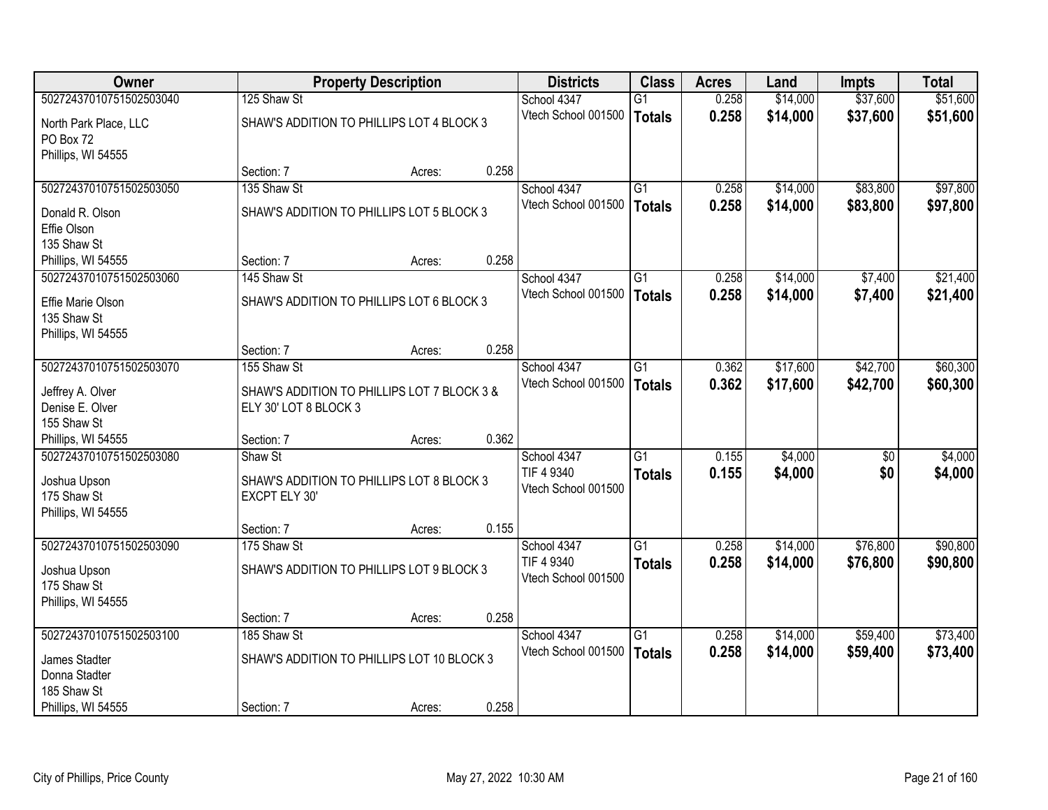| Owner | Property Description | | | Districts | Class | Acres | Land | Impts | Total |
|---|---|---|---|---|---|---|---|---|---|
| 50272437010751502503040 | 125 Shaw St | | | School 4347 | G1 | 0.258 | $14,000 | $37,600 | $51,600 |
| North Park Place, LLC<br>PO Box 72<br>Phillips, WI 54555 | SHAW'S ADDITION TO PHILLIPS LOT 4 BLOCK 3 | | | Vtech School 001500 | **Totals** | **0.258** | **$14,000** | **$37,600** | **$51,600** |
| | Section: 7 | Acres: | 0.258 | | | | | | |
| 50272437010751502503050 | 135 Shaw St | | | School 4347 | G1 | 0.258 | $14,000 | $83,800 | $97,800 |
| Donald R. Olson<br>Effie Olson<br>135 Shaw St<br>Phillips, WI 54555 | SHAW'S ADDITION TO PHILLIPS LOT 5 BLOCK 3 | | | Vtech School 001500 | **Totals** | **0.258** | **$14,000** | **$83,800** | **$97,800** |
| | Section: 7 | Acres: | 0.258 | | | | | | |
| 50272437010751502503060 | 145 Shaw St | | | School 4347 | G1 | 0.258 | $14,000 | $7,400 | $21,400 |
| Effie Marie Olson<br>135 Shaw St<br>Phillips, WI 54555 | SHAW'S ADDITION TO PHILLIPS LOT 6 BLOCK 3 | | | Vtech School 001500 | **Totals** | **0.258** | **$14,000** | **$7,400** | **$21,400** |
| | Section: 7 | Acres: | 0.258 | | | | | | |
| 50272437010751502503070 | 155 Shaw St | | | School 4347 | G1 | 0.362 | $17,600 | $42,700 | $60,300 |
| Jeffrey A. Olver<br>Denise E. Olver<br>155 Shaw St<br>Phillips, WI 54555 | SHAW'S ADDITION TO PHILLIPS LOT 7 BLOCK 3 & ELY 30' LOT 8 BLOCK 3 | | | Vtech School 001500 | **Totals** | **0.362** | **$17,600** | **$42,700** | **$60,300** |
| | Section: 7 | Acres: | 0.362 | | | | | | |
| 50272437010751502503080 | Shaw St | | | School 4347 | G1 | 0.155 | $4,000 | $0 | $4,000 |
| Joshua Upson<br>175 Shaw St<br>Phillips, WI 54555 | SHAW'S ADDITION TO PHILLIPS LOT 8 BLOCK 3 EXCPT ELY 30' | | | TIF 4 9340<br>Vtech School 001500 | **Totals** | **0.155** | **$4,000** | **$0** | **$4,000** |
| | Section: 7 | Acres: | 0.155 | | | | | | |
| 50272437010751502503090 | 175 Shaw St | | | School 4347 | G1 | 0.258 | $14,000 | $76,800 | $90,800 |
| Joshua Upson<br>175 Shaw St<br>Phillips, WI 54555 | SHAW'S ADDITION TO PHILLIPS LOT 9 BLOCK 3 | | | TIF 4 9340<br>Vtech School 001500 | **Totals** | **0.258** | **$14,000** | **$76,800** | **$90,800** |
| | Section: 7 | Acres: | 0.258 | | | | | | |
| 50272437010751502503100 | 185 Shaw St | | | School 4347 | G1 | 0.258 | $14,000 | $59,400 | $73,400 |
| James Stadter<br>Donna Stadter<br>185 Shaw St<br>Phillips, WI 54555 | SHAW'S ADDITION TO PHILLIPS LOT 10 BLOCK 3 | | | Vtech School 001500 | **Totals** | **0.258** | **$14,000** | **$59,400** | **$73,400** |
| | Section: 7 | Acres: | 0.258 | | | | | | |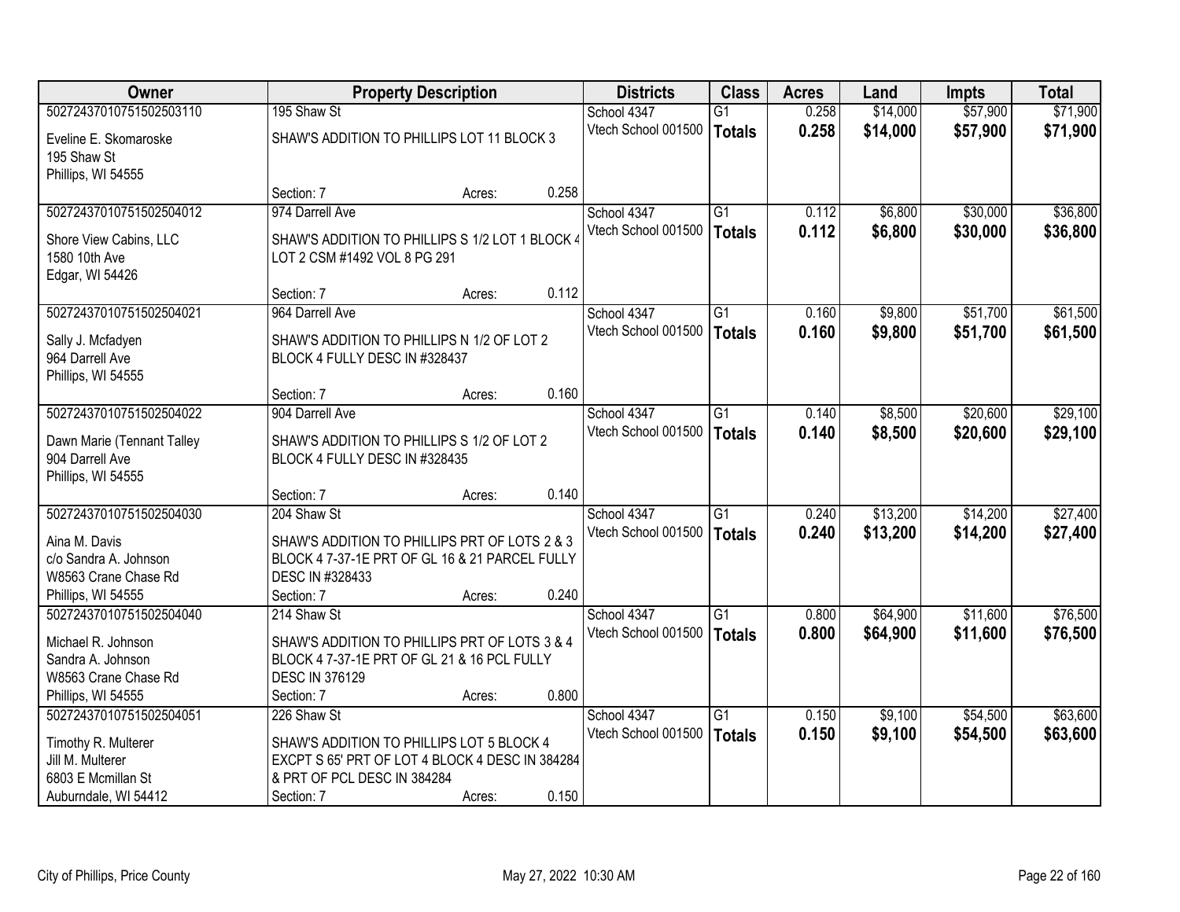| Owner | Property Description | | Districts | Class | Acres | Land | Impts | Total |
|---|---|---|---|---|---|---|---|---|
| 50272437010751502503110 | 195 Shaw St | | School 4347 | G1 | 0.258 | $14,000 | $57,900 | $71,900 |
| Eveline E. Skomaroske<br>195 Shaw St<br>Phillips, WI 54555 | SHAW'S ADDITION TO PHILLIPS LOT 11 BLOCK 3 | | Vtech School 001500 | **Totals** | **0.258** | **$14,000** | **$57,900** | **$71,900** |
| | Section: 7 | Acres: 0.258 | | | | | | |
| 50272437010751502504012 | 974 Darrell Ave | | School 4347 | G1 | 0.112 | $6,800 | $30,000 | $36,800 |
| Shore View Cabins, LLC<br>1580 10th Ave<br>Edgar, WI 54426 | SHAW'S ADDITION TO PHILLIPS S 1/2 LOT 1 BLOCK 4 LOT 2 CSM #1492 VOL 8 PG 291 | | Vtech School 001500 | **Totals** | **0.112** | **$6,800** | **$30,000** | **$36,800** |
| | Section: 7 | Acres: 0.112 | | | | | | |
| 50272437010751502504021 | 964 Darrell Ave | | School 4347 | G1 | 0.160 | $9,800 | $51,700 | $61,500 |
| Sally J. Mcfadyen<br>964 Darrell Ave<br>Phillips, WI 54555 | SHAW'S ADDITION TO PHILLIPS N 1/2 OF LOT 2 BLOCK 4 FULLY DESC IN #328437 | | Vtech School 001500 | **Totals** | **0.160** | **$9,800** | **$51,700** | **$61,500** |
| | Section: 7 | Acres: 0.160 | | | | | | |
| 50272437010751502504022 | 904 Darrell Ave | | School 4347 | G1 | 0.140 | $8,500 | $20,600 | $29,100 |
| Dawn Marie (Tennant Talley<br>904 Darrell Ave<br>Phillips, WI 54555 | SHAW'S ADDITION TO PHILLIPS S 1/2 OF LOT 2 BLOCK 4 FULLY DESC IN #328435 | | Vtech School 001500 | **Totals** | **0.140** | **$8,500** | **$20,600** | **$29,100** |
| | Section: 7 | Acres: 0.140 | | | | | | |
| 50272437010751502504030 | 204 Shaw St | | School 4347 | G1 | 0.240 | $13,200 | $14,200 | $27,400 |
| Aina M. Davis<br>c/o Sandra A. Johnson<br>W8563 Crane Chase Rd<br>Phillips, WI 54555 | SHAW'S ADDITION TO PHILLIPS PRT OF LOTS 2 & 3 BLOCK 4 7-37-1E PRT OF GL 16 & 21 PARCEL FULLY DESC IN #328433 | | Vtech School 001500 | **Totals** | **0.240** | **$13,200** | **$14,200** | **$27,400** |
| | Section: 7 | Acres: 0.240 | | | | | | |
| 50272437010751502504040 | 214 Shaw St | | School 4347 | G1 | 0.800 | $64,900 | $11,600 | $76,500 |
| Michael R. Johnson<br>Sandra A. Johnson<br>W8563 Crane Chase Rd<br>Phillips, WI 54555 | SHAW'S ADDITION TO PHILLIPS PRT OF LOTS 3 & 4 BLOCK 4 7-37-1E PRT OF GL 21 & 16 PCL FULLY DESC IN 376129 | | Vtech School 001500 | **Totals** | **0.800** | **$64,900** | **$11,600** | **$76,500** |
| | Section: 7 | Acres: 0.800 | | | | | | |
| 50272437010751502504051 | 226 Shaw St | | School 4347 | G1 | 0.150 | $9,100 | $54,500 | $63,600 |
| Timothy R. Multerer<br>Jill M. Multerer<br>6803 E Mcmillan St<br>Auburndale, WI 54412 | SHAW'S ADDITION TO PHILLIPS LOT 5 BLOCK 4 EXCPT S 65' PRT OF LOT 4 BLOCK 4 DESC IN 384284 & PRT OF PCL DESC IN 384284 | | Vtech School 001500 | **Totals** | **0.150** | **$9,100** | **$54,500** | **$63,600** |
| | Section: 7 | Acres: 0.150 | | | | | | |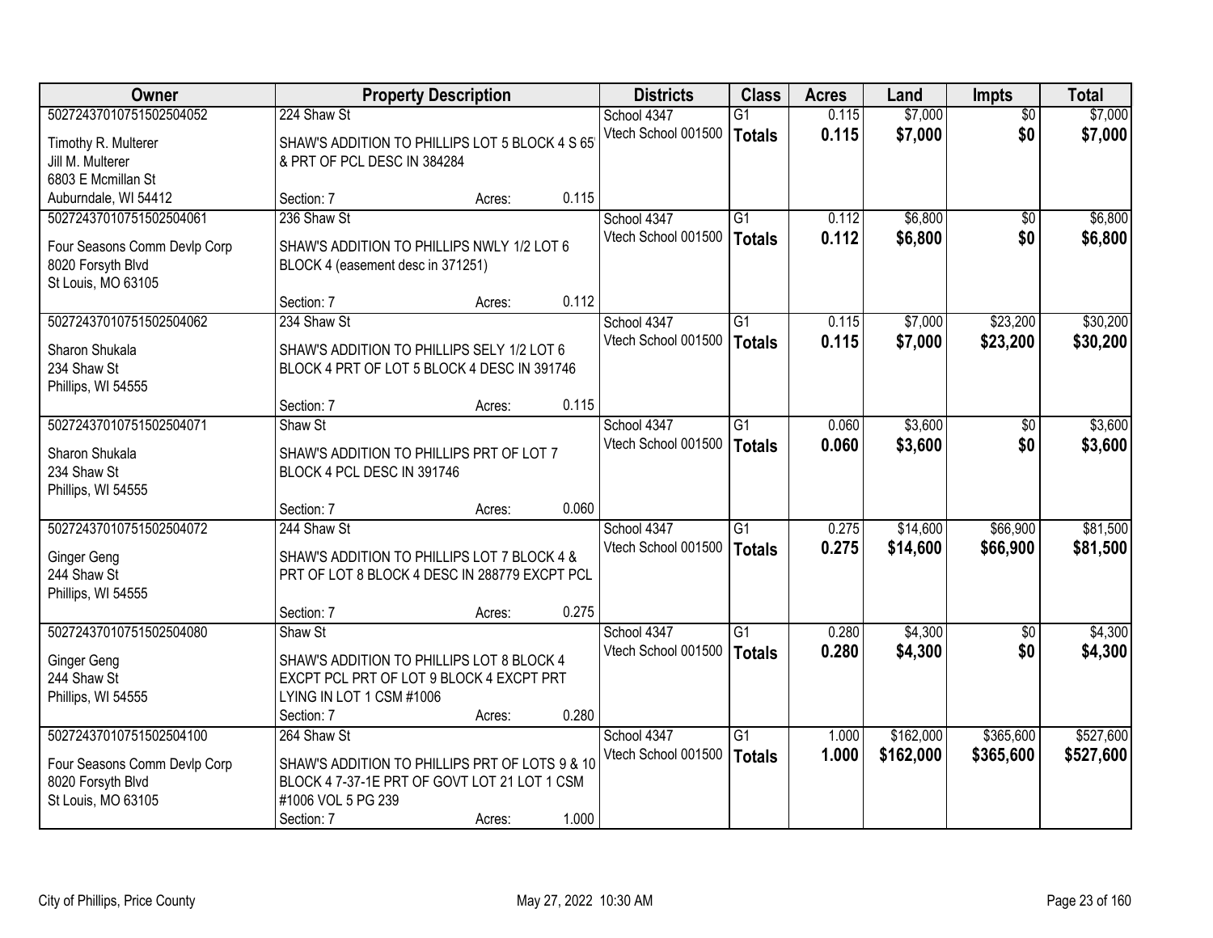| Owner | Property Description | | | Districts | Class | Acres | Land | Impts | Total |
|---|---|---|---|---|---|---|---|---|---|
| 50272437010751502504052 | 224 Shaw St | | | School 4347 | G1 | 0.115 | $7,000 | $0 | $7,000 |
| Timothy R. Multerer<br>Jill M. Multerer<br>6803 E Mcmillan St<br>Auburndale, WI 54412 | SHAW'S ADDITION TO PHILLIPS LOT 5 BLOCK 4 S 65' & PRT OF PCL DESC IN 384284 | | | Vtech School 001500 | Totals | 0.115 | $7,000 | $0 | $7,000 |
| | Section: 7 | Acres: | 0.115 | | | | | | |
| 50272437010751502504061 | 236 Shaw St | | | School 4347 | G1 | 0.112 | $6,800 | $0 | $6,800 |
| Four Seasons Comm Devlp Corp<br>8020 Forsyth Blvd<br>St Louis, MO 63105 | SHAW'S ADDITION TO PHILLIPS NWLY 1/2 LOT 6 BLOCK 4 (easement desc in 371251) | | | Vtech School 001500 | Totals | 0.112 | $6,800 | $0 | $6,800 |
| | Section: 7 | Acres: | 0.112 | | | | | | |
| 50272437010751502504062 | 234 Shaw St | | | School 4347 | G1 | 0.115 | $7,000 | $23,200 | $30,200 |
| Sharon Shukala<br>234 Shaw St<br>Phillips, WI 54555 | SHAW'S ADDITION TO PHILLIPS SELY 1/2 LOT 6 BLOCK 4 PRT OF LOT 5 BLOCK 4 DESC IN 391746 | | | Vtech School 001500 | Totals | 0.115 | $7,000 | $23,200 | $30,200 |
| | Section: 7 | Acres: | 0.115 | | | | | | |
| 50272437010751502504071 | Shaw St | | | School 4347 | G1 | 0.060 | $3,600 | $0 | $3,600 |
| Sharon Shukala<br>234 Shaw St<br>Phillips, WI 54555 | SHAW'S ADDITION TO PHILLIPS PRT OF LOT 7 BLOCK 4 PCL DESC IN 391746 | | | Vtech School 001500 | Totals | 0.060 | $3,600 | $0 | $3,600 |
| | Section: 7 | Acres: | 0.060 | | | | | | |
| 50272437010751502504072 | 244 Shaw St | | | School 4347 | G1 | 0.275 | $14,600 | $66,900 | $81,500 |
| Ginger Geng<br>244 Shaw St<br>Phillips, WI 54555 | SHAW'S ADDITION TO PHILLIPS LOT 7 BLOCK 4 & PRT OF LOT 8 BLOCK 4 DESC IN 288779 EXCPT PCL | | | Vtech School 001500 | Totals | 0.275 | $14,600 | $66,900 | $81,500 |
| | Section: 7 | Acres: | 0.275 | | | | | | |
| 50272437010751502504080 | Shaw St | | | School 4347 | G1 | 0.280 | $4,300 | $0 | $4,300 |
| Ginger Geng<br>244 Shaw St<br>Phillips, WI 54555 | SHAW'S ADDITION TO PHILLIPS LOT 8 BLOCK 4 EXCPT PCL PRT OF LOT 9 BLOCK 4 EXCPT PRT LYING IN LOT 1 CSM #1006 | | | Vtech School 001500 | Totals | 0.280 | $4,300 | $0 | $4,300 |
| | Section: 7 | Acres: | 0.280 | | | | | | |
| 50272437010751502504100 | 264 Shaw St | | | School 4347 | G1 | 1.000 | $162,000 | $365,600 | $527,600 |
| Four Seasons Comm Devlp Corp<br>8020 Forsyth Blvd<br>St Louis, MO 63105 | SHAW'S ADDITION TO PHILLIPS PRT OF LOTS 9 & 10 BLOCK 4 7-37-1E PRT OF GOVT LOT 21 LOT 1 CSM #1006 VOL 5 PG 239 | | | Vtech School 001500 | Totals | 1.000 | $162,000 | $365,600 | $527,600 |
| | Section: 7 | Acres: | 1.000 | | | | | | |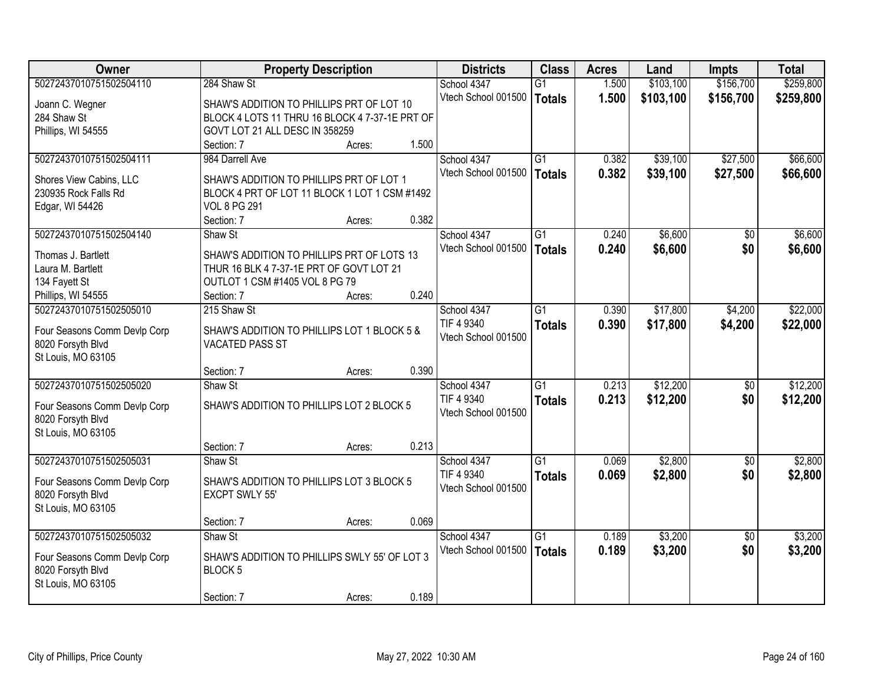| Owner | Property Description | Districts | Class | Acres | Land | Impts | Total |
|---|---|---|---|---|---|---|---|
| 50272437010751502504110<br>Joann C. Wegner<br>284 Shaw St<br>Phillips, WI 54555 | 284 Shaw St<br>SHAW'S ADDITION TO PHILLIPS PRT OF LOT 10 BLOCK 4 LOTS 11 THRU 16 BLOCK 4 7-37-1E PRT OF GOVT LOT 21 ALL DESC IN 358259<br>Section: 7 Acres: 1.500 | School 4347<br>Vtech School 001500 | G1<br>**Totals** | 1.500<br>**1.500** | $103,100<br>**$103,100** | $156,700<br>**$156,700** | $259,800<br>**$259,800** |
| 50272437010751502504111<br>Shores View Cabins, LLC<br>230935 Rock Falls Rd<br>Edgar, WI 54426 | 984 Darrell Ave<br>SHAW'S ADDITION TO PHILLIPS PRT OF LOT 1 BLOCK 4 PRT OF LOT 11 BLOCK 1 LOT 1 CSM #1492 VOL 8 PG 291<br>Section: 7 Acres: 0.382 | School 4347<br>Vtech School 001500 | G1<br>**Totals** | 0.382<br>**0.382** | $39,100<br>**$39,100** | $27,500<br>**$27,500** | $66,600<br>**$66,600** |
| 50272437010751502504140<br>Thomas J. Bartlett<br>Laura M. Bartlett<br>134 Fayett St<br>Phillips, WI 54555 | Shaw St<br>SHAW'S ADDITION TO PHILLIPS PRT OF LOTS 13 THUR 16 BLK 4 7-37-1E PRT OF GOVT LOT 21 OUTLOT 1 CSM #1405 VOL 8 PG 79<br>Section: 7 Acres: 0.240 | School 4347<br>Vtech School 001500 | G1<br>**Totals** | 0.240<br>**0.240** | $6,600<br>**$6,600** | $0<br>**$0** | $6,600<br>**$6,600** |
| 50272437010751502505010<br>Four Seasons Comm Devlp Corp<br>8020 Forsyth Blvd<br>St Louis, MO 63105 | 215 Shaw St<br>SHAW'S ADDITION TO PHILLIPS LOT 1 BLOCK 5 & VACATED PASS ST<br>Section: 7 Acres: 0.390 | School 4347<br>TIF 4 9340<br>Vtech School 001500 | G1<br>**Totals** | 0.390<br>**0.390** | $17,800<br>**$17,800** | $4,200<br>**$4,200** | $22,000<br>**$22,000** |
| 50272437010751502505020<br>Four Seasons Comm Devlp Corp<br>8020 Forsyth Blvd<br>St Louis, MO 63105 | Shaw St<br>SHAW'S ADDITION TO PHILLIPS LOT 2 BLOCK 5<br>Section: 7 Acres: 0.213 | School 4347<br>TIF 4 9340<br>Vtech School 001500 | G1<br>**Totals** | 0.213<br>**0.213** | $12,200<br>**$12,200** | $0<br>**$0** | $12,200<br>**$12,200** |
| 50272437010751502505031<br>Four Seasons Comm Devlp Corp<br>8020 Forsyth Blvd<br>St Louis, MO 63105 | Shaw St<br>SHAW'S ADDITION TO PHILLIPS LOT 3 BLOCK 5 EXCPT SWLY 55'<br>Section: 7 Acres: 0.069 | School 4347<br>TIF 4 9340<br>Vtech School 001500 | G1<br>**Totals** | 0.069<br>**0.069** | $2,800<br>**$2,800** | $0<br>**$0** | $2,800<br>**$2,800** |
| 50272437010751502505032<br>Four Seasons Comm Devlp Corp<br>8020 Forsyth Blvd<br>St Louis, MO 63105 | Shaw St<br>SHAW'S ADDITION TO PHILLIPS SWLY 55' OF LOT 3 BLOCK 5<br>Section: 7 Acres: 0.189 | School 4347<br>Vtech School 001500 | G1<br>**Totals** | 0.189<br>**0.189** | $3,200<br>**$3,200** | $0<br>**$0** | $3,200<br>**$3,200** |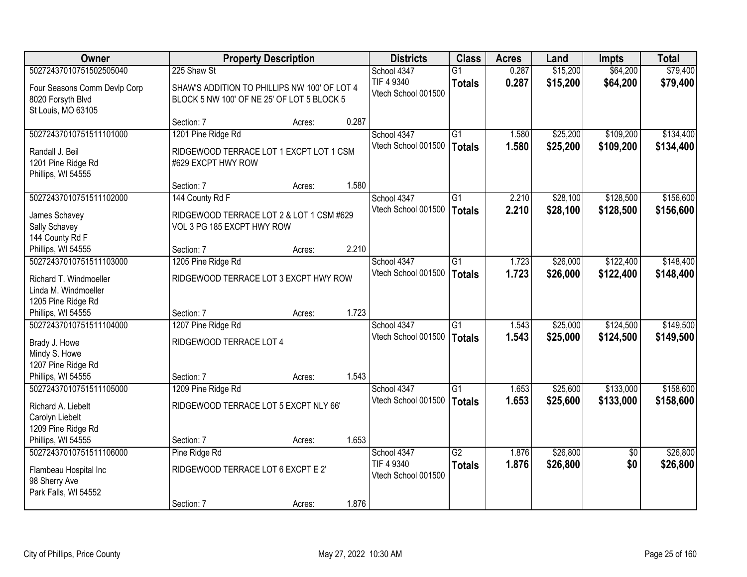| Owner | Property Description | | | Districts | Class | Acres | Land | Impts | Total |
|---|---|---|---|---|---|---|---|---|---|
| 50272437010751502505040 | 225 Shaw St | | | School 4347 | G1 | 0.287 | $15,200 | $64,200 | $79,400 |
| Four Seasons Comm Devlp Corp<br>8020 Forsyth Blvd<br>St Louis, MO 63105 | SHAW'S ADDITION TO PHILLIPS NW 100' OF LOT 4 BLOCK 5 NW 100' OF NE 25' OF LOT 5 BLOCK 5 | | | TIF 4 9340<br>Vtech School 001500 | **Totals** | **0.287** | **$15,200** | **$64,200** | **$79,400** |
| | Section: 7 | Acres: | 0.287 | | | | | | |
| 50272437010751511101000 | 1201 Pine Ridge Rd | | | School 4347 | G1 | 1.580 | $25,200 | $109,200 | $134,400 |
| Randall J. Beil<br>1201 Pine Ridge Rd<br>Phillips, WI 54555 | RIDGEWOOD TERRACE LOT 1 EXCPT LOT 1 CSM #629 EXCPT HWY ROW | | | Vtech School 001500 | **Totals** | **1.580** | **$25,200** | **$109,200** | **$134,400** |
| | Section: 7 | Acres: | 1.580 | | | | | | |
| 50272437010751511102000 | 144 County Rd F | | | School 4347 | G1 | 2.210 | $28,100 | $128,500 | $156,600 |
| James Schavey<br>Sally Schavey<br>144 County Rd F<br>Phillips, WI 54555 | RIDGEWOOD TERRACE LOT 2 & LOT 1 CSM #629 VOL 3 PG 185 EXCPT HWY ROW | | | Vtech School 001500 | **Totals** | **2.210** | **$28,100** | **$128,500** | **$156,600** |
| | Section: 7 | Acres: | 2.210 | | | | | | |
| 50272437010751511103000 | 1205 Pine Ridge Rd | | | School 4347 | G1 | 1.723 | $26,000 | $122,400 | $148,400 |
| Richard T. Windmoeller<br>Linda M. Windmoeller<br>1205 Pine Ridge Rd<br>Phillips, WI 54555 | RIDGEWOOD TERRACE LOT 3 EXCPT HWY ROW | | | Vtech School 001500 | **Totals** | **1.723** | **$26,000** | **$122,400** | **$148,400** |
| | Section: 7 | Acres: | 1.723 | | | | | | |
| 50272437010751511104000 | 1207 Pine Ridge Rd | | | School 4347 | G1 | 1.543 | $25,000 | $124,500 | $149,500 |
| Brady J. Howe<br>Mindy S. Howe<br>1207 Pine Ridge Rd<br>Phillips, WI 54555 | RIDGEWOOD TERRACE LOT 4 | | | Vtech School 001500 | **Totals** | **1.543** | **$25,000** | **$124,500** | **$149,500** |
| | Section: 7 | Acres: | 1.543 | | | | | | |
| 50272437010751511105000 | 1209 Pine Ridge Rd | | | School 4347 | G1 | 1.653 | $25,600 | $133,000 | $158,600 |
| Richard A. Liebelt<br>Carolyn Liebelt<br>1209 Pine Ridge Rd<br>Phillips, WI 54555 | RIDGEWOOD TERRACE LOT 5 EXCPT NLY 66' | | | Vtech School 001500 | **Totals** | **1.653** | **$25,600** | **$133,000** | **$158,600** |
| | Section: 7 | Acres: | 1.653 | | | | | | |
| 50272437010751511106000 | Pine Ridge Rd | | | School 4347 | G2 | 1.876 | $26,800 | $0 | $26,800 |
| Flambeau Hospital Inc<br>98 Sherry Ave<br>Park Falls, WI 54552 | RIDGEWOOD TERRACE LOT 6 EXCPT E 2' | | | TIF 4 9340<br>Vtech School 001500 | **Totals** | **1.876** | **$26,800** | **$0** | **$26,800** |
| | Section: 7 | Acres: | 1.876 | | | | | | |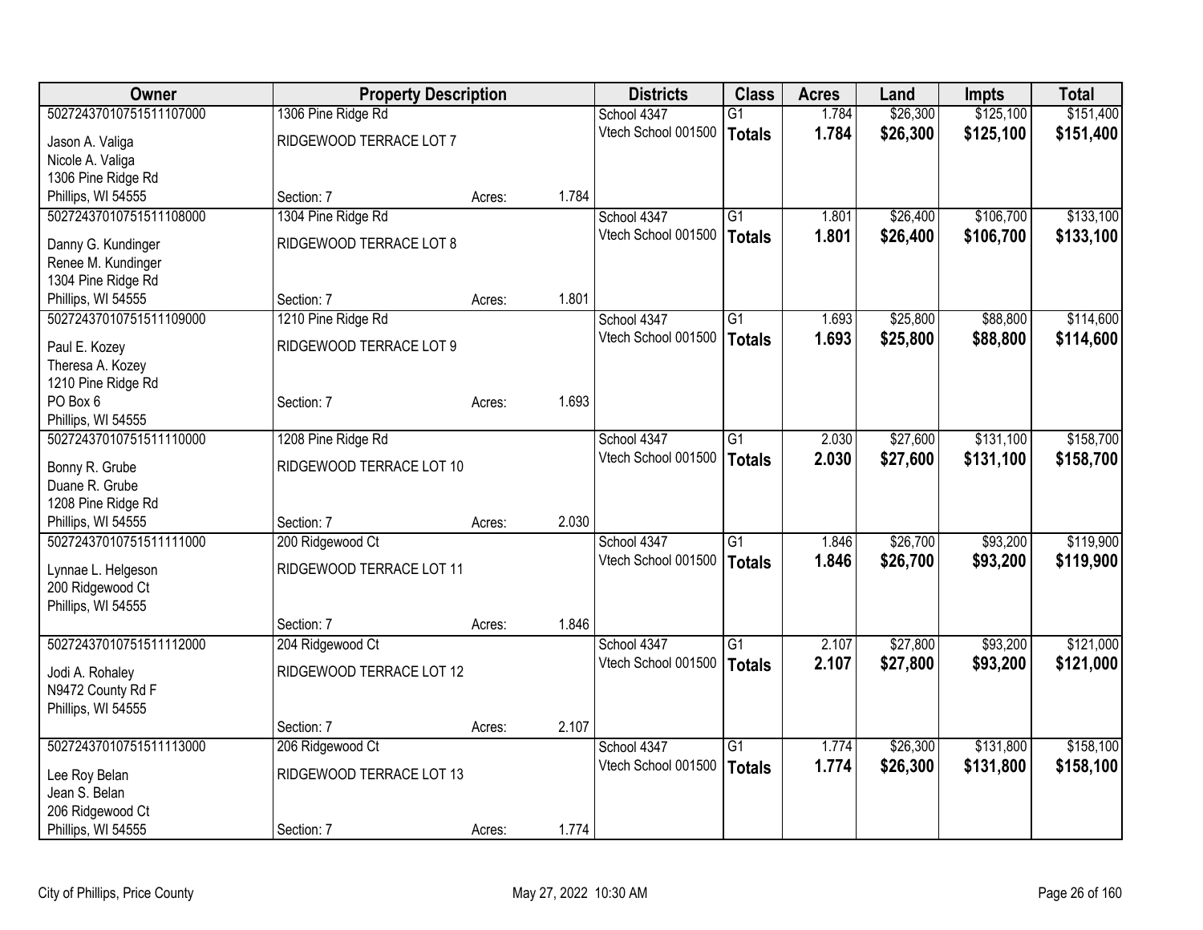| Owner | Property Description | | | Districts | Class | Acres | Land | Impts | Total |
|---|---|---|---|---|---|---|---|---|---|
| 50272437010751511107000 | 1306 Pine Ridge Rd | | | School 4347 | G1 | 1.784 | $26,300 | $125,100 | $151,400 |
| Jason A. Valiga<br>Nicole A. Valiga<br>1306 Pine Ridge Rd<br>Phillips, WI 54555 | RIDGEWOOD TERRACE LOT 7 | | | Vtech School 001500 | **Totals** | **1.784** | **$26,300** | **$125,100** | **$151,400** |
| | Section: 7 | Acres: | 1.784 | | | | | | |
| 50272437010751511108000 | 1304 Pine Ridge Rd | | | School 4347 | G1 | 1.801 | $26,400 | $106,700 | $133,100 |
| Danny G. Kundinger<br>Renee M. Kundinger<br>1304 Pine Ridge Rd<br>Phillips, WI 54555 | RIDGEWOOD TERRACE LOT 8 | | | Vtech School 001500 | **Totals** | **1.801** | **$26,400** | **$106,700** | **$133,100** |
| | Section: 7 | Acres: | 1.801 | | | | | | |
| 50272437010751511109000 | 1210 Pine Ridge Rd | | | School 4347 | G1 | 1.693 | $25,800 | $88,800 | $114,600 |
| Paul E. Kozey<br>Theresa A. Kozey<br>1210 Pine Ridge Rd<br>PO Box 6<br>Phillips, WI 54555 | RIDGEWOOD TERRACE LOT 9 | | | Vtech School 001500 | **Totals** | **1.693** | **$25,800** | **$88,800** | **$114,600** |
| | Section: 7 | Acres: | 1.693 | | | | | | |
| 50272437010751511110000 | 1208 Pine Ridge Rd | | | School 4347 | G1 | 2.030 | $27,600 | $131,100 | $158,700 |
| Bonny R. Grube<br>Duane R. Grube<br>1208 Pine Ridge Rd<br>Phillips, WI 54555 | RIDGEWOOD TERRACE LOT 10 | | | Vtech School 001500 | **Totals** | **2.030** | **$27,600** | **$131,100** | **$158,700** |
| | Section: 7 | Acres: | 2.030 | | | | | | |
| 50272437010751511111000 | 200 Ridgewood Ct | | | School 4347 | G1 | 1.846 | $26,700 | $93,200 | $119,900 |
| Lynnae L. Helgeson<br>200 Ridgewood Ct<br>Phillips, WI 54555 | RIDGEWOOD TERRACE LOT 11 | | | Vtech School 001500 | **Totals** | **1.846** | **$26,700** | **$93,200** | **$119,900** |
| | Section: 7 | Acres: | 1.846 | | | | | | |
| 50272437010751511112000 | 204 Ridgewood Ct | | | School 4347 | G1 | 2.107 | $27,800 | $93,200 | $121,000 |
| Jodi A. Rohaley<br>N9472 County Rd F<br>Phillips, WI 54555 | RIDGEWOOD TERRACE LOT 12 | | | Vtech School 001500 | **Totals** | **2.107** | **$27,800** | **$93,200** | **$121,000** |
| | Section: 7 | Acres: | 2.107 | | | | | | |
| 50272437010751511113000 | 206 Ridgewood Ct | | | School 4347 | G1 | 1.774 | $26,300 | $131,800 | $158,100 |
| Lee Roy Belan<br>Jean S. Belan<br>206 Ridgewood Ct<br>Phillips, WI 54555 | RIDGEWOOD TERRACE LOT 13 | | | Vtech School 001500 | **Totals** | **1.774** | **$26,300** | **$131,800** | **$158,100** |
| | Section: 7 | Acres: | 1.774 | | | | | | |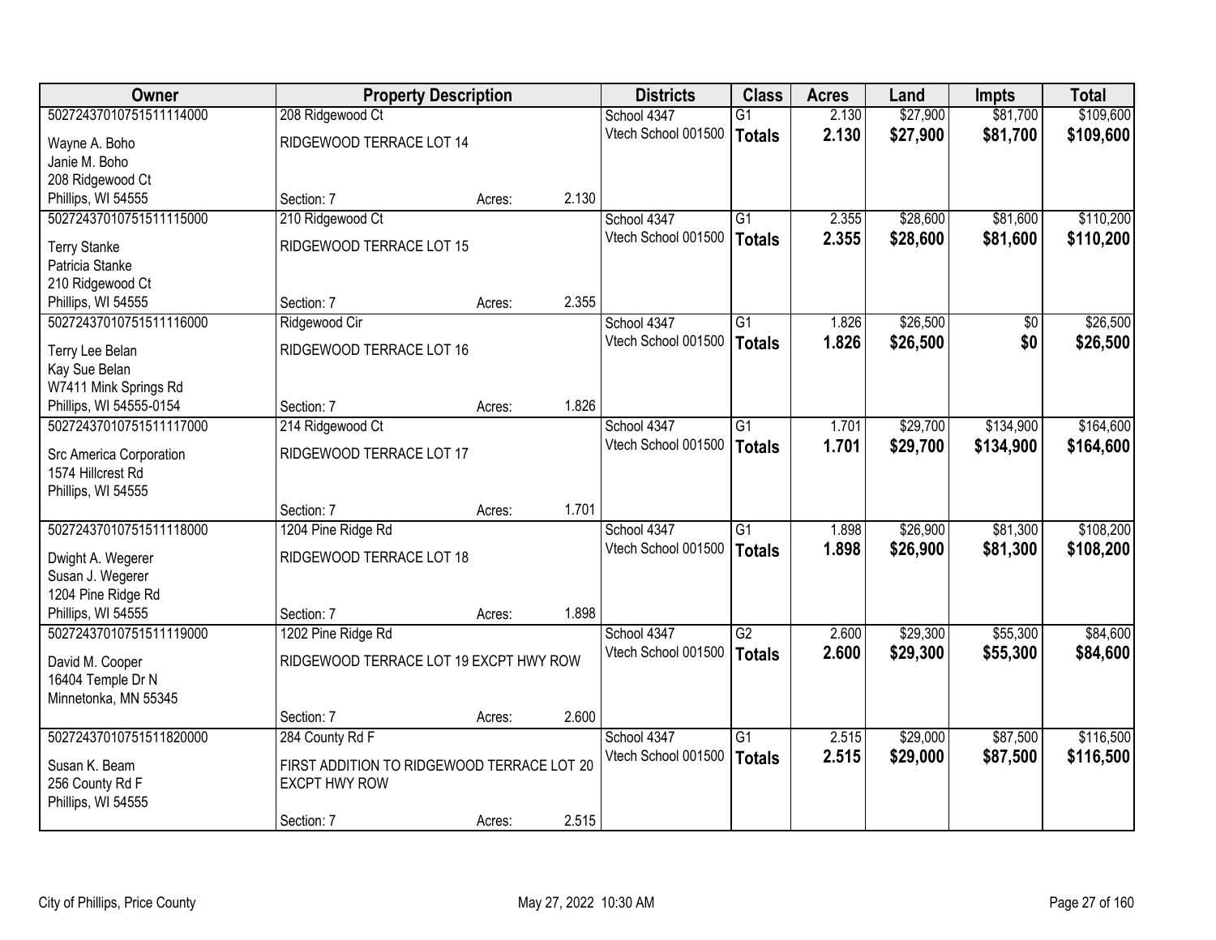| Owner | Property Description | | | Districts | Class | Acres | Land | Impts | Total |
|---|---|---|---|---|---|---|---|---|---|
| 50272437010751511114000 | 208 Ridgewood Ct | | | School 4347 | G1 | 2.130 | $27,900 | $81,700 | $109,600 |
| Wayne A. Boho<br>Janie M. Boho<br>208 Ridgewood Ct<br>Phillips, WI 54555 | RIDGEWOOD TERRACE LOT 14 | | | Vtech School 001500 | **Totals** | **2.130** | **$27,900** | **$81,700** | **$109,600** |
| | Section: 7 | Acres: | 2.130 | | | | | | |
| 50272437010751511115000 | 210 Ridgewood Ct | | | School 4347 | G1 | 2.355 | $28,600 | $81,600 | $110,200 |
| Terry Stanke<br>Patricia Stanke<br>210 Ridgewood Ct<br>Phillips, WI 54555 | RIDGEWOOD TERRACE LOT 15 | | | Vtech School 001500 | **Totals** | **2.355** | **$28,600** | **$81,600** | **$110,200** |
| | Section: 7 | Acres: | 2.355 | | | | | | |
| 50272437010751511116000 | Ridgewood Cir | | | School 4347 | G1 | 1.826 | $26,500 | $0 | $26,500 |
| Terry Lee Belan<br>Kay Sue Belan<br>W7411 Mink Springs Rd<br>Phillips, WI 54555-0154 | RIDGEWOOD TERRACE LOT 16 | | | Vtech School 001500 | **Totals** | **1.826** | **$26,500** | **$0** | **$26,500** |
| | Section: 7 | Acres: | 1.826 | | | | | | |
| 50272437010751511117000 | 214 Ridgewood Ct | | | School 4347 | G1 | 1.701 | $29,700 | $134,900 | $164,600 |
| Src America Corporation<br>1574 Hillcrest Rd<br>Phillips, WI 54555 | RIDGEWOOD TERRACE LOT 17 | | | Vtech School 001500 | **Totals** | **1.701** | **$29,700** | **$134,900** | **$164,600** |
| | Section: 7 | Acres: | 1.701 | | | | | | |
| 50272437010751511118000 | 1204 Pine Ridge Rd | | | School 4347 | G1 | 1.898 | $26,900 | $81,300 | $108,200 |
| Dwight A. Wegerer<br>Susan J. Wegerer<br>1204 Pine Ridge Rd<br>Phillips, WI 54555 | RIDGEWOOD TERRACE LOT 18 | | | Vtech School 001500 | **Totals** | **1.898** | **$26,900** | **$81,300** | **$108,200** |
| | Section: 7 | Acres: | 1.898 | | | | | | |
| 50272437010751511119000 | 1202 Pine Ridge Rd | | | School 4347 | G2 | 2.600 | $29,300 | $55,300 | $84,600 |
| David M. Cooper<br>16404 Temple Dr N<br>Minnetonka, MN 55345 | RIDGEWOOD TERRACE LOT 19 EXCPT HWY ROW | | | Vtech School 001500 | **Totals** | **2.600** | **$29,300** | **$55,300** | **$84,600** |
| | Section: 7 | Acres: | 2.600 | | | | | | |
| 50272437010751511820000 | 284 County Rd F | | | School 4347 | G1 | 2.515 | $29,000 | $87,500 | $116,500 |
| Susan K. Beam<br>256 County Rd F<br>Phillips, WI 54555 | FIRST ADDITION TO RIDGEWOOD TERRACE LOT 20 EXCPT HWY ROW | | | Vtech School 001500 | **Totals** | **2.515** | **$29,000** | **$87,500** | **$116,500** |
| | Section: 7 | Acres: | 2.515 | | | | | | |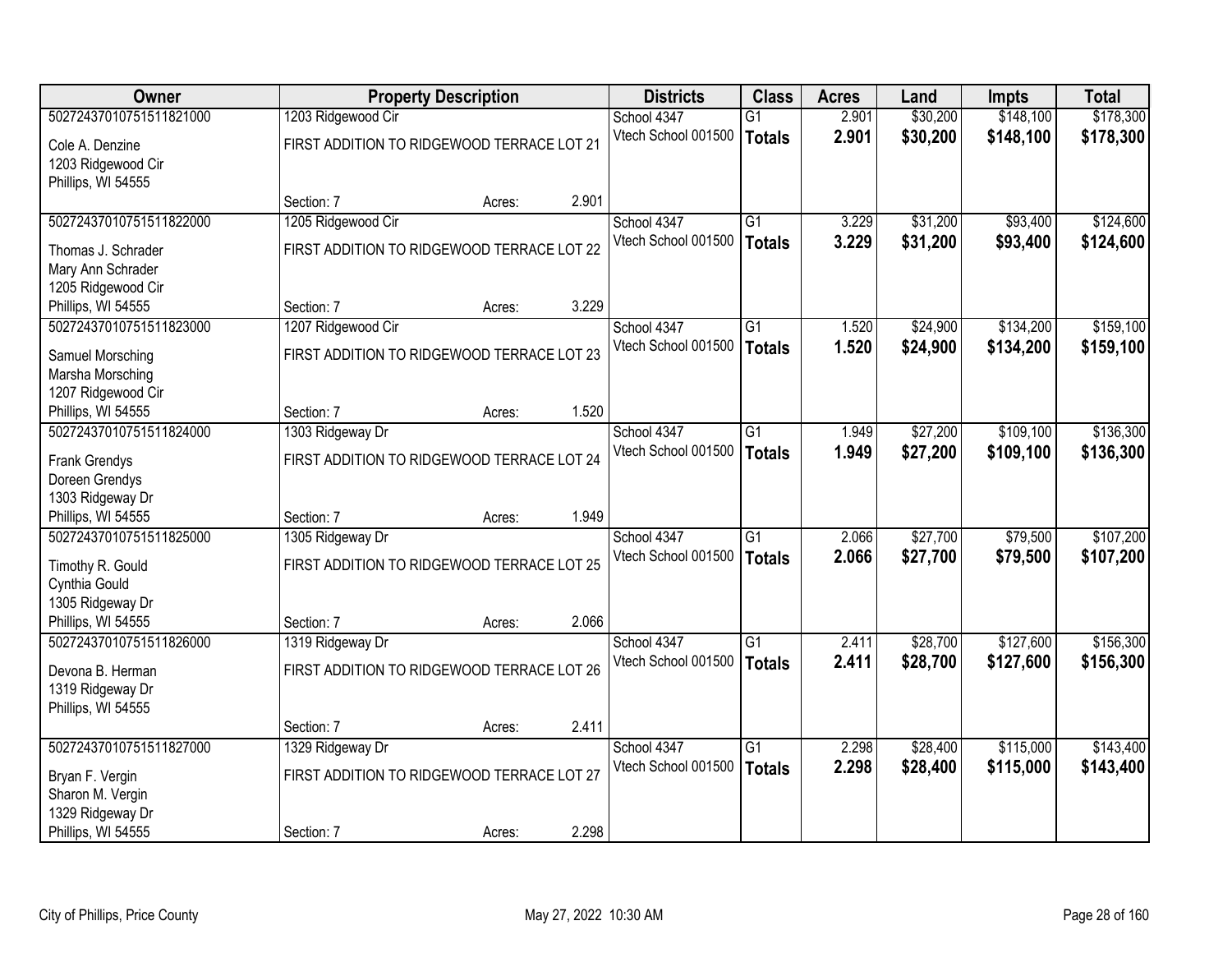| Owner | Property Description | | | Districts | Class | Acres | Land | Impts | Total |
|---|---|---|---|---|---|---|---|---|---|
| 50272437010751511821000 | 1203 Ridgewood Cir | | | School 4347 | G1 | 2.901 | $30,200 | $148,100 | $178,300 |
| Cole A. Denzine<br>1203 Ridgewood Cir<br>Phillips, WI 54555 | FIRST ADDITION TO RIDGEWOOD TERRACE LOT 21 | | | Vtech School 001500 | **Totals** | **2.901** | **$30,200** | **$148,100** | **$178,300** |
| | Section: 7 | Acres: | 2.901 | | | | | | |
| 50272437010751511822000 | 1205 Ridgewood Cir | | | School 4347 | G1 | 3.229 | $31,200 | $93,400 | $124,600 |
| Thomas J. Schrader<br>Mary Ann Schrader<br>1205 Ridgewood Cir<br>Phillips, WI 54555 | FIRST ADDITION TO RIDGEWOOD TERRACE LOT 22 | | | Vtech School 001500 | **Totals** | **3.229** | **$31,200** | **$93,400** | **$124,600** |
| | Section: 7 | Acres: | 3.229 | | | | | | |
| 50272437010751511823000 | 1207 Ridgewood Cir | | | School 4347 | G1 | 1.520 | $24,900 | $134,200 | $159,100 |
| Samuel Morsching<br>Marsha Morsching<br>1207 Ridgewood Cir<br>Phillips, WI 54555 | FIRST ADDITION TO RIDGEWOOD TERRACE LOT 23 | | | Vtech School 001500 | **Totals** | **1.520** | **$24,900** | **$134,200** | **$159,100** |
| | Section: 7 | Acres: | 1.520 | | | | | | |
| 50272437010751511824000 | 1303 Ridgeway Dr | | | School 4347 | G1 | 1.949 | $27,200 | $109,100 | $136,300 |
| Frank Grendys<br>Doreen Grendys<br>1303 Ridgeway Dr<br>Phillips, WI 54555 | FIRST ADDITION TO RIDGEWOOD TERRACE LOT 24 | | | Vtech School 001500 | **Totals** | **1.949** | **$27,200** | **$109,100** | **$136,300** |
| | Section: 7 | Acres: | 1.949 | | | | | | |
| 50272437010751511825000 | 1305 Ridgeway Dr | | | School 4347 | G1 | 2.066 | $27,700 | $79,500 | $107,200 |
| Timothy R. Gould<br>Cynthia Gould<br>1305 Ridgeway Dr<br>Phillips, WI 54555 | FIRST ADDITION TO RIDGEWOOD TERRACE LOT 25 | | | Vtech School 001500 | **Totals** | **2.066** | **$27,700** | **$79,500** | **$107,200** |
| | Section: 7 | Acres: | 2.066 | | | | | | |
| 50272437010751511826000 | 1319 Ridgeway Dr | | | School 4347 | G1 | 2.411 | $28,700 | $127,600 | $156,300 |
| Devona B. Herman<br>1319 Ridgeway Dr<br>Phillips, WI 54555 | FIRST ADDITION TO RIDGEWOOD TERRACE LOT 26 | | | Vtech School 001500 | **Totals** | **2.411** | **$28,700** | **$127,600** | **$156,300** |
| | Section: 7 | Acres: | 2.411 | | | | | | |
| 50272437010751511827000 | 1329 Ridgeway Dr | | | School 4347 | G1 | 2.298 | $28,400 | $115,000 | $143,400 |
| Bryan F. Vergin<br>Sharon M. Vergin<br>1329 Ridgeway Dr<br>Phillips, WI 54555 | FIRST ADDITION TO RIDGEWOOD TERRACE LOT 27 | | | Vtech School 001500 | **Totals** | **2.298** | **$28,400** | **$115,000** | **$143,400** |
| | Section: 7 | Acres: | 2.298 | | | | | | |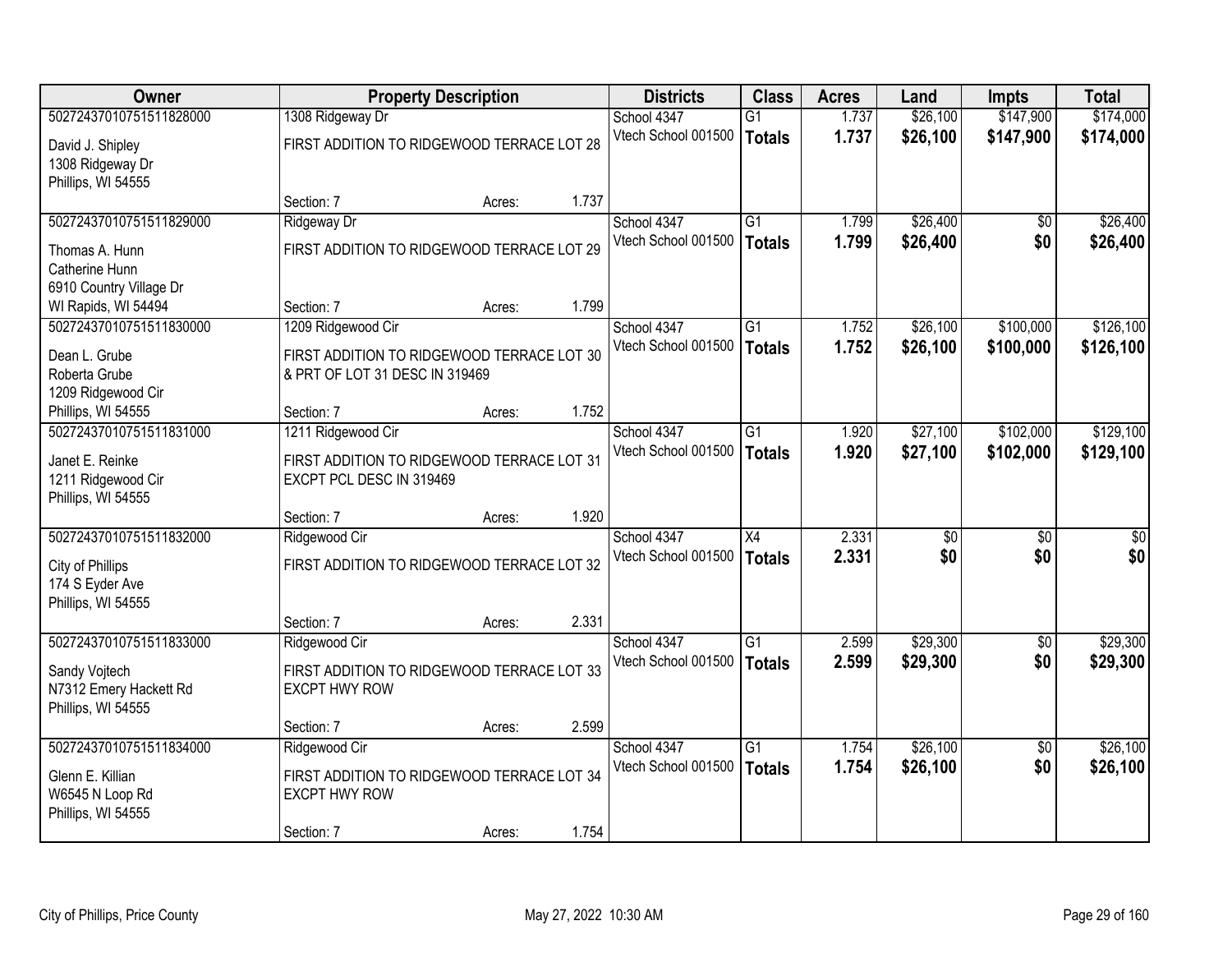| Owner | Property Description | | | Districts | Class | Acres | Land | Impts | Total |
|---|---|---|---|---|---|---|---|---|---|
| 50272437010751511828000 | 1308 Ridgeway Dr | | | School 4347 | G1 | 1.737 | $26,100 | $147,900 | $174,000 |
| David J. Shipley<br>1308 Ridgeway Dr<br>Phillips, WI 54555 | FIRST ADDITION TO RIDGEWOOD TERRACE LOT 28 | | | Vtech School 001500 | **Totals** | **1.737** | **$26,100** | **$147,900** | **$174,000** |
| | Section: 7 | Acres: | 1.737 | | | | | | |
| 50272437010751511829000 | Ridgeway Dr | | | School 4347 | G1 | 1.799 | $26,400 | $0 | $26,400 |
| Thomas A. Hunn<br>Catherine Hunn<br>6910 Country Village Dr<br>WI Rapids, WI 54494 | FIRST ADDITION TO RIDGEWOOD TERRACE LOT 29 | | | Vtech School 001500 | **Totals** | **1.799** | **$26,400** | **$0** | **$26,400** |
| | Section: 7 | Acres: | 1.799 | | | | | | |
| 50272437010751511830000 | 1209 Ridgewood Cir | | | School 4347 | G1 | 1.752 | $26,100 | $100,000 | $126,100 |
| Dean L. Grube<br>Roberta Grube<br>1209 Ridgewood Cir<br>Phillips, WI 54555 | FIRST ADDITION TO RIDGEWOOD TERRACE LOT 30 & PRT OF LOT 31 DESC IN 319469 | | | Vtech School 001500 | **Totals** | **1.752** | **$26,100** | **$100,000** | **$126,100** |
| | Section: 7 | Acres: | 1.752 | | | | | | |
| 50272437010751511831000 | 1211 Ridgewood Cir | | | School 4347 | G1 | 1.920 | $27,100 | $102,000 | $129,100 |
| Janet E. Reinke<br>1211 Ridgewood Cir<br>Phillips, WI 54555 | FIRST ADDITION TO RIDGEWOOD TERRACE LOT 31 EXCPT PCL DESC IN 319469 | | | Vtech School 001500 | **Totals** | **1.920** | **$27,100** | **$102,000** | **$129,100** |
| | Section: 7 | Acres: | 1.920 | | | | | | |
| 50272437010751511832000 | Ridgewood Cir | | | School 4347 | X4 | 2.331 | $0 | $0 | $0 |
| City of Phillips<br>174 S Eyder Ave<br>Phillips, WI 54555 | FIRST ADDITION TO RIDGEWOOD TERRACE LOT 32 | | | Vtech School 001500 | **Totals** | **2.331** | **$0** | **$0** | **$0** |
| | Section: 7 | Acres: | 2.331 | | | | | | |
| 50272437010751511833000 | Ridgewood Cir | | | School 4347 | G1 | 2.599 | $29,300 | $0 | $29,300 |
| Sandy Vojtech<br>N7312 Emery Hackett Rd<br>Phillips, WI 54555 | FIRST ADDITION TO RIDGEWOOD TERRACE LOT 33 EXCPT HWY ROW | | | Vtech School 001500 | **Totals** | **2.599** | **$29,300** | **$0** | **$29,300** |
| | Section: 7 | Acres: | 2.599 | | | | | | |
| 50272437010751511834000 | Ridgewood Cir | | | School 4347 | G1 | 1.754 | $26,100 | $0 | $26,100 |
| Glenn E. Killian<br>W6545 N Loop Rd<br>Phillips, WI 54555 | FIRST ADDITION TO RIDGEWOOD TERRACE LOT 34 EXCPT HWY ROW | | | Vtech School 001500 | **Totals** | **1.754** | **$26,100** | **$0** | **$26,100** |
| | Section: 7 | Acres: | 1.754 | | | | | | |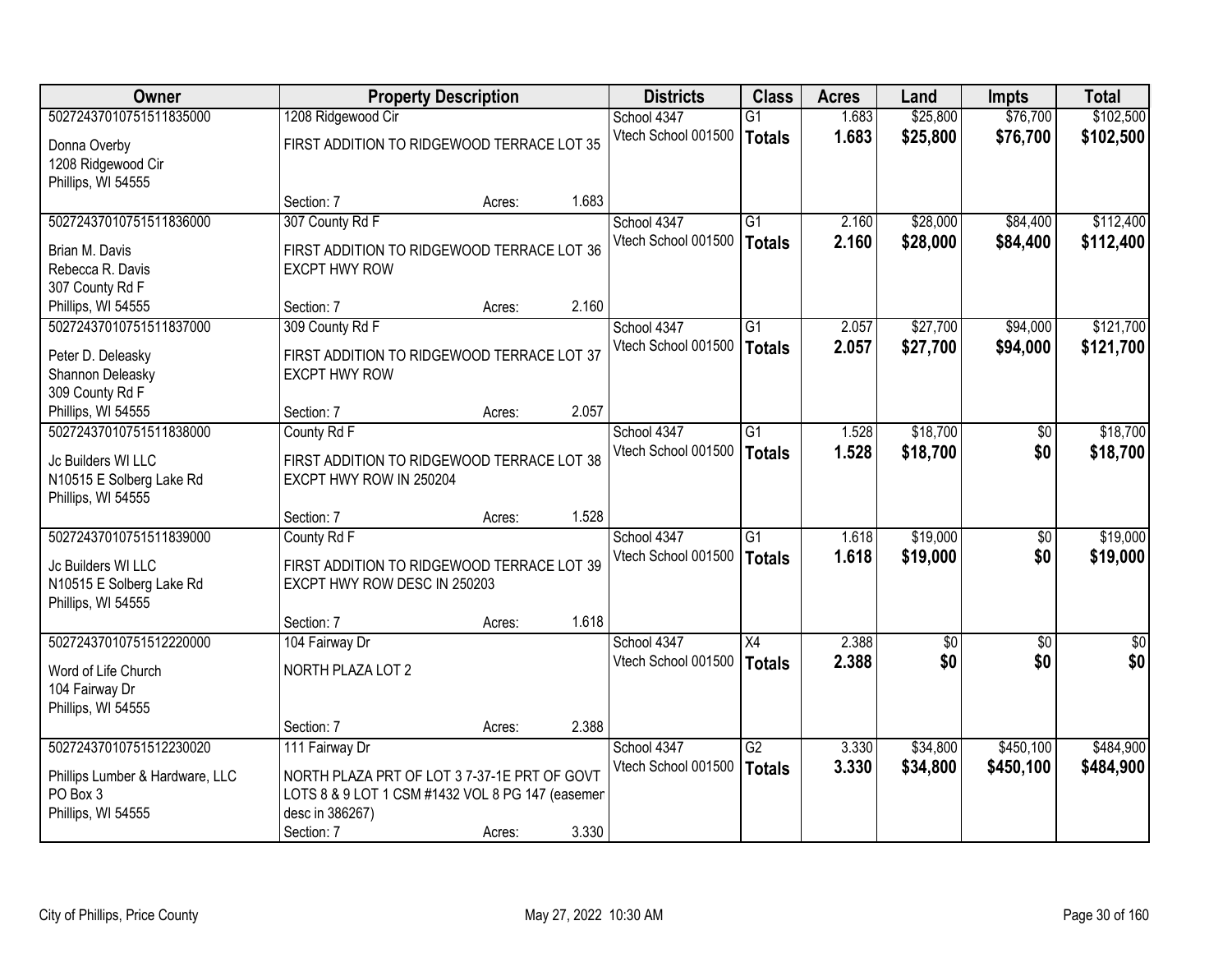| Owner | Property Description | Districts | Class | Acres | Land | Impts | Total |
|---|---|---|---|---|---|---|---|
| 50272437010751511835000<br>Donna Overby<br>1208 Ridgewood Cir<br>Phillips, WI 54555 | 1208 Ridgewood Cir<br>FIRST ADDITION TO RIDGEWOOD TERRACE LOT 35<br>Section: 7 Acres: 1.683 | School 4347<br>Vtech School 001500 | G1<br>**Totals** | 1.683<br>**1.683** | $25,800<br>**$25,800** | $76,700<br>**$76,700** | $102,500<br>**$102,500** |
| 50272437010751511836000<br>Brian M. Davis<br>Rebecca R. Davis<br>307 County Rd F<br>Phillips, WI 54555 | 307 County Rd F<br>FIRST ADDITION TO RIDGEWOOD TERRACE LOT 36 EXCPT HWY ROW<br>Section: 7 Acres: 2.160 | School 4347<br>Vtech School 001500 | G1<br>**Totals** | 2.160<br>**2.160** | $28,000<br>**$28,000** | $84,400<br>**$84,400** | $112,400<br>**$112,400** |
| 50272437010751511837000<br>Peter D. Deleasky<br>Shannon Deleasky<br>309 County Rd F<br>Phillips, WI 54555 | 309 County Rd F<br>FIRST ADDITION TO RIDGEWOOD TERRACE LOT 37 EXCPT HWY ROW<br>Section: 7 Acres: 2.057 | School 4347<br>Vtech School 001500 | G1<br>**Totals** | 2.057<br>**2.057** | $27,700<br>**$27,700** | $94,000<br>**$94,000** | $121,700<br>**$121,700** |
| 50272437010751511838000<br>Jc Builders WI LLC<br>N10515 E Solberg Lake Rd<br>Phillips, WI 54555 | County Rd F<br>FIRST ADDITION TO RIDGEWOOD TERRACE LOT 38 EXCPT HWY ROW IN 250204<br>Section: 7 Acres: 1.528 | School 4347<br>Vtech School 001500 | G1<br>**Totals** | 1.528<br>**1.528** | $18,700<br>**$18,700** | $0<br>**$0** | $18,700<br>**$18,700** |
| 50272437010751511839000<br>Jc Builders WI LLC<br>N10515 E Solberg Lake Rd<br>Phillips, WI 54555 | County Rd F<br>FIRST ADDITION TO RIDGEWOOD TERRACE LOT 39 EXCPT HWY ROW DESC IN 250203<br>Section: 7 Acres: 1.618 | School 4347<br>Vtech School 001500 | G1<br>**Totals** | 1.618<br>**1.618** | $19,000<br>**$19,000** | $0<br>**$0** | $19,000<br>**$19,000** |
| 50272437010751512220000<br>Word of Life Church<br>104 Fairway Dr<br>Phillips, WI 54555 | 104 Fairway Dr<br>NORTH PLAZA LOT 2<br>Section: 7 Acres: 2.388 | School 4347<br>Vtech School 001500 | X4<br>**Totals** | 2.388<br>**2.388** | $0<br>**$0** | $0<br>**$0** | $0<br>**$0** |
| 50272437010751512230020<br>Phillips Lumber & Hardware, LLC<br>PO Box 3<br>Phillips, WI 54555 | 111 Fairway Dr<br>NORTH PLAZA PRT OF LOT 3 7-37-1E PRT OF GOVT LOTS 8 & 9 LOT 1 CSM #1432 VOL 8 PG 147 (easemer desc in 386267)<br>Section: 7 Acres: 3.330 | School 4347<br>Vtech School 001500 | G2<br>**Totals** | 3.330<br>**3.330** | $34,800<br>**$34,800** | $450,100<br>**$450,100** | $484,900<br>**$484,900** |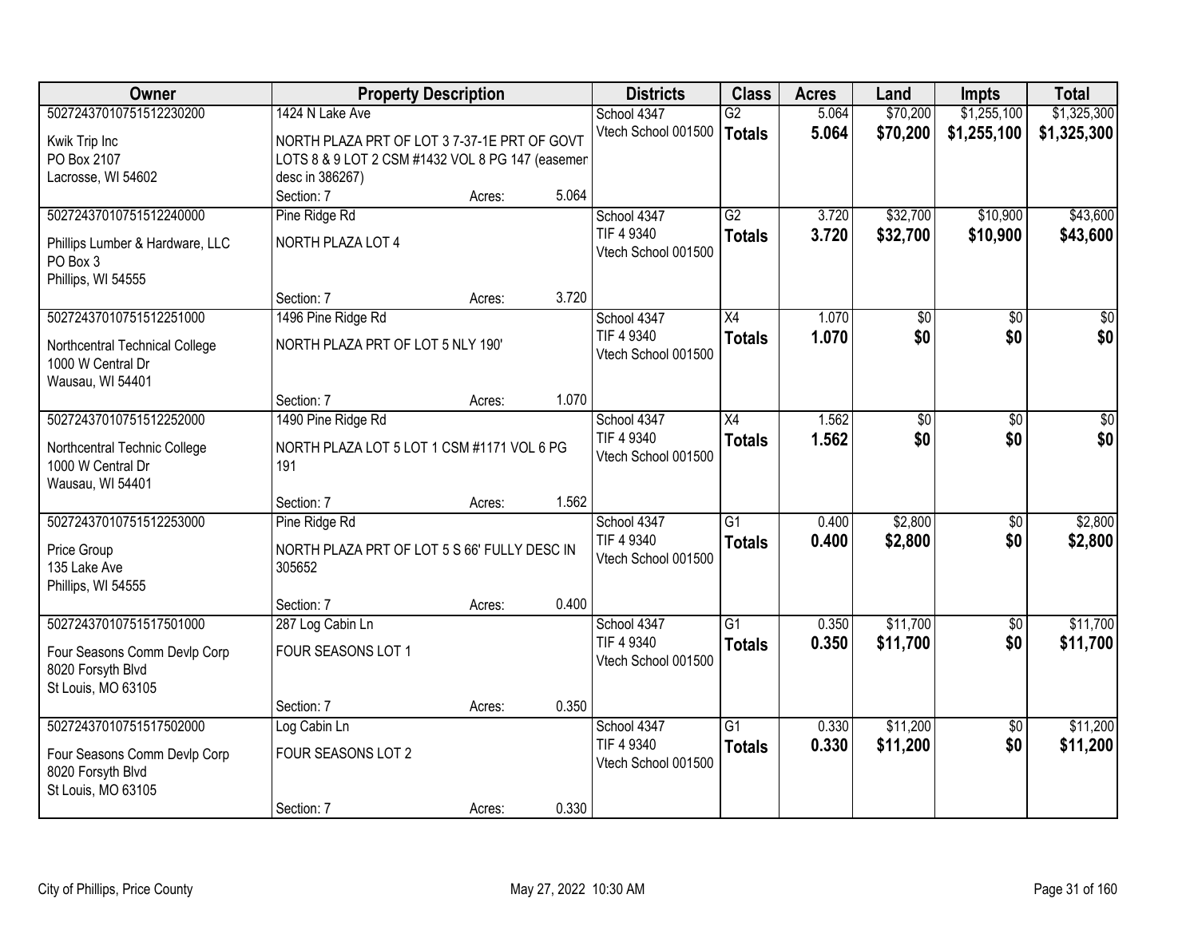| Owner | Property Description | Districts | Class | Acres | Land | Impts | Total |
|---|---|---|---|---|---|---|---|
| 50272437010751512230200<br>Kwik Trip Inc<br>PO Box 2107<br>Lacrosse, WI 54602 | 1424 N Lake Ave<br>NORTH PLAZA PRT OF LOT 3 7-37-1E PRT OF GOVT LOTS 8 & 9 LOT 2 CSM #1432 VOL 8 PG 147 (easemer desc in 386267)<br>Section: 7 Acres: 5.064 | School 4347<br>Vtech School 001500 | G2<br>**Totals** | 5.064<br>**5.064** | $70,200<br>**$70,200** | $1,255,100<br>**$1,255,100** | $1,325,300<br>**$1,325,300** |
| 50272437010751512240000<br>Phillips Lumber & Hardware, LLC<br>PO Box 3<br>Phillips, WI 54555 | Pine Ridge Rd<br>NORTH PLAZA LOT 4<br>Section: 7 Acres: 3.720 | School 4347<br>TIF 4 9340<br>Vtech School 001500 | G2<br>**Totals** | 3.720<br>**3.720** | $32,700<br>**$32,700** | $10,900<br>**$10,900** | $43,600<br>**$43,600** |
| 50272437010751512251000<br>Northcentral Technical College<br>1000 W Central Dr<br>Wausau, WI 54401 | 1496 Pine Ridge Rd<br>NORTH PLAZA PRT OF LOT 5 NLY 190'<br>Section: 7 Acres: 1.070 | School 4347<br>TIF 4 9340<br>Vtech School 001500 | X4<br>**Totals** | 1.070<br>**1.070** | $0<br>**$0** | $0<br>**$0** | $0<br>**$0** |
| 50272437010751512252000<br>Northcentral Technic College<br>1000 W Central Dr<br>Wausau, WI 54401 | 1490 Pine Ridge Rd<br>NORTH PLAZA LOT 5 LOT 1 CSM #1171 VOL 6 PG 191<br>Section: 7 Acres: 1.562 | School 4347<br>TIF 4 9340<br>Vtech School 001500 | X4<br>**Totals** | 1.562<br>**1.562** | $0<br>**$0** | $0<br>**$0** | $0<br>**$0** |
| 50272437010751512253000<br>Price Group<br>135 Lake Ave<br>Phillips, WI 54555 | Pine Ridge Rd<br>NORTH PLAZA PRT OF LOT 5 S 66' FULLY DESC IN 305652<br>Section: 7 Acres: 0.400 | School 4347<br>TIF 4 9340<br>Vtech School 001500 | G1<br>**Totals** | 0.400<br>**0.400** | $2,800<br>**$2,800** | $0<br>**$0** | $2,800<br>**$2,800** |
| 50272437010751517501000<br>Four Seasons Comm Devlp Corp<br>8020 Forsyth Blvd<br>St Louis, MO 63105 | 287 Log Cabin Ln<br>FOUR SEASONS LOT 1<br>Section: 7 Acres: 0.350 | School 4347<br>TIF 4 9340<br>Vtech School 001500 | G1<br>**Totals** | 0.350<br>**0.350** | $11,700<br>**$11,700** | $0<br>**$0** | $11,700<br>**$11,700** |
| 50272437010751517502000<br>Four Seasons Comm Devlp Corp<br>8020 Forsyth Blvd<br>St Louis, MO 63105 | Log Cabin Ln<br>FOUR SEASONS LOT 2<br>Section: 7 Acres: 0.330 | School 4347<br>TIF 4 9340<br>Vtech School 001500 | G1<br>**Totals** | 0.330<br>**0.330** | $11,200<br>**$11,200** | $0<br>**$0** | $11,200<br>**$11,200** |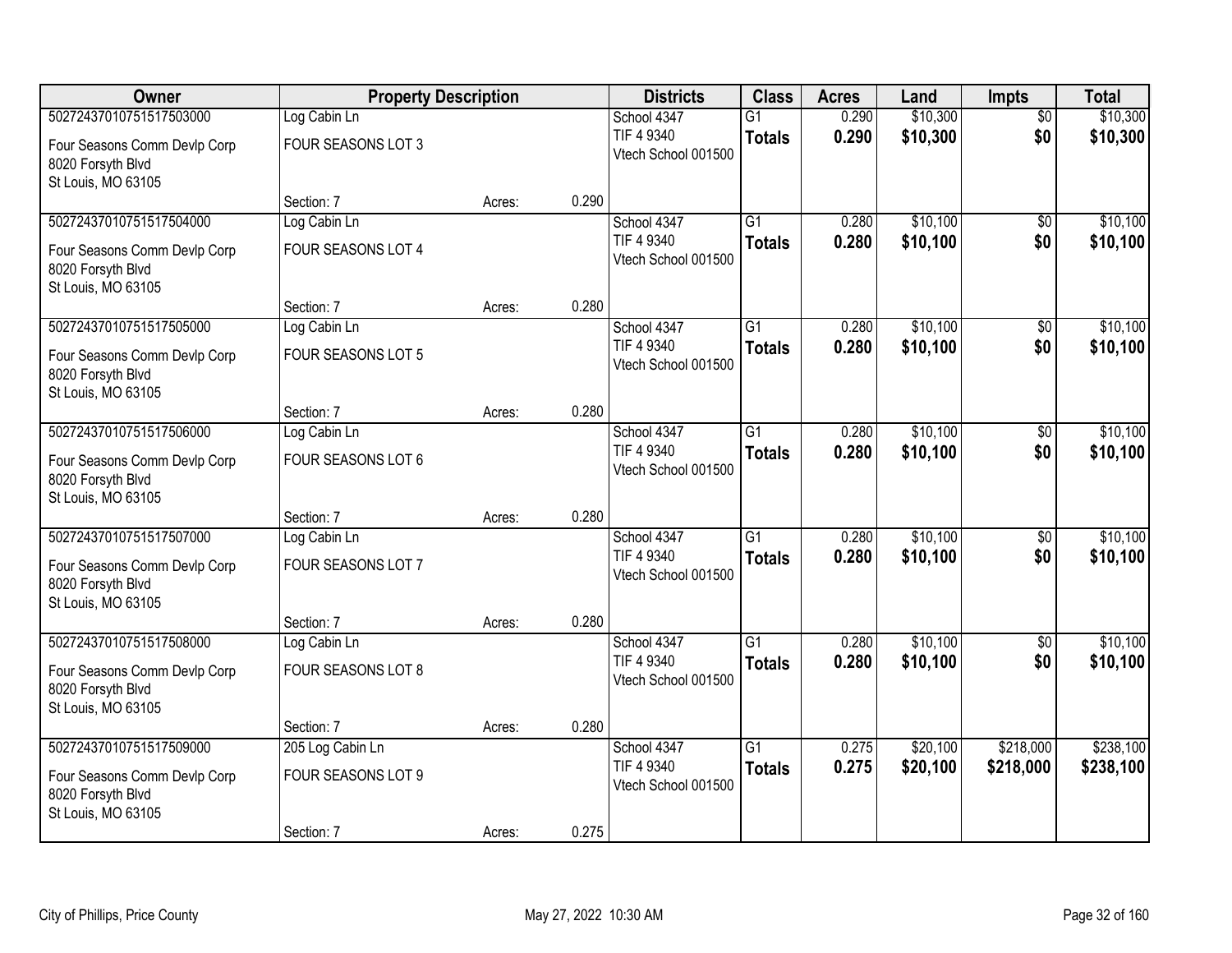| Owner | Property Description | | | Districts | Class | Acres | Land | Impts | Total |
|---|---|---|---|---|---|---|---|---|---|
| 50272437010751517503000 | Log Cabin Ln | | | School 4347 | G1 | 0.290 | $10,300 | $0 | $10,300 |
| Four Seasons Comm Devlp Corp<br>8020 Forsyth Blvd<br>St Louis, MO 63105 | FOUR SEASONS LOT 3 | | | TIF 4 9340<br>Vtech School 001500 | **Totals** | **0.290** | **$10,300** | **$0** | **$10,300** |
| | Section: 7 | Acres: | 0.290 | | | | | | |
| 50272437010751517504000 | Log Cabin Ln | | | School 4347 | G1 | 0.280 | $10,100 | $0 | $10,100 |
| Four Seasons Comm Devlp Corp<br>8020 Forsyth Blvd<br>St Louis, MO 63105 | FOUR SEASONS LOT 4 | | | TIF 4 9340<br>Vtech School 001500 | **Totals** | **0.280** | **$10,100** | **$0** | **$10,100** |
| | Section: 7 | Acres: | 0.280 | | | | | | |
| 50272437010751517505000 | Log Cabin Ln | | | School 4347 | G1 | 0.280 | $10,100 | $0 | $10,100 |
| Four Seasons Comm Devlp Corp<br>8020 Forsyth Blvd<br>St Louis, MO 63105 | FOUR SEASONS LOT 5 | | | TIF 4 9340<br>Vtech School 001500 | **Totals** | **0.280** | **$10,100** | **$0** | **$10,100** |
| | Section: 7 | Acres: | 0.280 | | | | | | |
| 50272437010751517506000 | Log Cabin Ln | | | School 4347 | G1 | 0.280 | $10,100 | $0 | $10,100 |
| Four Seasons Comm Devlp Corp<br>8020 Forsyth Blvd<br>St Louis, MO 63105 | FOUR SEASONS LOT 6 | | | TIF 4 9340<br>Vtech School 001500 | **Totals** | **0.280** | **$10,100** | **$0** | **$10,100** |
| | Section: 7 | Acres: | 0.280 | | | | | | |
| 50272437010751517507000 | Log Cabin Ln | | | School 4347 | G1 | 0.280 | $10,100 | $0 | $10,100 |
| Four Seasons Comm Devlp Corp<br>8020 Forsyth Blvd<br>St Louis, MO 63105 | FOUR SEASONS LOT 7 | | | TIF 4 9340<br>Vtech School 001500 | **Totals** | **0.280** | **$10,100** | **$0** | **$10,100** |
| | Section: 7 | Acres: | 0.280 | | | | | | |
| 50272437010751517508000 | Log Cabin Ln | | | School 4347 | G1 | 0.280 | $10,100 | $0 | $10,100 |
| Four Seasons Comm Devlp Corp<br>8020 Forsyth Blvd<br>St Louis, MO 63105 | FOUR SEASONS LOT 8 | | | TIF 4 9340<br>Vtech School 001500 | **Totals** | **0.280** | **$10,100** | **$0** | **$10,100** |
| | Section: 7 | Acres: | 0.280 | | | | | | |
| 50272437010751517509000 | 205 Log Cabin Ln | | | School 4347 | G1 | 0.275 | $20,100 | $218,000 | $238,100 |
| Four Seasons Comm Devlp Corp<br>8020 Forsyth Blvd<br>St Louis, MO 63105 | FOUR SEASONS LOT 9 | | | TIF 4 9340<br>Vtech School 001500 | **Totals** | **0.275** | **$20,100** | **$218,000** | **$238,100** |
| | Section: 7 | Acres: | 0.275 | | | | | | |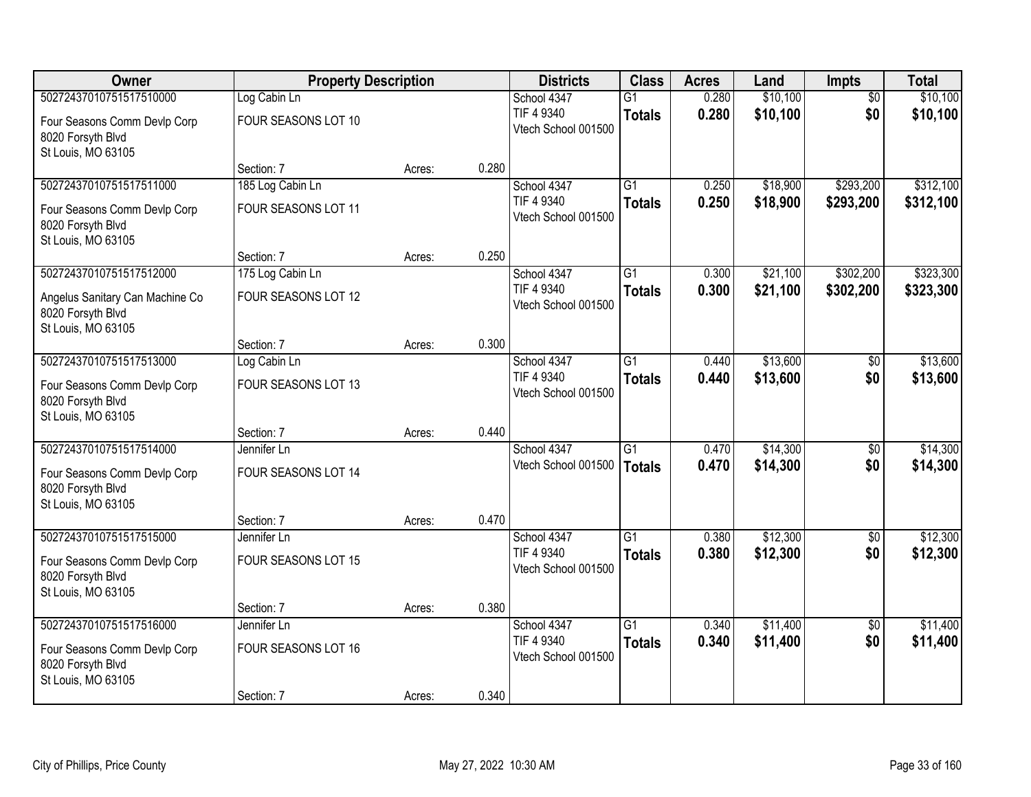| Owner | Property Description | | | Districts | Class | Acres | Land | Impts | Total |
|---|---|---|---|---|---|---|---|---|---|
| 50272437010751517510000 | Log Cabin Ln | | | School 4347 | G1 | 0.280 | $10,100 | $0 | $10,100 |
| Four Seasons Comm Devlp Corp<br>8020 Forsyth Blvd<br>St Louis, MO 63105 | FOUR SEASONS LOT 10 | | | TIF 4 9340<br>Vtech School 001500 | **Totals** | **0.280** | **$10,100** | **$0** | **$10,100** |
| | Section: 7 | Acres: | 0.280 | | | | | | |
| 50272437010751517511000 | 185 Log Cabin Ln | | | School 4347 | G1 | 0.250 | $18,900 | $293,200 | $312,100 |
| Four Seasons Comm Devlp Corp<br>8020 Forsyth Blvd<br>St Louis, MO 63105 | FOUR SEASONS LOT 11 | | | TIF 4 9340<br>Vtech School 001500 | **Totals** | **0.250** | **$18,900** | **$293,200** | **$312,100** |
| | Section: 7 | Acres: | 0.250 | | | | | | |
| 50272437010751517512000 | 175 Log Cabin Ln | | | School 4347 | G1 | 0.300 | $21,100 | $302,200 | $323,300 |
| Angelus Sanitary Can Machine Co<br>8020 Forsyth Blvd<br>St Louis, MO 63105 | FOUR SEASONS LOT 12 | | | TIF 4 9340<br>Vtech School 001500 | **Totals** | **0.300** | **$21,100** | **$302,200** | **$323,300** |
| | Section: 7 | Acres: | 0.300 | | | | | | |
| 50272437010751517513000 | Log Cabin Ln | | | School 4347 | G1 | 0.440 | $13,600 | $0 | $13,600 |
| Four Seasons Comm Devlp Corp<br>8020 Forsyth Blvd<br>St Louis, MO 63105 | FOUR SEASONS LOT 13 | | | TIF 4 9340<br>Vtech School 001500 | **Totals** | **0.440** | **$13,600** | **$0** | **$13,600** |
| | Section: 7 | Acres: | 0.440 | | | | | | |
| 50272437010751517514000 | Jennifer Ln | | | School 4347 | G1 | 0.470 | $14,300 | $0 | $14,300 |
| Four Seasons Comm Devlp Corp<br>8020 Forsyth Blvd<br>St Louis, MO 63105 | FOUR SEASONS LOT 14 | | | Vtech School 001500 | **Totals** | **0.470** | **$14,300** | **$0** | **$14,300** |
| | Section: 7 | Acres: | 0.470 | | | | | | |
| 50272437010751517515000 | Jennifer Ln | | | School 4347 | G1 | 0.380 | $12,300 | $0 | $12,300 |
| Four Seasons Comm Devlp Corp<br>8020 Forsyth Blvd<br>St Louis, MO 63105 | FOUR SEASONS LOT 15 | | | TIF 4 9340<br>Vtech School 001500 | **Totals** | **0.380** | **$12,300** | **$0** | **$12,300** |
| | Section: 7 | Acres: | 0.380 | | | | | | |
| 50272437010751517516000 | Jennifer Ln | | | School 4347 | G1 | 0.340 | $11,400 | $0 | $11,400 |
| Four Seasons Comm Devlp Corp<br>8020 Forsyth Blvd<br>St Louis, MO 63105 | FOUR SEASONS LOT 16 | | | TIF 4 9340<br>Vtech School 001500 | **Totals** | **0.340** | **$11,400** | **$0** | **$11,400** |
| | Section: 7 | Acres: | 0.340 | | | | | | |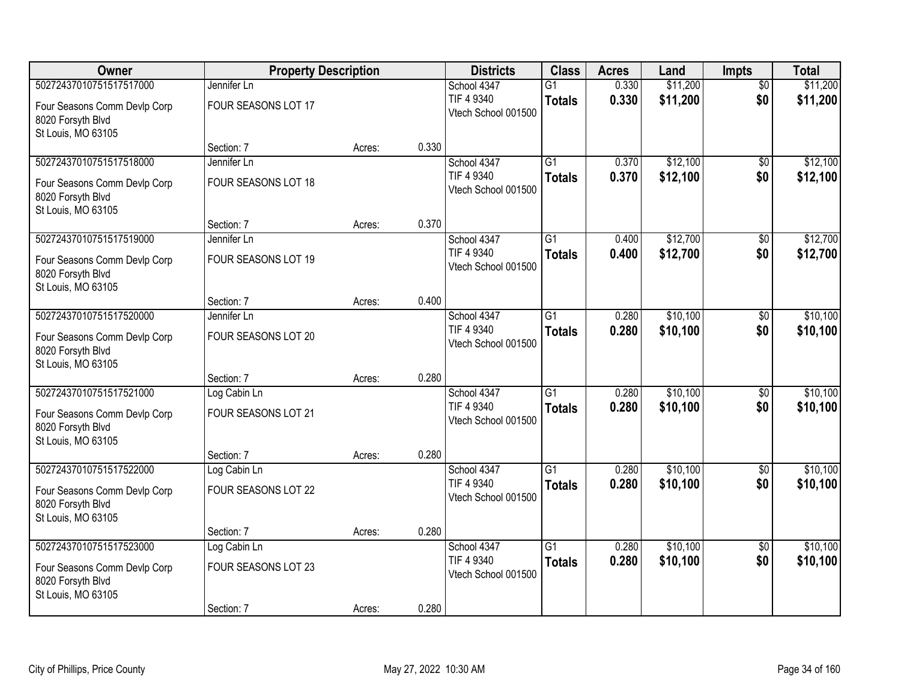| Owner | Property Description | | | Districts | Class | Acres | Land | Impts | Total |
|---|---|---|---|---|---|---|---|---|---|
| 50272437010751517517000 | Jennifer Ln | | | School 4347 | G1 | 0.330 | $11,200 | $0 | $11,200 |
| Four Seasons Comm Devlp Corp<br>8020 Forsyth Blvd<br>St Louis, MO 63105 | FOUR SEASONS LOT 17 | | | TIF 4 9340<br>Vtech School 001500 | **Totals** | **0.330** | **$11,200** | **$0** | **$11,200** |
| | Section: 7 | Acres: | 0.330 | | | | | | |
| 50272437010751517518000 | Jennifer Ln | | | School 4347 | G1 | 0.370 | $12,100 | $0 | $12,100 |
| Four Seasons Comm Devlp Corp<br>8020 Forsyth Blvd<br>St Louis, MO 63105 | FOUR SEASONS LOT 18 | | | TIF 4 9340<br>Vtech School 001500 | **Totals** | **0.370** | **$12,100** | **$0** | **$12,100** |
| | Section: 7 | Acres: | 0.370 | | | | | | |
| 50272437010751517519000 | Jennifer Ln | | | School 4347 | G1 | 0.400 | $12,700 | $0 | $12,700 |
| Four Seasons Comm Devlp Corp<br>8020 Forsyth Blvd<br>St Louis, MO 63105 | FOUR SEASONS LOT 19 | | | TIF 4 9340<br>Vtech School 001500 | **Totals** | **0.400** | **$12,700** | **$0** | **$12,700** |
| | Section: 7 | Acres: | 0.400 | | | | | | |
| 50272437010751517520000 | Jennifer Ln | | | School 4347 | G1 | 0.280 | $10,100 | $0 | $10,100 |
| Four Seasons Comm Devlp Corp<br>8020 Forsyth Blvd<br>St Louis, MO 63105 | FOUR SEASONS LOT 20 | | | TIF 4 9340<br>Vtech School 001500 | **Totals** | **0.280** | **$10,100** | **$0** | **$10,100** |
| | Section: 7 | Acres: | 0.280 | | | | | | |
| 50272437010751517521000 | Log Cabin Ln | | | School 4347 | G1 | 0.280 | $10,100 | $0 | $10,100 |
| Four Seasons Comm Devlp Corp<br>8020 Forsyth Blvd<br>St Louis, MO 63105 | FOUR SEASONS LOT 21 | | | TIF 4 9340<br>Vtech School 001500 | **Totals** | **0.280** | **$10,100** | **$0** | **$10,100** |
| | Section: 7 | Acres: | 0.280 | | | | | | |
| 50272437010751517522000 | Log Cabin Ln | | | School 4347 | G1 | 0.280 | $10,100 | $0 | $10,100 |
| Four Seasons Comm Devlp Corp<br>8020 Forsyth Blvd<br>St Louis, MO 63105 | FOUR SEASONS LOT 22 | | | TIF 4 9340<br>Vtech School 001500 | **Totals** | **0.280** | **$10,100** | **$0** | **$10,100** |
| | Section: 7 | Acres: | 0.280 | | | | | | |
| 50272437010751517523000 | Log Cabin Ln | | | School 4347 | G1 | 0.280 | $10,100 | $0 | $10,100 |
| Four Seasons Comm Devlp Corp<br>8020 Forsyth Blvd<br>St Louis, MO 63105 | FOUR SEASONS LOT 23 | | | TIF 4 9340<br>Vtech School 001500 | **Totals** | **0.280** | **$10,100** | **$0** | **$10,100** |
| | Section: 7 | Acres: | 0.280 | | | | | | |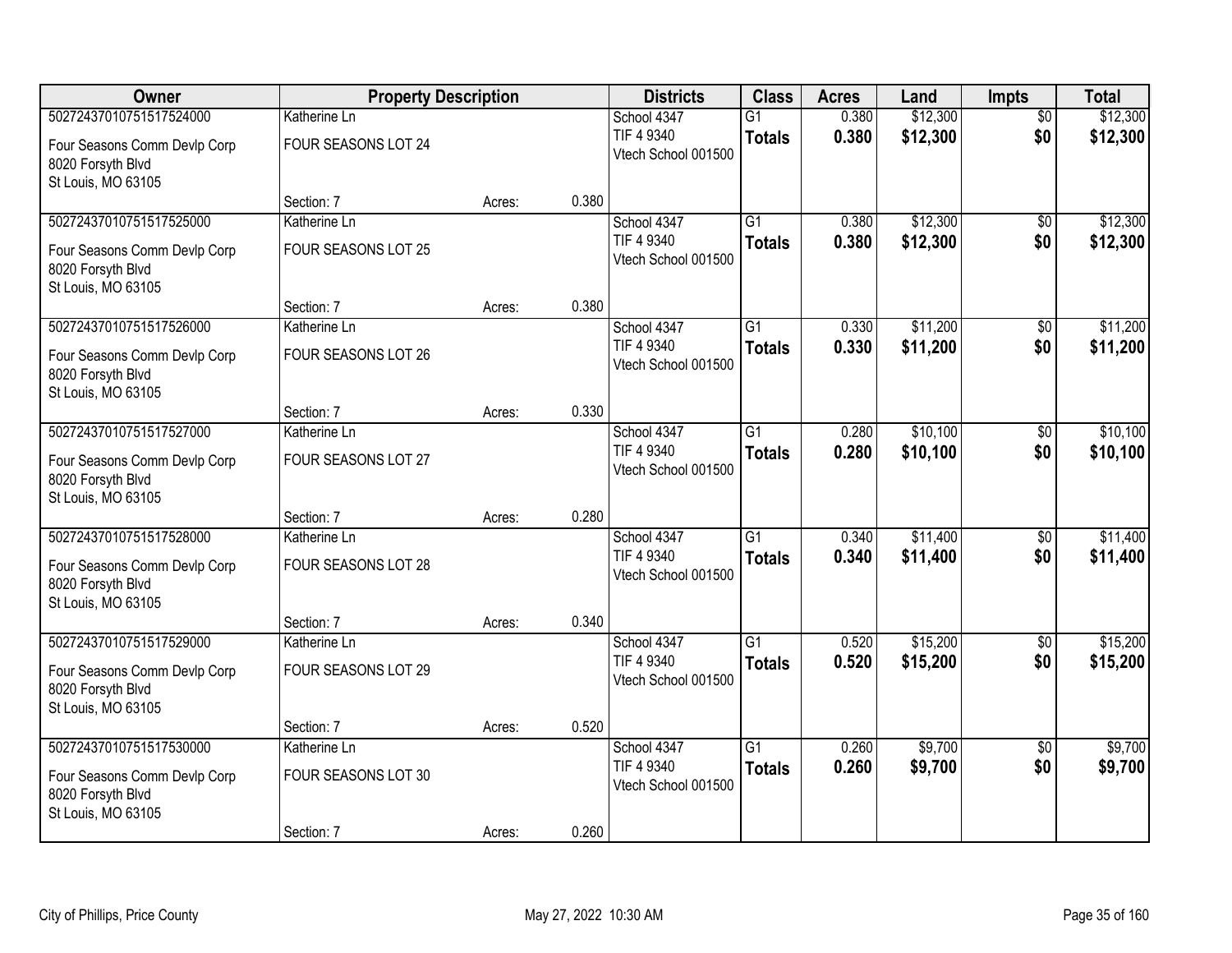| Owner | Property Description | | | Districts | Class | Acres | Land | Impts | Total |
|---|---|---|---|---|---|---|---|---|---|
| 50272437010751517524000 | Katherine Ln | | | School 4347 | G1 | 0.380 | $12,300 | $0 | $12,300 |
| Four Seasons Comm Devlp Corp<br>8020 Forsyth Blvd<br>St Louis, MO 63105 | FOUR SEASONS LOT 24 | | | TIF 4 9340<br>Vtech School 001500 | **Totals** | **0.380** | **$12,300** | **$0** | **$12,300** |
| | Section: 7 | Acres: | 0.380 | | | | | | |
| 50272437010751517525000 | Katherine Ln | | | School 4347 | G1 | 0.380 | $12,300 | $0 | $12,300 |
| Four Seasons Comm Devlp Corp<br>8020 Forsyth Blvd<br>St Louis, MO 63105 | FOUR SEASONS LOT 25 | | | TIF 4 9340<br>Vtech School 001500 | **Totals** | **0.380** | **$12,300** | **$0** | **$12,300** |
| | Section: 7 | Acres: | 0.380 | | | | | | |
| 50272437010751517526000 | Katherine Ln | | | School 4347 | G1 | 0.330 | $11,200 | $0 | $11,200 |
| Four Seasons Comm Devlp Corp<br>8020 Forsyth Blvd<br>St Louis, MO 63105 | FOUR SEASONS LOT 26 | | | TIF 4 9340<br>Vtech School 001500 | **Totals** | **0.330** | **$11,200** | **$0** | **$11,200** |
| | Section: 7 | Acres: | 0.330 | | | | | | |
| 50272437010751517527000 | Katherine Ln | | | School 4347 | G1 | 0.280 | $10,100 | $0 | $10,100 |
| Four Seasons Comm Devlp Corp<br>8020 Forsyth Blvd<br>St Louis, MO 63105 | FOUR SEASONS LOT 27 | | | TIF 4 9340<br>Vtech School 001500 | **Totals** | **0.280** | **$10,100** | **$0** | **$10,100** |
| | Section: 7 | Acres: | 0.280 | | | | | | |
| 50272437010751517528000 | Katherine Ln | | | School 4347 | G1 | 0.340 | $11,400 | $0 | $11,400 |
| Four Seasons Comm Devlp Corp<br>8020 Forsyth Blvd<br>St Louis, MO 63105 | FOUR SEASONS LOT 28 | | | TIF 4 9340<br>Vtech School 001500 | **Totals** | **0.340** | **$11,400** | **$0** | **$11,400** |
| | Section: 7 | Acres: | 0.340 | | | | | | |
| 50272437010751517529000 | Katherine Ln | | | School 4347 | G1 | 0.520 | $15,200 | $0 | $15,200 |
| Four Seasons Comm Devlp Corp<br>8020 Forsyth Blvd<br>St Louis, MO 63105 | FOUR SEASONS LOT 29 | | | TIF 4 9340<br>Vtech School 001500 | **Totals** | **0.520** | **$15,200** | **$0** | **$15,200** |
| | Section: 7 | Acres: | 0.520 | | | | | | |
| 50272437010751517530000 | Katherine Ln | | | School 4347 | G1 | 0.260 | $9,700 | $0 | $9,700 |
| Four Seasons Comm Devlp Corp<br>8020 Forsyth Blvd<br>St Louis, MO 63105 | FOUR SEASONS LOT 30 | | | TIF 4 9340<br>Vtech School 001500 | **Totals** | **0.260** | **$9,700** | **$0** | **$9,700** |
| | Section: 7 | Acres: | 0.260 | | | | | | |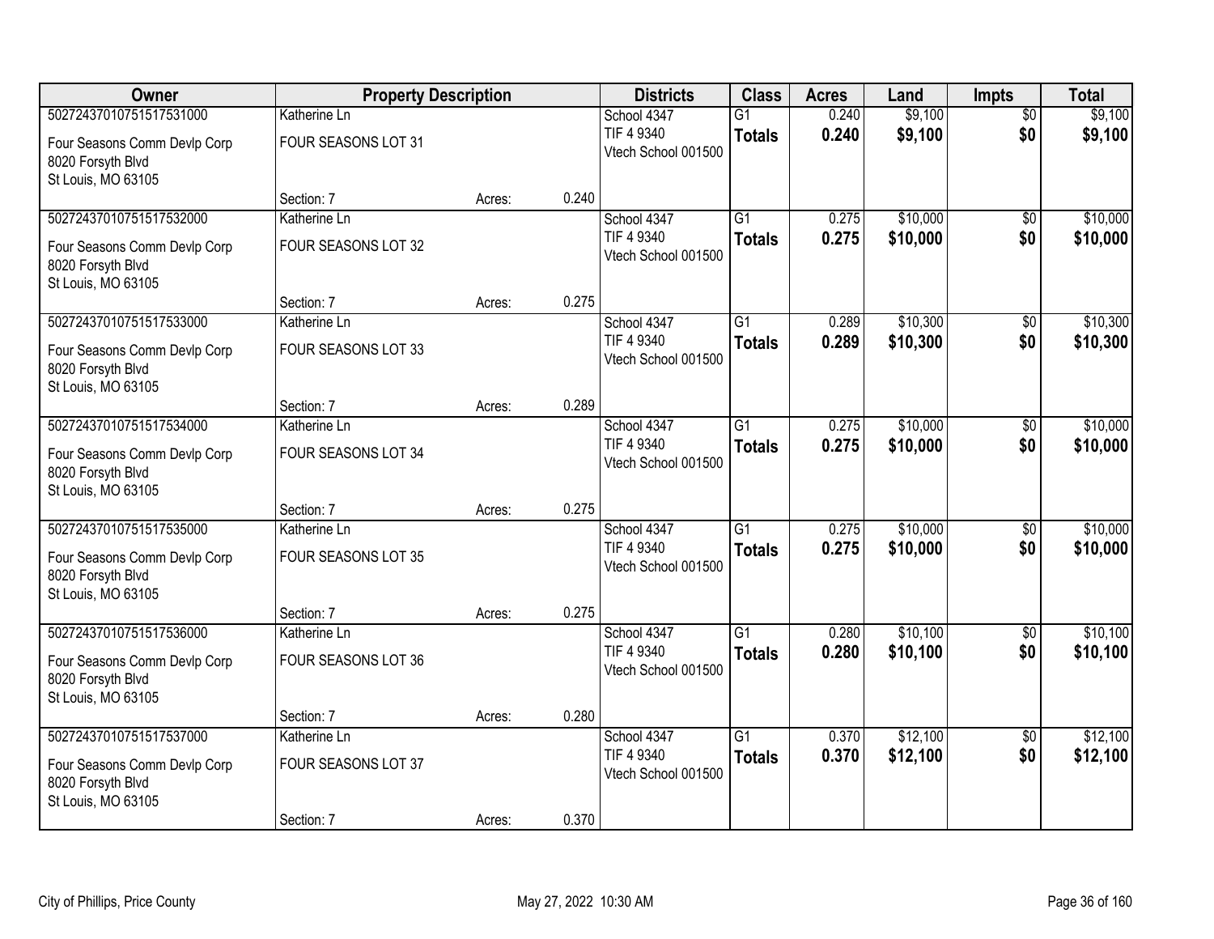| Owner | Property Description | | | Districts | Class | Acres | Land | Impts | Total |
|---|---|---|---|---|---|---|---|---|---|
| 50272437010751517531000<br>Four Seasons Comm Devlp Corp<br>8020 Forsyth Blvd<br>St Louis, MO 63105 | Katherine Ln<br>FOUR SEASONS LOT 31 | | | School 4347<br>TIF 4 9340<br>Vtech School 001500 | G1<br>**Totals** | 0.240<br>**0.240** | $9,100<br>**$9,100** | $0<br>**$0** | $9,100<br>**$9,100** |
| | Section: 7 | Acres: | 0.240 | | | | | | |
| 50272437010751517532000<br>Four Seasons Comm Devlp Corp<br>8020 Forsyth Blvd<br>St Louis, MO 63105 | Katherine Ln<br>FOUR SEASONS LOT 32 | | | School 4347<br>TIF 4 9340<br>Vtech School 001500 | G1<br>**Totals** | 0.275<br>**0.275** | $10,000<br>**$10,000** | $0<br>**$0** | $10,000<br>**$10,000** |
| | Section: 7 | Acres: | 0.275 | | | | | | |
| 50272437010751517533000<br>Four Seasons Comm Devlp Corp<br>8020 Forsyth Blvd<br>St Louis, MO 63105 | Katherine Ln<br>FOUR SEASONS LOT 33 | | | School 4347<br>TIF 4 9340<br>Vtech School 001500 | G1<br>**Totals** | 0.289<br>**0.289** | $10,300<br>**$10,300** | $0<br>**$0** | $10,300<br>**$10,300** |
| | Section: 7 | Acres: | 0.289 | | | | | | |
| 50272437010751517534000<br>Four Seasons Comm Devlp Corp<br>8020 Forsyth Blvd<br>St Louis, MO 63105 | Katherine Ln<br>FOUR SEASONS LOT 34 | | | School 4347<br>TIF 4 9340<br>Vtech School 001500 | G1<br>**Totals** | 0.275<br>**0.275** | $10,000<br>**$10,000** | $0<br>**$0** | $10,000<br>**$10,000** |
| | Section: 7 | Acres: | 0.275 | | | | | | |
| 50272437010751517535000<br>Four Seasons Comm Devlp Corp<br>8020 Forsyth Blvd<br>St Louis, MO 63105 | Katherine Ln<br>FOUR SEASONS LOT 35 | | | School 4347<br>TIF 4 9340<br>Vtech School 001500 | G1<br>**Totals** | 0.275<br>**0.275** | $10,000<br>**$10,000** | $0<br>**$0** | $10,000<br>**$10,000** |
| | Section: 7 | Acres: | 0.275 | | | | | | |
| 50272437010751517536000<br>Four Seasons Comm Devlp Corp<br>8020 Forsyth Blvd<br>St Louis, MO 63105 | Katherine Ln<br>FOUR SEASONS LOT 36 | | | School 4347<br>TIF 4 9340<br>Vtech School 001500 | G1<br>**Totals** | 0.280<br>**0.280** | $10,100<br>**$10,100** | $0<br>**$0** | $10,100<br>**$10,100** |
| | Section: 7 | Acres: | 0.280 | | | | | | |
| 50272437010751517537000<br>Four Seasons Comm Devlp Corp<br>8020 Forsyth Blvd<br>St Louis, MO 63105 | Katherine Ln<br>FOUR SEASONS LOT 37 | | | School 4347<br>TIF 4 9340<br>Vtech School 001500 | G1<br>**Totals** | 0.370<br>**0.370** | $12,100<br>**$12,100** | $0<br>**$0** | $12,100<br>**$12,100** |
| | Section: 7 | Acres: | 0.370 | | | | | | |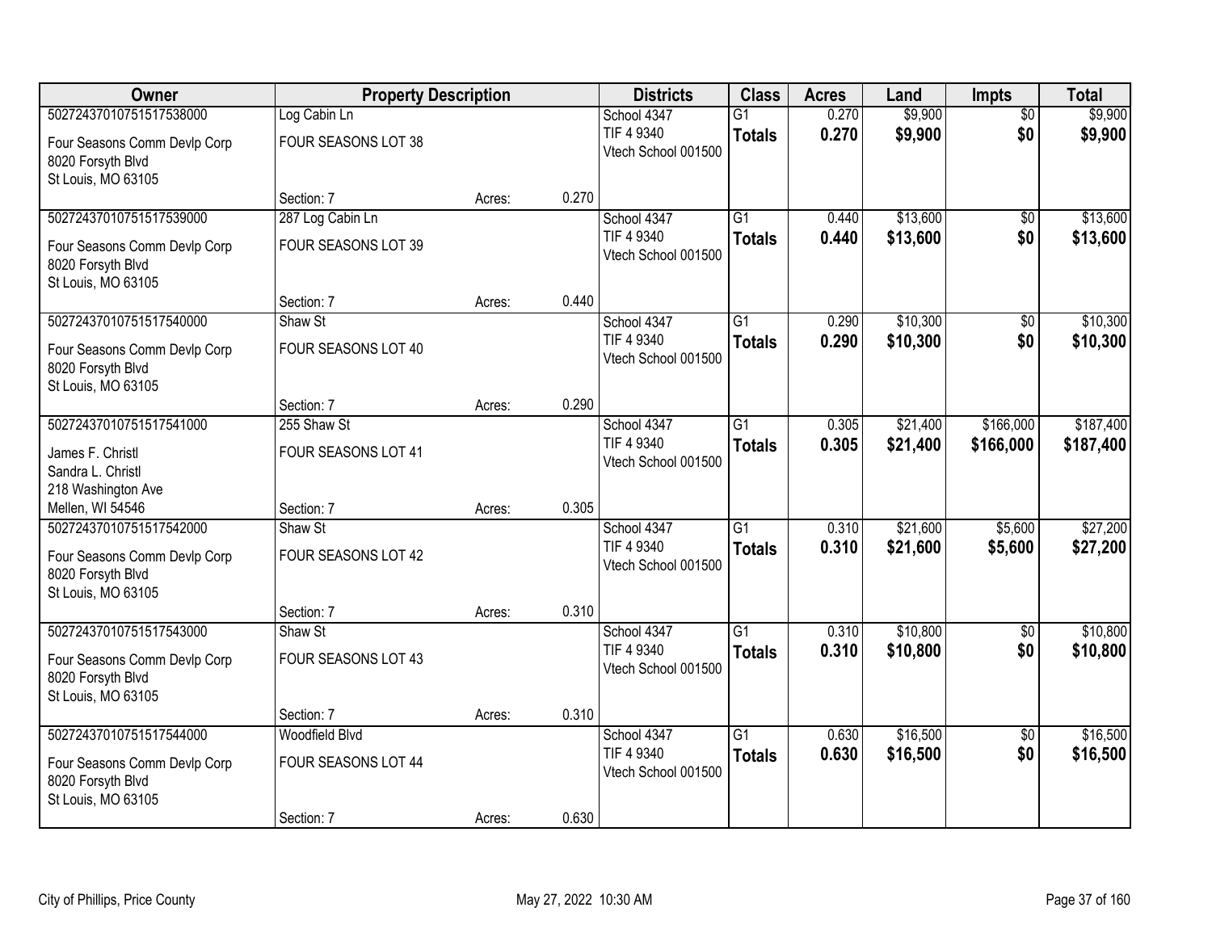| Owner | Property Description | | | Districts | Class | Acres | Land | Impts | Total |
|---|---|---|---|---|---|---|---|---|---|
| 50272437010751517538000 | Log Cabin Ln | | | School 4347 | G1 | 0.270 | $9,900 | $0 | $9,900 |
| Four Seasons Comm Devlp Corp<br>8020 Forsyth Blvd<br>St Louis, MO 63105 | FOUR SEASONS LOT 38 | | | TIF 4 9340<br>Vtech School 001500 | **Totals** | **0.270** | **$9,900** | **$0** | **$9,900** |
| | Section: 7 | Acres: | 0.270 | | | | | | |
| 50272437010751517539000 | 287 Log Cabin Ln | | | School 4347 | G1 | 0.440 | $13,600 | $0 | $13,600 |
| Four Seasons Comm Devlp Corp<br>8020 Forsyth Blvd<br>St Louis, MO 63105 | FOUR SEASONS LOT 39 | | | TIF 4 9340<br>Vtech School 001500 | **Totals** | **0.440** | **$13,600** | **$0** | **$13,600** |
| | Section: 7 | Acres: | 0.440 | | | | | | |
| 50272437010751517540000 | Shaw St | | | School 4347 | G1 | 0.290 | $10,300 | $0 | $10,300 |
| Four Seasons Comm Devlp Corp<br>8020 Forsyth Blvd<br>St Louis, MO 63105 | FOUR SEASONS LOT 40 | | | TIF 4 9340<br>Vtech School 001500 | **Totals** | **0.290** | **$10,300** | **$0** | **$10,300** |
| | Section: 7 | Acres: | 0.290 | | | | | | |
| 50272437010751517541000 | 255 Shaw St | | | School 4347 | G1 | 0.305 | $21,400 | $166,000 | $187,400 |
| James F. Christl<br>Sandra L. Christl<br>218 Washington Ave<br>Mellen, WI 54546 | FOUR SEASONS LOT 41 | | | TIF 4 9340<br>Vtech School 001500 | **Totals** | **0.305** | **$21,400** | **$166,000** | **$187,400** |
| | Section: 7 | Acres: | 0.305 | | | | | | |
| 50272437010751517542000 | Shaw St | | | School 4347 | G1 | 0.310 | $21,600 | $5,600 | $27,200 |
| Four Seasons Comm Devlp Corp<br>8020 Forsyth Blvd<br>St Louis, MO 63105 | FOUR SEASONS LOT 42 | | | TIF 4 9340<br>Vtech School 001500 | **Totals** | **0.310** | **$21,600** | **$5,600** | **$27,200** |
| | Section: 7 | Acres: | 0.310 | | | | | | |
| 50272437010751517543000 | Shaw St | | | School 4347 | G1 | 0.310 | $10,800 | $0 | $10,800 |
| Four Seasons Comm Devlp Corp<br>8020 Forsyth Blvd<br>St Louis, MO 63105 | FOUR SEASONS LOT 43 | | | TIF 4 9340<br>Vtech School 001500 | **Totals** | **0.310** | **$10,800** | **$0** | **$10,800** |
| | Section: 7 | Acres: | 0.310 | | | | | | |
| 50272437010751517544000 | Woodfield Blvd | | | School 4347 | G1 | 0.630 | $16,500 | $0 | $16,500 |
| Four Seasons Comm Devlp Corp<br>8020 Forsyth Blvd<br>St Louis, MO 63105 | FOUR SEASONS LOT 44 | | | TIF 4 9340<br>Vtech School 001500 | **Totals** | **0.630** | **$16,500** | **$0** | **$16,500** |
| | Section: 7 | Acres: | 0.630 | | | | | | |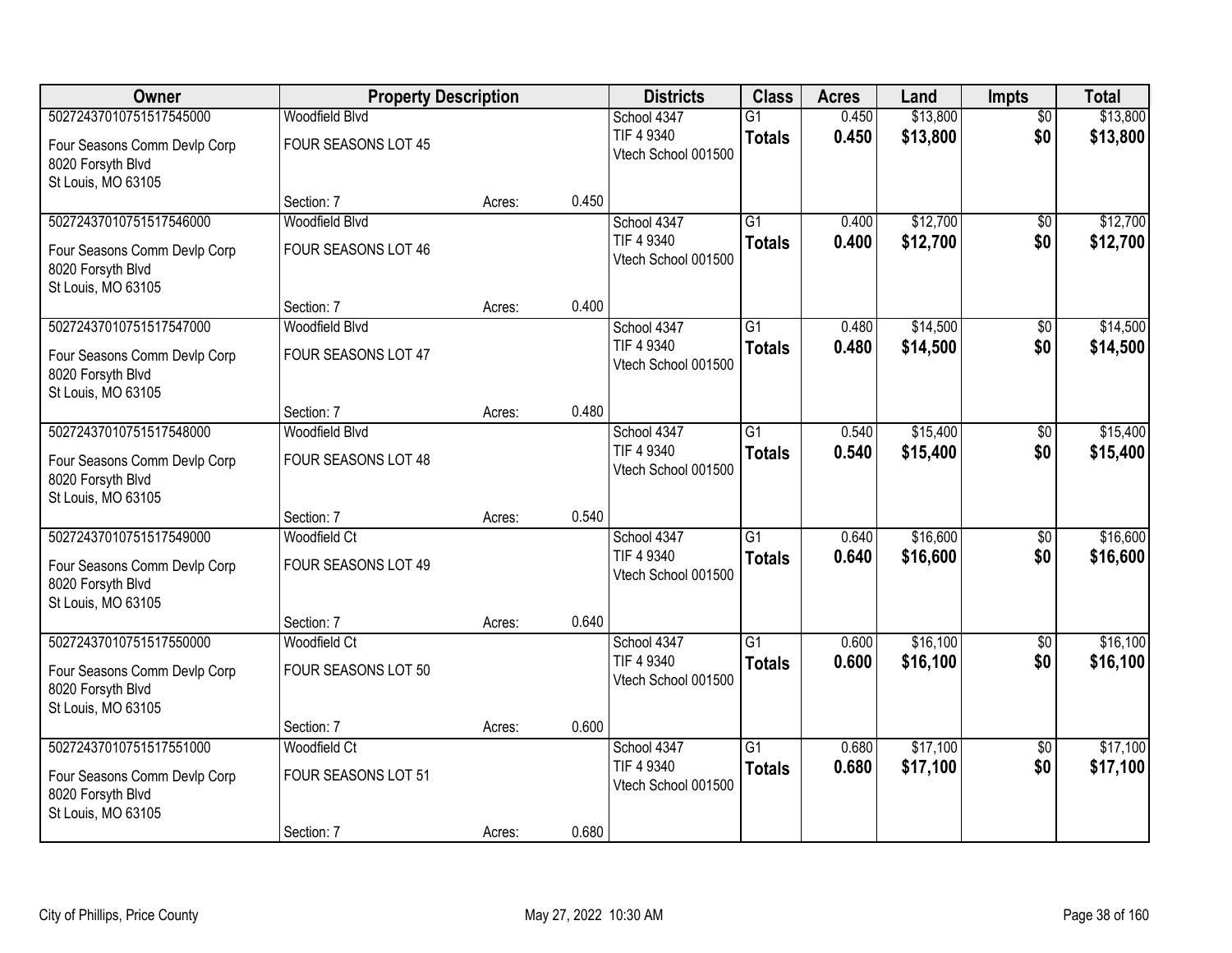| Owner | Property Description | | | Districts | Class | Acres | Land | Impts | Total |
|---|---|---|---|---|---|---|---|---|---|
| 50272437010751517545000<br>Four Seasons Comm Devlp Corp<br>8020 Forsyth Blvd<br>St Louis, MO 63105 | Woodfield Blvd<br>FOUR SEASONS LOT 45<br>Section: 7 | Acres: | 0.450 | School 4347<br>TIF 4 9340<br>Vtech School 001500 | G1<br>**Totals** | 0.450<br>**0.450** | $13,800<br>**$13,800** | $0<br>**$0** | $13,800<br>**$13,800** |
| 50272437010751517546000<br>Four Seasons Comm Devlp Corp<br>8020 Forsyth Blvd<br>St Louis, MO 63105 | Woodfield Blvd<br>FOUR SEASONS LOT 46<br>Section: 7 | Acres: | 0.400 | School 4347<br>TIF 4 9340<br>Vtech School 001500 | G1<br>**Totals** | 0.400<br>**0.400** | $12,700<br>**$12,700** | $0<br>**$0** | $12,700<br>**$12,700** |
| 50272437010751517547000<br>Four Seasons Comm Devlp Corp<br>8020 Forsyth Blvd<br>St Louis, MO 63105 | Woodfield Blvd<br>FOUR SEASONS LOT 47<br>Section: 7 | Acres: | 0.480 | School 4347<br>TIF 4 9340<br>Vtech School 001500 | G1<br>**Totals** | 0.480<br>**0.480** | $14,500<br>**$14,500** | $0<br>**$0** | $14,500<br>**$14,500** |
| 50272437010751517548000<br>Four Seasons Comm Devlp Corp<br>8020 Forsyth Blvd<br>St Louis, MO 63105 | Woodfield Blvd<br>FOUR SEASONS LOT 48<br>Section: 7 | Acres: | 0.540 | School 4347<br>TIF 4 9340<br>Vtech School 001500 | G1<br>**Totals** | 0.540<br>**0.540** | $15,400<br>**$15,400** | $0<br>**$0** | $15,400<br>**$15,400** |
| 50272437010751517549000<br>Four Seasons Comm Devlp Corp<br>8020 Forsyth Blvd<br>St Louis, MO 63105 | Woodfield Ct<br>FOUR SEASONS LOT 49<br>Section: 7 | Acres: | 0.640 | School 4347<br>TIF 4 9340<br>Vtech School 001500 | G1<br>**Totals** | 0.640<br>**0.640** | $16,600<br>**$16,600** | $0<br>**$0** | $16,600<br>**$16,600** |
| 50272437010751517550000<br>Four Seasons Comm Devlp Corp<br>8020 Forsyth Blvd<br>St Louis, MO 63105 | Woodfield Ct<br>FOUR SEASONS LOT 50<br>Section: 7 | Acres: | 0.600 | School 4347<br>TIF 4 9340<br>Vtech School 001500 | G1<br>**Totals** | 0.600<br>**0.600** | $16,100<br>**$16,100** | $0<br>**$0** | $16,100<br>**$16,100** |
| 50272437010751517551000<br>Four Seasons Comm Devlp Corp<br>8020 Forsyth Blvd<br>St Louis, MO 63105 | Woodfield Ct<br>FOUR SEASONS LOT 51<br>Section: 7 | Acres: | 0.680 | School 4347<br>TIF 4 9340<br>Vtech School 001500 | G1<br>**Totals** | 0.680<br>**0.680** | $17,100<br>**$17,100** | $0<br>**$0** | $17,100<br>**$17,100** |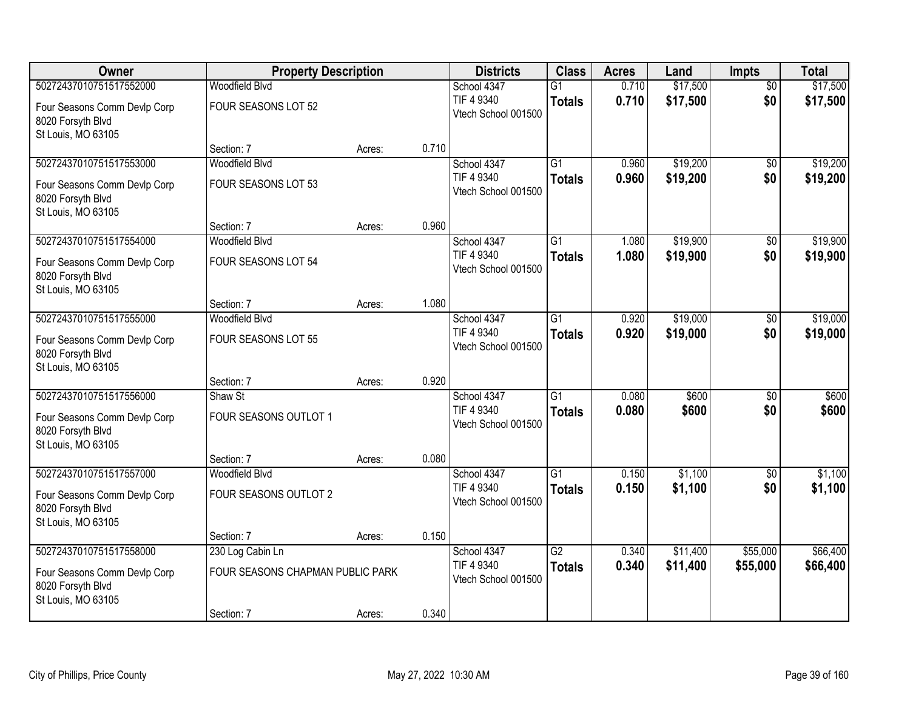| Owner | Property Description | | | Districts | Class | Acres | Land | Impts | Total |
|---|---|---|---|---|---|---|---|---|---|
| 50272437010751517552000 | Woodfield Blvd | | | School 4347 | G1 | 0.710 | $17,500 | $0 | $17,500 |
| Four Seasons Comm Devlp Corp<br>8020 Forsyth Blvd<br>St Louis, MO 63105 | FOUR SEASONS LOT 52 | | | TIF 4 9340<br>Vtech School 001500 | **Totals** | **0.710** | **$17,500** | **$0** | **$17,500** |
| | Section: 7 | Acres: | 0.710 | | | | | | |
| 50272437010751517553000 | Woodfield Blvd | | | School 4347 | G1 | 0.960 | $19,200 | $0 | $19,200 |
| Four Seasons Comm Devlp Corp<br>8020 Forsyth Blvd<br>St Louis, MO 63105 | FOUR SEASONS LOT 53 | | | TIF 4 9340<br>Vtech School 001500 | **Totals** | **0.960** | **$19,200** | **$0** | **$19,200** |
| | Section: 7 | Acres: | 0.960 | | | | | | |
| 50272437010751517554000 | Woodfield Blvd | | | School 4347 | G1 | 1.080 | $19,900 | $0 | $19,900 |
| Four Seasons Comm Devlp Corp<br>8020 Forsyth Blvd<br>St Louis, MO 63105 | FOUR SEASONS LOT 54 | | | TIF 4 9340<br>Vtech School 001500 | **Totals** | **1.080** | **$19,900** | **$0** | **$19,900** |
| | Section: 7 | Acres: | 1.080 | | | | | | |
| 50272437010751517555000 | Woodfield Blvd | | | School 4347 | G1 | 0.920 | $19,000 | $0 | $19,000 |
| Four Seasons Comm Devlp Corp<br>8020 Forsyth Blvd<br>St Louis, MO 63105 | FOUR SEASONS LOT 55 | | | TIF 4 9340<br>Vtech School 001500 | **Totals** | **0.920** | **$19,000** | **$0** | **$19,000** |
| | Section: 7 | Acres: | 0.920 | | | | | | |
| 50272437010751517556000 | Shaw St | | | School 4347 | G1 | 0.080 | $600 | $0 | $600 |
| Four Seasons Comm Devlp Corp<br>8020 Forsyth Blvd<br>St Louis, MO 63105 | FOUR SEASONS OUTLOT 1 | | | TIF 4 9340<br>Vtech School 001500 | **Totals** | **0.080** | **$600** | **$0** | **$600** |
| | Section: 7 | Acres: | 0.080 | | | | | | |
| 50272437010751517557000 | Woodfield Blvd | | | School 4347 | G1 | 0.150 | $1,100 | $0 | $1,100 |
| Four Seasons Comm Devlp Corp<br>8020 Forsyth Blvd<br>St Louis, MO 63105 | FOUR SEASONS OUTLOT 2 | | | TIF 4 9340<br>Vtech School 001500 | **Totals** | **0.150** | **$1,100** | **$0** | **$1,100** |
| | Section: 7 | Acres: | 0.150 | | | | | | |
| 50272437010751517558000 | 230 Log Cabin Ln | | | School 4347 | G2 | 0.340 | $11,400 | $55,000 | $66,400 |
| Four Seasons Comm Devlp Corp<br>8020 Forsyth Blvd<br>St Louis, MO 63105 | FOUR SEASONS CHAPMAN PUBLIC PARK | | | TIF 4 9340<br>Vtech School 001500 | **Totals** | **0.340** | **$11,400** | **$55,000** | **$66,400** |
| | Section: 7 | Acres: | 0.340 | | | | | | |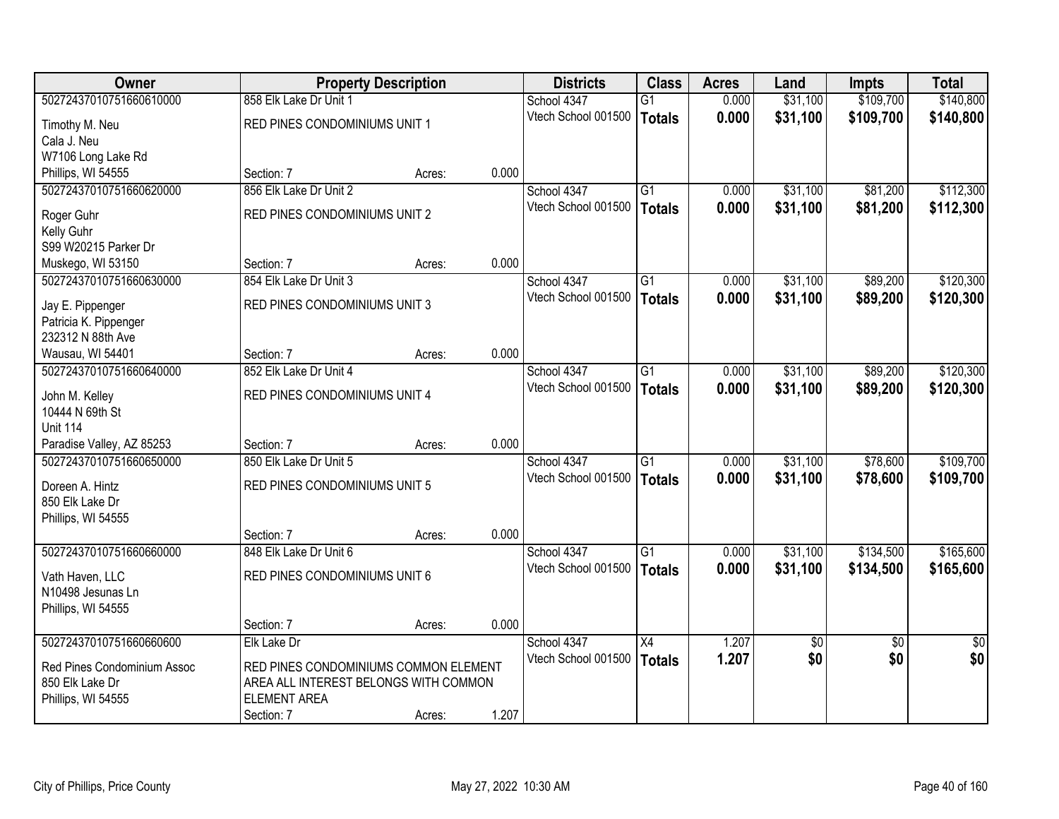| Owner | Property Description | | | Districts | Class | Acres | Land | Impts | Total |
|---|---|---|---|---|---|---|---|---|---|
| 50272437010751660610000 | 858 Elk Lake Dr Unit 1 | | | School 4347 | G1 | 0.000 | $31,100 | $109,700 | $140,800 |
| Timothy M. Neu<br>Cala J. Neu<br>W7106 Long Lake Rd<br>Phillips, WI 54555 | RED PINES CONDOMINIUMS UNIT 1<br>Section: 7 | Acres: | 0.000 | Vtech School 001500 | **Totals** | **0.000** | **$31,100** | **$109,700** | **$140,800** |
| 50272437010751660620000 | 856 Elk Lake Dr Unit 2 | | | School 4347 | G1 | 0.000 | $31,100 | $81,200 | $112,300 |
| Roger Guhr<br>Kelly Guhr<br>S99 W20215 Parker Dr<br>Muskego, WI 53150 | RED PINES CONDOMINIUMS UNIT 2<br>Section: 7 | Acres: | 0.000 | Vtech School 001500 | **Totals** | **0.000** | **$31,100** | **$81,200** | **$112,300** |
| 50272437010751660630000 | 854 Elk Lake Dr Unit 3 | | | School 4347 | G1 | 0.000 | $31,100 | $89,200 | $120,300 |
| Jay E. Pippenger<br>Patricia K. Pippenger<br>232312 N 88th Ave<br>Wausau, WI 54401 | RED PINES CONDOMINIUMS UNIT 3<br>Section: 7 | Acres: | 0.000 | Vtech School 001500 | **Totals** | **0.000** | **$31,100** | **$89,200** | **$120,300** |
| 50272437010751660640000 | 852 Elk Lake Dr Unit 4 | | | School 4347 | G1 | 0.000 | $31,100 | $89,200 | $120,300 |
| John M. Kelley<br>10444 N 69th St<br>Unit 114<br>Paradise Valley, AZ 85253 | RED PINES CONDOMINIUMS UNIT 4<br>Section: 7 | Acres: | 0.000 | Vtech School 001500 | **Totals** | **0.000** | **$31,100** | **$89,200** | **$120,300** |
| 50272437010751660650000 | 850 Elk Lake Dr Unit 5 | | | School 4347 | G1 | 0.000 | $31,100 | $78,600 | $109,700 |
| Doreen A. Hintz<br>850 Elk Lake Dr<br>Phillips, WI 54555 | RED PINES CONDOMINIUMS UNIT 5<br>Section: 7 | Acres: | 0.000 | Vtech School 001500 | **Totals** | **0.000** | **$31,100** | **$78,600** | **$109,700** |
| 50272437010751660660000 | 848 Elk Lake Dr Unit 6 | | | School 4347 | G1 | 0.000 | $31,100 | $134,500 | $165,600 |
| Vath Haven, LLC<br>N10498 Jesunas Ln<br>Phillips, WI 54555 | RED PINES CONDOMINIUMS UNIT 6<br>Section: 7 | Acres: | 0.000 | Vtech School 001500 | **Totals** | **0.000** | **$31,100** | **$134,500** | **$165,600** |
| 50272437010751660660600 | Elk Lake Dr | | | School 4347 | X4 | 1.207 | $0 | $0 | $0 |
| Red Pines Condominium Assoc<br>850 Elk Lake Dr<br>Phillips, WI 54555 | RED PINES CONDOMINIUMS COMMON ELEMENT AREA ALL INTEREST BELONGS WITH COMMON ELEMENT AREA<br>Section: 7 | Acres: | 1.207 | Vtech School 001500 | **Totals** | **1.207** | **$0** | **$0** | **$0** |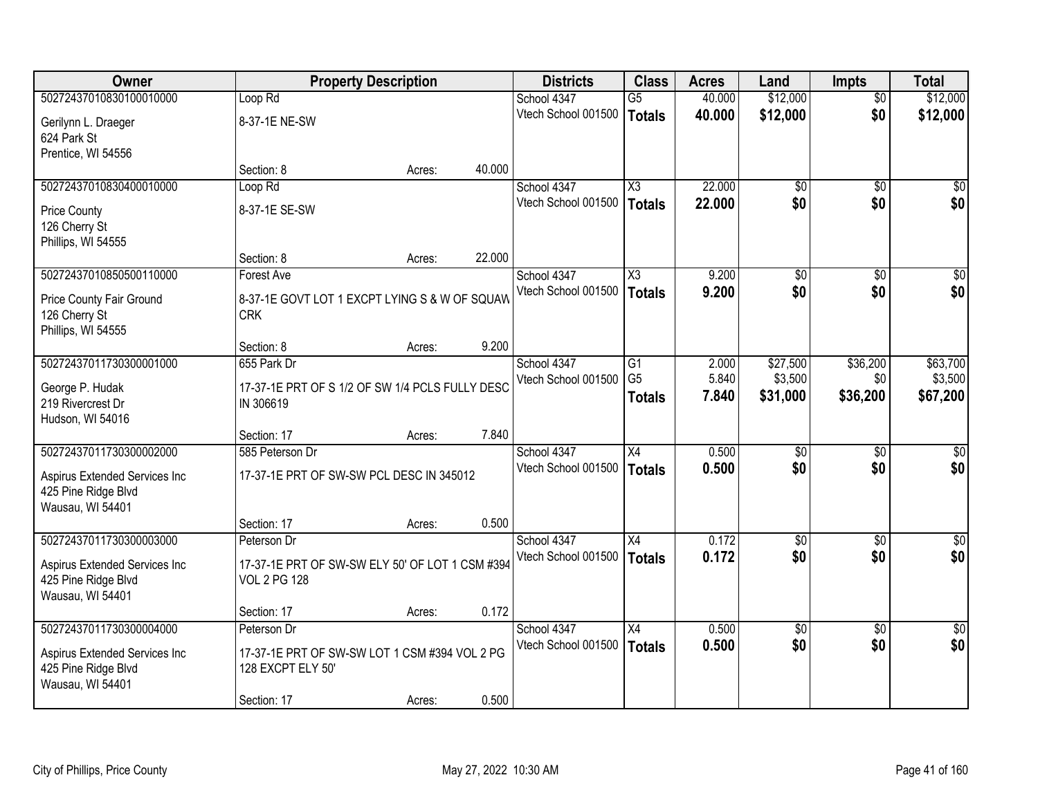| Owner | Property Description | | | Districts | Class | Acres | Land | Impts | Total |
|---|---|---|---|---|---|---|---|---|---|
| 50272437010830100010000 | Loop Rd | | | School 4347 | G5 | 40.000 | $12,000 | $0 | $12,000 |
| Gerilynn L. Draeger<br>624 Park St<br>Prentice, WI 54556 | 8-37-1E NE-SW | | | Vtech School 001500 | **Totals** | **40.000** | **$12,000** | **$0** | **$12,000** |
| | Section: 8 | Acres: | 40.000 | | | | | | |
| 50272437010830400010000 | Loop Rd | | | School 4347 | X3 | 22.000 | $0 | $0 | $0 |
| Price County<br>126 Cherry St<br>Phillips, WI 54555 | 8-37-1E SE-SW | | | Vtech School 001500 | **Totals** | **22.000** | **$0** | **$0** | **$0** |
| | Section: 8 | Acres: | 22.000 | | | | | | |
| 50272437010850500110000 | Forest Ave | | | School 4347 | X3 | 9.200 | $0 | $0 | $0 |
| Price County Fair Ground<br>126 Cherry St<br>Phillips, WI 54555 | 8-37-1E GOVT LOT 1 EXCPT LYING S & W OF SQUAW CRK | | | Vtech School 001500 | **Totals** | **9.200** | **$0** | **$0** | **$0** |
| | Section: 8 | Acres: | 9.200 | | | | | | |
| 50272437011730300001000 | 655 Park Dr | | | School 4347 | G1 | 2.000 | $27,500 | $36,200 | $63,700 |
| George P. Hudak<br>219 Rivercrest Dr<br>Hudson, WI 54016 | 17-37-1E PRT OF S 1/2 OF SW 1/4 PCLS FULLY DESC IN 306619 | | | Vtech School 001500 | G5 | 5.840 | $3,500 | $0 | $3,500 |
| | | | | | **Totals** | **7.840** | **$31,000** | **$36,200** | **$67,200** |
| | Section: 17 | Acres: | 7.840 | | | | | | |
| 50272437011730300002000 | 585 Peterson Dr | | | School 4347 | X4 | 0.500 | $0 | $0 | $0 |
| Aspirus Extended Services Inc<br>425 Pine Ridge Blvd<br>Wausau, WI 54401 | 17-37-1E PRT OF SW-SW PCL DESC IN 345012 | | | Vtech School 001500 | **Totals** | **0.500** | **$0** | **$0** | **$0** |
| | Section: 17 | Acres: | 0.500 | | | | | | |
| 50272437011730300003000 | Peterson Dr | | | School 4347 | X4 | 0.172 | $0 | $0 | $0 |
| Aspirus Extended Services Inc<br>425 Pine Ridge Blvd<br>Wausau, WI 54401 | 17-37-1E PRT OF SW-SW ELY 50' OF LOT 1 CSM #394 VOL 2 PG 128 | | | Vtech School 001500 | **Totals** | **0.172** | **$0** | **$0** | **$0** |
| | Section: 17 | Acres: | 0.172 | | | | | | |
| 50272437011730300004000 | Peterson Dr | | | School 4347 | X4 | 0.500 | $0 | $0 | $0 |
| Aspirus Extended Services Inc<br>425 Pine Ridge Blvd<br>Wausau, WI 54401 | 17-37-1E PRT OF SW-SW LOT 1 CSM #394 VOL 2 PG 128 EXCPT ELY 50' | | | Vtech School 001500 | **Totals** | **0.500** | **$0** | **$0** | **$0** |
| | Section: 17 | Acres: | 0.500 | | | | | | |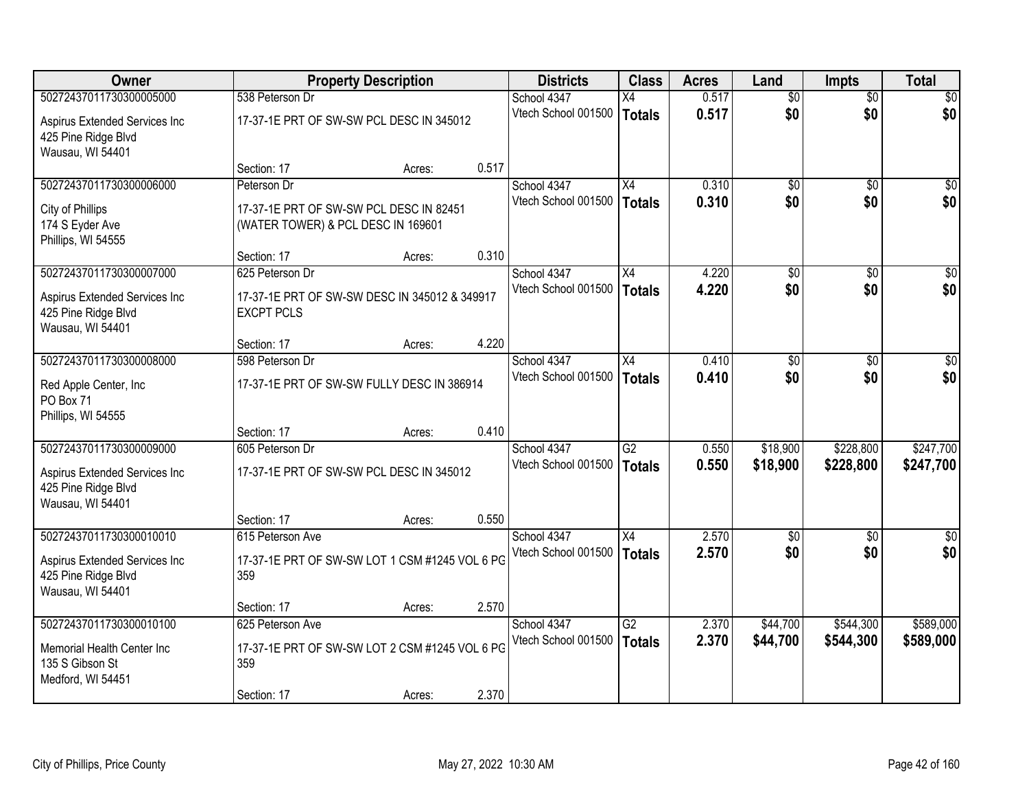| Owner | Property Description | Districts | Class | Acres | Land | Impts | Total |
|---|---|---|---|---|---|---|---|
| 50272437011730300005000<br>Aspirus Extended Services Inc<br>425 Pine Ridge Blvd<br>Wausau, WI 54401 | 538 Peterson Dr<br>17-37-1E PRT OF SW-SW PCL DESC IN 345012<br>Section: 17 Acres: 0.517 | School 4347<br>Vtech School 001500 | X4<br>**Totals** | 0.517<br>**0.517** | $0<br>**$0** | $0<br>**$0** | $0<br>**$0** |
| 50272437011730300006000<br>City of Phillips<br>174 S Eyder Ave<br>Phillips, WI 54555 | Peterson Dr<br>17-37-1E PRT OF SW-SW PCL DESC IN 82451 (WATER TOWER) & PCL DESC IN 169601<br>Section: 17 Acres: 0.310 | School 4347<br>Vtech School 001500 | X4<br>**Totals** | 0.310<br>**0.310** | $0<br>**$0** | $0<br>**$0** | $0<br>**$0** |
| 50272437011730300007000<br>Aspirus Extended Services Inc<br>425 Pine Ridge Blvd<br>Wausau, WI 54401 | 625 Peterson Dr<br>17-37-1E PRT OF SW-SW DESC IN 345012 & 349917 EXCPT PCLS<br>Section: 17 Acres: 4.220 | School 4347<br>Vtech School 001500 | X4<br>**Totals** | 4.220<br>**4.220** | $0<br>**$0** | $0<br>**$0** | $0<br>**$0** |
| 50272437011730300008000<br>Red Apple Center, Inc<br>PO Box 71<br>Phillips, WI 54555 | 598 Peterson Dr<br>17-37-1E PRT OF SW-SW FULLY DESC IN 386914<br>Section: 17 Acres: 0.410 | School 4347<br>Vtech School 001500 | X4<br>**Totals** | 0.410<br>**0.410** | $0<br>**$0** | $0<br>**$0** | $0<br>**$0** |
| 50272437011730300009000<br>Aspirus Extended Services Inc<br>425 Pine Ridge Blvd<br>Wausau, WI 54401 | 605 Peterson Dr<br>17-37-1E PRT OF SW-SW PCL DESC IN 345012<br>Section: 17 Acres: 0.550 | School 4347<br>Vtech School 001500 | G2<br>**Totals** | 0.550<br>**0.550** | $18,900<br>**$18,900** | $228,800<br>**$228,800** | $247,700<br>**$247,700** |
| 50272437011730300010010<br>Aspirus Extended Services Inc<br>425 Pine Ridge Blvd<br>Wausau, WI 54401 | 615 Peterson Ave<br>17-37-1E PRT OF SW-SW LOT 1 CSM #1245 VOL 6 PG 359<br>Section: 17 Acres: 2.570 | School 4347<br>Vtech School 001500 | X4<br>**Totals** | 2.570<br>**2.570** | $0<br>**$0** | $0<br>**$0** | $0<br>**$0** |
| 50272437011730300010100<br>Memorial Health Center Inc<br>135 S Gibson St<br>Medford, WI 54451 | 625 Peterson Ave<br>17-37-1E PRT OF SW-SW LOT 2 CSM #1245 VOL 6 PG 359<br>Section: 17 Acres: 2.370 | School 4347<br>Vtech School 001500 | G2<br>**Totals** | 2.370<br>**2.370** | $44,700<br>**$44,700** | $544,300<br>**$544,300** | $589,000<br>**$589,000** |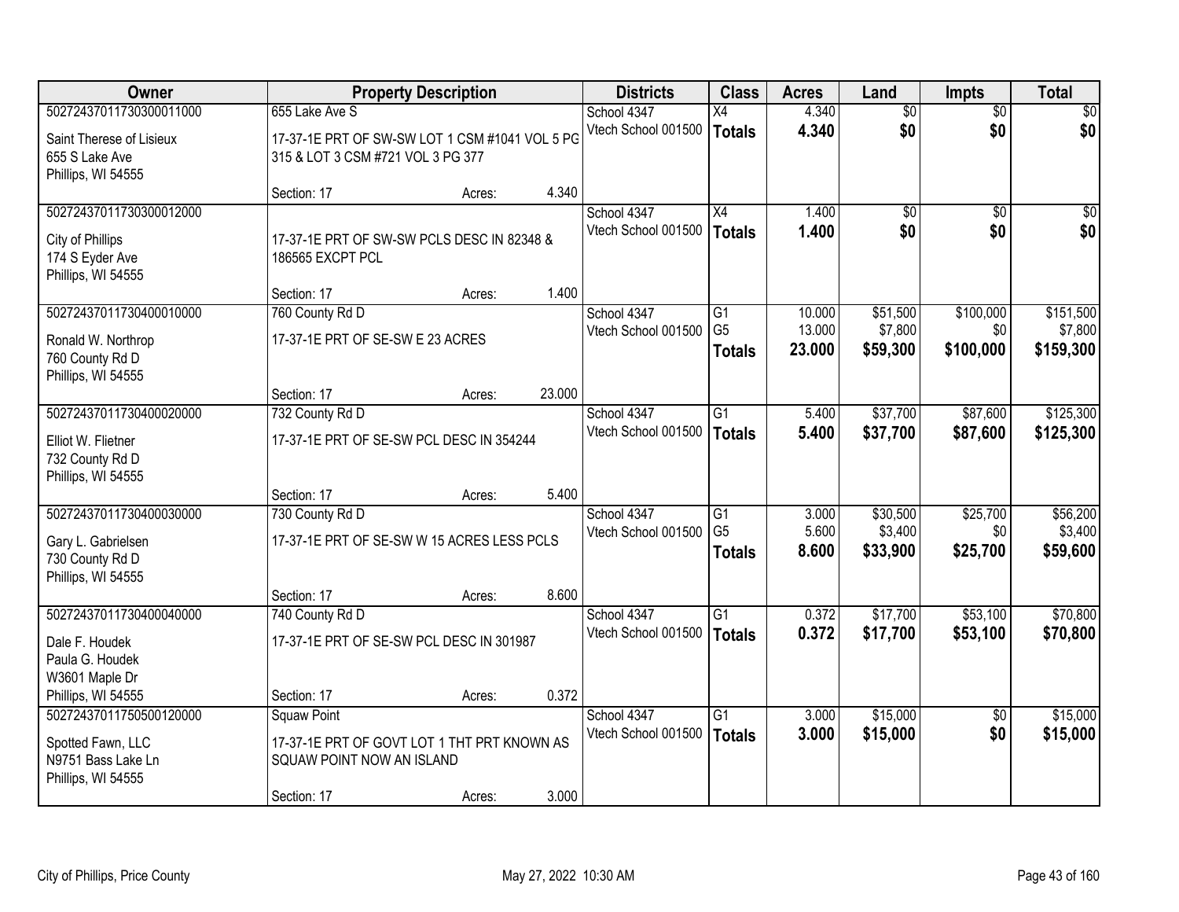| Owner | Property Description | | | Districts | Class | Acres | Land | Impts | Total |
|---|---|---|---|---|---|---|---|---|---|
| 50272437011730300011000 | 655 Lake Ave S | | | School 4347 | X4 | 4.340 | $0 | $0 | $0 |
| Saint Therese of Lisieux<br>655 S Lake Ave<br>Phillips, WI 54555 | 17-37-1E PRT OF SW-SW LOT 1 CSM #1041 VOL 5 PG 315 & LOT 3 CSM #721 VOL 3 PG 377 | | | Vtech School 001500 | **Totals** | **4.340** | **$0** | **$0** | **$0** |
| | Section: 17 | Acres: | 4.340 | | | | | | |
| 50272437011730300012000 | | | | School 4347 | X4 | 1.400 | $0 | $0 | $0 |
| City of Phillips<br>174 S Eyder Ave<br>Phillips, WI 54555 | 17-37-1E PRT OF SW-SW PCLS DESC IN 82348 & 186565 EXCPT PCL | | | Vtech School 001500 | **Totals** | **1.400** | **$0** | **$0** | **$0** |
| | Section: 17 | Acres: | 1.400 | | | | | | |
| 50272437011730400010000 | 760 County Rd D | | | School 4347 | G1 | 10.000 | $51,500 | $100,000 | $151,500 |
| Ronald W. Northrop<br>760 County Rd D<br>Phillips, WI 54555 | 17-37-1E PRT OF SE-SW E 23 ACRES | | | Vtech School 001500 | G5 | 13.000 | $7,800 | $0 | $7,800 |
| | | | | | **Totals** | **23.000** | **$59,300** | **$100,000** | **$159,300** |
| | Section: 17 | Acres: | 23.000 | | | | | | |
| 50272437011730400020000 | 732 County Rd D | | | School 4347 | G1 | 5.400 | $37,700 | $87,600 | $125,300 |
| Elliot W. Flietner<br>732 County Rd D<br>Phillips, WI 54555 | 17-37-1E PRT OF SE-SW PCL DESC IN 354244 | | | Vtech School 001500 | **Totals** | **5.400** | **$37,700** | **$87,600** | **$125,300** |
| | Section: 17 | Acres: | 5.400 | | | | | | |
| 50272437011730400030000 | 730 County Rd D | | | School 4347 | G1 | 3.000 | $30,500 | $25,700 | $56,200 |
| Gary L. Gabrielsen<br>730 County Rd D<br>Phillips, WI 54555 | 17-37-1E PRT OF SE-SW W 15 ACRES LESS PCLS | | | Vtech School 001500 | G5 | 5.600 | $3,400 | $0 | $3,400 |
| | | | | | **Totals** | **8.600** | **$33,900** | **$25,700** | **$59,600** |
| | Section: 17 | Acres: | 8.600 | | | | | | |
| 50272437011730400040000 | 740 County Rd D | | | School 4347 | G1 | 0.372 | $17,700 | $53,100 | $70,800 |
| Dale F. Houdek<br>Paula G. Houdek<br>W3601 Maple Dr<br>Phillips, WI 54555 | 17-37-1E PRT OF SE-SW PCL DESC IN 301987 | | | Vtech School 001500 | **Totals** | **0.372** | **$17,700** | **$53,100** | **$70,800** |
| | Section: 17 | Acres: | 0.372 | | | | | | |
| 50272437011750500120000 | Squaw Point | | | School 4347 | G1 | 3.000 | $15,000 | $0 | $15,000 |
| Spotted Fawn, LLC<br>N9751 Bass Lake Ln<br>Phillips, WI 54555 | 17-37-1E PRT OF GOVT LOT 1 THT PRT KNOWN AS SQUAW POINT NOW AN ISLAND | | | Vtech School 001500 | **Totals** | **3.000** | **$15,000** | **$0** | **$15,000** |
| | Section: 17 | Acres: | 3.000 | | | | | | |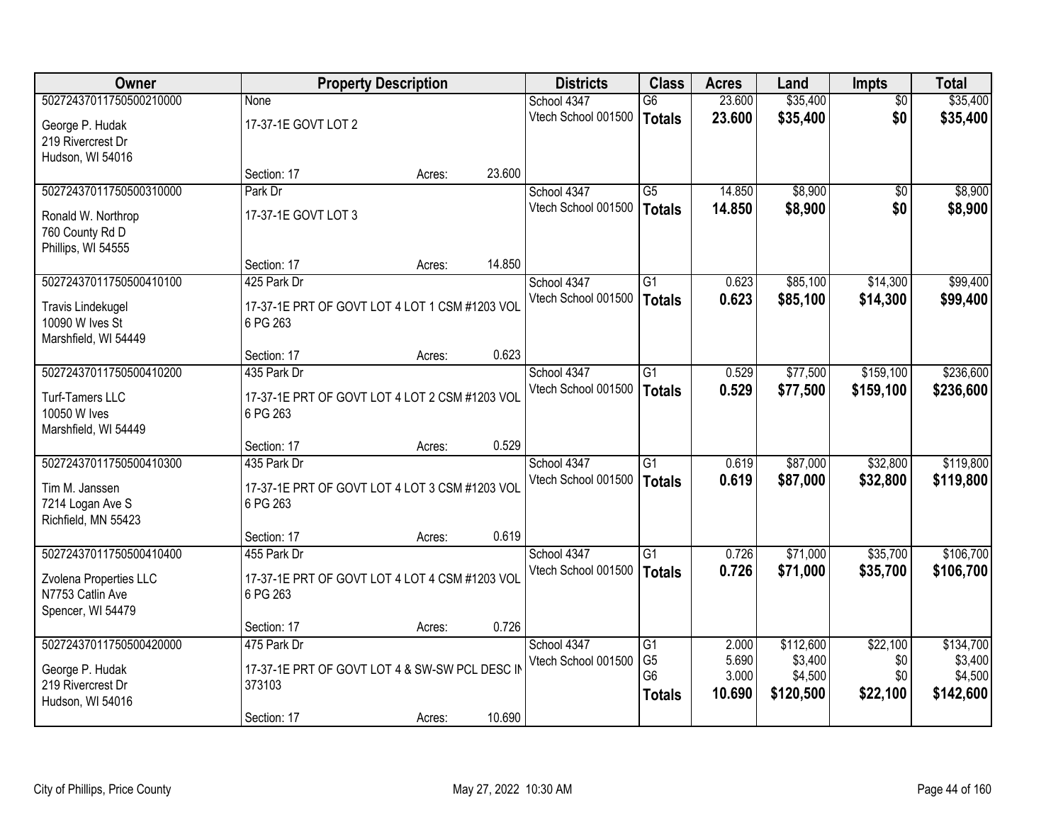| Owner | Property Description | Districts | Class | Acres | Land | Impts | Total |
|---|---|---|---|---|---|---|---|
| 50272437011750500210000<br>George P. Hudak<br>219 Rivercrest Dr<br>Hudson, WI 54016 | None<br>17-37-1E GOVT LOT 2<br>Section: 17 Acres: 23.600 | School 4347<br>Vtech School 001500 | G6<br>**Totals** | 23.600<br>**23.600** | $35,400<br>**$35,400** | $0<br>**$0** | $35,400<br>**$35,400** |
| 50272437011750500310000<br>Ronald W. Northrop<br>760 County Rd D<br>Phillips, WI 54555 | Park Dr<br>17-37-1E GOVT LOT 3<br>Section: 17 Acres: 14.850 | School 4347<br>Vtech School 001500 | G5<br>**Totals** | 14.850<br>**14.850** | $8,900<br>**$8,900** | $0<br>**$0** | $8,900<br>**$8,900** |
| 50272437011750500410100<br>Travis Lindekugel<br>10090 W Ives St<br>Marshfield, WI 54449 | 425 Park Dr<br>17-37-1E PRT OF GOVT LOT 4 LOT 1 CSM #1203 VOL 6 PG 263<br>Section: 17 Acres: 0.623 | School 4347<br>Vtech School 001500 | G1<br>**Totals** | 0.623<br>**0.623** | $85,100<br>**$85,100** | $14,300<br>**$14,300** | $99,400<br>**$99,400** |
| 50272437011750500410200<br>Turf-Tamers LLC<br>10050 W Ives<br>Marshfield, WI 54449 | 435 Park Dr<br>17-37-1E PRT OF GOVT LOT 4 LOT 2 CSM #1203 VOL 6 PG 263<br>Section: 17 Acres: 0.529 | School 4347<br>Vtech School 001500 | G1<br>**Totals** | 0.529<br>**0.529** | $77,500<br>**$77,500** | $159,100<br>**$159,100** | $236,600<br>**$236,600** |
| 50272437011750500410300<br>Tim M. Janssen<br>7214 Logan Ave S<br>Richfield, MN 55423 | 435 Park Dr<br>17-37-1E PRT OF GOVT LOT 4 LOT 3 CSM #1203 VOL 6 PG 263<br>Section: 17 Acres: 0.619 | School 4347<br>Vtech School 001500 | G1<br>**Totals** | 0.619<br>**0.619** | $87,000<br>**$87,000** | $32,800<br>**$32,800** | $119,800<br>**$119,800** |
| 50272437011750500410400<br>Zvolena Properties LLC<br>N7753 Catlin Ave<br>Spencer, WI 54479 | 455 Park Dr<br>17-37-1E PRT OF GOVT LOT 4 LOT 4 CSM #1203 VOL 6 PG 263<br>Section: 17 Acres: 0.726 | School 4347<br>Vtech School 001500 | G1<br>**Totals** | 0.726<br>**0.726** | $71,000<br>**$71,000** | $35,700<br>**$35,700** | $106,700<br>**$106,700** |
| 50272437011750500420000<br>George P. Hudak<br>219 Rivercrest Dr<br>Hudson, WI 54016 | 475 Park Dr<br>17-37-1E PRT OF GOVT LOT 4 & SW-SW PCL DESC IN 373103<br>Section: 17 Acres: 10.690 | School 4347<br>Vtech School 001500 | G1<br>G5<br>G6<br>**Totals** | 2.000<br>5.690<br>3.000<br>**10.690** | $112,600<br>$3,400<br>$4,500<br>**$120,500** | $22,100<br>$0<br>$0<br>**$22,100** | $134,700<br>$3,400<br>$4,500<br>**$142,600** |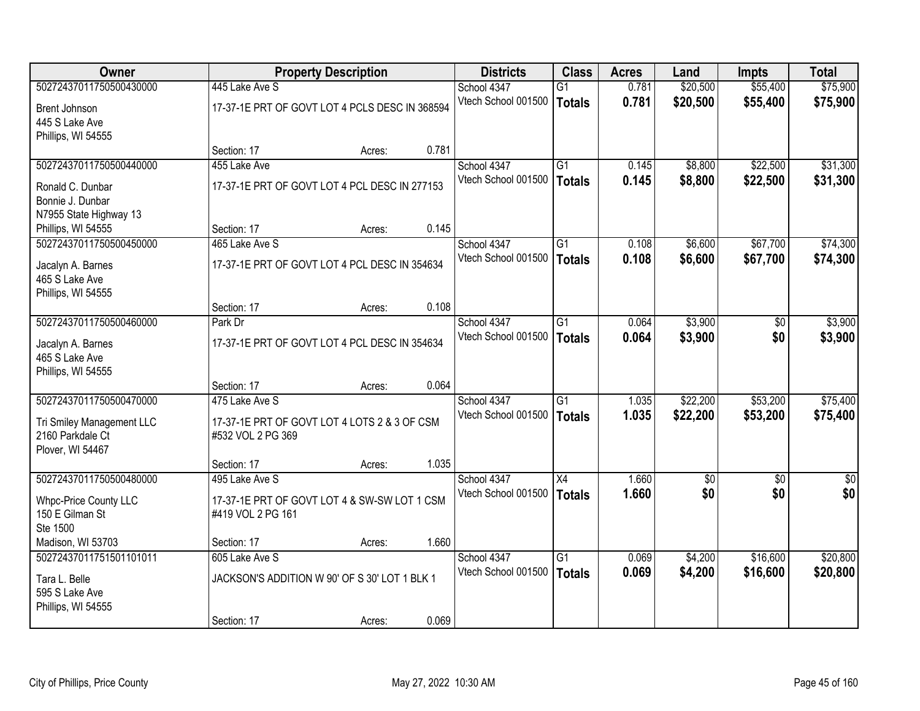| Owner | Property Description | | | Districts | Class | Acres | Land | Impts | Total |
|---|---|---|---|---|---|---|---|---|---|
| 50272437011750500430000 | 445 Lake Ave S | | | School 4347 | G1 | 0.781 | $20,500 | $55,400 | $75,900 |
| Brent Johnson<br>445 S Lake Ave<br>Phillips, WI 54555 | 17-37-1E PRT OF GOVT LOT 4 PCLS DESC IN 368594 | | | Vtech School 001500 | **Totals** | **0.781** | **$20,500** | **$55,400** | **$75,900** |
| | Section: 17 | Acres: | 0.781 | | | | | | |
| 50272437011750500440000 | 455 Lake Ave | | | School 4347 | G1 | 0.145 | $8,800 | $22,500 | $31,300 |
| Ronald C. Dunbar<br>Bonnie J. Dunbar<br>N7955 State Highway 13<br>Phillips, WI 54555 | 17-37-1E PRT OF GOVT LOT 4 PCL DESC IN 277153 | | | Vtech School 001500 | **Totals** | **0.145** | **$8,800** | **$22,500** | **$31,300** |
| | Section: 17 | Acres: | 0.145 | | | | | | |
| 50272437011750500450000 | 465 Lake Ave S | | | School 4347 | G1 | 0.108 | $6,600 | $67,700 | $74,300 |
| Jacalyn A. Barnes<br>465 S Lake Ave<br>Phillips, WI 54555 | 17-37-1E PRT OF GOVT LOT 4 PCL DESC IN 354634 | | | Vtech School 001500 | **Totals** | **0.108** | **$6,600** | **$67,700** | **$74,300** |
| | Section: 17 | Acres: | 0.108 | | | | | | |
| 50272437011750500460000 | Park Dr | | | School 4347 | G1 | 0.064 | $3,900 | $0 | $3,900 |
| Jacalyn A. Barnes<br>465 S Lake Ave<br>Phillips, WI 54555 | 17-37-1E PRT OF GOVT LOT 4 PCL DESC IN 354634 | | | Vtech School 001500 | **Totals** | **0.064** | **$3,900** | **$0** | **$3,900** |
| | Section: 17 | Acres: | 0.064 | | | | | | |
| 50272437011750500470000 | 475 Lake Ave S | | | School 4347 | G1 | 1.035 | $22,200 | $53,200 | $75,400 |
| Tri Smiley Management LLC<br>2160 Parkdale Ct<br>Plover, WI 54467 | 17-37-1E PRT OF GOVT LOT 4 LOTS 2 & 3 OF CSM #532 VOL 2 PG 369 | | | Vtech School 001500 | **Totals** | **1.035** | **$22,200** | **$53,200** | **$75,400** |
| | Section: 17 | Acres: | 1.035 | | | | | | |
| 50272437011750500480000 | 495 Lake Ave S | | | School 4347 | X4 | 1.660 | $0 | $0 | $0 |
| Whpc-Price County LLC<br>150 E Gilman St<br>Ste 1500<br>Madison, WI 53703 | 17-37-1E PRT OF GOVT LOT 4 & SW-SW LOT 1 CSM #419 VOL 2 PG 161 | | | Vtech School 001500 | **Totals** | **1.660** | **$0** | **$0** | **$0** |
| | Section: 17 | Acres: | 1.660 | | | | | | |
| 50272437011751501101011 | 605 Lake Ave S | | | School 4347 | G1 | 0.069 | $4,200 | $16,600 | $20,800 |
| Tara L. Belle<br>595 S Lake Ave<br>Phillips, WI 54555 | JACKSON'S ADDITION W 90' OF S 30' LOT 1 BLK 1 | | | Vtech School 001500 | **Totals** | **0.069** | **$4,200** | **$16,600** | **$20,800** |
| | Section: 17 | Acres: | 0.069 | | | | | | |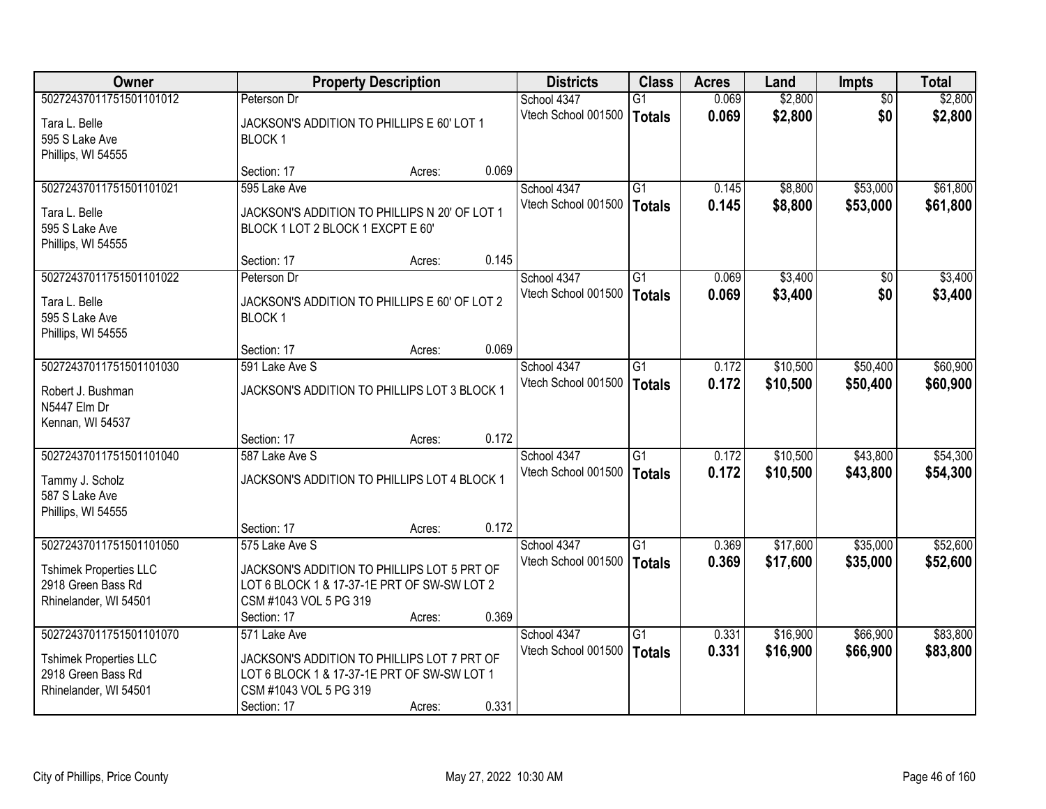| Owner | Property Description | | | Districts | Class | Acres | Land | Impts | Total |
|---|---|---|---|---|---|---|---|---|---|
| 50272437011751501101012<br>Tara L. Belle<br>595 S Lake Ave<br>Phillips, WI 54555 | Peterson Dr<br>JACKSON'S ADDITION TO PHILLIPS E 60' LOT 1 BLOCK 1<br>Section: 17 | Acres: | 0.069 | School 4347<br>Vtech School 001500 | G1<br>**Totals** | 0.069<br>**0.069** | $2,800<br>**$2,800** | $0<br>**$0** | $2,800<br>**$2,800** |
| 50272437011751501101021<br>Tara L. Belle<br>595 S Lake Ave<br>Phillips, WI 54555 | 595 Lake Ave<br>JACKSON'S ADDITION TO PHILLIPS N 20' OF LOT 1 BLOCK 1 LOT 2 BLOCK 1 EXCPT E 60'<br>Section: 17 | Acres: | 0.145 | School 4347<br>Vtech School 001500 | G1<br>**Totals** | 0.145<br>**0.145** | $8,800<br>**$8,800** | $53,000<br>**$53,000** | $61,800<br>**$61,800** |
| 50272437011751501101022<br>Tara L. Belle<br>595 S Lake Ave<br>Phillips, WI 54555 | Peterson Dr<br>JACKSON'S ADDITION TO PHILLIPS E 60' OF LOT 2 BLOCK 1<br>Section: 17 | Acres: | 0.069 | School 4347<br>Vtech School 001500 | G1<br>**Totals** | 0.069<br>**0.069** | $3,400<br>**$3,400** | $0<br>**$0** | $3,400<br>**$3,400** |
| 50272437011751501101030<br>Robert J. Bushman<br>N5447 Elm Dr<br>Kennan, WI 54537 | 591 Lake Ave S<br>JACKSON'S ADDITION TO PHILLIPS LOT 3 BLOCK 1<br>Section: 17 | Acres: | 0.172 | School 4347<br>Vtech School 001500 | G1<br>**Totals** | 0.172<br>**0.172** | $10,500<br>**$10,500** | $50,400<br>**$50,400** | $60,900<br>**$60,900** |
| 50272437011751501101040<br>Tammy J. Scholz<br>587 S Lake Ave<br>Phillips, WI 54555 | 587 Lake Ave S<br>JACKSON'S ADDITION TO PHILLIPS LOT 4 BLOCK 1<br>Section: 17 | Acres: | 0.172 | School 4347<br>Vtech School 001500 | G1<br>**Totals** | 0.172<br>**0.172** | $10,500<br>**$10,500** | $43,800<br>**$43,800** | $54,300<br>**$54,300** |
| 50272437011751501101050<br>Tshimek Properties LLC<br>2918 Green Bass Rd<br>Rhinelander, WI 54501 | 575 Lake Ave S<br>JACKSON'S ADDITION TO PHILLIPS LOT 5 PRT OF LOT 6 BLOCK 1 & 17-37-1E PRT OF SW-SW LOT 2 CSM #1043 VOL 5 PG 319<br>Section: 17 | Acres: | 0.369 | School 4347<br>Vtech School 001500 | G1<br>**Totals** | 0.369<br>**0.369** | $17,600<br>**$17,600** | $35,000<br>**$35,000** | $52,600<br>**$52,600** |
| 50272437011751501101070<br>Tshimek Properties LLC<br>2918 Green Bass Rd<br>Rhinelander, WI 54501 | 571 Lake Ave<br>JACKSON'S ADDITION TO PHILLIPS LOT 7 PRT OF LOT 6 BLOCK 1 & 17-37-1E PRT OF SW-SW LOT 1 CSM #1043 VOL 5 PG 319<br>Section: 17 | Acres: | 0.331 | School 4347<br>Vtech School 001500 | G1<br>**Totals** | 0.331<br>**0.331** | $16,900<br>**$16,900** | $66,900<br>**$66,900** | $83,800<br>**$83,800** |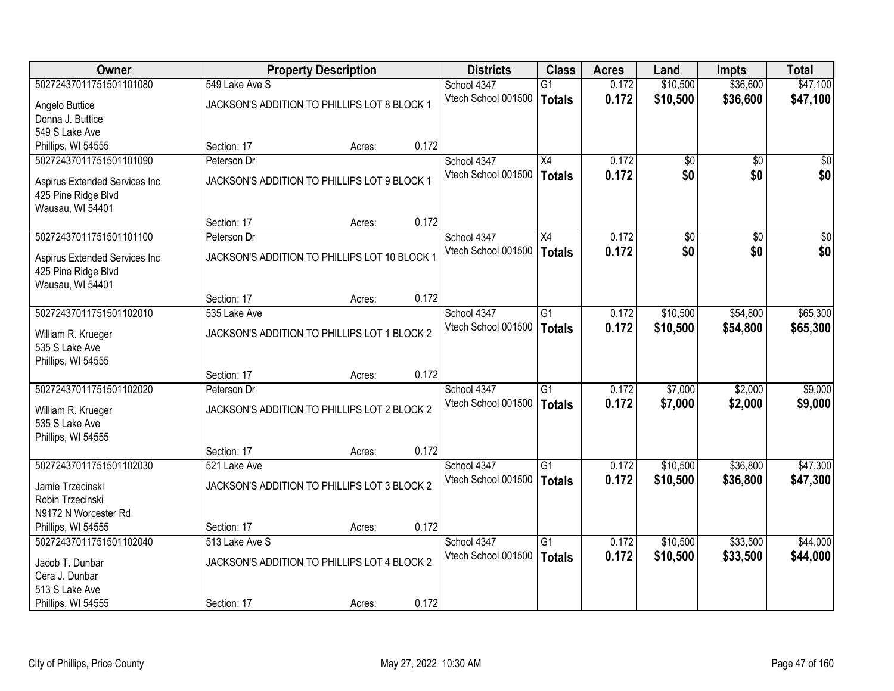| Owner | Property Description | | | Districts | Class | Acres | Land | Impts | Total |
|---|---|---|---|---|---|---|---|---|---|
| 50272437011751501101080 | 549 Lake Ave S | | | School 4347 | G1 | 0.172 | $10,500 | $36,600 | $47,100 |
| Angelo Buttice<br>Donna J. Buttice<br>549 S Lake Ave<br>Phillips, WI 54555 | JACKSON'S ADDITION TO PHILLIPS LOT 8 BLOCK 1 | | | Vtech School 001500 | **Totals** | **0.172** | **$10,500** | **$36,600** | **$47,100** |
| | Section: 17 | Acres: | 0.172 | | | | | | |
| 50272437011751501101090 | Peterson Dr | | | School 4347 | X4 | 0.172 | $0 | $0 | $0 |
| Aspirus Extended Services Inc<br>425 Pine Ridge Blvd<br>Wausau, WI 54401 | JACKSON'S ADDITION TO PHILLIPS LOT 9 BLOCK 1 | | | Vtech School 001500 | **Totals** | **0.172** | **$0** | **$0** | **$0** |
| | Section: 17 | Acres: | 0.172 | | | | | | |
| 50272437011751501101100 | Peterson Dr | | | School 4347 | X4 | 0.172 | $0 | $0 | $0 |
| Aspirus Extended Services Inc<br>425 Pine Ridge Blvd<br>Wausau, WI 54401 | JACKSON'S ADDITION TO PHILLIPS LOT 10 BLOCK 1 | | | Vtech School 001500 | **Totals** | **0.172** | **$0** | **$0** | **$0** |
| | Section: 17 | Acres: | 0.172 | | | | | | |
| 50272437011751501102010 | 535 Lake Ave | | | School 4347 | G1 | 0.172 | $10,500 | $54,800 | $65,300 |
| William R. Krueger<br>535 S Lake Ave<br>Phillips, WI 54555 | JACKSON'S ADDITION TO PHILLIPS LOT 1 BLOCK 2 | | | Vtech School 001500 | **Totals** | **0.172** | **$10,500** | **$54,800** | **$65,300** |
| | Section: 17 | Acres: | 0.172 | | | | | | |
| 50272437011751501102020 | Peterson Dr | | | School 4347 | G1 | 0.172 | $7,000 | $2,000 | $9,000 |
| William R. Krueger<br>535 S Lake Ave<br>Phillips, WI 54555 | JACKSON'S ADDITION TO PHILLIPS LOT 2 BLOCK 2 | | | Vtech School 001500 | **Totals** | **0.172** | **$7,000** | **$2,000** | **$9,000** |
| | Section: 17 | Acres: | 0.172 | | | | | | |
| 50272437011751501102030 | 521 Lake Ave | | | School 4347 | G1 | 0.172 | $10,500 | $36,800 | $47,300 |
| Jamie Trzecinski<br>Robin Trzecinski<br>N9172 N Worcester Rd<br>Phillips, WI 54555 | JACKSON'S ADDITION TO PHILLIPS LOT 3 BLOCK 2 | | | Vtech School 001500 | **Totals** | **0.172** | **$10,500** | **$36,800** | **$47,300** |
| | Section: 17 | Acres: | 0.172 | | | | | | |
| 50272437011751501102040 | 513 Lake Ave S | | | School 4347 | G1 | 0.172 | $10,500 | $33,500 | $44,000 |
| Jacob T. Dunbar<br>Cera J. Dunbar<br>513 S Lake Ave<br>Phillips, WI 54555 | JACKSON'S ADDITION TO PHILLIPS LOT 4 BLOCK 2 | | | Vtech School 001500 | **Totals** | **0.172** | **$10,500** | **$33,500** | **$44,000** |
| | Section: 17 | Acres: | 0.172 | | | | | | |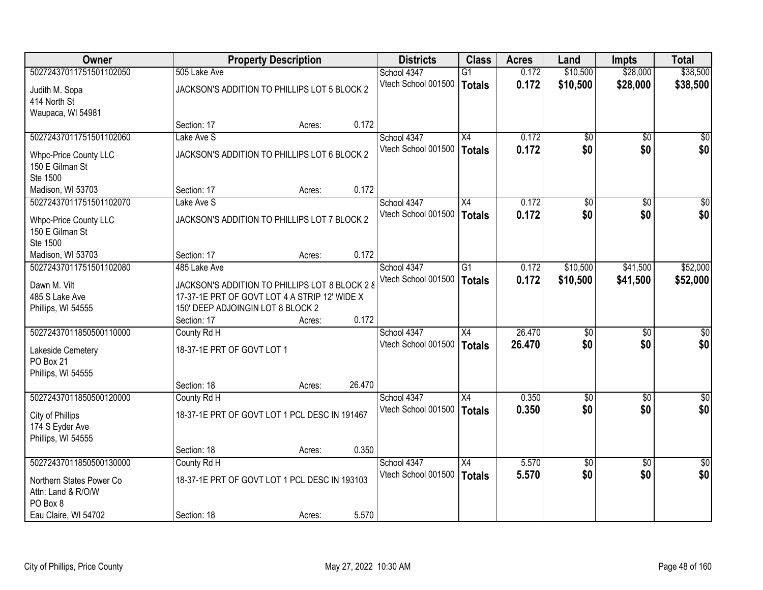| Owner | Property Description | Districts | Class | Acres | Land | Impts | Total |
|---|---|---|---|---|---|---|---|
| 50272437011751501102050<br>Judith M. Sopa<br>414 North St<br>Waupaca, WI 54981 | 505 Lake Ave<br>JACKSON'S ADDITION TO PHILLIPS LOT 5 BLOCK 2<br>Section: 17 Acres: 0.172 | School 4347<br>Vtech School 001500 | G1<br>**Totals** | 0.172<br>**0.172** | $10,500<br>**$10,500** | $28,000<br>**$28,000** | $38,500<br>**$38,500** |
| 50272437011751501102060<br>Whpc-Price County LLC<br>150 E Gilman St<br>Ste 1500<br>Madison, WI 53703 | Lake Ave S<br>JACKSON'S ADDITION TO PHILLIPS LOT 6 BLOCK 2<br>Section: 17 Acres: 0.172 | School 4347<br>Vtech School 001500 | X4<br>**Totals** | 0.172<br>**0.172** | $0<br>**$0** | $0<br>**$0** | $0<br>**$0** |
| 50272437011751501102070<br>Whpc-Price County LLC<br>150 E Gilman St<br>Ste 1500<br>Madison, WI 53703 | Lake Ave S<br>JACKSON'S ADDITION TO PHILLIPS LOT 7 BLOCK 2<br>Section: 17 Acres: 0.172 | School 4347<br>Vtech School 001500 | X4<br>**Totals** | 0.172<br>**0.172** | $0<br>**$0** | $0<br>**$0** | $0<br>**$0** |
| 50272437011751501102080<br>Dawn M. Vilt<br>485 S Lake Ave<br>Phillips, WI 54555 | 485 Lake Ave<br>JACKSON'S ADDITION TO PHILLIPS LOT 8 BLOCK 2 & 17-37-1E PRT OF GOVT LOT 4 A STRIP 12' WIDE X 150' DEEP ADJOINGIN LOT 8 BLOCK 2<br>Section: 17 Acres: 0.172 | School 4347<br>Vtech School 001500 | G1<br>**Totals** | 0.172<br>**0.172** | $10,500<br>**$10,500** | $41,500<br>**$41,500** | $52,000<br>**$52,000** |
| 50272437011850500110000<br>Lakeside Cemetery<br>PO Box 21<br>Phillips, WI 54555 | County Rd H<br>18-37-1E PRT OF GOVT LOT 1<br>Section: 18 Acres: 26.470 | School 4347<br>Vtech School 001500 | X4<br>**Totals** | 26.470<br>**26.470** | $0<br>**$0** | $0<br>**$0** | $0<br>**$0** |
| 50272437011850500120000<br>City of Phillips<br>174 S Eyder Ave<br>Phillips, WI 54555 | County Rd H<br>18-37-1E PRT OF GOVT LOT 1 PCL DESC IN 191467<br>Section: 18 Acres: 0.350 | School 4347<br>Vtech School 001500 | X4<br>**Totals** | 0.350<br>**0.350** | $0<br>**$0** | $0<br>**$0** | $0<br>**$0** |
| 50272437011850500130000<br>Northern States Power Co<br>Attn: Land & R/O/W<br>PO Box 8<br>Eau Claire, WI 54702 | County Rd H<br>18-37-1E PRT OF GOVT LOT 1 PCL DESC IN 193103<br>Section: 18 Acres: 5.570 | School 4347<br>Vtech School 001500 | X4<br>**Totals** | 5.570<br>**5.570** | $0<br>**$0** | $0<br>**$0** | $0<br>**$0** |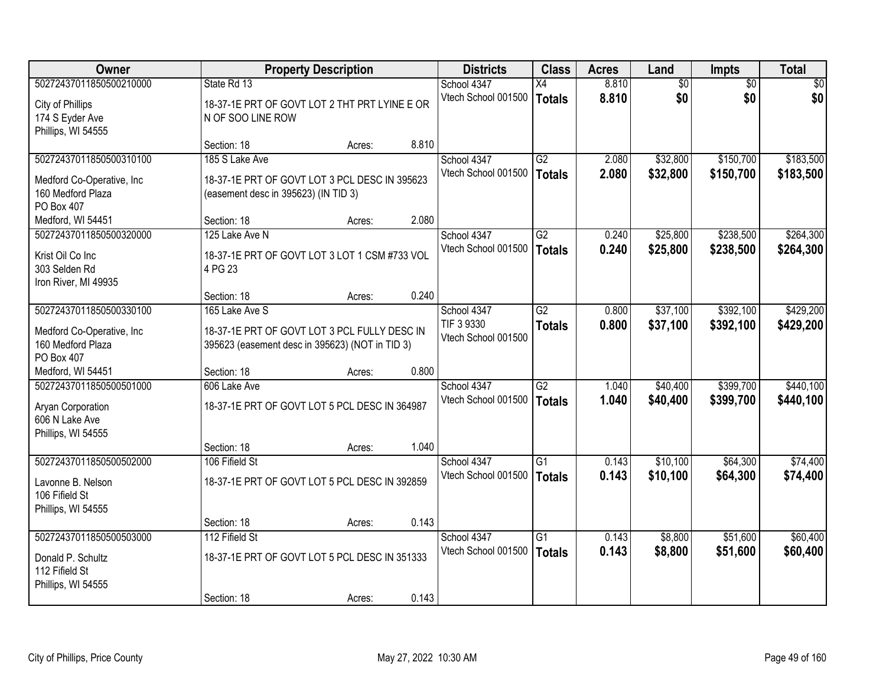| Owner | Property Description | Districts | Class | Acres | Land | Impts | Total |
|---|---|---|---|---|---|---|---|
| 50272437011850500210000<br>City of Phillips<br>174 S Eyder Ave<br>Phillips, WI 54555 | State Rd 13<br>18-37-1E PRT OF GOVT LOT 2 THT PRT LYINE E OR N OF SOO LINE ROW<br>Section: 18 Acres: 8.810 | School 4347<br>Vtech School 001500 | X4<br>**Totals** | 8.810<br>**8.810** | $0<br>**$0** | $0<br>**$0** | $0<br>**$0** |
| 50272437011850500310100<br>Medford Co-Operative, Inc<br>160 Medford Plaza<br>PO Box 407<br>Medford, WI 54451 | 185 S Lake Ave<br>18-37-1E PRT OF GOVT LOT 3 PCL DESC IN 395623 (easement desc in 395623) (IN TID 3)<br>Section: 18 Acres: 2.080 | School 4347<br>Vtech School 001500 | G2<br>**Totals** | 2.080<br>**2.080** | $32,800<br>**$32,800** | $150,700<br>**$150,700** | $183,500<br>**$183,500** |
| 50272437011850500320000<br>Krist Oil Co Inc<br>303 Selden Rd<br>Iron River, MI 49935 | 125 Lake Ave N<br>18-37-1E PRT OF GOVT LOT 3 LOT 1 CSM #733 VOL 4 PG 23<br>Section: 18 Acres: 0.240 | School 4347<br>Vtech School 001500 | G2<br>**Totals** | 0.240<br>**0.240** | $25,800<br>**$25,800** | $238,500<br>**$238,500** | $264,300<br>**$264,300** |
| 50272437011850500330100<br>Medford Co-Operative, Inc<br>160 Medford Plaza<br>PO Box 407<br>Medford, WI 54451 | 165 Lake Ave S<br>18-37-1E PRT OF GOVT LOT 3 PCL FULLY DESC IN 395623 (easement desc in 395623) (NOT in TID 3)<br>Section: 18 Acres: 0.800 | School 4347<br>TIF 3 9330<br>Vtech School 001500 | G2<br>**Totals** | 0.800<br>**0.800** | $37,100<br>**$37,100** | $392,100<br>**$392,100** | $429,200<br>**$429,200** |
| 50272437011850500501000<br>Aryan Corporation<br>606 N Lake Ave<br>Phillips, WI 54555 | 606 Lake Ave<br>18-37-1E PRT OF GOVT LOT 5 PCL DESC IN 364987<br>Section: 18 Acres: 1.040 | School 4347<br>Vtech School 001500 | G2<br>**Totals** | 1.040<br>**1.040** | $40,400<br>**$40,400** | $399,700<br>**$399,700** | $440,100<br>**$440,100** |
| 50272437011850500502000<br>Lavonne B. Nelson<br>106 Fifield St<br>Phillips, WI 54555 | 106 Fifield St<br>18-37-1E PRT OF GOVT LOT 5 PCL DESC IN 392859<br>Section: 18 Acres: 0.143 | School 4347<br>Vtech School 001500 | G1<br>**Totals** | 0.143<br>**0.143** | $10,100<br>**$10,100** | $64,300<br>**$64,300** | $74,400<br>**$74,400** |
| 50272437011850500503000<br>Donald P. Schultz<br>112 Fifield St<br>Phillips, WI 54555 | 112 Fifield St<br>18-37-1E PRT OF GOVT LOT 5 PCL DESC IN 351333<br>Section: 18 Acres: 0.143 | School 4347<br>Vtech School 001500 | G1<br>**Totals** | 0.143<br>**0.143** | $8,800<br>**$8,800** | $51,600<br>**$51,600** | $60,400<br>**$60,400** |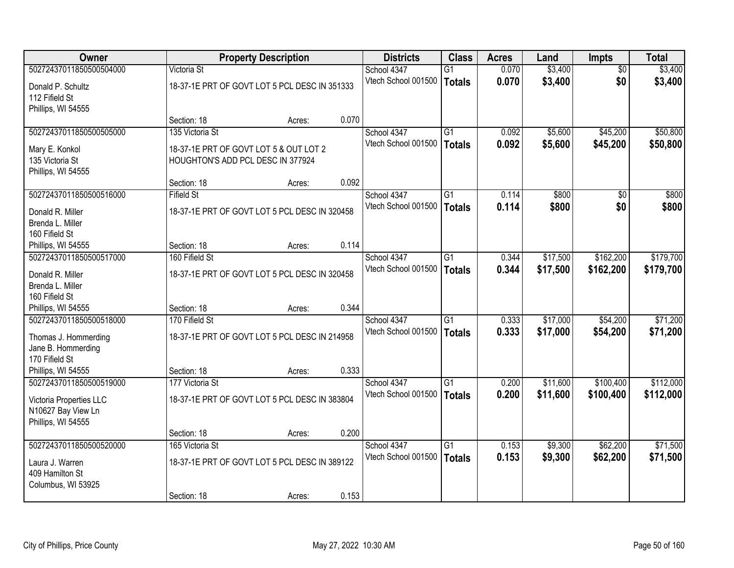| Owner | Property Description | | | Districts | Class | Acres | Land | Impts | Total |
|---|---|---|---|---|---|---|---|---|---|
| 50272437011850500504000 | Victoria St | | | School 4347 | G1 | 0.070 | $3,400 | $0 | $3,400 |
| Donald P. Schultz<br>112 Fifield St<br>Phillips, WI 54555 | 18-37-1E PRT OF GOVT LOT 5 PCL DESC IN 351333 | | | Vtech School 001500 | **Totals** | **0.070** | **$3,400** | **$0** | **$3,400** |
| | Section: 18 | Acres: | 0.070 | | | | | | |
| 50272437011850500505000 | 135 Victoria St | | | School 4347 | G1 | 0.092 | $5,600 | $45,200 | $50,800 |
| Mary E. Konkol<br>135 Victoria St<br>Phillips, WI 54555 | 18-37-1E PRT OF GOVT LOT 5 & OUT LOT 2 HOUGHTON'S ADD PCL DESC IN 377924 | | | Vtech School 001500 | **Totals** | **0.092** | **$5,600** | **$45,200** | **$50,800** |
| | Section: 18 | Acres: | 0.092 | | | | | | |
| 50272437011850500516000 | Fifield St | | | School 4347 | G1 | 0.114 | $800 | $0 | $800 |
| Donald R. Miller<br>Brenda L. Miller<br>160 Fifield St<br>Phillips, WI 54555 | 18-37-1E PRT OF GOVT LOT 5 PCL DESC IN 320458 | | | Vtech School 001500 | **Totals** | **0.114** | **$800** | **$0** | **$800** |
| | Section: 18 | Acres: | 0.114 | | | | | | |
| 50272437011850500517000 | 160 Fifield St | | | School 4347 | G1 | 0.344 | $17,500 | $162,200 | $179,700 |
| Donald R. Miller<br>Brenda L. Miller<br>160 Fifield St<br>Phillips, WI 54555 | 18-37-1E PRT OF GOVT LOT 5 PCL DESC IN 320458 | | | Vtech School 001500 | **Totals** | **0.344** | **$17,500** | **$162,200** | **$179,700** |
| | Section: 18 | Acres: | 0.344 | | | | | | |
| 50272437011850500518000 | 170 Fifield St | | | School 4347 | G1 | 0.333 | $17,000 | $54,200 | $71,200 |
| Thomas J. Hommerding<br>Jane B. Hommerding<br>170 Fifield St<br>Phillips, WI 54555 | 18-37-1E PRT OF GOVT LOT 5 PCL DESC IN 214958 | | | Vtech School 001500 | **Totals** | **0.333** | **$17,000** | **$54,200** | **$71,200** |
| | Section: 18 | Acres: | 0.333 | | | | | | |
| 50272437011850500519000 | 177 Victoria St | | | School 4347 | G1 | 0.200 | $11,600 | $100,400 | $112,000 |
| Victoria Properties LLC<br>N10627 Bay View Ln<br>Phillips, WI 54555 | 18-37-1E PRT OF GOVT LOT 5 PCL DESC IN 383804 | | | Vtech School 001500 | **Totals** | **0.200** | **$11,600** | **$100,400** | **$112,000** |
| | Section: 18 | Acres: | 0.200 | | | | | | |
| 50272437011850500520000 | 165 Victoria St | | | School 4347 | G1 | 0.153 | $9,300 | $62,200 | $71,500 |
| Laura J. Warren<br>409 Hamilton St<br>Columbus, WI 53925 | 18-37-1E PRT OF GOVT LOT 5 PCL DESC IN 389122 | | | Vtech School 001500 | **Totals** | **0.153** | **$9,300** | **$62,200** | **$71,500** |
| | Section: 18 | Acres: | 0.153 | | | | | | |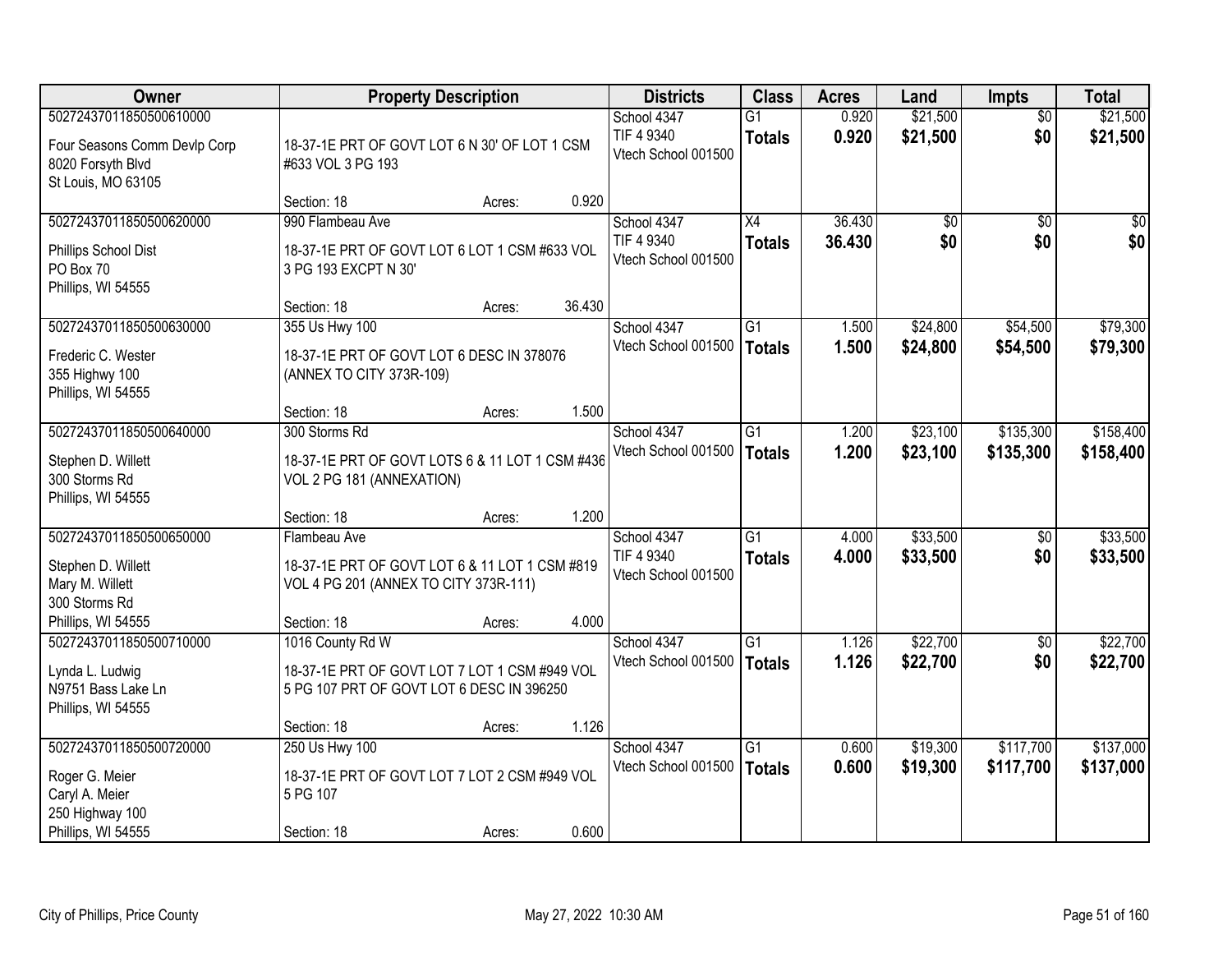| Owner | Property Description | | | Districts | Class | Acres | Land | Impts | Total |
|---|---|---|---|---|---|---|---|---|---|
| 50272437011850500610000 | | | | School 4347 | G1 | 0.920 | $21,500 | $0 | $21,500 |
| Four Seasons Comm Devlp Corp<br>8020 Forsyth Blvd<br>St Louis, MO 63105 | 18-37-1E PRT OF GOVT LOT 6 N 30' OF LOT 1 CSM #633 VOL 3 PG 193 | | | TIF 4 9340<br>Vtech School 001500 | **Totals** | **0.920** | **$21,500** | **$0** | **$21,500** |
| | Section: 18 | Acres: | 0.920 | | | | | | |
| 50272437011850500620000 | 990 Flambeau Ave | | | School 4347 | X4 | 36.430 | $0 | $0 | $0 |
| Phillips School Dist<br>PO Box 70<br>Phillips, WI 54555 | 18-37-1E PRT OF GOVT LOT 6 LOT 1 CSM #633 VOL 3 PG 193 EXCPT N 30' | | | TIF 4 9340<br>Vtech School 001500 | **Totals** | **36.430** | **$0** | **$0** | **$0** |
| | Section: 18 | Acres: | 36.430 | | | | | | |
| 50272437011850500630000 | 355 Us Hwy 100 | | | School 4347 | G1 | 1.500 | $24,800 | $54,500 | $79,300 |
| Frederic C. Wester<br>355 Highwy 100<br>Phillips, WI 54555 | 18-37-1E PRT OF GOVT LOT 6 DESC IN 378076 (ANNEX TO CITY 373R-109) | | | Vtech School 001500 | **Totals** | **1.500** | **$24,800** | **$54,500** | **$79,300** |
| | Section: 18 | Acres: | 1.500 | | | | | | |
| 50272437011850500640000 | 300 Storms Rd | | | School 4347 | G1 | 1.200 | $23,100 | $135,300 | $158,400 |
| Stephen D. Willett<br>300 Storms Rd<br>Phillips, WI 54555 | 18-37-1E PRT OF GOVT LOTS 6 & 11 LOT 1 CSM #436 VOL 2 PG 181 (ANNEXATION) | | | Vtech School 001500 | **Totals** | **1.200** | **$23,100** | **$135,300** | **$158,400** |
| | Section: 18 | Acres: | 1.200 | | | | | | |
| 50272437011850500650000 | Flambeau Ave | | | School 4347 | G1 | 4.000 | $33,500 | $0 | $33,500 |
| Stephen D. Willett<br>Mary M. Willett<br>300 Storms Rd<br>Phillips, WI 54555 | 18-37-1E PRT OF GOVT LOT 6 & 11 LOT 1 CSM #819 VOL 4 PG 201 (ANNEX TO CITY 373R-111) | | | TIF 4 9340<br>Vtech School 001500 | **Totals** | **4.000** | **$33,500** | **$0** | **$33,500** |
| | Section: 18 | Acres: | 4.000 | | | | | | |
| 50272437011850500710000 | 1016 County Rd W | | | School 4347 | G1 | 1.126 | $22,700 | $0 | $22,700 |
| Lynda L. Ludwig<br>N9751 Bass Lake Ln<br>Phillips, WI 54555 | 18-37-1E PRT OF GOVT LOT 7 LOT 1 CSM #949 VOL 5 PG 107 PRT OF GOVT LOT 6 DESC IN 396250 | | | Vtech School 001500 | **Totals** | **1.126** | **$22,700** | **$0** | **$22,700** |
| | Section: 18 | Acres: | 1.126 | | | | | | |
| 50272437011850500720000 | 250 Us Hwy 100 | | | School 4347 | G1 | 0.600 | $19,300 | $117,700 | $137,000 |
| Roger G. Meier<br>Caryl A. Meier<br>250 Highway 100<br>Phillips, WI 54555 | 18-37-1E PRT OF GOVT LOT 7 LOT 2 CSM #949 VOL 5 PG 107 | | | Vtech School 001500 | **Totals** | **0.600** | **$19,300** | **$117,700** | **$137,000** |
| | Section: 18 | Acres: | 0.600 | | | | | | |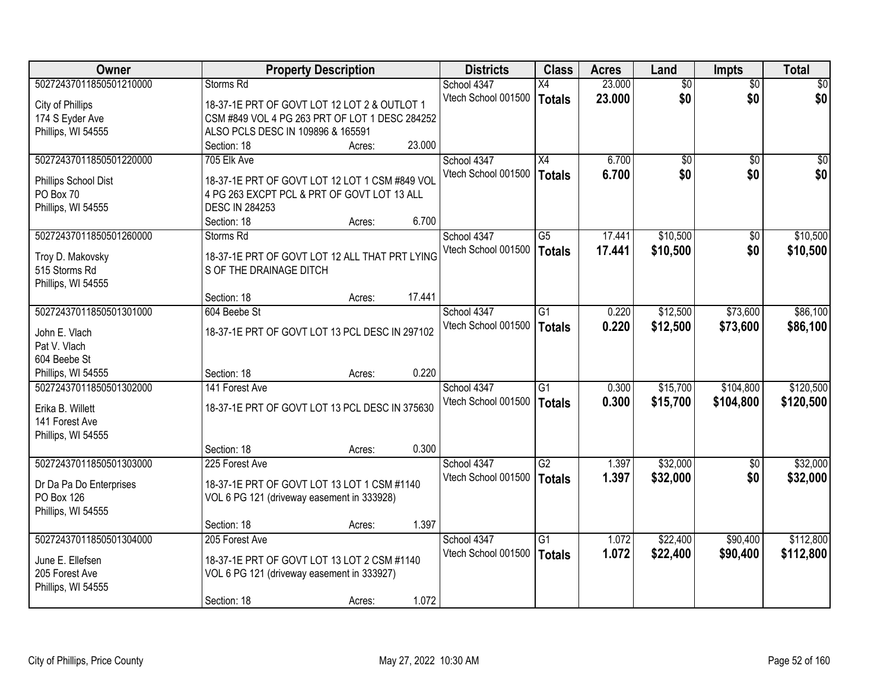| Owner | Property Description | Districts | Class | Acres | Land | Impts | Total |
|---|---|---|---|---|---|---|---|
| 50272437011850501210000<br>City of Phillips<br>174 S Eyder Ave<br>Phillips, WI 54555 | Storms Rd<br>18-37-1E PRT OF GOVT LOT 12 LOT 2 & OUTLOT 1 CSM #849 VOL 4 PG 263 PRT OF LOT 1 DESC 284252 ALSO PCLS DESC IN 109896 & 165591<br>Section: 18 Acres: 23.000 | School 4347<br>Vtech School 001500 | X4<br>**Totals** | 23.000<br>**23.000** | $0<br>**$0** | $0<br>**$0** | $0<br>**$0** |
| 50272437011850501220000<br>Phillips School Dist<br>PO Box 70<br>Phillips, WI 54555 | 705 Elk Ave<br>18-37-1E PRT OF GOVT LOT 12 LOT 1 CSM #849 VOL 4 PG 263 EXCPT PCL & PRT OF GOVT LOT 13 ALL DESC IN 284253<br>Section: 18 Acres: 6.700 | School 4347<br>Vtech School 001500 | X4<br>**Totals** | 6.700<br>**6.700** | $0<br>**$0** | $0<br>**$0** | $0<br>**$0** |
| 50272437011850501260000<br>Troy D. Makovsky<br>515 Storms Rd<br>Phillips, WI 54555 | Storms Rd<br>18-37-1E PRT OF GOVT LOT 12 ALL THAT PRT LYING S OF THE DRAINAGE DITCH<br>Section: 18 Acres: 17.441 | School 4347<br>Vtech School 001500 | G5<br>**Totals** | 17.441<br>**17.441** | $10,500<br>**$10,500** | $0<br>**$0** | $10,500<br>**$10,500** |
| 50272437011850501301000<br>John E. Vlach<br>Pat V. Vlach<br>604 Beebe St<br>Phillips, WI 54555 | 604 Beebe St<br>18-37-1E PRT OF GOVT LOT 13 PCL DESC IN 297102<br>Section: 18 Acres: 0.220 | School 4347<br>Vtech School 001500 | G1<br>**Totals** | 0.220<br>**0.220** | $12,500<br>**$12,500** | $73,600<br>**$73,600** | $86,100<br>**$86,100** |
| 50272437011850501302000<br>Erika B. Willett<br>141 Forest Ave<br>Phillips, WI 54555 | 141 Forest Ave<br>18-37-1E PRT OF GOVT LOT 13 PCL DESC IN 375630<br>Section: 18 Acres: 0.300 | School 4347<br>Vtech School 001500 | G1<br>**Totals** | 0.300<br>**0.300** | $15,700<br>**$15,700** | $104,800<br>**$104,800** | $120,500<br>**$120,500** |
| 50272437011850501303000<br>Dr Da Pa Do Enterprises<br>PO Box 126<br>Phillips, WI 54555 | 225 Forest Ave<br>18-37-1E PRT OF GOVT LOT 13 LOT 1 CSM #1140 VOL 6 PG 121 (driveway easement in 333928)<br>Section: 18 Acres: 1.397 | School 4347<br>Vtech School 001500 | G2<br>**Totals** | 1.397<br>**1.397** | $32,000<br>**$32,000** | $0<br>**$0** | $32,000<br>**$32,000** |
| 50272437011850501304000<br>June E. Ellefsen<br>205 Forest Ave<br>Phillips, WI 54555 | 205 Forest Ave<br>18-37-1E PRT OF GOVT LOT 13 LOT 2 CSM #1140 VOL 6 PG 121 (driveway easement in 333927)<br>Section: 18 Acres: 1.072 | School 4347<br>Vtech School 001500 | G1<br>**Totals** | 1.072<br>**1.072** | $22,400<br>**$22,400** | $90,400<br>**$90,400** | $112,800<br>**$112,800** |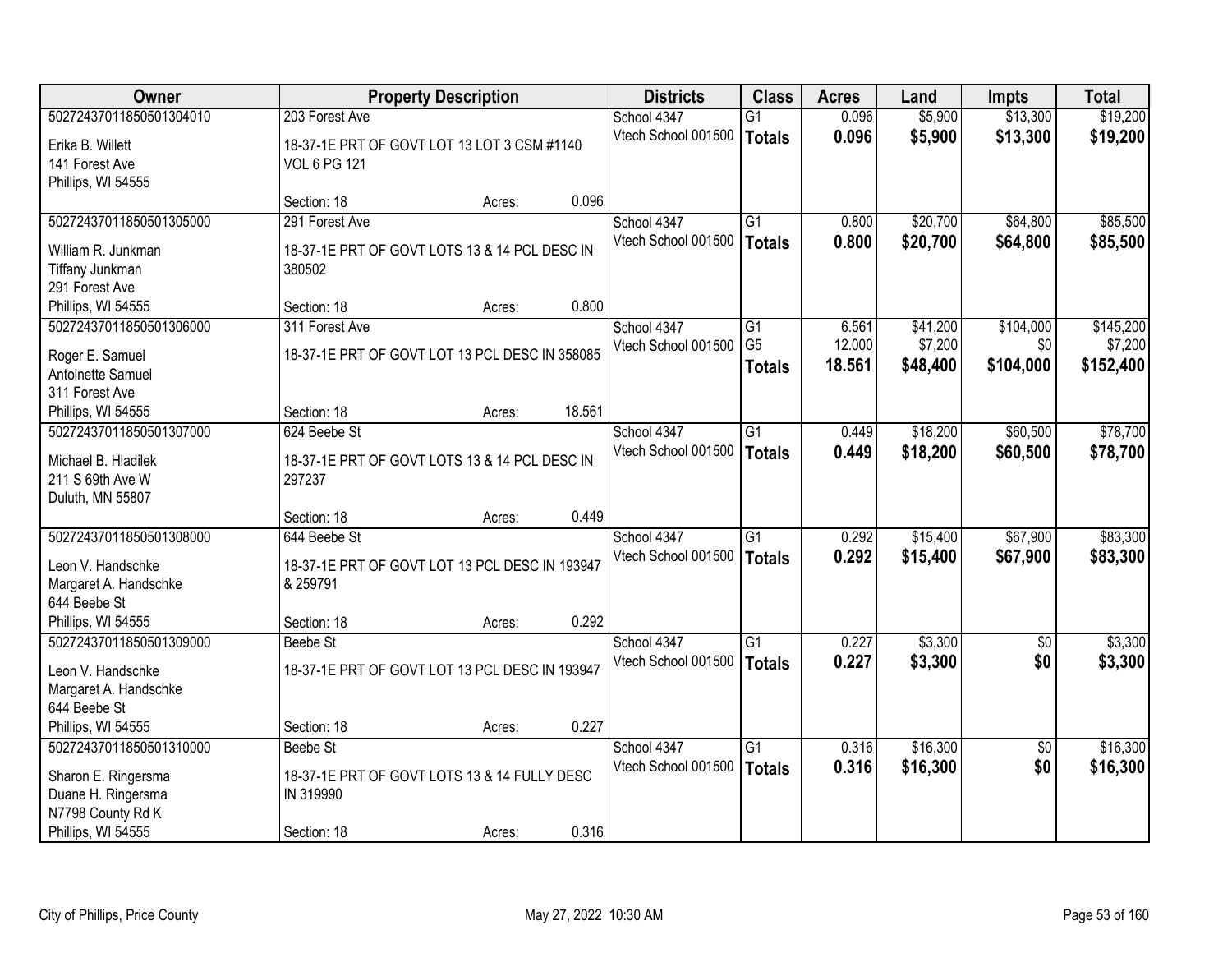| Owner | Property Description | | Districts | Class | Acres | Land | Impts | Total |
|---|---|---|---|---|---|---|---|---|
| 50272437011850501304010<br>Erika B. Willett<br>141 Forest Ave<br>Phillips, WI 54555 | 203 Forest Ave<br>18-37-1E PRT OF GOVT LOT 13 LOT 3 CSM #1140 VOL 6 PG 121<br>Section: 18 | Acres: 0.096 | School 4347<br>Vtech School 001500 | G1<br>**Totals** | 0.096<br>**0.096** | $5,900<br>**$5,900** | $13,300<br>**$13,300** | $19,200<br>**$19,200** |
| 50272437011850501305000<br>William R. Junkman<br>Tiffany Junkman<br>291 Forest Ave<br>Phillips, WI 54555 | 291 Forest Ave<br>18-37-1E PRT OF GOVT LOTS 13 & 14 PCL DESC IN 380502<br>Section: 18 | Acres: 0.800 | School 4347<br>Vtech School 001500 | G1<br>**Totals** | 0.800<br>**0.800** | $20,700<br>**$20,700** | $64,800<br>**$64,800** | $85,500<br>**$85,500** |
| 50272437011850501306000<br>Roger E. Samuel<br>Antoinette Samuel<br>311 Forest Ave<br>Phillips, WI 54555 | 311 Forest Ave<br>18-37-1E PRT OF GOVT LOT 13 PCL DESC IN 358085<br>Section: 18 | Acres: 18.561 | School 4347<br>Vtech School 001500 | G1<br>G5<br>**Totals** | 6.561<br>12.000<br>**18.561** | $41,200<br>$7,200<br>**$48,400** | $104,000<br>$0<br>**$104,000** | $145,200<br>$7,200<br>**$152,400** |
| 50272437011850501307000<br>Michael B. Hladilek<br>211 S 69th Ave W<br>Duluth, MN 55807 | 624 Beebe St<br>18-37-1E PRT OF GOVT LOTS 13 & 14 PCL DESC IN 297237<br>Section: 18 | Acres: 0.449 | School 4347<br>Vtech School 001500 | G1<br>**Totals** | 0.449<br>**0.449** | $18,200<br>**$18,200** | $60,500<br>**$60,500** | $78,700<br>**$78,700** |
| 50272437011850501308000<br>Leon V. Handschke<br>Margaret A. Handschke<br>644 Beebe St<br>Phillips, WI 54555 | 644 Beebe St<br>18-37-1E PRT OF GOVT LOT 13 PCL DESC IN 193947 & 259791<br>Section: 18 | Acres: 0.292 | School 4347<br>Vtech School 001500 | G1<br>**Totals** | 0.292<br>**0.292** | $15,400<br>**$15,400** | $67,900<br>**$67,900** | $83,300<br>**$83,300** |
| 50272437011850501309000<br>Leon V. Handschke<br>Margaret A. Handschke<br>644 Beebe St<br>Phillips, WI 54555 | Beebe St<br>18-37-1E PRT OF GOVT LOT 13 PCL DESC IN 193947<br>Section: 18 | Acres: 0.227 | School 4347<br>Vtech School 001500 | G1<br>**Totals** | 0.227<br>**0.227** | $3,300<br>**$3,300** | $0<br>**$0** | $3,300<br>**$3,300** |
| 50272437011850501310000<br>Sharon E. Ringersma<br>Duane H. Ringersma<br>N7798 County Rd K<br>Phillips, WI 54555 | Beebe St<br>18-37-1E PRT OF GOVT LOTS 13 & 14 FULLY DESC IN 319990<br>Section: 18 | Acres: 0.316 | School 4347<br>Vtech School 001500 | G1<br>**Totals** | 0.316<br>**0.316** | $16,300<br>**$16,300** | $0<br>**$0** | $16,300<br>**$16,300** |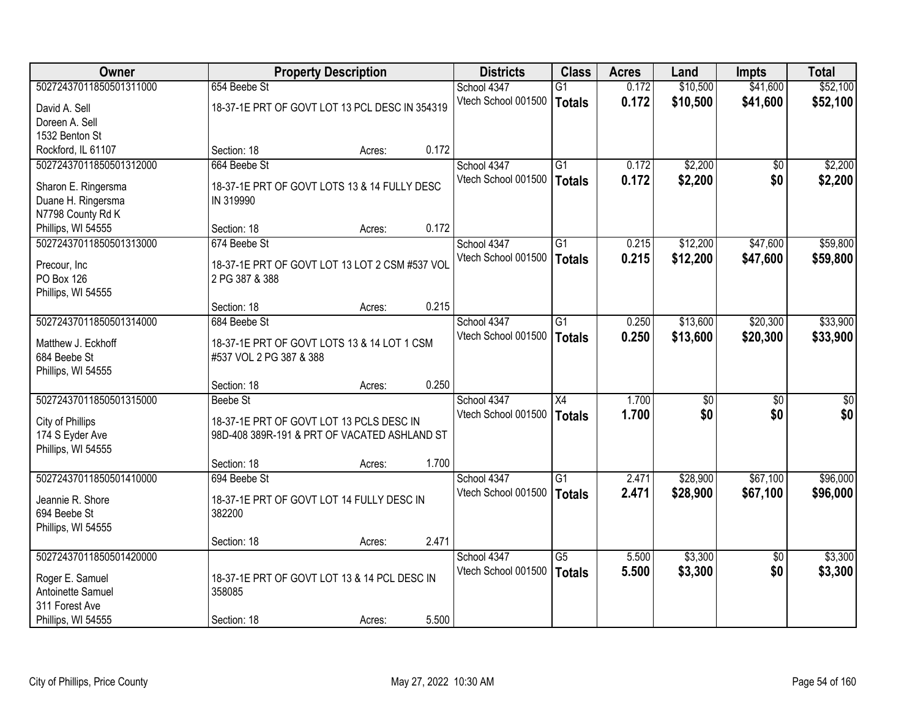| Owner | Property Description | | | Districts | Class | Acres | Land | Impts | Total |
|---|---|---|---|---|---|---|---|---|---|
| 50272437011850501311000 | 654 Beebe St | | | School 4347 | G1 | 0.172 | $10,500 | $41,600 | $52,100 |
| David A. Sell<br>Doreen A. Sell<br>1532 Benton St<br>Rockford, IL 61107 | 18-37-1E PRT OF GOVT LOT 13 PCL DESC IN 354319 | | | Vtech School 001500 | **Totals** | **0.172** | **$10,500** | **$41,600** | **$52,100** |
| | Section: 18 | Acres: | 0.172 | | | | | | |
| 50272437011850501312000 | 664 Beebe St | | | School 4347 | G1 | 0.172 | $2,200 | $0 | $2,200 |
| Sharon E. Ringersma<br>Duane H. Ringersma<br>N7798 County Rd K<br>Phillips, WI 54555 | 18-37-1E PRT OF GOVT LOTS 13 & 14 FULLY DESC IN 319990 | | | Vtech School 001500 | **Totals** | **0.172** | **$2,200** | **$0** | **$2,200** |
| | Section: 18 | Acres: | 0.172 | | | | | | |
| 50272437011850501313000 | 674 Beebe St | | | School 4347 | G1 | 0.215 | $12,200 | $47,600 | $59,800 |
| Precour, Inc<br>PO Box 126<br>Phillips, WI 54555 | 18-37-1E PRT OF GOVT LOT 13 LOT 2 CSM #537 VOL 2 PG 387 & 388 | | | Vtech School 001500 | **Totals** | **0.215** | **$12,200** | **$47,600** | **$59,800** |
| | Section: 18 | Acres: | 0.215 | | | | | | |
| 50272437011850501314000 | 684 Beebe St | | | School 4347 | G1 | 0.250 | $13,600 | $20,300 | $33,900 |
| Matthew J. Eckhoff<br>684 Beebe St<br>Phillips, WI 54555 | 18-37-1E PRT OF GOVT LOTS 13 & 14 LOT 1 CSM #537 VOL 2 PG 387 & 388 | | | Vtech School 001500 | **Totals** | **0.250** | **$13,600** | **$20,300** | **$33,900** |
| | Section: 18 | Acres: | 0.250 | | | | | | |
| 50272437011850501315000 | Beebe St | | | School 4347 | X4 | 1.700 | $0 | $0 | $0 |
| City of Phillips<br>174 S Eyder Ave<br>Phillips, WI 54555 | 18-37-1E PRT OF GOVT LOT 13 PCLS DESC IN 98D-408 389R-191 & PRT OF VACATED ASHLAND ST | | | Vtech School 001500 | **Totals** | **1.700** | **$0** | **$0** | **$0** |
| | Section: 18 | Acres: | 1.700 | | | | | | |
| 50272437011850501410000 | 694 Beebe St | | | School 4347 | G1 | 2.471 | $28,900 | $67,100 | $96,000 |
| Jeannie R. Shore<br>694 Beebe St<br>Phillips, WI 54555 | 18-37-1E PRT OF GOVT LOT 14 FULLY DESC IN 382200 | | | Vtech School 001500 | **Totals** | **2.471** | **$28,900** | **$67,100** | **$96,000** |
| | Section: 18 | Acres: | 2.471 | | | | | | |
| 50272437011850501420000 | | | | School 4347 | G5 | 5.500 | $3,300 | $0 | $3,300 |
| Roger E. Samuel<br>Antoinette Samuel<br>311 Forest Ave<br>Phillips, WI 54555 | 18-37-1E PRT OF GOVT LOT 13 & 14 PCL DESC IN 358085 | | | Vtech School 001500 | **Totals** | **5.500** | **$3,300** | **$0** | **$3,300** |
| | Section: 18 | Acres: | 5.500 | | | | | | |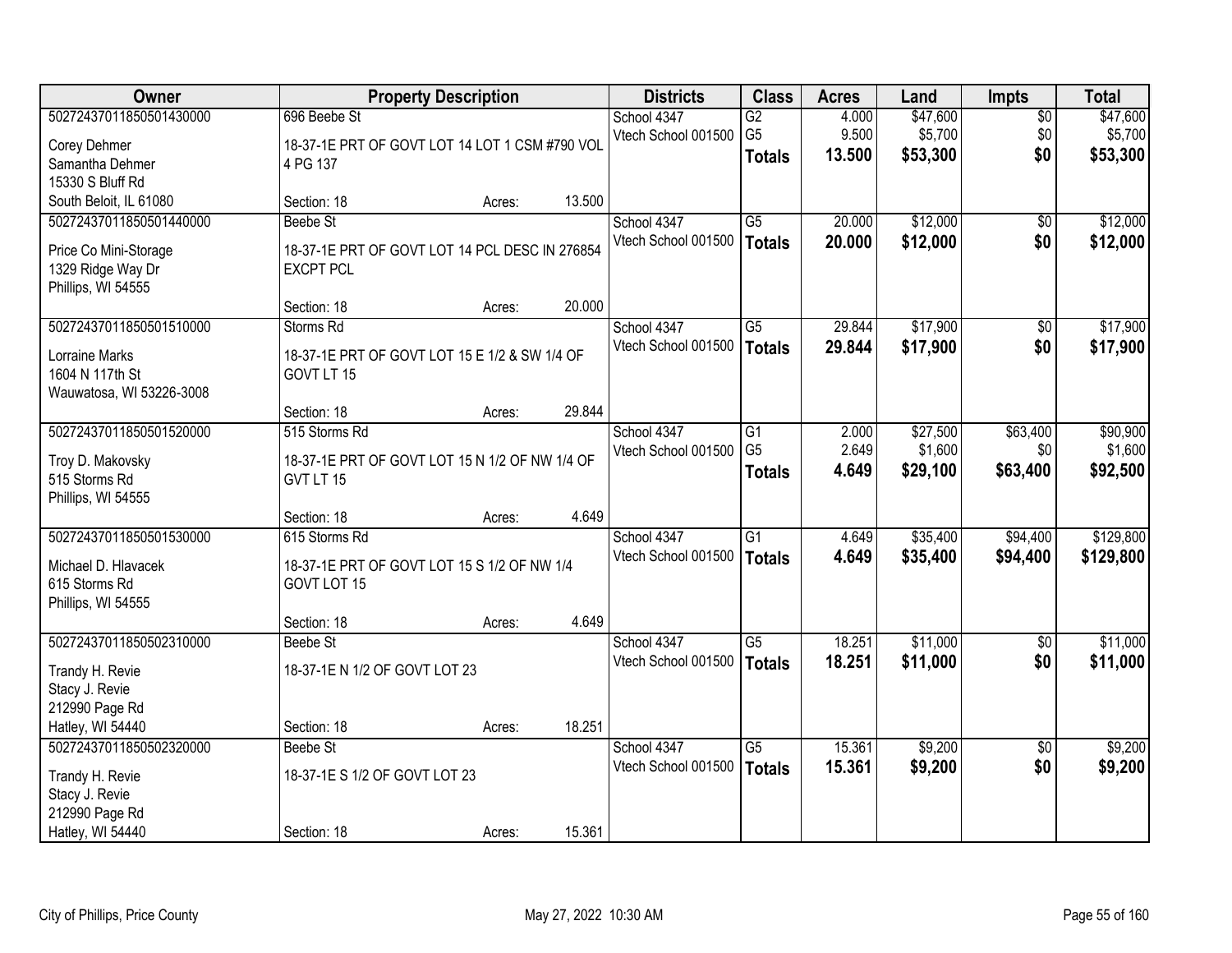| Owner | Property Description | Districts | Class | Acres | Land | Impts | Total |
|---|---|---|---|---|---|---|---|
| 50272437011850501430000<br>Corey Dehmer<br>Samantha Dehmer<br>15330 S Bluff Rd<br>South Beloit, IL 61080 | 696 Beebe St<br>18-37-1E PRT OF GOVT LOT 14 LOT 1 CSM #790 VOL 4 PG 137<br>Section: 18 Acres: 13.500 | School 4347<br>Vtech School 001500 | G2<br>G5<br>**Totals** | 4.000<br>9.500<br>**13.500** | $47,600<br>$5,700<br>**$53,300** | $0<br>$0<br>**$0** | $47,600<br>$5,700<br>**$53,300** |
| 50272437011850501440000<br>Price Co Mini-Storage<br>1329 Ridge Way Dr<br>Phillips, WI 54555 | Beebe St<br>18-37-1E PRT OF GOVT LOT 14 PCL DESC IN 276854 EXCPT PCL<br>Section: 18 Acres: 20.000 | School 4347<br>Vtech School 001500 | G5<br>**Totals** | 20.000<br>**20.000** | $12,000<br>**$12,000** | $0<br>**$0** | $12,000<br>**$12,000** |
| 50272437011850501510000<br>Lorraine Marks<br>1604 N 117th St<br>Wauwatosa, WI 53226-3008 | Storms Rd<br>18-37-1E PRT OF GOVT LOT 15 E 1/2 & SW 1/4 OF GOVT LT 15<br>Section: 18 Acres: 29.844 | School 4347<br>Vtech School 001500 | G5<br>**Totals** | 29.844<br>**29.844** | $17,900<br>**$17,900** | $0<br>**$0** | $17,900<br>**$17,900** |
| 50272437011850501520000<br>Troy D. Makovsky<br>515 Storms Rd<br>Phillips, WI 54555 | 515 Storms Rd<br>18-37-1E PRT OF GOVT LOT 15 N 1/2 OF NW 1/4 OF GVT LT 15<br>Section: 18 Acres: 4.649 | School 4347<br>Vtech School 001500 | G1<br>G5<br>**Totals** | 2.000<br>2.649<br>**4.649** | $27,500<br>$1,600<br>**$29,100** | $63,400<br>$0<br>**$63,400** | $90,900<br>$1,600<br>**$92,500** |
| 50272437011850501530000<br>Michael D. Hlavacek<br>615 Storms Rd<br>Phillips, WI 54555 | 615 Storms Rd<br>18-37-1E PRT OF GOVT LOT 15 S 1/2 OF NW 1/4 GOVT LOT 15<br>Section: 18 Acres: 4.649 | School 4347<br>Vtech School 001500 | G1<br>**Totals** | 4.649<br>**4.649** | $35,400<br>**$35,400** | $94,400<br>**$94,400** | $129,800<br>**$129,800** |
| 50272437011850502310000<br>Trandy H. Revie<br>Stacy J. Revie<br>212990 Page Rd<br>Hatley, WI 54440 | Beebe St<br>18-37-1E N 1/2 OF GOVT LOT 23<br>Section: 18 Acres: 18.251 | School 4347<br>Vtech School 001500 | G5<br>**Totals** | 18.251<br>**18.251** | $11,000<br>**$11,000** | $0<br>**$0** | $11,000<br>**$11,000** |
| 50272437011850502320000<br>Trandy H. Revie<br>Stacy J. Revie<br>212990 Page Rd<br>Hatley, WI 54440 | Beebe St<br>18-37-1E S 1/2 OF GOVT LOT 23<br>Section: 18 Acres: 15.361 | School 4347<br>Vtech School 001500 | G5<br>**Totals** | 15.361<br>**15.361** | $9,200<br>**$9,200** | $0<br>**$0** | $9,200<br>**$9,200** |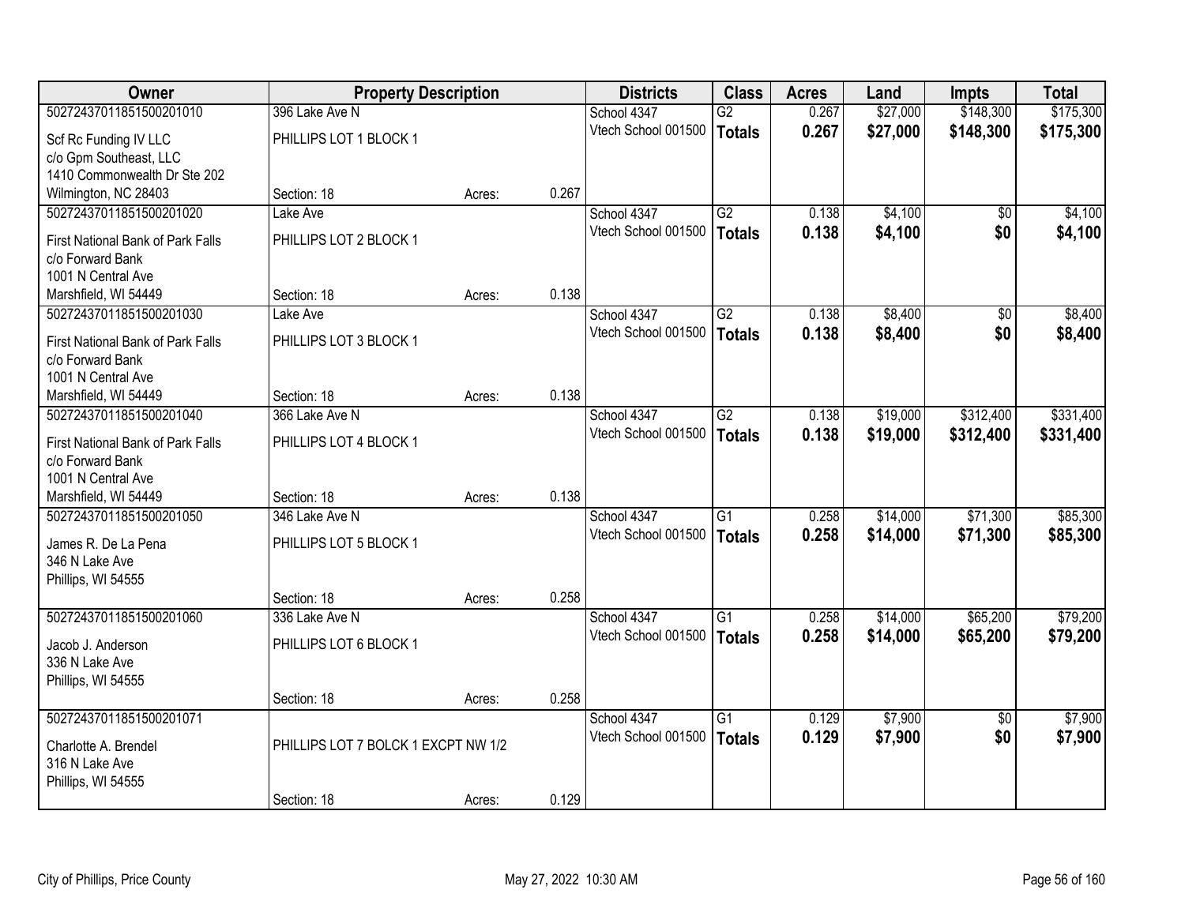| Owner | Property Description | | | Districts | Class | Acres | Land | Impts | Total |
|---|---|---|---|---|---|---|---|---|---|
| 50272437011851500201010 | 396 Lake Ave N | | | School 4347 | G2 | 0.267 | $27,000 | $148,300 | $175,300 |
| Scf Rc Funding IV LLC<br>c/o Gpm Southeast, LLC<br>1410 Commonwealth Dr Ste 202<br>Wilmington, NC 28403 | PHILLIPS LOT 1 BLOCK 1 | | | Vtech School 001500 | **Totals** | **0.267** | **$27,000** | **$148,300** | **$175,300** |
| | Section: 18 | Acres: | 0.267 | | | | | | |
| 50272437011851500201020 | Lake Ave | | | School 4347 | G2 | 0.138 | $4,100 | $0 | $4,100 |
| First National Bank of Park Falls<br>c/o Forward Bank<br>1001 N Central Ave<br>Marshfield, WI 54449 | PHILLIPS LOT 2 BLOCK 1 | | | Vtech School 001500 | **Totals** | **0.138** | **$4,100** | **$0** | **$4,100** |
| | Section: 18 | Acres: | 0.138 | | | | | | |
| 50272437011851500201030 | Lake Ave | | | School 4347 | G2 | 0.138 | $8,400 | $0 | $8,400 |
| First National Bank of Park Falls<br>c/o Forward Bank<br>1001 N Central Ave<br>Marshfield, WI 54449 | PHILLIPS LOT 3 BLOCK 1 | | | Vtech School 001500 | **Totals** | **0.138** | **$8,400** | **$0** | **$8,400** |
| | Section: 18 | Acres: | 0.138 | | | | | | |
| 50272437011851500201040 | 366 Lake Ave N | | | School 4347 | G2 | 0.138 | $19,000 | $312,400 | $331,400 |
| First National Bank of Park Falls<br>c/o Forward Bank<br>1001 N Central Ave<br>Marshfield, WI 54449 | PHILLIPS LOT 4 BLOCK 1 | | | Vtech School 001500 | **Totals** | **0.138** | **$19,000** | **$312,400** | **$331,400** |
| | Section: 18 | Acres: | 0.138 | | | | | | |
| 50272437011851500201050 | 346 Lake Ave N | | | School 4347 | G1 | 0.258 | $14,000 | $71,300 | $85,300 |
| James R. De La Pena<br>346 N Lake Ave<br>Phillips, WI 54555 | PHILLIPS LOT 5 BLOCK 1 | | | Vtech School 001500 | **Totals** | **0.258** | **$14,000** | **$71,300** | **$85,300** |
| | Section: 18 | Acres: | 0.258 | | | | | | |
| 50272437011851500201060 | 336 Lake Ave N | | | School 4347 | G1 | 0.258 | $14,000 | $65,200 | $79,200 |
| Jacob J. Anderson<br>336 N Lake Ave<br>Phillips, WI 54555 | PHILLIPS LOT 6 BLOCK 1 | | | Vtech School 001500 | **Totals** | **0.258** | **$14,000** | **$65,200** | **$79,200** |
| | Section: 18 | Acres: | 0.258 | | | | | | |
| 50272437011851500201071 | | | | School 4347 | G1 | 0.129 | $7,900 | $0 | $7,900 |
| Charlotte A. Brendel<br>316 N Lake Ave<br>Phillips, WI 54555 | PHILLIPS LOT 7 BOLCK 1 EXCPT NW 1/2 | | | Vtech School 001500 | **Totals** | **0.129** | **$7,900** | **$0** | **$7,900** |
| | Section: 18 | Acres: | 0.129 | | | | | | |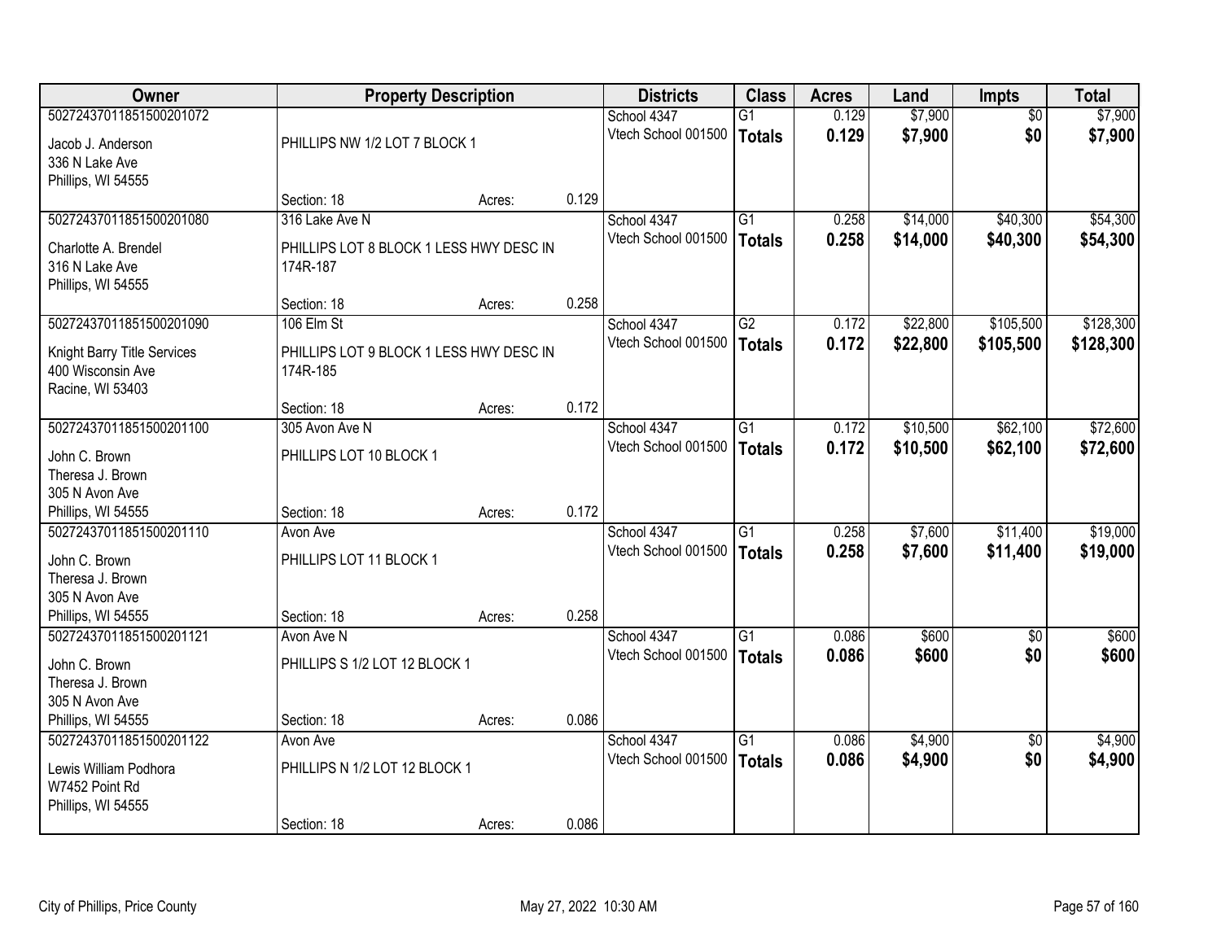| Owner | Property Description | | | Districts | Class | Acres | Land | Impts | Total |
|---|---|---|---|---|---|---|---|---|---|
| 50272437011851500201072 | | | | School 4347 | G1 | 0.129 | $7,900 | $0 | $7,900 |
| Jacob J. Anderson<br>336 N Lake Ave<br>Phillips, WI 54555 | PHILLIPS NW 1/2 LOT 7 BLOCK 1 | | | Vtech School 001500 | **Totals** | **0.129** | **$7,900** | **$0** | **$7,900** |
| | Section: 18 | Acres: | 0.129 | | | | | | |
| 50272437011851500201080 | 316 Lake Ave N | | | School 4347 | G1 | 0.258 | $14,000 | $40,300 | $54,300 |
| Charlotte A. Brendel<br>316 N Lake Ave<br>Phillips, WI 54555 | PHILLIPS LOT 8 BLOCK 1 LESS HWY DESC IN 174R-187 | | | Vtech School 001500 | **Totals** | **0.258** | **$14,000** | **$40,300** | **$54,300** |
| | Section: 18 | Acres: | 0.258 | | | | | | |
| 50272437011851500201090 | 106 Elm St | | | School 4347 | G2 | 0.172 | $22,800 | $105,500 | $128,300 |
| Knight Barry Title Services<br>400 Wisconsin Ave<br>Racine, WI 53403 | PHILLIPS LOT 9 BLOCK 1 LESS HWY DESC IN 174R-185 | | | Vtech School 001500 | **Totals** | **0.172** | **$22,800** | **$105,500** | **$128,300** |
| | Section: 18 | Acres: | 0.172 | | | | | | |
| 50272437011851500201100 | 305 Avon Ave N | | | School 4347 | G1 | 0.172 | $10,500 | $62,100 | $72,600 |
| John C. Brown<br>Theresa J. Brown<br>305 N Avon Ave<br>Phillips, WI 54555 | PHILLIPS LOT 10 BLOCK 1 | | | Vtech School 001500 | **Totals** | **0.172** | **$10,500** | **$62,100** | **$72,600** |
| | Section: 18 | Acres: | 0.172 | | | | | | |
| 50272437011851500201110 | Avon Ave | | | School 4347 | G1 | 0.258 | $7,600 | $11,400 | $19,000 |
| John C. Brown<br>Theresa J. Brown<br>305 N Avon Ave<br>Phillips, WI 54555 | PHILLIPS LOT 11 BLOCK 1 | | | Vtech School 001500 | **Totals** | **0.258** | **$7,600** | **$11,400** | **$19,000** |
| | Section: 18 | Acres: | 0.258 | | | | | | |
| 50272437011851500201121 | Avon Ave N | | | School 4347 | G1 | 0.086 | $600 | $0 | $600 |
| John C. Brown<br>Theresa J. Brown<br>305 N Avon Ave<br>Phillips, WI 54555 | PHILLIPS S 1/2 LOT 12 BLOCK 1 | | | Vtech School 001500 | **Totals** | **0.086** | **$600** | **$0** | **$600** |
| | Section: 18 | Acres: | 0.086 | | | | | | |
| 50272437011851500201122 | Avon Ave | | | School 4347 | G1 | 0.086 | $4,900 | $0 | $4,900 |
| Lewis William Podhora<br>W7452 Point Rd<br>Phillips, WI 54555 | PHILLIPS N 1/2 LOT 12 BLOCK 1 | | | Vtech School 001500 | **Totals** | **0.086** | **$4,900** | **$0** | **$4,900** |
| | Section: 18 | Acres: | 0.086 | | | | | | |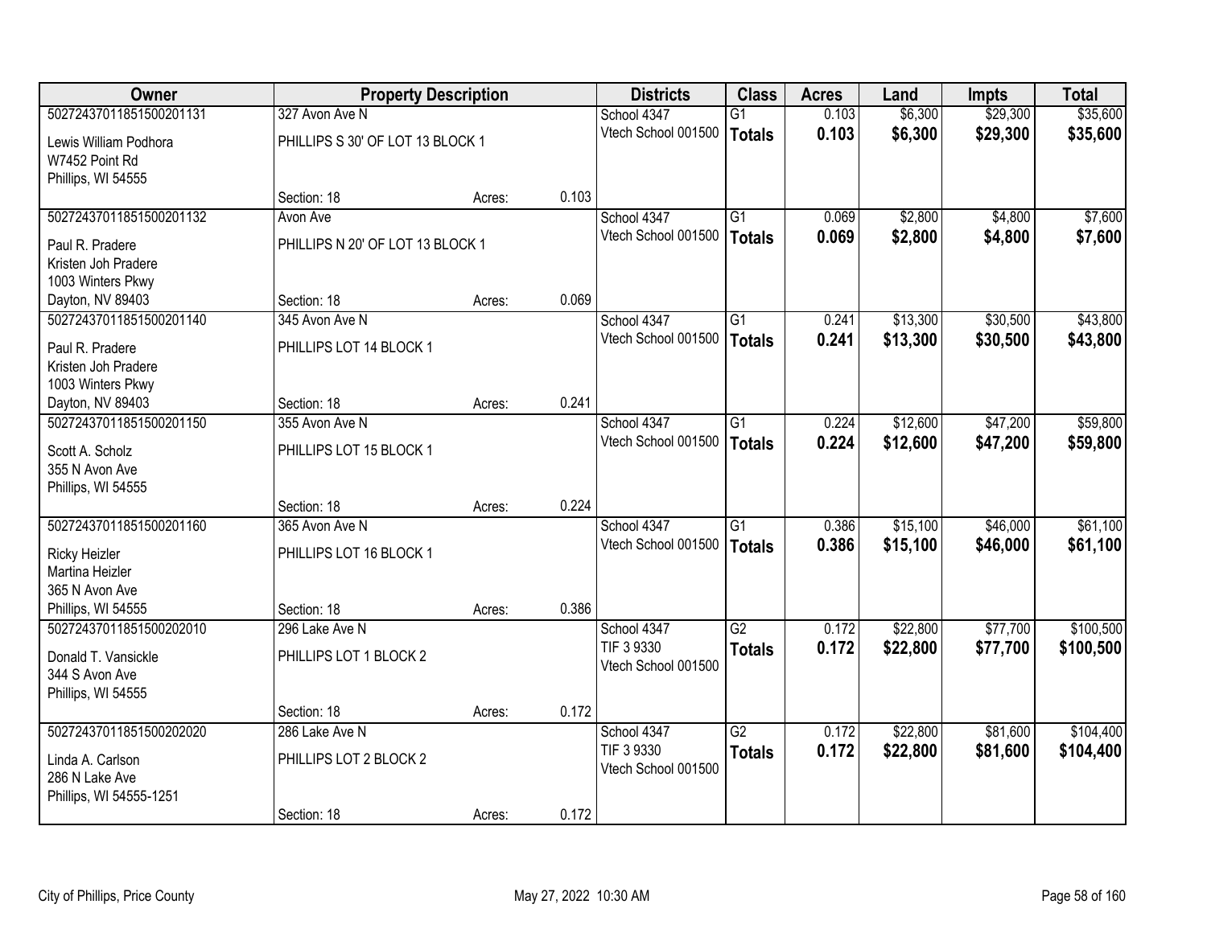| Owner | Property Description | | | Districts | Class | Acres | Land | Impts | Total |
|---|---|---|---|---|---|---|---|---|---|
| 50272437011851500201131 | 327 Avon Ave N | | | School 4347 | G1 | 0.103 | $6,300 | $29,300 | $35,600 |
| Lewis William Podhora<br>W7452 Point Rd<br>Phillips, WI 54555 | PHILLIPS S 30' OF LOT 13 BLOCK 1 | | | Vtech School 001500 | **Totals** | **0.103** | **$6,300** | **$29,300** | **$35,600** |
| | Section: 18 | Acres: | 0.103 | | | | | | |
| 50272437011851500201132 | Avon Ave | | | School 4347 | G1 | 0.069 | $2,800 | $4,800 | $7,600 |
| Paul R. Pradere<br>Kristen Joh Pradere<br>1003 Winters Pkwy<br>Dayton, NV 89403 | PHILLIPS N 20' OF LOT 13 BLOCK 1 | | | Vtech School 001500 | **Totals** | **0.069** | **$2,800** | **$4,800** | **$7,600** |
| | Section: 18 | Acres: | 0.069 | | | | | | |
| 50272437011851500201140 | 345 Avon Ave N | | | School 4347 | G1 | 0.241 | $13,300 | $30,500 | $43,800 |
| Paul R. Pradere<br>Kristen Joh Pradere<br>1003 Winters Pkwy<br>Dayton, NV 89403 | PHILLIPS LOT 14 BLOCK 1 | | | Vtech School 001500 | **Totals** | **0.241** | **$13,300** | **$30,500** | **$43,800** |
| | Section: 18 | Acres: | 0.241 | | | | | | |
| 50272437011851500201150 | 355 Avon Ave N | | | School 4347 | G1 | 0.224 | $12,600 | $47,200 | $59,800 |
| Scott A. Scholz<br>355 N Avon Ave<br>Phillips, WI 54555 | PHILLIPS LOT 15 BLOCK 1 | | | Vtech School 001500 | **Totals** | **0.224** | **$12,600** | **$47,200** | **$59,800** |
| | Section: 18 | Acres: | 0.224 | | | | | | |
| 50272437011851500201160 | 365 Avon Ave N | | | School 4347 | G1 | 0.386 | $15,100 | $46,000 | $61,100 |
| Ricky Heizler<br>Martina Heizler<br>365 N Avon Ave<br>Phillips, WI 54555 | PHILLIPS LOT 16 BLOCK 1 | | | Vtech School 001500 | **Totals** | **0.386** | **$15,100** | **$46,000** | **$61,100** |
| | Section: 18 | Acres: | 0.386 | | | | | | |
| 50272437011851500202010 | 296 Lake Ave N | | | School 4347 | G2 | 0.172 | $22,800 | $77,700 | $100,500 |
| Donald T. Vansickle<br>344 S Avon Ave<br>Phillips, WI 54555 | PHILLIPS LOT 1 BLOCK 2 | | | TIF 3 9330<br>Vtech School 001500 | **Totals** | **0.172** | **$22,800** | **$77,700** | **$100,500** |
| | Section: 18 | Acres: | 0.172 | | | | | | |
| 50272437011851500202020 | 286 Lake Ave N | | | School 4347 | G2 | 0.172 | $22,800 | $81,600 | $104,400 |
| Linda A. Carlson<br>286 N Lake Ave<br>Phillips, WI 54555-1251 | PHILLIPS LOT 2 BLOCK 2 | | | TIF 3 9330<br>Vtech School 001500 | **Totals** | **0.172** | **$22,800** | **$81,600** | **$104,400** |
| | Section: 18 | Acres: | 0.172 | | | | | | |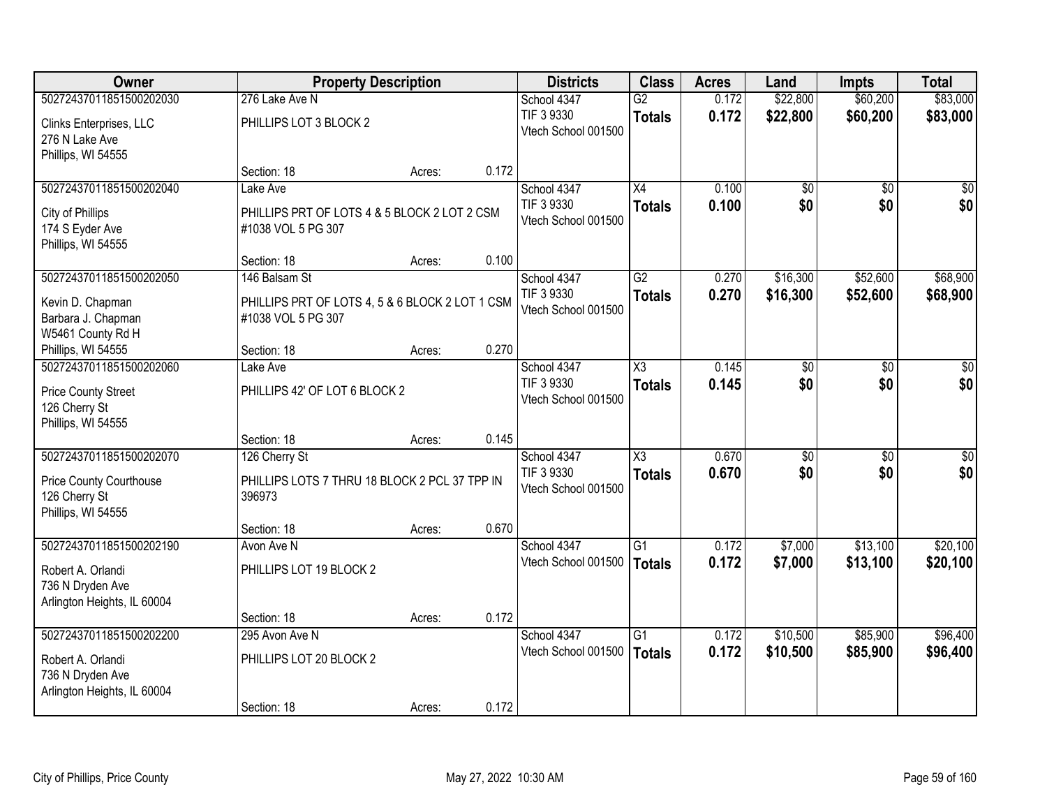| Owner | Property Description | | | Districts | Class | Acres | Land | Impts | Total |
|---|---|---|---|---|---|---|---|---|---|
| 50272437011851500202030<br><br>Clinks Enterprises, LLC<br>276 N Lake Ave<br>Phillips, WI 54555 | 276 Lake Ave N<br><br>PHILLIPS LOT 3 BLOCK 2<br><br>Section: 18 | Acres: | 0.172 | School 4347<br>TIF 3 9330<br>Vtech School 001500 | G2<br>**Totals** | 0.172<br>**0.172** | $22,800<br>**$22,800** | $60,200<br>**$60,200** | $83,000<br>**$83,000** |
| 50272437011851500202040<br><br>City of Phillips<br>174 S Eyder Ave<br>Phillips, WI 54555 | Lake Ave<br><br>PHILLIPS PRT OF LOTS 4 & 5 BLOCK 2 LOT 2 CSM #1038 VOL 5 PG 307<br><br>Section: 18 | Acres: | 0.100 | School 4347<br>TIF 3 9330<br>Vtech School 001500 | X4<br>**Totals** | 0.100<br>**0.100** | $0<br>**$0** | $0<br>**$0** | $0<br>**$0** |
| 50272437011851500202050<br><br>Kevin D. Chapman<br>Barbara J. Chapman<br>W5461 County Rd H<br>Phillips, WI 54555 | 146 Balsam St<br><br>PHILLIPS PRT OF LOTS 4, 5 & 6 BLOCK 2 LOT 1 CSM #1038 VOL 5 PG 307<br><br>Section: 18 | Acres: | 0.270 | School 4347<br>TIF 3 9330<br>Vtech School 001500 | G2<br>**Totals** | 0.270<br>**0.270** | $16,300<br>**$16,300** | $52,600<br>**$52,600** | $68,900<br>**$68,900** |
| 50272437011851500202060<br><br>Price County Street<br>126 Cherry St<br>Phillips, WI 54555 | Lake Ave<br><br>PHILLIPS 42' OF LOT 6 BLOCK 2<br><br>Section: 18 | Acres: | 0.145 | School 4347<br>TIF 3 9330<br>Vtech School 001500 | X3<br>**Totals** | 0.145<br>**0.145** | $0<br>**$0** | $0<br>**$0** | $0<br>**$0** |
| 50272437011851500202070<br><br>Price County Courthouse<br>126 Cherry St<br>Phillips, WI 54555 | 126 Cherry St<br><br>PHILLIPS LOTS 7 THRU 18 BLOCK 2 PCL 37 TPP IN 396973<br><br>Section: 18 | Acres: | 0.670 | School 4347<br>TIF 3 9330<br>Vtech School 001500 | X3<br>**Totals** | 0.670<br>**0.670** | $0<br>**$0** | $0<br>**$0** | $0<br>**$0** |
| 50272437011851500202190<br><br>Robert A. Orlandi<br>736 N Dryden Ave<br>Arlington Heights, IL 60004 | Avon Ave N<br><br>PHILLIPS LOT 19 BLOCK 2<br><br>Section: 18 | Acres: | 0.172 | School 4347<br>Vtech School 001500 | G1<br>**Totals** | 0.172<br>**0.172** | $7,000<br>**$7,000** | $13,100<br>**$13,100** | $20,100<br>**$20,100** |
| 50272437011851500202200<br><br>Robert A. Orlandi<br>736 N Dryden Ave<br>Arlington Heights, IL 60004 | 295 Avon Ave N<br><br>PHILLIPS LOT 20 BLOCK 2<br><br>Section: 18 | Acres: | 0.172 | School 4347<br>Vtech School 001500 | G1<br>**Totals** | 0.172<br>**0.172** | $10,500<br>**$10,500** | $85,900<br>**$85,900** | $96,400<br>**$96,400** |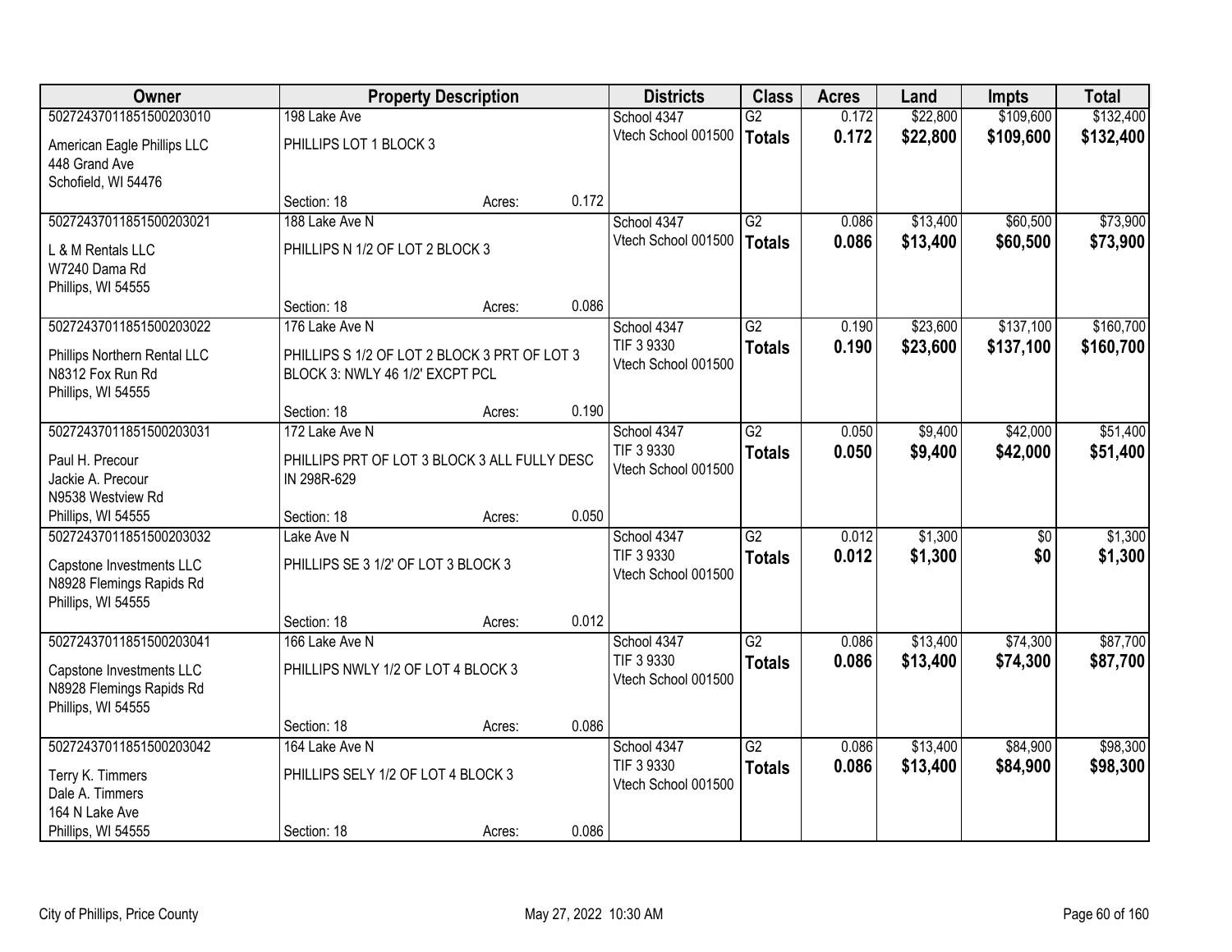| Owner | Property Description | | | Districts | Class | Acres | Land | Impts | Total |
|---|---|---|---|---|---|---|---|---|---|
| 50272437011851500203010 | 198 Lake Ave | | | School 4347 | G2 | 0.172 | $22,800 | $109,600 | $132,400 |
| American Eagle Phillips LLC<br>448 Grand Ave<br>Schofield, WI 54476 | PHILLIPS LOT 1 BLOCK 3 | | | Vtech School 001500 | **Totals** | **0.172** | **$22,800** | **$109,600** | **$132,400** |
| | Section: 18 | Acres: | 0.172 | | | | | | |
| 50272437011851500203021 | 188 Lake Ave N | | | School 4347 | G2 | 0.086 | $13,400 | $60,500 | $73,900 |
| L & M Rentals LLC<br>W7240 Dama Rd<br>Phillips, WI 54555 | PHILLIPS N 1/2 OF LOT 2 BLOCK 3 | | | Vtech School 001500 | **Totals** | **0.086** | **$13,400** | **$60,500** | **$73,900** |
| | Section: 18 | Acres: | 0.086 | | | | | | |
| 50272437011851500203022 | 176 Lake Ave N | | | School 4347 | G2 | 0.190 | $23,600 | $137,100 | $160,700 |
| Phillips Northern Rental LLC<br>N8312 Fox Run Rd<br>Phillips, WI 54555 | PHILLIPS S 1/2 OF LOT 2 BLOCK 3 PRT OF LOT 3 BLOCK 3: NWLY 46 1/2' EXCPT PCL | | | TIF 3 9330<br>Vtech School 001500 | **Totals** | **0.190** | **$23,600** | **$137,100** | **$160,700** |
| | Section: 18 | Acres: | 0.190 | | | | | | |
| 50272437011851500203031 | 172 Lake Ave N | | | School 4347 | G2 | 0.050 | $9,400 | $42,000 | $51,400 |
| Paul H. Precour<br>Jackie A. Precour<br>N9538 Westview Rd<br>Phillips, WI 54555 | PHILLIPS PRT OF LOT 3 BLOCK 3 ALL FULLY DESC IN 298R-629 | | | TIF 3 9330<br>Vtech School 001500 | **Totals** | **0.050** | **$9,400** | **$42,000** | **$51,400** |
| | Section: 18 | Acres: | 0.050 | | | | | | |
| 50272437011851500203032 | Lake Ave N | | | School 4347 | G2 | 0.012 | $1,300 | $0 | $1,300 |
| Capstone Investments LLC<br>N8928 Flemings Rapids Rd<br>Phillips, WI 54555 | PHILLIPS SE 3 1/2' OF LOT 3 BLOCK 3 | | | TIF 3 9330<br>Vtech School 001500 | **Totals** | **0.012** | **$1,300** | **$0** | **$1,300** |
| | Section: 18 | Acres: | 0.012 | | | | | | |
| 50272437011851500203041 | 166 Lake Ave N | | | School 4347 | G2 | 0.086 | $13,400 | $74,300 | $87,700 |
| Capstone Investments LLC<br>N8928 Flemings Rapids Rd<br>Phillips, WI 54555 | PHILLIPS NWLY 1/2 OF LOT 4 BLOCK 3 | | | TIF 3 9330<br>Vtech School 001500 | **Totals** | **0.086** | **$13,400** | **$74,300** | **$87,700** |
| | Section: 18 | Acres: | 0.086 | | | | | | |
| 50272437011851500203042 | 164 Lake Ave N | | | School 4347 | G2 | 0.086 | $13,400 | $84,900 | $98,300 |
| Terry K. Timmers<br>Dale A. Timmers<br>164 N Lake Ave<br>Phillips, WI 54555 | PHILLIPS SELY 1/2 OF LOT 4 BLOCK 3 | | | TIF 3 9330<br>Vtech School 001500 | **Totals** | **0.086** | **$13,400** | **$84,900** | **$98,300** |
| | Section: 18 | Acres: | 0.086 | | | | | | |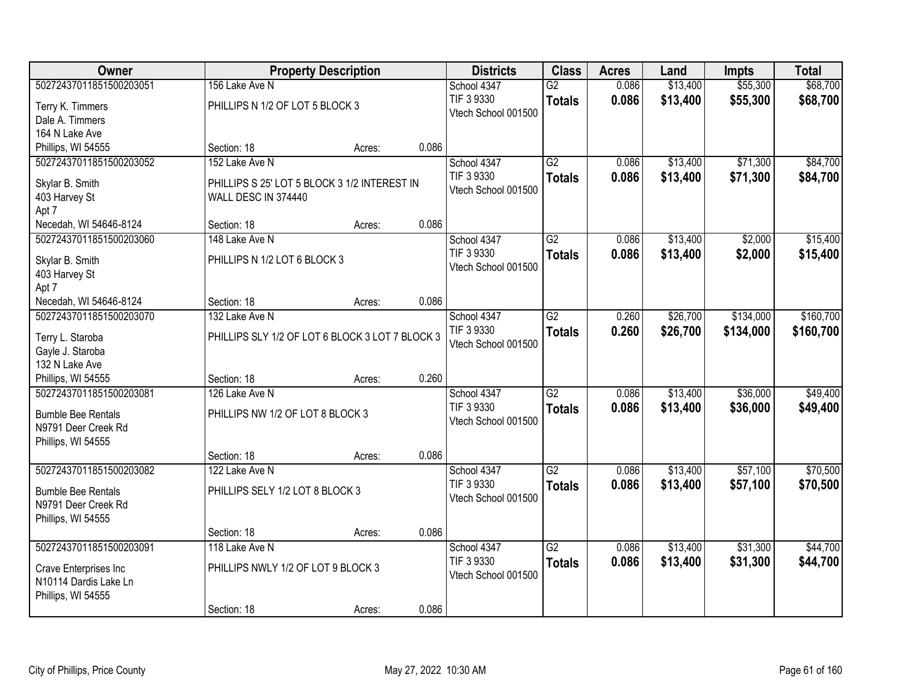| Owner | Property Description | | | Districts | Class | Acres | Land | Impts | Total |
|---|---|---|---|---|---|---|---|---|---|
| 50272437011851500203051 | 156 Lake Ave N | | | School 4347 | G2 | 0.086 | $13,400 | $55,300 | $68,700 |
| Terry K. Timmers<br>Dale A. Timmers<br>164 N Lake Ave<br>Phillips, WI 54555 | PHILLIPS N 1/2 OF LOT 5 BLOCK 3 | | | TIF 3 9330<br>Vtech School 001500 | **Totals** | **0.086** | **$13,400** | **$55,300** | **$68,700** |
| | Section: 18 | Acres: | 0.086 | | | | | | |
| 50272437011851500203052 | 152 Lake Ave N | | | School 4347 | G2 | 0.086 | $13,400 | $71,300 | $84,700 |
| Skylar B. Smith<br>403 Harvey St<br>Apt 7<br>Necedah, WI 54646-8124 | PHILLIPS S 25' LOT 5 BLOCK 3 1/2 INTEREST IN WALL DESC IN 374440 | | | TIF 3 9330<br>Vtech School 001500 | **Totals** | **0.086** | **$13,400** | **$71,300** | **$84,700** |
| | Section: 18 | Acres: | 0.086 | | | | | | |
| 50272437011851500203060 | 148 Lake Ave N | | | School 4347 | G2 | 0.086 | $13,400 | $2,000 | $15,400 |
| Skylar B. Smith<br>403 Harvey St<br>Apt 7<br>Necedah, WI 54646-8124 | PHILLIPS N 1/2 LOT 6 BLOCK 3 | | | TIF 3 9330<br>Vtech School 001500 | **Totals** | **0.086** | **$13,400** | **$2,000** | **$15,400** |
| | Section: 18 | Acres: | 0.086 | | | | | | |
| 50272437011851500203070 | 132 Lake Ave N | | | School 4347 | G2 | 0.260 | $26,700 | $134,000 | $160,700 |
| Terry L. Staroba<br>Gayle J. Staroba<br>132 N Lake Ave<br>Phillips, WI 54555 | PHILLIPS SLY 1/2 OF LOT 6 BLOCK 3 LOT 7 BLOCK 3 | | | TIF 3 9330<br>Vtech School 001500 | **Totals** | **0.260** | **$26,700** | **$134,000** | **$160,700** |
| | Section: 18 | Acres: | 0.260 | | | | | | |
| 50272437011851500203081 | 126 Lake Ave N | | | School 4347 | G2 | 0.086 | $13,400 | $36,000 | $49,400 |
| Bumble Bee Rentals<br>N9791 Deer Creek Rd<br>Phillips, WI 54555 | PHILLIPS NW 1/2 OF LOT 8 BLOCK 3 | | | TIF 3 9330<br>Vtech School 001500 | **Totals** | **0.086** | **$13,400** | **$36,000** | **$49,400** |
| | Section: 18 | Acres: | 0.086 | | | | | | |
| 50272437011851500203082 | 122 Lake Ave N | | | School 4347 | G2 | 0.086 | $13,400 | $57,100 | $70,500 |
| Bumble Bee Rentals<br>N9791 Deer Creek Rd<br>Phillips, WI 54555 | PHILLIPS SELY 1/2 LOT 8 BLOCK 3 | | | TIF 3 9330<br>Vtech School 001500 | **Totals** | **0.086** | **$13,400** | **$57,100** | **$70,500** |
| | Section: 18 | Acres: | 0.086 | | | | | | |
| 50272437011851500203091 | 118 Lake Ave N | | | School 4347 | G2 | 0.086 | $13,400 | $31,300 | $44,700 |
| Crave Enterprises Inc<br>N10114 Dardis Lake Ln<br>Phillips, WI 54555 | PHILLIPS NWLY 1/2 OF LOT 9 BLOCK 3 | | | TIF 3 9330<br>Vtech School 001500 | **Totals** | **0.086** | **$13,400** | **$31,300** | **$44,700** |
| | Section: 18 | Acres: | 0.086 | | | | | | |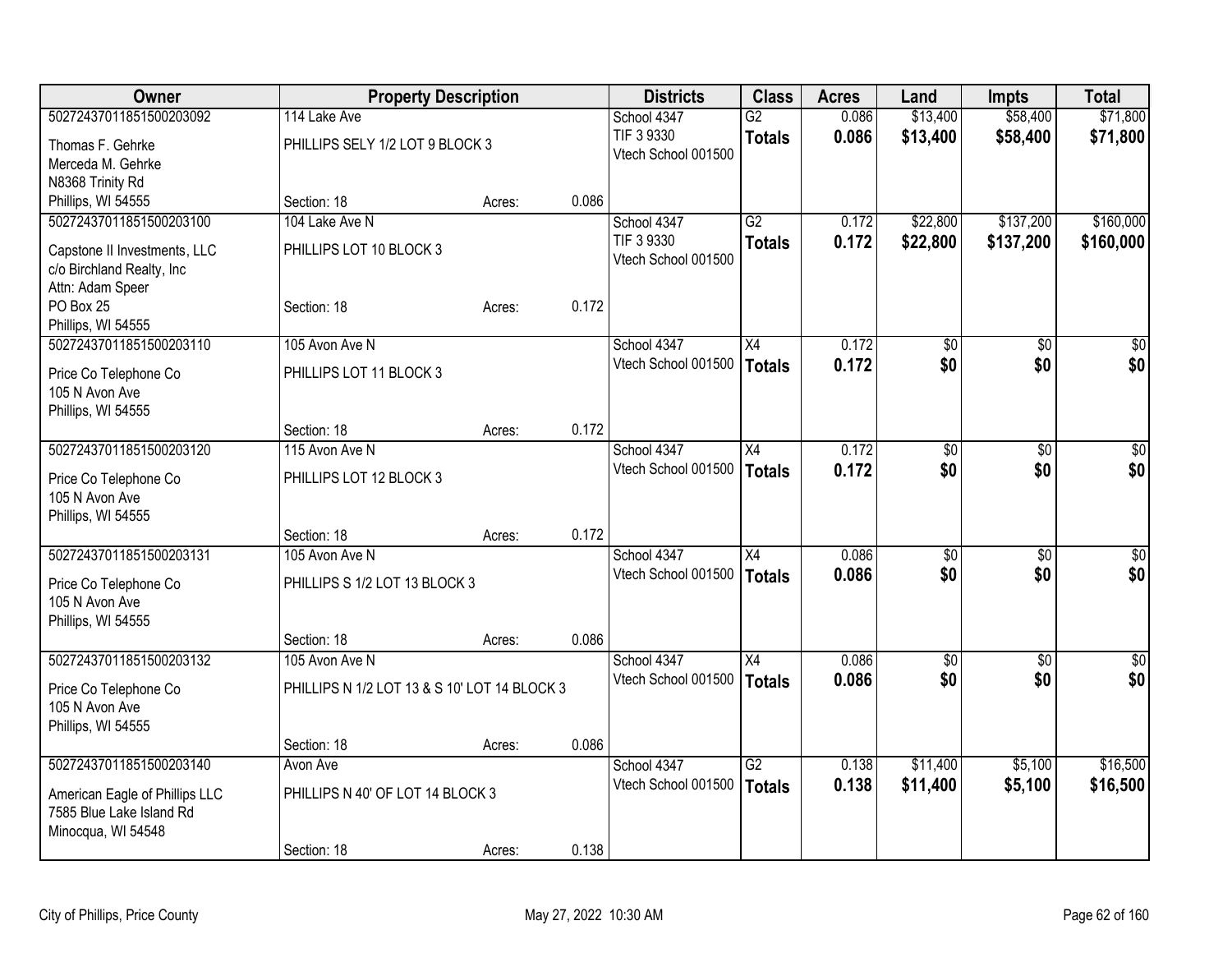| Owner | Property Description | | | Districts | Class | Acres | Land | Impts | Total |
|---|---|---|---|---|---|---|---|---|---|
| 50272437011851500203092 | 114 Lake Ave | | | School 4347 | G2 | 0.086 | $13,400 | $58,400 | $71,800 |
| Thomas F. Gehrke<br>Merceda M. Gehrke<br>N8368 Trinity Rd<br>Phillips, WI 54555 | PHILLIPS SELY 1/2 LOT 9 BLOCK 3 | | | TIF 3 9330<br>Vtech School 001500 | **Totals** | **0.086** | **$13,400** | **$58,400** | **$71,800** |
| | Section: 18 | Acres: | 0.086 | | | | | | |
| 50272437011851500203100 | 104 Lake Ave N | | | School 4347 | G2 | 0.172 | $22,800 | $137,200 | $160,000 |
| Capstone II Investments, LLC<br>c/o Birchland Realty, Inc<br>Attn: Adam Speer<br>PO Box 25<br>Phillips, WI 54555 | PHILLIPS LOT 10 BLOCK 3 | | | TIF 3 9330<br>Vtech School 001500 | **Totals** | **0.172** | **$22,800** | **$137,200** | **$160,000** |
| | Section: 18 | Acres: | 0.172 | | | | | | |
| 50272437011851500203110 | 105 Avon Ave N | | | School 4347 | X4 | 0.172 | $0 | $0 | $0 |
| Price Co Telephone Co<br>105 N Avon Ave<br>Phillips, WI 54555 | PHILLIPS LOT 11 BLOCK 3 | | | Vtech School 001500 | **Totals** | **0.172** | **$0** | **$0** | **$0** |
| | Section: 18 | Acres: | 0.172 | | | | | | |
| 50272437011851500203120 | 115 Avon Ave N | | | School 4347 | X4 | 0.172 | $0 | $0 | $0 |
| Price Co Telephone Co<br>105 N Avon Ave<br>Phillips, WI 54555 | PHILLIPS LOT 12 BLOCK 3 | | | Vtech School 001500 | **Totals** | **0.172** | **$0** | **$0** | **$0** |
| | Section: 18 | Acres: | 0.172 | | | | | | |
| 50272437011851500203131 | 105 Avon Ave N | | | School 4347 | X4 | 0.086 | $0 | $0 | $0 |
| Price Co Telephone Co<br>105 N Avon Ave<br>Phillips, WI 54555 | PHILLIPS S 1/2 LOT 13 BLOCK 3 | | | Vtech School 001500 | **Totals** | **0.086** | **$0** | **$0** | **$0** |
| | Section: 18 | Acres: | 0.086 | | | | | | |
| 50272437011851500203132 | 105 Avon Ave N | | | School 4347 | X4 | 0.086 | $0 | $0 | $0 |
| Price Co Telephone Co<br>105 N Avon Ave<br>Phillips, WI 54555 | PHILLIPS N 1/2 LOT 13 & S 10' LOT 14 BLOCK 3 | | | Vtech School 001500 | **Totals** | **0.086** | **$0** | **$0** | **$0** |
| | Section: 18 | Acres: | 0.086 | | | | | | |
| 50272437011851500203140 | Avon Ave | | | School 4347 | G2 | 0.138 | $11,400 | $5,100 | $16,500 |
| American Eagle of Phillips LLC<br>7585 Blue Lake Island Rd<br>Minocqua, WI 54548 | PHILLIPS N 40' OF LOT 14 BLOCK 3 | | | Vtech School 001500 | **Totals** | **0.138** | **$11,400** | **$5,100** | **$16,500** |
| | Section: 18 | Acres: | 0.138 | | | | | | |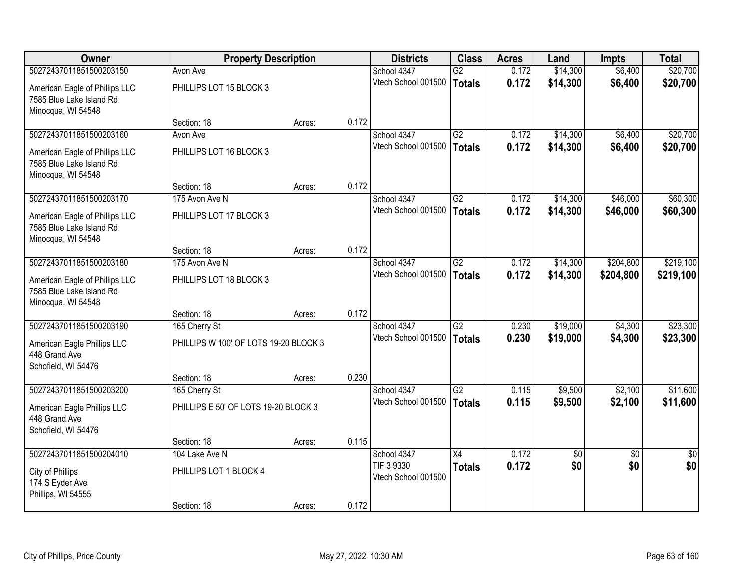| Owner | Property Description | | | Districts | Class | Acres | Land | Impts | Total |
|---|---|---|---|---|---|---|---|---|---|
| 50272437011851500203150 | Avon Ave | | | School 4347 | G2 | 0.172 | $14,300 | $6,400 | $20,700 |
| American Eagle of Phillips LLC<br>7585 Blue Lake Island Rd<br>Minocqua, WI 54548 | PHILLIPS LOT 15 BLOCK 3 | | | Vtech School 001500 | **Totals** | **0.172** | **$14,300** | **$6,400** | **$20,700** |
| | Section: 18 | Acres: | 0.172 | | | | | | |
| 50272437011851500203160 | Avon Ave | | | School 4347 | G2 | 0.172 | $14,300 | $6,400 | $20,700 |
| American Eagle of Phillips LLC<br>7585 Blue Lake Island Rd<br>Minocqua, WI 54548 | PHILLIPS LOT 16 BLOCK 3 | | | Vtech School 001500 | **Totals** | **0.172** | **$14,300** | **$6,400** | **$20,700** |
| | Section: 18 | Acres: | 0.172 | | | | | | |
| 50272437011851500203170 | 175 Avon Ave N | | | School 4347 | G2 | 0.172 | $14,300 | $46,000 | $60,300 |
| American Eagle of Phillips LLC<br>7585 Blue Lake Island Rd<br>Minocqua, WI 54548 | PHILLIPS LOT 17 BLOCK 3 | | | Vtech School 001500 | **Totals** | **0.172** | **$14,300** | **$46,000** | **$60,300** |
| | Section: 18 | Acres: | 0.172 | | | | | | |
| 50272437011851500203180 | 175 Avon Ave N | | | School 4347 | G2 | 0.172 | $14,300 | $204,800 | $219,100 |
| American Eagle of Phillips LLC<br>7585 Blue Lake Island Rd<br>Minocqua, WI 54548 | PHILLIPS LOT 18 BLOCK 3 | | | Vtech School 001500 | **Totals** | **0.172** | **$14,300** | **$204,800** | **$219,100** |
| | Section: 18 | Acres: | 0.172 | | | | | | |
| 50272437011851500203190 | 165 Cherry St | | | School 4347 | G2 | 0.230 | $19,000 | $4,300 | $23,300 |
| American Eagle Phillips LLC<br>448 Grand Ave<br>Schofield, WI 54476 | PHILLIPS W 100' OF LOTS 19-20 BLOCK 3 | | | Vtech School 001500 | **Totals** | **0.230** | **$19,000** | **$4,300** | **$23,300** |
| | Section: 18 | Acres: | 0.230 | | | | | | |
| 50272437011851500203200 | 165 Cherry St | | | School 4347 | G2 | 0.115 | $9,500 | $2,100 | $11,600 |
| American Eagle Phillips LLC<br>448 Grand Ave<br>Schofield, WI 54476 | PHILLIPS E 50' OF LOTS 19-20 BLOCK 3 | | | Vtech School 001500 | **Totals** | **0.115** | **$9,500** | **$2,100** | **$11,600** |
| | Section: 18 | Acres: | 0.115 | | | | | | |
| 50272437011851500204010 | 104 Lake Ave N | | | School 4347 | X4 | 0.172 | $0 | $0 | $0 |
| City of Phillips<br>174 S Eyder Ave<br>Phillips, WI 54555 | PHILLIPS LOT 1 BLOCK 4 | | | TIF 3 9330<br>Vtech School 001500 | **Totals** | **0.172** | **$0** | **$0** | **$0** |
| | Section: 18 | Acres: | 0.172 | | | | | | |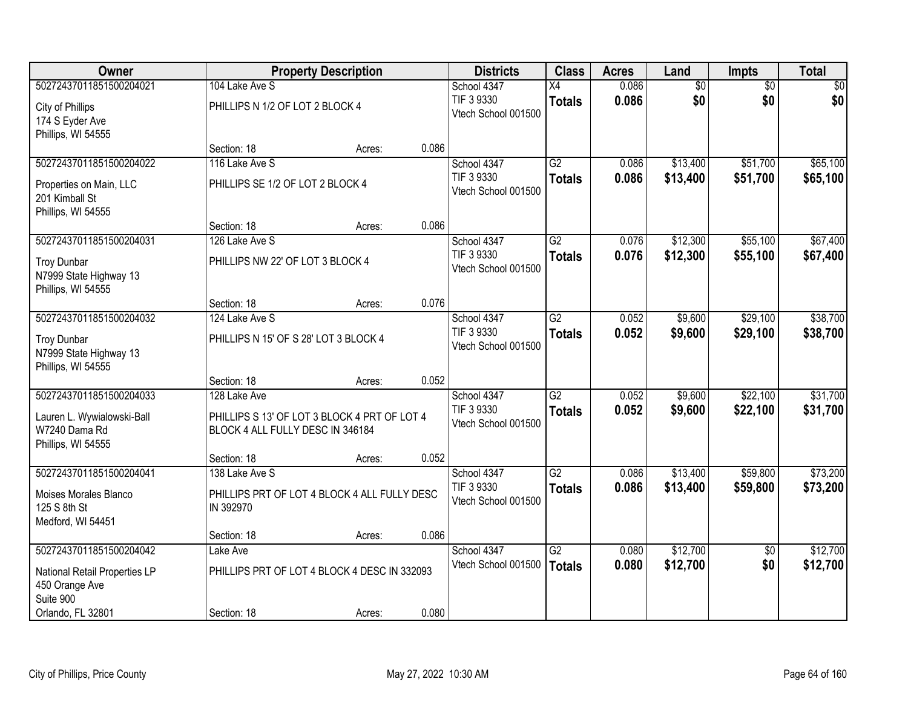| Owner | Property Description | Districts | Class | Acres | Land | Impts | Total |
|---|---|---|---|---|---|---|---|
| 50272437011851500204021<br>City of Phillips<br>174 S Eyder Ave<br>Phillips, WI 54555 | 104 Lake Ave S<br>PHILLIPS N 1/2 OF LOT 2 BLOCK 4<br>Section: 18 Acres: 0.086 | School 4347<br>TIF 3 9330<br>Vtech School 001500 | X4<br>**Totals** | 0.086<br>**0.086** | $0<br>**$0** | $0<br>**$0** | $0<br>**$0** |
| 50272437011851500204022<br>Properties on Main, LLC<br>201 Kimball St<br>Phillips, WI 54555 | 116 Lake Ave S<br>PHILLIPS SE 1/2 OF LOT 2 BLOCK 4<br>Section: 18 Acres: 0.086 | School 4347<br>TIF 3 9330<br>Vtech School 001500 | G2<br>**Totals** | 0.086<br>**0.086** | $13,400<br>**$13,400** | $51,700<br>**$51,700** | $65,100<br>**$65,100** |
| 50272437011851500204031<br>Troy Dunbar<br>N7999 State Highway 13<br>Phillips, WI 54555 | 126 Lake Ave S<br>PHILLIPS NW 22' OF LOT 3 BLOCK 4<br>Section: 18 Acres: 0.076 | School 4347<br>TIF 3 9330<br>Vtech School 001500 | G2<br>**Totals** | 0.076<br>**0.076** | $12,300<br>**$12,300** | $55,100<br>**$55,100** | $67,400<br>**$67,400** |
| 50272437011851500204032<br>Troy Dunbar<br>N7999 State Highway 13<br>Phillips, WI 54555 | 124 Lake Ave S<br>PHILLIPS N 15' OF S 28' LOT 3 BLOCK 4<br>Section: 18 Acres: 0.052 | School 4347<br>TIF 3 9330<br>Vtech School 001500 | G2<br>**Totals** | 0.052<br>**0.052** | $9,600<br>**$9,600** | $29,100<br>**$29,100** | $38,700<br>**$38,700** |
| 50272437011851500204033<br>Lauren L. Wywialowski-Ball<br>W7240 Dama Rd<br>Phillips, WI 54555 | 128 Lake Ave<br>PHILLIPS S 13' OF LOT 3 BLOCK 4 PRT OF LOT 4 BLOCK 4 ALL FULLY DESC IN 346184<br>Section: 18 Acres: 0.052 | School 4347<br>TIF 3 9330<br>Vtech School 001500 | G2<br>**Totals** | 0.052<br>**0.052** | $9,600<br>**$9,600** | $22,100<br>**$22,100** | $31,700<br>**$31,700** |
| 50272437011851500204041<br>Moises Morales Blanco<br>125 S 8th St<br>Medford, WI 54451 | 138 Lake Ave S<br>PHILLIPS PRT OF LOT 4 BLOCK 4 ALL FULLY DESC IN 392970<br>Section: 18 Acres: 0.086 | School 4347<br>TIF 3 9330<br>Vtech School 001500 | G2<br>**Totals** | 0.086<br>**0.086** | $13,400<br>**$13,400** | $59,800<br>**$59,800** | $73,200<br>**$73,200** |
| 50272437011851500204042<br>National Retail Properties LP<br>450 Orange Ave<br>Suite 900<br>Orlando, FL 32801 | Lake Ave<br>PHILLIPS PRT OF LOT 4 BLOCK 4 DESC IN 332093<br>Section: 18 Acres: 0.080 | School 4347<br>Vtech School 001500 | G2<br>**Totals** | 0.080<br>**0.080** | $12,700<br>**$12,700** | $0<br>**$0** | $12,700<br>**$12,700** |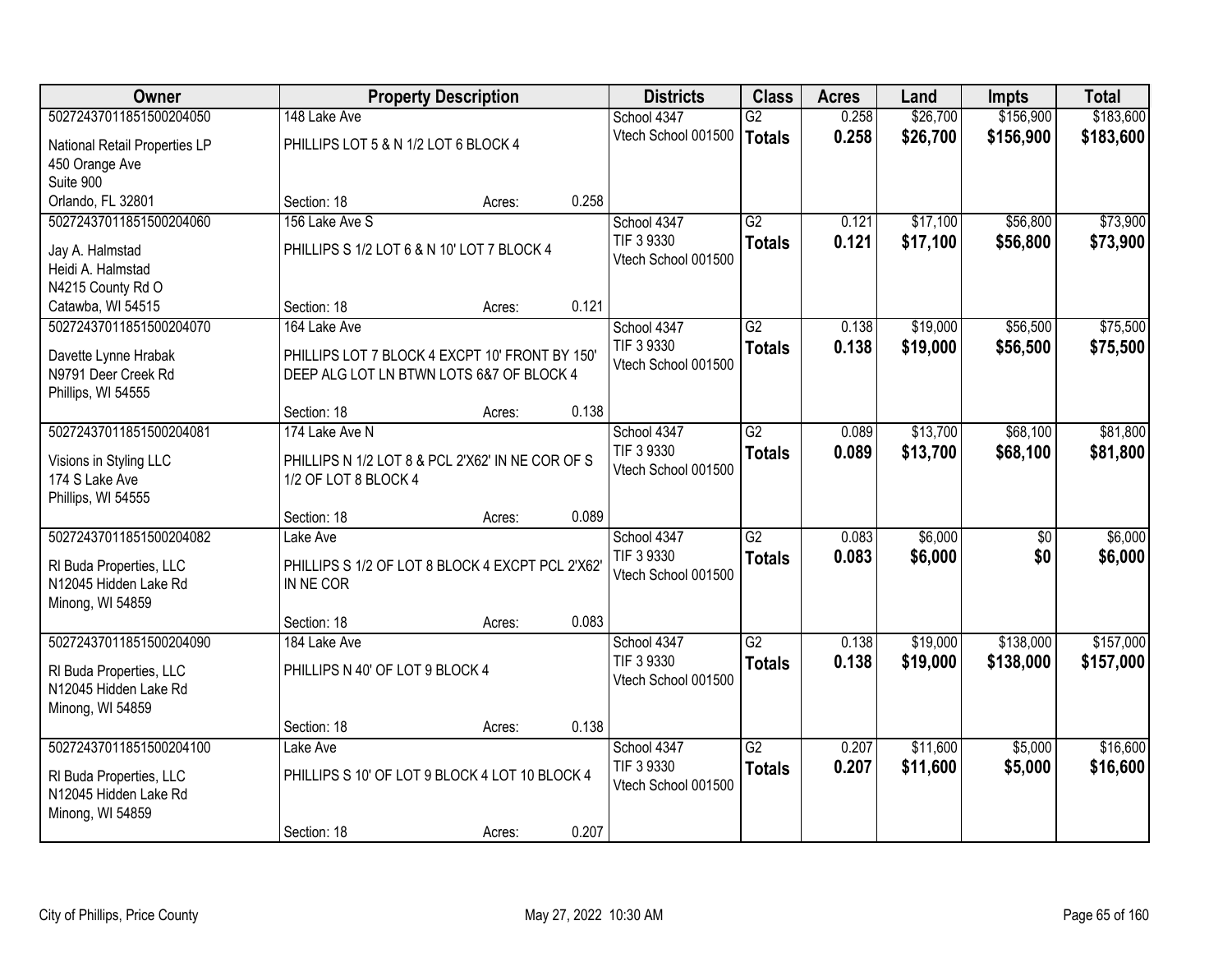| Owner | Property Description | | | Districts | Class | Acres | Land | Impts | Total |
|---|---|---|---|---|---|---|---|---|---|
| 50272437011851500204050 | 148 Lake Ave | | | School 4347 | G2 | 0.258 | $26,700 | $156,900 | $183,600 |
| National Retail Properties LP<br>450 Orange Ave<br>Suite 900<br>Orlando, FL 32801 | PHILLIPS LOT 5 & N 1/2 LOT 6 BLOCK 4 | | | Vtech School 001500 | **Totals** | **0.258** | **$26,700** | **$156,900** | **$183,600** |
| | Section: 18 | Acres: | 0.258 | | | | | | |
| 50272437011851500204060 | 156 Lake Ave S | | | School 4347 | G2 | 0.121 | $17,100 | $56,800 | $73,900 |
| Jay A. Halmstad<br>Heidi A. Halmstad<br>N4215 County Rd O<br>Catawba, WI 54515 | PHILLIPS S 1/2 LOT 6 & N 10' LOT 7 BLOCK 4 | | | TIF 3 9330<br>Vtech School 001500 | **Totals** | **0.121** | **$17,100** | **$56,800** | **$73,900** |
| | Section: 18 | Acres: | 0.121 | | | | | | |
| 50272437011851500204070 | 164 Lake Ave | | | School 4347 | G2 | 0.138 | $19,000 | $56,500 | $75,500 |
| Davette Lynne Hrabak<br>N9791 Deer Creek Rd<br>Phillips, WI 54555 | PHILLIPS LOT 7 BLOCK 4 EXCPT 10' FRONT BY 150' DEEP ALG LOT LN BTWN LOTS 6&7 OF BLOCK 4 | | | TIF 3 9330<br>Vtech School 001500 | **Totals** | **0.138** | **$19,000** | **$56,500** | **$75,500** |
| | Section: 18 | Acres: | 0.138 | | | | | | |
| 50272437011851500204081 | 174 Lake Ave N | | | School 4347 | G2 | 0.089 | $13,700 | $68,100 | $81,800 |
| Visions in Styling LLC<br>174 S Lake Ave<br>Phillips, WI 54555 | PHILLIPS N 1/2 LOT 8 & PCL 2'X62' IN NE COR OF S 1/2 OF LOT 8 BLOCK 4 | | | TIF 3 9330<br>Vtech School 001500 | **Totals** | **0.089** | **$13,700** | **$68,100** | **$81,800** |
| | Section: 18 | Acres: | 0.089 | | | | | | |
| 50272437011851500204082 | Lake Ave | | | School 4347 | G2 | 0.083 | $6,000 | $0 | $6,000 |
| Rl Buda Properties, LLC<br>N12045 Hidden Lake Rd<br>Minong, WI 54859 | PHILLIPS S 1/2 OF LOT 8 BLOCK 4 EXCPT PCL 2'X62' IN NE COR | | | TIF 3 9330<br>Vtech School 001500 | **Totals** | **0.083** | **$6,000** | **$0** | **$6,000** |
| | Section: 18 | Acres: | 0.083 | | | | | | |
| 50272437011851500204090 | 184 Lake Ave | | | School 4347 | G2 | 0.138 | $19,000 | $138,000 | $157,000 |
| Rl Buda Properties, LLC<br>N12045 Hidden Lake Rd<br>Minong, WI 54859 | PHILLIPS N 40' OF LOT 9 BLOCK 4 | | | TIF 3 9330<br>Vtech School 001500 | **Totals** | **0.138** | **$19,000** | **$138,000** | **$157,000** |
| | Section: 18 | Acres: | 0.138 | | | | | | |
| 50272437011851500204100 | Lake Ave | | | School 4347 | G2 | 0.207 | $11,600 | $5,000 | $16,600 |
| Rl Buda Properties, LLC<br>N12045 Hidden Lake Rd<br>Minong, WI 54859 | PHILLIPS S 10' OF LOT 9 BLOCK 4 LOT 10 BLOCK 4 | | | TIF 3 9330<br>Vtech School 001500 | **Totals** | **0.207** | **$11,600** | **$5,000** | **$16,600** |
| | Section: 18 | Acres: | 0.207 | | | | | | |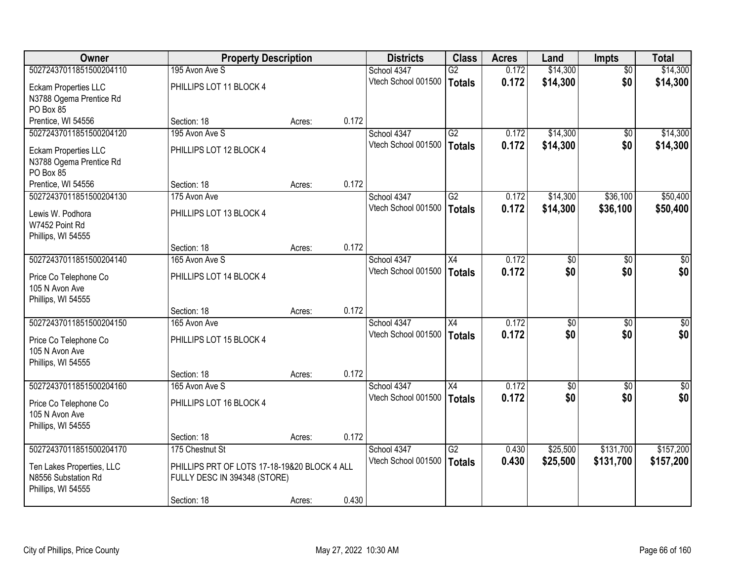| Owner | Property Description | | | Districts | Class | Acres | Land | Impts | Total |
|---|---|---|---|---|---|---|---|---|---|
| 50272437011851500204110 | 195 Avon Ave S | | | School 4347 | G2 | 0.172 | $14,300 | $0 | $14,300 |
| Eckam Properties LLC<br>N3788 Ogema Prentice Rd<br>PO Box 85<br>Prentice, WI 54556 | PHILLIPS LOT 11 BLOCK 4 | | | Vtech School 001500 | **Totals** | **0.172** | **$14,300** | **$0** | **$14,300** |
| | Section: 18 | Acres: | 0.172 | | | | | | |
| 50272437011851500204120 | 195 Avon Ave S | | | School 4347 | G2 | 0.172 | $14,300 | $0 | $14,300 |
| Eckam Properties LLC<br>N3788 Ogema Prentice Rd<br>PO Box 85<br>Prentice, WI 54556 | PHILLIPS LOT 12 BLOCK 4 | | | Vtech School 001500 | **Totals** | **0.172** | **$14,300** | **$0** | **$14,300** |
| | Section: 18 | Acres: | 0.172 | | | | | | |
| 50272437011851500204130 | 175 Avon Ave | | | School 4347 | G2 | 0.172 | $14,300 | $36,100 | $50,400 |
| Lewis W. Podhora<br>W7452 Point Rd<br>Phillips, WI 54555 | PHILLIPS LOT 13 BLOCK 4 | | | Vtech School 001500 | **Totals** | **0.172** | **$14,300** | **$36,100** | **$50,400** |
| | Section: 18 | Acres: | 0.172 | | | | | | |
| 50272437011851500204140 | 165 Avon Ave S | | | School 4347 | X4 | 0.172 | $0 | $0 | $0 |
| Price Co Telephone Co<br>105 N Avon Ave<br>Phillips, WI 54555 | PHILLIPS LOT 14 BLOCK 4 | | | Vtech School 001500 | **Totals** | **0.172** | **$0** | **$0** | **$0** |
| | Section: 18 | Acres: | 0.172 | | | | | | |
| 50272437011851500204150 | 165 Avon Ave | | | School 4347 | X4 | 0.172 | $0 | $0 | $0 |
| Price Co Telephone Co<br>105 N Avon Ave<br>Phillips, WI 54555 | PHILLIPS LOT 15 BLOCK 4 | | | Vtech School 001500 | **Totals** | **0.172** | **$0** | **$0** | **$0** |
| | Section: 18 | Acres: | 0.172 | | | | | | |
| 50272437011851500204160 | 165 Avon Ave S | | | School 4347 | X4 | 0.172 | $0 | $0 | $0 |
| Price Co Telephone Co<br>105 N Avon Ave<br>Phillips, WI 54555 | PHILLIPS LOT 16 BLOCK 4 | | | Vtech School 001500 | **Totals** | **0.172** | **$0** | **$0** | **$0** |
| | Section: 18 | Acres: | 0.172 | | | | | | |
| 50272437011851500204170 | 175 Chestnut St | | | School 4347 | G2 | 0.430 | $25,500 | $131,700 | $157,200 |
| Ten Lakes Properties, LLC<br>N8556 Substation Rd<br>Phillips, WI 54555 | PHILLIPS PRT OF LOTS 17-18-19&20 BLOCK 4 ALL FULLY DESC IN 394348 (STORE) | | | Vtech School 001500 | **Totals** | **0.430** | **$25,500** | **$131,700** | **$157,200** |
| | Section: 18 | Acres: | 0.430 | | | | | | |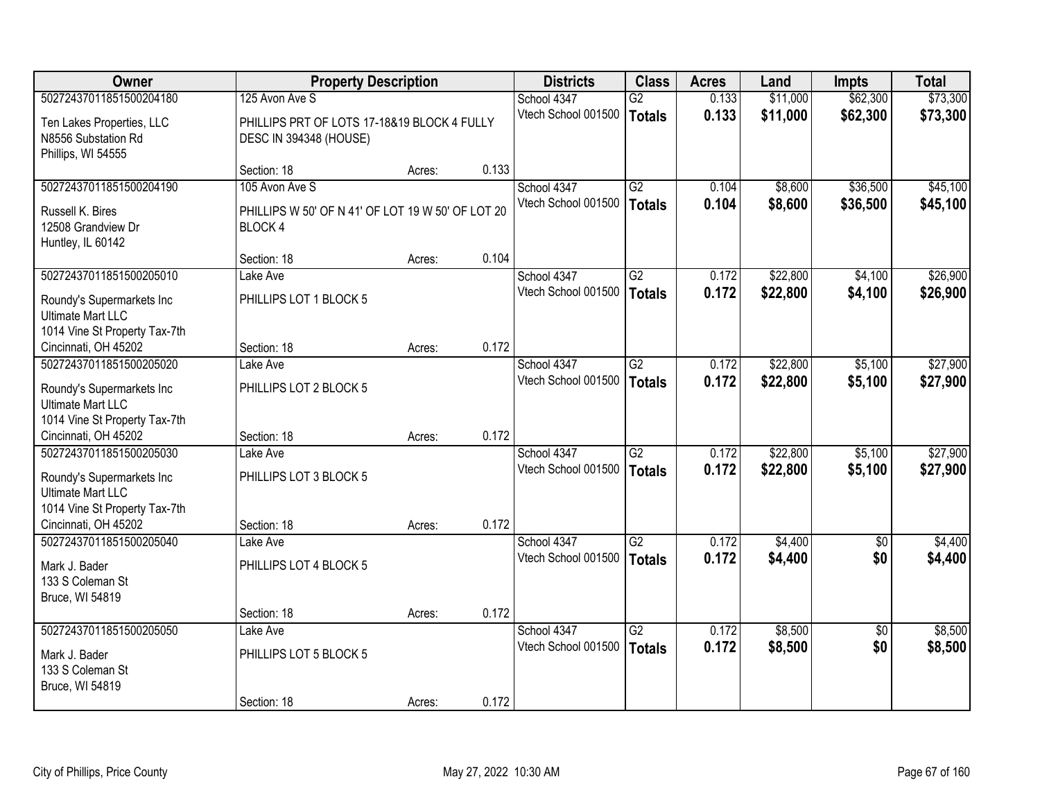| Owner | Property Description | | | Districts | Class | Acres | Land | Impts | Total |
|---|---|---|---|---|---|---|---|---|---|
| 50272437011851500204180 | 125 Avon Ave S | | | School 4347 | G2 | 0.133 | $11,000 | $62,300 | $73,300 |
| Ten Lakes Properties, LLC<br>N8556 Substation Rd<br>Phillips, WI 54555 | PHILLIPS PRT OF LOTS 17-18&19 BLOCK 4 FULLY DESC IN 394348 (HOUSE) | | | Vtech School 001500 | **Totals** | **0.133** | **$11,000** | **$62,300** | **$73,300** |
| | Section: 18 | Acres: | 0.133 | | | | | | |
| 50272437011851500204190 | 105 Avon Ave S | | | School 4347 | G2 | 0.104 | $8,600 | $36,500 | $45,100 |
| Russell K. Bires<br>12508 Grandview Dr<br>Huntley, IL 60142 | PHILLIPS W 50' OF N 41' OF LOT 19 W 50' OF LOT 20 BLOCK 4 | | | Vtech School 001500 | **Totals** | **0.104** | **$8,600** | **$36,500** | **$45,100** |
| | Section: 18 | Acres: | 0.104 | | | | | | |
| 50272437011851500205010 | Lake Ave | | | School 4347 | G2 | 0.172 | $22,800 | $4,100 | $26,900 |
| Roundy's Supermarkets Inc<br>Ultimate Mart LLC<br>1014 Vine St Property Tax-7th<br>Cincinnati, OH 45202 | PHILLIPS LOT 1 BLOCK 5 | | | Vtech School 001500 | **Totals** | **0.172** | **$22,800** | **$4,100** | **$26,900** |
| | Section: 18 | Acres: | 0.172 | | | | | | |
| 50272437011851500205020 | Lake Ave | | | School 4347 | G2 | 0.172 | $22,800 | $5,100 | $27,900 |
| Roundy's Supermarkets Inc<br>Ultimate Mart LLC<br>1014 Vine St Property Tax-7th<br>Cincinnati, OH 45202 | PHILLIPS LOT 2 BLOCK 5 | | | Vtech School 001500 | **Totals** | **0.172** | **$22,800** | **$5,100** | **$27,900** |
| | Section: 18 | Acres: | 0.172 | | | | | | |
| 50272437011851500205030 | Lake Ave | | | School 4347 | G2 | 0.172 | $22,800 | $5,100 | $27,900 |
| Roundy's Supermarkets Inc<br>Ultimate Mart LLC<br>1014 Vine St Property Tax-7th<br>Cincinnati, OH 45202 | PHILLIPS LOT 3 BLOCK 5 | | | Vtech School 001500 | **Totals** | **0.172** | **$22,800** | **$5,100** | **$27,900** |
| | Section: 18 | Acres: | 0.172 | | | | | | |
| 50272437011851500205040 | Lake Ave | | | School 4347 | G2 | 0.172 | $4,400 | $0 | $4,400 |
| Mark J. Bader<br>133 S Coleman St<br>Bruce, WI 54819 | PHILLIPS LOT 4 BLOCK 5 | | | Vtech School 001500 | **Totals** | **0.172** | **$4,400** | **$0** | **$4,400** |
| | Section: 18 | Acres: | 0.172 | | | | | | |
| 50272437011851500205050 | Lake Ave | | | School 4347 | G2 | 0.172 | $8,500 | $0 | $8,500 |
| Mark J. Bader<br>133 S Coleman St<br>Bruce, WI 54819 | PHILLIPS LOT 5 BLOCK 5 | | | Vtech School 001500 | **Totals** | **0.172** | **$8,500** | **$0** | **$8,500** |
| | Section: 18 | Acres: | 0.172 | | | | | | |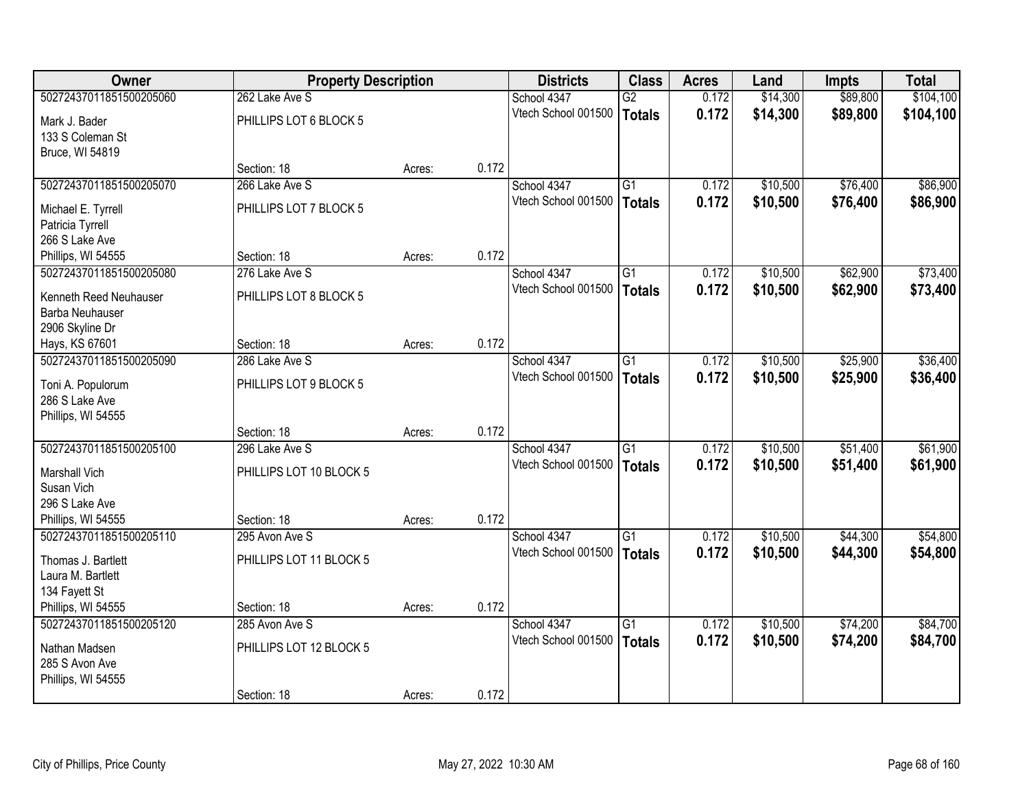| Owner | Property Description | | | Districts | Class | Acres | Land | Impts | Total |
|---|---|---|---|---|---|---|---|---|---|
| 50272437011851500205060 | 262 Lake Ave S | | | School 4347 | G2 | 0.172 | $14,300 | $89,800 | $104,100 |
| Mark J. Bader<br>133 S Coleman St<br>Bruce, WI 54819 | PHILLIPS LOT 6 BLOCK 5 | | | Vtech School 001500 | **Totals** | **0.172** | **$14,300** | **$89,800** | **$104,100** |
| | Section: 18 | Acres: | 0.172 | | | | | | |
| 50272437011851500205070 | 266 Lake Ave S | | | School 4347 | G1 | 0.172 | $10,500 | $76,400 | $86,900 |
| Michael E. Tyrrell<br>Patricia Tyrrell<br>266 S Lake Ave<br>Phillips, WI 54555 | PHILLIPS LOT 7 BLOCK 5 | | | Vtech School 001500 | **Totals** | **0.172** | **$10,500** | **$76,400** | **$86,900** |
| | Section: 18 | Acres: | 0.172 | | | | | | |
| 50272437011851500205080 | 276 Lake Ave S | | | School 4347 | G1 | 0.172 | $10,500 | $62,900 | $73,400 |
| Kenneth Reed Neuhauser<br>Barba Neuhauser<br>2906 Skyline Dr<br>Hays, KS 67601 | PHILLIPS LOT 8 BLOCK 5 | | | Vtech School 001500 | **Totals** | **0.172** | **$10,500** | **$62,900** | **$73,400** |
| | Section: 18 | Acres: | 0.172 | | | | | | |
| 50272437011851500205090 | 286 Lake Ave S | | | School 4347 | G1 | 0.172 | $10,500 | $25,900 | $36,400 |
| Toni A. Populorum<br>286 S Lake Ave<br>Phillips, WI 54555 | PHILLIPS LOT 9 BLOCK 5 | | | Vtech School 001500 | **Totals** | **0.172** | **$10,500** | **$25,900** | **$36,400** |
| | Section: 18 | Acres: | 0.172 | | | | | | |
| 50272437011851500205100 | 296 Lake Ave S | | | School 4347 | G1 | 0.172 | $10,500 | $51,400 | $61,900 |
| Marshall Vich<br>Susan Vich<br>296 S Lake Ave<br>Phillips, WI 54555 | PHILLIPS LOT 10 BLOCK 5 | | | Vtech School 001500 | **Totals** | **0.172** | **$10,500** | **$51,400** | **$61,900** |
| | Section: 18 | Acres: | 0.172 | | | | | | |
| 50272437011851500205110 | 295 Avon Ave S | | | School 4347 | G1 | 0.172 | $10,500 | $44,300 | $54,800 |
| Thomas J. Bartlett<br>Laura M. Bartlett<br>134 Fayett St<br>Phillips, WI 54555 | PHILLIPS LOT 11 BLOCK 5 | | | Vtech School 001500 | **Totals** | **0.172** | **$10,500** | **$44,300** | **$54,800** |
| | Section: 18 | Acres: | 0.172 | | | | | | |
| 50272437011851500205120 | 285 Avon Ave S | | | School 4347 | G1 | 0.172 | $10,500 | $74,200 | $84,700 |
| Nathan Madsen<br>285 S Avon Ave<br>Phillips, WI 54555 | PHILLIPS LOT 12 BLOCK 5 | | | Vtech School 001500 | **Totals** | **0.172** | **$10,500** | **$74,200** | **$84,700** |
| | Section: 18 | Acres: | 0.172 | | | | | | |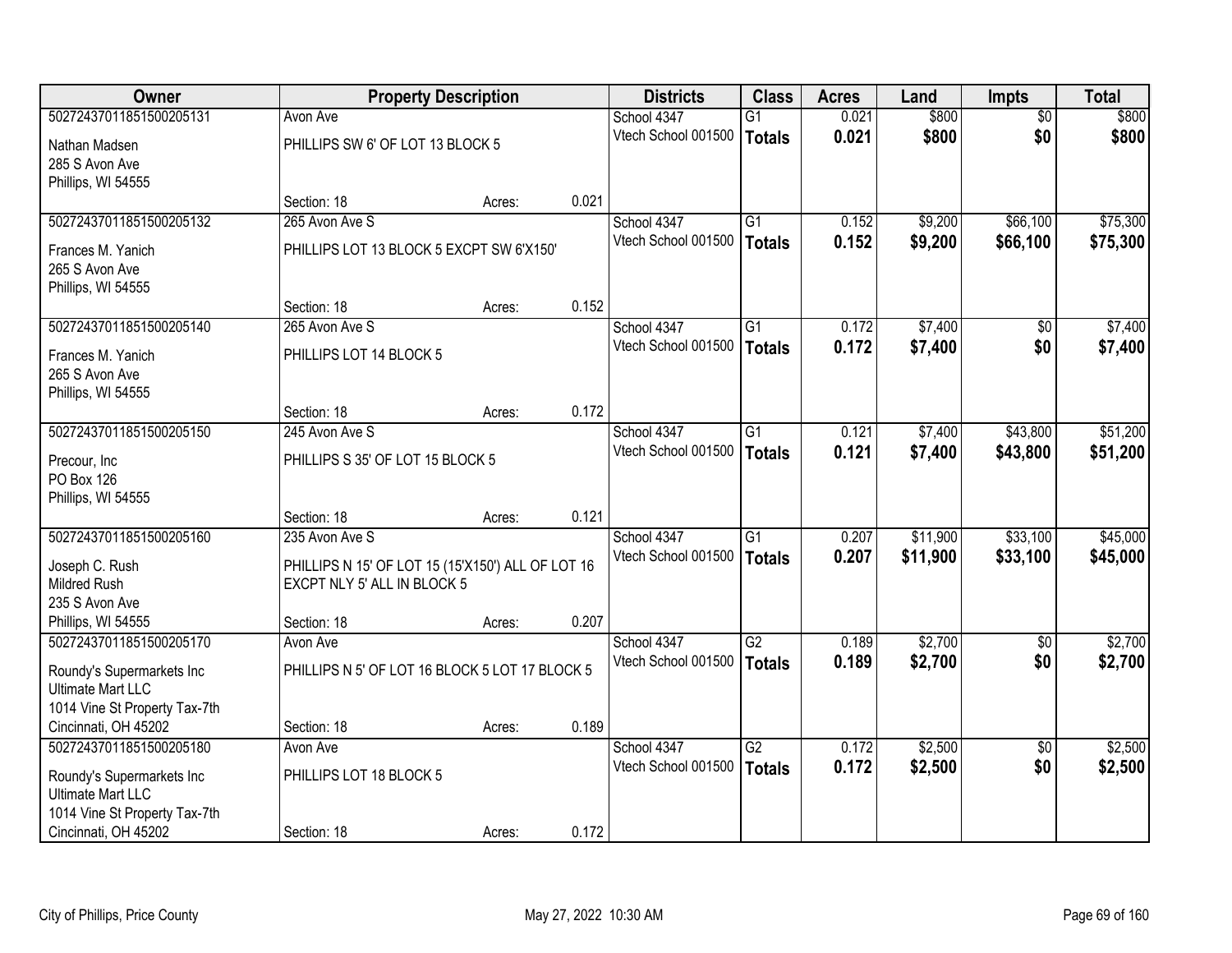| Owner | Property Description | | | Districts | Class | Acres | Land | Impts | Total |
|---|---|---|---|---|---|---|---|---|---|
| 50272437011851500205131 | Avon Ave | | | School 4347 | G1 | 0.021 | $800 | $0 | $800 |
| Nathan Madsen<br>285 S Avon Ave<br>Phillips, WI 54555 | PHILLIPS SW 6' OF LOT 13 BLOCK 5 | | | Vtech School 001500 | **Totals** | **0.021** | **$800** | **$0** | **$800** |
| | Section: 18 | Acres: | 0.021 | | | | | | |
| 50272437011851500205132 | 265 Avon Ave S | | | School 4347 | G1 | 0.152 | $9,200 | $66,100 | $75,300 |
| Frances M. Yanich<br>265 S Avon Ave<br>Phillips, WI 54555 | PHILLIPS LOT 13 BLOCK 5 EXCPT SW 6'X150' | | | Vtech School 001500 | **Totals** | **0.152** | **$9,200** | **$66,100** | **$75,300** |
| | Section: 18 | Acres: | 0.152 | | | | | | |
| 50272437011851500205140 | 265 Avon Ave S | | | School 4347 | G1 | 0.172 | $7,400 | $0 | $7,400 |
| Frances M. Yanich<br>265 S Avon Ave<br>Phillips, WI 54555 | PHILLIPS LOT 14 BLOCK 5 | | | Vtech School 001500 | **Totals** | **0.172** | **$7,400** | **$0** | **$7,400** |
| | Section: 18 | Acres: | 0.172 | | | | | | |
| 50272437011851500205150 | 245 Avon Ave S | | | School 4347 | G1 | 0.121 | $7,400 | $43,800 | $51,200 |
| Precour, Inc<br>PO Box 126<br>Phillips, WI 54555 | PHILLIPS S 35' OF LOT 15 BLOCK 5 | | | Vtech School 001500 | **Totals** | **0.121** | **$7,400** | **$43,800** | **$51,200** |
| | Section: 18 | Acres: | 0.121 | | | | | | |
| 50272437011851500205160 | 235 Avon Ave S | | | School 4347 | G1 | 0.207 | $11,900 | $33,100 | $45,000 |
| Joseph C. Rush<br>Mildred Rush<br>235 S Avon Ave<br>Phillips, WI 54555 | PHILLIPS N 15' OF LOT 15 (15'X150') ALL OF LOT 16 EXCPT NLY 5' ALL IN BLOCK 5 | | | Vtech School 001500 | **Totals** | **0.207** | **$11,900** | **$33,100** | **$45,000** |
| | Section: 18 | Acres: | 0.207 | | | | | | |
| 50272437011851500205170 | Avon Ave | | | School 4347 | G2 | 0.189 | $2,700 | $0 | $2,700 |
| Roundy's Supermarkets Inc<br>Ultimate Mart LLC<br>1014 Vine St Property Tax-7th<br>Cincinnati, OH 45202 | PHILLIPS N 5' OF LOT 16 BLOCK 5 LOT 17 BLOCK 5 | | | Vtech School 001500 | **Totals** | **0.189** | **$2,700** | **$0** | **$2,700** |
| | Section: 18 | Acres: | 0.189 | | | | | | |
| 50272437011851500205180 | Avon Ave | | | School 4347 | G2 | 0.172 | $2,500 | $0 | $2,500 |
| Roundy's Supermarkets Inc<br>Ultimate Mart LLC<br>1014 Vine St Property Tax-7th<br>Cincinnati, OH 45202 | PHILLIPS LOT 18 BLOCK 5 | | | Vtech School 001500 | **Totals** | **0.172** | **$2,500** | **$0** | **$2,500** |
| | Section: 18 | Acres: | 0.172 | | | | | | |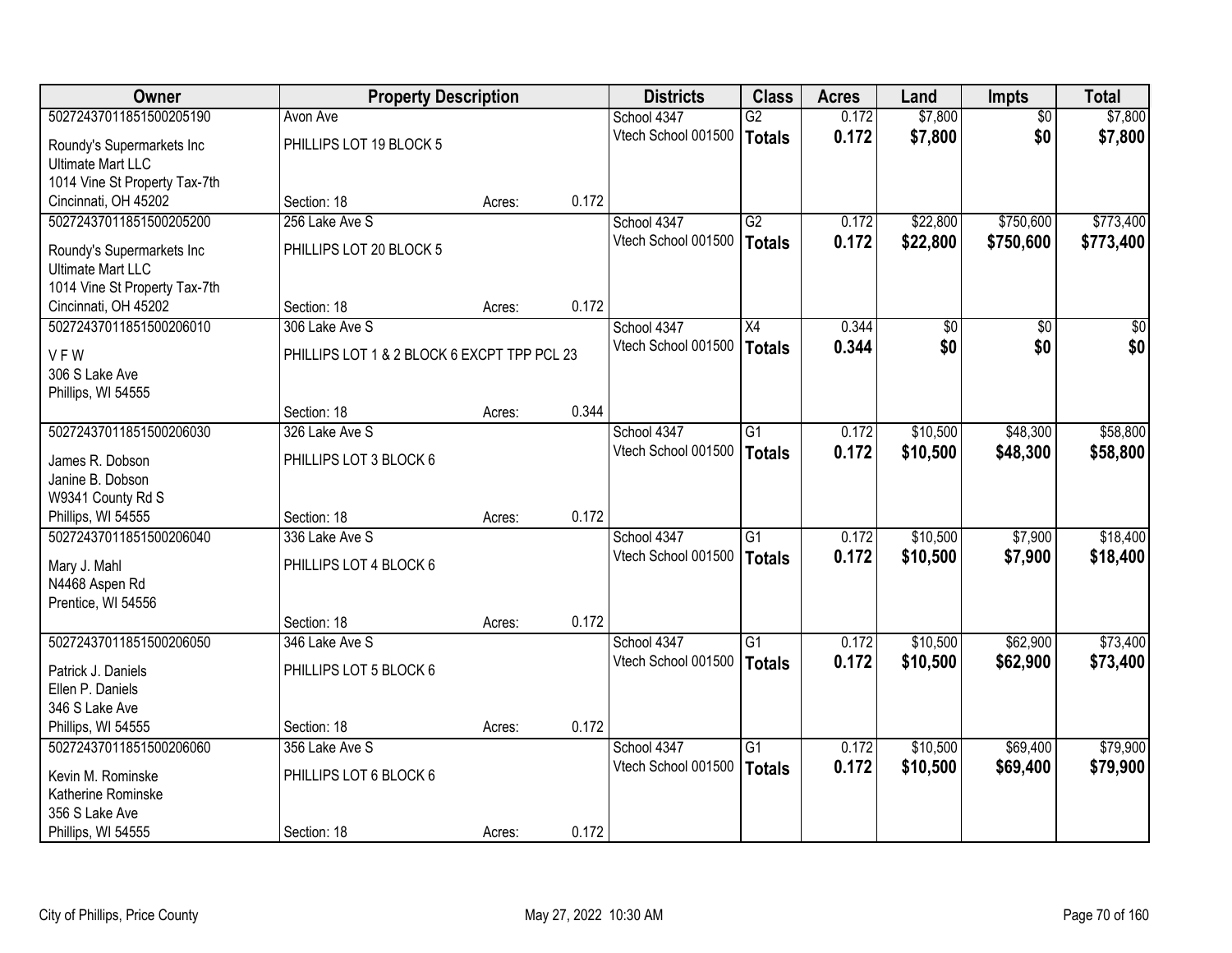| Owner | Property Description | | | Districts | Class | Acres | Land | Impts | Total |
|---|---|---|---|---|---|---|---|---|---|
| 50272437011851500205190 | Avon Ave | | | School 4347 | G2 | 0.172 | $7,800 | $0 | $7,800 |
| Roundy's Supermarkets Inc<br>Ultimate Mart LLC<br>1014 Vine St Property Tax-7th<br>Cincinnati, OH 45202 | PHILLIPS LOT 19 BLOCK 5 | | | Vtech School 001500 | **Totals** | **0.172** | **$7,800** | **$0** | **$7,800** |
| | Section: 18 | Acres: | 0.172 | | | | | | |
| 50272437011851500205200 | 256 Lake Ave S | | | School 4347 | G2 | 0.172 | $22,800 | $750,600 | $773,400 |
| Roundy's Supermarkets Inc<br>Ultimate Mart LLC<br>1014 Vine St Property Tax-7th<br>Cincinnati, OH 45202 | PHILLIPS LOT 20 BLOCK 5 | | | Vtech School 001500 | **Totals** | **0.172** | **$22,800** | **$750,600** | **$773,400** |
| | Section: 18 | Acres: | 0.172 | | | | | | |
| 50272437011851500206010 | 306 Lake Ave S | | | School 4347 | X4 | 0.344 | $0 | $0 | $0 |
| V F W<br>306 S Lake Ave<br>Phillips, WI 54555 | PHILLIPS LOT 1 & 2 BLOCK 6 EXCPT TPP PCL 23 | | | Vtech School 001500 | **Totals** | **0.344** | **$0** | **$0** | **$0** |
| | Section: 18 | Acres: | 0.344 | | | | | | |
| 50272437011851500206030 | 326 Lake Ave S | | | School 4347 | G1 | 0.172 | $10,500 | $48,300 | $58,800 |
| James R. Dobson<br>Janine B. Dobson<br>W9341 County Rd S<br>Phillips, WI 54555 | PHILLIPS LOT 3 BLOCK 6 | | | Vtech School 001500 | **Totals** | **0.172** | **$10,500** | **$48,300** | **$58,800** |
| | Section: 18 | Acres: | 0.172 | | | | | | |
| 50272437011851500206040 | 336 Lake Ave S | | | School 4347 | G1 | 0.172 | $10,500 | $7,900 | $18,400 |
| Mary J. Mahl<br>N4468 Aspen Rd<br>Prentice, WI 54556 | PHILLIPS LOT 4 BLOCK 6 | | | Vtech School 001500 | **Totals** | **0.172** | **$10,500** | **$7,900** | **$18,400** |
| | Section: 18 | Acres: | 0.172 | | | | | | |
| 50272437011851500206050 | 346 Lake Ave S | | | School 4347 | G1 | 0.172 | $10,500 | $62,900 | $73,400 |
| Patrick J. Daniels<br>Ellen P. Daniels<br>346 S Lake Ave<br>Phillips, WI 54555 | PHILLIPS LOT 5 BLOCK 6 | | | Vtech School 001500 | **Totals** | **0.172** | **$10,500** | **$62,900** | **$73,400** |
| | Section: 18 | Acres: | 0.172 | | | | | | |
| 50272437011851500206060 | 356 Lake Ave S | | | School 4347 | G1 | 0.172 | $10,500 | $69,400 | $79,900 |
| Kevin M. Rominske<br>Katherine Rominske<br>356 S Lake Ave<br>Phillips, WI 54555 | PHILLIPS LOT 6 BLOCK 6 | | | Vtech School 001500 | **Totals** | **0.172** | **$10,500** | **$69,400** | **$79,900** |
| | Section: 18 | Acres: | 0.172 | | | | | | |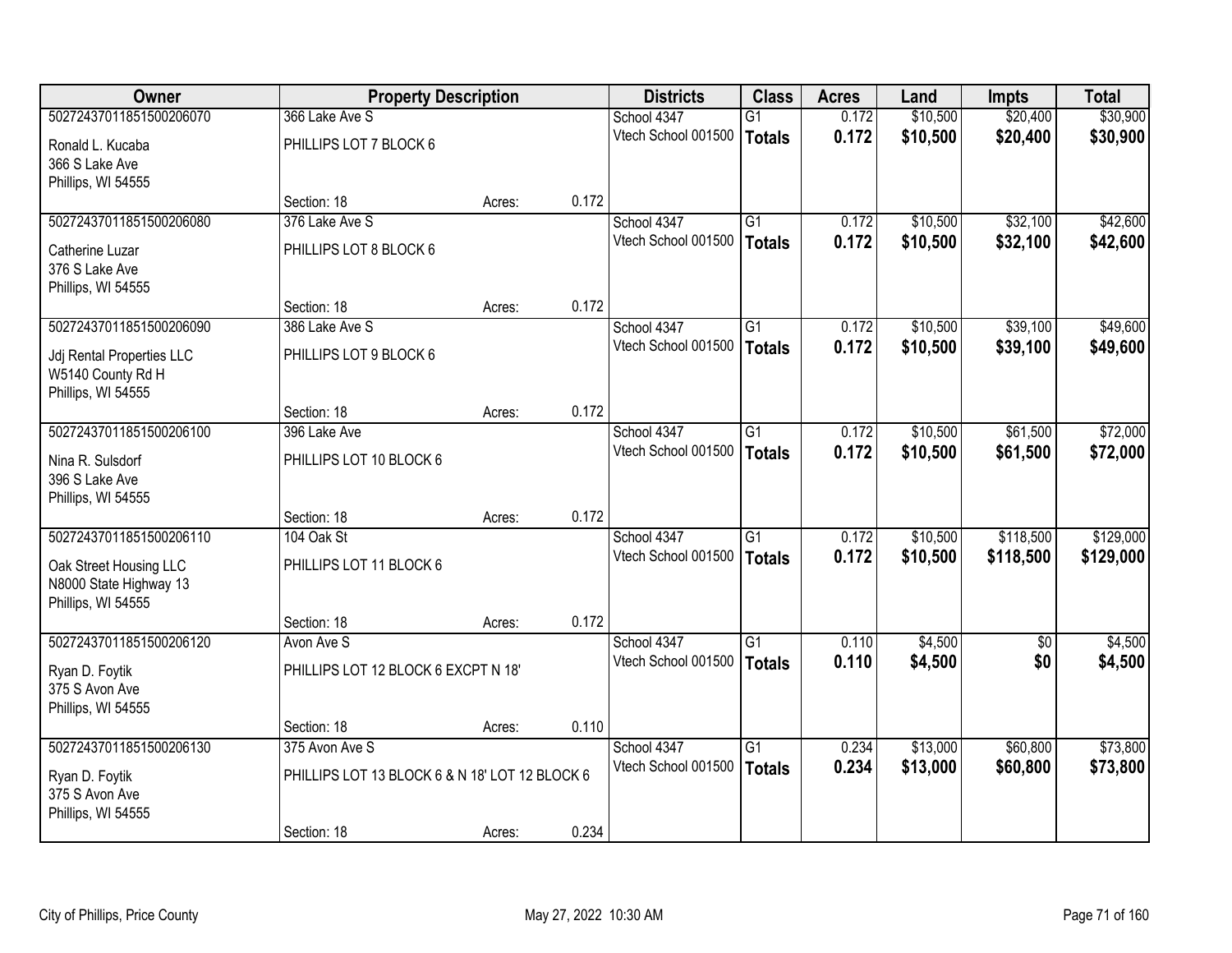| Owner | Property Description | | | Districts | Class | Acres | Land | Impts | Total |
|---|---|---|---|---|---|---|---|---|---|
| 50272437011851500206070 | 366 Lake Ave S | | | School 4347 | G1 | 0.172 | $10,500 | $20,400 | $30,900 |
| Ronald L. Kucaba<br>366 S Lake Ave<br>Phillips, WI 54555 | PHILLIPS LOT 7 BLOCK 6 | | | Vtech School 001500 | **Totals** | **0.172** | **$10,500** | **$20,400** | **$30,900** |
| | Section: 18 | Acres: | 0.172 | | | | | | |
| 50272437011851500206080 | 376 Lake Ave S | | | School 4347 | G1 | 0.172 | $10,500 | $32,100 | $42,600 |
| Catherine Luzar<br>376 S Lake Ave<br>Phillips, WI 54555 | PHILLIPS LOT 8 BLOCK 6 | | | Vtech School 001500 | **Totals** | **0.172** | **$10,500** | **$32,100** | **$42,600** |
| | Section: 18 | Acres: | 0.172 | | | | | | |
| 50272437011851500206090 | 386 Lake Ave S | | | School 4347 | G1 | 0.172 | $10,500 | $39,100 | $49,600 |
| Jdj Rental Properties LLC<br>W5140 County Rd H<br>Phillips, WI 54555 | PHILLIPS LOT 9 BLOCK 6 | | | Vtech School 001500 | **Totals** | **0.172** | **$10,500** | **$39,100** | **$49,600** |
| | Section: 18 | Acres: | 0.172 | | | | | | |
| 50272437011851500206100 | 396 Lake Ave | | | School 4347 | G1 | 0.172 | $10,500 | $61,500 | $72,000 |
| Nina R. Sulsdorf<br>396 S Lake Ave<br>Phillips, WI 54555 | PHILLIPS LOT 10 BLOCK 6 | | | Vtech School 001500 | **Totals** | **0.172** | **$10,500** | **$61,500** | **$72,000** |
| | Section: 18 | Acres: | 0.172 | | | | | | |
| 50272437011851500206110 | 104 Oak St | | | School 4347 | G1 | 0.172 | $10,500 | $118,500 | $129,000 |
| Oak Street Housing LLC<br>N8000 State Highway 13<br>Phillips, WI 54555 | PHILLIPS LOT 11 BLOCK 6 | | | Vtech School 001500 | **Totals** | **0.172** | **$10,500** | **$118,500** | **$129,000** |
| | Section: 18 | Acres: | 0.172 | | | | | | |
| 50272437011851500206120 | Avon Ave S | | | School 4347 | G1 | 0.110 | $4,500 | $0 | $4,500 |
| Ryan D. Foytik<br>375 S Avon Ave<br>Phillips, WI 54555 | PHILLIPS LOT 12 BLOCK 6 EXCPT N 18' | | | Vtech School 001500 | **Totals** | **0.110** | **$4,500** | **$0** | **$4,500** |
| | Section: 18 | Acres: | 0.110 | | | | | | |
| 50272437011851500206130 | 375 Avon Ave S | | | School 4347 | G1 | 0.234 | $13,000 | $60,800 | $73,800 |
| Ryan D. Foytik<br>375 S Avon Ave<br>Phillips, WI 54555 | PHILLIPS LOT 13 BLOCK 6 & N 18' LOT 12 BLOCK 6 | | | Vtech School 001500 | **Totals** | **0.234** | **$13,000** | **$60,800** | **$73,800** |
| | Section: 18 | Acres: | 0.234 | | | | | | |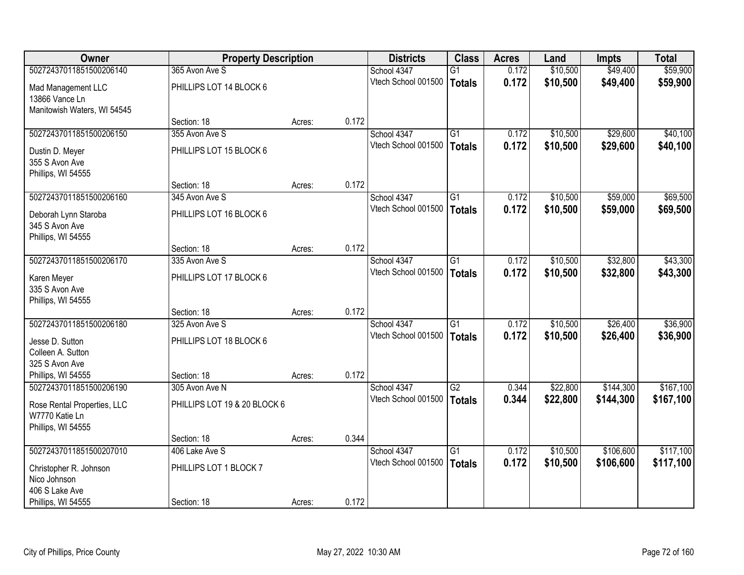| Owner | Property Description | | | Districts | Class | Acres | Land | Impts | Total |
|---|---|---|---|---|---|---|---|---|---|
| 50272437011851500206140 | 365 Avon Ave S | | | School 4347 | G1 | 0.172 | $10,500 | $49,400 | $59,900 |
| Mad Management LLC<br>13866 Vance Ln<br>Manitowish Waters, WI 54545 | PHILLIPS LOT 14 BLOCK 6 | | | Vtech School 001500 | **Totals** | **0.172** | **$10,500** | **$49,400** | **$59,900** |
| | Section: 18 | Acres: | 0.172 | | | | | | |
| 50272437011851500206150 | 355 Avon Ave S | | | School 4347 | G1 | 0.172 | $10,500 | $29,600 | $40,100 |
| Dustin D. Meyer<br>355 S Avon Ave<br>Phillips, WI 54555 | PHILLIPS LOT 15 BLOCK 6 | | | Vtech School 001500 | **Totals** | **0.172** | **$10,500** | **$29,600** | **$40,100** |
| | Section: 18 | Acres: | 0.172 | | | | | | |
| 50272437011851500206160 | 345 Avon Ave S | | | School 4347 | G1 | 0.172 | $10,500 | $59,000 | $69,500 |
| Deborah Lynn Staroba<br>345 S Avon Ave<br>Phillips, WI 54555 | PHILLIPS LOT 16 BLOCK 6 | | | Vtech School 001500 | **Totals** | **0.172** | **$10,500** | **$59,000** | **$69,500** |
| | Section: 18 | Acres: | 0.172 | | | | | | |
| 50272437011851500206170 | 335 Avon Ave S | | | School 4347 | G1 | 0.172 | $10,500 | $32,800 | $43,300 |
| Karen Meyer<br>335 S Avon Ave<br>Phillips, WI 54555 | PHILLIPS LOT 17 BLOCK 6 | | | Vtech School 001500 | **Totals** | **0.172** | **$10,500** | **$32,800** | **$43,300** |
| | Section: 18 | Acres: | 0.172 | | | | | | |
| 50272437011851500206180 | 325 Avon Ave S | | | School 4347 | G1 | 0.172 | $10,500 | $26,400 | $36,900 |
| Jesse D. Sutton<br>Colleen A. Sutton<br>325 S Avon Ave<br>Phillips, WI 54555 | PHILLIPS LOT 18 BLOCK 6 | | | Vtech School 001500 | **Totals** | **0.172** | **$10,500** | **$26,400** | **$36,900** |
| | Section: 18 | Acres: | 0.172 | | | | | | |
| 50272437011851500206190 | 305 Avon Ave N | | | School 4347 | G2 | 0.344 | $22,800 | $144,300 | $167,100 |
| Rose Rental Properties, LLC<br>W7770 Katie Ln<br>Phillips, WI 54555 | PHILLIPS LOT 19 & 20 BLOCK 6 | | | Vtech School 001500 | **Totals** | **0.344** | **$22,800** | **$144,300** | **$167,100** |
| | Section: 18 | Acres: | 0.344 | | | | | | |
| 50272437011851500207010 | 406 Lake Ave S | | | School 4347 | G1 | 0.172 | $10,500 | $106,600 | $117,100 |
| Christopher R. Johnson<br>Nico Johnson<br>406 S Lake Ave<br>Phillips, WI 54555 | PHILLIPS LOT 1 BLOCK 7 | | | Vtech School 001500 | **Totals** | **0.172** | **$10,500** | **$106,600** | **$117,100** |
| | Section: 18 | Acres: | 0.172 | | | | | | |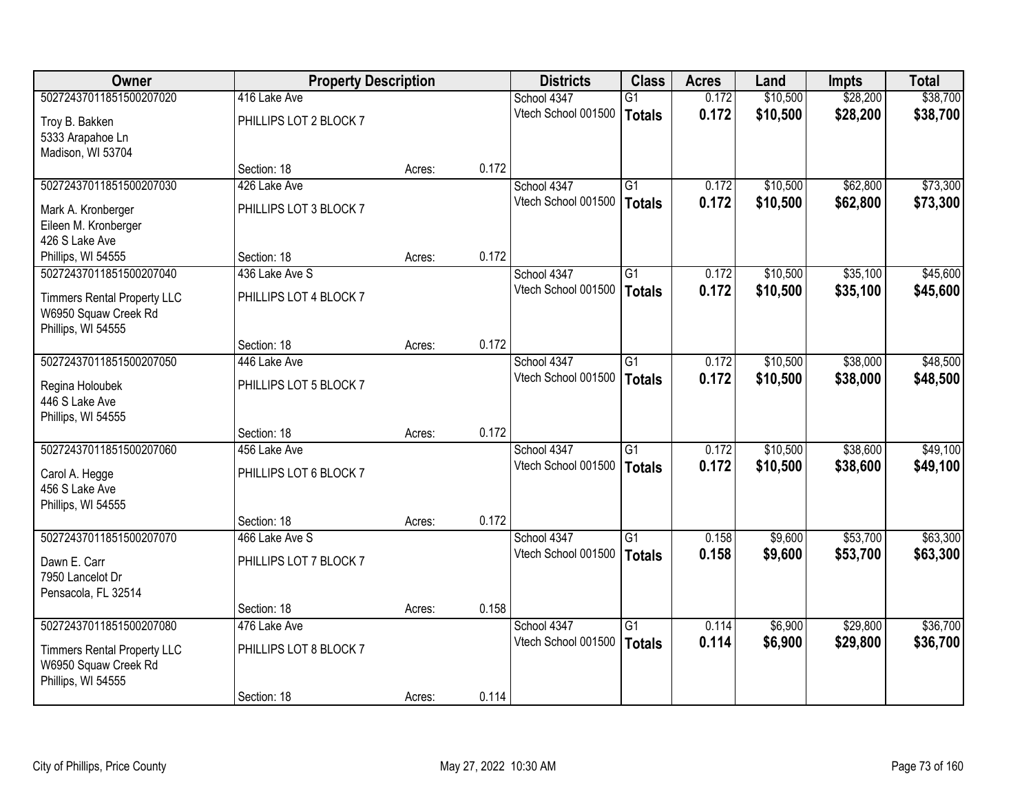| Owner | Property Description | | | Districts | Class | Acres | Land | Impts | Total |
|---|---|---|---|---|---|---|---|---|---|
| 50272437011851500207020 | 416 Lake Ave | | | School 4347 | G1 | 0.172 | $10,500 | $28,200 | $38,700 |
| Troy B. Bakken<br>5333 Arapahoe Ln<br>Madison, WI 53704 | PHILLIPS LOT 2 BLOCK 7 | | | Vtech School 001500 | **Totals** | **0.172** | **$10,500** | **$28,200** | **$38,700** |
| | Section: 18 | Acres: | 0.172 | | | | | | |
| 50272437011851500207030 | 426 Lake Ave | | | School 4347 | G1 | 0.172 | $10,500 | $62,800 | $73,300 |
| Mark A. Kronberger<br>Eileen M. Kronberger<br>426 S Lake Ave<br>Phillips, WI 54555 | PHILLIPS LOT 3 BLOCK 7 | | | Vtech School 001500 | **Totals** | **0.172** | **$10,500** | **$62,800** | **$73,300** |
| | Section: 18 | Acres: | 0.172 | | | | | | |
| 50272437011851500207040 | 436 Lake Ave S | | | School 4347 | G1 | 0.172 | $10,500 | $35,100 | $45,600 |
| Timmers Rental Property LLC<br>W6950 Squaw Creek Rd<br>Phillips, WI 54555 | PHILLIPS LOT 4 BLOCK 7 | | | Vtech School 001500 | **Totals** | **0.172** | **$10,500** | **$35,100** | **$45,600** |
| | Section: 18 | Acres: | 0.172 | | | | | | |
| 50272437011851500207050 | 446 Lake Ave | | | School 4347 | G1 | 0.172 | $10,500 | $38,000 | $48,500 |
| Regina Holoubek<br>446 S Lake Ave<br>Phillips, WI 54555 | PHILLIPS LOT 5 BLOCK 7 | | | Vtech School 001500 | **Totals** | **0.172** | **$10,500** | **$38,000** | **$48,500** |
| | Section: 18 | Acres: | 0.172 | | | | | | |
| 50272437011851500207060 | 456 Lake Ave | | | School 4347 | G1 | 0.172 | $10,500 | $38,600 | $49,100 |
| Carol A. Hegge<br>456 S Lake Ave<br>Phillips, WI 54555 | PHILLIPS LOT 6 BLOCK 7 | | | Vtech School 001500 | **Totals** | **0.172** | **$10,500** | **$38,600** | **$49,100** |
| | Section: 18 | Acres: | 0.172 | | | | | | |
| 50272437011851500207070 | 466 Lake Ave S | | | School 4347 | G1 | 0.158 | $9,600 | $53,700 | $63,300 |
| Dawn E. Carr<br>7950 Lancelot Dr<br>Pensacola, FL 32514 | PHILLIPS LOT 7 BLOCK 7 | | | Vtech School 001500 | **Totals** | **0.158** | **$9,600** | **$53,700** | **$63,300** |
| | Section: 18 | Acres: | 0.158 | | | | | | |
| 50272437011851500207080 | 476 Lake Ave | | | School 4347 | G1 | 0.114 | $6,900 | $29,800 | $36,700 |
| Timmers Rental Property LLC<br>W6950 Squaw Creek Rd<br>Phillips, WI 54555 | PHILLIPS LOT 8 BLOCK 7 | | | Vtech School 001500 | **Totals** | **0.114** | **$6,900** | **$29,800** | **$36,700** |
| | Section: 18 | Acres: | 0.114 | | | | | | |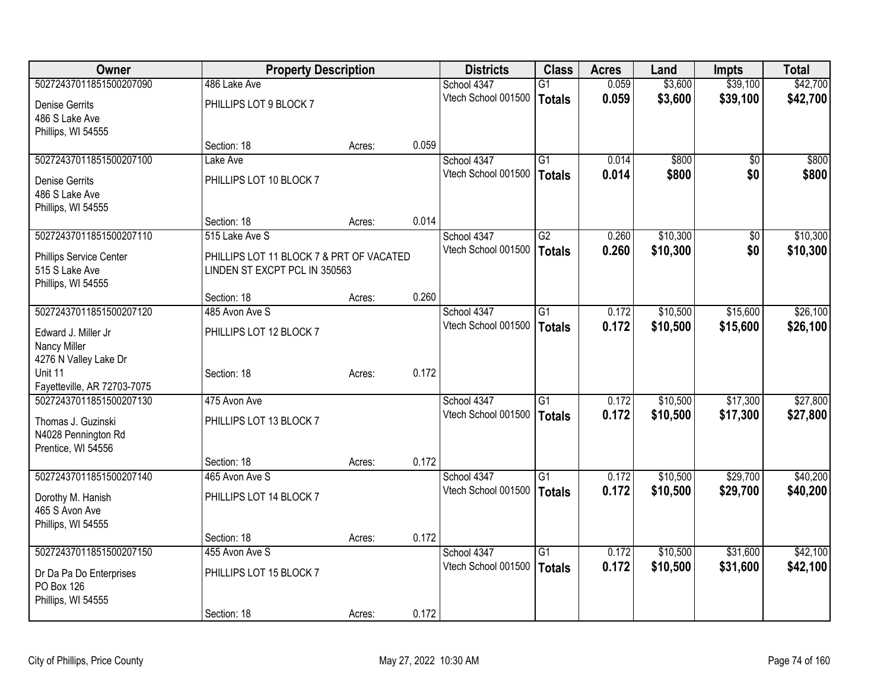| Owner | Property Description | | | Districts | Class | Acres | Land | Impts | Total |
|---|---|---|---|---|---|---|---|---|---|
| 50272437011851500207090 | 486 Lake Ave | | | School 4347 | G1 | 0.059 | $3,600 | $39,100 | $42,700 |
| Denise Gerrits<br>486 S Lake Ave<br>Phillips, WI 54555 | PHILLIPS LOT 9 BLOCK 7 | | | Vtech School 001500 | **Totals** | **0.059** | **$3,600** | **$39,100** | **$42,700** |
| | Section: 18 | Acres: | 0.059 | | | | | | |
| 50272437011851500207100 | Lake Ave | | | School 4347 | G1 | 0.014 | $800 | $0 | $800 |
| Denise Gerrits<br>486 S Lake Ave<br>Phillips, WI 54555 | PHILLIPS LOT 10 BLOCK 7 | | | Vtech School 001500 | **Totals** | **0.014** | **$800** | **$0** | **$800** |
| | Section: 18 | Acres: | 0.014 | | | | | | |
| 50272437011851500207110 | 515 Lake Ave S | | | School 4347 | G2 | 0.260 | $10,300 | $0 | $10,300 |
| Phillips Service Center<br>515 S Lake Ave<br>Phillips, WI 54555 | PHILLIPS LOT 11 BLOCK 7 & PRT OF VACATED LINDEN ST EXCPT PCL IN 350563 | | | Vtech School 001500 | **Totals** | **0.260** | **$10,300** | **$0** | **$10,300** |
| | Section: 18 | Acres: | 0.260 | | | | | | |
| 50272437011851500207120 | 485 Avon Ave S | | | School 4347 | G1 | 0.172 | $10,500 | $15,600 | $26,100 |
| Edward J. Miller Jr<br>Nancy Miller<br>4276 N Valley Lake Dr | PHILLIPS LOT 12 BLOCK 7 | | | Vtech School 001500 | **Totals** | **0.172** | **$10,500** | **$15,600** | **$26,100** |
| Unit 11<br>Fayetteville, AR 72703-7075 | Section: 18 | Acres: | 0.172 | | | | | | |
| 50272437011851500207130 | 475 Avon Ave | | | School 4347 | G1 | 0.172 | $10,500 | $17,300 | $27,800 |
| Thomas J. Guzinski<br>N4028 Pennington Rd<br>Prentice, WI 54556 | PHILLIPS LOT 13 BLOCK 7 | | | Vtech School 001500 | **Totals** | **0.172** | **$10,500** | **$17,300** | **$27,800** |
| | Section: 18 | Acres: | 0.172 | | | | | | |
| 50272437011851500207140 | 465 Avon Ave S | | | School 4347 | G1 | 0.172 | $10,500 | $29,700 | $40,200 |
| Dorothy M. Hanish<br>465 S Avon Ave<br>Phillips, WI 54555 | PHILLIPS LOT 14 BLOCK 7 | | | Vtech School 001500 | **Totals** | **0.172** | **$10,500** | **$29,700** | **$40,200** |
| | Section: 18 | Acres: | 0.172 | | | | | | |
| 50272437011851500207150 | 455 Avon Ave S | | | School 4347 | G1 | 0.172 | $10,500 | $31,600 | $42,100 |
| Dr Da Pa Do Enterprises<br>PO Box 126<br>Phillips, WI 54555 | PHILLIPS LOT 15 BLOCK 7 | | | Vtech School 001500 | **Totals** | **0.172** | **$10,500** | **$31,600** | **$42,100** |
| | Section: 18 | Acres: | 0.172 | | | | | | |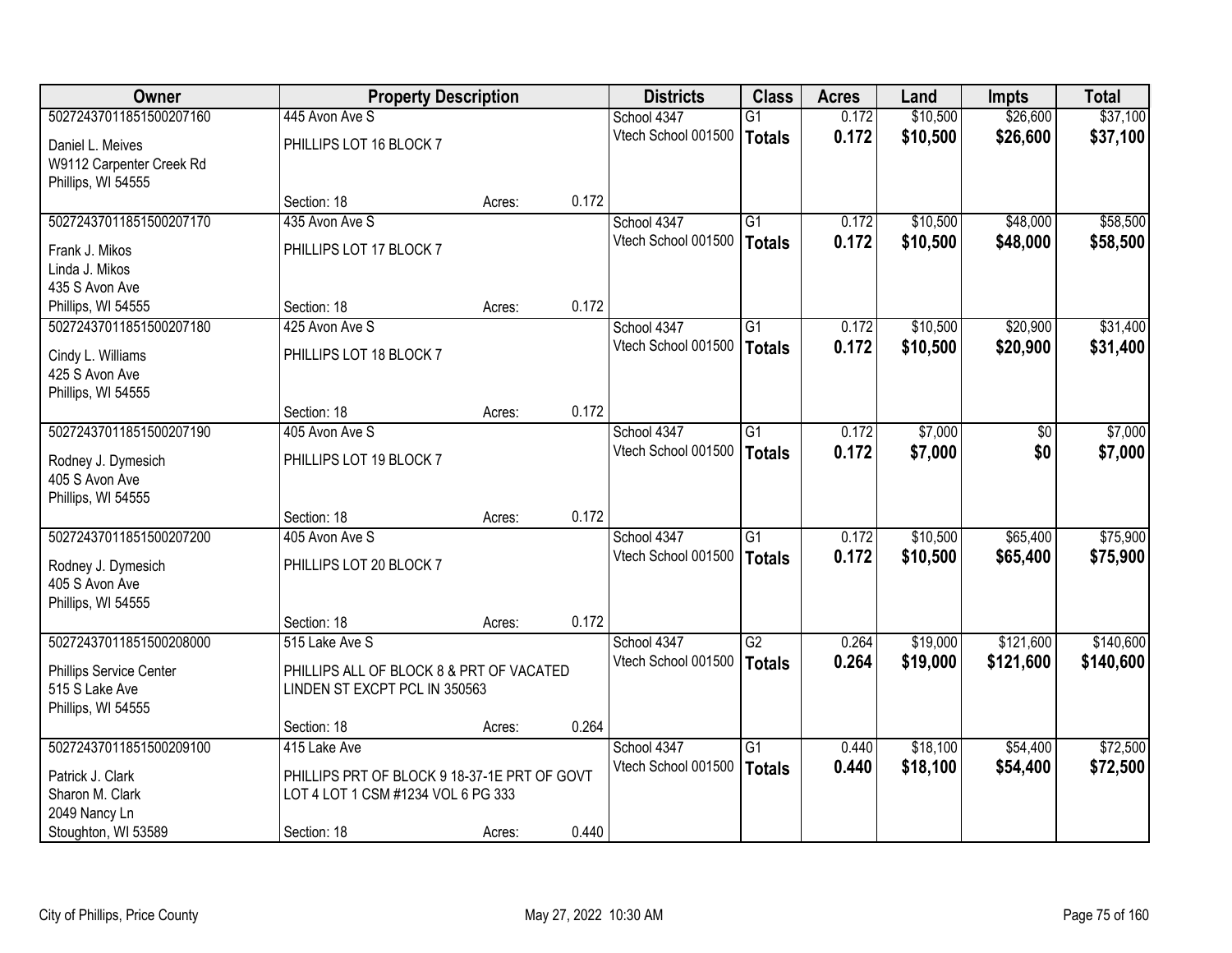| Owner | Property Description | | | Districts | Class | Acres | Land | Impts | Total |
|---|---|---|---|---|---|---|---|---|---|
| 50272437011851500207160 | 445 Avon Ave S | | | School 4347 | G1 | 0.172 | $10,500 | $26,600 | $37,100 |
| Daniel L. Meives<br>W9112 Carpenter Creek Rd<br>Phillips, WI 54555 | PHILLIPS LOT 16 BLOCK 7 | | | Vtech School 001500 | **Totals** | **0.172** | **$10,500** | **$26,600** | **$37,100** |
| | Section: 18 | Acres: | 0.172 | | | | | | |
| 50272437011851500207170 | 435 Avon Ave S | | | School 4347 | G1 | 0.172 | $10,500 | $48,000 | $58,500 |
| Frank J. Mikos<br>Linda J. Mikos<br>435 S Avon Ave<br>Phillips, WI 54555 | PHILLIPS LOT 17 BLOCK 7 | | | Vtech School 001500 | **Totals** | **0.172** | **$10,500** | **$48,000** | **$58,500** |
| | Section: 18 | Acres: | 0.172 | | | | | | |
| 50272437011851500207180 | 425 Avon Ave S | | | School 4347 | G1 | 0.172 | $10,500 | $20,900 | $31,400 |
| Cindy L. Williams<br>425 S Avon Ave<br>Phillips, WI 54555 | PHILLIPS LOT 18 BLOCK 7 | | | Vtech School 001500 | **Totals** | **0.172** | **$10,500** | **$20,900** | **$31,400** |
| | Section: 18 | Acres: | 0.172 | | | | | | |
| 50272437011851500207190 | 405 Avon Ave S | | | School 4347 | G1 | 0.172 | $7,000 | $0 | $7,000 |
| Rodney J. Dymesich<br>405 S Avon Ave<br>Phillips, WI 54555 | PHILLIPS LOT 19 BLOCK 7 | | | Vtech School 001500 | **Totals** | **0.172** | **$7,000** | **$0** | **$7,000** |
| | Section: 18 | Acres: | 0.172 | | | | | | |
| 50272437011851500207200 | 405 Avon Ave S | | | School 4347 | G1 | 0.172 | $10,500 | $65,400 | $75,900 |
| Rodney J. Dymesich<br>405 S Avon Ave<br>Phillips, WI 54555 | PHILLIPS LOT 20 BLOCK 7 | | | Vtech School 001500 | **Totals** | **0.172** | **$10,500** | **$65,400** | **$75,900** |
| | Section: 18 | Acres: | 0.172 | | | | | | |
| 50272437011851500208000 | 515 Lake Ave S | | | School 4347 | G2 | 0.264 | $19,000 | $121,600 | $140,600 |
| Phillips Service Center<br>515 S Lake Ave<br>Phillips, WI 54555 | PHILLIPS ALL OF BLOCK 8 & PRT OF VACATED LINDEN ST EXCPT PCL IN 350563 | | | Vtech School 001500 | **Totals** | **0.264** | **$19,000** | **$121,600** | **$140,600** |
| | Section: 18 | Acres: | 0.264 | | | | | | |
| 50272437011851500209100 | 415 Lake Ave | | | School 4347 | G1 | 0.440 | $18,100 | $54,400 | $72,500 |
| Patrick J. Clark<br>Sharon M. Clark<br>2049 Nancy Ln<br>Stoughton, WI 53589 | PHILLIPS PRT OF BLOCK 9 18-37-1E PRT OF GOVT LOT 4 LOT 1 CSM #1234 VOL 6 PG 333 | | | Vtech School 001500 | **Totals** | **0.440** | **$18,100** | **$54,400** | **$72,500** |
| | Section: 18 | Acres: | 0.440 | | | | | | |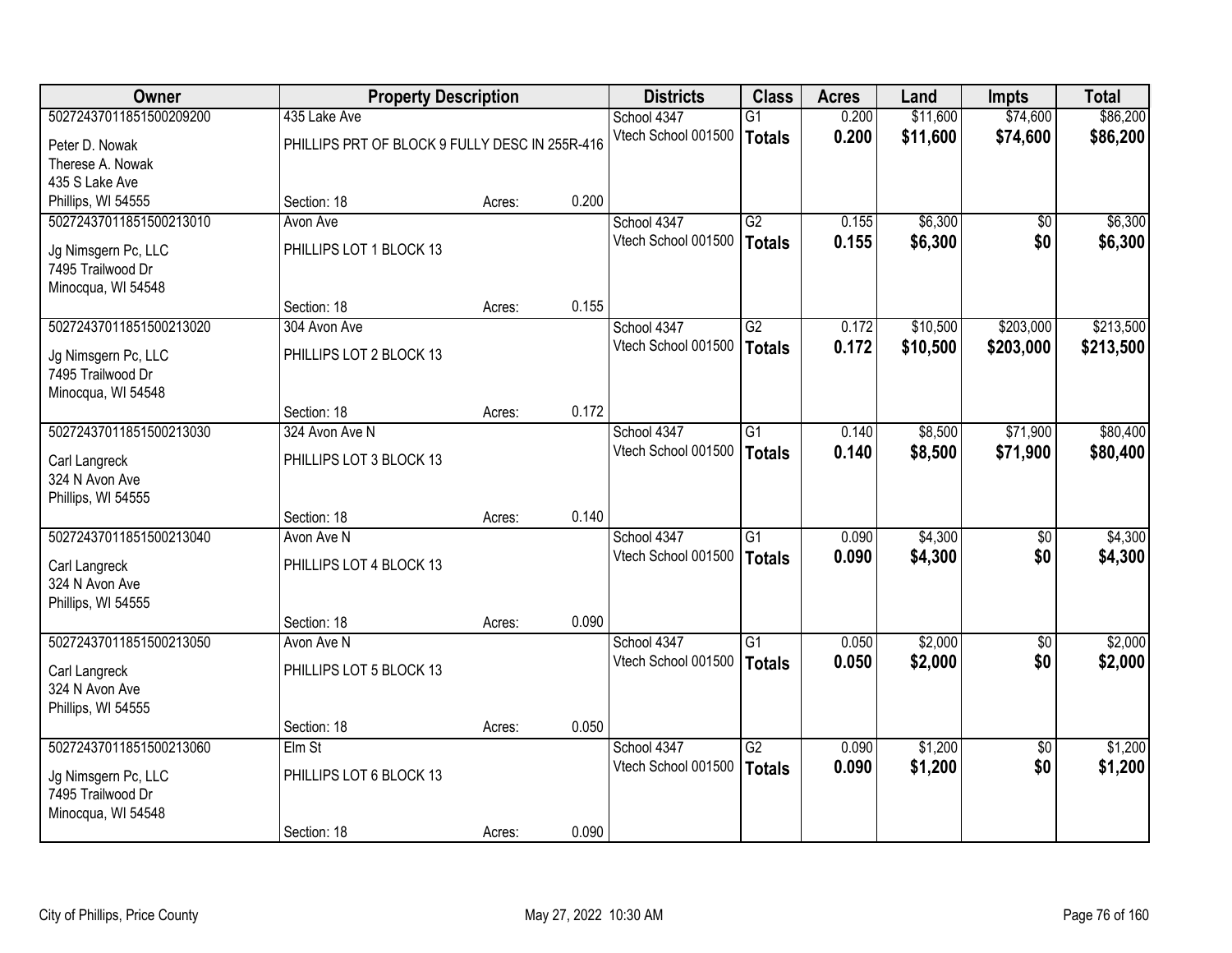| Owner | Property Description | | | Districts | Class | Acres | Land | Impts | Total |
|---|---|---|---|---|---|---|---|---|---|
| 50272437011851500209200 | 435 Lake Ave | | | School 4347 | G1 | 0.200 | $11,600 | $74,600 | $86,200 |
| Peter D. Nowak<br>Therese A. Nowak<br>435 S Lake Ave<br>Phillips, WI 54555 | PHILLIPS PRT OF BLOCK 9 FULLY DESC IN 255R-416 | | | Vtech School 001500 | **Totals** | **0.200** | **$11,600** | **$74,600** | **$86,200** |
| | Section: 18 | Acres: | 0.200 | | | | | | |
| 50272437011851500213010 | Avon Ave | | | School 4347 | G2 | 0.155 | $6,300 | $0 | $6,300 |
| Jg Nimsgern Pc, LLC<br>7495 Trailwood Dr<br>Minocqua, WI 54548 | PHILLIPS LOT 1 BLOCK 13 | | | Vtech School 001500 | **Totals** | **0.155** | **$6,300** | **$0** | **$6,300** |
| | Section: 18 | Acres: | 0.155 | | | | | | |
| 50272437011851500213020 | 304 Avon Ave | | | School 4347 | G2 | 0.172 | $10,500 | $203,000 | $213,500 |
| Jg Nimsgern Pc, LLC<br>7495 Trailwood Dr<br>Minocqua, WI 54548 | PHILLIPS LOT 2 BLOCK 13 | | | Vtech School 001500 | **Totals** | **0.172** | **$10,500** | **$203,000** | **$213,500** |
| | Section: 18 | Acres: | 0.172 | | | | | | |
| 50272437011851500213030 | 324 Avon Ave N | | | School 4347 | G1 | 0.140 | $8,500 | $71,900 | $80,400 |
| Carl Langreck<br>324 N Avon Ave<br>Phillips, WI 54555 | PHILLIPS LOT 3 BLOCK 13 | | | Vtech School 001500 | **Totals** | **0.140** | **$8,500** | **$71,900** | **$80,400** |
| | Section: 18 | Acres: | 0.140 | | | | | | |
| 50272437011851500213040 | Avon Ave N | | | School 4347 | G1 | 0.090 | $4,300 | $0 | $4,300 |
| Carl Langreck<br>324 N Avon Ave<br>Phillips, WI 54555 | PHILLIPS LOT 4 BLOCK 13 | | | Vtech School 001500 | **Totals** | **0.090** | **$4,300** | **$0** | **$4,300** |
| | Section: 18 | Acres: | 0.090 | | | | | | |
| 50272437011851500213050 | Avon Ave N | | | School 4347 | G1 | 0.050 | $2,000 | $0 | $2,000 |
| Carl Langreck<br>324 N Avon Ave<br>Phillips, WI 54555 | PHILLIPS LOT 5 BLOCK 13 | | | Vtech School 001500 | **Totals** | **0.050** | **$2,000** | **$0** | **$2,000** |
| | Section: 18 | Acres: | 0.050 | | | | | | |
| 50272437011851500213060 | Elm St | | | School 4347 | G2 | 0.090 | $1,200 | $0 | $1,200 |
| Jg Nimsgern Pc, LLC<br>7495 Trailwood Dr<br>Minocqua, WI 54548 | PHILLIPS LOT 6 BLOCK 13 | | | Vtech School 001500 | **Totals** | **0.090** | **$1,200** | **$0** | **$1,200** |
| | Section: 18 | Acres: | 0.090 | | | | | | |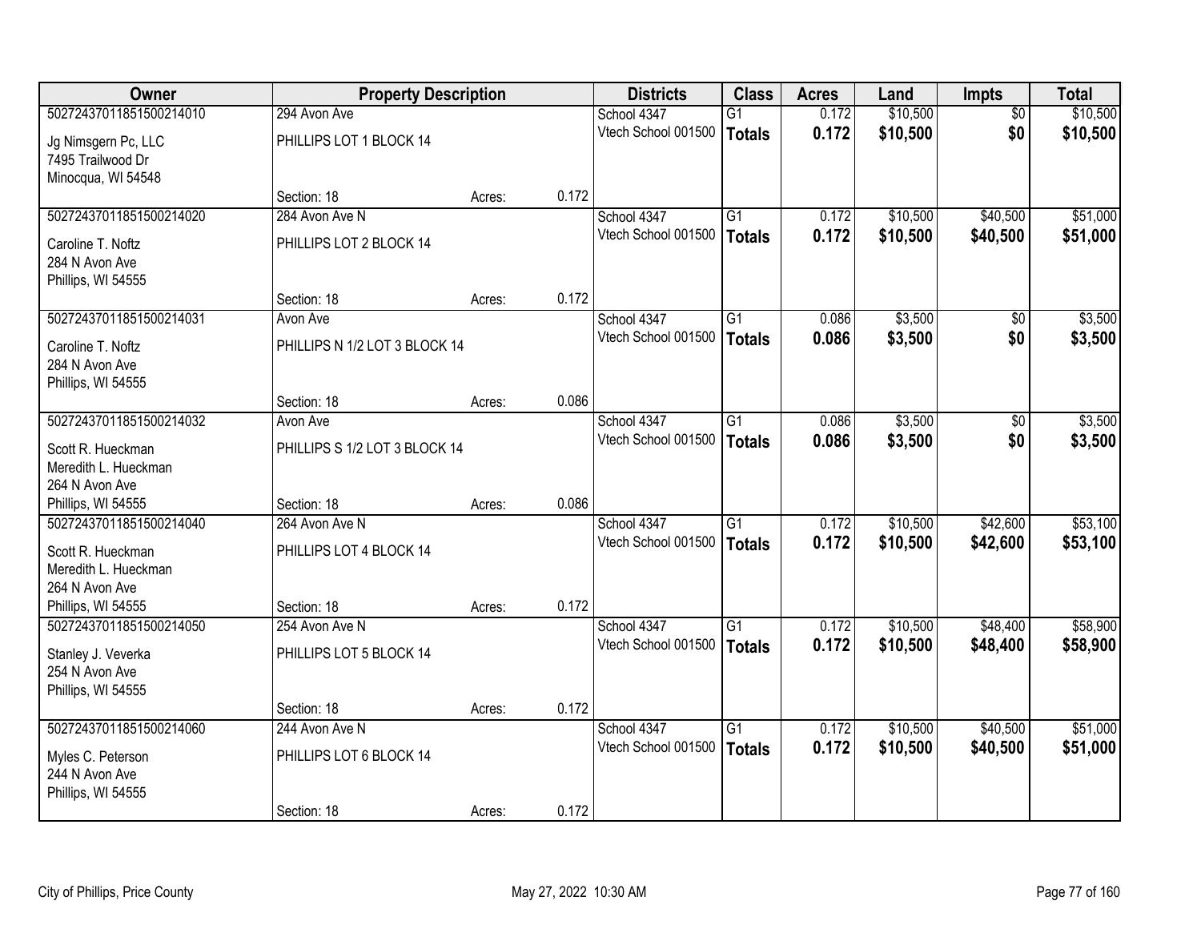| Owner | Property Description | | | Districts | Class | Acres | Land | Impts | Total |
|---|---|---|---|---|---|---|---|---|---|
| 50272437011851500214010 | 294 Avon Ave | | | School 4347 | G1 | 0.172 | $10,500 | $0 | $10,500 |
| Jg Nimsgern Pc, LLC<br>7495 Trailwood Dr<br>Minocqua, WI 54548 | PHILLIPS LOT 1 BLOCK 14 | | | Vtech School 001500 | **Totals** | **0.172** | **$10,500** | **$0** | **$10,500** |
| | Section: 18 | Acres: | 0.172 | | | | | | |
| 50272437011851500214020 | 284 Avon Ave N | | | School 4347 | G1 | 0.172 | $10,500 | $40,500 | $51,000 |
| Caroline T. Noftz<br>284 N Avon Ave<br>Phillips, WI 54555 | PHILLIPS LOT 2 BLOCK 14 | | | Vtech School 001500 | **Totals** | **0.172** | **$10,500** | **$40,500** | **$51,000** |
| | Section: 18 | Acres: | 0.172 | | | | | | |
| 50272437011851500214031 | Avon Ave | | | School 4347 | G1 | 0.086 | $3,500 | $0 | $3,500 |
| Caroline T. Noftz<br>284 N Avon Ave<br>Phillips, WI 54555 | PHILLIPS N 1/2 LOT 3 BLOCK 14 | | | Vtech School 001500 | **Totals** | **0.086** | **$3,500** | **$0** | **$3,500** |
| | Section: 18 | Acres: | 0.086 | | | | | | |
| 50272437011851500214032 | Avon Ave | | | School 4347 | G1 | 0.086 | $3,500 | $0 | $3,500 |
| Scott R. Hueckman<br>Meredith L. Hueckman<br>264 N Avon Ave<br>Phillips, WI 54555 | PHILLIPS S 1/2 LOT 3 BLOCK 14 | | | Vtech School 001500 | **Totals** | **0.086** | **$3,500** | **$0** | **$3,500** |
| | Section: 18 | Acres: | 0.086 | | | | | | |
| 50272437011851500214040 | 264 Avon Ave N | | | School 4347 | G1 | 0.172 | $10,500 | $42,600 | $53,100 |
| Scott R. Hueckman<br>Meredith L. Hueckman<br>264 N Avon Ave<br>Phillips, WI 54555 | PHILLIPS LOT 4 BLOCK 14 | | | Vtech School 001500 | **Totals** | **0.172** | **$10,500** | **$42,600** | **$53,100** |
| | Section: 18 | Acres: | 0.172 | | | | | | |
| 50272437011851500214050 | 254 Avon Ave N | | | School 4347 | G1 | 0.172 | $10,500 | $48,400 | $58,900 |
| Stanley J. Veverka<br>254 N Avon Ave<br>Phillips, WI 54555 | PHILLIPS LOT 5 BLOCK 14 | | | Vtech School 001500 | **Totals** | **0.172** | **$10,500** | **$48,400** | **$58,900** |
| | Section: 18 | Acres: | 0.172 | | | | | | |
| 50272437011851500214060 | 244 Avon Ave N | | | School 4347 | G1 | 0.172 | $10,500 | $40,500 | $51,000 |
| Myles C. Peterson<br>244 N Avon Ave<br>Phillips, WI 54555 | PHILLIPS LOT 6 BLOCK 14 | | | Vtech School 001500 | **Totals** | **0.172** | **$10,500** | **$40,500** | **$51,000** |
| | Section: 18 | Acres: | 0.172 | | | | | | |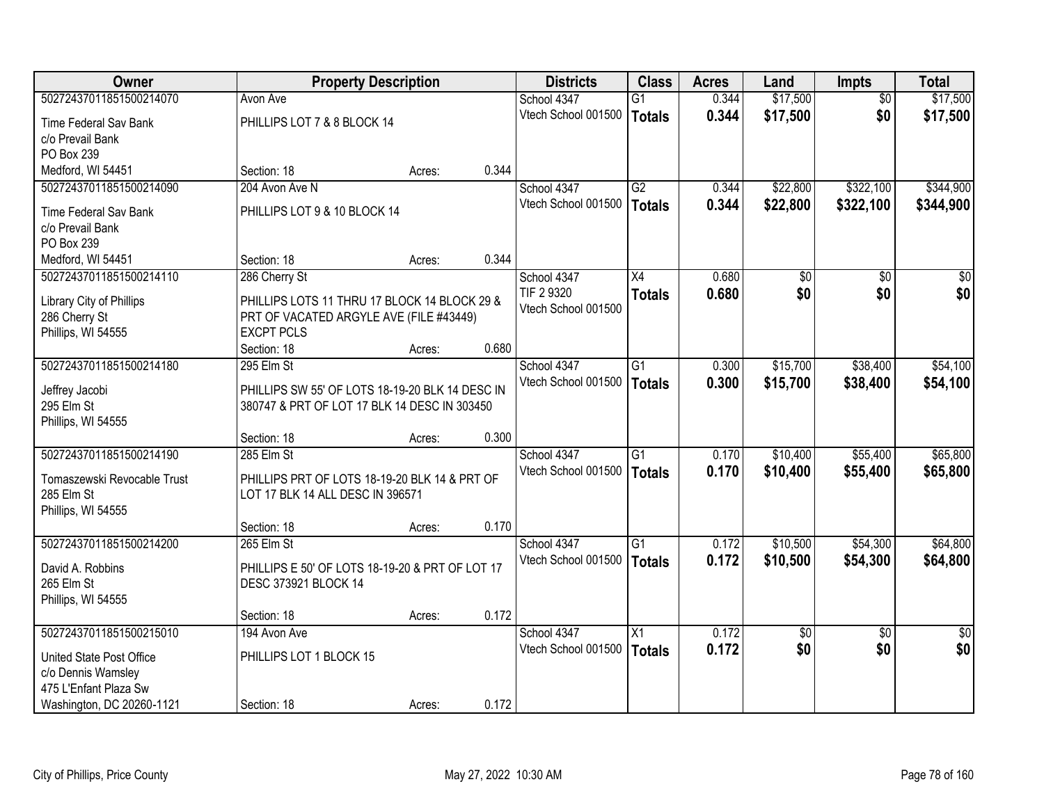| Owner | Property Description | Districts | Class | Acres | Land | Impts | Total |
|---|---|---|---|---|---|---|---|
| 50272437011851500214070<br>Time Federal Sav Bank<br>c/o Prevail Bank<br>PO Box 239<br>Medford, WI 54451 | Avon Ave<br>PHILLIPS LOT 7 & 8 BLOCK 14<br>Section: 18 Acres: 0.344 | School 4347<br>Vtech School 001500 | G1<br>**Totals** | 0.344<br>**0.344** | $17,500<br>**$17,500** | $0<br>**$0** | $17,500<br>**$17,500** |
| 50272437011851500214090<br>Time Federal Sav Bank<br>c/o Prevail Bank<br>PO Box 239<br>Medford, WI 54451 | 204 Avon Ave N<br>PHILLIPS LOT 9 & 10 BLOCK 14<br>Section: 18 Acres: 0.344 | School 4347<br>Vtech School 001500 | G2<br>**Totals** | 0.344<br>**0.344** | $22,800<br>**$22,800** | $322,100<br>**$322,100** | $344,900<br>**$344,900** |
| 50272437011851500214110<br>Library City of Phillips<br>286 Cherry St<br>Phillips, WI 54555 | 286 Cherry St<br>PHILLIPS LOTS 11 THRU 17 BLOCK 14 BLOCK 29 & PRT OF VACATED ARGYLE AVE (FILE #43449) EXCPT PCLS<br>Section: 18 Acres: 0.680 | School 4347<br>TIF 2 9320<br>Vtech School 001500 | X4<br>**Totals** | 0.680<br>**0.680** | $0<br>**$0** | $0<br>**$0** | $0<br>**$0** |
| 50272437011851500214180<br>Jeffrey Jacobi<br>295 Elm St<br>Phillips, WI 54555 | 295 Elm St<br>PHILLIPS SW 55' OF LOTS 18-19-20 BLK 14 DESC IN 380747 & PRT OF LOT 17 BLK 14 DESC IN 303450<br>Section: 18 Acres: 0.300 | School 4347<br>Vtech School 001500 | G1<br>**Totals** | 0.300<br>**0.300** | $15,700<br>**$15,700** | $38,400<br>**$38,400** | $54,100<br>**$54,100** |
| 50272437011851500214190<br>Tomaszewski Revocable Trust<br>285 Elm St<br>Phillips, WI 54555 | 285 Elm St<br>PHILLIPS PRT OF LOTS 18-19-20 BLK 14 & PRT OF LOT 17 BLK 14 ALL DESC IN 396571<br>Section: 18 Acres: 0.170 | School 4347<br>Vtech School 001500 | G1<br>**Totals** | 0.170<br>**0.170** | $10,400<br>**$10,400** | $55,400<br>**$55,400** | $65,800<br>**$65,800** |
| 50272437011851500214200<br>David A. Robbins<br>265 Elm St<br>Phillips, WI 54555 | 265 Elm St<br>PHILLIPS E 50' OF LOTS 18-19-20 & PRT OF LOT 17 DESC 373921 BLOCK 14<br>Section: 18 Acres: 0.172 | School 4347<br>Vtech School 001500 | G1<br>**Totals** | 0.172<br>**0.172** | $10,500<br>**$10,500** | $54,300<br>**$54,300** | $64,800<br>**$64,800** |
| 50272437011851500215010<br>United State Post Office<br>c/o Dennis Wamsley<br>475 L'Enfant Plaza Sw<br>Washington, DC 20260-1121 | 194 Avon Ave<br>PHILLIPS LOT 1 BLOCK 15<br>Section: 18 Acres: 0.172 | School 4347<br>Vtech School 001500 | X1<br>**Totals** | 0.172<br>**0.172** | $0<br>**$0** | $0<br>**$0** | $0<br>**$0** |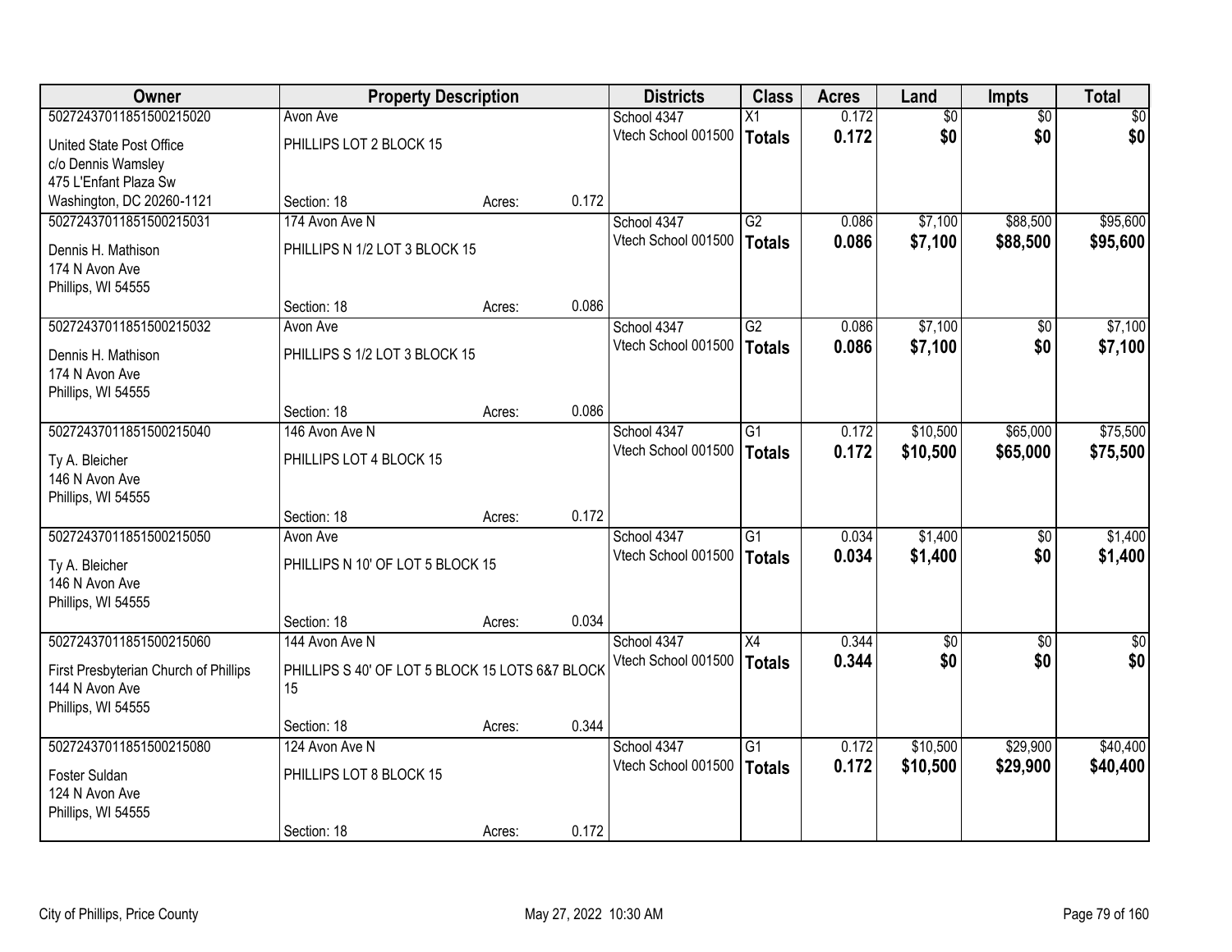| Owner | Property Description | | | Districts | Class | Acres | Land | Impts | Total |
|---|---|---|---|---|---|---|---|---|---|
| 50272437011851500215020 | Avon Ave | | | School 4347 | X1 | 0.172 | $0 | $0 | $0 |
| United State Post Office<br>c/o Dennis Wamsley<br>475 L'Enfant Plaza Sw<br>Washington, DC 20260-1121 | PHILLIPS LOT 2 BLOCK 15 | | | Vtech School 001500 | **Totals** | **0.172** | **$0** | **$0** | **$0** |
| | Section: 18 | Acres: | 0.172 | | | | | | |
| 50272437011851500215031 | 174 Avon Ave N | | | School 4347 | G2 | 0.086 | $7,100 | $88,500 | $95,600 |
| Dennis H. Mathison<br>174 N Avon Ave<br>Phillips, WI 54555 | PHILLIPS N 1/2 LOT 3 BLOCK 15 | | | Vtech School 001500 | **Totals** | **0.086** | **$7,100** | **$88,500** | **$95,600** |
| | Section: 18 | Acres: | 0.086 | | | | | | |
| 50272437011851500215032 | Avon Ave | | | School 4347 | G2 | 0.086 | $7,100 | $0 | $7,100 |
| Dennis H. Mathison<br>174 N Avon Ave<br>Phillips, WI 54555 | PHILLIPS S 1/2 LOT 3 BLOCK 15 | | | Vtech School 001500 | **Totals** | **0.086** | **$7,100** | **$0** | **$7,100** |
| | Section: 18 | Acres: | 0.086 | | | | | | |
| 50272437011851500215040 | 146 Avon Ave N | | | School 4347 | G1 | 0.172 | $10,500 | $65,000 | $75,500 |
| Ty A. Bleicher<br>146 N Avon Ave<br>Phillips, WI 54555 | PHILLIPS LOT 4 BLOCK 15 | | | Vtech School 001500 | **Totals** | **0.172** | **$10,500** | **$65,000** | **$75,500** |
| | Section: 18 | Acres: | 0.172 | | | | | | |
| 50272437011851500215050 | Avon Ave | | | School 4347 | G1 | 0.034 | $1,400 | $0 | $1,400 |
| Ty A. Bleicher<br>146 N Avon Ave<br>Phillips, WI 54555 | PHILLIPS N 10' OF LOT 5 BLOCK 15 | | | Vtech School 001500 | **Totals** | **0.034** | **$1,400** | **$0** | **$1,400** |
| | Section: 18 | Acres: | 0.034 | | | | | | |
| 50272437011851500215060 | 144 Avon Ave N | | | School 4347 | X4 | 0.344 | $0 | $0 | $0 |
| First Presbyterian Church of Phillips<br>144 N Avon Ave<br>Phillips, WI 54555 | PHILLIPS S 40' OF LOT 5 BLOCK 15 LOTS 6&7 BLOCK 15 | | | Vtech School 001500 | **Totals** | **0.344** | **$0** | **$0** | **$0** |
| | Section: 18 | Acres: | 0.344 | | | | | | |
| 50272437011851500215080 | 124 Avon Ave N | | | School 4347 | G1 | 0.172 | $10,500 | $29,900 | $40,400 |
| Foster Suldan<br>124 N Avon Ave<br>Phillips, WI 54555 | PHILLIPS LOT 8 BLOCK 15 | | | Vtech School 001500 | **Totals** | **0.172** | **$10,500** | **$29,900** | **$40,400** |
| | Section: 18 | Acres: | 0.172 | | | | | | |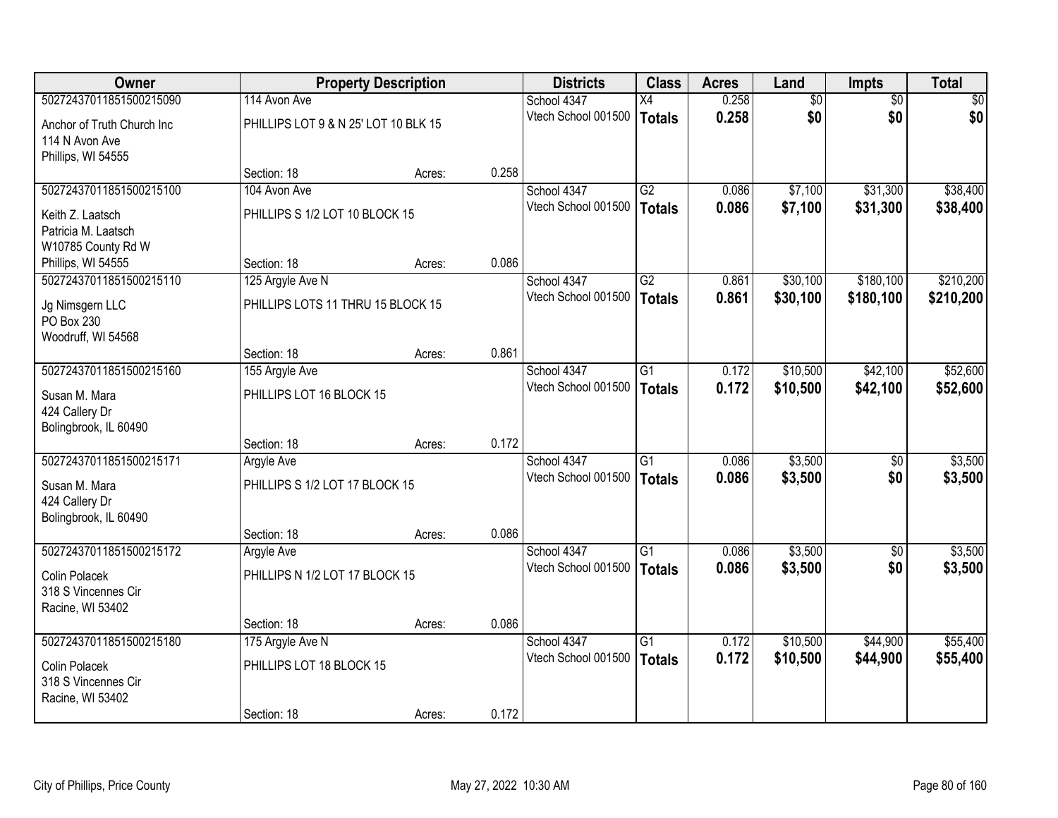| Owner | Property Description | | | Districts | Class | Acres | Land | Impts | Total |
|---|---|---|---|---|---|---|---|---|---|
| 50272437011851500215090 | 114 Avon Ave | | | School 4347 | X4 | 0.258 | $0 | $0 | $0 |
| Anchor of Truth Church Inc<br>114 N Avon Ave<br>Phillips, WI 54555 | PHILLIPS LOT 9 & N 25' LOT 10 BLK 15 | | | Vtech School 001500 | **Totals** | **0.258** | **$0** | **$0** | **$0** |
| | Section: 18 | Acres: | 0.258 | | | | | | |
| 50272437011851500215100 | 104 Avon Ave | | | School 4347 | G2 | 0.086 | $7,100 | $31,300 | $38,400 |
| Keith Z. Laatsch<br>Patricia M. Laatsch<br>W10785 County Rd W<br>Phillips, WI 54555 | PHILLIPS S 1/2 LOT 10 BLOCK 15 | | | Vtech School 001500 | **Totals** | **0.086** | **$7,100** | **$31,300** | **$38,400** |
| | Section: 18 | Acres: | 0.086 | | | | | | |
| 50272437011851500215110 | 125 Argyle Ave N | | | School 4347 | G2 | 0.861 | $30,100 | $180,100 | $210,200 |
| Jg Nimsgern LLC<br>PO Box 230<br>Woodruff, WI 54568 | PHILLIPS LOTS 11 THRU 15 BLOCK 15 | | | Vtech School 001500 | **Totals** | **0.861** | **$30,100** | **$180,100** | **$210,200** |
| | Section: 18 | Acres: | 0.861 | | | | | | |
| 50272437011851500215160 | 155 Argyle Ave | | | School 4347 | G1 | 0.172 | $10,500 | $42,100 | $52,600 |
| Susan M. Mara<br>424 Callery Dr<br>Bolingbrook, IL 60490 | PHILLIPS LOT 16 BLOCK 15 | | | Vtech School 001500 | **Totals** | **0.172** | **$10,500** | **$42,100** | **$52,600** |
| | Section: 18 | Acres: | 0.172 | | | | | | |
| 50272437011851500215171 | Argyle Ave | | | School 4347 | G1 | 0.086 | $3,500 | $0 | $3,500 |
| Susan M. Mara<br>424 Callery Dr<br>Bolingbrook, IL 60490 | PHILLIPS S 1/2 LOT 17 BLOCK 15 | | | Vtech School 001500 | **Totals** | **0.086** | **$3,500** | **$0** | **$3,500** |
| | Section: 18 | Acres: | 0.086 | | | | | | |
| 50272437011851500215172 | Argyle Ave | | | School 4347 | G1 | 0.086 | $3,500 | $0 | $3,500 |
| Colin Polacek<br>318 S Vincennes Cir<br>Racine, WI 53402 | PHILLIPS N 1/2 LOT 17 BLOCK 15 | | | Vtech School 001500 | **Totals** | **0.086** | **$3,500** | **$0** | **$3,500** |
| | Section: 18 | Acres: | 0.086 | | | | | | |
| 50272437011851500215180 | 175 Argyle Ave N | | | School 4347 | G1 | 0.172 | $10,500 | $44,900 | $55,400 |
| Colin Polacek<br>318 S Vincennes Cir<br>Racine, WI 53402 | PHILLIPS LOT 18 BLOCK 15 | | | Vtech School 001500 | **Totals** | **0.172** | **$10,500** | **$44,900** | **$55,400** |
| | Section: 18 | Acres: | 0.172 | | | | | | |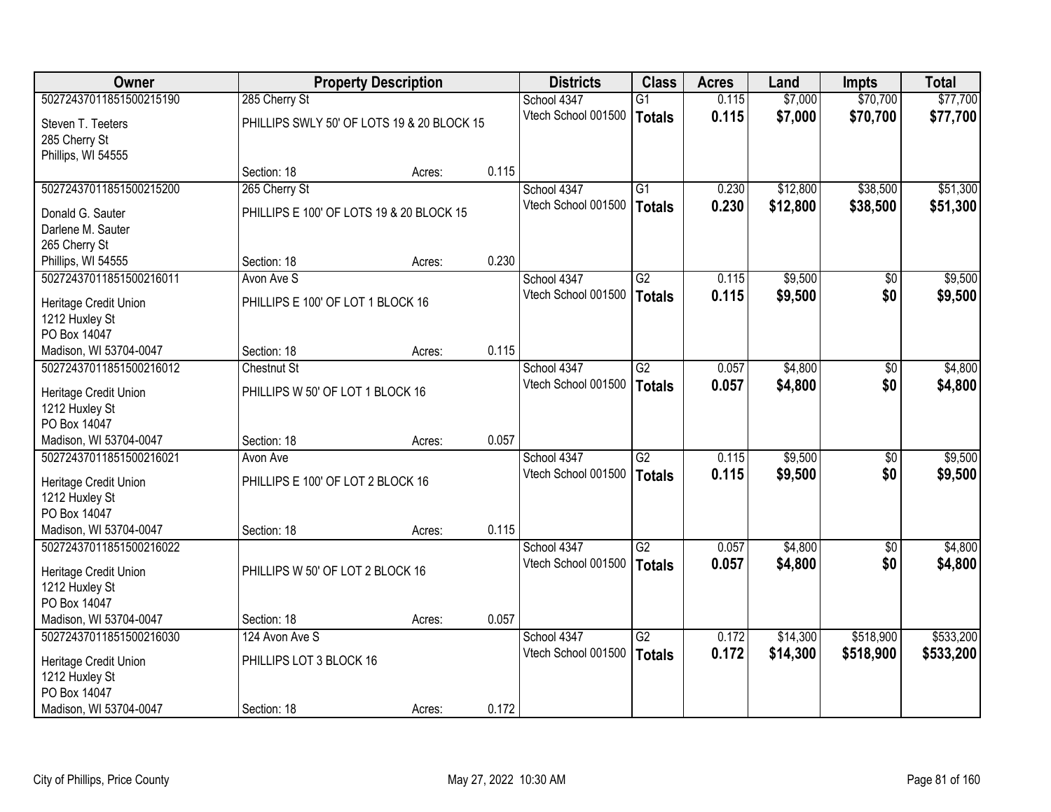| Owner | Property Description | | | Districts | Class | Acres | Land | Impts | Total |
|---|---|---|---|---|---|---|---|---|---|
| 50272437011851500215190 | 285 Cherry St | | | School 4347 | G1 | 0.115 | $7,000 | $70,700 | $77,700 |
| Steven T. Teeters<br>285 Cherry St<br>Phillips, WI 54555 | PHILLIPS SWLY 50' OF LOTS 19 & 20 BLOCK 15 | | | Vtech School 001500 | **Totals** | **0.115** | **$7,000** | **$70,700** | **$77,700** |
| | Section: 18 | Acres: | 0.115 | | | | | | |
| 50272437011851500215200 | 265 Cherry St | | | School 4347 | G1 | 0.230 | $12,800 | $38,500 | $51,300 |
| Donald G. Sauter<br>Darlene M. Sauter<br>265 Cherry St<br>Phillips, WI 54555 | PHILLIPS E 100' OF LOTS 19 & 20 BLOCK 15 | | | Vtech School 001500 | **Totals** | **0.230** | **$12,800** | **$38,500** | **$51,300** |
| | Section: 18 | Acres: | 0.230 | | | | | | |
| 50272437011851500216011 | Avon Ave S | | | School 4347 | G2 | 0.115 | $9,500 | $0 | $9,500 |
| Heritage Credit Union<br>1212 Huxley St<br>PO Box 14047<br>Madison, WI 53704-0047 | PHILLIPS E 100' OF LOT 1 BLOCK 16 | | | Vtech School 001500 | **Totals** | **0.115** | **$9,500** | **$0** | **$9,500** |
| | Section: 18 | Acres: | 0.115 | | | | | | |
| 50272437011851500216012 | Chestnut St | | | School 4347 | G2 | 0.057 | $4,800 | $0 | $4,800 |
| Heritage Credit Union<br>1212 Huxley St<br>PO Box 14047<br>Madison, WI 53704-0047 | PHILLIPS W 50' OF LOT 1 BLOCK 16 | | | Vtech School 001500 | **Totals** | **0.057** | **$4,800** | **$0** | **$4,800** |
| | Section: 18 | Acres: | 0.057 | | | | | | |
| 50272437011851500216021 | Avon Ave | | | School 4347 | G2 | 0.115 | $9,500 | $0 | $9,500 |
| Heritage Credit Union<br>1212 Huxley St<br>PO Box 14047<br>Madison, WI 53704-0047 | PHILLIPS E 100' OF LOT 2 BLOCK 16 | | | Vtech School 001500 | **Totals** | **0.115** | **$9,500** | **$0** | **$9,500** |
| | Section: 18 | Acres: | 0.115 | | | | | | |
| 50272437011851500216022 | | | | School 4347 | G2 | 0.057 | $4,800 | $0 | $4,800 |
| Heritage Credit Union<br>1212 Huxley St<br>PO Box 14047<br>Madison, WI 53704-0047 | PHILLIPS W 50' OF LOT 2 BLOCK 16 | | | Vtech School 001500 | **Totals** | **0.057** | **$4,800** | **$0** | **$4,800** |
| | Section: 18 | Acres: | 0.057 | | | | | | |
| 50272437011851500216030 | 124 Avon Ave S | | | School 4347 | G2 | 0.172 | $14,300 | $518,900 | $533,200 |
| Heritage Credit Union<br>1212 Huxley St<br>PO Box 14047<br>Madison, WI 53704-0047 | PHILLIPS LOT 3 BLOCK 16 | | | Vtech School 001500 | **Totals** | **0.172** | **$14,300** | **$518,900** | **$533,200** |
| | Section: 18 | Acres: | 0.172 | | | | | | |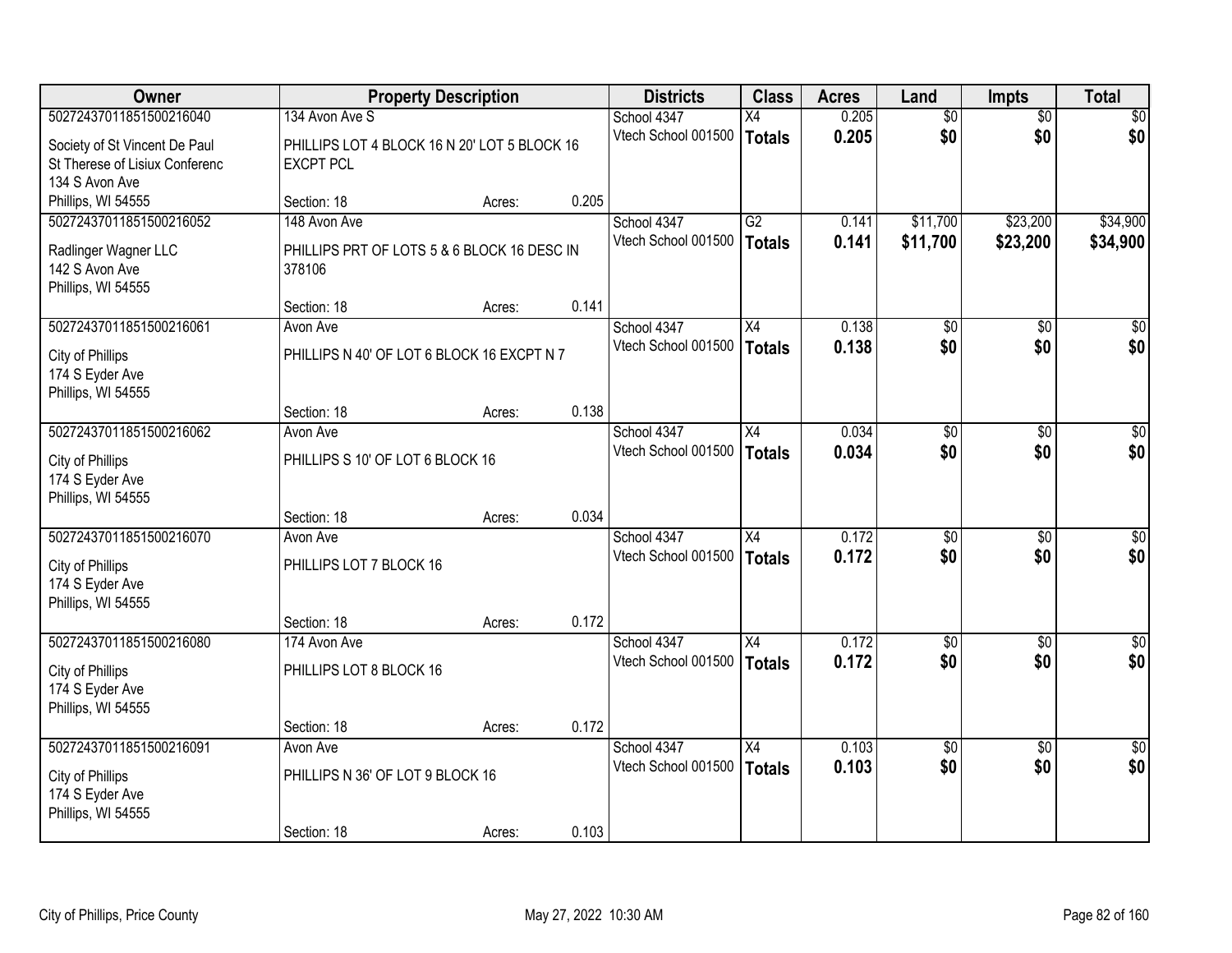| Owner | Property Description | | | Districts | Class | Acres | Land | Impts | Total |
|---|---|---|---|---|---|---|---|---|---|
| 50272437011851500216040 | 134 Avon Ave S | | | School 4347 | X4 | 0.205 | $0 | $0 | $0 |
| Society of St Vincent De Paul St Therese of Lisiux Conferenc 134 S Avon Ave Phillips, WI 54555 | PHILLIPS LOT 4 BLOCK 16 N 20' LOT 5 BLOCK 16 EXCPT PCL | | | Vtech School 001500 | **Totals** | **0.205** | **$0** | **$0** | **$0** |
| | Section: 18 | Acres: | 0.205 | | | | | | |
| 50272437011851500216052 | 148 Avon Ave | | | School 4347 | G2 | 0.141 | $11,700 | $23,200 | $34,900 |
| Radlinger Wagner LLC 142 S Avon Ave Phillips, WI 54555 | PHILLIPS PRT OF LOTS 5 & 6 BLOCK 16 DESC IN 378106 | | | Vtech School 001500 | **Totals** | **0.141** | **$11,700** | **$23,200** | **$34,900** |
| | Section: 18 | Acres: | 0.141 | | | | | | |
| 50272437011851500216061 | Avon Ave | | | School 4347 | X4 | 0.138 | $0 | $0 | $0 |
| City of Phillips 174 S Eyder Ave Phillips, WI 54555 | PHILLIPS N 40' OF LOT 6 BLOCK 16 EXCPT N 7 | | | Vtech School 001500 | **Totals** | **0.138** | **$0** | **$0** | **$0** |
| | Section: 18 | Acres: | 0.138 | | | | | | |
| 50272437011851500216062 | Avon Ave | | | School 4347 | X4 | 0.034 | $0 | $0 | $0 |
| City of Phillips 174 S Eyder Ave Phillips, WI 54555 | PHILLIPS S 10' OF LOT 6 BLOCK 16 | | | Vtech School 001500 | **Totals** | **0.034** | **$0** | **$0** | **$0** |
| | Section: 18 | Acres: | 0.034 | | | | | | |
| 50272437011851500216070 | Avon Ave | | | School 4347 | X4 | 0.172 | $0 | $0 | $0 |
| City of Phillips 174 S Eyder Ave Phillips, WI 54555 | PHILLIPS LOT 7 BLOCK 16 | | | Vtech School 001500 | **Totals** | **0.172** | **$0** | **$0** | **$0** |
| | Section: 18 | Acres: | 0.172 | | | | | | |
| 50272437011851500216080 | 174 Avon Ave | | | School 4347 | X4 | 0.172 | $0 | $0 | $0 |
| City of Phillips 174 S Eyder Ave Phillips, WI 54555 | PHILLIPS LOT 8 BLOCK 16 | | | Vtech School 001500 | **Totals** | **0.172** | **$0** | **$0** | **$0** |
| | Section: 18 | Acres: | 0.172 | | | | | | |
| 50272437011851500216091 | Avon Ave | | | School 4347 | X4 | 0.103 | $0 | $0 | $0 |
| City of Phillips 174 S Eyder Ave Phillips, WI 54555 | PHILLIPS N 36' OF LOT 9 BLOCK 16 | | | Vtech School 001500 | **Totals** | **0.103** | **$0** | **$0** | **$0** |
| | Section: 18 | Acres: | 0.103 | | | | | | |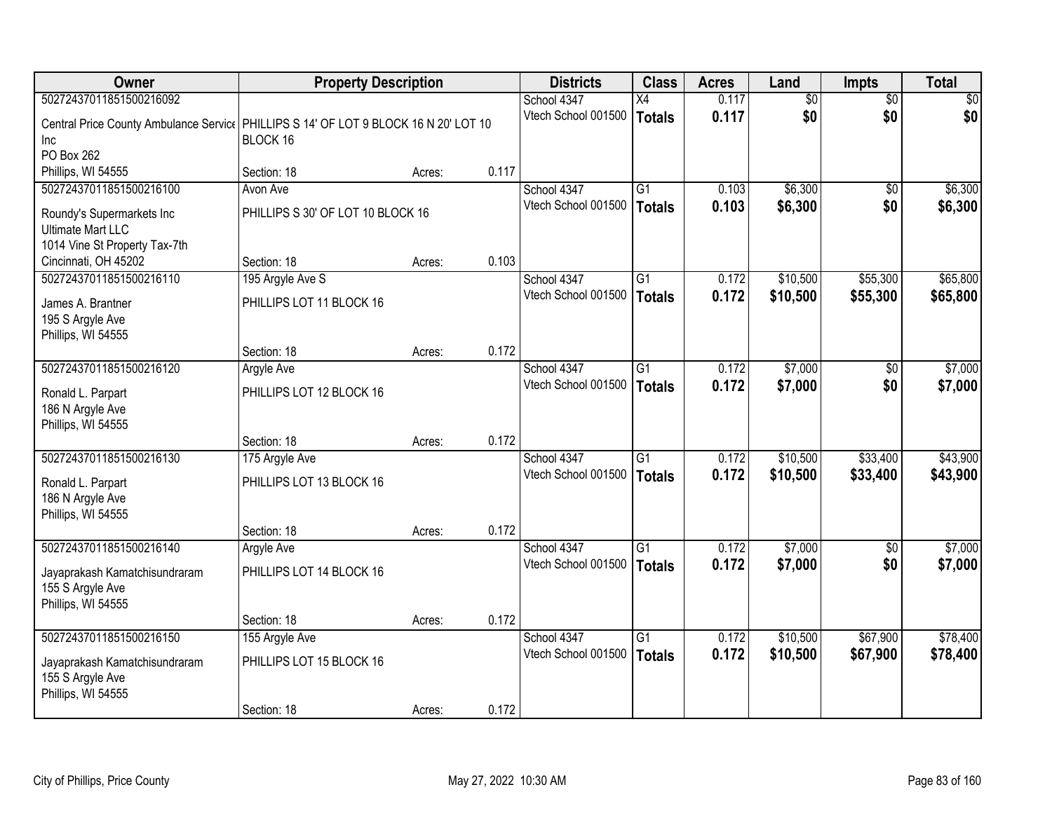| Owner | Property Description | | | Districts | Class | Acres | Land | Impts | Total |
|---|---|---|---|---|---|---|---|---|---|
| 50272437011851500216092 | | | | School 4347 | X4 | 0.117 | $0 | $0 | $0 |
| Central Price County Ambulance Service Inc<br>PO Box 262<br>Phillips, WI 54555 | PHILLIPS S 14' OF LOT 9 BLOCK 16 N 20' LOT 10 BLOCK 16 | | | Vtech School 001500 | **Totals** | **0.117** | **$0** | **$0** | **$0** |
| | Section: 18 | Acres: | 0.117 | | | | | | |
| 50272437011851500216100 | Avon Ave | | | School 4347 | G1 | 0.103 | $6,300 | $0 | $6,300 |
| Roundy's Supermarkets Inc<br>Ultimate Mart LLC<br>1014 Vine St Property Tax-7th<br>Cincinnati, OH 45202 | PHILLIPS S 30' OF LOT 10 BLOCK 16 | | | Vtech School 001500 | **Totals** | **0.103** | **$6,300** | **$0** | **$6,300** |
| | Section: 18 | Acres: | 0.103 | | | | | | |
| 50272437011851500216110 | 195 Argyle Ave S | | | School 4347 | G1 | 0.172 | $10,500 | $55,300 | $65,800 |
| James A. Brantner<br>195 S Argyle Ave<br>Phillips, WI 54555 | PHILLIPS LOT 11 BLOCK 16 | | | Vtech School 001500 | **Totals** | **0.172** | **$10,500** | **$55,300** | **$65,800** |
| | Section: 18 | Acres: | 0.172 | | | | | | |
| 50272437011851500216120 | Argyle Ave | | | School 4347 | G1 | 0.172 | $7,000 | $0 | $7,000 |
| Ronald L. Parpart<br>186 N Argyle Ave<br>Phillips, WI 54555 | PHILLIPS LOT 12 BLOCK 16 | | | Vtech School 001500 | **Totals** | **0.172** | **$7,000** | **$0** | **$7,000** |
| | Section: 18 | Acres: | 0.172 | | | | | | |
| 50272437011851500216130 | 175 Argyle Ave | | | School 4347 | G1 | 0.172 | $10,500 | $33,400 | $43,900 |
| Ronald L. Parpart<br>186 N Argyle Ave<br>Phillips, WI 54555 | PHILLIPS LOT 13 BLOCK 16 | | | Vtech School 001500 | **Totals** | **0.172** | **$10,500** | **$33,400** | **$43,900** |
| | Section: 18 | Acres: | 0.172 | | | | | | |
| 50272437011851500216140 | Argyle Ave | | | School 4347 | G1 | 0.172 | $7,000 | $0 | $7,000 |
| Jayaprakash Kamatchisundraram<br>155 S Argyle Ave<br>Phillips, WI 54555 | PHILLIPS LOT 14 BLOCK 16 | | | Vtech School 001500 | **Totals** | **0.172** | **$7,000** | **$0** | **$7,000** |
| | Section: 18 | Acres: | 0.172 | | | | | | |
| 50272437011851500216150 | 155 Argyle Ave | | | School 4347 | G1 | 0.172 | $10,500 | $67,900 | $78,400 |
| Jayaprakash Kamatchisundraram<br>155 S Argyle Ave<br>Phillips, WI 54555 | PHILLIPS LOT 15 BLOCK 16 | | | Vtech School 001500 | **Totals** | **0.172** | **$10,500** | **$67,900** | **$78,400** |
| | Section: 18 | Acres: | 0.172 | | | | | | |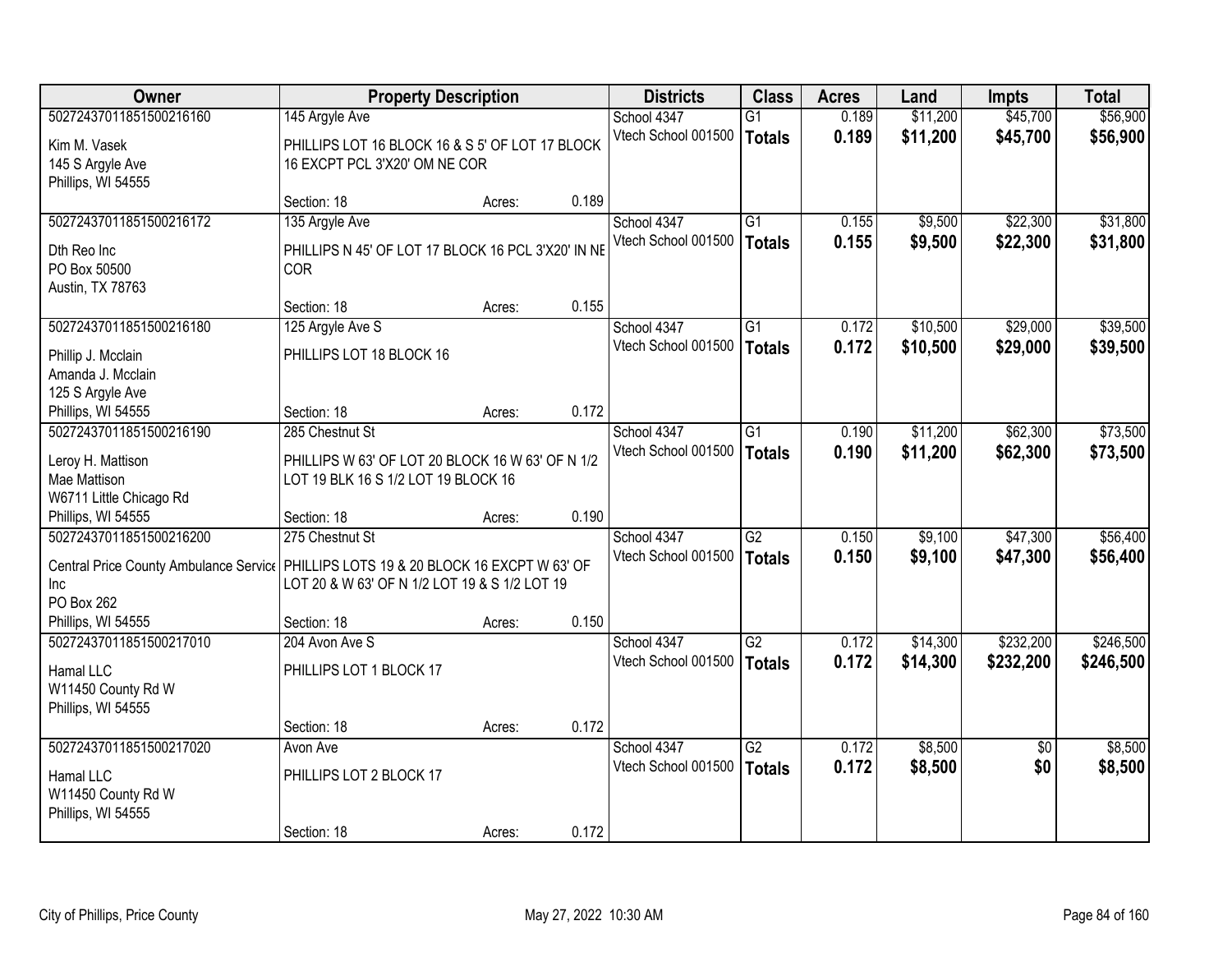| Owner | Property Description | | | Districts | Class | Acres | Land | Impts | Total |
|---|---|---|---|---|---|---|---|---|---|
| 50272437011851500216160 | 145 Argyle Ave | | | School 4347 | G1 | 0.189 | $11,200 | $45,700 | $56,900 |
| Kim M. Vasek<br>145 S Argyle Ave<br>Phillips, WI 54555 | PHILLIPS LOT 16 BLOCK 16 & S 5' OF LOT 17 BLOCK 16 EXCPT PCL 3'X20' OM NE COR | | | Vtech School 001500 | **Totals** | **0.189** | **$11,200** | **$45,700** | **$56,900** |
| | Section: 18 | Acres: | 0.189 | | | | | | |
| 50272437011851500216172 | 135 Argyle Ave | | | School 4347 | G1 | 0.155 | $9,500 | $22,300 | $31,800 |
| Dth Reo Inc<br>PO Box 50500<br>Austin, TX 78763 | PHILLIPS N 45' OF LOT 17 BLOCK 16 PCL 3'X20' IN NE COR | | | Vtech School 001500 | **Totals** | **0.155** | **$9,500** | **$22,300** | **$31,800** |
| | Section: 18 | Acres: | 0.155 | | | | | | |
| 50272437011851500216180 | 125 Argyle Ave S | | | School 4347 | G1 | 0.172 | $10,500 | $29,000 | $39,500 |
| Phillip J. Mcclain<br>Amanda J. Mcclain<br>125 S Argyle Ave<br>Phillips, WI 54555 | PHILLIPS LOT 18 BLOCK 16 | | | Vtech School 001500 | **Totals** | **0.172** | **$10,500** | **$29,000** | **$39,500** |
| | Section: 18 | Acres: | 0.172 | | | | | | |
| 50272437011851500216190 | 285 Chestnut St | | | School 4347 | G1 | 0.190 | $11,200 | $62,300 | $73,500 |
| Leroy H. Mattison<br>Mae Mattison<br>W6711 Little Chicago Rd<br>Phillips, WI 54555 | PHILLIPS W 63' OF LOT 20 BLOCK 16 W 63' OF N 1/2 LOT 19 BLK 16 S 1/2 LOT 19 BLOCK 16 | | | Vtech School 001500 | **Totals** | **0.190** | **$11,200** | **$62,300** | **$73,500** |
| | Section: 18 | Acres: | 0.190 | | | | | | |
| 50272437011851500216200 | 275 Chestnut St | | | School 4347 | G2 | 0.150 | $9,100 | $47,300 | $56,400 |
| Central Price County Ambulance Service Inc<br>PO Box 262<br>Phillips, WI 54555 | PHILLIPS LOTS 19 & 20 BLOCK 16 EXCPT W 63' OF LOT 20 & W 63' OF N 1/2 LOT 19 & S 1/2 LOT 19 | | | Vtech School 001500 | **Totals** | **0.150** | **$9,100** | **$47,300** | **$56,400** |
| | Section: 18 | Acres: | 0.150 | | | | | | |
| 50272437011851500217010 | 204 Avon Ave S | | | School 4347 | G2 | 0.172 | $14,300 | $232,200 | $246,500 |
| Hamal LLC<br>W11450 County Rd W<br>Phillips, WI 54555 | PHILLIPS LOT 1 BLOCK 17 | | | Vtech School 001500 | **Totals** | **0.172** | **$14,300** | **$232,200** | **$246,500** |
| | Section: 18 | Acres: | 0.172 | | | | | | |
| 50272437011851500217020 | Avon Ave | | | School 4347 | G2 | 0.172 | $8,500 | $0 | $8,500 |
| Hamal LLC<br>W11450 County Rd W<br>Phillips, WI 54555 | PHILLIPS LOT 2 BLOCK 17 | | | Vtech School 001500 | **Totals** | **0.172** | **$8,500** | **$0** | **$8,500** |
| | Section: 18 | Acres: | 0.172 | | | | | | |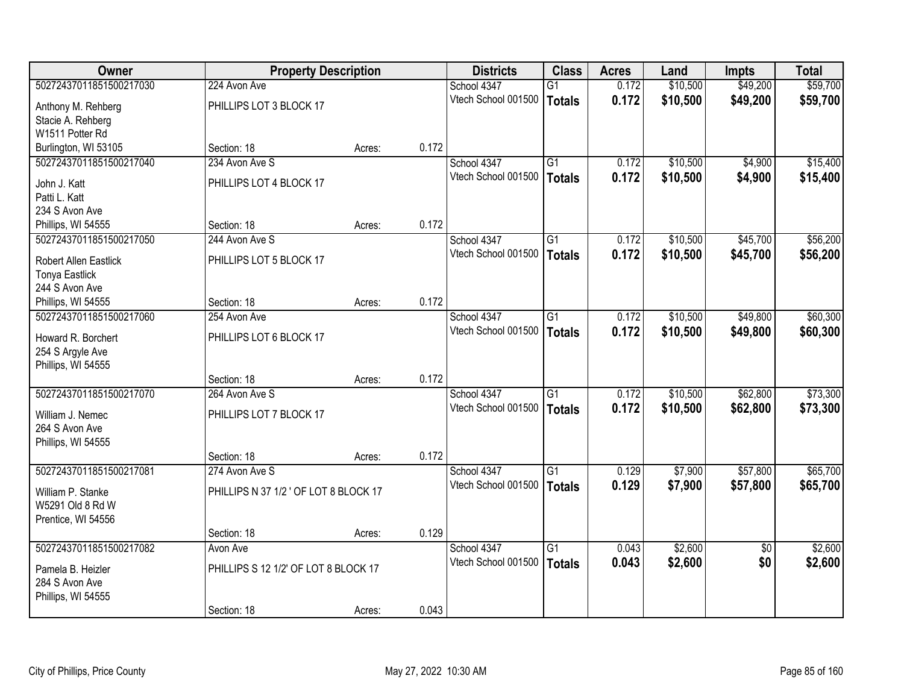| Owner | Property Description | | | Districts | Class | Acres | Land | Impts | Total |
|---|---|---|---|---|---|---|---|---|---|
| 50272437011851500217030 | 224 Avon Ave | | | School 4347 | G1 | 0.172 | $10,500 | $49,200 | $59,700 |
| Anthony M. Rehberg<br>Stacie A. Rehberg<br>W1511 Potter Rd<br>Burlington, WI 53105 | PHILLIPS LOT 3 BLOCK 17 | | | Vtech School 001500 | **Totals** | **0.172** | **$10,500** | **$49,200** | **$59,700** |
| | Section: 18 | Acres: | 0.172 | | | | | | |
| 50272437011851500217040 | 234 Avon Ave S | | | School 4347 | G1 | 0.172 | $10,500 | $4,900 | $15,400 |
| John J. Katt<br>Patti L. Katt<br>234 S Avon Ave<br>Phillips, WI 54555 | PHILLIPS LOT 4 BLOCK 17 | | | Vtech School 001500 | **Totals** | **0.172** | **$10,500** | **$4,900** | **$15,400** |
| | Section: 18 | Acres: | 0.172 | | | | | | |
| 50272437011851500217050 | 244 Avon Ave S | | | School 4347 | G1 | 0.172 | $10,500 | $45,700 | $56,200 |
| Robert Allen Eastlick<br>Tonya Eastlick<br>244 S Avon Ave<br>Phillips, WI 54555 | PHILLIPS LOT 5 BLOCK 17 | | | Vtech School 001500 | **Totals** | **0.172** | **$10,500** | **$45,700** | **$56,200** |
| | Section: 18 | Acres: | 0.172 | | | | | | |
| 50272437011851500217060 | 254 Avon Ave | | | School 4347 | G1 | 0.172 | $10,500 | $49,800 | $60,300 |
| Howard R. Borchert<br>254 S Argyle Ave<br>Phillips, WI 54555 | PHILLIPS LOT 6 BLOCK 17 | | | Vtech School 001500 | **Totals** | **0.172** | **$10,500** | **$49,800** | **$60,300** |
| | Section: 18 | Acres: | 0.172 | | | | | | |
| 50272437011851500217070 | 264 Avon Ave S | | | School 4347 | G1 | 0.172 | $10,500 | $62,800 | $73,300 |
| William J. Nemec<br>264 S Avon Ave<br>Phillips, WI 54555 | PHILLIPS LOT 7 BLOCK 17 | | | Vtech School 001500 | **Totals** | **0.172** | **$10,500** | **$62,800** | **$73,300** |
| | Section: 18 | Acres: | 0.172 | | | | | | |
| 50272437011851500217081 | 274 Avon Ave S | | | School 4347 | G1 | 0.129 | $7,900 | $57,800 | $65,700 |
| William P. Stanke<br>W5291 Old 8 Rd W<br>Prentice, WI 54556 | PHILLIPS N 37 1/2 ' OF LOT 8 BLOCK 17 | | | Vtech School 001500 | **Totals** | **0.129** | **$7,900** | **$57,800** | **$65,700** |
| | Section: 18 | Acres: | 0.129 | | | | | | |
| 50272437011851500217082 | Avon Ave | | | School 4347 | G1 | 0.043 | $2,600 | $0 | $2,600 |
| Pamela B. Heizler<br>284 S Avon Ave<br>Phillips, WI 54555 | PHILLIPS S 12 1/2' OF LOT 8 BLOCK 17 | | | Vtech School 001500 | **Totals** | **0.043** | **$2,600** | **$0** | **$2,600** |
| | Section: 18 | Acres: | 0.043 | | | | | | |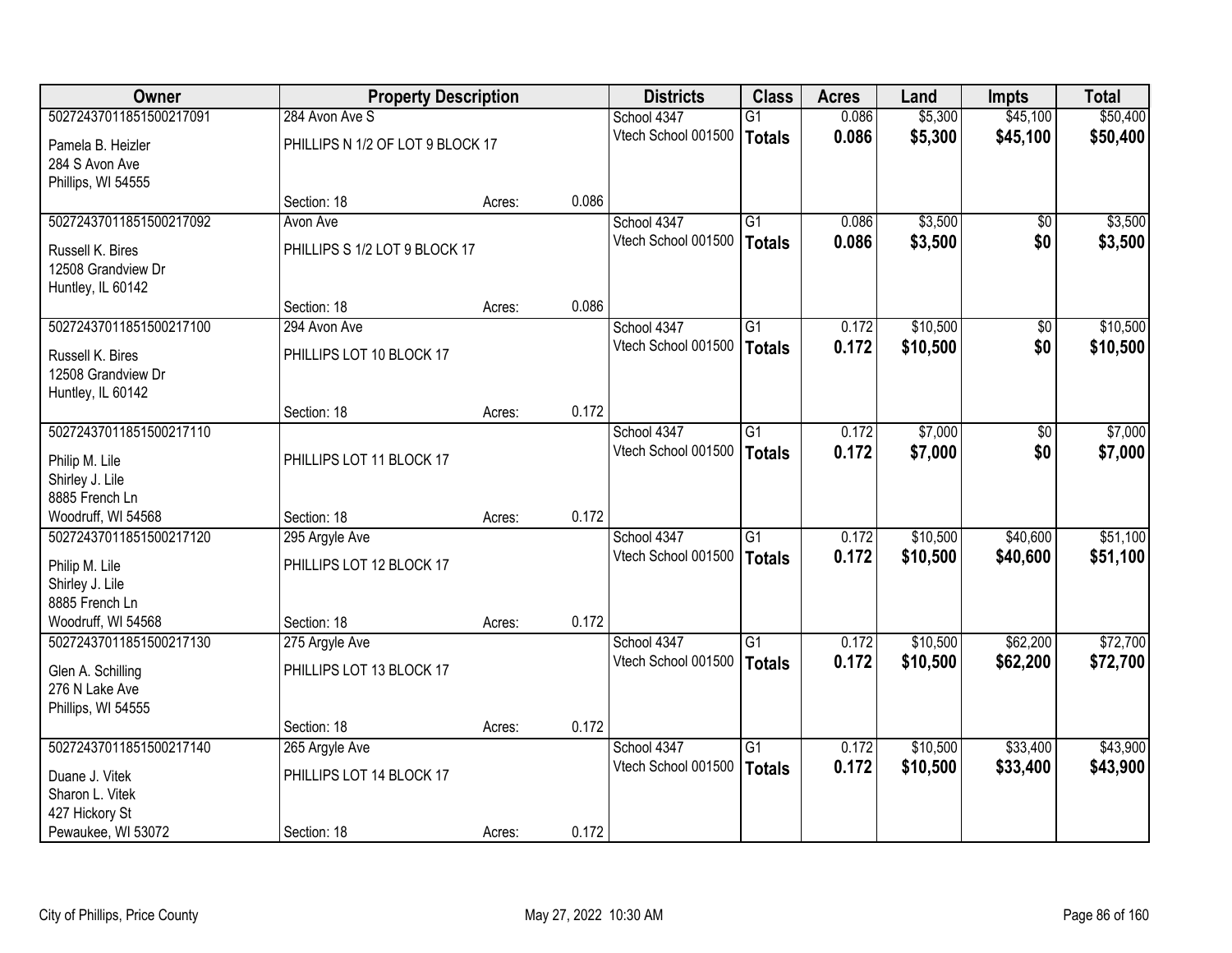| Owner | Property Description | | | Districts | Class | Acres | Land | Impts | Total |
|---|---|---|---|---|---|---|---|---|---|
| 50272437011851500217091 | 284 Avon Ave S | | | School 4347 | G1 | 0.086 | $5,300 | $45,100 | $50,400 |
| Pamela B. Heizler<br>284 S Avon Ave<br>Phillips, WI 54555 | PHILLIPS N 1/2 OF LOT 9 BLOCK 17 | | | Vtech School 001500 | **Totals** | **0.086** | **$5,300** | **$45,100** | **$50,400** |
| | Section: 18 | Acres: | 0.086 | | | | | | |
| 50272437011851500217092 | Avon Ave | | | School 4347 | G1 | 0.086 | $3,500 | $0 | $3,500 |
| Russell K. Bires<br>12508 Grandview Dr<br>Huntley, IL 60142 | PHILLIPS S 1/2 LOT 9 BLOCK 17 | | | Vtech School 001500 | **Totals** | **0.086** | **$3,500** | **$0** | **$3,500** |
| | Section: 18 | Acres: | 0.086 | | | | | | |
| 50272437011851500217100 | 294 Avon Ave | | | School 4347 | G1 | 0.172 | $10,500 | $0 | $10,500 |
| Russell K. Bires<br>12508 Grandview Dr<br>Huntley, IL 60142 | PHILLIPS LOT 10 BLOCK 17 | | | Vtech School 001500 | **Totals** | **0.172** | **$10,500** | **$0** | **$10,500** |
| | Section: 18 | Acres: | 0.172 | | | | | | |
| 50272437011851500217110 | | | | School 4347 | G1 | 0.172 | $7,000 | $0 | $7,000 |
| Philip M. Lile<br>Shirley J. Lile<br>8885 French Ln<br>Woodruff, WI 54568 | PHILLIPS LOT 11 BLOCK 17 | | | Vtech School 001500 | **Totals** | **0.172** | **$7,000** | **$0** | **$7,000** |
| | Section: 18 | Acres: | 0.172 | | | | | | |
| 50272437011851500217120 | 295 Argyle Ave | | | School 4347 | G1 | 0.172 | $10,500 | $40,600 | $51,100 |
| Philip M. Lile<br>Shirley J. Lile<br>8885 French Ln<br>Woodruff, WI 54568 | PHILLIPS LOT 12 BLOCK 17 | | | Vtech School 001500 | **Totals** | **0.172** | **$10,500** | **$40,600** | **$51,100** |
| | Section: 18 | Acres: | 0.172 | | | | | | |
| 50272437011851500217130 | 275 Argyle Ave | | | School 4347 | G1 | 0.172 | $10,500 | $62,200 | $72,700 |
| Glen A. Schilling<br>276 N Lake Ave<br>Phillips, WI 54555 | PHILLIPS LOT 13 BLOCK 17 | | | Vtech School 001500 | **Totals** | **0.172** | **$10,500** | **$62,200** | **$72,700** |
| | Section: 18 | Acres: | 0.172 | | | | | | |
| 50272437011851500217140 | 265 Argyle Ave | | | School 4347 | G1 | 0.172 | $10,500 | $33,400 | $43,900 |
| Duane J. Vitek<br>Sharon L. Vitek<br>427 Hickory St<br>Pewaukee, WI 53072 | PHILLIPS LOT 14 BLOCK 17 | | | Vtech School 001500 | **Totals** | **0.172** | **$10,500** | **$33,400** | **$43,900** |
| | Section: 18 | Acres: | 0.172 | | | | | | |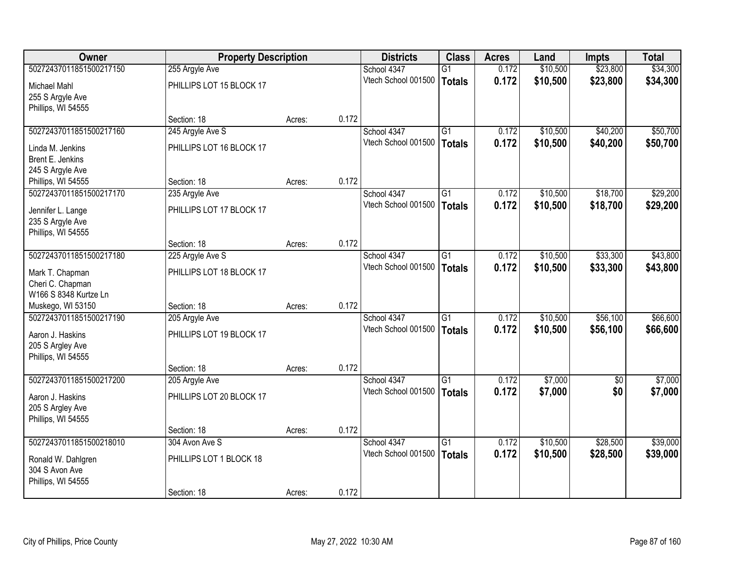| Owner | Property Description | | | Districts | Class | Acres | Land | Impts | Total |
|---|---|---|---|---|---|---|---|---|---|
| 50272437011851500217150 | 255 Argyle Ave | | | School 4347 | G1 | 0.172 | $10,500 | $23,800 | $34,300 |
| Michael Mahl<br>255 S Argyle Ave<br>Phillips, WI 54555 | PHILLIPS LOT 15 BLOCK 17 | | | Vtech School 001500 | **Totals** | **0.172** | **$10,500** | **$23,800** | **$34,300** |
| | Section: 18 | Acres: | 0.172 | | | | | | |
| 50272437011851500217160 | 245 Argyle Ave S | | | School 4347 | G1 | 0.172 | $10,500 | $40,200 | $50,700 |
| Linda M. Jenkins<br>Brent E. Jenkins<br>245 S Argyle Ave<br>Phillips, WI 54555 | PHILLIPS LOT 16 BLOCK 17 | | | Vtech School 001500 | **Totals** | **0.172** | **$10,500** | **$40,200** | **$50,700** |
| | Section: 18 | Acres: | 0.172 | | | | | | |
| 50272437011851500217170 | 235 Argyle Ave | | | School 4347 | G1 | 0.172 | $10,500 | $18,700 | $29,200 |
| Jennifer L. Lange<br>235 S Argyle Ave<br>Phillips, WI 54555 | PHILLIPS LOT 17 BLOCK 17 | | | Vtech School 001500 | **Totals** | **0.172** | **$10,500** | **$18,700** | **$29,200** |
| | Section: 18 | Acres: | 0.172 | | | | | | |
| 50272437011851500217180 | 225 Argyle Ave S | | | School 4347 | G1 | 0.172 | $10,500 | $33,300 | $43,800 |
| Mark T. Chapman<br>Cheri C. Chapman<br>W166 S 8348 Kurtze Ln<br>Muskego, WI 53150 | PHILLIPS LOT 18 BLOCK 17 | | | Vtech School 001500 | **Totals** | **0.172** | **$10,500** | **$33,300** | **$43,800** |
| | Section: 18 | Acres: | 0.172 | | | | | | |
| 50272437011851500217190 | 205 Argyle Ave | | | School 4347 | G1 | 0.172 | $10,500 | $56,100 | $66,600 |
| Aaron J. Haskins<br>205 S Argley Ave<br>Phillips, WI 54555 | PHILLIPS LOT 19 BLOCK 17 | | | Vtech School 001500 | **Totals** | **0.172** | **$10,500** | **$56,100** | **$66,600** |
| | Section: 18 | Acres: | 0.172 | | | | | | |
| 50272437011851500217200 | 205 Argyle Ave | | | School 4347 | G1 | 0.172 | $7,000 | $0 | $7,000 |
| Aaron J. Haskins<br>205 S Argley Ave<br>Phillips, WI 54555 | PHILLIPS LOT 20 BLOCK 17 | | | Vtech School 001500 | **Totals** | **0.172** | **$7,000** | **$0** | **$7,000** |
| | Section: 18 | Acres: | 0.172 | | | | | | |
| 50272437011851500218010 | 304 Avon Ave S | | | School 4347 | G1 | 0.172 | $10,500 | $28,500 | $39,000 |
| Ronald W. Dahlgren<br>304 S Avon Ave<br>Phillips, WI 54555 | PHILLIPS LOT 1 BLOCK 18 | | | Vtech School 001500 | **Totals** | **0.172** | **$10,500** | **$28,500** | **$39,000** |
| | Section: 18 | Acres: | 0.172 | | | | | | |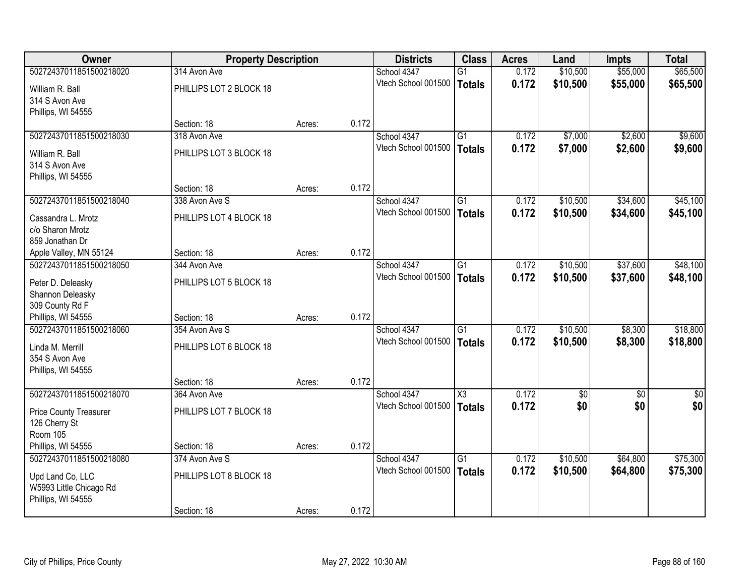| Owner | Property Description | | | Districts | Class | Acres | Land | Impts | Total |
|---|---|---|---|---|---|---|---|---|---|
| 50272437011851500218020 | 314 Avon Ave | | | School 4347 | G1 | 0.172 | $10,500 | $55,000 | $65,500 |
| William R. Ball<br>314 S Avon Ave<br>Phillips, WI 54555 | PHILLIPS LOT 2 BLOCK 18 | | | Vtech School 001500 | **Totals** | **0.172** | **$10,500** | **$55,000** | **$65,500** |
| | Section: 18 | Acres: | 0.172 | | | | | | |
| 50272437011851500218030 | 318 Avon Ave | | | School 4347 | G1 | 0.172 | $7,000 | $2,600 | $9,600 |
| William R. Ball<br>314 S Avon Ave<br>Phillips, WI 54555 | PHILLIPS LOT 3 BLOCK 18 | | | Vtech School 001500 | **Totals** | **0.172** | **$7,000** | **$2,600** | **$9,600** |
| | Section: 18 | Acres: | 0.172 | | | | | | |
| 50272437011851500218040 | 338 Avon Ave S | | | School 4347 | G1 | 0.172 | $10,500 | $34,600 | $45,100 |
| Cassandra L. Mrotz<br>c/o Sharon Mrotz<br>859 Jonathan Dr<br>Apple Valley, MN 55124 | PHILLIPS LOT 4 BLOCK 18 | | | Vtech School 001500 | **Totals** | **0.172** | **$10,500** | **$34,600** | **$45,100** |
| | Section: 18 | Acres: | 0.172 | | | | | | |
| 50272437011851500218050 | 344 Avon Ave | | | School 4347 | G1 | 0.172 | $10,500 | $37,600 | $48,100 |
| Peter D. Deleasky<br>Shannon Deleasky<br>309 County Rd F<br>Phillips, WI 54555 | PHILLIPS LOT 5 BLOCK 18 | | | Vtech School 001500 | **Totals** | **0.172** | **$10,500** | **$37,600** | **$48,100** |
| | Section: 18 | Acres: | 0.172 | | | | | | |
| 50272437011851500218060 | 354 Avon Ave S | | | School 4347 | G1 | 0.172 | $10,500 | $8,300 | $18,800 |
| Linda M. Merrill<br>354 S Avon Ave<br>Phillips, WI 54555 | PHILLIPS LOT 6 BLOCK 18 | | | Vtech School 001500 | **Totals** | **0.172** | **$10,500** | **$8,300** | **$18,800** |
| | Section: 18 | Acres: | 0.172 | | | | | | |
| 50272437011851500218070 | 364 Avon Ave | | | School 4347 | X3 | 0.172 | $0 | $0 | $0 |
| Price County Treasurer<br>126 Cherry St<br>Room 105<br>Phillips, WI 54555 | PHILLIPS LOT 7 BLOCK 18 | | | Vtech School 001500 | **Totals** | **0.172** | **$0** | **$0** | **$0** |
| | Section: 18 | Acres: | 0.172 | | | | | | |
| 50272437011851500218080 | 374 Avon Ave S | | | School 4347 | G1 | 0.172 | $10,500 | $64,800 | $75,300 |
| Upd Land Co, LLC<br>W5993 Little Chicago Rd<br>Phillips, WI 54555 | PHILLIPS LOT 8 BLOCK 18 | | | Vtech School 001500 | **Totals** | **0.172** | **$10,500** | **$64,800** | **$75,300** |
| | Section: 18 | Acres: | 0.172 | | | | | | |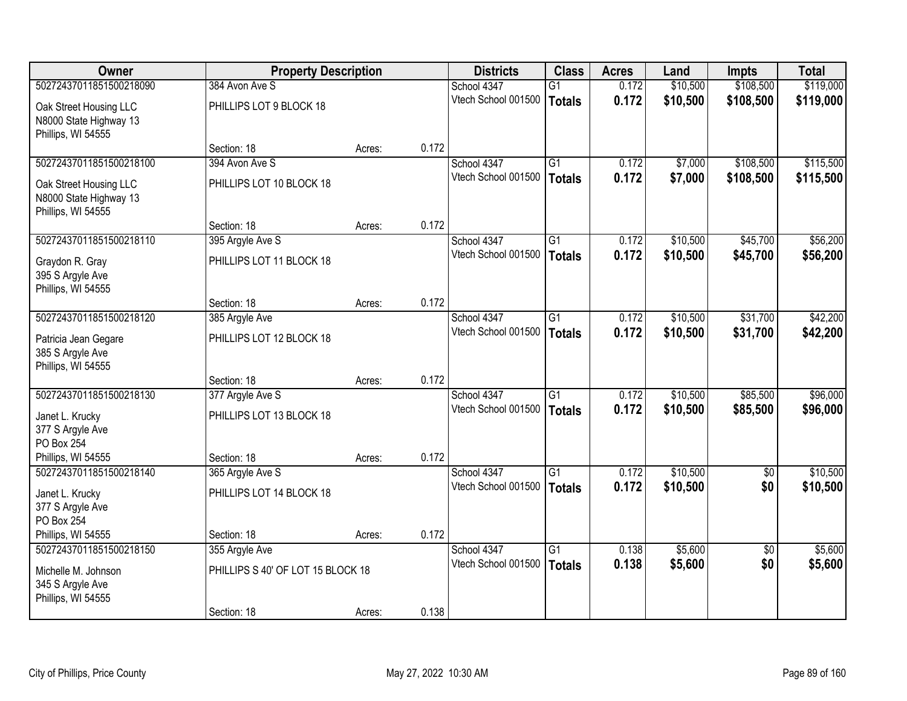| Owner | Property Description | | | Districts | Class | Acres | Land | Impts | Total |
|---|---|---|---|---|---|---|---|---|---|
| 50272437011851500218090 | 384 Avon Ave S | | | School 4347 | G1 | 0.172 | $10,500 | $108,500 | $119,000 |
| Oak Street Housing LLC<br>N8000 State Highway 13<br>Phillips, WI 54555 | PHILLIPS LOT 9 BLOCK 18 | | | Vtech School 001500 | **Totals** | **0.172** | **$10,500** | **$108,500** | **$119,000** |
| | Section: 18 | Acres: | 0.172 | | | | | | |
| 50272437011851500218100 | 394 Avon Ave S | | | School 4347 | G1 | 0.172 | $7,000 | $108,500 | $115,500 |
| Oak Street Housing LLC<br>N8000 State Highway 13<br>Phillips, WI 54555 | PHILLIPS LOT 10 BLOCK 18 | | | Vtech School 001500 | **Totals** | **0.172** | **$7,000** | **$108,500** | **$115,500** |
| | Section: 18 | Acres: | 0.172 | | | | | | |
| 50272437011851500218110 | 395 Argyle Ave S | | | School 4347 | G1 | 0.172 | $10,500 | $45,700 | $56,200 |
| Graydon R. Gray<br>395 S Argyle Ave<br>Phillips, WI 54555 | PHILLIPS LOT 11 BLOCK 18 | | | Vtech School 001500 | **Totals** | **0.172** | **$10,500** | **$45,700** | **$56,200** |
| | Section: 18 | Acres: | 0.172 | | | | | | |
| 50272437011851500218120 | 385 Argyle Ave | | | School 4347 | G1 | 0.172 | $10,500 | $31,700 | $42,200 |
| Patricia Jean Gegare<br>385 S Argyle Ave<br>Phillips, WI 54555 | PHILLIPS LOT 12 BLOCK 18 | | | Vtech School 001500 | **Totals** | **0.172** | **$10,500** | **$31,700** | **$42,200** |
| | Section: 18 | Acres: | 0.172 | | | | | | |
| 50272437011851500218130 | 377 Argyle Ave S | | | School 4347 | G1 | 0.172 | $10,500 | $85,500 | $96,000 |
| Janet L. Krucky<br>377 S Argyle Ave<br>PO Box 254<br>Phillips, WI 54555 | PHILLIPS LOT 13 BLOCK 18 | | | Vtech School 001500 | **Totals** | **0.172** | **$10,500** | **$85,500** | **$96,000** |
| | Section: 18 | Acres: | 0.172 | | | | | | |
| 50272437011851500218140 | 365 Argyle Ave S | | | School 4347 | G1 | 0.172 | $10,500 | $0 | $10,500 |
| Janet L. Krucky<br>377 S Argyle Ave<br>PO Box 254<br>Phillips, WI 54555 | PHILLIPS LOT 14 BLOCK 18 | | | Vtech School 001500 | **Totals** | **0.172** | **$10,500** | **$0** | **$10,500** |
| | Section: 18 | Acres: | 0.172 | | | | | | |
| 50272437011851500218150 | 355 Argyle Ave | | | School 4347 | G1 | 0.138 | $5,600 | $0 | $5,600 |
| Michelle M. Johnson<br>345 S Argyle Ave<br>Phillips, WI 54555 | PHILLIPS S 40' OF LOT 15 BLOCK 18 | | | Vtech School 001500 | **Totals** | **0.138** | **$5,600** | **$0** | **$5,600** |
| | Section: 18 | Acres: | 0.138 | | | | | | |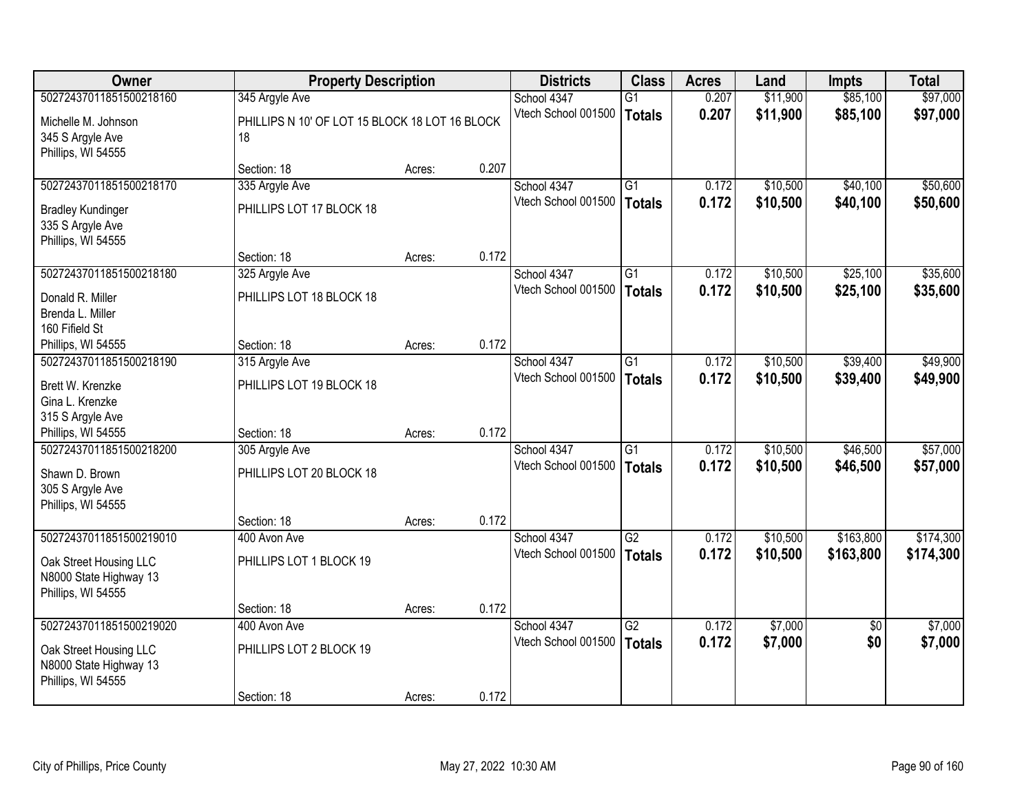| Owner | Property Description | | | Districts | Class | Acres | Land | Impts | Total |
|---|---|---|---|---|---|---|---|---|---|
| 50272437011851500218160 | 345 Argyle Ave | | | School 4347 | G1 | 0.207 | $11,900 | $85,100 | $97,000 |
| Michelle M. Johnson<br>345 S Argyle Ave<br>Phillips, WI 54555 | PHILLIPS N 10' OF LOT 15 BLOCK 18 LOT 16 BLOCK 18 | | | Vtech School 001500 | **Totals** | **0.207** | **$11,900** | **$85,100** | **$97,000** |
| | Section: 18 | Acres: | 0.207 | | | | | | |
| 50272437011851500218170 | 335 Argyle Ave | | | School 4347 | G1 | 0.172 | $10,500 | $40,100 | $50,600 |
| Bradley Kundinger<br>335 S Argyle Ave<br>Phillips, WI 54555 | PHILLIPS LOT 17 BLOCK 18 | | | Vtech School 001500 | **Totals** | **0.172** | **$10,500** | **$40,100** | **$50,600** |
| | Section: 18 | Acres: | 0.172 | | | | | | |
| 50272437011851500218180 | 325 Argyle Ave | | | School 4347 | G1 | 0.172 | $10,500 | $25,100 | $35,600 |
| Donald R. Miller<br>Brenda L. Miller<br>160 Fifield St<br>Phillips, WI 54555 | PHILLIPS LOT 18 BLOCK 18 | | | Vtech School 001500 | **Totals** | **0.172** | **$10,500** | **$25,100** | **$35,600** |
| | Section: 18 | Acres: | 0.172 | | | | | | |
| 50272437011851500218190 | 315 Argyle Ave | | | School 4347 | G1 | 0.172 | $10,500 | $39,400 | $49,900 |
| Brett W. Krenzke<br>Gina L. Krenzke<br>315 S Argyle Ave<br>Phillips, WI 54555 | PHILLIPS LOT 19 BLOCK 18 | | | Vtech School 001500 | **Totals** | **0.172** | **$10,500** | **$39,400** | **$49,900** |
| | Section: 18 | Acres: | 0.172 | | | | | | |
| 50272437011851500218200 | 305 Argyle Ave | | | School 4347 | G1 | 0.172 | $10,500 | $46,500 | $57,000 |
| Shawn D. Brown<br>305 S Argyle Ave<br>Phillips, WI 54555 | PHILLIPS LOT 20 BLOCK 18 | | | Vtech School 001500 | **Totals** | **0.172** | **$10,500** | **$46,500** | **$57,000** |
| | Section: 18 | Acres: | 0.172 | | | | | | |
| 50272437011851500219010 | 400 Avon Ave | | | School 4347 | G2 | 0.172 | $10,500 | $163,800 | $174,300 |
| Oak Street Housing LLC<br>N8000 State Highway 13<br>Phillips, WI 54555 | PHILLIPS LOT 1 BLOCK 19 | | | Vtech School 001500 | **Totals** | **0.172** | **$10,500** | **$163,800** | **$174,300** |
| | Section: 18 | Acres: | 0.172 | | | | | | |
| 50272437011851500219020 | 400 Avon Ave | | | School 4347 | G2 | 0.172 | $7,000 | $0 | $7,000 |
| Oak Street Housing LLC<br>N8000 State Highway 13<br>Phillips, WI 54555 | PHILLIPS LOT 2 BLOCK 19 | | | Vtech School 001500 | **Totals** | **0.172** | **$7,000** | **$0** | **$7,000** |
| | Section: 18 | Acres: | 0.172 | | | | | | |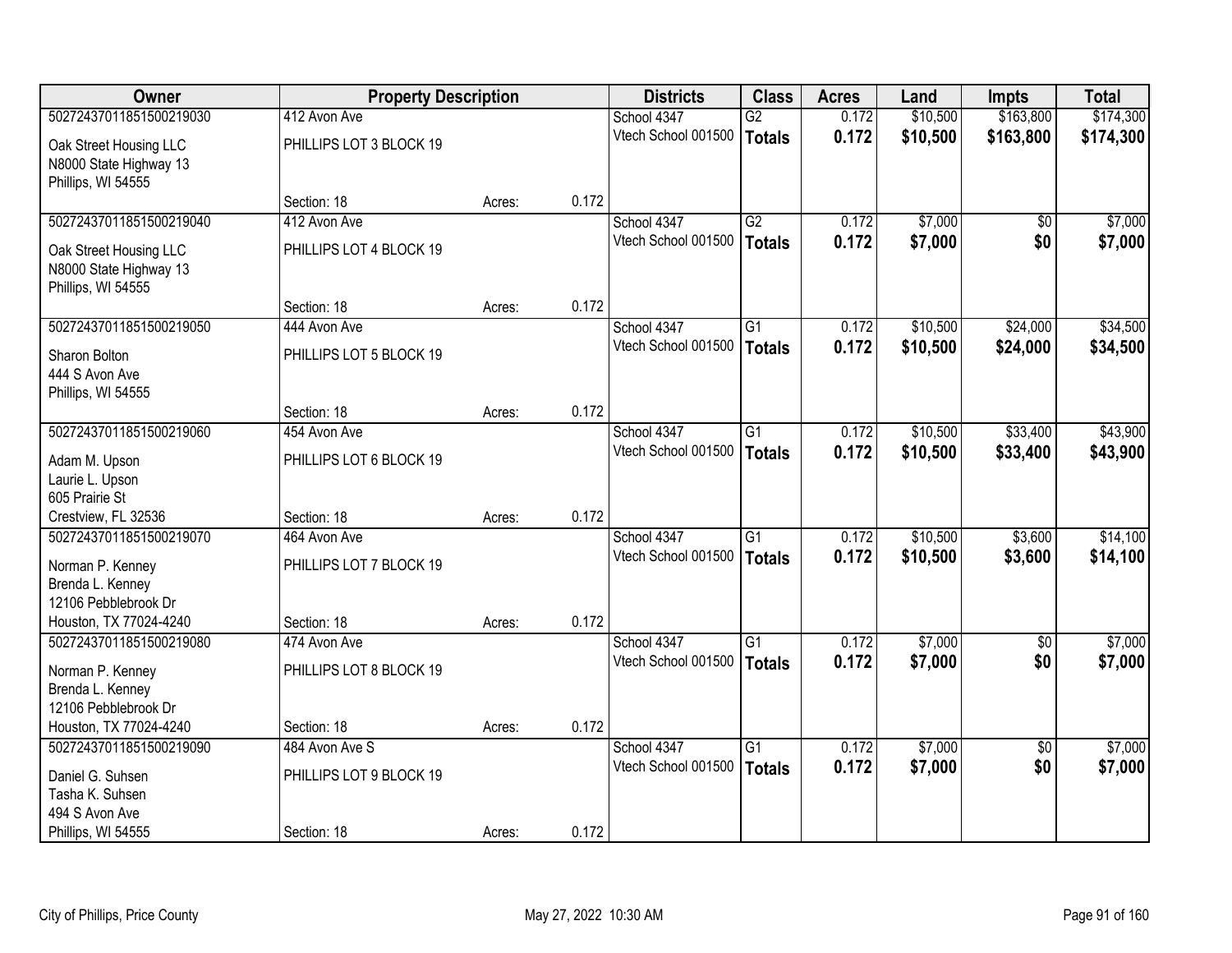| Owner | Property Description | | | Districts | Class | Acres | Land | Impts | Total |
|---|---|---|---|---|---|---|---|---|---|
| 50272437011851500219030 | 412 Avon Ave | | | School 4347 | G2 | 0.172 | $10,500 | $163,800 | $174,300 |
| Oak Street Housing LLC<br>N8000 State Highway 13<br>Phillips, WI 54555 | PHILLIPS LOT 3 BLOCK 19 | | | Vtech School 001500 | **Totals** | **0.172** | **$10,500** | **$163,800** | **$174,300** |
| | Section: 18 | Acres: | 0.172 | | | | | | |
| 50272437011851500219040 | 412 Avon Ave | | | School 4347 | G2 | 0.172 | $7,000 | $0 | $7,000 |
| Oak Street Housing LLC<br>N8000 State Highway 13<br>Phillips, WI 54555 | PHILLIPS LOT 4 BLOCK 19 | | | Vtech School 001500 | **Totals** | **0.172** | **$7,000** | **$0** | **$7,000** |
| | Section: 18 | Acres: | 0.172 | | | | | | |
| 50272437011851500219050 | 444 Avon Ave | | | School 4347 | G1 | 0.172 | $10,500 | $24,000 | $34,500 |
| Sharon Bolton<br>444 S Avon Ave<br>Phillips, WI 54555 | PHILLIPS LOT 5 BLOCK 19 | | | Vtech School 001500 | **Totals** | **0.172** | **$10,500** | **$24,000** | **$34,500** |
| | Section: 18 | Acres: | 0.172 | | | | | | |
| 50272437011851500219060 | 454 Avon Ave | | | School 4347 | G1 | 0.172 | $10,500 | $33,400 | $43,900 |
| Adam M. Upson<br>Laurie L. Upson<br>605 Prairie St<br>Crestview, FL 32536 | PHILLIPS LOT 6 BLOCK 19 | | | Vtech School 001500 | **Totals** | **0.172** | **$10,500** | **$33,400** | **$43,900** |
| | Section: 18 | Acres: | 0.172 | | | | | | |
| 50272437011851500219070 | 464 Avon Ave | | | School 4347 | G1 | 0.172 | $10,500 | $3,600 | $14,100 |
| Norman P. Kenney<br>Brenda L. Kenney<br>12106 Pebblebrook Dr<br>Houston, TX 77024-4240 | PHILLIPS LOT 7 BLOCK 19 | | | Vtech School 001500 | **Totals** | **0.172** | **$10,500** | **$3,600** | **$14,100** |
| | Section: 18 | Acres: | 0.172 | | | | | | |
| 50272437011851500219080 | 474 Avon Ave | | | School 4347 | G1 | 0.172 | $7,000 | $0 | $7,000 |
| Norman P. Kenney<br>Brenda L. Kenney<br>12106 Pebblebrook Dr<br>Houston, TX 77024-4240 | PHILLIPS LOT 8 BLOCK 19 | | | Vtech School 001500 | **Totals** | **0.172** | **$7,000** | **$0** | **$7,000** |
| | Section: 18 | Acres: | 0.172 | | | | | | |
| 50272437011851500219090 | 484 Avon Ave S | | | School 4347 | G1 | 0.172 | $7,000 | $0 | $7,000 |
| Daniel G. Suhsen<br>Tasha K. Suhsen<br>494 S Avon Ave<br>Phillips, WI 54555 | PHILLIPS LOT 9 BLOCK 19 | | | Vtech School 001500 | **Totals** | **0.172** | **$7,000** | **$0** | **$7,000** |
| | Section: 18 | Acres: | 0.172 | | | | | | |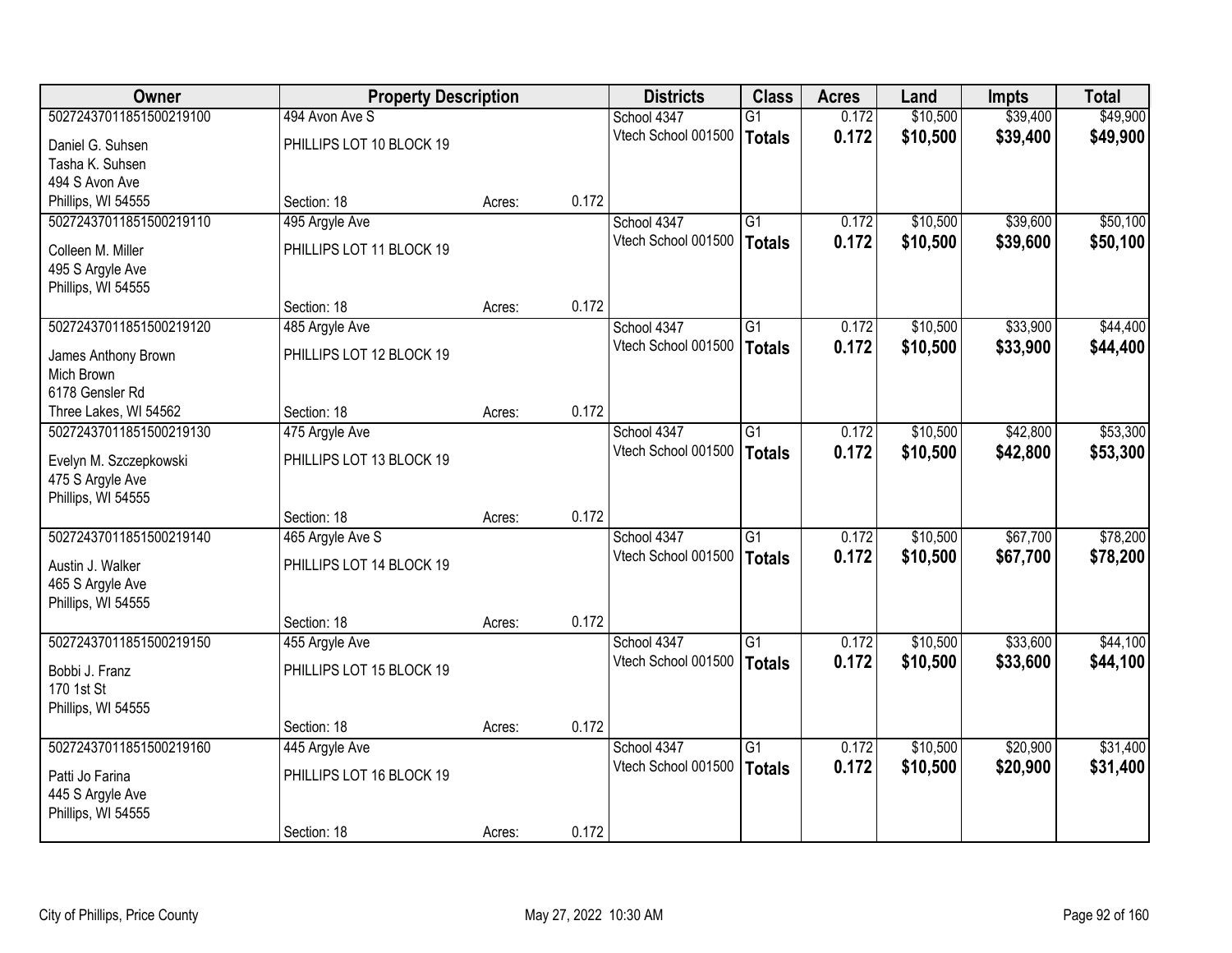| Owner | Property Description | | | Districts | Class | Acres | Land | Impts | Total |
|---|---|---|---|---|---|---|---|---|---|
| 50272437011851500219100 | 494 Avon Ave S | | | School 4347 | G1 | 0.172 | $10,500 | $39,400 | $49,900 |
| Daniel G. Suhsen<br>Tasha K. Suhsen<br>494 S Avon Ave<br>Phillips, WI 54555 | PHILLIPS LOT 10 BLOCK 19 | | | Vtech School 001500 | **Totals** | **0.172** | **$10,500** | **$39,400** | **$49,900** |
| | Section: 18 | Acres: | 0.172 | | | | | | |
| 50272437011851500219110 | 495 Argyle Ave | | | School 4347 | G1 | 0.172 | $10,500 | $39,600 | $50,100 |
| Colleen M. Miller<br>495 S Argyle Ave<br>Phillips, WI 54555 | PHILLIPS LOT 11 BLOCK 19 | | | Vtech School 001500 | **Totals** | **0.172** | **$10,500** | **$39,600** | **$50,100** |
| | Section: 18 | Acres: | 0.172 | | | | | | |
| 50272437011851500219120 | 485 Argyle Ave | | | School 4347 | G1 | 0.172 | $10,500 | $33,900 | $44,400 |
| James Anthony Brown<br>Mich Brown<br>6178 Gensler Rd<br>Three Lakes, WI 54562 | PHILLIPS LOT 12 BLOCK 19 | | | Vtech School 001500 | **Totals** | **0.172** | **$10,500** | **$33,900** | **$44,400** |
| | Section: 18 | Acres: | 0.172 | | | | | | |
| 50272437011851500219130 | 475 Argyle Ave | | | School 4347 | G1 | 0.172 | $10,500 | $42,800 | $53,300 |
| Evelyn M. Szczepkowski<br>475 S Argyle Ave<br>Phillips, WI 54555 | PHILLIPS LOT 13 BLOCK 19 | | | Vtech School 001500 | **Totals** | **0.172** | **$10,500** | **$42,800** | **$53,300** |
| | Section: 18 | Acres: | 0.172 | | | | | | |
| 50272437011851500219140 | 465 Argyle Ave S | | | School 4347 | G1 | 0.172 | $10,500 | $67,700 | $78,200 |
| Austin J. Walker<br>465 S Argyle Ave<br>Phillips, WI 54555 | PHILLIPS LOT 14 BLOCK 19 | | | Vtech School 001500 | **Totals** | **0.172** | **$10,500** | **$67,700** | **$78,200** |
| | Section: 18 | Acres: | 0.172 | | | | | | |
| 50272437011851500219150 | 455 Argyle Ave | | | School 4347 | G1 | 0.172 | $10,500 | $33,600 | $44,100 |
| Bobbi J. Franz<br>170 1st St<br>Phillips, WI 54555 | PHILLIPS LOT 15 BLOCK 19 | | | Vtech School 001500 | **Totals** | **0.172** | **$10,500** | **$33,600** | **$44,100** |
| | Section: 18 | Acres: | 0.172 | | | | | | |
| 50272437011851500219160 | 445 Argyle Ave | | | School 4347 | G1 | 0.172 | $10,500 | $20,900 | $31,400 |
| Patti Jo Farina<br>445 S Argyle Ave<br>Phillips, WI 54555 | PHILLIPS LOT 16 BLOCK 19 | | | Vtech School 001500 | **Totals** | **0.172** | **$10,500** | **$20,900** | **$31,400** |
| | Section: 18 | Acres: | 0.172 | | | | | | |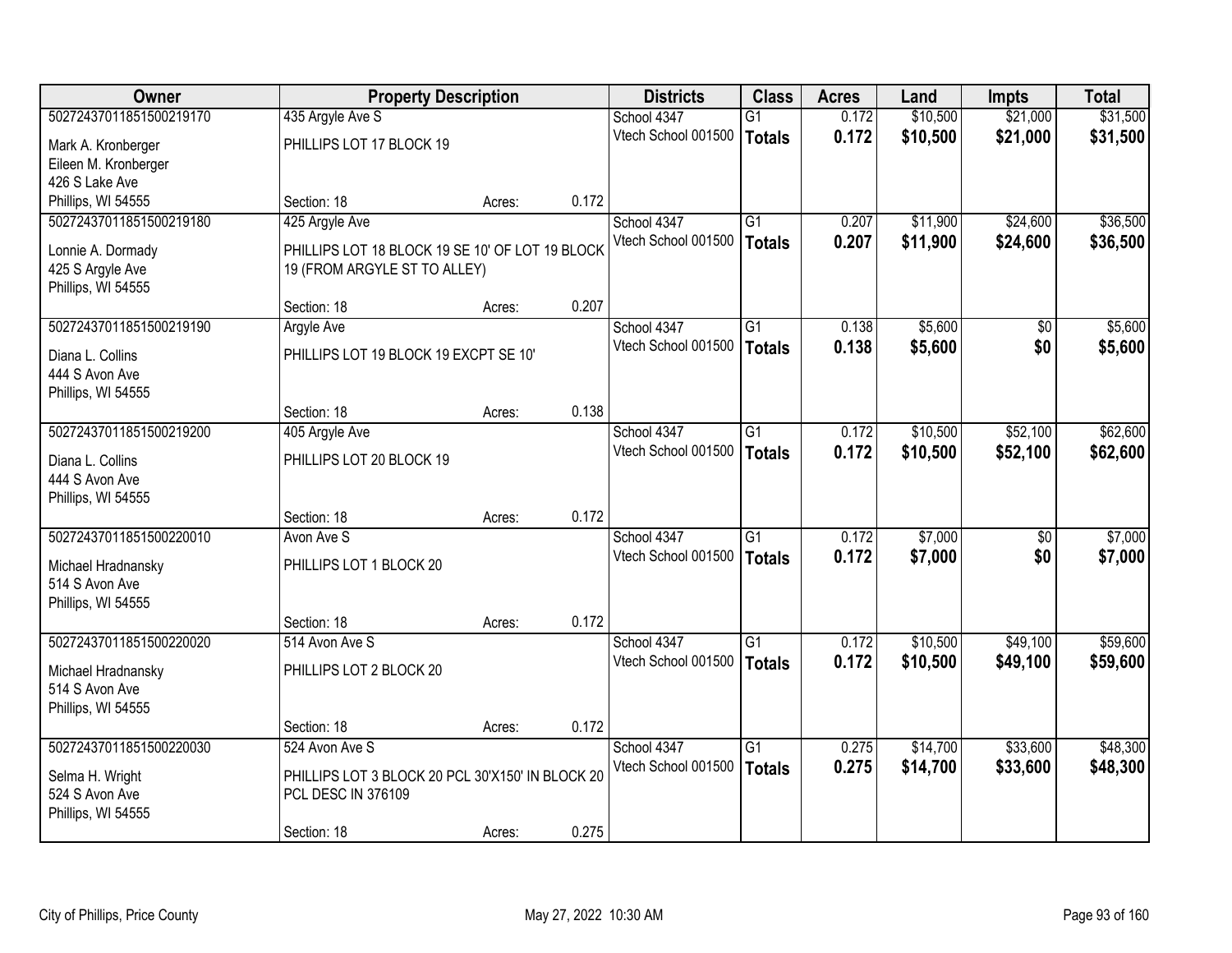| Owner | Property Description | | | Districts | Class | Acres | Land | Impts | Total |
|---|---|---|---|---|---|---|---|---|---|
| 50272437011851500219170 | 435 Argyle Ave S | | | School 4347 | G1 | 0.172 | $10,500 | $21,000 | $31,500 |
| Mark A. Kronberger<br>Eileen M. Kronberger<br>426 S Lake Ave<br>Phillips, WI 54555 | PHILLIPS LOT 17 BLOCK 19 | | | Vtech School 001500 | **Totals** | **0.172** | **$10,500** | **$21,000** | **$31,500** |
| | Section: 18 | Acres: | 0.172 | | | | | | |
| 50272437011851500219180 | 425 Argyle Ave | | | School 4347 | G1 | 0.207 | $11,900 | $24,600 | $36,500 |
| Lonnie A. Dormady<br>425 S Argyle Ave<br>Phillips, WI 54555 | PHILLIPS LOT 18 BLOCK 19 SE 10' OF LOT 19 BLOCK 19 (FROM ARGYLE ST TO ALLEY) | | | Vtech School 001500 | **Totals** | **0.207** | **$11,900** | **$24,600** | **$36,500** |
| | Section: 18 | Acres: | 0.207 | | | | | | |
| 50272437011851500219190 | Argyle Ave | | | School 4347 | G1 | 0.138 | $5,600 | $0 | $5,600 |
| Diana L. Collins<br>444 S Avon Ave<br>Phillips, WI 54555 | PHILLIPS LOT 19 BLOCK 19 EXCPT SE 10' | | | Vtech School 001500 | **Totals** | **0.138** | **$5,600** | **$0** | **$5,600** |
| | Section: 18 | Acres: | 0.138 | | | | | | |
| 50272437011851500219200 | 405 Argyle Ave | | | School 4347 | G1 | 0.172 | $10,500 | $52,100 | $62,600 |
| Diana L. Collins<br>444 S Avon Ave<br>Phillips, WI 54555 | PHILLIPS LOT 20 BLOCK 19 | | | Vtech School 001500 | **Totals** | **0.172** | **$10,500** | **$52,100** | **$62,600** |
| | Section: 18 | Acres: | 0.172 | | | | | | |
| 50272437011851500220010 | Avon Ave S | | | School 4347 | G1 | 0.172 | $7,000 | $0 | $7,000 |
| Michael Hradnansky<br>514 S Avon Ave<br>Phillips, WI 54555 | PHILLIPS LOT 1 BLOCK 20 | | | Vtech School 001500 | **Totals** | **0.172** | **$7,000** | **$0** | **$7,000** |
| | Section: 18 | Acres: | 0.172 | | | | | | |
| 50272437011851500220020 | 514 Avon Ave S | | | School 4347 | G1 | 0.172 | $10,500 | $49,100 | $59,600 |
| Michael Hradnansky<br>514 S Avon Ave<br>Phillips, WI 54555 | PHILLIPS LOT 2 BLOCK 20 | | | Vtech School 001500 | **Totals** | **0.172** | **$10,500** | **$49,100** | **$59,600** |
| | Section: 18 | Acres: | 0.172 | | | | | | |
| 50272437011851500220030 | 524 Avon Ave S | | | School 4347 | G1 | 0.275 | $14,700 | $33,600 | $48,300 |
| Selma H. Wright<br>524 S Avon Ave<br>Phillips, WI 54555 | PHILLIPS LOT 3 BLOCK 20 PCL 30'X150' IN BLOCK 20 PCL DESC IN 376109 | | | Vtech School 001500 | **Totals** | **0.275** | **$14,700** | **$33,600** | **$48,300** |
| | Section: 18 | Acres: | 0.275 | | | | | | |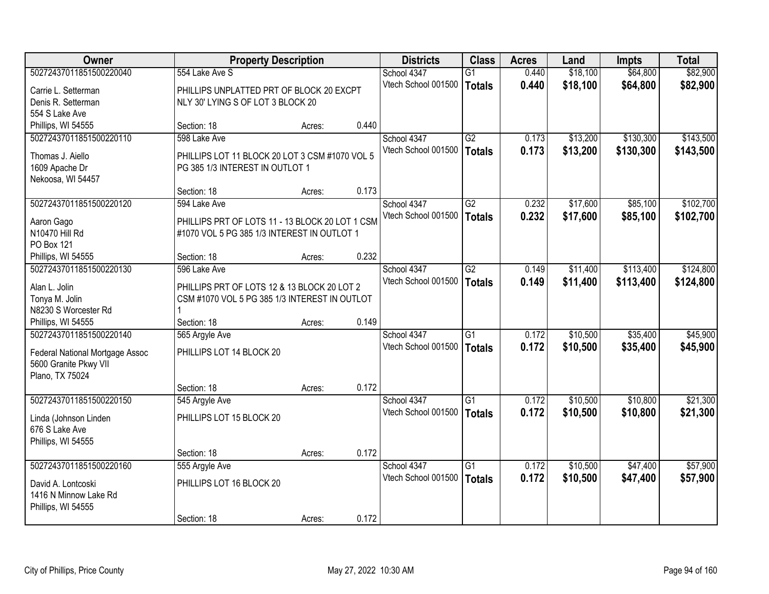| Owner | Property Description | | | Districts | Class | Acres | Land | Impts | Total |
|---|---|---|---|---|---|---|---|---|---|
| 50272437011851500220040 | 554 Lake Ave S | | | School 4347 | G1 | 0.440 | $18,100 | $64,800 | $82,900 |
| Carrie L. Setterman<br>Denis R. Setterman<br>554 S Lake Ave<br>Phillips, WI 54555 | PHILLIPS UNPLATTED PRT OF BLOCK 20 EXCPT NLY 30' LYING S OF LOT 3 BLOCK 20 | | | Vtech School 001500 | **Totals** | **0.440** | **$18,100** | **$64,800** | **$82,900** |
| | Section: 18 | Acres: | 0.440 | | | | | | |
| 50272437011851500220110 | 598 Lake Ave | | | School 4347 | G2 | 0.173 | $13,200 | $130,300 | $143,500 |
| Thomas J. Aiello<br>1609 Apache Dr<br>Nekoosa, WI 54457 | PHILLIPS LOT 11 BLOCK 20 LOT 3 CSM #1070 VOL 5 PG 385 1/3 INTEREST IN OUTLOT 1 | | | Vtech School 001500 | **Totals** | **0.173** | **$13,200** | **$130,300** | **$143,500** |
| | Section: 18 | Acres: | 0.173 | | | | | | |
| 50272437011851500220120 | 594 Lake Ave | | | School 4347 | G2 | 0.232 | $17,600 | $85,100 | $102,700 |
| Aaron Gago<br>N10470 Hill Rd<br>PO Box 121<br>Phillips, WI 54555 | PHILLIPS PRT OF LOTS 11 - 13 BLOCK 20 LOT 1 CSM #1070 VOL 5 PG 385 1/3 INTEREST IN OUTLOT 1 | | | Vtech School 001500 | **Totals** | **0.232** | **$17,600** | **$85,100** | **$102,700** |
| | Section: 18 | Acres: | 0.232 | | | | | | |
| 50272437011851500220130 | 596 Lake Ave | | | School 4347 | G2 | 0.149 | $11,400 | $113,400 | $124,800 |
| Alan L. Jolin<br>Tonya M. Jolin<br>N8230 S Worcester Rd<br>Phillips, WI 54555 | PHILLIPS PRT OF LOTS 12 & 13 BLOCK 20 LOT 2 CSM #1070 VOL 5 PG 385 1/3 INTEREST IN OUTLOT 1 | | | Vtech School 001500 | **Totals** | **0.149** | **$11,400** | **$113,400** | **$124,800** |
| | Section: 18 | Acres: | 0.149 | | | | | | |
| 50272437011851500220140 | 565 Argyle Ave | | | School 4347 | G1 | 0.172 | $10,500 | $35,400 | $45,900 |
| Federal National Mortgage Assoc<br>5600 Granite Pkwy VII<br>Plano, TX 75024 | PHILLIPS LOT 14 BLOCK 20 | | | Vtech School 001500 | **Totals** | **0.172** | **$10,500** | **$35,400** | **$45,900** |
| | Section: 18 | Acres: | 0.172 | | | | | | |
| 50272437011851500220150 | 545 Argyle Ave | | | School 4347 | G1 | 0.172 | $10,500 | $10,800 | $21,300 |
| Linda (Johnson Linden<br>676 S Lake Ave<br>Phillips, WI 54555 | PHILLIPS LOT 15 BLOCK 20 | | | Vtech School 001500 | **Totals** | **0.172** | **$10,500** | **$10,800** | **$21,300** |
| | Section: 18 | Acres: | 0.172 | | | | | | |
| 50272437011851500220160 | 555 Argyle Ave | | | School 4347 | G1 | 0.172 | $10,500 | $47,400 | $57,900 |
| David A. Lontcoski<br>1416 N Minnow Lake Rd<br>Phillips, WI 54555 | PHILLIPS LOT 16 BLOCK 20 | | | Vtech School 001500 | **Totals** | **0.172** | **$10,500** | **$47,400** | **$57,900** |
| | Section: 18 | Acres: | 0.172 | | | | | | |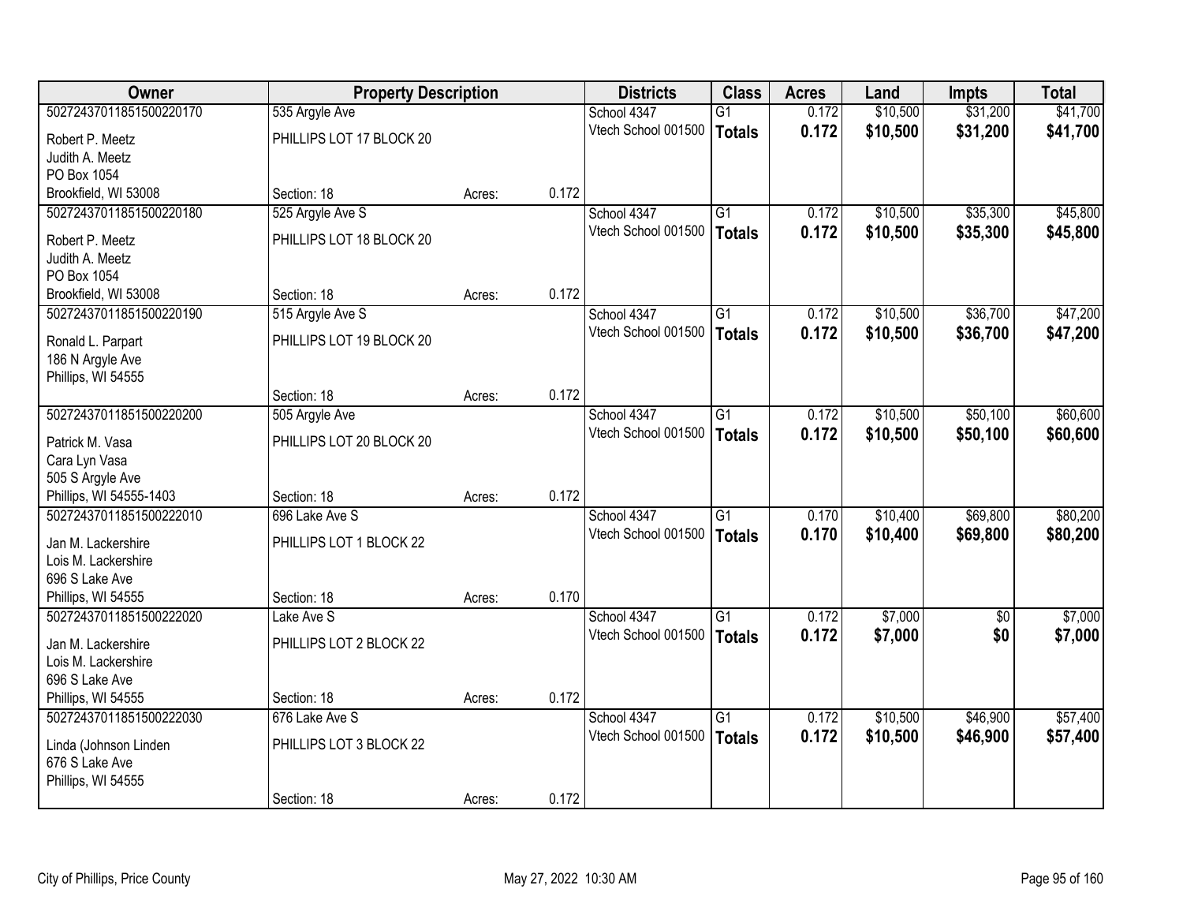| Owner | Property Description | | | Districts | Class | Acres | Land | Impts | Total |
|---|---|---|---|---|---|---|---|---|---|
| 50272437011851500220170 | 535 Argyle Ave | | | School 4347 | G1 | 0.172 | $10,500 | $31,200 | $41,700 |
| Robert P. Meetz<br>Judith A. Meetz<br>PO Box 1054<br>Brookfield, WI 53008 | PHILLIPS LOT 17 BLOCK 20 | | | Vtech School 001500 | **Totals** | **0.172** | **$10,500** | **$31,200** | **$41,700** |
| | Section: 18 | Acres: | 0.172 | | | | | | |
| 50272437011851500220180 | 525 Argyle Ave S | | | School 4347 | G1 | 0.172 | $10,500 | $35,300 | $45,800 |
| Robert P. Meetz<br>Judith A. Meetz<br>PO Box 1054<br>Brookfield, WI 53008 | PHILLIPS LOT 18 BLOCK 20 | | | Vtech School 001500 | **Totals** | **0.172** | **$10,500** | **$35,300** | **$45,800** |
| | Section: 18 | Acres: | 0.172 | | | | | | |
| 50272437011851500220190 | 515 Argyle Ave S | | | School 4347 | G1 | 0.172 | $10,500 | $36,700 | $47,200 |
| Ronald L. Parpart<br>186 N Argyle Ave<br>Phillips, WI 54555 | PHILLIPS LOT 19 BLOCK 20 | | | Vtech School 001500 | **Totals** | **0.172** | **$10,500** | **$36,700** | **$47,200** |
| | Section: 18 | Acres: | 0.172 | | | | | | |
| 50272437011851500220200 | 505 Argyle Ave | | | School 4347 | G1 | 0.172 | $10,500 | $50,100 | $60,600 |
| Patrick M. Vasa<br>Cara Lyn Vasa<br>505 S Argyle Ave<br>Phillips, WI 54555-1403 | PHILLIPS LOT 20 BLOCK 20 | | | Vtech School 001500 | **Totals** | **0.172** | **$10,500** | **$50,100** | **$60,600** |
| | Section: 18 | Acres: | 0.172 | | | | | | |
| 50272437011851500222010 | 696 Lake Ave S | | | School 4347 | G1 | 0.170 | $10,400 | $69,800 | $80,200 |
| Jan M. Lackershire<br>Lois M. Lackershire<br>696 S Lake Ave<br>Phillips, WI 54555 | PHILLIPS LOT 1 BLOCK 22 | | | Vtech School 001500 | **Totals** | **0.170** | **$10,400** | **$69,800** | **$80,200** |
| | Section: 18 | Acres: | 0.170 | | | | | | |
| 50272437011851500222020 | Lake Ave S | | | School 4347 | G1 | 0.172 | $7,000 | $0 | $7,000 |
| Jan M. Lackershire<br>Lois M. Lackershire<br>696 S Lake Ave<br>Phillips, WI 54555 | PHILLIPS LOT 2 BLOCK 22 | | | Vtech School 001500 | **Totals** | **0.172** | **$7,000** | **$0** | **$7,000** |
| | Section: 18 | Acres: | 0.172 | | | | | | |
| 50272437011851500222030 | 676 Lake Ave S | | | School 4347 | G1 | 0.172 | $10,500 | $46,900 | $57,400 |
| Linda (Johnson Linden<br>676 S Lake Ave<br>Phillips, WI 54555 | PHILLIPS LOT 3 BLOCK 22 | | | Vtech School 001500 | **Totals** | **0.172** | **$10,500** | **$46,900** | **$57,400** |
| | Section: 18 | Acres: | 0.172 | | | | | | |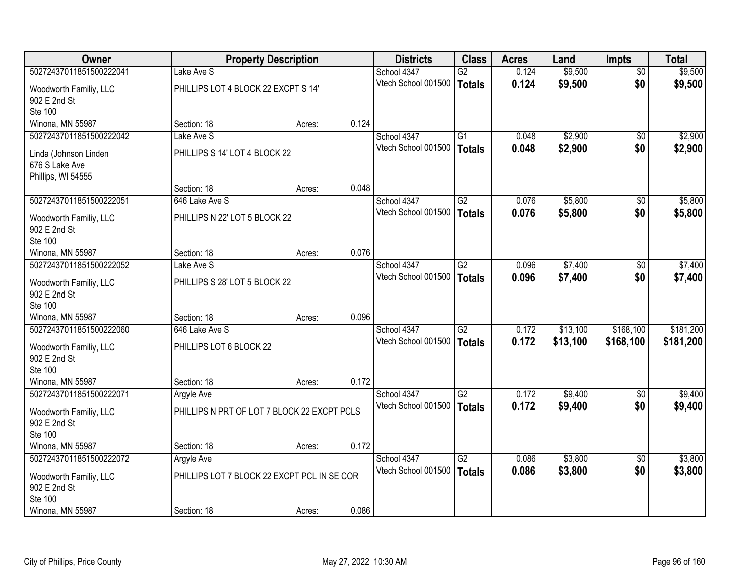| Owner | Property Description | | | Districts | Class | Acres | Land | Impts | Total |
|---|---|---|---|---|---|---|---|---|---|
| 50272437011851500222041 | Lake Ave S | | | School 4347 | G2 | 0.124 | $9,500 | $0 | $9,500 |
| Woodworth Familiy, LLC<br>902 E 2nd St<br>Ste 100<br>Winona, MN 55987 | PHILLIPS LOT 4 BLOCK 22 EXCPT S 14' | | | Vtech School 001500 | **Totals** | **0.124** | **$9,500** | **$0** | **$9,500** |
| | Section: 18 | Acres: | 0.124 | | | | | | |
| 50272437011851500222042 | Lake Ave S | | | School 4347 | G1 | 0.048 | $2,900 | $0 | $2,900 |
| Linda (Johnson Linden<br>676 S Lake Ave<br>Phillips, WI 54555 | PHILLIPS S 14' LOT 4 BLOCK 22 | | | Vtech School 001500 | **Totals** | **0.048** | **$2,900** | **$0** | **$2,900** |
| | Section: 18 | Acres: | 0.048 | | | | | | |
| 50272437011851500222051 | 646 Lake Ave S | | | School 4347 | G2 | 0.076 | $5,800 | $0 | $5,800 |
| Woodworth Familiy, LLC<br>902 E 2nd St<br>Ste 100<br>Winona, MN 55987 | PHILLIPS N 22' LOT 5 BLOCK 22 | | | Vtech School 001500 | **Totals** | **0.076** | **$5,800** | **$0** | **$5,800** |
| | Section: 18 | Acres: | 0.076 | | | | | | |
| 50272437011851500222052 | Lake Ave S | | | School 4347 | G2 | 0.096 | $7,400 | $0 | $7,400 |
| Woodworth Familiy, LLC<br>902 E 2nd St<br>Ste 100<br>Winona, MN 55987 | PHILLIPS S 28' LOT 5 BLOCK 22 | | | Vtech School 001500 | **Totals** | **0.096** | **$7,400** | **$0** | **$7,400** |
| | Section: 18 | Acres: | 0.096 | | | | | | |
| 50272437011851500222060 | 646 Lake Ave S | | | School 4347 | G2 | 0.172 | $13,100 | $168,100 | $181,200 |
| Woodworth Familiy, LLC<br>902 E 2nd St<br>Ste 100<br>Winona, MN 55987 | PHILLIPS LOT 6 BLOCK 22 | | | Vtech School 001500 | **Totals** | **0.172** | **$13,100** | **$168,100** | **$181,200** |
| | Section: 18 | Acres: | 0.172 | | | | | | |
| 50272437011851500222071 | Argyle Ave | | | School 4347 | G2 | 0.172 | $9,400 | $0 | $9,400 |
| Woodworth Familiy, LLC<br>902 E 2nd St<br>Ste 100<br>Winona, MN 55987 | PHILLIPS N PRT OF LOT 7 BLOCK 22 EXCPT PCLS | | | Vtech School 001500 | **Totals** | **0.172** | **$9,400** | **$0** | **$9,400** |
| | Section: 18 | Acres: | 0.172 | | | | | | |
| 50272437011851500222072 | Argyle Ave | | | School 4347 | G2 | 0.086 | $3,800 | $0 | $3,800 |
| Woodworth Familiy, LLC<br>902 E 2nd St<br>Ste 100<br>Winona, MN 55987 | PHILLIPS LOT 7 BLOCK 22 EXCPT PCL IN SE COR | | | Vtech School 001500 | **Totals** | **0.086** | **$3,800** | **$0** | **$3,800** |
| | Section: 18 | Acres: | 0.086 | | | | | | |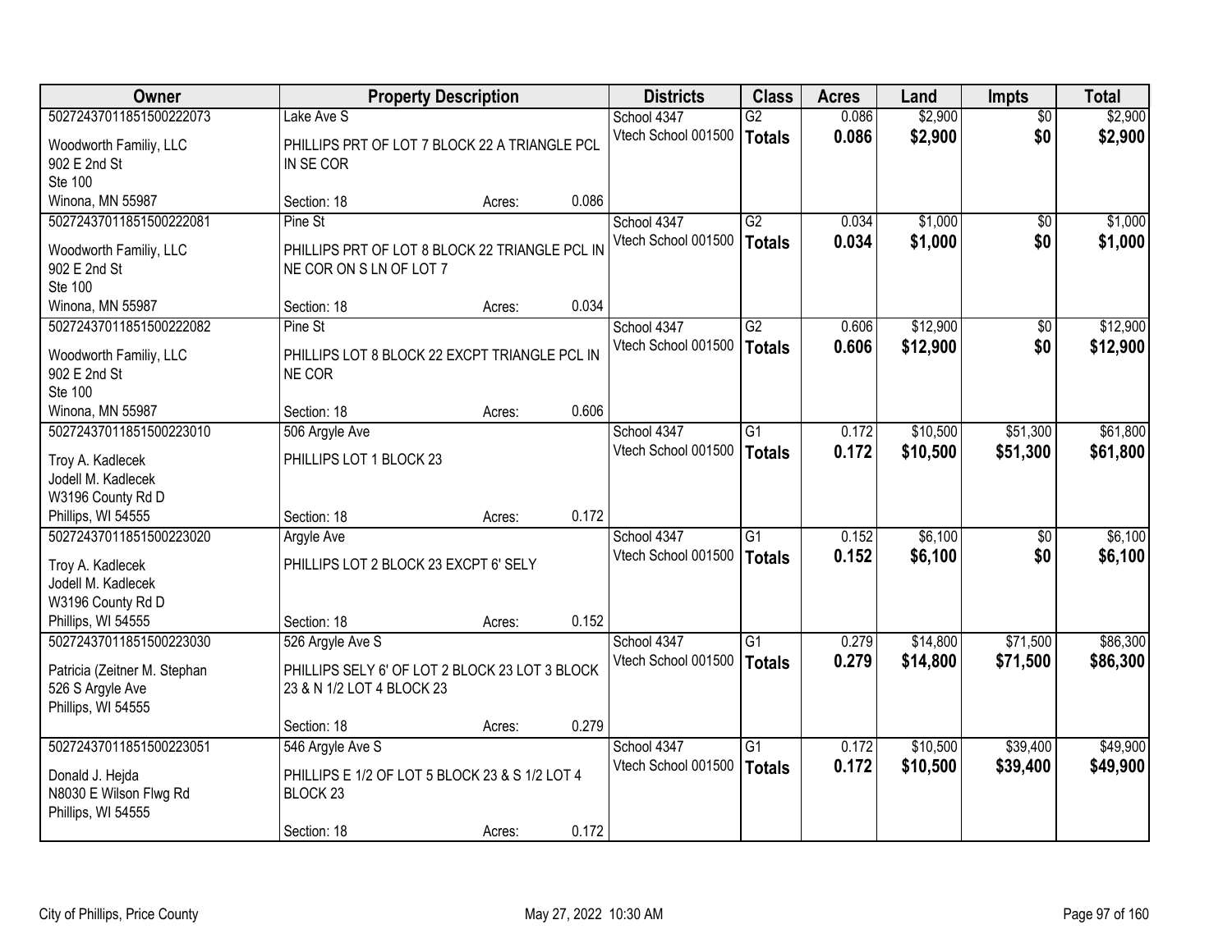| Owner | Property Description | | | Districts | Class | Acres | Land | Impts | Total |
|---|---|---|---|---|---|---|---|---|---|
| 50272437011851500222073 | Lake Ave S | | | School 4347 | G2 | 0.086 | $2,900 | $0 | $2,900 |
| Woodworth Familiy, LLC<br>902 E 2nd St<br>Ste 100<br>Winona, MN 55987 | PHILLIPS PRT OF LOT 7 BLOCK 22 A TRIANGLE PCL IN SE COR | | | Vtech School 001500 | **Totals** | **0.086** | **$2,900** | **$0** | **$2,900** |
| | Section: 18 | Acres: | 0.086 | | | | | | |
| 50272437011851500222081 | Pine St | | | School 4347 | G2 | 0.034 | $1,000 | $0 | $1,000 |
| Woodworth Familiy, LLC<br>902 E 2nd St<br>Ste 100<br>Winona, MN 55987 | PHILLIPS PRT OF LOT 8 BLOCK 22 TRIANGLE PCL IN NE COR ON S LN OF LOT 7 | | | Vtech School 001500 | **Totals** | **0.034** | **$1,000** | **$0** | **$1,000** |
| | Section: 18 | Acres: | 0.034 | | | | | | |
| 50272437011851500222082 | Pine St | | | School 4347 | G2 | 0.606 | $12,900 | $0 | $12,900 |
| Woodworth Familiy, LLC<br>902 E 2nd St<br>Ste 100<br>Winona, MN 55987 | PHILLIPS LOT 8 BLOCK 22 EXCPT TRIANGLE PCL IN NE COR | | | Vtech School 001500 | **Totals** | **0.606** | **$12,900** | **$0** | **$12,900** |
| | Section: 18 | Acres: | 0.606 | | | | | | |
| 50272437011851500223010 | 506 Argyle Ave | | | School 4347 | G1 | 0.172 | $10,500 | $51,300 | $61,800 |
| Troy A. Kadlecek<br>Jodell M. Kadlecek<br>W3196 County Rd D<br>Phillips, WI 54555 | PHILLIPS LOT 1 BLOCK 23 | | | Vtech School 001500 | **Totals** | **0.172** | **$10,500** | **$51,300** | **$61,800** |
| | Section: 18 | Acres: | 0.172 | | | | | | |
| 50272437011851500223020 | Argyle Ave | | | School 4347 | G1 | 0.152 | $6,100 | $0 | $6,100 |
| Troy A. Kadlecek<br>Jodell M. Kadlecek<br>W3196 County Rd D<br>Phillips, WI 54555 | PHILLIPS LOT 2 BLOCK 23 EXCPT 6' SELY | | | Vtech School 001500 | **Totals** | **0.152** | **$6,100** | **$0** | **$6,100** |
| | Section: 18 | Acres: | 0.152 | | | | | | |
| 50272437011851500223030 | 526 Argyle Ave S | | | School 4347 | G1 | 0.279 | $14,800 | $71,500 | $86,300 |
| Patricia (Zeitner M. Stephan<br>526 S Argyle Ave<br>Phillips, WI 54555 | PHILLIPS SELY 6' OF LOT 2 BLOCK 23 LOT 3 BLOCK 23 & N 1/2 LOT 4 BLOCK 23 | | | Vtech School 001500 | **Totals** | **0.279** | **$14,800** | **$71,500** | **$86,300** |
| | Section: 18 | Acres: | 0.279 | | | | | | |
| 50272437011851500223051 | 546 Argyle Ave S | | | School 4347 | G1 | 0.172 | $10,500 | $39,400 | $49,900 |
| Donald J. Hejda<br>N8030 E Wilson Flwg Rd<br>Phillips, WI 54555 | PHILLIPS E 1/2 OF LOT 5 BLOCK 23 & S 1/2 LOT 4 BLOCK 23 | | | Vtech School 001500 | **Totals** | **0.172** | **$10,500** | **$39,400** | **$49,900** |
| | Section: 18 | Acres: | 0.172 | | | | | | |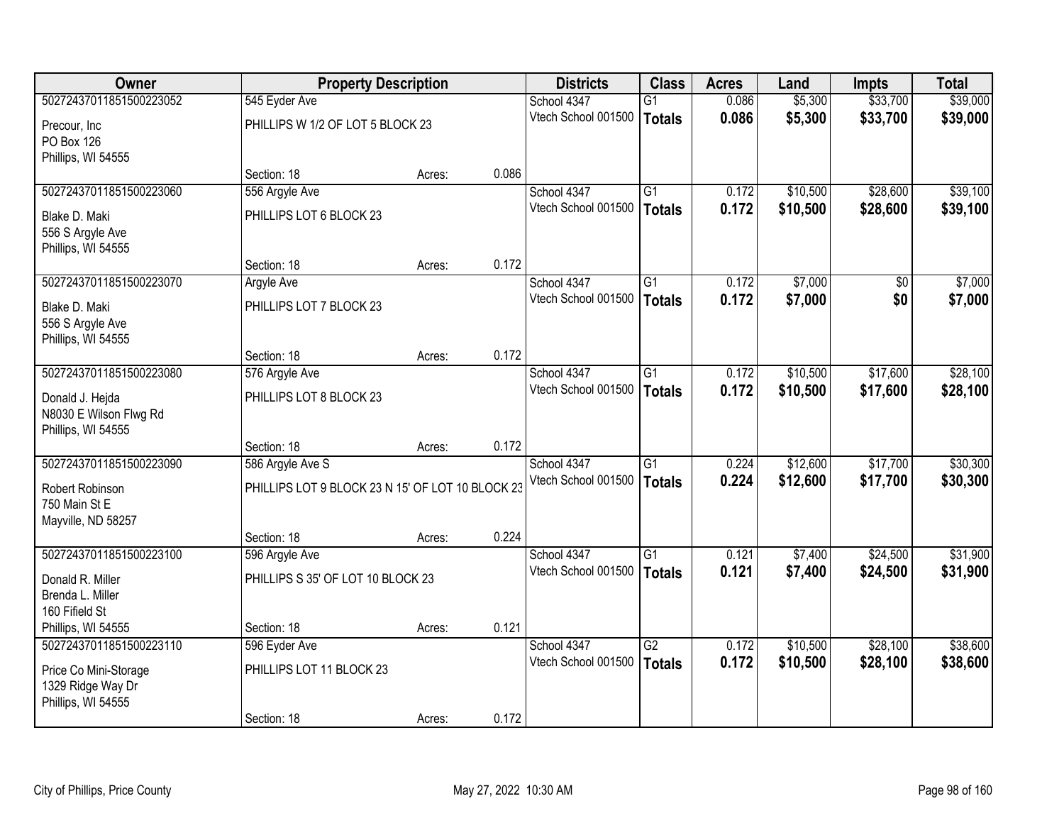| Owner | Property Description | | | Districts | Class | Acres | Land | Impts | Total |
|---|---|---|---|---|---|---|---|---|---|
| 50272437011851500223052 | 545 Eyder Ave | | | School 4347 | G1 | 0.086 | $5,300 | $33,700 | $39,000 |
| Precour, Inc<br>PO Box 126<br>Phillips, WI 54555 | PHILLIPS W 1/2 OF LOT 5 BLOCK 23 | | | Vtech School 001500 | **Totals** | **0.086** | **$5,300** | **$33,700** | **$39,000** |
| | Section: 18 | Acres: | 0.086 | | | | | | |
| 50272437011851500223060 | 556 Argyle Ave | | | School 4347 | G1 | 0.172 | $10,500 | $28,600 | $39,100 |
| Blake D. Maki<br>556 S Argyle Ave<br>Phillips, WI 54555 | PHILLIPS LOT 6 BLOCK 23 | | | Vtech School 001500 | **Totals** | **0.172** | **$10,500** | **$28,600** | **$39,100** |
| | Section: 18 | Acres: | 0.172 | | | | | | |
| 50272437011851500223070 | Argyle Ave | | | School 4347 | G1 | 0.172 | $7,000 | $0 | $7,000 |
| Blake D. Maki<br>556 S Argyle Ave<br>Phillips, WI 54555 | PHILLIPS LOT 7 BLOCK 23 | | | Vtech School 001500 | **Totals** | **0.172** | **$7,000** | **$0** | **$7,000** |
| | Section: 18 | Acres: | 0.172 | | | | | | |
| 50272437011851500223080 | 576 Argyle Ave | | | School 4347 | G1 | 0.172 | $10,500 | $17,600 | $28,100 |
| Donald J. Hejda<br>N8030 E Wilson Flwg Rd<br>Phillips, WI 54555 | PHILLIPS LOT 8 BLOCK 23 | | | Vtech School 001500 | **Totals** | **0.172** | **$10,500** | **$17,600** | **$28,100** |
| | Section: 18 | Acres: | 0.172 | | | | | | |
| 50272437011851500223090 | 586 Argyle Ave S | | | School 4347 | G1 | 0.224 | $12,600 | $17,700 | $30,300 |
| Robert Robinson<br>750 Main St E<br>Mayville, ND 58257 | PHILLIPS LOT 9 BLOCK 23 N 15' OF LOT 10 BLOCK 23 | | | Vtech School 001500 | **Totals** | **0.224** | **$12,600** | **$17,700** | **$30,300** |
| | Section: 18 | Acres: | 0.224 | | | | | | |
| 50272437011851500223100 | 596 Argyle Ave | | | School 4347 | G1 | 0.121 | $7,400 | $24,500 | $31,900 |
| Donald R. Miller<br>Brenda L. Miller<br>160 Fifield St<br>Phillips, WI 54555 | PHILLIPS S 35' OF LOT 10 BLOCK 23 | | | Vtech School 001500 | **Totals** | **0.121** | **$7,400** | **$24,500** | **$31,900** |
| | Section: 18 | Acres: | 0.121 | | | | | | |
| 50272437011851500223110 | 596 Eyder Ave | | | School 4347 | G2 | 0.172 | $10,500 | $28,100 | $38,600 |
| Price Co Mini-Storage<br>1329 Ridge Way Dr<br>Phillips, WI 54555 | PHILLIPS LOT 11 BLOCK 23 | | | Vtech School 001500 | **Totals** | **0.172** | **$10,500** | **$28,100** | **$38,600** |
| | Section: 18 | Acres: | 0.172 | | | | | | |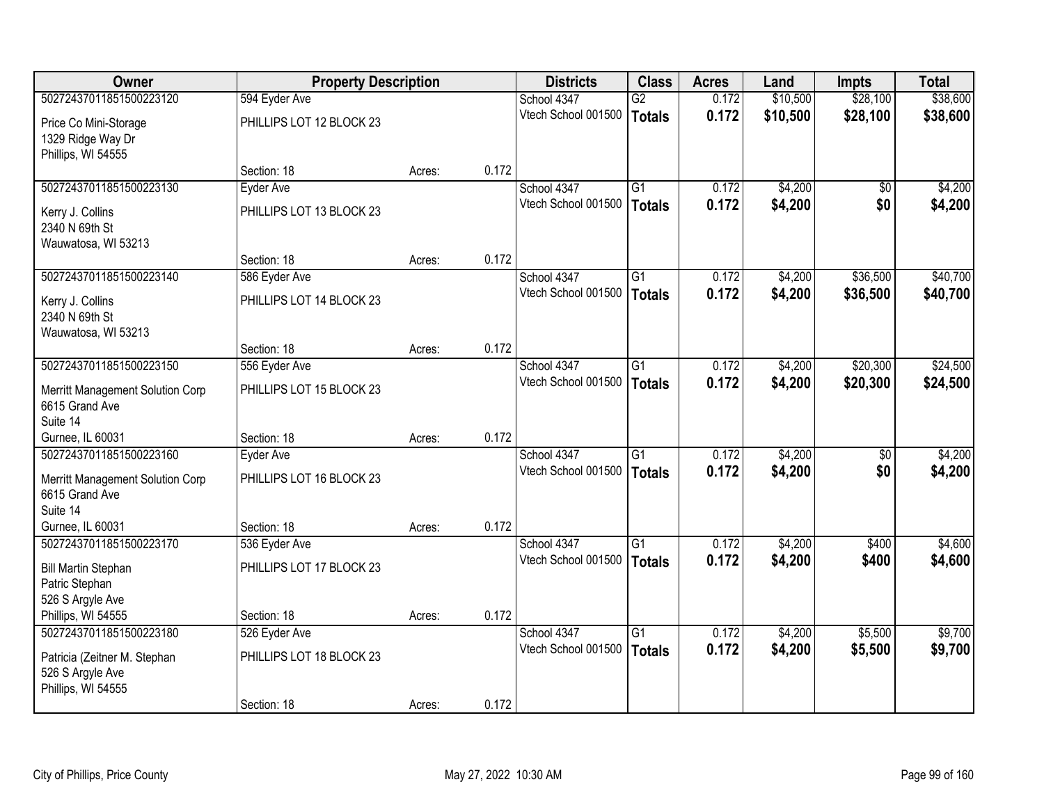| Owner | Property Description | | | Districts | Class | Acres | Land | Impts | Total |
|---|---|---|---|---|---|---|---|---|---|
| 50272437011851500223120 | 594 Eyder Ave | | | School 4347 | G2 | 0.172 | $10,500 | $28,100 | $38,600 |
| Price Co Mini-Storage<br>1329 Ridge Way Dr<br>Phillips, WI 54555 | PHILLIPS LOT 12 BLOCK 23 | | | Vtech School 001500 | **Totals** | **0.172** | **$10,500** | **$28,100** | **$38,600** |
| | Section: 18 | Acres: | 0.172 | | | | | | |
| 50272437011851500223130 | Eyder Ave | | | School 4347 | G1 | 0.172 | $4,200 | $0 | $4,200 |
| Kerry J. Collins<br>2340 N 69th St<br>Wauwatosa, WI 53213 | PHILLIPS LOT 13 BLOCK 23 | | | Vtech School 001500 | **Totals** | **0.172** | **$4,200** | **$0** | **$4,200** |
| | Section: 18 | Acres: | 0.172 | | | | | | |
| 50272437011851500223140 | 586 Eyder Ave | | | School 4347 | G1 | 0.172 | $4,200 | $36,500 | $40,700 |
| Kerry J. Collins<br>2340 N 69th St<br>Wauwatosa, WI 53213 | PHILLIPS LOT 14 BLOCK 23 | | | Vtech School 001500 | **Totals** | **0.172** | **$4,200** | **$36,500** | **$40,700** |
| | Section: 18 | Acres: | 0.172 | | | | | | |
| 50272437011851500223150 | 556 Eyder Ave | | | School 4347 | G1 | 0.172 | $4,200 | $20,300 | $24,500 |
| Merritt Management Solution Corp<br>6615 Grand Ave<br>Suite 14<br>Gurnee, IL 60031 | PHILLIPS LOT 15 BLOCK 23 | | | Vtech School 001500 | **Totals** | **0.172** | **$4,200** | **$20,300** | **$24,500** |
| | Section: 18 | Acres: | 0.172 | | | | | | |
| 50272437011851500223160 | Eyder Ave | | | School 4347 | G1 | 0.172 | $4,200 | $0 | $4,200 |
| Merritt Management Solution Corp<br>6615 Grand Ave<br>Suite 14<br>Gurnee, IL 60031 | PHILLIPS LOT 16 BLOCK 23 | | | Vtech School 001500 | **Totals** | **0.172** | **$4,200** | **$0** | **$4,200** |
| | Section: 18 | Acres: | 0.172 | | | | | | |
| 50272437011851500223170 | 536 Eyder Ave | | | School 4347 | G1 | 0.172 | $4,200 | $400 | $4,600 |
| Bill Martin Stephan<br>Patric Stephan<br>526 S Argyle Ave<br>Phillips, WI 54555 | PHILLIPS LOT 17 BLOCK 23 | | | Vtech School 001500 | **Totals** | **0.172** | **$4,200** | **$400** | **$4,600** |
| | Section: 18 | Acres: | 0.172 | | | | | | |
| 50272437011851500223180 | 526 Eyder Ave | | | School 4347 | G1 | 0.172 | $4,200 | $5,500 | $9,700 |
| Patricia (Zeitner M. Stephan<br>526 S Argyle Ave<br>Phillips, WI 54555 | PHILLIPS LOT 18 BLOCK 23 | | | Vtech School 001500 | **Totals** | **0.172** | **$4,200** | **$5,500** | **$9,700** |
| | Section: 18 | Acres: | 0.172 | | | | | | |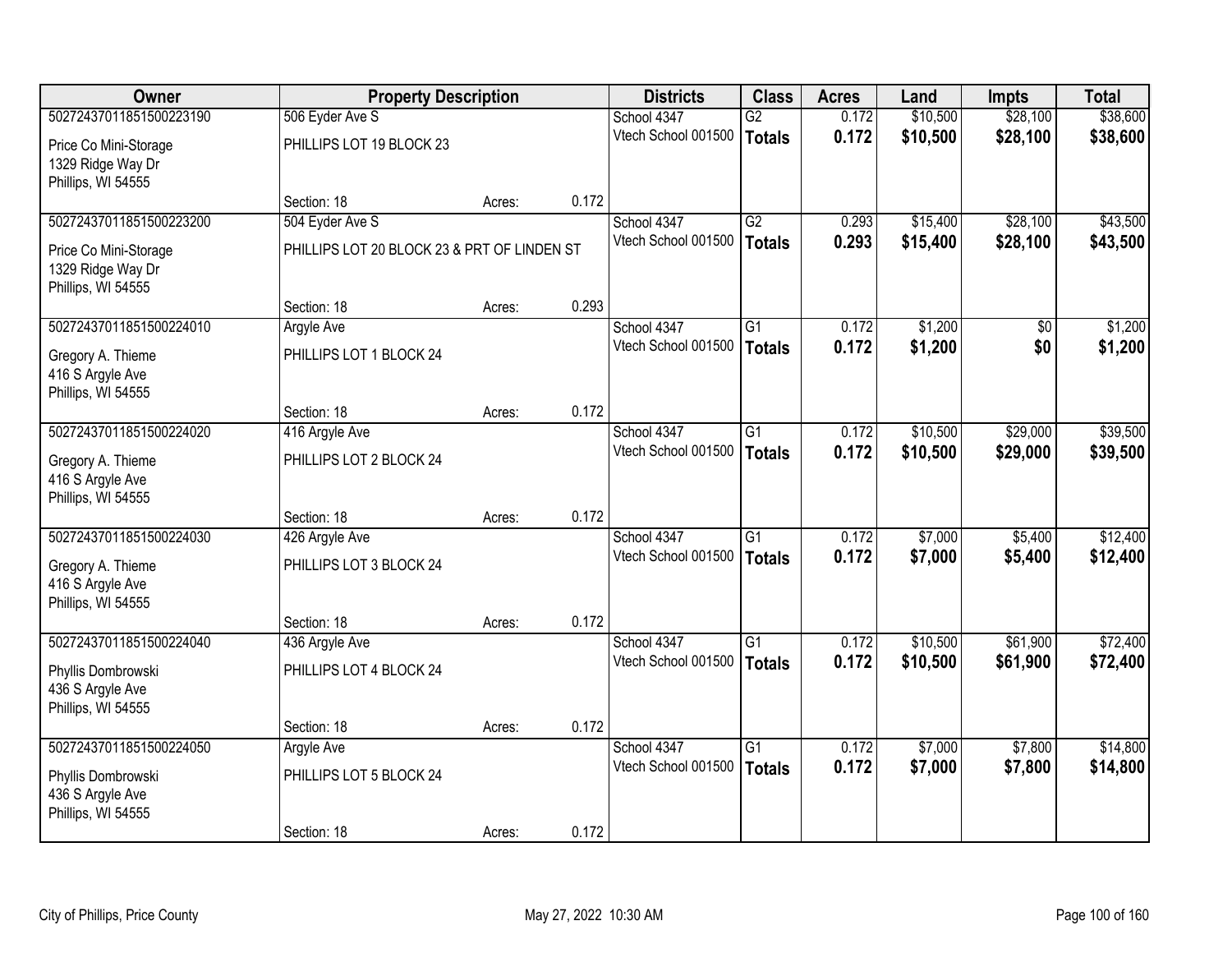| Owner | Property Description | | | Districts | Class | Acres | Land | Impts | Total |
|---|---|---|---|---|---|---|---|---|---|
| 50272437011851500223190 | 506 Eyder Ave S | | | School 4347 | G2 | 0.172 | $10,500 | $28,100 | $38,600 |
| Price Co Mini-Storage<br>1329 Ridge Way Dr<br>Phillips, WI 54555 | PHILLIPS LOT 19 BLOCK 23 | | | Vtech School 001500 | **Totals** | **0.172** | **$10,500** | **$28,100** | **$38,600** |
| | Section: 18 | Acres: | 0.172 | | | | | | |
| 50272437011851500223200 | 504 Eyder Ave S | | | School 4347 | G2 | 0.293 | $15,400 | $28,100 | $43,500 |
| Price Co Mini-Storage<br>1329 Ridge Way Dr<br>Phillips, WI 54555 | PHILLIPS LOT 20 BLOCK 23 & PRT OF LINDEN ST | | | Vtech School 001500 | **Totals** | **0.293** | **$15,400** | **$28,100** | **$43,500** |
| | Section: 18 | Acres: | 0.293 | | | | | | |
| 50272437011851500224010 | Argyle Ave | | | School 4347 | G1 | 0.172 | $1,200 | $0 | $1,200 |
| Gregory A. Thieme<br>416 S Argyle Ave<br>Phillips, WI 54555 | PHILLIPS LOT 1 BLOCK 24 | | | Vtech School 001500 | **Totals** | **0.172** | **$1,200** | **$0** | **$1,200** |
| | Section: 18 | Acres: | 0.172 | | | | | | |
| 50272437011851500224020 | 416 Argyle Ave | | | School 4347 | G1 | 0.172 | $10,500 | $29,000 | $39,500 |
| Gregory A. Thieme<br>416 S Argyle Ave<br>Phillips, WI 54555 | PHILLIPS LOT 2 BLOCK 24 | | | Vtech School 001500 | **Totals** | **0.172** | **$10,500** | **$29,000** | **$39,500** |
| | Section: 18 | Acres: | 0.172 | | | | | | |
| 50272437011851500224030 | 426 Argyle Ave | | | School 4347 | G1 | 0.172 | $7,000 | $5,400 | $12,400 |
| Gregory A. Thieme<br>416 S Argyle Ave<br>Phillips, WI 54555 | PHILLIPS LOT 3 BLOCK 24 | | | Vtech School 001500 | **Totals** | **0.172** | **$7,000** | **$5,400** | **$12,400** |
| | Section: 18 | Acres: | 0.172 | | | | | | |
| 50272437011851500224040 | 436 Argyle Ave | | | School 4347 | G1 | 0.172 | $10,500 | $61,900 | $72,400 |
| Phyllis Dombrowski<br>436 S Argyle Ave<br>Phillips, WI 54555 | PHILLIPS LOT 4 BLOCK 24 | | | Vtech School 001500 | **Totals** | **0.172** | **$10,500** | **$61,900** | **$72,400** |
| | Section: 18 | Acres: | 0.172 | | | | | | |
| 50272437011851500224050 | Argyle Ave | | | School 4347 | G1 | 0.172 | $7,000 | $7,800 | $14,800 |
| Phyllis Dombrowski<br>436 S Argyle Ave<br>Phillips, WI 54555 | PHILLIPS LOT 5 BLOCK 24 | | | Vtech School 001500 | **Totals** | **0.172** | **$7,000** | **$7,800** | **$14,800** |
| | Section: 18 | Acres: | 0.172 | | | | | | |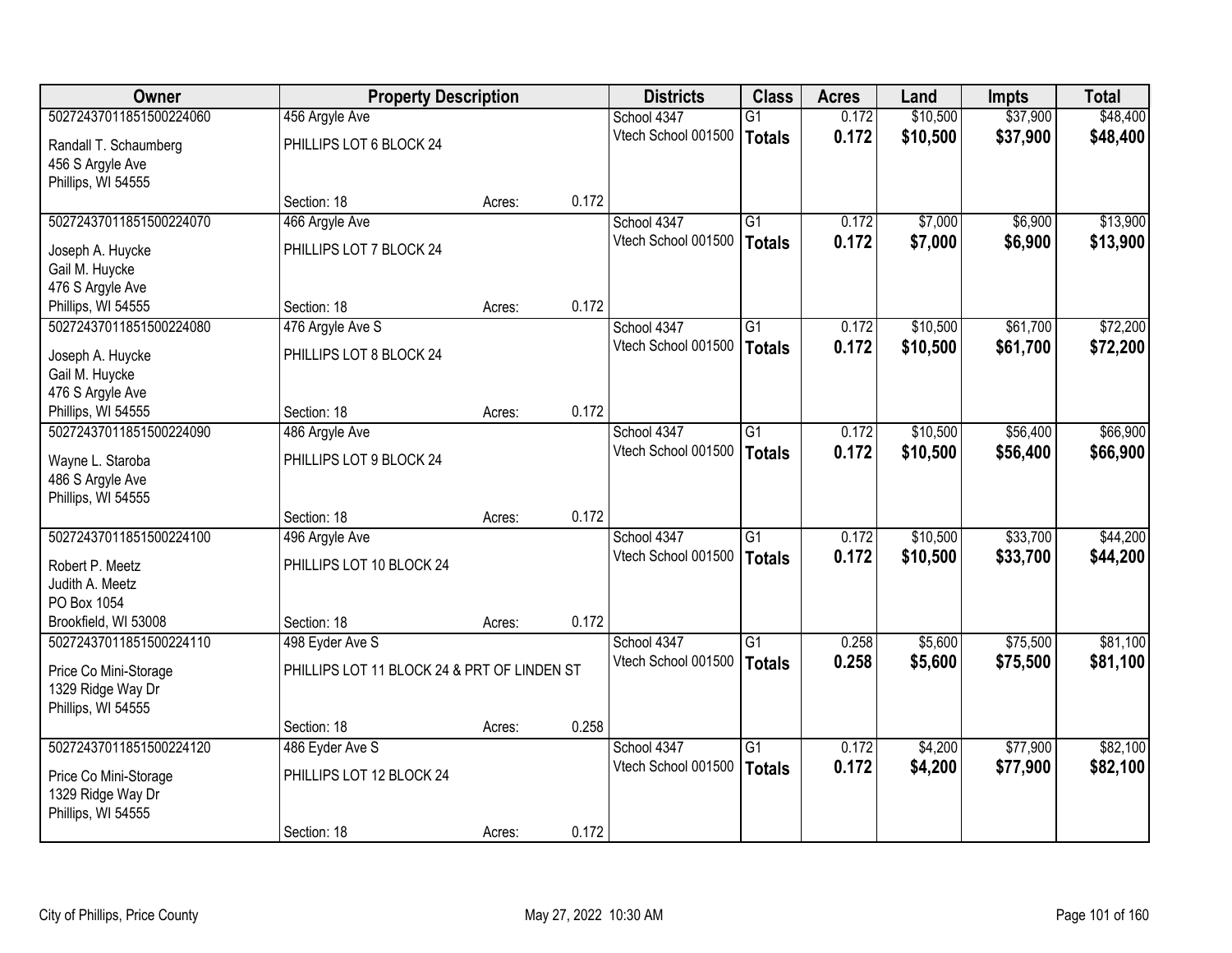| Owner | Property Description | | | Districts | Class | Acres | Land | Impts | Total |
|---|---|---|---|---|---|---|---|---|---|
| 50272437011851500224060 | 456 Argyle Ave | | | School 4347 | G1 | 0.172 | $10,500 | $37,900 | $48,400 |
| Randall T. Schaumberg<br>456 S Argyle Ave<br>Phillips, WI 54555 | PHILLIPS LOT 6 BLOCK 24 | | | Vtech School 001500 | **Totals** | **0.172** | **$10,500** | **$37,900** | **$48,400** |
| | Section: 18 | Acres: | 0.172 | | | | | | |
| 50272437011851500224070 | 466 Argyle Ave | | | School 4347 | G1 | 0.172 | $7,000 | $6,900 | $13,900 |
| Joseph A. Huycke<br>Gail M. Huycke<br>476 S Argyle Ave<br>Phillips, WI 54555 | PHILLIPS LOT 7 BLOCK 24 | | | Vtech School 001500 | **Totals** | **0.172** | **$7,000** | **$6,900** | **$13,900** |
| | Section: 18 | Acres: | 0.172 | | | | | | |
| 50272437011851500224080 | 476 Argyle Ave S | | | School 4347 | G1 | 0.172 | $10,500 | $61,700 | $72,200 |
| Joseph A. Huycke<br>Gail M. Huycke<br>476 S Argyle Ave<br>Phillips, WI 54555 | PHILLIPS LOT 8 BLOCK 24 | | | Vtech School 001500 | **Totals** | **0.172** | **$10,500** | **$61,700** | **$72,200** |
| | Section: 18 | Acres: | 0.172 | | | | | | |
| 50272437011851500224090 | 486 Argyle Ave | | | School 4347 | G1 | 0.172 | $10,500 | $56,400 | $66,900 |
| Wayne L. Staroba<br>486 S Argyle Ave<br>Phillips, WI 54555 | PHILLIPS LOT 9 BLOCK 24 | | | Vtech School 001500 | **Totals** | **0.172** | **$10,500** | **$56,400** | **$66,900** |
| | Section: 18 | Acres: | 0.172 | | | | | | |
| 50272437011851500224100 | 496 Argyle Ave | | | School 4347 | G1 | 0.172 | $10,500 | $33,700 | $44,200 |
| Robert P. Meetz<br>Judith A. Meetz<br>PO Box 1054<br>Brookfield, WI 53008 | PHILLIPS LOT 10 BLOCK 24 | | | Vtech School 001500 | **Totals** | **0.172** | **$10,500** | **$33,700** | **$44,200** |
| | Section: 18 | Acres: | 0.172 | | | | | | |
| 50272437011851500224110 | 498 Eyder Ave S | | | School 4347 | G1 | 0.258 | $5,600 | $75,500 | $81,100 |
| Price Co Mini-Storage<br>1329 Ridge Way Dr<br>Phillips, WI 54555 | PHILLIPS LOT 11 BLOCK 24 & PRT OF LINDEN ST | | | Vtech School 001500 | **Totals** | **0.258** | **$5,600** | **$75,500** | **$81,100** |
| | Section: 18 | Acres: | 0.258 | | | | | | |
| 50272437011851500224120 | 486 Eyder Ave S | | | School 4347 | G1 | 0.172 | $4,200 | $77,900 | $82,100 |
| Price Co Mini-Storage<br>1329 Ridge Way Dr<br>Phillips, WI 54555 | PHILLIPS LOT 12 BLOCK 24 | | | Vtech School 001500 | **Totals** | **0.172** | **$4,200** | **$77,900** | **$82,100** |
| | Section: 18 | Acres: | 0.172 | | | | | | |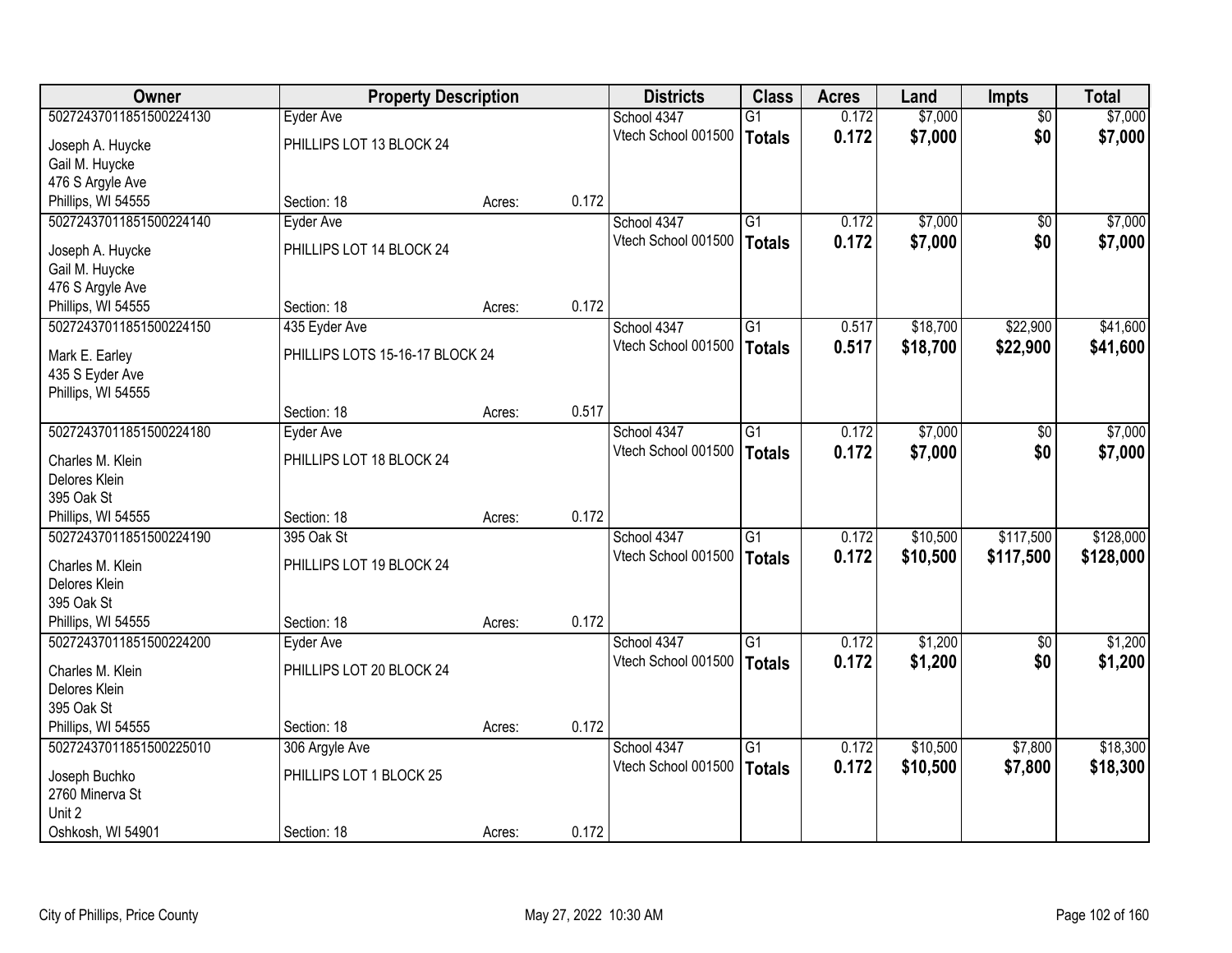| Owner | Property Description | | | Districts | Class | Acres | Land | Impts | Total |
|---|---|---|---|---|---|---|---|---|---|
| 50272437011851500224130 | Eyder Ave | | | School 4347 | G1 | 0.172 | $7,000 | $0 | $7,000 |
| Joseph A. Huycke<br>Gail M. Huycke<br>476 S Argyle Ave<br>Phillips, WI 54555 | PHILLIPS LOT 13 BLOCK 24<br><br>Section: 18 | Acres: | 0.172 | Vtech School 001500 | **Totals** | **0.172** | **$7,000** | **$0** | **$7,000** |
| 50272437011851500224140 | Eyder Ave | | | School 4347 | G1 | 0.172 | $7,000 | $0 | $7,000 |
| Joseph A. Huycke<br>Gail M. Huycke<br>476 S Argyle Ave<br>Phillips, WI 54555 | PHILLIPS LOT 14 BLOCK 24<br><br>Section: 18 | Acres: | 0.172 | Vtech School 001500 | **Totals** | **0.172** | **$7,000** | **$0** | **$7,000** |
| 50272437011851500224150 | 435 Eyder Ave | | | School 4347 | G1 | 0.517 | $18,700 | $22,900 | $41,600 |
| Mark E. Earley<br>435 S Eyder Ave<br>Phillips, WI 54555 | PHILLIPS LOTS 15-16-17 BLOCK 24<br><br>Section: 18 | Acres: | 0.517 | Vtech School 001500 | **Totals** | **0.517** | **$18,700** | **$22,900** | **$41,600** |
| 50272437011851500224180 | Eyder Ave | | | School 4347 | G1 | 0.172 | $7,000 | $0 | $7,000 |
| Charles M. Klein<br>Delores Klein<br>395 Oak St<br>Phillips, WI 54555 | PHILLIPS LOT 18 BLOCK 24<br><br>Section: 18 | Acres: | 0.172 | Vtech School 001500 | **Totals** | **0.172** | **$7,000** | **$0** | **$7,000** |
| 50272437011851500224190 | 395 Oak St | | | School 4347 | G1 | 0.172 | $10,500 | $117,500 | $128,000 |
| Charles M. Klein<br>Delores Klein<br>395 Oak St<br>Phillips, WI 54555 | PHILLIPS LOT 19 BLOCK 24<br><br>Section: 18 | Acres: | 0.172 | Vtech School 001500 | **Totals** | **0.172** | **$10,500** | **$117,500** | **$128,000** |
| 50272437011851500224200 | Eyder Ave | | | School 4347 | G1 | 0.172 | $1,200 | $0 | $1,200 |
| Charles M. Klein<br>Delores Klein<br>395 Oak St<br>Phillips, WI 54555 | PHILLIPS LOT 20 BLOCK 24<br><br>Section: 18 | Acres: | 0.172 | Vtech School 001500 | **Totals** | **0.172** | **$1,200** | **$0** | **$1,200** |
| 50272437011851500225010 | 306 Argyle Ave | | | School 4347 | G1 | 0.172 | $10,500 | $7,800 | $18,300 |
| Joseph Buchko<br>2760 Minerva St<br>Unit 2<br>Oshkosh, WI 54901 | PHILLIPS LOT 1 BLOCK 25<br><br>Section: 18 | Acres: | 0.172 | Vtech School 001500 | **Totals** | **0.172** | **$10,500** | **$7,800** | **$18,300** |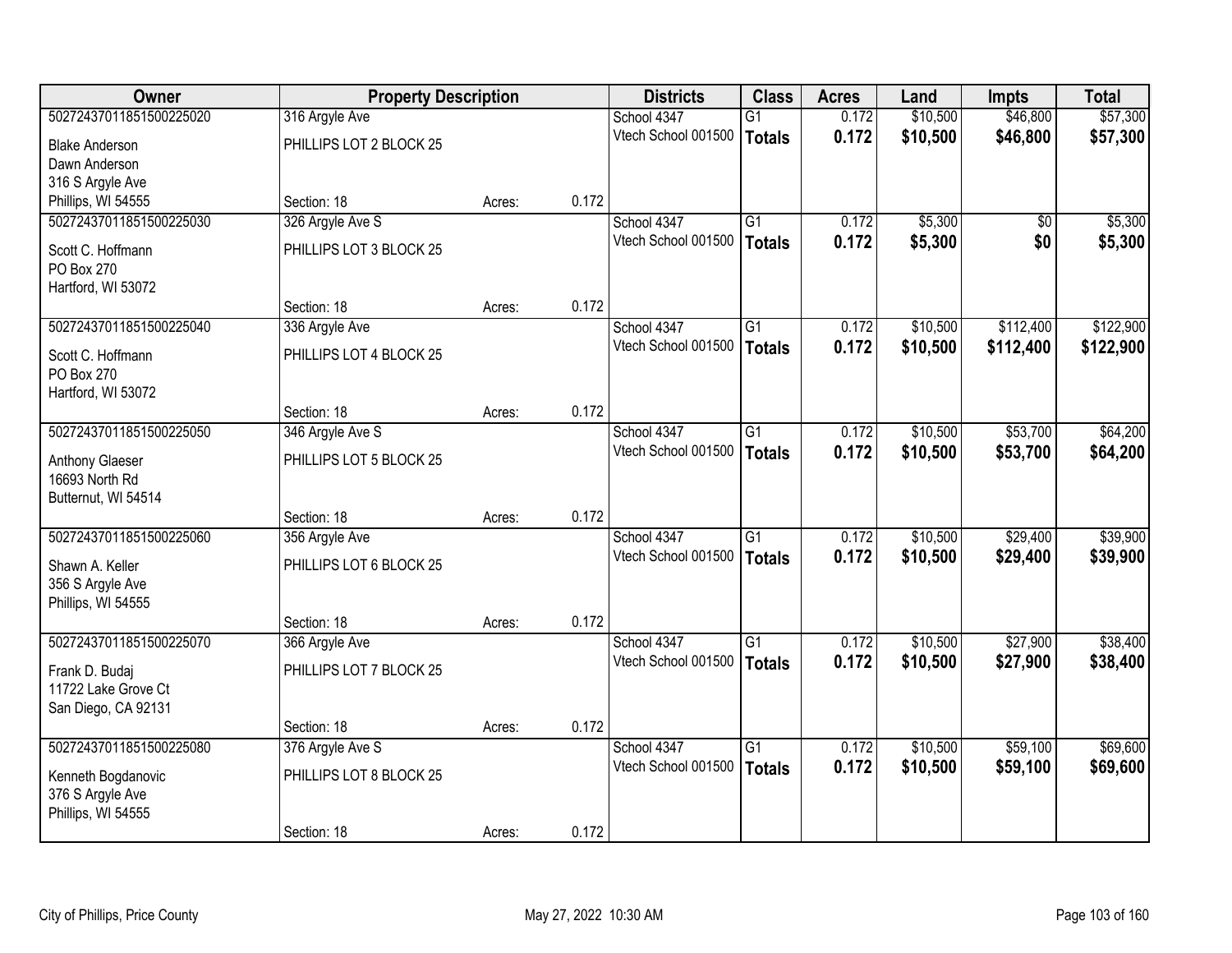| Owner | Property Description | | | Districts | Class | Acres | Land | Impts | Total |
|---|---|---|---|---|---|---|---|---|---|
| 50272437011851500225020 | 316 Argyle Ave | | | School 4347 | G1 | 0.172 | $10,500 | $46,800 | $57,300 |
| Blake Anderson<br>Dawn Anderson<br>316 S Argyle Ave<br>Phillips, WI 54555 | PHILLIPS LOT 2 BLOCK 25 | | | Vtech School 001500 | **Totals** | **0.172** | **$10,500** | **$46,800** | **$57,300** |
| | Section: 18 | Acres: | 0.172 | | | | | | |
| 50272437011851500225030 | 326 Argyle Ave S | | | School 4347 | G1 | 0.172 | $5,300 | $0 | $5,300 |
| Scott C. Hoffmann<br>PO Box 270<br>Hartford, WI 53072 | PHILLIPS LOT 3 BLOCK 25 | | | Vtech School 001500 | **Totals** | **0.172** | **$5,300** | **$0** | **$5,300** |
| | Section: 18 | Acres: | 0.172 | | | | | | |
| 50272437011851500225040 | 336 Argyle Ave | | | School 4347 | G1 | 0.172 | $10,500 | $112,400 | $122,900 |
| Scott C. Hoffmann<br>PO Box 270<br>Hartford, WI 53072 | PHILLIPS LOT 4 BLOCK 25 | | | Vtech School 001500 | **Totals** | **0.172** | **$10,500** | **$112,400** | **$122,900** |
| | Section: 18 | Acres: | 0.172 | | | | | | |
| 50272437011851500225050 | 346 Argyle Ave S | | | School 4347 | G1 | 0.172 | $10,500 | $53,700 | $64,200 |
| Anthony Glaeser<br>16693 North Rd<br>Butternut, WI 54514 | PHILLIPS LOT 5 BLOCK 25 | | | Vtech School 001500 | **Totals** | **0.172** | **$10,500** | **$53,700** | **$64,200** |
| | Section: 18 | Acres: | 0.172 | | | | | | |
| 50272437011851500225060 | 356 Argyle Ave | | | School 4347 | G1 | 0.172 | $10,500 | $29,400 | $39,900 |
| Shawn A. Keller<br>356 S Argyle Ave<br>Phillips, WI 54555 | PHILLIPS LOT 6 BLOCK 25 | | | Vtech School 001500 | **Totals** | **0.172** | **$10,500** | **$29,400** | **$39,900** |
| | Section: 18 | Acres: | 0.172 | | | | | | |
| 50272437011851500225070 | 366 Argyle Ave | | | School 4347 | G1 | 0.172 | $10,500 | $27,900 | $38,400 |
| Frank D. Budaj<br>11722 Lake Grove Ct<br>San Diego, CA 92131 | PHILLIPS LOT 7 BLOCK 25 | | | Vtech School 001500 | **Totals** | **0.172** | **$10,500** | **$27,900** | **$38,400** |
| | Section: 18 | Acres: | 0.172 | | | | | | |
| 50272437011851500225080 | 376 Argyle Ave S | | | School 4347 | G1 | 0.172 | $10,500 | $59,100 | $69,600 |
| Kenneth Bogdanovic<br>376 S Argyle Ave<br>Phillips, WI 54555 | PHILLIPS LOT 8 BLOCK 25 | | | Vtech School 001500 | **Totals** | **0.172** | **$10,500** | **$59,100** | **$69,600** |
| | Section: 18 | Acres: | 0.172 | | | | | | |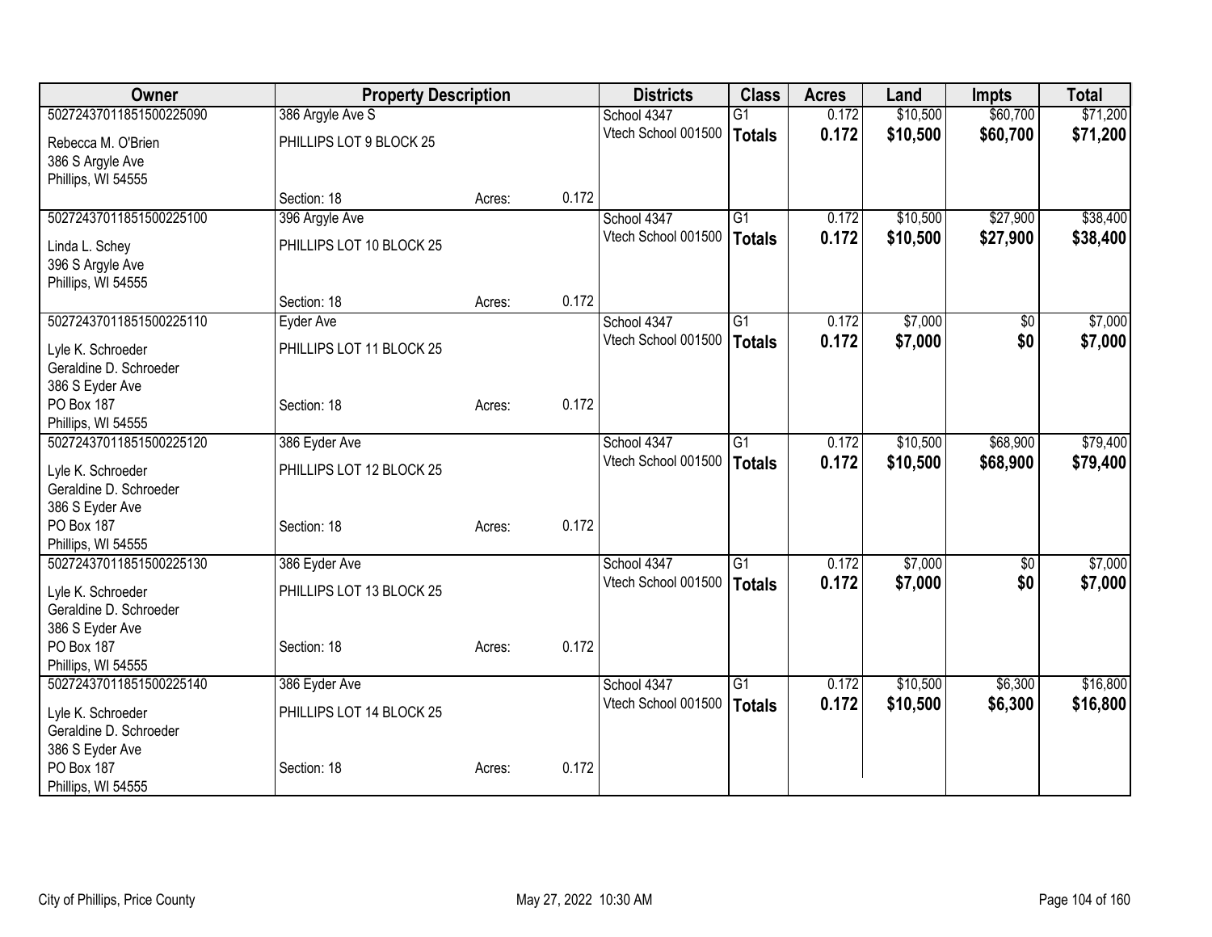| Owner | Property Description | | | Districts | Class | Acres | Land | Impts | Total |
|---|---|---|---|---|---|---|---|---|---|
| 50272437011851500225090 | 386 Argyle Ave S | | | School 4347 | G1 | 0.172 | $10,500 | $60,700 | $71,200 |
| Rebecca M. O'Brien<br>386 S Argyle Ave<br>Phillips, WI 54555 | PHILLIPS LOT 9 BLOCK 25 | | | Vtech School 001500 | **Totals** | **0.172** | **$10,500** | **$60,700** | **$71,200** |
| | Section: 18 | Acres: | 0.172 | | | | | | |
| 50272437011851500225100 | 396 Argyle Ave | | | School 4347 | G1 | 0.172 | $10,500 | $27,900 | $38,400 |
| Linda L. Schey<br>396 S Argyle Ave<br>Phillips, WI 54555 | PHILLIPS LOT 10 BLOCK 25 | | | Vtech School 001500 | **Totals** | **0.172** | **$10,500** | **$27,900** | **$38,400** |
| | Section: 18 | Acres: | 0.172 | | | | | | |
| 50272437011851500225110 | Eyder Ave | | | School 4347 | G1 | 0.172 | $7,000 | $0 | $7,000 |
| Lyle K. Schroeder<br>Geraldine D. Schroeder<br>386 S Eyder Ave | PHILLIPS LOT 11 BLOCK 25 | | | Vtech School 001500 | **Totals** | **0.172** | **$7,000** | **$0** | **$7,000** |
| PO Box 187<br>Phillips, WI 54555 | Section: 18 | Acres: | 0.172 | | | | | | |
| 50272437011851500225120 | 386 Eyder Ave | | | School 4347 | G1 | 0.172 | $10,500 | $68,900 | $79,400 |
| Lyle K. Schroeder<br>Geraldine D. Schroeder<br>386 S Eyder Ave | PHILLIPS LOT 12 BLOCK 25 | | | Vtech School 001500 | **Totals** | **0.172** | **$10,500** | **$68,900** | **$79,400** |
| PO Box 187<br>Phillips, WI 54555 | Section: 18 | Acres: | 0.172 | | | | | | |
| 50272437011851500225130 | 386 Eyder Ave | | | School 4347 | G1 | 0.172 | $7,000 | $0 | $7,000 |
| Lyle K. Schroeder<br>Geraldine D. Schroeder<br>386 S Eyder Ave | PHILLIPS LOT 13 BLOCK 25 | | | Vtech School 001500 | **Totals** | **0.172** | **$7,000** | **$0** | **$7,000** |
| PO Box 187<br>Phillips, WI 54555 | Section: 18 | Acres: | 0.172 | | | | | | |
| 50272437011851500225140 | 386 Eyder Ave | | | School 4347 | G1 | 0.172 | $10,500 | $6,300 | $16,800 |
| Lyle K. Schroeder<br>Geraldine D. Schroeder<br>386 S Eyder Ave | PHILLIPS LOT 14 BLOCK 25 | | | Vtech School 001500 | **Totals** | **0.172** | **$10,500** | **$6,300** | **$16,800** |
| PO Box 187<br>Phillips, WI 54555 | Section: 18 | Acres: | 0.172 | | | | | | |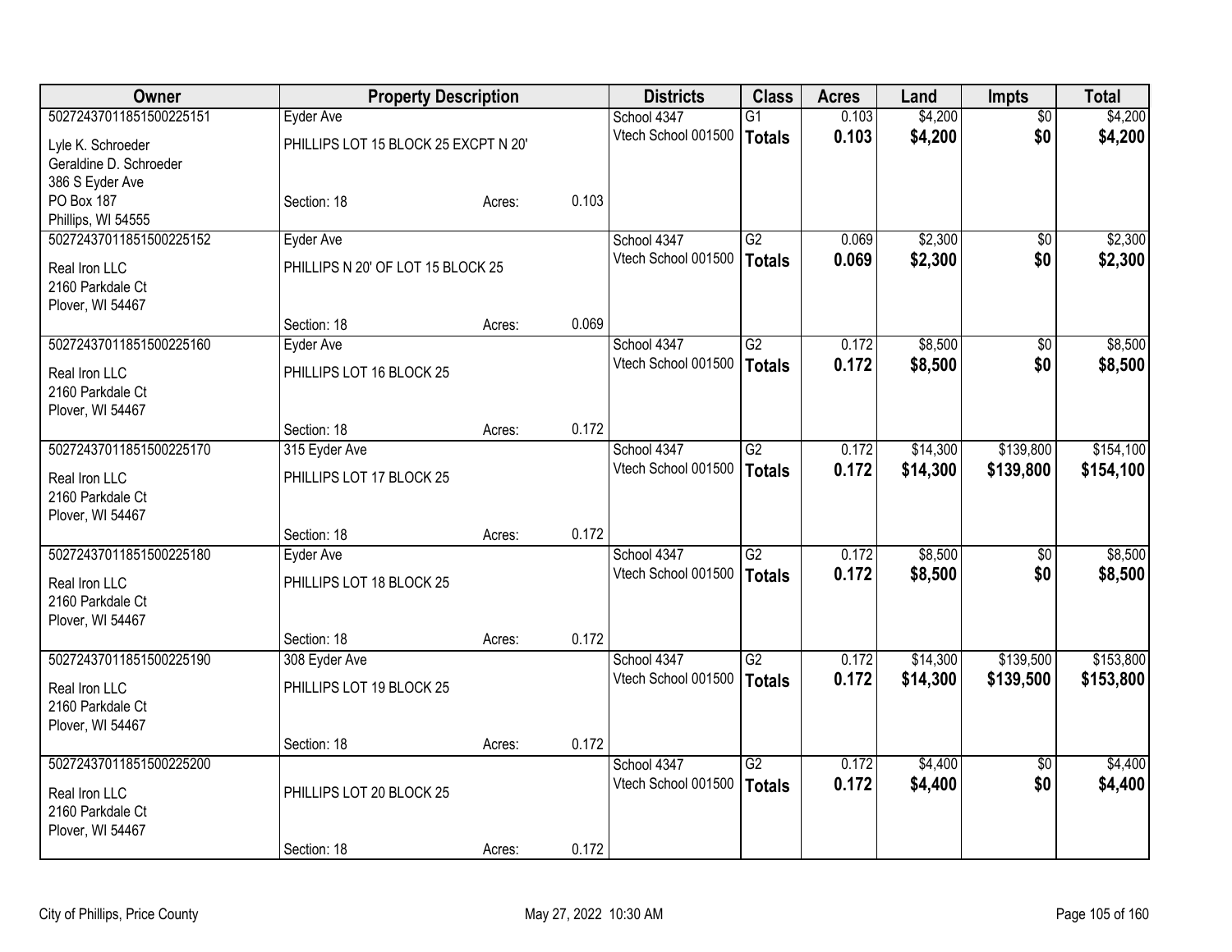| Owner | Property Description | | | Districts | Class | Acres | Land | Impts | Total |
|---|---|---|---|---|---|---|---|---|---|
| 50272437011851500225151 | Eyder Ave | | | School 4347 | G1 | 0.103 | $4,200 | $0 | $4,200 |
| Lyle K. Schroeder<br>Geraldine D. Schroeder<br>386 S Eyder Ave<br>PO Box 187<br>Phillips, WI 54555 | PHILLIPS LOT 15 BLOCK 25 EXCPT N 20' | | | Vtech School 001500 | **Totals** | **0.103** | **$4,200** | **$0** | **$4,200** |
| | Section: 18 | Acres: | 0.103 | | | | | | |
| 50272437011851500225152 | Eyder Ave | | | School 4347 | G2 | 0.069 | $2,300 | $0 | $2,300 |
| Real Iron LLC<br>2160 Parkdale Ct<br>Plover, WI 54467 | PHILLIPS N 20' OF LOT 15 BLOCK 25 | | | Vtech School 001500 | **Totals** | **0.069** | **$2,300** | **$0** | **$2,300** |
| | Section: 18 | Acres: | 0.069 | | | | | | |
| 50272437011851500225160 | Eyder Ave | | | School 4347 | G2 | 0.172 | $8,500 | $0 | $8,500 |
| Real Iron LLC<br>2160 Parkdale Ct<br>Plover, WI 54467 | PHILLIPS LOT 16 BLOCK 25 | | | Vtech School 001500 | **Totals** | **0.172** | **$8,500** | **$0** | **$8,500** |
| | Section: 18 | Acres: | 0.172 | | | | | | |
| 50272437011851500225170 | 315 Eyder Ave | | | School 4347 | G2 | 0.172 | $14,300 | $139,800 | $154,100 |
| Real Iron LLC<br>2160 Parkdale Ct<br>Plover, WI 54467 | PHILLIPS LOT 17 BLOCK 25 | | | Vtech School 001500 | **Totals** | **0.172** | **$14,300** | **$139,800** | **$154,100** |
| | Section: 18 | Acres: | 0.172 | | | | | | |
| 50272437011851500225180 | Eyder Ave | | | School 4347 | G2 | 0.172 | $8,500 | $0 | $8,500 |
| Real Iron LLC<br>2160 Parkdale Ct<br>Plover, WI 54467 | PHILLIPS LOT 18 BLOCK 25 | | | Vtech School 001500 | **Totals** | **0.172** | **$8,500** | **$0** | **$8,500** |
| | Section: 18 | Acres: | 0.172 | | | | | | |
| 50272437011851500225190 | 308 Eyder Ave | | | School 4347 | G2 | 0.172 | $14,300 | $139,500 | $153,800 |
| Real Iron LLC<br>2160 Parkdale Ct<br>Plover, WI 54467 | PHILLIPS LOT 19 BLOCK 25 | | | Vtech School 001500 | **Totals** | **0.172** | **$14,300** | **$139,500** | **$153,800** |
| | Section: 18 | Acres: | 0.172 | | | | | | |
| 50272437011851500225200 | | | | School 4347 | G2 | 0.172 | $4,400 | $0 | $4,400 |
| Real Iron LLC<br>2160 Parkdale Ct<br>Plover, WI 54467 | PHILLIPS LOT 20 BLOCK 25 | | | Vtech School 001500 | **Totals** | **0.172** | **$4,400** | **$0** | **$4,400** |
| | Section: 18 | Acres: | 0.172 | | | | | | |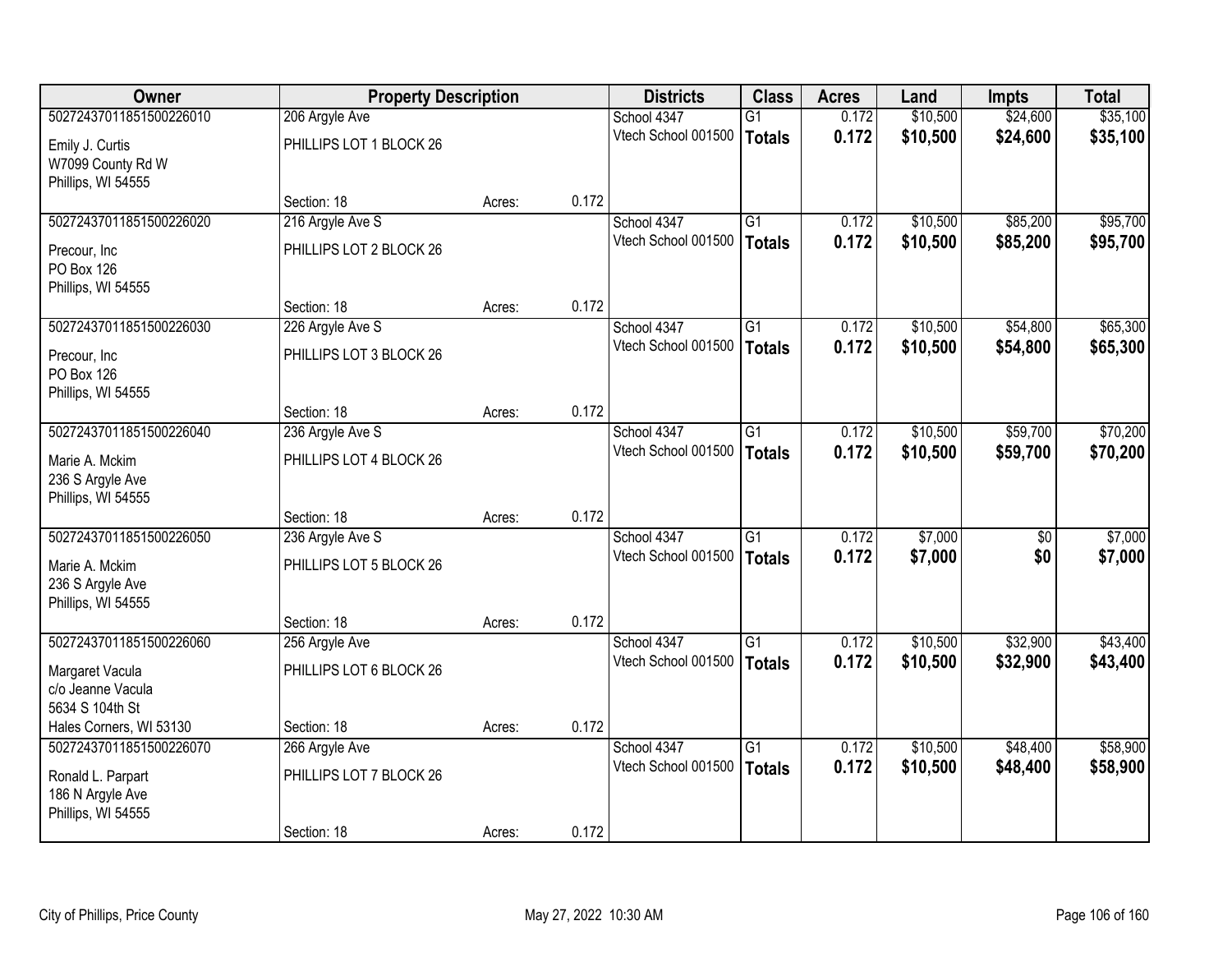| Owner | Property Description | | | Districts | Class | Acres | Land | Impts | Total |
|---|---|---|---|---|---|---|---|---|---|
| 50272437011851500226010 | 206 Argyle Ave | | | School 4347 | G1 | 0.172 | $10,500 | $24,600 | $35,100 |
| Emily J. Curtis<br>W7099 County Rd W<br>Phillips, WI 54555 | PHILLIPS LOT 1 BLOCK 26 | | | Vtech School 001500 | **Totals** | **0.172** | **$10,500** | **$24,600** | **$35,100** |
| | Section: 18 | Acres: | 0.172 | | | | | | |
| 50272437011851500226020 | 216 Argyle Ave S | | | School 4347 | G1 | 0.172 | $10,500 | $85,200 | $95,700 |
| Precour, Inc<br>PO Box 126<br>Phillips, WI 54555 | PHILLIPS LOT 2 BLOCK 26 | | | Vtech School 001500 | **Totals** | **0.172** | **$10,500** | **$85,200** | **$95,700** |
| | Section: 18 | Acres: | 0.172 | | | | | | |
| 50272437011851500226030 | 226 Argyle Ave S | | | School 4347 | G1 | 0.172 | $10,500 | $54,800 | $65,300 |
| Precour, Inc<br>PO Box 126<br>Phillips, WI 54555 | PHILLIPS LOT 3 BLOCK 26 | | | Vtech School 001500 | **Totals** | **0.172** | **$10,500** | **$54,800** | **$65,300** |
| | Section: 18 | Acres: | 0.172 | | | | | | |
| 50272437011851500226040 | 236 Argyle Ave S | | | School 4347 | G1 | 0.172 | $10,500 | $59,700 | $70,200 |
| Marie A. Mckim<br>236 S Argyle Ave<br>Phillips, WI 54555 | PHILLIPS LOT 4 BLOCK 26 | | | Vtech School 001500 | **Totals** | **0.172** | **$10,500** | **$59,700** | **$70,200** |
| | Section: 18 | Acres: | 0.172 | | | | | | |
| 50272437011851500226050 | 236 Argyle Ave S | | | School 4347 | G1 | 0.172 | $7,000 | $0 | $7,000 |
| Marie A. Mckim<br>236 S Argyle Ave<br>Phillips, WI 54555 | PHILLIPS LOT 5 BLOCK 26 | | | Vtech School 001500 | **Totals** | **0.172** | **$7,000** | **$0** | **$7,000** |
| | Section: 18 | Acres: | 0.172 | | | | | | |
| 50272437011851500226060 | 256 Argyle Ave | | | School 4347 | G1 | 0.172 | $10,500 | $32,900 | $43,400 |
| Margaret Vacula<br>c/o Jeanne Vacula<br>5634 S 104th St<br>Hales Corners, WI 53130 | PHILLIPS LOT 6 BLOCK 26 | | | Vtech School 001500 | **Totals** | **0.172** | **$10,500** | **$32,900** | **$43,400** |
| | Section: 18 | Acres: | 0.172 | | | | | | |
| 50272437011851500226070 | 266 Argyle Ave | | | School 4347 | G1 | 0.172 | $10,500 | $48,400 | $58,900 |
| Ronald L. Parpart<br>186 N Argyle Ave<br>Phillips, WI 54555 | PHILLIPS LOT 7 BLOCK 26 | | | Vtech School 001500 | **Totals** | **0.172** | **$10,500** | **$48,400** | **$58,900** |
| | Section: 18 | Acres: | 0.172 | | | | | | |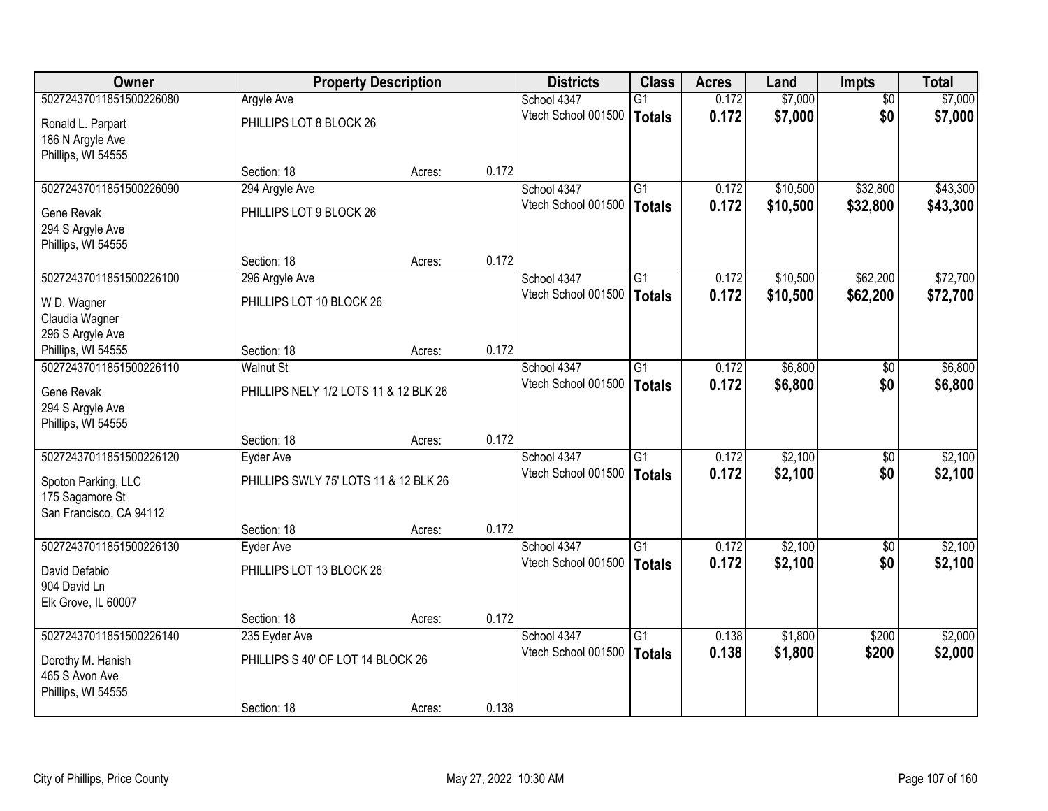| Owner | Property Description | | | Districts | Class | Acres | Land | Impts | Total |
|---|---|---|---|---|---|---|---|---|---|
| 50272437011851500226080 | Argyle Ave | | | School 4347 | G1 | 0.172 | $7,000 | $0 | $7,000 |
| Ronald L. Parpart<br>186 N Argyle Ave<br>Phillips, WI 54555 | PHILLIPS LOT 8 BLOCK 26 | | | Vtech School 001500 | **Totals** | **0.172** | **$7,000** | **$0** | **$7,000** |
| | Section: 18 | Acres: | 0.172 | | | | | | |
| 50272437011851500226090 | 294 Argyle Ave | | | School 4347 | G1 | 0.172 | $10,500 | $32,800 | $43,300 |
| Gene Revak<br>294 S Argyle Ave<br>Phillips, WI 54555 | PHILLIPS LOT 9 BLOCK 26 | | | Vtech School 001500 | **Totals** | **0.172** | **$10,500** | **$32,800** | **$43,300** |
| | Section: 18 | Acres: | 0.172 | | | | | | |
| 50272437011851500226100 | 296 Argyle Ave | | | School 4347 | G1 | 0.172 | $10,500 | $62,200 | $72,700 |
| W D. Wagner<br>Claudia Wagner<br>296 S Argyle Ave<br>Phillips, WI 54555 | PHILLIPS LOT 10 BLOCK 26 | | | Vtech School 001500 | **Totals** | **0.172** | **$10,500** | **$62,200** | **$72,700** |
| | Section: 18 | Acres: | 0.172 | | | | | | |
| 50272437011851500226110 | Walnut St | | | School 4347 | G1 | 0.172 | $6,800 | $0 | $6,800 |
| Gene Revak<br>294 S Argyle Ave<br>Phillips, WI 54555 | PHILLIPS NELY 1/2 LOTS 11 & 12 BLK 26 | | | Vtech School 001500 | **Totals** | **0.172** | **$6,800** | **$0** | **$6,800** |
| | Section: 18 | Acres: | 0.172 | | | | | | |
| 50272437011851500226120 | Eyder Ave | | | School 4347 | G1 | 0.172 | $2,100 | $0 | $2,100 |
| Spoton Parking, LLC<br>175 Sagamore St<br>San Francisco, CA 94112 | PHILLIPS SWLY 75' LOTS 11 & 12 BLK 26 | | | Vtech School 001500 | **Totals** | **0.172** | **$2,100** | **$0** | **$2,100** |
| | Section: 18 | Acres: | 0.172 | | | | | | |
| 50272437011851500226130 | Eyder Ave | | | School 4347 | G1 | 0.172 | $2,100 | $0 | $2,100 |
| David Defabio<br>904 David Ln<br>Elk Grove, IL 60007 | PHILLIPS LOT 13 BLOCK 26 | | | Vtech School 001500 | **Totals** | **0.172** | **$2,100** | **$0** | **$2,100** |
| | Section: 18 | Acres: | 0.172 | | | | | | |
| 50272437011851500226140 | 235 Eyder Ave | | | School 4347 | G1 | 0.138 | $1,800 | $200 | $2,000 |
| Dorothy M. Hanish<br>465 S Avon Ave<br>Phillips, WI 54555 | PHILLIPS S 40' OF LOT 14 BLOCK 26 | | | Vtech School 001500 | **Totals** | **0.138** | **$1,800** | **$200** | **$2,000** |
| | Section: 18 | Acres: | 0.138 | | | | | | |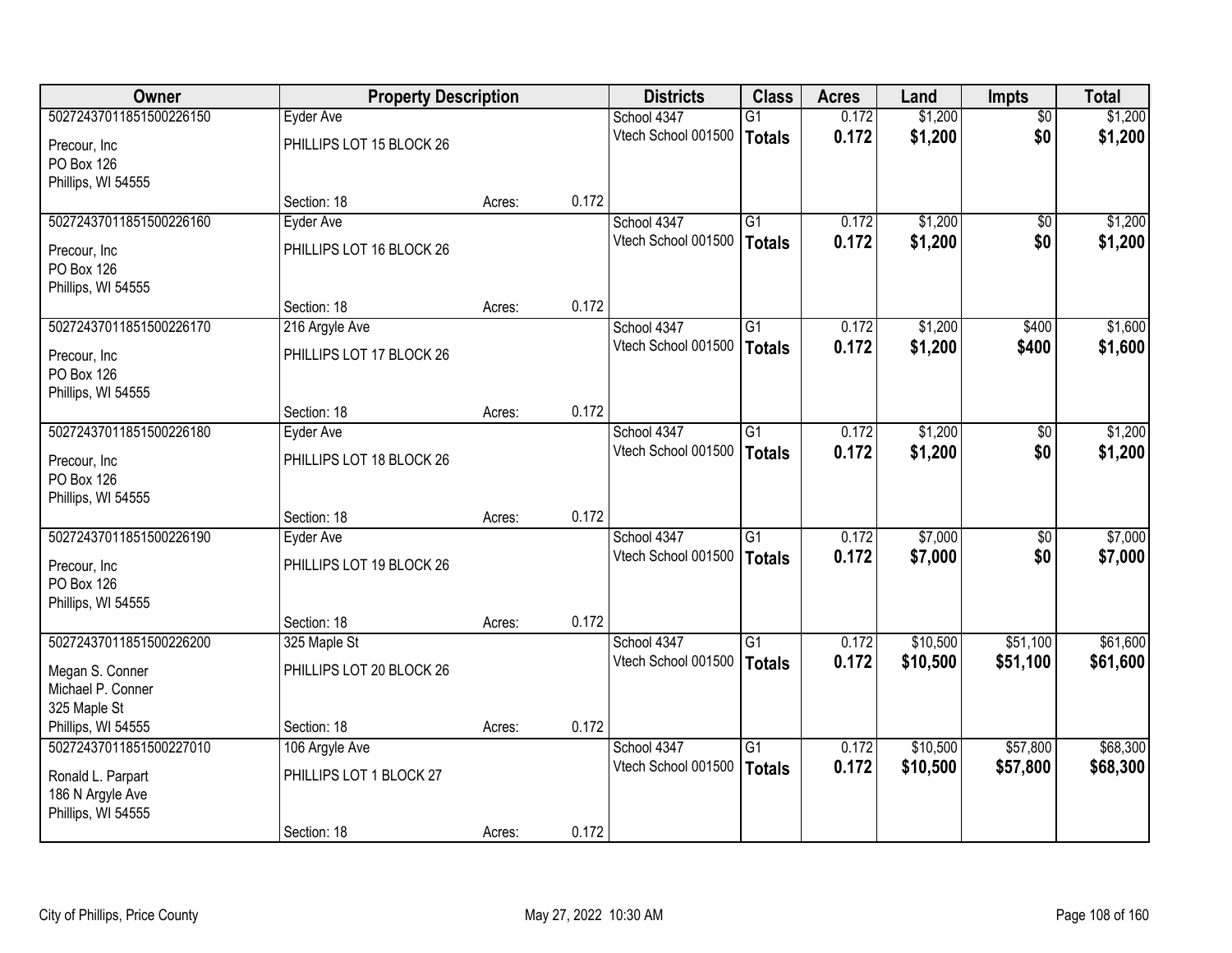| Owner | Property Description | | | Districts | Class | Acres | Land | Impts | Total |
|---|---|---|---|---|---|---|---|---|---|
| 50272437011851500226150 | Eyder Ave | | | School 4347 | G1 | 0.172 | $1,200 | $0 | $1,200 |
| Precour, Inc<br>PO Box 126<br>Phillips, WI 54555 | PHILLIPS LOT 15 BLOCK 26 | | | Vtech School 001500 | **Totals** | **0.172** | **$1,200** | **$0** | **$1,200** |
| | Section: 18 | Acres: | 0.172 | | | | | | |
| 50272437011851500226160 | Eyder Ave | | | School 4347 | G1 | 0.172 | $1,200 | $0 | $1,200 |
| Precour, Inc<br>PO Box 126<br>Phillips, WI 54555 | PHILLIPS LOT 16 BLOCK 26 | | | Vtech School 001500 | **Totals** | **0.172** | **$1,200** | **$0** | **$1,200** |
| | Section: 18 | Acres: | 0.172 | | | | | | |
| 50272437011851500226170 | 216 Argyle Ave | | | School 4347 | G1 | 0.172 | $1,200 | $400 | $1,600 |
| Precour, Inc<br>PO Box 126<br>Phillips, WI 54555 | PHILLIPS LOT 17 BLOCK 26 | | | Vtech School 001500 | **Totals** | **0.172** | **$1,200** | **$400** | **$1,600** |
| | Section: 18 | Acres: | 0.172 | | | | | | |
| 50272437011851500226180 | Eyder Ave | | | School 4347 | G1 | 0.172 | $1,200 | $0 | $1,200 |
| Precour, Inc<br>PO Box 126<br>Phillips, WI 54555 | PHILLIPS LOT 18 BLOCK 26 | | | Vtech School 001500 | **Totals** | **0.172** | **$1,200** | **$0** | **$1,200** |
| | Section: 18 | Acres: | 0.172 | | | | | | |
| 50272437011851500226190 | Eyder Ave | | | School 4347 | G1 | 0.172 | $7,000 | $0 | $7,000 |
| Precour, Inc<br>PO Box 126<br>Phillips, WI 54555 | PHILLIPS LOT 19 BLOCK 26 | | | Vtech School 001500 | **Totals** | **0.172** | **$7,000** | **$0** | **$7,000** |
| | Section: 18 | Acres: | 0.172 | | | | | | |
| 50272437011851500226200 | 325 Maple St | | | School 4347 | G1 | 0.172 | $10,500 | $51,100 | $61,600 |
| Megan S. Conner<br>Michael P. Conner<br>325 Maple St<br>Phillips, WI 54555 | PHILLIPS LOT 20 BLOCK 26 | | | Vtech School 001500 | **Totals** | **0.172** | **$10,500** | **$51,100** | **$61,600** |
| | Section: 18 | Acres: | 0.172 | | | | | | |
| 50272437011851500227010 | 106 Argyle Ave | | | School 4347 | G1 | 0.172 | $10,500 | $57,800 | $68,300 |
| Ronald L. Parpart<br>186 N Argyle Ave<br>Phillips, WI 54555 | PHILLIPS LOT 1 BLOCK 27 | | | Vtech School 001500 | **Totals** | **0.172** | **$10,500** | **$57,800** | **$68,300** |
| | Section: 18 | Acres: | 0.172 | | | | | | |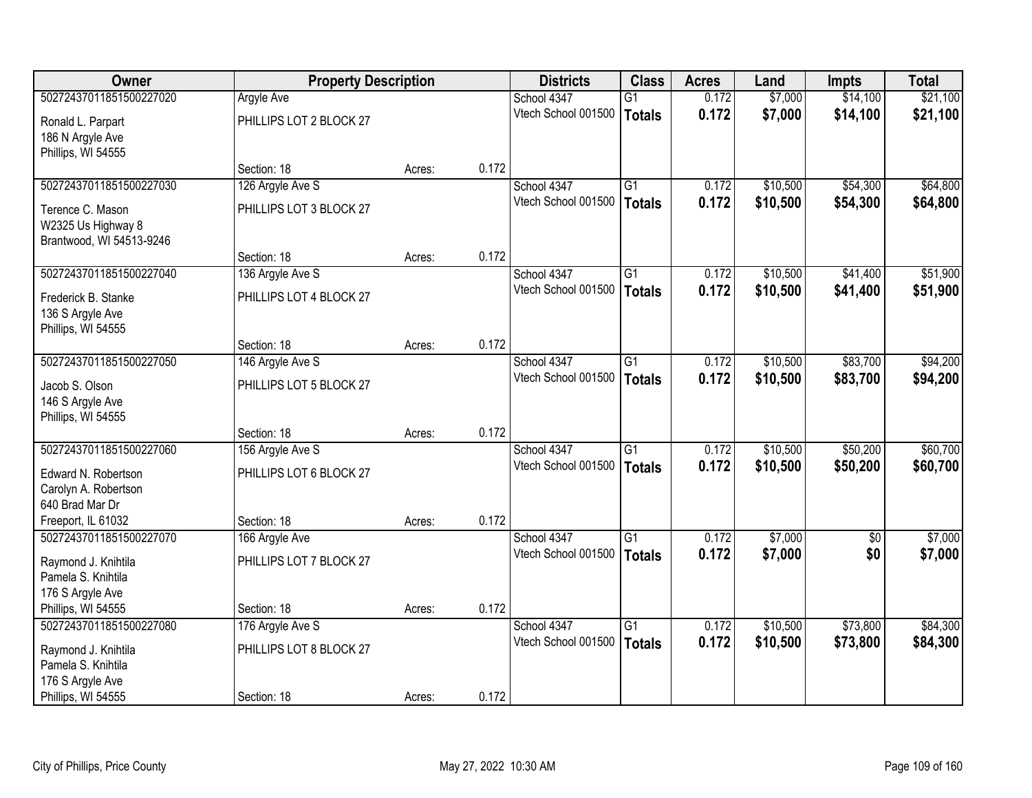| Owner | Property Description | | | Districts | Class | Acres | Land | Impts | Total |
|---|---|---|---|---|---|---|---|---|---|
| 50272437011851500227020 | Argyle Ave | | | School 4347 | G1 | 0.172 | $7,000 | $14,100 | $21,100 |
| Ronald L. Parpart<br>186 N Argyle Ave<br>Phillips, WI 54555 | PHILLIPS LOT 2 BLOCK 27 | | | Vtech School 001500 | **Totals** | **0.172** | **$7,000** | **$14,100** | **$21,100** |
| | Section: 18 | Acres: | 0.172 | | | | | | |
| 50272437011851500227030 | 126 Argyle Ave S | | | School 4347 | G1 | 0.172 | $10,500 | $54,300 | $64,800 |
| Terence C. Mason<br>W2325 Us Highway 8<br>Brantwood, WI 54513-9246 | PHILLIPS LOT 3 BLOCK 27 | | | Vtech School 001500 | **Totals** | **0.172** | **$10,500** | **$54,300** | **$64,800** |
| | Section: 18 | Acres: | 0.172 | | | | | | |
| 50272437011851500227040 | 136 Argyle Ave S | | | School 4347 | G1 | 0.172 | $10,500 | $41,400 | $51,900 |
| Frederick B. Stanke<br>136 S Argyle Ave<br>Phillips, WI 54555 | PHILLIPS LOT 4 BLOCK 27 | | | Vtech School 001500 | **Totals** | **0.172** | **$10,500** | **$41,400** | **$51,900** |
| | Section: 18 | Acres: | 0.172 | | | | | | |
| 50272437011851500227050 | 146 Argyle Ave S | | | School 4347 | G1 | 0.172 | $10,500 | $83,700 | $94,200 |
| Jacob S. Olson<br>146 S Argyle Ave<br>Phillips, WI 54555 | PHILLIPS LOT 5 BLOCK 27 | | | Vtech School 001500 | **Totals** | **0.172** | **$10,500** | **$83,700** | **$94,200** |
| | Section: 18 | Acres: | 0.172 | | | | | | |
| 50272437011851500227060 | 156 Argyle Ave S | | | School 4347 | G1 | 0.172 | $10,500 | $50,200 | $60,700 |
| Edward N. Robertson<br>Carolyn A. Robertson<br>640 Brad Mar Dr<br>Freeport, IL 61032 | PHILLIPS LOT 6 BLOCK 27 | | | Vtech School 001500 | **Totals** | **0.172** | **$10,500** | **$50,200** | **$60,700** |
| | Section: 18 | Acres: | 0.172 | | | | | | |
| 50272437011851500227070 | 166 Argyle Ave | | | School 4347 | G1 | 0.172 | $7,000 | $0 | $7,000 |
| Raymond J. Knihtila<br>Pamela S. Knihtila<br>176 S Argyle Ave<br>Phillips, WI 54555 | PHILLIPS LOT 7 BLOCK 27 | | | Vtech School 001500 | **Totals** | **0.172** | **$7,000** | **$0** | **$7,000** |
| | Section: 18 | Acres: | 0.172 | | | | | | |
| 50272437011851500227080 | 176 Argyle Ave S | | | School 4347 | G1 | 0.172 | $10,500 | $73,800 | $84,300 |
| Raymond J. Knihtila<br>Pamela S. Knihtila<br>176 S Argyle Ave<br>Phillips, WI 54555 | PHILLIPS LOT 8 BLOCK 27 | | | Vtech School 001500 | **Totals** | **0.172** | **$10,500** | **$73,800** | **$84,300** |
| | Section: 18 | Acres: | 0.172 | | | | | | |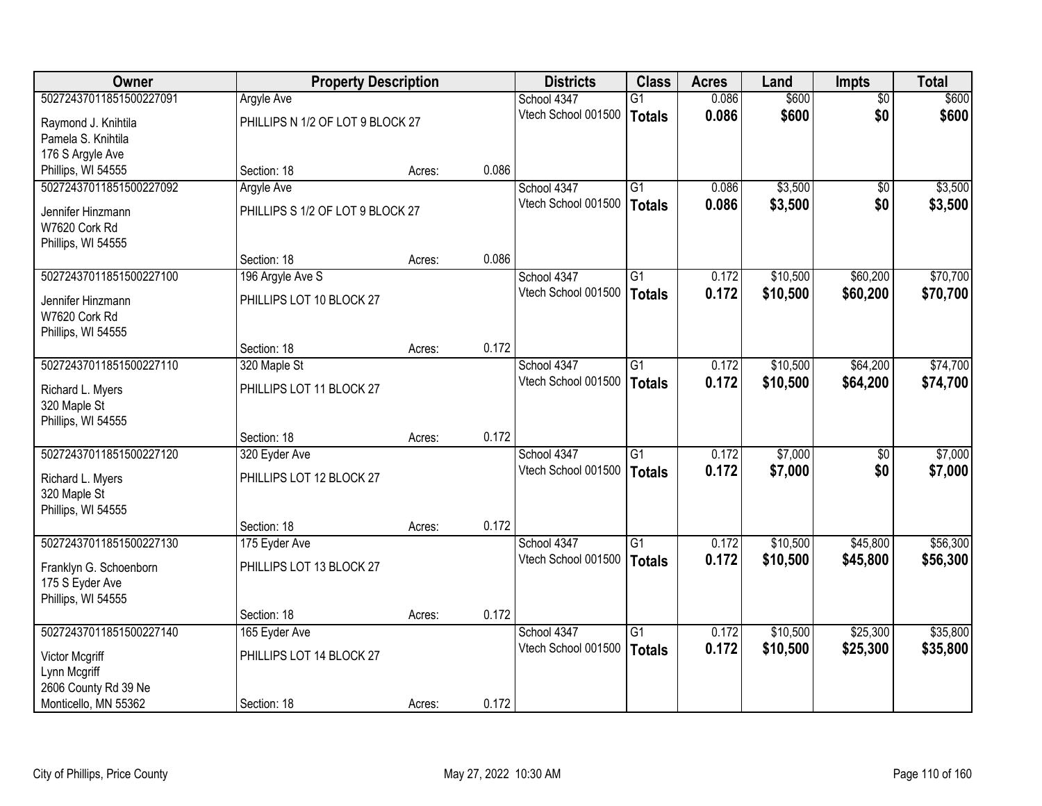| Owner | Property Description | | | Districts | Class | Acres | Land | Impts | Total |
|---|---|---|---|---|---|---|---|---|---|
| 50272437011851500227091 | Argyle Ave | | | School 4347 | G1 | 0.086 | $600 | $0 | $600 |
| Raymond J. Knihtila<br>Pamela S. Knihtila<br>176 S Argyle Ave<br>Phillips, WI 54555 | PHILLIPS N 1/2 OF LOT 9 BLOCK 27 | | | Vtech School 001500 | **Totals** | **0.086** | **$600** | **$0** | **$600** |
| | Section: 18 | Acres: | 0.086 | | | | | | |
| 50272437011851500227092 | Argyle Ave | | | School 4347 | G1 | 0.086 | $3,500 | $0 | $3,500 |
| Jennifer Hinzmann<br>W7620 Cork Rd<br>Phillips, WI 54555 | PHILLIPS S 1/2 OF LOT 9 BLOCK 27 | | | Vtech School 001500 | **Totals** | **0.086** | **$3,500** | **$0** | **$3,500** |
| | Section: 18 | Acres: | 0.086 | | | | | | |
| 50272437011851500227100 | 196 Argyle Ave S | | | School 4347 | G1 | 0.172 | $10,500 | $60,200 | $70,700 |
| Jennifer Hinzmann<br>W7620 Cork Rd<br>Phillips, WI 54555 | PHILLIPS LOT 10 BLOCK 27 | | | Vtech School 001500 | **Totals** | **0.172** | **$10,500** | **$60,200** | **$70,700** |
| | Section: 18 | Acres: | 0.172 | | | | | | |
| 50272437011851500227110 | 320 Maple St | | | School 4347 | G1 | 0.172 | $10,500 | $64,200 | $74,700 |
| Richard L. Myers<br>320 Maple St<br>Phillips, WI 54555 | PHILLIPS LOT 11 BLOCK 27 | | | Vtech School 001500 | **Totals** | **0.172** | **$10,500** | **$64,200** | **$74,700** |
| | Section: 18 | Acres: | 0.172 | | | | | | |
| 50272437011851500227120 | 320 Eyder Ave | | | School 4347 | G1 | 0.172 | $7,000 | $0 | $7,000 |
| Richard L. Myers<br>320 Maple St<br>Phillips, WI 54555 | PHILLIPS LOT 12 BLOCK 27 | | | Vtech School 001500 | **Totals** | **0.172** | **$7,000** | **$0** | **$7,000** |
| | Section: 18 | Acres: | 0.172 | | | | | | |
| 50272437011851500227130 | 175 Eyder Ave | | | School 4347 | G1 | 0.172 | $10,500 | $45,800 | $56,300 |
| Franklyn G. Schoenborn<br>175 S Eyder Ave<br>Phillips, WI 54555 | PHILLIPS LOT 13 BLOCK 27 | | | Vtech School 001500 | **Totals** | **0.172** | **$10,500** | **$45,800** | **$56,300** |
| | Section: 18 | Acres: | 0.172 | | | | | | |
| 50272437011851500227140 | 165 Eyder Ave | | | School 4347 | G1 | 0.172 | $10,500 | $25,300 | $35,800 |
| Victor Mcgriff<br>Lynn Mcgriff<br>2606 County Rd 39 Ne<br>Monticello, MN 55362 | PHILLIPS LOT 14 BLOCK 27 | | | Vtech School 001500 | **Totals** | **0.172** | **$10,500** | **$25,300** | **$35,800** |
| | Section: 18 | Acres: | 0.172 | | | | | | |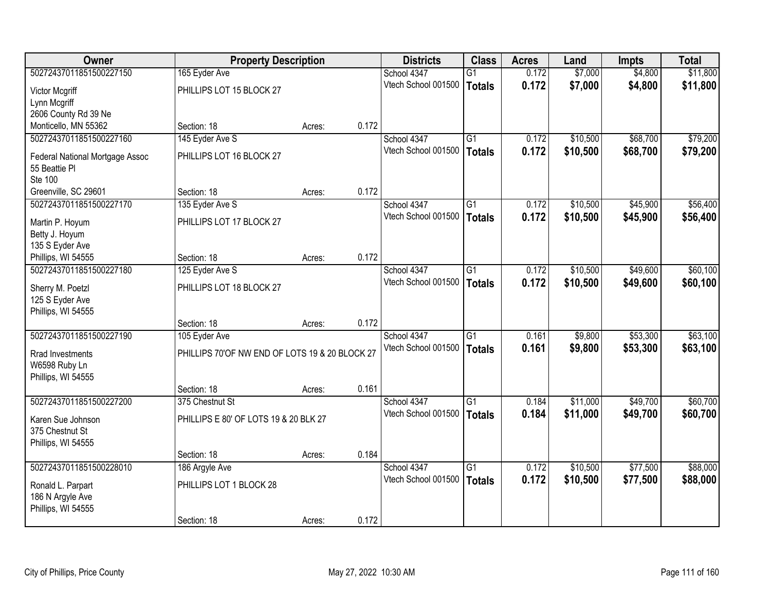| Owner | Property Description | | | Districts | Class | Acres | Land | Impts | Total |
|---|---|---|---|---|---|---|---|---|---|
| 50272437011851500227150 | 165 Eyder Ave | | | School 4347 | G1 | 0.172 | $7,000 | $4,800 | $11,800 |
| Victor Mcgriff<br>Lynn Mcgriff<br>2606 County Rd 39 Ne<br>Monticello, MN 55362 | PHILLIPS LOT 15 BLOCK 27 | | | Vtech School 001500 | **Totals** | **0.172** | **$7,000** | **$4,800** | **$11,800** |
| | Section: 18 | Acres: | 0.172 | | | | | | |
| 50272437011851500227160 | 145 Eyder Ave S | | | School 4347 | G1 | 0.172 | $10,500 | $68,700 | $79,200 |
| Federal National Mortgage Assoc<br>55 Beattie Pl<br>Ste 100<br>Greenville, SC 29601 | PHILLIPS LOT 16 BLOCK 27 | | | Vtech School 001500 | **Totals** | **0.172** | **$10,500** | **$68,700** | **$79,200** |
| | Section: 18 | Acres: | 0.172 | | | | | | |
| 50272437011851500227170 | 135 Eyder Ave S | | | School 4347 | G1 | 0.172 | $10,500 | $45,900 | $56,400 |
| Martin P. Hoyum<br>Betty J. Hoyum<br>135 S Eyder Ave<br>Phillips, WI 54555 | PHILLIPS LOT 17 BLOCK 27 | | | Vtech School 001500 | **Totals** | **0.172** | **$10,500** | **$45,900** | **$56,400** |
| | Section: 18 | Acres: | 0.172 | | | | | | |
| 50272437011851500227180 | 125 Eyder Ave S | | | School 4347 | G1 | 0.172 | $10,500 | $49,600 | $60,100 |
| Sherry M. Poetzl<br>125 S Eyder Ave<br>Phillips, WI 54555 | PHILLIPS LOT 18 BLOCK 27 | | | Vtech School 001500 | **Totals** | **0.172** | **$10,500** | **$49,600** | **$60,100** |
| | Section: 18 | Acres: | 0.172 | | | | | | |
| 50272437011851500227190 | 105 Eyder Ave | | | School 4347 | G1 | 0.161 | $9,800 | $53,300 | $63,100 |
| Rrad Investments<br>W6598 Ruby Ln<br>Phillips, WI 54555 | PHILLIPS 70'OF NW END OF LOTS 19 & 20 BLOCK 27 | | | Vtech School 001500 | **Totals** | **0.161** | **$9,800** | **$53,300** | **$63,100** |
| | Section: 18 | Acres: | 0.161 | | | | | | |
| 50272437011851500227200 | 375 Chestnut St | | | School 4347 | G1 | 0.184 | $11,000 | $49,700 | $60,700 |
| Karen Sue Johnson<br>375 Chestnut St<br>Phillips, WI 54555 | PHILLIPS E 80' OF LOTS 19 & 20 BLK 27 | | | Vtech School 001500 | **Totals** | **0.184** | **$11,000** | **$49,700** | **$60,700** |
| | Section: 18 | Acres: | 0.184 | | | | | | |
| 50272437011851500228010 | 186 Argyle Ave | | | School 4347 | G1 | 0.172 | $10,500 | $77,500 | $88,000 |
| Ronald L. Parpart<br>186 N Argyle Ave<br>Phillips, WI 54555 | PHILLIPS LOT 1 BLOCK 28 | | | Vtech School 001500 | **Totals** | **0.172** | **$10,500** | **$77,500** | **$88,000** |
| | Section: 18 | Acres: | 0.172 | | | | | | |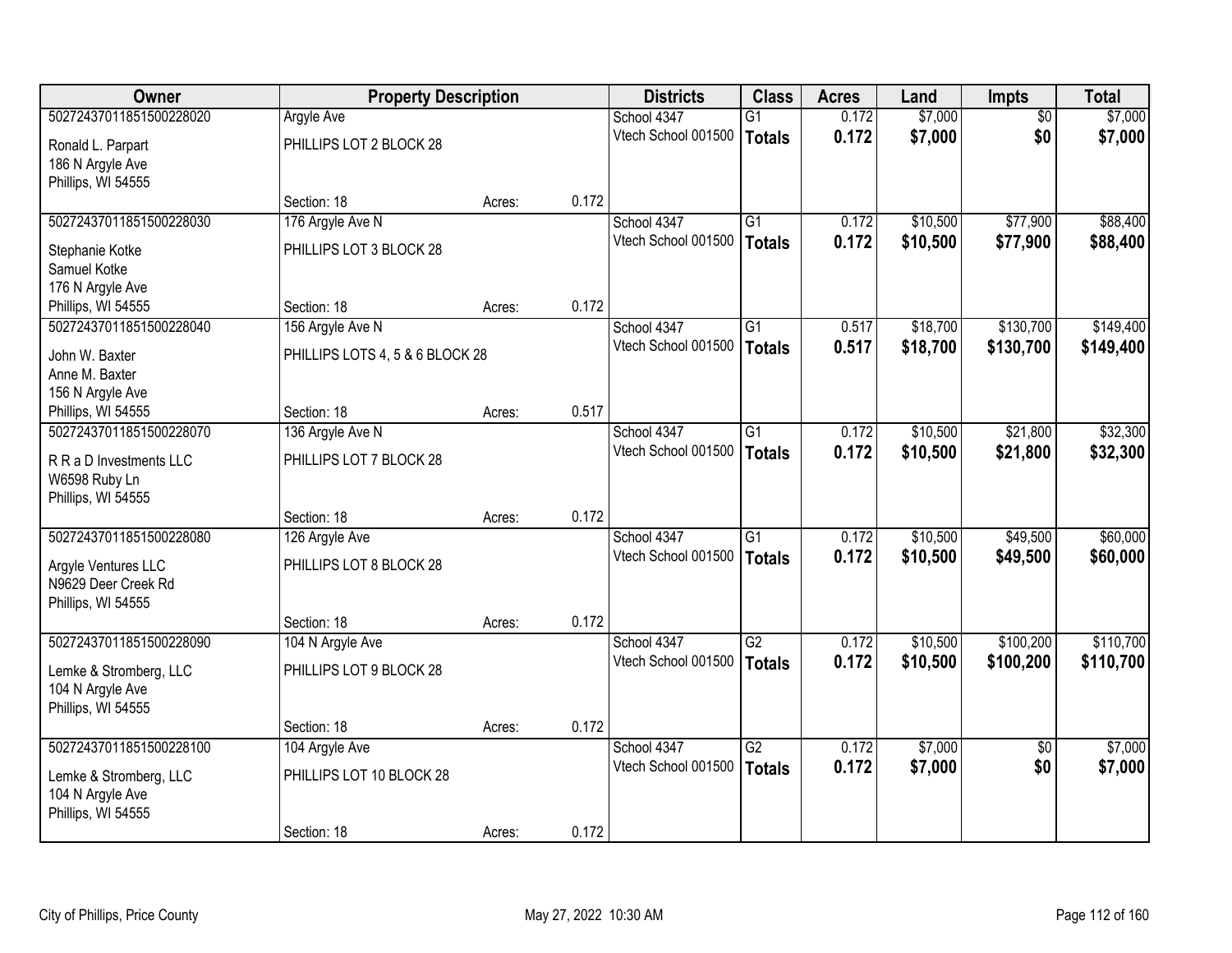| Owner | Property Description | | | Districts | Class | Acres | Land | Impts | Total |
|---|---|---|---|---|---|---|---|---|---|
| 50272437011851500228020 | Argyle Ave | | | School 4347 | G1 | 0.172 | $7,000 | $0 | $7,000 |
| Ronald L. Parpart<br>186 N Argyle Ave<br>Phillips, WI 54555 | PHILLIPS LOT 2 BLOCK 28 | | | Vtech School 001500 | **Totals** | **0.172** | **$7,000** | **$0** | **$7,000** |
| | Section: 18 | Acres: | 0.172 | | | | | | |
| 50272437011851500228030 | 176 Argyle Ave N | | | School 4347 | G1 | 0.172 | $10,500 | $77,900 | $88,400 |
| Stephanie Kotke<br>Samuel Kotke<br>176 N Argyle Ave<br>Phillips, WI 54555 | PHILLIPS LOT 3 BLOCK 28 | | | Vtech School 001500 | **Totals** | **0.172** | **$10,500** | **$77,900** | **$88,400** |
| | Section: 18 | Acres: | 0.172 | | | | | | |
| 50272437011851500228040 | 156 Argyle Ave N | | | School 4347 | G1 | 0.517 | $18,700 | $130,700 | $149,400 |
| John W. Baxter<br>Anne M. Baxter<br>156 N Argyle Ave<br>Phillips, WI 54555 | PHILLIPS LOTS 4, 5 & 6 BLOCK 28 | | | Vtech School 001500 | **Totals** | **0.517** | **$18,700** | **$130,700** | **$149,400** |
| | Section: 18 | Acres: | 0.517 | | | | | | |
| 50272437011851500228070 | 136 Argyle Ave N | | | School 4347 | G1 | 0.172 | $10,500 | $21,800 | $32,300 |
| R R a D Investments LLC<br>W6598 Ruby Ln<br>Phillips, WI 54555 | PHILLIPS LOT 7 BLOCK 28 | | | Vtech School 001500 | **Totals** | **0.172** | **$10,500** | **$21,800** | **$32,300** |
| | Section: 18 | Acres: | 0.172 | | | | | | |
| 50272437011851500228080 | 126 Argyle Ave | | | School 4347 | G1 | 0.172 | $10,500 | $49,500 | $60,000 |
| Argyle Ventures LLC<br>N9629 Deer Creek Rd<br>Phillips, WI 54555 | PHILLIPS LOT 8 BLOCK 28 | | | Vtech School 001500 | **Totals** | **0.172** | **$10,500** | **$49,500** | **$60,000** |
| | Section: 18 | Acres: | 0.172 | | | | | | |
| 50272437011851500228090 | 104 N Argyle Ave | | | School 4347 | G2 | 0.172 | $10,500 | $100,200 | $110,700 |
| Lemke & Stromberg, LLC<br>104 N Argyle Ave<br>Phillips, WI 54555 | PHILLIPS LOT 9 BLOCK 28 | | | Vtech School 001500 | **Totals** | **0.172** | **$10,500** | **$100,200** | **$110,700** |
| | Section: 18 | Acres: | 0.172 | | | | | | |
| 50272437011851500228100 | 104 Argyle Ave | | | School 4347 | G2 | 0.172 | $7,000 | $0 | $7,000 |
| Lemke & Stromberg, LLC<br>104 N Argyle Ave<br>Phillips, WI 54555 | PHILLIPS LOT 10 BLOCK 28 | | | Vtech School 001500 | **Totals** | **0.172** | **$7,000** | **$0** | **$7,000** |
| | Section: 18 | Acres: | 0.172 | | | | | | |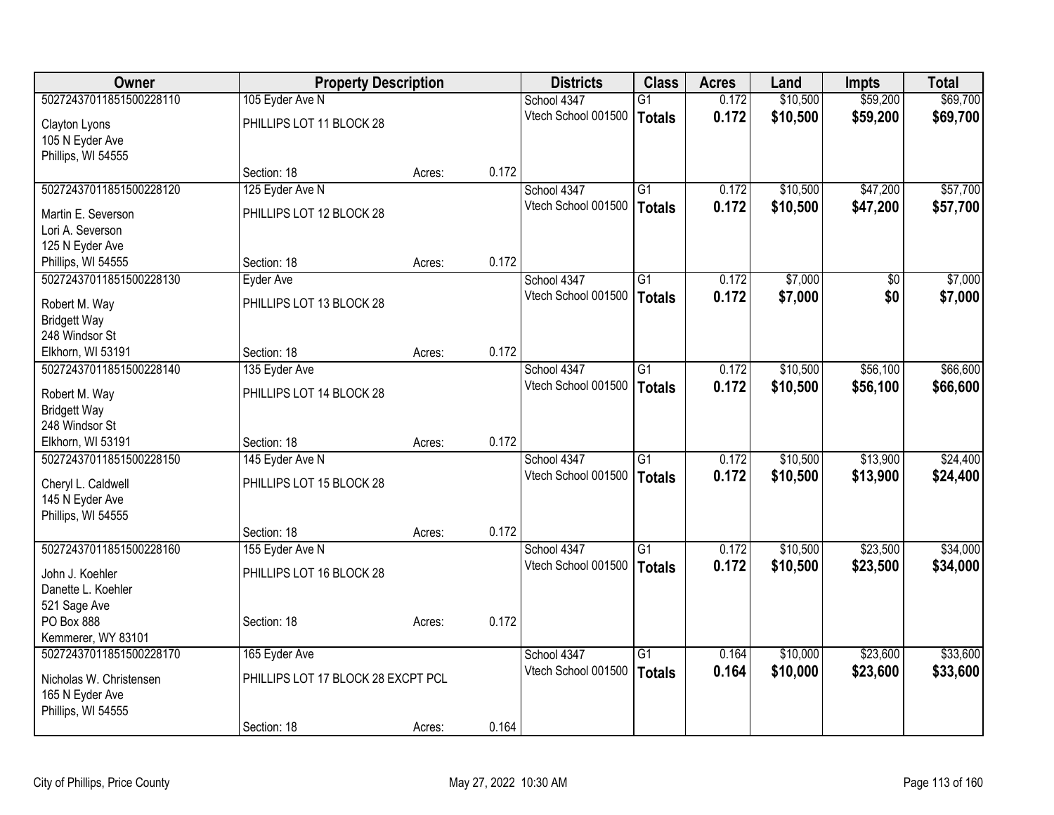| Owner | Property Description | | | Districts | Class | Acres | Land | Impts | Total |
|---|---|---|---|---|---|---|---|---|---|
| 50272437011851500228110 | 105 Eyder Ave N | | | School 4347 | G1 | 0.172 | $10,500 | $59,200 | $69,700 |
| Clayton Lyons<br>105 N Eyder Ave<br>Phillips, WI 54555 | PHILLIPS LOT 11 BLOCK 28 | | | Vtech School 001500 | **Totals** | **0.172** | **$10,500** | **$59,200** | **$69,700** |
| | Section: 18 | Acres: | 0.172 | | | | | | |
| 50272437011851500228120 | 125 Eyder Ave N | | | School 4347 | G1 | 0.172 | $10,500 | $47,200 | $57,700 |
| Martin E. Severson<br>Lori A. Severson<br>125 N Eyder Ave<br>Phillips, WI 54555 | PHILLIPS LOT 12 BLOCK 28 | | | Vtech School 001500 | **Totals** | **0.172** | **$10,500** | **$47,200** | **$57,700** |
| | Section: 18 | Acres: | 0.172 | | | | | | |
| 50272437011851500228130 | Eyder Ave | | | School 4347 | G1 | 0.172 | $7,000 | $0 | $7,000 |
| Robert M. Way<br>Bridgett Way<br>248 Windsor St<br>Elkhorn, WI 53191 | PHILLIPS LOT 13 BLOCK 28 | | | Vtech School 001500 | **Totals** | **0.172** | **$7,000** | **$0** | **$7,000** |
| | Section: 18 | Acres: | 0.172 | | | | | | |
| 50272437011851500228140 | 135 Eyder Ave | | | School 4347 | G1 | 0.172 | $10,500 | $56,100 | $66,600 |
| Robert M. Way<br>Bridgett Way<br>248 Windsor St<br>Elkhorn, WI 53191 | PHILLIPS LOT 14 BLOCK 28 | | | Vtech School 001500 | **Totals** | **0.172** | **$10,500** | **$56,100** | **$66,600** |
| | Section: 18 | Acres: | 0.172 | | | | | | |
| 50272437011851500228150 | 145 Eyder Ave N | | | School 4347 | G1 | 0.172 | $10,500 | $13,900 | $24,400 |
| Cheryl L. Caldwell<br>145 N Eyder Ave<br>Phillips, WI 54555 | PHILLIPS LOT 15 BLOCK 28 | | | Vtech School 001500 | **Totals** | **0.172** | **$10,500** | **$13,900** | **$24,400** |
| | Section: 18 | Acres: | 0.172 | | | | | | |
| 50272437011851500228160 | 155 Eyder Ave N | | | School 4347 | G1 | 0.172 | $10,500 | $23,500 | $34,000 |
| John J. Koehler<br>Danette L. Koehler<br>521 Sage Ave<br>PO Box 888<br>Kemmerer, WY 83101 | PHILLIPS LOT 16 BLOCK 28 | | | Vtech School 001500 | **Totals** | **0.172** | **$10,500** | **$23,500** | **$34,000** |
| | Section: 18 | Acres: | 0.172 | | | | | | |
| 50272437011851500228170 | 165 Eyder Ave | | | School 4347 | G1 | 0.164 | $10,000 | $23,600 | $33,600 |
| Nicholas W. Christensen<br>165 N Eyder Ave<br>Phillips, WI 54555 | PHILLIPS LOT 17 BLOCK 28 EXCPT PCL | | | Vtech School 001500 | **Totals** | **0.164** | **$10,000** | **$23,600** | **$33,600** |
| | Section: 18 | Acres: | 0.164 | | | | | | |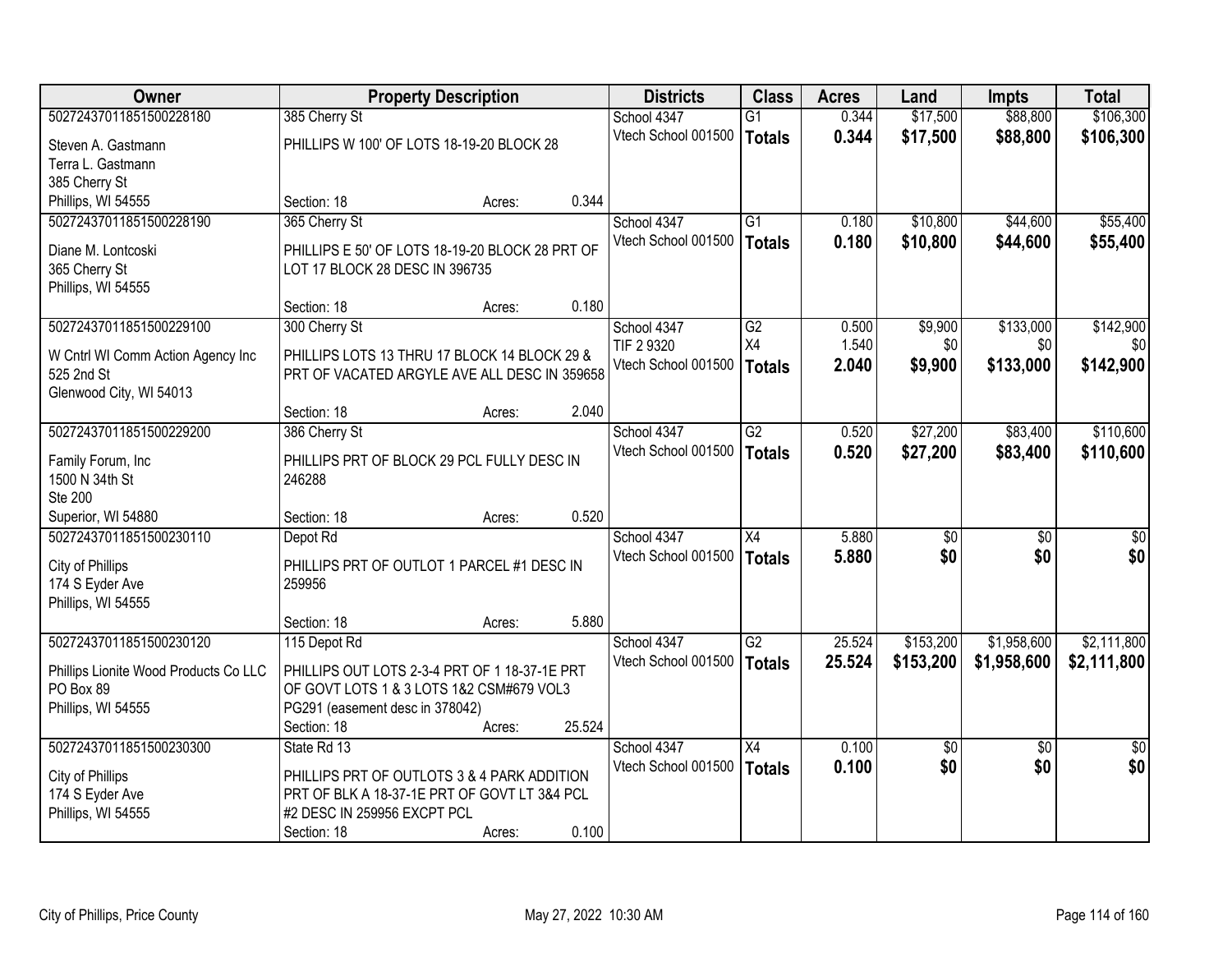| Owner | Property Description | Districts | Class | Acres | Land | Impts | Total |
|---|---|---|---|---|---|---|---|
| 50272437011851500228180<br>Steven A. Gastmann<br>Terra L. Gastmann<br>385 Cherry St<br>Phillips, WI 54555 | 385 Cherry St<br>PHILLIPS W 100' OF LOTS 18-19-20 BLOCK 28<br>Section: 18 Acres: 0.344 | School 4347<br>Vtech School 001500 | G1<br>**Totals** | 0.344<br>**0.344** | $17,500<br>**$17,500** | $88,800<br>**$88,800** | $106,300<br>**$106,300** |
| 50272437011851500228190<br>Diane M. Lontcoski<br>365 Cherry St<br>Phillips, WI 54555 | 365 Cherry St<br>PHILLIPS E 50' OF LOTS 18-19-20 BLOCK 28 PRT OF LOT 17 BLOCK 28 DESC IN 396735<br>Section: 18 Acres: 0.180 | School 4347<br>Vtech School 001500 | G1<br>**Totals** | 0.180<br>**0.180** | $10,800<br>**$10,800** | $44,600<br>**$44,600** | $55,400<br>**$55,400** |
| 50272437011851500229100<br>W Cntrl WI Comm Action Agency Inc<br>525 2nd St<br>Glenwood City, WI 54013 | 300 Cherry St<br>PHILLIPS LOTS 13 THRU 17 BLOCK 14 BLOCK 29 & PRT OF VACATED ARGYLE AVE ALL DESC IN 359658<br>Section: 18 Acres: 2.040 | School 4347<br>TIF 2 9320<br>Vtech School 001500 | G2<br>X4<br>**Totals** | 0.500<br>1.540<br>**2.040** | $9,900<br>$0<br>**$9,900** | $133,000<br>$0<br>**$133,000** | $142,900<br>$0<br>**$142,900** |
| 50272437011851500229200<br>Family Forum, Inc<br>1500 N 34th St<br>Ste 200<br>Superior, WI 54880 | 386 Cherry St<br>PHILLIPS PRT OF BLOCK 29 PCL FULLY DESC IN 246288<br>Section: 18 Acres: 0.520 | School 4347<br>Vtech School 001500 | G2<br>**Totals** | 0.520<br>**0.520** | $27,200<br>**$27,200** | $83,400<br>**$83,400** | $110,600<br>**$110,600** |
| 50272437011851500230110<br>City of Phillips<br>174 S Eyder Ave<br>Phillips, WI 54555 | Depot Rd<br>PHILLIPS PRT OF OUTLOT 1 PARCEL #1 DESC IN 259956<br>Section: 18 Acres: 5.880 | School 4347<br>Vtech School 001500 | X4<br>**Totals** | 5.880<br>**5.880** | $0<br>**$0** | $0<br>**$0** | $0<br>**$0** |
| 50272437011851500230120<br>Phillips Lionite Wood Products Co LLC<br>PO Box 89<br>Phillips, WI 54555 | 115 Depot Rd<br>PHILLIPS OUT LOTS 2-3-4 PRT OF 1 18-37-1E PRT OF GOVT LOTS 1 & 3 LOTS 1&2 CSM#679 VOL3 PG291 (easement desc in 378042)<br>Section: 18 Acres: 25.524 | School 4347<br>Vtech School 001500 | G2<br>**Totals** | 25.524<br>**25.524** | $153,200<br>**$153,200** | $1,958,600<br>**$1,958,600** | $2,111,800<br>**$2,111,800** |
| 50272437011851500230300<br>City of Phillips<br>174 S Eyder Ave<br>Phillips, WI 54555 | State Rd 13<br>PHILLIPS PRT OF OUTLOTS 3 & 4 PARK ADDITION PRT OF BLK A 18-37-1E PRT OF GOVT LT 3&4 PCL #2 DESC IN 259956 EXCPT PCL<br>Section: 18 Acres: 0.100 | School 4347<br>Vtech School 001500 | X4<br>**Totals** | 0.100<br>**0.100** | $0<br>**$0** | $0<br>**$0** | $0<br>**$0** |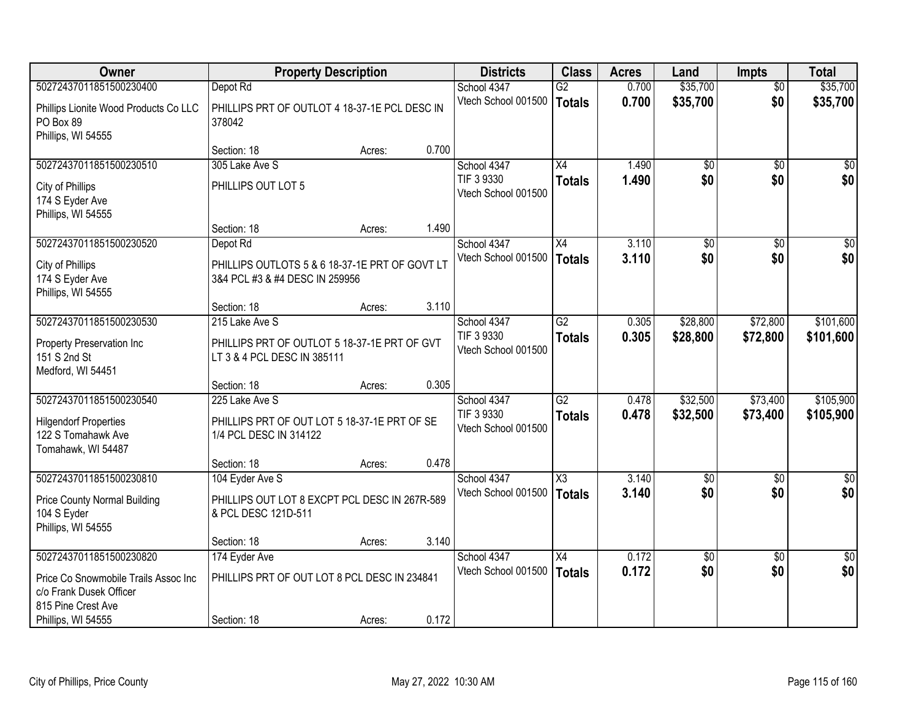| Owner | Property Description | | | Districts | Class | Acres | Land | Impts | Total |
|---|---|---|---|---|---|---|---|---|---|
| 50272437011851500230400 | Depot Rd | | | School 4347 | G2 | 0.700 | $35,700 | $0 | $35,700 |
| Phillips Lionite Wood Products Co LLC<br>PO Box 89<br>Phillips, WI 54555 | PHILLIPS PRT OF OUTLOT 4 18-37-1E PCL DESC IN 378042 | | | Vtech School 001500 | **Totals** | **0.700** | **$35,700** | **$0** | **$35,700** |
| | Section: 18 | Acres: | 0.700 | | | | | | |
| 50272437011851500230510 | 305 Lake Ave S | | | School 4347 | X4 | 1.490 | $0 | $0 | $0 |
| City of Phillips<br>174 S Eyder Ave<br>Phillips, WI 54555 | PHILLIPS OUT LOT 5 | | | TIF 3 9330<br>Vtech School 001500 | **Totals** | **1.490** | **$0** | **$0** | **$0** |
| | Section: 18 | Acres: | 1.490 | | | | | | |
| 50272437011851500230520 | Depot Rd | | | School 4347 | X4 | 3.110 | $0 | $0 | $0 |
| City of Phillips<br>174 S Eyder Ave<br>Phillips, WI 54555 | PHILLIPS OUTLOTS 5 & 6 18-37-1E PRT OF GOVT LT 3&4 PCL #3 & #4 DESC IN 259956 | | | Vtech School 001500 | **Totals** | **3.110** | **$0** | **$0** | **$0** |
| | Section: 18 | Acres: | 3.110 | | | | | | |
| 50272437011851500230530 | 215 Lake Ave S | | | School 4347 | G2 | 0.305 | $28,800 | $72,800 | $101,600 |
| Property Preservation Inc<br>151 S 2nd St<br>Medford, WI 54451 | PHILLIPS PRT OF OUTLOT 5 18-37-1E PRT OF GVT LT 3 & 4 PCL DESC IN 385111 | | | TIF 3 9330<br>Vtech School 001500 | **Totals** | **0.305** | **$28,800** | **$72,800** | **$101,600** |
| | Section: 18 | Acres: | 0.305 | | | | | | |
| 50272437011851500230540 | 225 Lake Ave S | | | School 4347 | G2 | 0.478 | $32,500 | $73,400 | $105,900 |
| Hilgendorf Properties<br>122 S Tomahawk Ave<br>Tomahawk, WI 54487 | PHILLIPS PRT OF OUT LOT 5 18-37-1E PRT OF SE 1/4 PCL DESC IN 314122 | | | TIF 3 9330<br>Vtech School 001500 | **Totals** | **0.478** | **$32,500** | **$73,400** | **$105,900** |
| | Section: 18 | Acres: | 0.478 | | | | | | |
| 50272437011851500230810 | 104 Eyder Ave S | | | School 4347 | X3 | 3.140 | $0 | $0 | $0 |
| Price County Normal Building<br>104 S Eyder<br>Phillips, WI 54555 | PHILLIPS OUT LOT 8 EXCPT PCL DESC IN 267R-589 & PCL DESC 121D-511 | | | Vtech School 001500 | **Totals** | **3.140** | **$0** | **$0** | **$0** |
| | Section: 18 | Acres: | 3.140 | | | | | | |
| 50272437011851500230820 | 174 Eyder Ave | | | School 4347 | X4 | 0.172 | $0 | $0 | $0 |
| Price Co Snowmobile Trails Assoc Inc<br>c/o Frank Dusek Officer<br>815 Pine Crest Ave<br>Phillips, WI 54555 | PHILLIPS PRT OF OUT LOT 8 PCL DESC IN 234841 | | | Vtech School 001500 | **Totals** | **0.172** | **$0** | **$0** | **$0** |
| | Section: 18 | Acres: | 0.172 | | | | | | |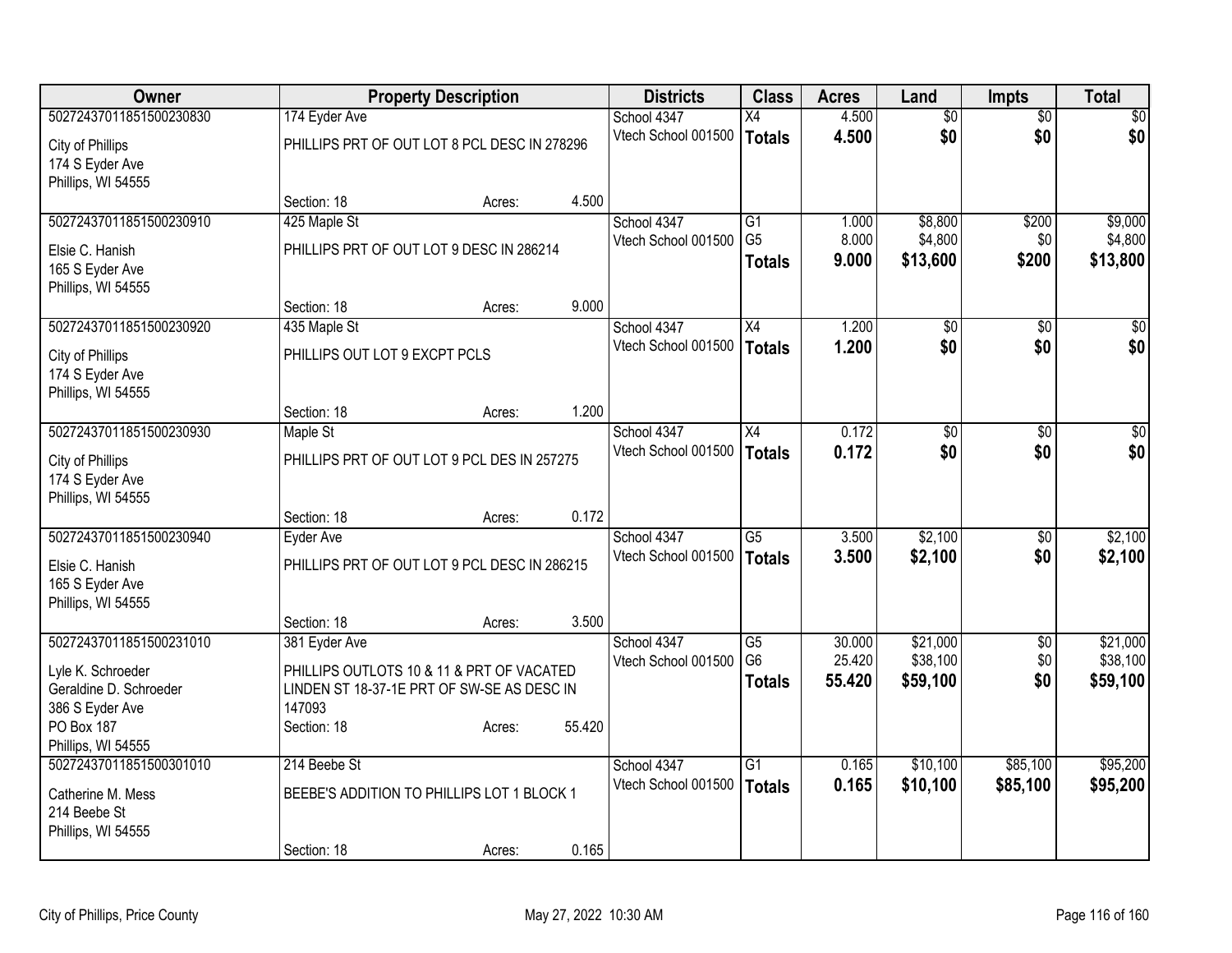| Owner | Property Description | Districts | Class | Acres | Land | Impts | Total |
|---|---|---|---|---|---|---|---|
| 50272437011851500230830<br>City of Phillips<br>174 S Eyder Ave<br>Phillips, WI 54555 | 174 Eyder Ave<br>PHILLIPS PRT OF OUT LOT 8 PCL DESC IN 278296<br>Section: 18 Acres: 4.500 | School 4347<br>Vtech School 001500 | X4<br>**Totals** | 4.500<br>**4.500** | $0<br>**$0** | $0<br>**$0** | $0<br>**$0** |
| 50272437011851500230910<br>Elsie C. Hanish<br>165 S Eyder Ave<br>Phillips, WI 54555 | 425 Maple St<br>PHILLIPS PRT OF OUT LOT 9 DESC IN 286214<br>Section: 18 Acres: 9.000 | School 4347<br>Vtech School 001500 | G1<br>G5<br>**Totals** | 1.000<br>8.000<br>**9.000** | $8,800<br>$4,800<br>**$13,600** | $200<br>$0<br>**$200** | $9,000<br>$4,800<br>**$13,800** |
| 50272437011851500230920<br>City of Phillips<br>174 S Eyder Ave<br>Phillips, WI 54555 | 435 Maple St<br>PHILLIPS OUT LOT 9 EXCPT PCLS<br>Section: 18 Acres: 1.200 | School 4347<br>Vtech School 001500 | X4<br>**Totals** | 1.200<br>**1.200** | $0<br>**$0** | $0<br>**$0** | $0<br>**$0** |
| 50272437011851500230930<br>City of Phillips<br>174 S Eyder Ave<br>Phillips, WI 54555 | Maple St<br>PHILLIPS PRT OF OUT LOT 9 PCL DES IN 257275<br>Section: 18 Acres: 0.172 | School 4347<br>Vtech School 001500 | X4<br>**Totals** | 0.172<br>**0.172** | $0<br>**$0** | $0<br>**$0** | $0<br>**$0** |
| 50272437011851500230940<br>Elsie C. Hanish<br>165 S Eyder Ave<br>Phillips, WI 54555 | Eyder Ave<br>PHILLIPS PRT OF OUT LOT 9 PCL DESC IN 286215<br>Section: 18 Acres: 3.500 | School 4347<br>Vtech School 001500 | G5<br>**Totals** | 3.500<br>**3.500** | $2,100<br>**$2,100** | $0<br>**$0** | $2,100<br>**$2,100** |
| 50272437011851500231010<br>Lyle K. Schroeder<br>Geraldine D. Schroeder<br>386 S Eyder Ave<br>PO Box 187<br>Phillips, WI 54555 | 381 Eyder Ave<br>PHILLIPS OUTLOTS 10 & 11 & PRT OF VACATED LINDEN ST 18-37-1E PRT OF SW-SE AS DESC IN 147093<br>Section: 18 Acres: 55.420 | School 4347<br>Vtech School 001500 | G5<br>G6<br>**Totals** | 30.000<br>25.420<br>**55.420** | $21,000<br>$38,100<br>**$59,100** | $0<br>$0<br>**$0** | $21,000<br>$38,100<br>**$59,100** |
| 50272437011851500301010<br>Catherine M. Mess<br>214 Beebe St<br>Phillips, WI 54555 | 214 Beebe St<br>BEEBE'S ADDITION TO PHILLIPS LOT 1 BLOCK 1<br>Section: 18 Acres: 0.165 | School 4347<br>Vtech School 001500 | G1<br>**Totals** | 0.165<br>**0.165** | $10,100<br>**$10,100** | $85,100<br>**$85,100** | $95,200<br>**$95,200** |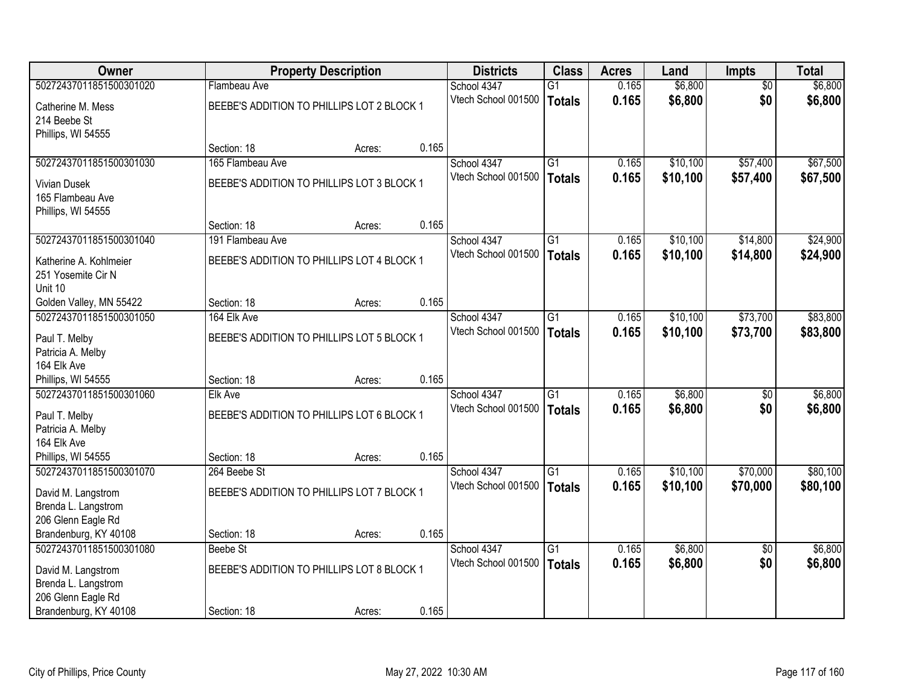| Owner | Property Description | | | Districts | Class | Acres | Land | Impts | Total |
|---|---|---|---|---|---|---|---|---|---|
| 50272437011851500301020 | Flambeau Ave | | | School 4347 | G1 | 0.165 | $6,800 | $0 | $6,800 |
| Catherine M. Mess<br>214 Beebe St<br>Phillips, WI 54555 | BEEBE'S ADDITION TO PHILLIPS LOT 2 BLOCK 1 | | | Vtech School 001500 | **Totals** | **0.165** | **$6,800** | **$0** | **$6,800** |
| | Section: 18 | Acres: | 0.165 | | | | | | |
| 50272437011851500301030 | 165 Flambeau Ave | | | School 4347 | G1 | 0.165 | $10,100 | $57,400 | $67,500 |
| Vivian Dusek<br>165 Flambeau Ave<br>Phillips, WI 54555 | BEEBE'S ADDITION TO PHILLIPS LOT 3 BLOCK 1 | | | Vtech School 001500 | **Totals** | **0.165** | **$10,100** | **$57,400** | **$67,500** |
| | Section: 18 | Acres: | 0.165 | | | | | | |
| 50272437011851500301040 | 191 Flambeau Ave | | | School 4347 | G1 | 0.165 | $10,100 | $14,800 | $24,900 |
| Katherine A. Kohlmeier<br>251 Yosemite Cir N<br>Unit 10<br>Golden Valley, MN 55422 | BEEBE'S ADDITION TO PHILLIPS LOT 4 BLOCK 1 | | | Vtech School 001500 | **Totals** | **0.165** | **$10,100** | **$14,800** | **$24,900** |
| | Section: 18 | Acres: | 0.165 | | | | | | |
| 50272437011851500301050 | 164 Elk Ave | | | School 4347 | G1 | 0.165 | $10,100 | $73,700 | $83,800 |
| Paul T. Melby<br>Patricia A. Melby<br>164 Elk Ave<br>Phillips, WI 54555 | BEEBE'S ADDITION TO PHILLIPS LOT 5 BLOCK 1 | | | Vtech School 001500 | **Totals** | **0.165** | **$10,100** | **$73,700** | **$83,800** |
| | Section: 18 | Acres: | 0.165 | | | | | | |
| 50272437011851500301060 | Elk Ave | | | School 4347 | G1 | 0.165 | $6,800 | $0 | $6,800 |
| Paul T. Melby<br>Patricia A. Melby<br>164 Elk Ave<br>Phillips, WI 54555 | BEEBE'S ADDITION TO PHILLIPS LOT 6 BLOCK 1 | | | Vtech School 001500 | **Totals** | **0.165** | **$6,800** | **$0** | **$6,800** |
| | Section: 18 | Acres: | 0.165 | | | | | | |
| 50272437011851500301070 | 264 Beebe St | | | School 4347 | G1 | 0.165 | $10,100 | $70,000 | $80,100 |
| David M. Langstrom<br>Brenda L. Langstrom<br>206 Glenn Eagle Rd<br>Brandenburg, KY 40108 | BEEBE'S ADDITION TO PHILLIPS LOT 7 BLOCK 1 | | | Vtech School 001500 | **Totals** | **0.165** | **$10,100** | **$70,000** | **$80,100** |
| | Section: 18 | Acres: | 0.165 | | | | | | |
| 50272437011851500301080 | Beebe St | | | School 4347 | G1 | 0.165 | $6,800 | $0 | $6,800 |
| David M. Langstrom<br>Brenda L. Langstrom<br>206 Glenn Eagle Rd<br>Brandenburg, KY 40108 | BEEBE'S ADDITION TO PHILLIPS LOT 8 BLOCK 1 | | | Vtech School 001500 | **Totals** | **0.165** | **$6,800** | **$0** | **$6,800** |
| | Section: 18 | Acres: | 0.165 | | | | | | |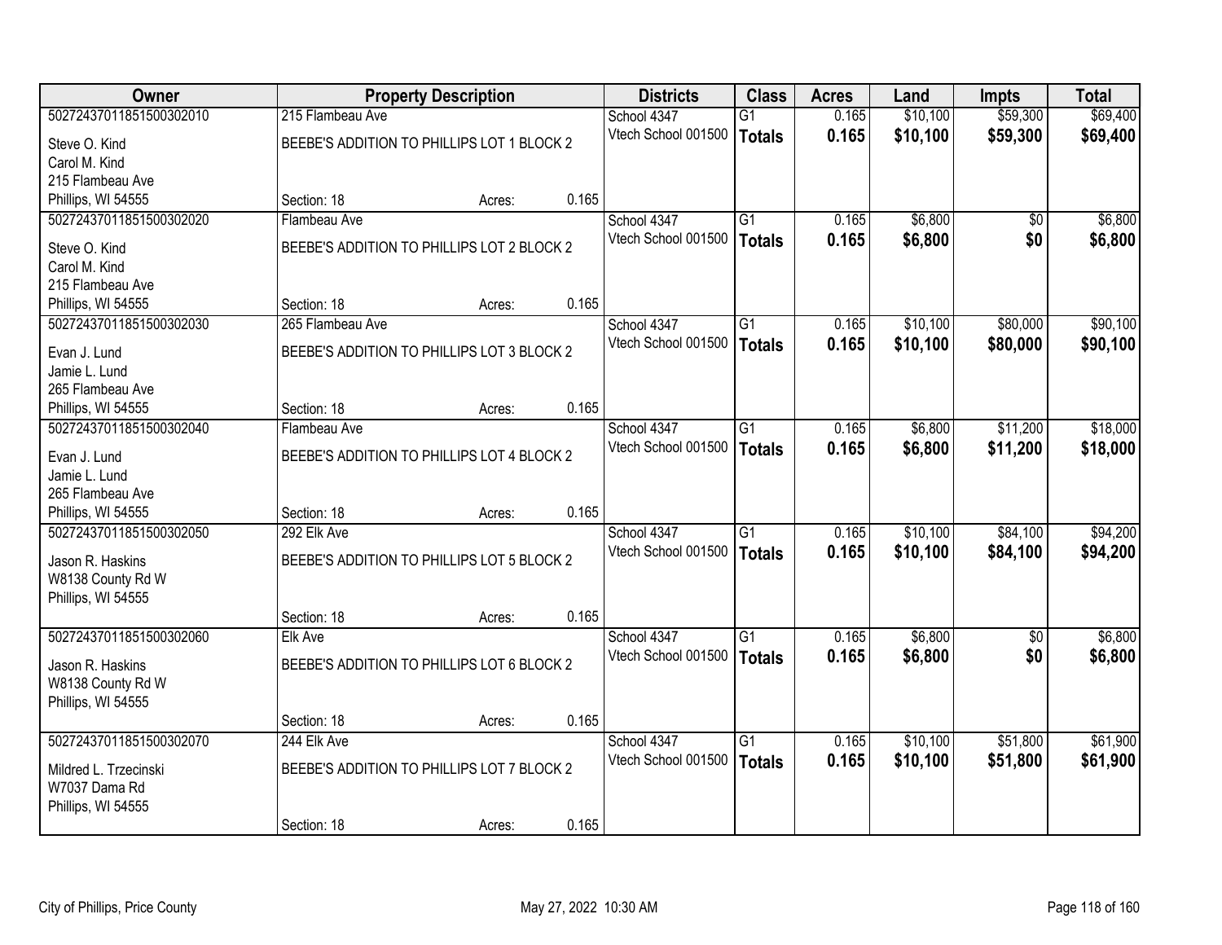| Owner | Property Description | Districts | Class | Acres | Land | Impts | Total |
|---|---|---|---|---|---|---|---|
| 50272437011851500302010<br>Steve O. Kind<br>Carol M. Kind<br>215 Flambeau Ave<br>Phillips, WI 54555 | 215 Flambeau Ave<br>BEEBE'S ADDITION TO PHILLIPS LOT 1 BLOCK 2<br>Section: 18 Acres: 0.165 | School 4347<br>Vtech School 001500 | G1<br>**Totals** | 0.165<br>**0.165** | $10,100<br>**$10,100** | $59,300<br>**$59,300** | $69,400<br>**$69,400** |
| 50272437011851500302020<br>Steve O. Kind<br>Carol M. Kind<br>215 Flambeau Ave<br>Phillips, WI 54555 | Flambeau Ave<br>BEEBE'S ADDITION TO PHILLIPS LOT 2 BLOCK 2<br>Section: 18 Acres: 0.165 | School 4347<br>Vtech School 001500 | G1<br>**Totals** | 0.165<br>**0.165** | $6,800<br>**$6,800** | $0<br>**$0** | $6,800<br>**$6,800** |
| 50272437011851500302030<br>Evan J. Lund<br>Jamie L. Lund<br>265 Flambeau Ave<br>Phillips, WI 54555 | 265 Flambeau Ave<br>BEEBE'S ADDITION TO PHILLIPS LOT 3 BLOCK 2<br>Section: 18 Acres: 0.165 | School 4347<br>Vtech School 001500 | G1<br>**Totals** | 0.165<br>**0.165** | $10,100<br>**$10,100** | $80,000<br>**$80,000** | $90,100<br>**$90,100** |
| 50272437011851500302040<br>Evan J. Lund<br>Jamie L. Lund<br>265 Flambeau Ave<br>Phillips, WI 54555 | Flambeau Ave<br>BEEBE'S ADDITION TO PHILLIPS LOT 4 BLOCK 2<br>Section: 18 Acres: 0.165 | School 4347<br>Vtech School 001500 | G1<br>**Totals** | 0.165<br>**0.165** | $6,800<br>**$6,800** | $11,200<br>**$11,200** | $18,000<br>**$18,000** |
| 50272437011851500302050<br>Jason R. Haskins<br>W8138 County Rd W<br>Phillips, WI 54555 | 292 Elk Ave<br>BEEBE'S ADDITION TO PHILLIPS LOT 5 BLOCK 2<br>Section: 18 Acres: 0.165 | School 4347<br>Vtech School 001500 | G1<br>**Totals** | 0.165<br>**0.165** | $10,100<br>**$10,100** | $84,100<br>**$84,100** | $94,200<br>**$94,200** |
| 50272437011851500302060<br>Jason R. Haskins<br>W8138 County Rd W<br>Phillips, WI 54555 | Elk Ave<br>BEEBE'S ADDITION TO PHILLIPS LOT 6 BLOCK 2<br>Section: 18 Acres: 0.165 | School 4347<br>Vtech School 001500 | G1<br>**Totals** | 0.165<br>**0.165** | $6,800<br>**$6,800** | $0<br>**$0** | $6,800<br>**$6,800** |
| 50272437011851500302070<br>Mildred L. Trzecinski<br>W7037 Dama Rd<br>Phillips, WI 54555 | 244 Elk Ave<br>BEEBE'S ADDITION TO PHILLIPS LOT 7 BLOCK 2<br>Section: 18 Acres: 0.165 | School 4347<br>Vtech School 001500 | G1<br>**Totals** | 0.165<br>**0.165** | $10,100<br>**$10,100** | $51,800<br>**$51,800** | $61,900<br>**$61,900** |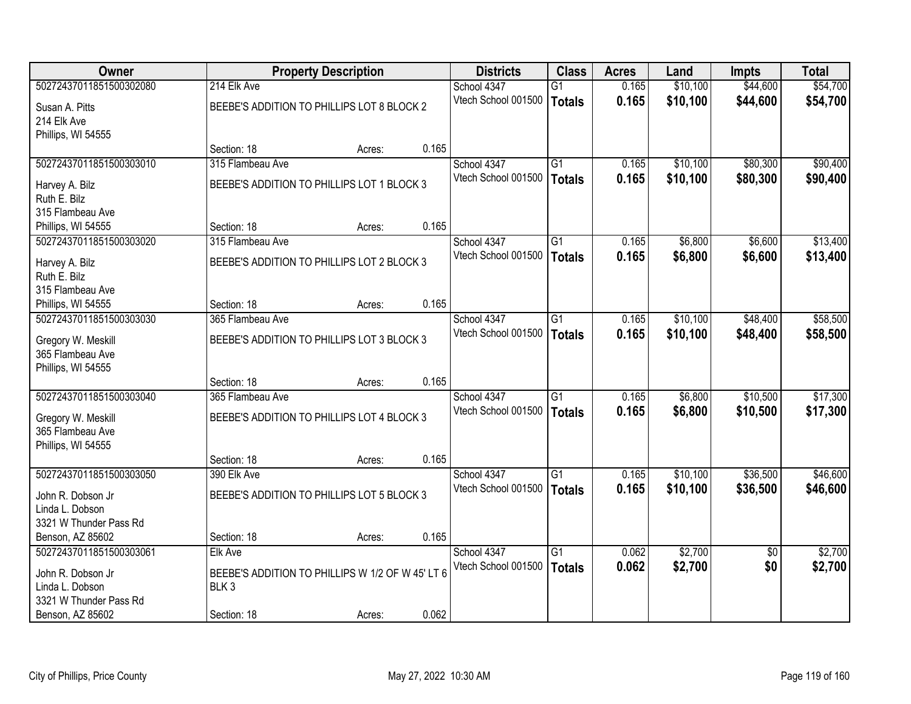| Owner | Property Description | | | Districts | Class | Acres | Land | Impts | Total |
|---|---|---|---|---|---|---|---|---|---|
| 50272437011851500302080 | 214 Elk Ave | | | School 4347 | G1 | 0.165 | $10,100 | $44,600 | $54,700 |
| Susan A. Pitts<br>214 Elk Ave<br>Phillips, WI 54555 | BEEBE'S ADDITION TO PHILLIPS LOT 8 BLOCK 2 | | | Vtech School 001500 | **Totals** | **0.165** | **$10,100** | **$44,600** | **$54,700** |
| | Section: 18 | Acres: | 0.165 | | | | | | |
| 50272437011851500303010 | 315 Flambeau Ave | | | School 4347 | G1 | 0.165 | $10,100 | $80,300 | $90,400 |
| Harvey A. Bilz<br>Ruth E. Bilz<br>315 Flambeau Ave<br>Phillips, WI 54555 | BEEBE'S ADDITION TO PHILLIPS LOT 1 BLOCK 3 | | | Vtech School 001500 | **Totals** | **0.165** | **$10,100** | **$80,300** | **$90,400** |
| | Section: 18 | Acres: | 0.165 | | | | | | |
| 50272437011851500303020 | 315 Flambeau Ave | | | School 4347 | G1 | 0.165 | $6,800 | $6,600 | $13,400 |
| Harvey A. Bilz<br>Ruth E. Bilz<br>315 Flambeau Ave<br>Phillips, WI 54555 | BEEBE'S ADDITION TO PHILLIPS LOT 2 BLOCK 3 | | | Vtech School 001500 | **Totals** | **0.165** | **$6,800** | **$6,600** | **$13,400** |
| | Section: 18 | Acres: | 0.165 | | | | | | |
| 50272437011851500303030 | 365 Flambeau Ave | | | School 4347 | G1 | 0.165 | $10,100 | $48,400 | $58,500 |
| Gregory W. Meskill<br>365 Flambeau Ave<br>Phillips, WI 54555 | BEEBE'S ADDITION TO PHILLIPS LOT 3 BLOCK 3 | | | Vtech School 001500 | **Totals** | **0.165** | **$10,100** | **$48,400** | **$58,500** |
| | Section: 18 | Acres: | 0.165 | | | | | | |
| 50272437011851500303040 | 365 Flambeau Ave | | | School 4347 | G1 | 0.165 | $6,800 | $10,500 | $17,300 |
| Gregory W. Meskill<br>365 Flambeau Ave<br>Phillips, WI 54555 | BEEBE'S ADDITION TO PHILLIPS LOT 4 BLOCK 3 | | | Vtech School 001500 | **Totals** | **0.165** | **$6,800** | **$10,500** | **$17,300** |
| | Section: 18 | Acres: | 0.165 | | | | | | |
| 50272437011851500303050 | 390 Elk Ave | | | School 4347 | G1 | 0.165 | $10,100 | $36,500 | $46,600 |
| John R. Dobson Jr<br>Linda L. Dobson<br>3321 W Thunder Pass Rd<br>Benson, AZ 85602 | BEEBE'S ADDITION TO PHILLIPS LOT 5 BLOCK 3 | | | Vtech School 001500 | **Totals** | **0.165** | **$10,100** | **$36,500** | **$46,600** |
| | Section: 18 | Acres: | 0.165 | | | | | | |
| 50272437011851500303061 | Elk Ave | | | School 4347 | G1 | 0.062 | $2,700 | $0 | $2,700 |
| John R. Dobson Jr<br>Linda L. Dobson<br>3321 W Thunder Pass Rd<br>Benson, AZ 85602 | BEEBE'S ADDITION TO PHILLIPS W 1/2 OF W 45' LT 6 BLK 3 | | | Vtech School 001500 | **Totals** | **0.062** | **$2,700** | **$0** | **$2,700** |
| | Section: 18 | Acres: | 0.062 | | | | | | |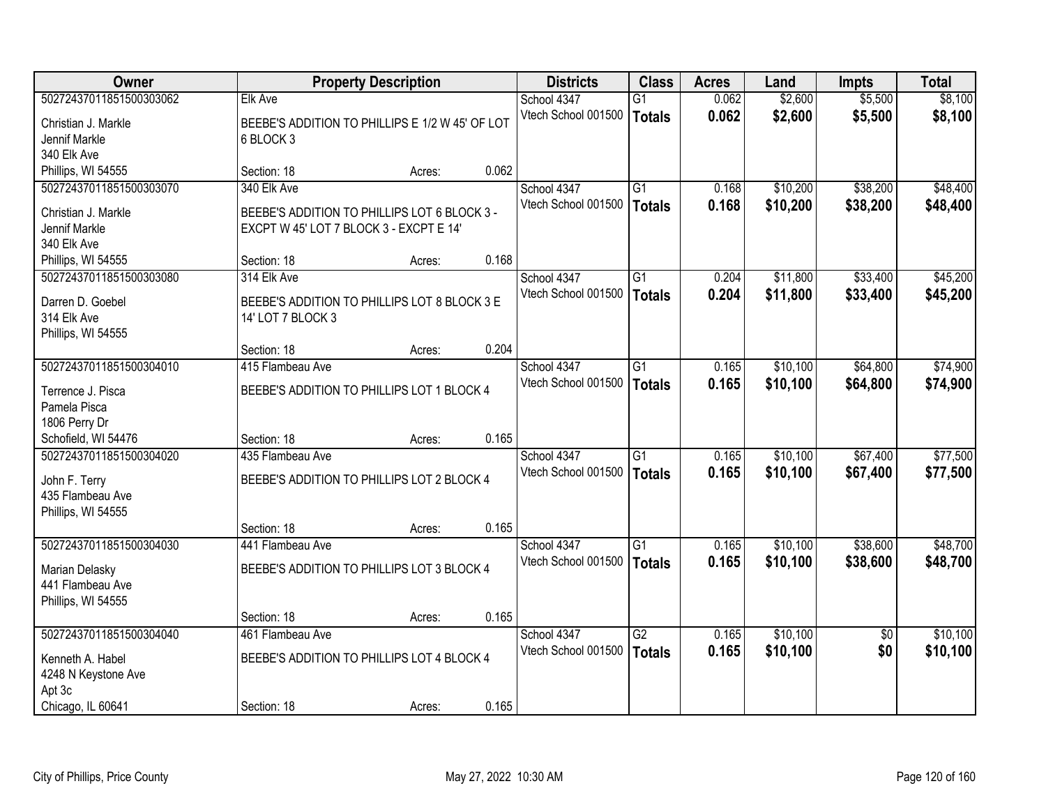| Owner | Property Description | | | Districts | Class | Acres | Land | Impts | Total |
|---|---|---|---|---|---|---|---|---|---|
| 50272437011851500303062 | Elk Ave | | | School 4347 | G1 | 0.062 | $2,600 | $5,500 | $8,100 |
| Christian J. Markle<br>Jennif Markle<br>340 Elk Ave<br>Phillips, WI 54555 | BEEBE'S ADDITION TO PHILLIPS E 1/2 W 45' OF LOT 6 BLOCK 3 | | | Vtech School 001500 | **Totals** | **0.062** | **$2,600** | **$5,500** | **$8,100** |
| | Section: 18 | Acres: | 0.062 | | | | | | |
| 50272437011851500303070 | 340 Elk Ave | | | School 4347 | G1 | 0.168 | $10,200 | $38,200 | $48,400 |
| Christian J. Markle<br>Jennif Markle<br>340 Elk Ave<br>Phillips, WI 54555 | BEEBE'S ADDITION TO PHILLIPS LOT 6 BLOCK 3 - EXCPT W 45' LOT 7 BLOCK 3 - EXCPT E 14' | | | Vtech School 001500 | **Totals** | **0.168** | **$10,200** | **$38,200** | **$48,400** |
| | Section: 18 | Acres: | 0.168 | | | | | | |
| 50272437011851500303080 | 314 Elk Ave | | | School 4347 | G1 | 0.204 | $11,800 | $33,400 | $45,200 |
| Darren D. Goebel<br>314 Elk Ave<br>Phillips, WI 54555 | BEEBE'S ADDITION TO PHILLIPS LOT 8 BLOCK 3 E 14' LOT 7 BLOCK 3 | | | Vtech School 001500 | **Totals** | **0.204** | **$11,800** | **$33,400** | **$45,200** |
| | Section: 18 | Acres: | 0.204 | | | | | | |
| 50272437011851500304010 | 415 Flambeau Ave | | | School 4347 | G1 | 0.165 | $10,100 | $64,800 | $74,900 |
| Terrence J. Pisca<br>Pamela Pisca<br>1806 Perry Dr<br>Schofield, WI 54476 | BEEBE'S ADDITION TO PHILLIPS LOT 1 BLOCK 4 | | | Vtech School 001500 | **Totals** | **0.165** | **$10,100** | **$64,800** | **$74,900** |
| | Section: 18 | Acres: | 0.165 | | | | | | |
| 50272437011851500304020 | 435 Flambeau Ave | | | School 4347 | G1 | 0.165 | $10,100 | $67,400 | $77,500 |
| John F. Terry<br>435 Flambeau Ave<br>Phillips, WI 54555 | BEEBE'S ADDITION TO PHILLIPS LOT 2 BLOCK 4 | | | Vtech School 001500 | **Totals** | **0.165** | **$10,100** | **$67,400** | **$77,500** |
| | Section: 18 | Acres: | 0.165 | | | | | | |
| 50272437011851500304030 | 441 Flambeau Ave | | | School 4347 | G1 | 0.165 | $10,100 | $38,600 | $48,700 |
| Marian Delasky<br>441 Flambeau Ave<br>Phillips, WI 54555 | BEEBE'S ADDITION TO PHILLIPS LOT 3 BLOCK 4 | | | Vtech School 001500 | **Totals** | **0.165** | **$10,100** | **$38,600** | **$48,700** |
| | Section: 18 | Acres: | 0.165 | | | | | | |
| 50272437011851500304040 | 461 Flambeau Ave | | | School 4347 | G2 | 0.165 | $10,100 | $0 | $10,100 |
| Kenneth A. Habel<br>4248 N Keystone Ave<br>Apt 3c<br>Chicago, IL 60641 | BEEBE'S ADDITION TO PHILLIPS LOT 4 BLOCK 4 | | | Vtech School 001500 | **Totals** | **0.165** | **$10,100** | **$0** | **$10,100** |
| | Section: 18 | Acres: | 0.165 | | | | | | |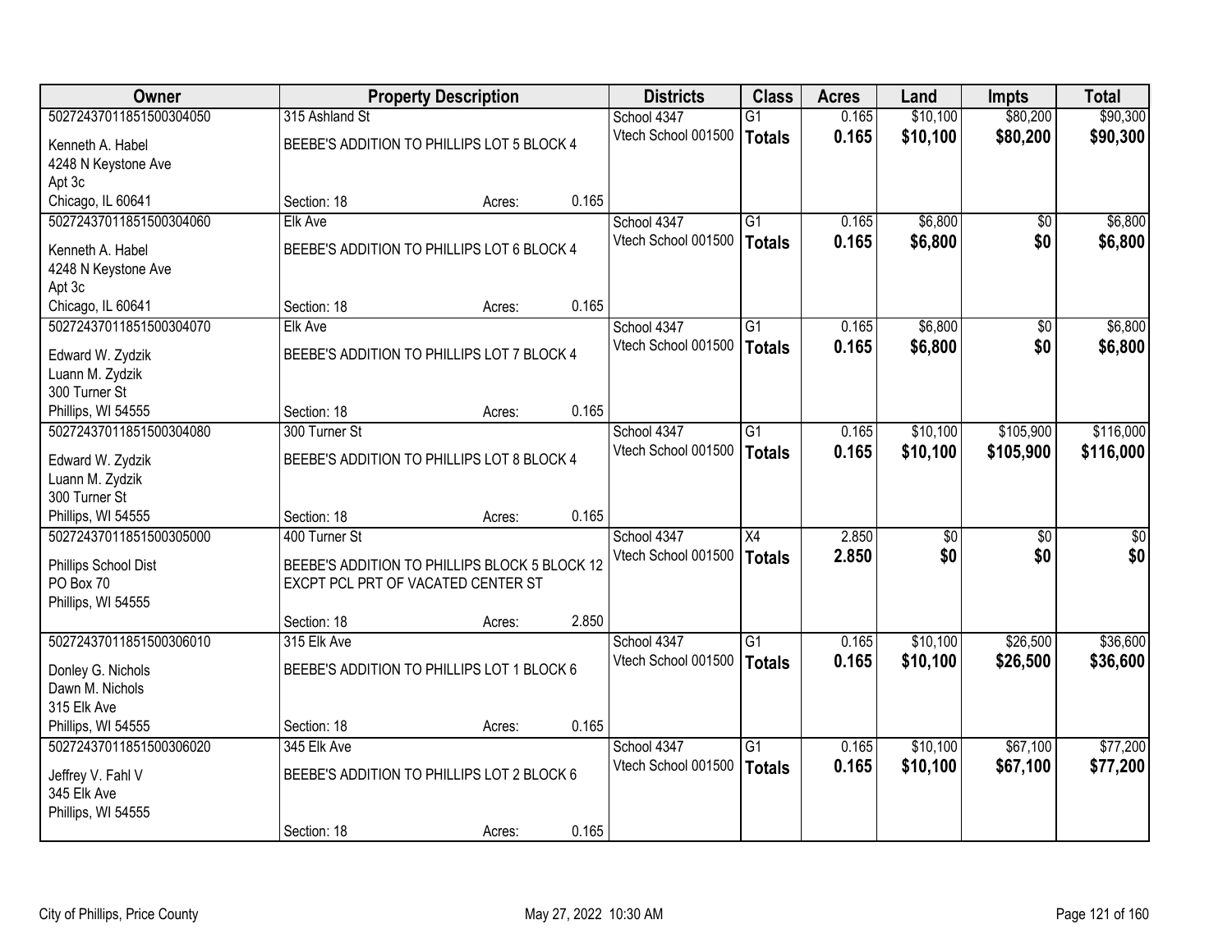| Owner | Property Description | | | Districts | Class | Acres | Land | Impts | Total |
|---|---|---|---|---|---|---|---|---|---|
| 50272437011851500304050 | 315 Ashland St | | | School 4347 | G1 | 0.165 | $10,100 | $80,200 | $90,300 |
| Kenneth A. Habel<br>4248 N Keystone Ave<br>Apt 3c<br>Chicago, IL 60641 | BEEBE'S ADDITION TO PHILLIPS LOT 5 BLOCK 4 | | | Vtech School 001500 | **Totals** | **0.165** | **$10,100** | **$80,200** | **$90,300** |
| | Section: 18 | Acres: | 0.165 | | | | | | |
| 50272437011851500304060 | Elk Ave | | | School 4347 | G1 | 0.165 | $6,800 | $0 | $6,800 |
| Kenneth A. Habel<br>4248 N Keystone Ave<br>Apt 3c<br>Chicago, IL 60641 | BEEBE'S ADDITION TO PHILLIPS LOT 6 BLOCK 4 | | | Vtech School 001500 | **Totals** | **0.165** | **$6,800** | **$0** | **$6,800** |
| | Section: 18 | Acres: | 0.165 | | | | | | |
| 50272437011851500304070 | Elk Ave | | | School 4347 | G1 | 0.165 | $6,800 | $0 | $6,800 |
| Edward W. Zydzik<br>Luann M. Zydzik<br>300 Turner St<br>Phillips, WI 54555 | BEEBE'S ADDITION TO PHILLIPS LOT 7 BLOCK 4 | | | Vtech School 001500 | **Totals** | **0.165** | **$6,800** | **$0** | **$6,800** |
| | Section: 18 | Acres: | 0.165 | | | | | | |
| 50272437011851500304080 | 300 Turner St | | | School 4347 | G1 | 0.165 | $10,100 | $105,900 | $116,000 |
| Edward W. Zydzik<br>Luann M. Zydzik<br>300 Turner St<br>Phillips, WI 54555 | BEEBE'S ADDITION TO PHILLIPS LOT 8 BLOCK 4 | | | Vtech School 001500 | **Totals** | **0.165** | **$10,100** | **$105,900** | **$116,000** |
| | Section: 18 | Acres: | 0.165 | | | | | | |
| 50272437011851500305000 | 400 Turner St | | | School 4347 | X4 | 2.850 | $0 | $0 | $0 |
| Phillips School Dist<br>PO Box 70<br>Phillips, WI 54555 | BEEBE'S ADDITION TO PHILLIPS BLOCK 5 BLOCK 12 EXCPT PCL PRT OF VACATED CENTER ST | | | Vtech School 001500 | **Totals** | **2.850** | **$0** | **$0** | **$0** |
| | Section: 18 | Acres: | 2.850 | | | | | | |
| 50272437011851500306010 | 315 Elk Ave | | | School 4347 | G1 | 0.165 | $10,100 | $26,500 | $36,600 |
| Donley G. Nichols<br>Dawn M. Nichols<br>315 Elk Ave<br>Phillips, WI 54555 | BEEBE'S ADDITION TO PHILLIPS LOT 1 BLOCK 6 | | | Vtech School 001500 | **Totals** | **0.165** | **$10,100** | **$26,500** | **$36,600** |
| | Section: 18 | Acres: | 0.165 | | | | | | |
| 50272437011851500306020 | 345 Elk Ave | | | School 4347 | G1 | 0.165 | $10,100 | $67,100 | $77,200 |
| Jeffrey V. Fahl V<br>345 Elk Ave<br>Phillips, WI 54555 | BEEBE'S ADDITION TO PHILLIPS LOT 2 BLOCK 6 | | | Vtech School 001500 | **Totals** | **0.165** | **$10,100** | **$67,100** | **$77,200** |
| | Section: 18 | Acres: | 0.165 | | | | | | |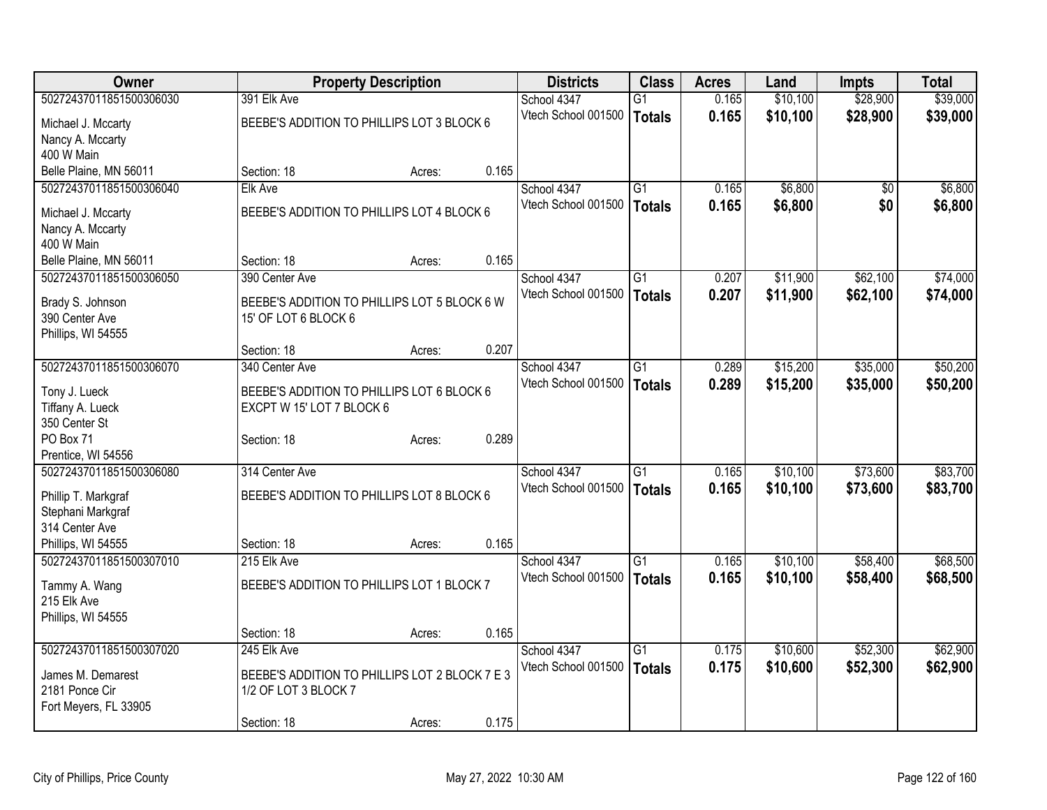| Owner | Property Description | | | Districts | Class | Acres | Land | Impts | Total |
|---|---|---|---|---|---|---|---|---|---|
| 50272437011851500306030 | 391 Elk Ave | | | School 4347 | G1 | 0.165 | $10,100 | $28,900 | $39,000 |
| Michael J. Mccarty<br>Nancy A. Mccarty<br>400 W Main<br>Belle Plaine, MN 56011 | BEEBE'S ADDITION TO PHILLIPS LOT 3 BLOCK 6 | | | Vtech School 001500 | **Totals** | **0.165** | **$10,100** | **$28,900** | **$39,000** |
| | Section: 18 | Acres: | 0.165 | | | | | | |
| 50272437011851500306040 | Elk Ave | | | School 4347 | G1 | 0.165 | $6,800 | $0 | $6,800 |
| Michael J. Mccarty<br>Nancy A. Mccarty<br>400 W Main<br>Belle Plaine, MN 56011 | BEEBE'S ADDITION TO PHILLIPS LOT 4 BLOCK 6 | | | Vtech School 001500 | **Totals** | **0.165** | **$6,800** | **$0** | **$6,800** |
| | Section: 18 | Acres: | 0.165 | | | | | | |
| 50272437011851500306050 | 390 Center Ave | | | School 4347 | G1 | 0.207 | $11,900 | $62,100 | $74,000 |
| Brady S. Johnson<br>390 Center Ave<br>Phillips, WI 54555 | BEEBE'S ADDITION TO PHILLIPS LOT 5 BLOCK 6 W 15' OF LOT 6 BLOCK 6 | | | Vtech School 001500 | **Totals** | **0.207** | **$11,900** | **$62,100** | **$74,000** |
| | Section: 18 | Acres: | 0.207 | | | | | | |
| 50272437011851500306070 | 340 Center Ave | | | School 4347 | G1 | 0.289 | $15,200 | $35,000 | $50,200 |
| Tony J. Lueck<br>Tiffany A. Lueck<br>350 Center St<br>PO Box 71<br>Prentice, WI 54556 | BEEBE'S ADDITION TO PHILLIPS LOT 6 BLOCK 6 EXCPT W 15' LOT 7 BLOCK 6 | | | Vtech School 001500 | **Totals** | **0.289** | **$15,200** | **$35,000** | **$50,200** |
| | Section: 18 | Acres: | 0.289 | | | | | | |
| 50272437011851500306080 | 314 Center Ave | | | School 4347 | G1 | 0.165 | $10,100 | $73,600 | $83,700 |
| Phillip T. Markgraf<br>Stephani Markgraf<br>314 Center Ave<br>Phillips, WI 54555 | BEEBE'S ADDITION TO PHILLIPS LOT 8 BLOCK 6 | | | Vtech School 001500 | **Totals** | **0.165** | **$10,100** | **$73,600** | **$83,700** |
| | Section: 18 | Acres: | 0.165 | | | | | | |
| 50272437011851500307010 | 215 Elk Ave | | | School 4347 | G1 | 0.165 | $10,100 | $58,400 | $68,500 |
| Tammy A. Wang<br>215 Elk Ave<br>Phillips, WI 54555 | BEEBE'S ADDITION TO PHILLIPS LOT 1 BLOCK 7 | | | Vtech School 001500 | **Totals** | **0.165** | **$10,100** | **$58,400** | **$68,500** |
| | Section: 18 | Acres: | 0.165 | | | | | | |
| 50272437011851500307020 | 245 Elk Ave | | | School 4347 | G1 | 0.175 | $10,600 | $52,300 | $62,900 |
| James M. Demarest<br>2181 Ponce Cir<br>Fort Meyers, FL 33905 | BEEBE'S ADDITION TO PHILLIPS LOT 2 BLOCK 7 E 3 1/2 OF LOT 3 BLOCK 7 | | | Vtech School 001500 | **Totals** | **0.175** | **$10,600** | **$52,300** | **$62,900** |
| | Section: 18 | Acres: | 0.175 | | | | | | |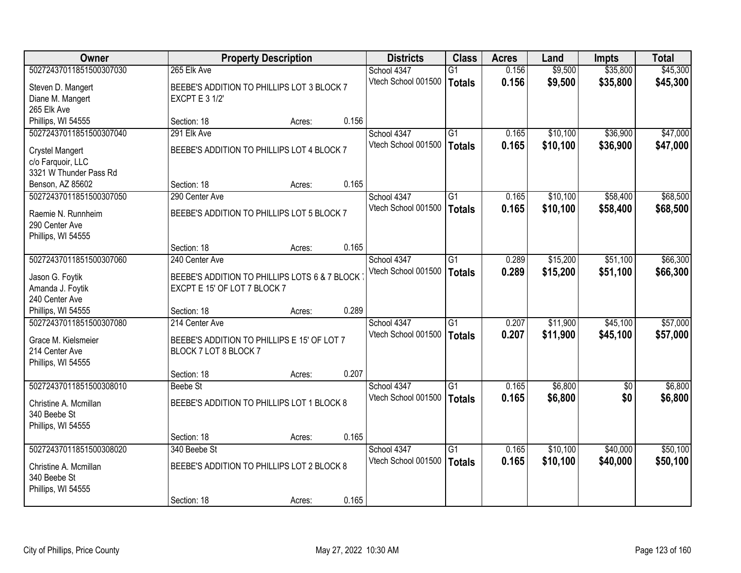| Owner | Property Description | | | Districts | Class | Acres | Land | Impts | Total |
|---|---|---|---|---|---|---|---|---|---|
| 50272437011851500307030 | 265 Elk Ave | | | School 4347 | G1 | 0.156 | $9,500 | $35,800 | $45,300 |
| Steven D. Mangert<br>Diane M. Mangert<br>265 Elk Ave<br>Phillips, WI 54555 | BEEBE'S ADDITION TO PHILLIPS LOT 3 BLOCK 7 EXCPT E 3 1/2' | | | Vtech School 001500 | **Totals** | **0.156** | **$9,500** | **$35,800** | **$45,300** |
| | Section: 18 | Acres: | 0.156 | | | | | | |
| 50272437011851500307040 | 291 Elk Ave | | | School 4347 | G1 | 0.165 | $10,100 | $36,900 | $47,000 |
| Crystel Mangert<br>c/o Farquoir, LLC<br>3321 W Thunder Pass Rd<br>Benson, AZ 85602 | BEEBE'S ADDITION TO PHILLIPS LOT 4 BLOCK 7 | | | Vtech School 001500 | **Totals** | **0.165** | **$10,100** | **$36,900** | **$47,000** |
| | Section: 18 | Acres: | 0.165 | | | | | | |
| 50272437011851500307050 | 290 Center Ave | | | School 4347 | G1 | 0.165 | $10,100 | $58,400 | $68,500 |
| Raemie N. Runnheim<br>290 Center Ave<br>Phillips, WI 54555 | BEEBE'S ADDITION TO PHILLIPS LOT 5 BLOCK 7 | | | Vtech School 001500 | **Totals** | **0.165** | **$10,100** | **$58,400** | **$68,500** |
| | Section: 18 | Acres: | 0.165 | | | | | | |
| 50272437011851500307060 | 240 Center Ave | | | School 4347 | G1 | 0.289 | $15,200 | $51,100 | $66,300 |
| Jason G. Foytik<br>Amanda J. Foytik<br>240 Center Ave<br>Phillips, WI 54555 | BEEBE'S ADDITION TO PHILLIPS LOTS 6 & 7 BLOCK 7 EXCPT E 15' OF LOT 7 BLOCK 7 | | | Vtech School 001500 | **Totals** | **0.289** | **$15,200** | **$51,100** | **$66,300** |
| | Section: 18 | Acres: | 0.289 | | | | | | |
| 50272437011851500307080 | 214 Center Ave | | | School 4347 | G1 | 0.207 | $11,900 | $45,100 | $57,000 |
| Grace M. Kielsmeier<br>214 Center Ave<br>Phillips, WI 54555 | BEEBE'S ADDITION TO PHILLIPS E 15' OF LOT 7 BLOCK 7 LOT 8 BLOCK 7 | | | Vtech School 001500 | **Totals** | **0.207** | **$11,900** | **$45,100** | **$57,000** |
| | Section: 18 | Acres: | 0.207 | | | | | | |
| 50272437011851500308010 | Beebe St | | | School 4347 | G1 | 0.165 | $6,800 | $0 | $6,800 |
| Christine A. Mcmillan<br>340 Beebe St<br>Phillips, WI 54555 | BEEBE'S ADDITION TO PHILLIPS LOT 1 BLOCK 8 | | | Vtech School 001500 | **Totals** | **0.165** | **$6,800** | **$0** | **$6,800** |
| | Section: 18 | Acres: | 0.165 | | | | | | |
| 50272437011851500308020 | 340 Beebe St | | | School 4347 | G1 | 0.165 | $10,100 | $40,000 | $50,100 |
| Christine A. Mcmillan<br>340 Beebe St<br>Phillips, WI 54555 | BEEBE'S ADDITION TO PHILLIPS LOT 2 BLOCK 8 | | | Vtech School 001500 | **Totals** | **0.165** | **$10,100** | **$40,000** | **$50,100** |
| | Section: 18 | Acres: | 0.165 | | | | | | |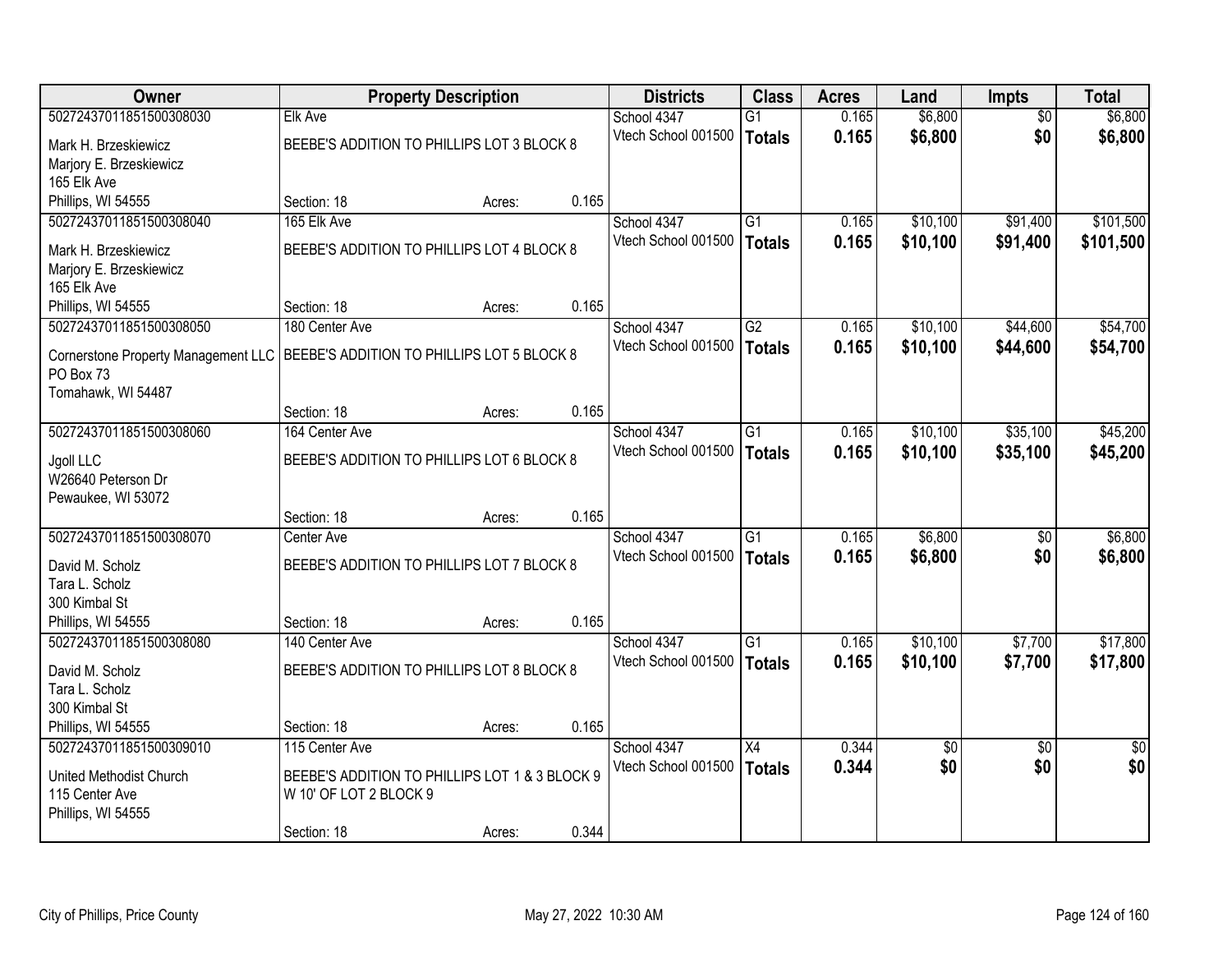| Owner | Property Description | | | Districts | Class | Acres | Land | Impts | Total |
|---|---|---|---|---|---|---|---|---|---|
| 50272437011851500308030 | Elk Ave | | | School 4347 | G1 | 0.165 | $6,800 | $0 | $6,800 |
| Mark H. Brzeskiewicz<br>Marjory E. Brzeskiewicz<br>165 Elk Ave<br>Phillips, WI 54555 | BEEBE'S ADDITION TO PHILLIPS LOT 3 BLOCK 8 | | | Vtech School 001500 | **Totals** | **0.165** | **$6,800** | **$0** | **$6,800** |
| | Section: 18 | Acres: | 0.165 | | | | | | |
| 50272437011851500308040 | 165 Elk Ave | | | School 4347 | G1 | 0.165 | $10,100 | $91,400 | $101,500 |
| Mark H. Brzeskiewicz<br>Marjory E. Brzeskiewicz<br>165 Elk Ave<br>Phillips, WI 54555 | BEEBE'S ADDITION TO PHILLIPS LOT 4 BLOCK 8 | | | Vtech School 001500 | **Totals** | **0.165** | **$10,100** | **$91,400** | **$101,500** |
| | Section: 18 | Acres: | 0.165 | | | | | | |
| 50272437011851500308050 | 180 Center Ave | | | School 4347 | G2 | 0.165 | $10,100 | $44,600 | $54,700 |
| Cornerstone Property Management LLC<br>PO Box 73<br>Tomahawk, WI 54487 | BEEBE'S ADDITION TO PHILLIPS LOT 5 BLOCK 8 | | | Vtech School 001500 | **Totals** | **0.165** | **$10,100** | **$44,600** | **$54,700** |
| | Section: 18 | Acres: | 0.165 | | | | | | |
| 50272437011851500308060 | 164 Center Ave | | | School 4347 | G1 | 0.165 | $10,100 | $35,100 | $45,200 |
| Jgoll LLC<br>W26640 Peterson Dr<br>Pewaukee, WI 53072 | BEEBE'S ADDITION TO PHILLIPS LOT 6 BLOCK 8 | | | Vtech School 001500 | **Totals** | **0.165** | **$10,100** | **$35,100** | **$45,200** |
| | Section: 18 | Acres: | 0.165 | | | | | | |
| 50272437011851500308070 | Center Ave | | | School 4347 | G1 | 0.165 | $6,800 | $0 | $6,800 |
| David M. Scholz<br>Tara L. Scholz<br>300 Kimbal St<br>Phillips, WI 54555 | BEEBE'S ADDITION TO PHILLIPS LOT 7 BLOCK 8 | | | Vtech School 001500 | **Totals** | **0.165** | **$6,800** | **$0** | **$6,800** |
| | Section: 18 | Acres: | 0.165 | | | | | | |
| 50272437011851500308080 | 140 Center Ave | | | School 4347 | G1 | 0.165 | $10,100 | $7,700 | $17,800 |
| David M. Scholz<br>Tara L. Scholz<br>300 Kimbal St<br>Phillips, WI 54555 | BEEBE'S ADDITION TO PHILLIPS LOT 8 BLOCK 8 | | | Vtech School 001500 | **Totals** | **0.165** | **$10,100** | **$7,700** | **$17,800** |
| | Section: 18 | Acres: | 0.165 | | | | | | |
| 50272437011851500309010 | 115 Center Ave | | | School 4347 | X4 | 0.344 | $0 | $0 | $0 |
| United Methodist Church<br>115 Center Ave<br>Phillips, WI 54555 | BEEBE'S ADDITION TO PHILLIPS LOT 1 & 3 BLOCK 9 W 10' OF LOT 2 BLOCK 9 | | | Vtech School 001500 | **Totals** | **0.344** | **$0** | **$0** | **$0** |
| | Section: 18 | Acres: | 0.344 | | | | | | |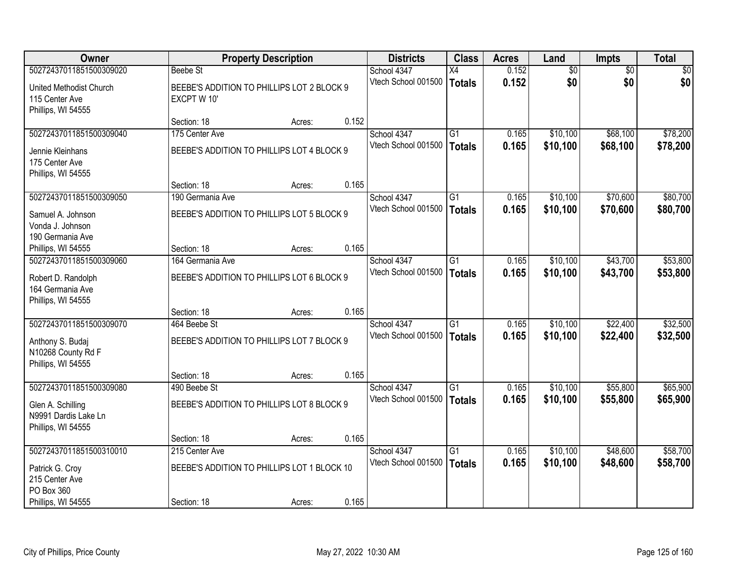| Owner | Property Description | | | Districts | Class | Acres | Land | Impts | Total |
|---|---|---|---|---|---|---|---|---|---|
| 50272437011851500309020 | Beebe St | | | School 4347 | X4 | 0.152 | $0 | $0 | $0 |
| United Methodist Church<br>115 Center Ave<br>Phillips, WI 54555 | BEEBE'S ADDITION TO PHILLIPS LOT 2 BLOCK 9 EXCPT W 10' | | | Vtech School 001500 | **Totals** | **0.152** | **$0** | **$0** | **$0** |
| | Section: 18 | Acres: | 0.152 | | | | | | |
| 50272437011851500309040 | 175 Center Ave | | | School 4347 | G1 | 0.165 | $10,100 | $68,100 | $78,200 |
| Jennie Kleinhans<br>175 Center Ave<br>Phillips, WI 54555 | BEEBE'S ADDITION TO PHILLIPS LOT 4 BLOCK 9 | | | Vtech School 001500 | **Totals** | **0.165** | **$10,100** | **$68,100** | **$78,200** |
| | Section: 18 | Acres: | 0.165 | | | | | | |
| 50272437011851500309050 | 190 Germania Ave | | | School 4347 | G1 | 0.165 | $10,100 | $70,600 | $80,700 |
| Samuel A. Johnson<br>Vonda J. Johnson<br>190 Germania Ave<br>Phillips, WI 54555 | BEEBE'S ADDITION TO PHILLIPS LOT 5 BLOCK 9 | | | Vtech School 001500 | **Totals** | **0.165** | **$10,100** | **$70,600** | **$80,700** |
| | Section: 18 | Acres: | 0.165 | | | | | | |
| 50272437011851500309060 | 164 Germania Ave | | | School 4347 | G1 | 0.165 | $10,100 | $43,700 | $53,800 |
| Robert D. Randolph<br>164 Germania Ave<br>Phillips, WI 54555 | BEEBE'S ADDITION TO PHILLIPS LOT 6 BLOCK 9 | | | Vtech School 001500 | **Totals** | **0.165** | **$10,100** | **$43,700** | **$53,800** |
| | Section: 18 | Acres: | 0.165 | | | | | | |
| 50272437011851500309070 | 464 Beebe St | | | School 4347 | G1 | 0.165 | $10,100 | $22,400 | $32,500 |
| Anthony S. Budaj<br>N10268 County Rd F<br>Phillips, WI 54555 | BEEBE'S ADDITION TO PHILLIPS LOT 7 BLOCK 9 | | | Vtech School 001500 | **Totals** | **0.165** | **$10,100** | **$22,400** | **$32,500** |
| | Section: 18 | Acres: | 0.165 | | | | | | |
| 50272437011851500309080 | 490 Beebe St | | | School 4347 | G1 | 0.165 | $10,100 | $55,800 | $65,900 |
| Glen A. Schilling<br>N9991 Dardis Lake Ln<br>Phillips, WI 54555 | BEEBE'S ADDITION TO PHILLIPS LOT 8 BLOCK 9 | | | Vtech School 001500 | **Totals** | **0.165** | **$10,100** | **$55,800** | **$65,900** |
| | Section: 18 | Acres: | 0.165 | | | | | | |
| 50272437011851500310010 | 215 Center Ave | | | School 4347 | G1 | 0.165 | $10,100 | $48,600 | $58,700 |
| Patrick G. Croy<br>215 Center Ave<br>PO Box 360<br>Phillips, WI 54555 | BEEBE'S ADDITION TO PHILLIPS LOT 1 BLOCK 10 | | | Vtech School 001500 | **Totals** | **0.165** | **$10,100** | **$48,600** | **$58,700** |
| | Section: 18 | Acres: | 0.165 | | | | | | |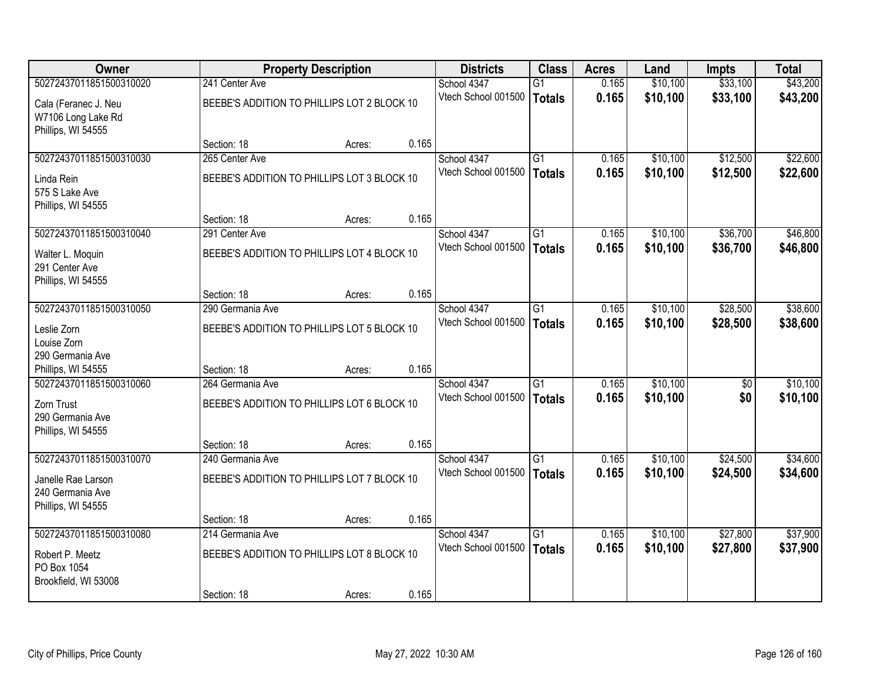| Owner | Property Description | | | Districts | Class | Acres | Land | Impts | Total |
|---|---|---|---|---|---|---|---|---|---|
| 50272437011851500310020 | 241 Center Ave | | | School 4347 | G1 | 0.165 | $10,100 | $33,100 | $43,200 |
| Cala (Feranec J. Neu<br>W7106 Long Lake Rd<br>Phillips, WI 54555 | BEEBE'S ADDITION TO PHILLIPS LOT 2 BLOCK 10 | | | Vtech School 001500 | **Totals** | **0.165** | **$10,100** | **$33,100** | **$43,200** |
| | Section: 18 | Acres: | 0.165 | | | | | | |
| 50272437011851500310030 | 265 Center Ave | | | School 4347 | G1 | 0.165 | $10,100 | $12,500 | $22,600 |
| Linda Rein<br>575 S Lake Ave<br>Phillips, WI 54555 | BEEBE'S ADDITION TO PHILLIPS LOT 3 BLOCK 10 | | | Vtech School 001500 | **Totals** | **0.165** | **$10,100** | **$12,500** | **$22,600** |
| | Section: 18 | Acres: | 0.165 | | | | | | |
| 50272437011851500310040 | 291 Center Ave | | | School 4347 | G1 | 0.165 | $10,100 | $36,700 | $46,800 |
| Walter L. Moquin<br>291 Center Ave<br>Phillips, WI 54555 | BEEBE'S ADDITION TO PHILLIPS LOT 4 BLOCK 10 | | | Vtech School 001500 | **Totals** | **0.165** | **$10,100** | **$36,700** | **$46,800** |
| | Section: 18 | Acres: | 0.165 | | | | | | |
| 50272437011851500310050 | 290 Germania Ave | | | School 4347 | G1 | 0.165 | $10,100 | $28,500 | $38,600 |
| Leslie Zorn<br>Louise Zorn<br>290 Germania Ave<br>Phillips, WI 54555 | BEEBE'S ADDITION TO PHILLIPS LOT 5 BLOCK 10 | | | Vtech School 001500 | **Totals** | **0.165** | **$10,100** | **$28,500** | **$38,600** |
| | Section: 18 | Acres: | 0.165 | | | | | | |
| 50272437011851500310060 | 264 Germania Ave | | | School 4347 | G1 | 0.165 | $10,100 | $0 | $10,100 |
| Zorn Trust<br>290 Germania Ave<br>Phillips, WI 54555 | BEEBE'S ADDITION TO PHILLIPS LOT 6 BLOCK 10 | | | Vtech School 001500 | **Totals** | **0.165** | **$10,100** | **$0** | **$10,100** |
| | Section: 18 | Acres: | 0.165 | | | | | | |
| 50272437011851500310070 | 240 Germania Ave | | | School 4347 | G1 | 0.165 | $10,100 | $24,500 | $34,600 |
| Janelle Rae Larson<br>240 Germania Ave<br>Phillips, WI 54555 | BEEBE'S ADDITION TO PHILLIPS LOT 7 BLOCK 10 | | | Vtech School 001500 | **Totals** | **0.165** | **$10,100** | **$24,500** | **$34,600** |
| | Section: 18 | Acres: | 0.165 | | | | | | |
| 50272437011851500310080 | 214 Germania Ave | | | School 4347 | G1 | 0.165 | $10,100 | $27,800 | $37,900 |
| Robert P. Meetz<br>PO Box 1054<br>Brookfield, WI 53008 | BEEBE'S ADDITION TO PHILLIPS LOT 8 BLOCK 10 | | | Vtech School 001500 | **Totals** | **0.165** | **$10,100** | **$27,800** | **$37,900** |
| | Section: 18 | Acres: | 0.165 | | | | | | |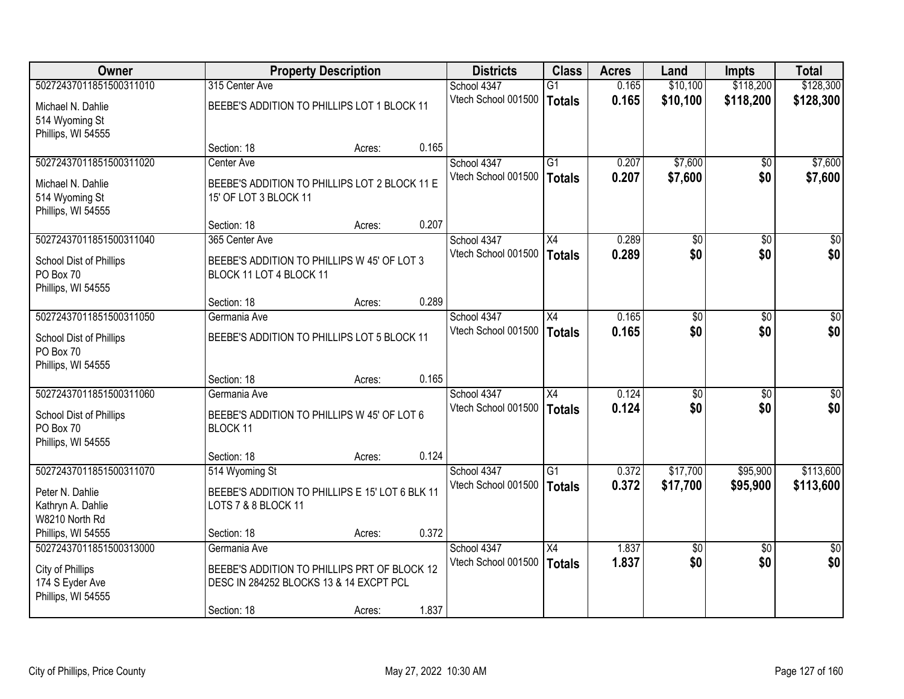| Owner | Property Description | | | Districts | Class | Acres | Land | Impts | Total |
|---|---|---|---|---|---|---|---|---|---|
| 50272437011851500311010 | 315 Center Ave | | | School 4347 | G1 | 0.165 | $10,100 | $118,200 | $128,300 |
| Michael N. Dahlie<br>514 Wyoming St<br>Phillips, WI 54555 | BEEBE'S ADDITION TO PHILLIPS LOT 1 BLOCK 11 | | | Vtech School 001500 | **Totals** | **0.165** | **$10,100** | **$118,200** | **$128,300** |
| | Section: 18 | Acres: | 0.165 | | | | | | |
| 50272437011851500311020 | Center Ave | | | School 4347 | G1 | 0.207 | $7,600 | $0 | $7,600 |
| Michael N. Dahlie<br>514 Wyoming St<br>Phillips, WI 54555 | BEEBE'S ADDITION TO PHILLIPS LOT 2 BLOCK 11 E 15' OF LOT 3 BLOCK 11 | | | Vtech School 001500 | **Totals** | **0.207** | **$7,600** | **$0** | **$7,600** |
| | Section: 18 | Acres: | 0.207 | | | | | | |
| 50272437011851500311040 | 365 Center Ave | | | School 4347 | X4 | 0.289 | $0 | $0 | $0 |
| School Dist of Phillips<br>PO Box 70<br>Phillips, WI 54555 | BEEBE'S ADDITION TO PHILLIPS W 45' OF LOT 3 BLOCK 11 LOT 4 BLOCK 11 | | | Vtech School 001500 | **Totals** | **0.289** | **$0** | **$0** | **$0** |
| | Section: 18 | Acres: | 0.289 | | | | | | |
| 50272437011851500311050 | Germania Ave | | | School 4347 | X4 | 0.165 | $0 | $0 | $0 |
| School Dist of Phillips<br>PO Box 70<br>Phillips, WI 54555 | BEEBE'S ADDITION TO PHILLIPS LOT 5 BLOCK 11 | | | Vtech School 001500 | **Totals** | **0.165** | **$0** | **$0** | **$0** |
| | Section: 18 | Acres: | 0.165 | | | | | | |
| 50272437011851500311060 | Germania Ave | | | School 4347 | X4 | 0.124 | $0 | $0 | $0 |
| School Dist of Phillips<br>PO Box 70<br>Phillips, WI 54555 | BEEBE'S ADDITION TO PHILLIPS W 45' OF LOT 6 BLOCK 11 | | | Vtech School 001500 | **Totals** | **0.124** | **$0** | **$0** | **$0** |
| | Section: 18 | Acres: | 0.124 | | | | | | |
| 50272437011851500311070 | 514 Wyoming St | | | School 4347 | G1 | 0.372 | $17,700 | $95,900 | $113,600 |
| Peter N. Dahlie<br>Kathryn A. Dahlie<br>W8210 North Rd<br>Phillips, WI 54555 | BEEBE'S ADDITION TO PHILLIPS E 15' LOT 6 BLK 11 LOTS 7 & 8 BLOCK 11 | | | Vtech School 001500 | **Totals** | **0.372** | **$17,700** | **$95,900** | **$113,600** |
| | Section: 18 | Acres: | 0.372 | | | | | | |
| 50272437011851500313000 | Germania Ave | | | School 4347 | X4 | 1.837 | $0 | $0 | $0 |
| City of Phillips<br>174 S Eyder Ave<br>Phillips, WI 54555 | BEEBE'S ADDITION TO PHILLIPS PRT OF BLOCK 12 DESC IN 284252 BLOCKS 13 & 14 EXCPT PCL | | | Vtech School 001500 | **Totals** | **1.837** | **$0** | **$0** | **$0** |
| | Section: 18 | Acres: | 1.837 | | | | | | |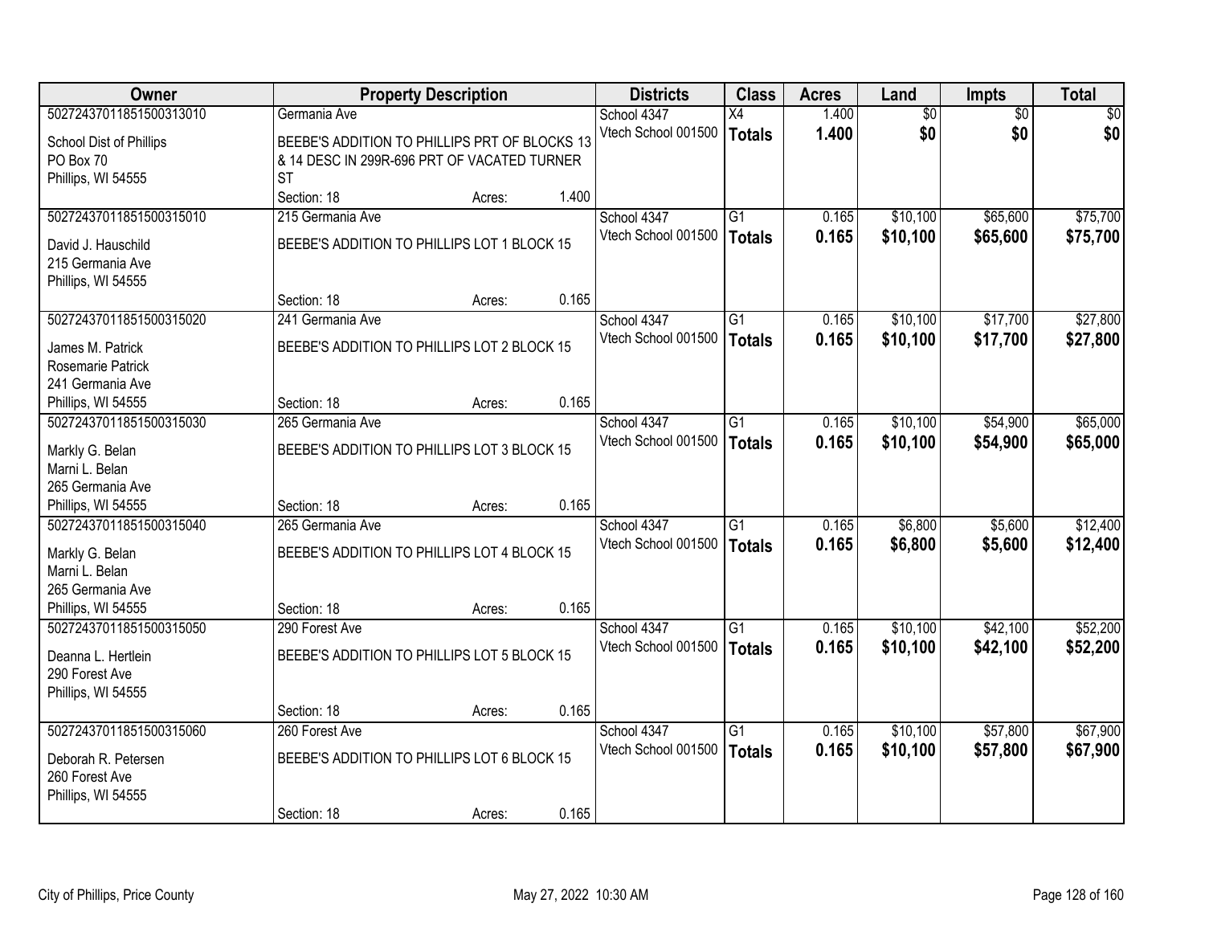| Owner | Property Description | Districts | Class | Acres | Land | Impts | Total |
|---|---|---|---|---|---|---|---|
| 50272437011851500313010<br>School Dist of Phillips<br>PO Box 70<br>Phillips, WI 54555 | Germania Ave<br>BEEBE'S ADDITION TO PHILLIPS PRT OF BLOCKS 13 & 14 DESC IN 299R-696 PRT OF VACATED TURNER ST<br>Section: 18 Acres: 1.400 | School 4347<br>Vtech School 001500 | X4<br>**Totals** | 1.400<br>**1.400** | $0<br>**$0** | $0<br>**$0** | $0<br>**$0** |
| 50272437011851500315010<br>David J. Hauschild<br>215 Germania Ave<br>Phillips, WI 54555 | 215 Germania Ave<br>BEEBE'S ADDITION TO PHILLIPS LOT 1 BLOCK 15<br>Section: 18 Acres: 0.165 | School 4347<br>Vtech School 001500 | G1<br>**Totals** | 0.165<br>**0.165** | $10,100<br>**$10,100** | $65,600<br>**$65,600** | $75,700<br>**$75,700** |
| 50272437011851500315020<br>James M. Patrick<br>Rosemarie Patrick<br>241 Germania Ave<br>Phillips, WI 54555 | 241 Germania Ave<br>BEEBE'S ADDITION TO PHILLIPS LOT 2 BLOCK 15<br>Section: 18 Acres: 0.165 | School 4347<br>Vtech School 001500 | G1<br>**Totals** | 0.165<br>**0.165** | $10,100<br>**$10,100** | $17,700<br>**$17,700** | $27,800<br>**$27,800** |
| 50272437011851500315030<br>Markly G. Belan<br>Marni L. Belan<br>265 Germania Ave<br>Phillips, WI 54555 | 265 Germania Ave<br>BEEBE'S ADDITION TO PHILLIPS LOT 3 BLOCK 15<br>Section: 18 Acres: 0.165 | School 4347<br>Vtech School 001500 | G1<br>**Totals** | 0.165<br>**0.165** | $10,100<br>**$10,100** | $54,900<br>**$54,900** | $65,000<br>**$65,000** |
| 50272437011851500315040<br>Markly G. Belan<br>Marni L. Belan<br>265 Germania Ave<br>Phillips, WI 54555 | 265 Germania Ave<br>BEEBE'S ADDITION TO PHILLIPS LOT 4 BLOCK 15<br>Section: 18 Acres: 0.165 | School 4347<br>Vtech School 001500 | G1<br>**Totals** | 0.165<br>**0.165** | $6,800<br>**$6,800** | $5,600<br>**$5,600** | $12,400<br>**$12,400** |
| 50272437011851500315050<br>Deanna L. Hertlein<br>290 Forest Ave<br>Phillips, WI 54555 | 290 Forest Ave<br>BEEBE'S ADDITION TO PHILLIPS LOT 5 BLOCK 15<br>Section: 18 Acres: 0.165 | School 4347<br>Vtech School 001500 | G1<br>**Totals** | 0.165<br>**0.165** | $10,100<br>**$10,100** | $42,100<br>**$42,100** | $52,200<br>**$52,200** |
| 50272437011851500315060<br>Deborah R. Petersen<br>260 Forest Ave<br>Phillips, WI 54555 | 260 Forest Ave<br>BEEBE'S ADDITION TO PHILLIPS LOT 6 BLOCK 15<br>Section: 18 Acres: 0.165 | School 4347<br>Vtech School 001500 | G1<br>**Totals** | 0.165<br>**0.165** | $10,100<br>**$10,100** | $57,800<br>**$57,800** | $67,900<br>**$67,900** |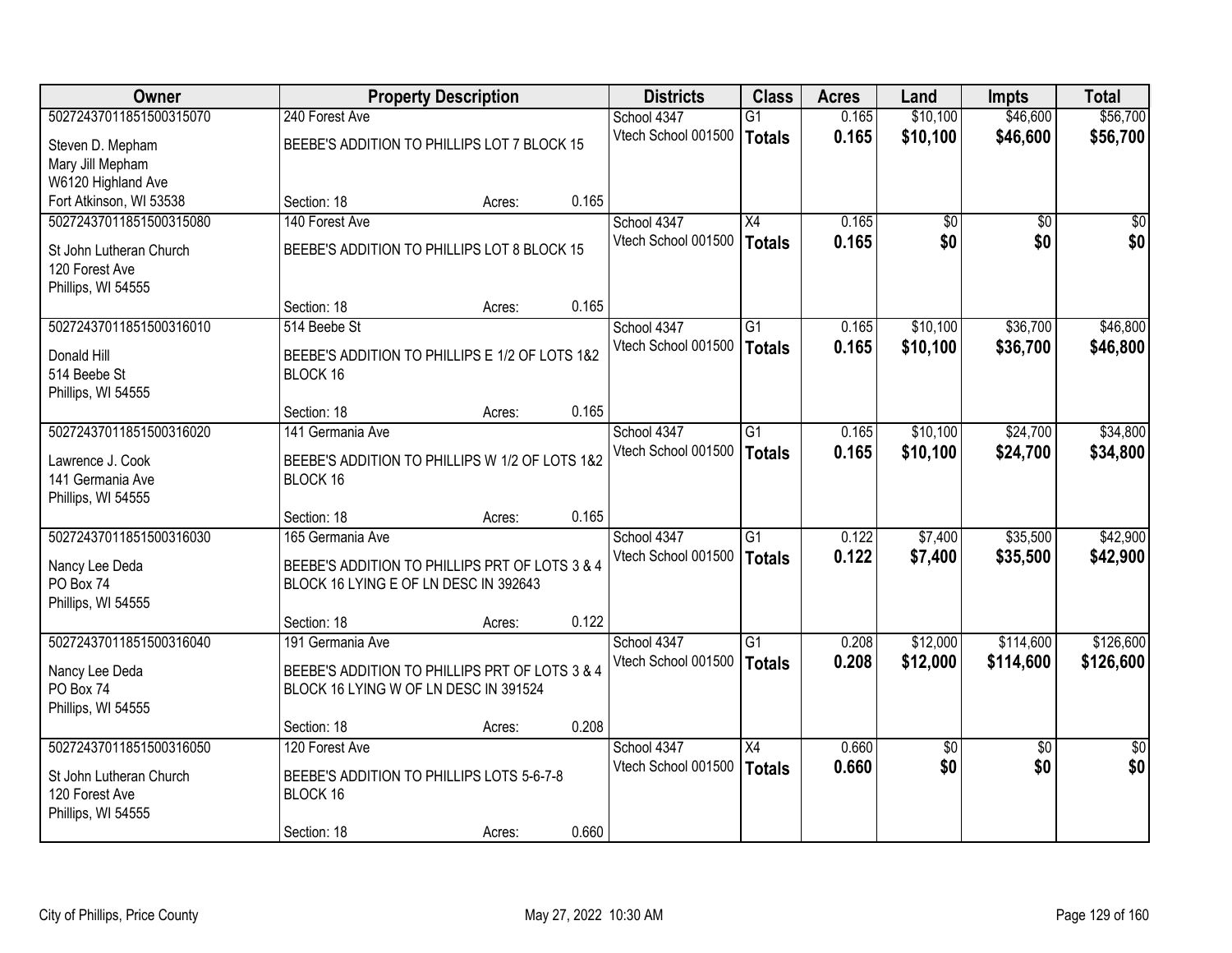| Owner | Property Description | Districts | Class | Acres | Land | Impts | Total |
|---|---|---|---|---|---|---|---|
| 50272437011851500315070<br>Steven D. Mepham<br>Mary Jill Mepham<br>W6120 Highland Ave<br>Fort Atkinson, WI 53538 | 240 Forest Ave<br>BEEBE'S ADDITION TO PHILLIPS LOT 7 BLOCK 15<br>Section: 18 Acres: 0.165 | School 4347<br>Vtech School 001500 | G1<br>**Totals** | 0.165<br>**0.165** | $10,100<br>**$10,100** | $46,600<br>**$46,600** | $56,700<br>**$56,700** |
| 50272437011851500315080<br>St John Lutheran Church<br>120 Forest Ave<br>Phillips, WI 54555 | 140 Forest Ave<br>BEEBE'S ADDITION TO PHILLIPS LOT 8 BLOCK 15<br>Section: 18 Acres: 0.165 | School 4347<br>Vtech School 001500 | X4<br>**Totals** | 0.165<br>**0.165** | $0<br>**$0** | $0<br>**$0** | $0<br>**$0** |
| 50272437011851500316010<br>Donald Hill<br>514 Beebe St<br>Phillips, WI 54555 | 514 Beebe St<br>BEEBE'S ADDITION TO PHILLIPS E 1/2 OF LOTS 1&2 BLOCK 16<br>Section: 18 Acres: 0.165 | School 4347<br>Vtech School 001500 | G1<br>**Totals** | 0.165<br>**0.165** | $10,100<br>**$10,100** | $36,700<br>**$36,700** | $46,800<br>**$46,800** |
| 50272437011851500316020<br>Lawrence J. Cook<br>141 Germania Ave<br>Phillips, WI 54555 | 141 Germania Ave<br>BEEBE'S ADDITION TO PHILLIPS W 1/2 OF LOTS 1&2 BLOCK 16<br>Section: 18 Acres: 0.165 | School 4347<br>Vtech School 001500 | G1<br>**Totals** | 0.165<br>**0.165** | $10,100<br>**$10,100** | $24,700<br>**$24,700** | $34,800<br>**$34,800** |
| 50272437011851500316030<br>Nancy Lee Deda<br>PO Box 74<br>Phillips, WI 54555 | 165 Germania Ave<br>BEEBE'S ADDITION TO PHILLIPS PRT OF LOTS 3 & 4 BLOCK 16 LYING E OF LN DESC IN 392643<br>Section: 18 Acres: 0.122 | School 4347<br>Vtech School 001500 | G1<br>**Totals** | 0.122<br>**0.122** | $7,400<br>**$7,400** | $35,500<br>**$35,500** | $42,900<br>**$42,900** |
| 50272437011851500316040<br>Nancy Lee Deda<br>PO Box 74<br>Phillips, WI 54555 | 191 Germania Ave<br>BEEBE'S ADDITION TO PHILLIPS PRT OF LOTS 3 & 4 BLOCK 16 LYING W OF LN DESC IN 391524<br>Section: 18 Acres: 0.208 | School 4347<br>Vtech School 001500 | G1<br>**Totals** | 0.208<br>**0.208** | $12,000<br>**$12,000** | $114,600<br>**$114,600** | $126,600<br>**$126,600** |
| 50272437011851500316050<br>St John Lutheran Church<br>120 Forest Ave<br>Phillips, WI 54555 | 120 Forest Ave<br>BEEBE'S ADDITION TO PHILLIPS LOTS 5-6-7-8 BLOCK 16<br>Section: 18 Acres: 0.660 | School 4347<br>Vtech School 001500 | X4<br>**Totals** | 0.660<br>**0.660** | $0<br>**$0** | $0<br>**$0** | $0<br>**$0** |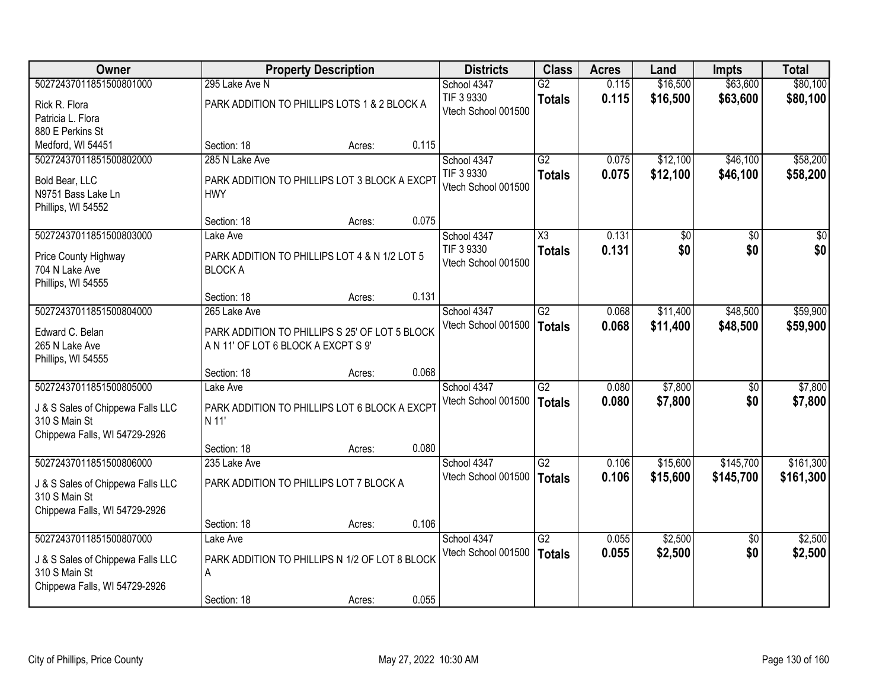| Owner | Property Description | | | Districts | Class | Acres | Land | Impts | Total |
|---|---|---|---|---|---|---|---|---|---|
| 50272437011851500801000 | 295 Lake Ave N | | | School 4347 | G2 | 0.115 | $16,500 | $63,600 | $80,100 |
| Rick R. Flora<br>Patricia L. Flora<br>880 E Perkins St<br>Medford, WI 54451 | PARK ADDITION TO PHILLIPS LOTS 1 & 2 BLOCK A | | | TIF 3 9330<br>Vtech School 001500 | **Totals** | **0.115** | **$16,500** | **$63,600** | **$80,100** |
| | Section: 18 | Acres: | 0.115 | | | | | | |
| 50272437011851500802000 | 285 N Lake Ave | | | School 4347 | G2 | 0.075 | $12,100 | $46,100 | $58,200 |
| Bold Bear, LLC<br>N9751 Bass Lake Ln<br>Phillips, WI 54552 | PARK ADDITION TO PHILLIPS LOT 3 BLOCK A EXCPT HWY | | | TIF 3 9330<br>Vtech School 001500 | **Totals** | **0.075** | **$12,100** | **$46,100** | **$58,200** |
| | Section: 18 | Acres: | 0.075 | | | | | | |
| 50272437011851500803000 | Lake Ave | | | School 4347 | X3 | 0.131 | $0 | $0 | $0 |
| Price County Highway<br>704 N Lake Ave<br>Phillips, WI 54555 | PARK ADDITION TO PHILLIPS LOT 4 & N 1/2 LOT 5 BLOCK A | | | TIF 3 9330<br>Vtech School 001500 | **Totals** | **0.131** | **$0** | **$0** | **$0** |
| | Section: 18 | Acres: | 0.131 | | | | | | |
| 50272437011851500804000 | 265 Lake Ave | | | School 4347 | G2 | 0.068 | $11,400 | $48,500 | $59,900 |
| Edward C. Belan<br>265 N Lake Ave<br>Phillips, WI 54555 | PARK ADDITION TO PHILLIPS S 25' OF LOT 5 BLOCK A N 11' OF LOT 6 BLOCK A EXCPT S 9' | | | Vtech School 001500 | **Totals** | **0.068** | **$11,400** | **$48,500** | **$59,900** |
| | Section: 18 | Acres: | 0.068 | | | | | | |
| 50272437011851500805000 | Lake Ave | | | School 4347 | G2 | 0.080 | $7,800 | $0 | $7,800 |
| J & S Sales of Chippewa Falls LLC<br>310 S Main St<br>Chippewa Falls, WI 54729-2926 | PARK ADDITION TO PHILLIPS LOT 6 BLOCK A EXCPT N 11' | | | Vtech School 001500 | **Totals** | **0.080** | **$7,800** | **$0** | **$7,800** |
| | Section: 18 | Acres: | 0.080 | | | | | | |
| 50272437011851500806000 | 235 Lake Ave | | | School 4347 | G2 | 0.106 | $15,600 | $145,700 | $161,300 |
| J & S Sales of Chippewa Falls LLC<br>310 S Main St<br>Chippewa Falls, WI 54729-2926 | PARK ADDITION TO PHILLIPS LOT 7 BLOCK A | | | Vtech School 001500 | **Totals** | **0.106** | **$15,600** | **$145,700** | **$161,300** |
| | Section: 18 | Acres: | 0.106 | | | | | | |
| 50272437011851500807000 | Lake Ave | | | School 4347 | G2 | 0.055 | $2,500 | $0 | $2,500 |
| J & S Sales of Chippewa Falls LLC<br>310 S Main St<br>Chippewa Falls, WI 54729-2926 | PARK ADDITION TO PHILLIPS N 1/2 OF LOT 8 BLOCK A | | | Vtech School 001500 | **Totals** | **0.055** | **$2,500** | **$0** | **$2,500** |
| | Section: 18 | Acres: | 0.055 | | | | | | |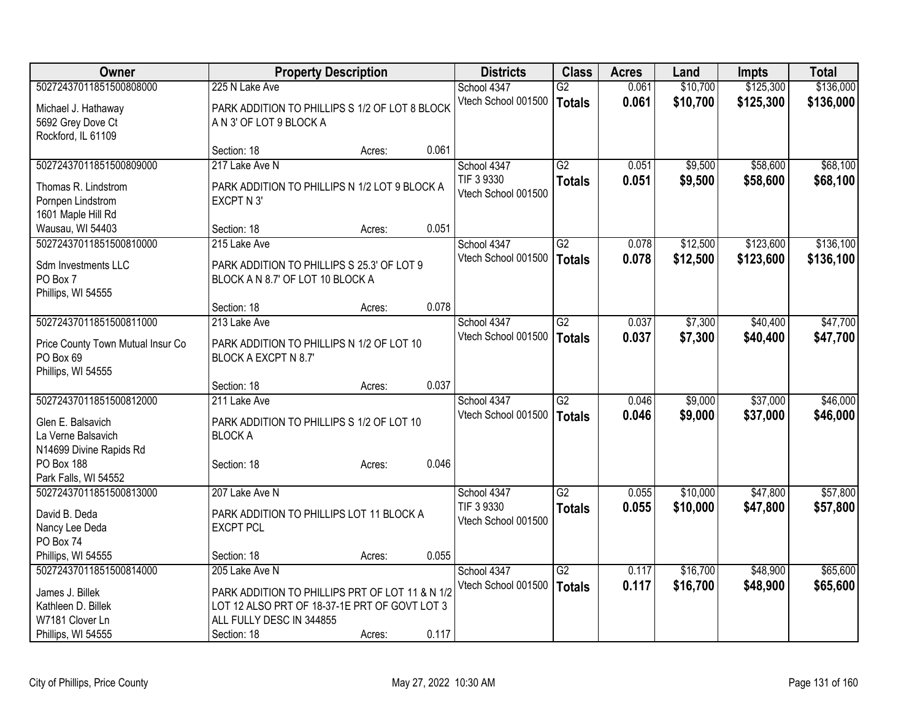| Owner | Property Description | Districts | Class | Acres | Land | Impts | Total |
|---|---|---|---|---|---|---|---|
| 50272437011851500808000<br>Michael J. Hathaway<br>5692 Grey Dove Ct<br>Rockford, IL 61109 | 225 N Lake Ave<br>PARK ADDITION TO PHILLIPS S 1/2 OF LOT 8 BLOCK A N 3' OF LOT 9 BLOCK A<br>Section: 18 Acres: 0.061 | School 4347<br>Vtech School 001500 | G2<br>**Totals** | 0.061<br>**0.061** | $10,700<br>**$10,700** | $125,300<br>**$125,300** | $136,000<br>**$136,000** |
| 50272437011851500809000<br>Thomas R. Lindstrom<br>Pornpen Lindstrom<br>1601 Maple Hill Rd<br>Wausau, WI 54403 | 217 Lake Ave N<br>PARK ADDITION TO PHILLIPS N 1/2 LOT 9 BLOCK A EXCPT N 3'<br>Section: 18 Acres: 0.051 | School 4347<br>TIF 3 9330<br>Vtech School 001500 | G2<br>**Totals** | 0.051<br>**0.051** | $9,500<br>**$9,500** | $58,600<br>**$58,600** | $68,100<br>**$68,100** |
| 50272437011851500810000<br>Sdm Investments LLC<br>PO Box 7<br>Phillips, WI 54555 | 215 Lake Ave<br>PARK ADDITION TO PHILLIPS S 25.3' OF LOT 9 BLOCK A N 8.7' OF LOT 10 BLOCK A<br>Section: 18 Acres: 0.078 | School 4347<br>Vtech School 001500 | G2<br>**Totals** | 0.078<br>**0.078** | $12,500<br>**$12,500** | $123,600<br>**$123,600** | $136,100<br>**$136,100** |
| 50272437011851500811000<br>Price County Town Mutual Insur Co<br>PO Box 69<br>Phillips, WI 54555 | 213 Lake Ave<br>PARK ADDITION TO PHILLIPS N 1/2 OF LOT 10 BLOCK A EXCPT N 8.7'<br>Section: 18 Acres: 0.037 | School 4347<br>Vtech School 001500 | G2<br>**Totals** | 0.037<br>**0.037** | $7,300<br>**$7,300** | $40,400<br>**$40,400** | $47,700<br>**$47,700** |
| 50272437011851500812000<br>Glen E. Balsavich<br>La Verne Balsavich<br>N14699 Divine Rapids Rd<br>PO Box 188<br>Park Falls, WI 54552 | 211 Lake Ave<br>PARK ADDITION TO PHILLIPS S 1/2 OF LOT 10 BLOCK A<br>Section: 18 Acres: 0.046 | School 4347<br>Vtech School 001500 | G2<br>**Totals** | 0.046<br>**0.046** | $9,000<br>**$9,000** | $37,000<br>**$37,000** | $46,000<br>**$46,000** |
| 50272437011851500813000<br>David B. Deda<br>Nancy Lee Deda<br>PO Box 74<br>Phillips, WI 54555 | 207 Lake Ave N<br>PARK ADDITION TO PHILLIPS LOT 11 BLOCK A EXCPT PCL<br>Section: 18 Acres: 0.055 | School 4347<br>TIF 3 9330<br>Vtech School 001500 | G2<br>**Totals** | 0.055<br>**0.055** | $10,000<br>**$10,000** | $47,800<br>**$47,800** | $57,800<br>**$57,800** |
| 50272437011851500814000<br>James J. Billek<br>Kathleen D. Billek<br>W7181 Clover Ln<br>Phillips, WI 54555 | 205 Lake Ave N<br>PARK ADDITION TO PHILLIPS PRT OF LOT 11 & N 1/2 LOT 12 ALSO PRT OF 18-37-1E PRT OF GOVT LOT 3 ALL FULLY DESC IN 344855<br>Section: 18 Acres: 0.117 | School 4347<br>Vtech School 001500 | G2<br>**Totals** | 0.117<br>**0.117** | $16,700<br>**$16,700** | $48,900<br>**$48,900** | $65,600<br>**$65,600** |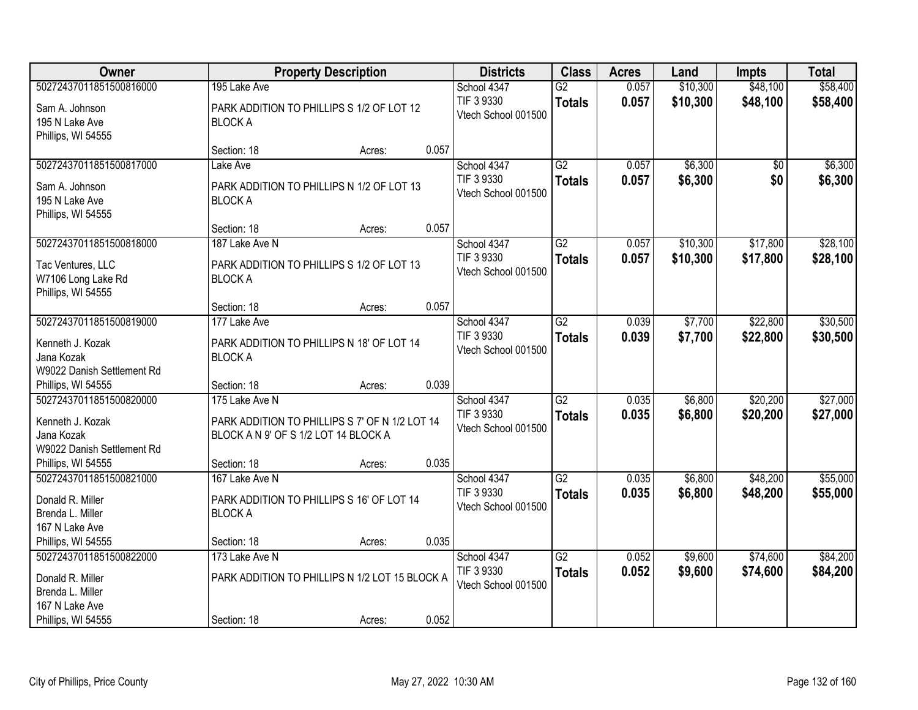| Owner | Property Description | | | Districts | Class | Acres | Land | Impts | Total |
|---|---|---|---|---|---|---|---|---|---|
| 50272437011851500816000<br>Sam A. Johnson<br>195 N Lake Ave<br>Phillips, WI 54555 | 195 Lake Ave<br>PARK ADDITION TO PHILLIPS S 1/2 OF LOT 12 BLOCK A<br>Section: 18 | Acres: | 0.057 | School 4347<br>TIF 3 9330<br>Vtech School 001500 | G2<br>**Totals** | 0.057<br>**0.057** | $10,300<br>**$10,300** | $48,100<br>**$48,100** | $58,400<br>**$58,400** |
| 50272437011851500817000<br>Sam A. Johnson<br>195 N Lake Ave<br>Phillips, WI 54555 | Lake Ave<br>PARK ADDITION TO PHILLIPS N 1/2 OF LOT 13 BLOCK A<br>Section: 18 | Acres: | 0.057 | School 4347<br>TIF 3 9330<br>Vtech School 001500 | G2<br>**Totals** | 0.057<br>**0.057** | $6,300<br>**$6,300** | $0<br>**$0** | $6,300<br>**$6,300** |
| 50272437011851500818000<br>Tac Ventures, LLC<br>W7106 Long Lake Rd<br>Phillips, WI 54555 | 187 Lake Ave N<br>PARK ADDITION TO PHILLIPS S 1/2 OF LOT 13 BLOCK A<br>Section: 18 | Acres: | 0.057 | School 4347<br>TIF 3 9330<br>Vtech School 001500 | G2<br>**Totals** | 0.057<br>**0.057** | $10,300<br>**$10,300** | $17,800<br>**$17,800** | $28,100<br>**$28,100** |
| 50272437011851500819000<br>Kenneth J. Kozak<br>Jana Kozak<br>W9022 Danish Settlement Rd<br>Phillips, WI 54555 | 177 Lake Ave<br>PARK ADDITION TO PHILLIPS N 18' OF LOT 14 BLOCK A<br>Section: 18 | Acres: | 0.039 | School 4347<br>TIF 3 9330<br>Vtech School 001500 | G2<br>**Totals** | 0.039<br>**0.039** | $7,700<br>**$7,700** | $22,800<br>**$22,800** | $30,500<br>**$30,500** |
| 50272437011851500820000<br>Kenneth J. Kozak<br>Jana Kozak<br>W9022 Danish Settlement Rd<br>Phillips, WI 54555 | 175 Lake Ave N<br>PARK ADDITION TO PHILLIPS S 7' OF N 1/2 LOT 14 BLOCK A N 9' OF S 1/2 LOT 14 BLOCK A<br>Section: 18 | Acres: | 0.035 | School 4347<br>TIF 3 9330<br>Vtech School 001500 | G2<br>**Totals** | 0.035<br>**0.035** | $6,800<br>**$6,800** | $20,200<br>**$20,200** | $27,000<br>**$27,000** |
| 50272437011851500821000<br>Donald R. Miller<br>Brenda L. Miller<br>167 N Lake Ave<br>Phillips, WI 54555 | 167 Lake Ave N<br>PARK ADDITION TO PHILLIPS S 16' OF LOT 14 BLOCK A<br>Section: 18 | Acres: | 0.035 | School 4347<br>TIF 3 9330<br>Vtech School 001500 | G2<br>**Totals** | 0.035<br>**0.035** | $6,800<br>**$6,800** | $48,200<br>**$48,200** | $55,000<br>**$55,000** |
| 50272437011851500822000<br>Donald R. Miller<br>Brenda L. Miller<br>167 N Lake Ave<br>Phillips, WI 54555 | 173 Lake Ave N<br>PARK ADDITION TO PHILLIPS N 1/2 LOT 15 BLOCK A<br>Section: 18 | Acres: | 0.052 | School 4347<br>TIF 3 9330<br>Vtech School 001500 | G2<br>**Totals** | 0.052<br>**0.052** | $9,600<br>**$9,600** | $74,600<br>**$74,600** | $84,200<br>**$84,200** |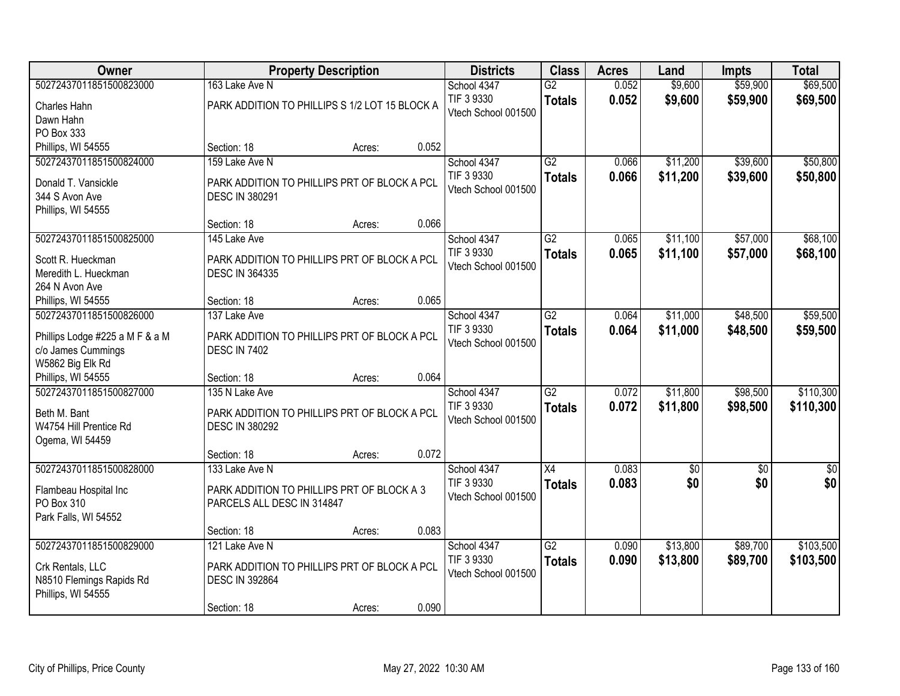| Owner | Property Description | Districts | Class | Acres | Land | Impts | Total |
|---|---|---|---|---|---|---|---|
| 50272437011851500823000<br>Charles Hahn<br>Dawn Hahn<br>PO Box 333<br>Phillips, WI 54555 | 163 Lake Ave N<br>PARK ADDITION TO PHILLIPS S 1/2 LOT 15 BLOCK A<br>Section: 18 Acres: 0.052 | School 4347<br>TIF 3 9330<br>Vtech School 001500 | G2<br>**Totals** | 0.052<br>**0.052** | $9,600<br>**$9,600** | $59,900<br>**$59,900** | $69,500<br>**$69,500** |
| 50272437011851500824000<br>Donald T. Vansickle<br>344 S Avon Ave<br>Phillips, WI 54555 | 159 Lake Ave N<br>PARK ADDITION TO PHILLIPS PRT OF BLOCK A PCL DESC IN 380291<br>Section: 18 Acres: 0.066 | School 4347<br>TIF 3 9330<br>Vtech School 001500 | G2<br>**Totals** | 0.066<br>**0.066** | $11,200<br>**$11,200** | $39,600<br>**$39,600** | $50,800<br>**$50,800** |
| 50272437011851500825000<br>Scott R. Hueckman<br>Meredith L. Hueckman<br>264 N Avon Ave<br>Phillips, WI 54555 | 145 Lake Ave<br>PARK ADDITION TO PHILLIPS PRT OF BLOCK A PCL DESC IN 364335<br>Section: 18 Acres: 0.065 | School 4347<br>TIF 3 9330<br>Vtech School 001500 | G2<br>**Totals** | 0.065<br>**0.065** | $11,100<br>**$11,100** | $57,000<br>**$57,000** | $68,100<br>**$68,100** |
| 50272437011851500826000<br>Phillips Lodge #225 a M F & a M<br>c/o James Cummings<br>W5862 Big Elk Rd<br>Phillips, WI 54555 | 137 Lake Ave<br>PARK ADDITION TO PHILLIPS PRT OF BLOCK A PCL DESC IN 7402<br>Section: 18 Acres: 0.064 | School 4347<br>TIF 3 9330<br>Vtech School 001500 | G2<br>**Totals** | 0.064<br>**0.064** | $11,000<br>**$11,000** | $48,500<br>**$48,500** | $59,500<br>**$59,500** |
| 50272437011851500827000<br>Beth M. Bant<br>W4754 Hill Prentice Rd<br>Ogema, WI 54459 | 135 N Lake Ave<br>PARK ADDITION TO PHILLIPS PRT OF BLOCK A PCL DESC IN 380292<br>Section: 18 Acres: 0.072 | School 4347<br>TIF 3 9330<br>Vtech School 001500 | G2<br>**Totals** | 0.072<br>**0.072** | $11,800<br>**$11,800** | $98,500<br>**$98,500** | $110,300<br>**$110,300** |
| 50272437011851500828000<br>Flambeau Hospital Inc<br>PO Box 310<br>Park Falls, WI 54552 | 133 Lake Ave N<br>PARK ADDITION TO PHILLIPS PRT OF BLOCK A 3 PARCELS ALL DESC IN 314847<br>Section: 18 Acres: 0.083 | School 4347<br>TIF 3 9330<br>Vtech School 001500 | X4<br>**Totals** | 0.083<br>**0.083** | $0<br>**$0** | $0<br>**$0** | $0<br>**$0** |
| 50272437011851500829000<br>Crk Rentals, LLC<br>N8510 Flemings Rapids Rd<br>Phillips, WI 54555 | 121 Lake Ave N<br>PARK ADDITION TO PHILLIPS PRT OF BLOCK A PCL DESC IN 392864<br>Section: 18 Acres: 0.090 | School 4347<br>TIF 3 9330<br>Vtech School 001500 | G2<br>**Totals** | 0.090<br>**0.090** | $13,800<br>**$13,800** | $89,700<br>**$89,700** | $103,500<br>**$103,500** |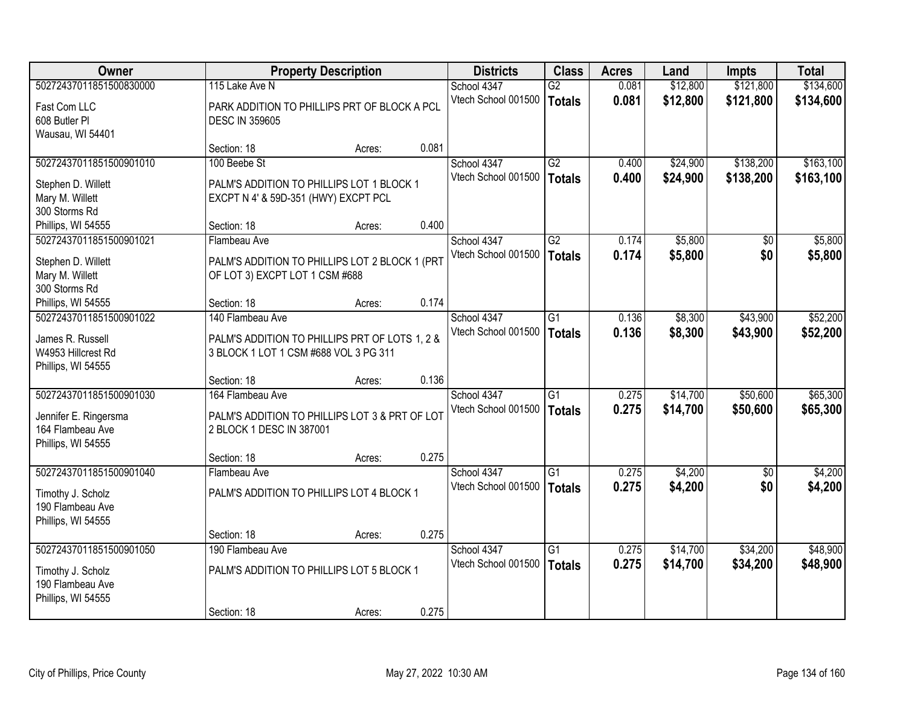| Owner | Property Description | | | Districts | Class | Acres | Land | Impts | Total |
|---|---|---|---|---|---|---|---|---|---|
| 50272437011851500830000 | 115 Lake Ave N | | | School 4347 | G2 | 0.081 | $12,800 | $121,800 | $134,600 |
| Fast Com LLC<br>608 Butler Pl<br>Wausau, WI 54401 | PARK ADDITION TO PHILLIPS PRT OF BLOCK A PCL DESC IN 359605 | | | Vtech School 001500 | **Totals** | **0.081** | **$12,800** | **$121,800** | **$134,600** |
| | Section: 18 | Acres: | 0.081 | | | | | | |
| 50272437011851500901010 | 100 Beebe St | | | School 4347 | G2 | 0.400 | $24,900 | $138,200 | $163,100 |
| Stephen D. Willett<br>Mary M. Willett<br>300 Storms Rd<br>Phillips, WI 54555 | PALM'S ADDITION TO PHILLIPS LOT 1 BLOCK 1 EXCPT N 4' & 59D-351 (HWY) EXCPT PCL | | | Vtech School 001500 | **Totals** | **0.400** | **$24,900** | **$138,200** | **$163,100** |
| | Section: 18 | Acres: | 0.400 | | | | | | |
| 50272437011851500901021 | Flambeau Ave | | | School 4347 | G2 | 0.174 | $5,800 | $0 | $5,800 |
| Stephen D. Willett<br>Mary M. Willett<br>300 Storms Rd<br>Phillips, WI 54555 | PALM'S ADDITION TO PHILLIPS LOT 2 BLOCK 1 (PRT OF LOT 3) EXCPT LOT 1 CSM #688 | | | Vtech School 001500 | **Totals** | **0.174** | **$5,800** | **$0** | **$5,800** |
| | Section: 18 | Acres: | 0.174 | | | | | | |
| 50272437011851500901022 | 140 Flambeau Ave | | | School 4347 | G1 | 0.136 | $8,300 | $43,900 | $52,200 |
| James R. Russell<br>W4953 Hillcrest Rd<br>Phillips, WI 54555 | PALM'S ADDITION TO PHILLIPS PRT OF LOTS 1, 2 & 3 BLOCK 1 LOT 1 CSM #688 VOL 3 PG 311 | | | Vtech School 001500 | **Totals** | **0.136** | **$8,300** | **$43,900** | **$52,200** |
| | Section: 18 | Acres: | 0.136 | | | | | | |
| 50272437011851500901030 | 164 Flambeau Ave | | | School 4347 | G1 | 0.275 | $14,700 | $50,600 | $65,300 |
| Jennifer E. Ringersma<br>164 Flambeau Ave<br>Phillips, WI 54555 | PALM'S ADDITION TO PHILLIPS LOT 3 & PRT OF LOT 2 BLOCK 1 DESC IN 387001 | | | Vtech School 001500 | **Totals** | **0.275** | **$14,700** | **$50,600** | **$65,300** |
| | Section: 18 | Acres: | 0.275 | | | | | | |
| 50272437011851500901040 | Flambeau Ave | | | School 4347 | G1 | 0.275 | $4,200 | $0 | $4,200 |
| Timothy J. Scholz<br>190 Flambeau Ave<br>Phillips, WI 54555 | PALM'S ADDITION TO PHILLIPS LOT 4 BLOCK 1 | | | Vtech School 001500 | **Totals** | **0.275** | **$4,200** | **$0** | **$4,200** |
| | Section: 18 | Acres: | 0.275 | | | | | | |
| 50272437011851500901050 | 190 Flambeau Ave | | | School 4347 | G1 | 0.275 | $14,700 | $34,200 | $48,900 |
| Timothy J. Scholz<br>190 Flambeau Ave<br>Phillips, WI 54555 | PALM'S ADDITION TO PHILLIPS LOT 5 BLOCK 1 | | | Vtech School 001500 | **Totals** | **0.275** | **$14,700** | **$34,200** | **$48,900** |
| | Section: 18 | Acres: | 0.275 | | | | | | |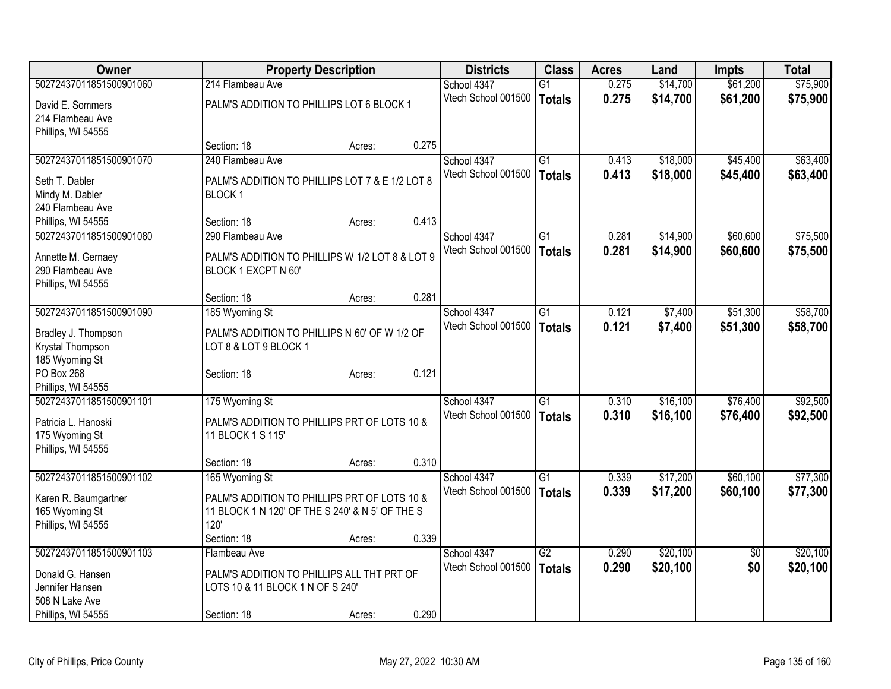| Owner | Property Description | | | Districts | Class | Acres | Land | Impts | Total |
|---|---|---|---|---|---|---|---|---|---|
| 50272437011851500901060 | 214 Flambeau Ave | | | School 4347 | G1 | 0.275 | $14,700 | $61,200 | $75,900 |
| David E. Sommers<br>214 Flambeau Ave<br>Phillips, WI 54555 | PALM'S ADDITION TO PHILLIPS LOT 6 BLOCK 1 | | | Vtech School 001500 | **Totals** | **0.275** | **$14,700** | **$61,200** | **$75,900** |
| | Section: 18 | Acres: | 0.275 | | | | | | |
| 50272437011851500901070 | 240 Flambeau Ave | | | School 4347 | G1 | 0.413 | $18,000 | $45,400 | $63,400 |
| Seth T. Dabler<br>Mindy M. Dabler<br>240 Flambeau Ave<br>Phillips, WI 54555 | PALM'S ADDITION TO PHILLIPS LOT 7 & E 1/2 LOT 8 BLOCK 1 | | | Vtech School 001500 | **Totals** | **0.413** | **$18,000** | **$45,400** | **$63,400** |
| | Section: 18 | Acres: | 0.413 | | | | | | |
| 50272437011851500901080 | 290 Flambeau Ave | | | School 4347 | G1 | 0.281 | $14,900 | $60,600 | $75,500 |
| Annette M. Gernaey<br>290 Flambeau Ave<br>Phillips, WI 54555 | PALM'S ADDITION TO PHILLIPS W 1/2 LOT 8 & LOT 9 BLOCK 1 EXCPT N 60' | | | Vtech School 001500 | **Totals** | **0.281** | **$14,900** | **$60,600** | **$75,500** |
| | Section: 18 | Acres: | 0.281 | | | | | | |
| 50272437011851500901090 | 185 Wyoming St | | | School 4347 | G1 | 0.121 | $7,400 | $51,300 | $58,700 |
| Bradley J. Thompson<br>Krystal Thompson<br>185 Wyoming St<br>PO Box 268<br>Phillips, WI 54555 | PALM'S ADDITION TO PHILLIPS N 60' OF W 1/2 OF LOT 8 & LOT 9 BLOCK 1 | | | Vtech School 001500 | **Totals** | **0.121** | **$7,400** | **$51,300** | **$58,700** |
| | Section: 18 | Acres: | 0.121 | | | | | | |
| 50272437011851500901101 | 175 Wyoming St | | | School 4347 | G1 | 0.310 | $16,100 | $76,400 | $92,500 |
| Patricia L. Hanoski<br>175 Wyoming St<br>Phillips, WI 54555 | PALM'S ADDITION TO PHILLIPS PRT OF LOTS 10 & 11 BLOCK 1 S 115' | | | Vtech School 001500 | **Totals** | **0.310** | **$16,100** | **$76,400** | **$92,500** |
| | Section: 18 | Acres: | 0.310 | | | | | | |
| 50272437011851500901102 | 165 Wyoming St | | | School 4347 | G1 | 0.339 | $17,200 | $60,100 | $77,300 |
| Karen R. Baumgartner<br>165 Wyoming St<br>Phillips, WI 54555 | PALM'S ADDITION TO PHILLIPS PRT OF LOTS 10 & 11 BLOCK 1 N 120' OF THE S 240' & N 5' OF THE S 120' | | | Vtech School 001500 | **Totals** | **0.339** | **$17,200** | **$60,100** | **$77,300** |
| | Section: 18 | Acres: | 0.339 | | | | | | |
| 50272437011851500901103 | Flambeau Ave | | | School 4347 | G2 | 0.290 | $20,100 | $0 | $20,100 |
| Donald G. Hansen<br>Jennifer Hansen<br>508 N Lake Ave<br>Phillips, WI 54555 | PALM'S ADDITION TO PHILLIPS ALL THT PRT OF LOTS 10 & 11 BLOCK 1 N OF S 240' | | | Vtech School 001500 | **Totals** | **0.290** | **$20,100** | **$0** | **$20,100** |
| | Section: 18 | Acres: | 0.290 | | | | | | |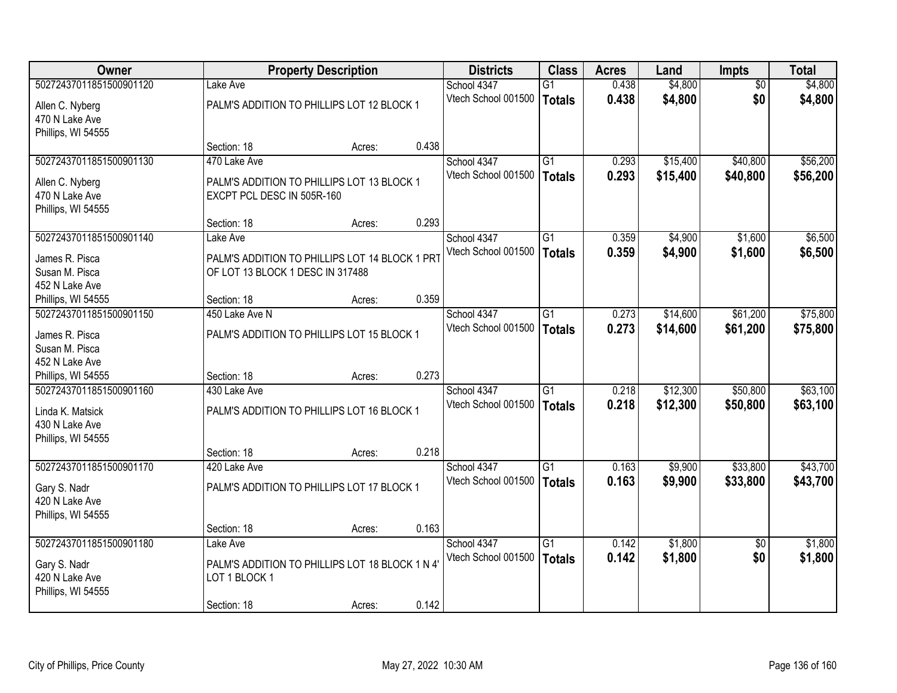| Owner | Property Description | | | Districts | Class | Acres | Land | Impts | Total |
|---|---|---|---|---|---|---|---|---|---|
| 50272437011851500901120 | Lake Ave | | | School 4347 | G1 | 0.438 | $4,800 | $0 | $4,800 |
| Allen C. Nyberg<br>470 N Lake Ave<br>Phillips, WI 54555 | PALM'S ADDITION TO PHILLIPS LOT 12 BLOCK 1 | | | Vtech School 001500 | **Totals** | **0.438** | **$4,800** | **$0** | **$4,800** |
| | Section: 18 | Acres: | 0.438 | | | | | | |
| 50272437011851500901130 | 470 Lake Ave | | | School 4347 | G1 | 0.293 | $15,400 | $40,800 | $56,200 |
| Allen C. Nyberg<br>470 N Lake Ave<br>Phillips, WI 54555 | PALM'S ADDITION TO PHILLIPS LOT 13 BLOCK 1 EXCPT PCL DESC IN 505R-160 | | | Vtech School 001500 | **Totals** | **0.293** | **$15,400** | **$40,800** | **$56,200** |
| | Section: 18 | Acres: | 0.293 | | | | | | |
| 50272437011851500901140 | Lake Ave | | | School 4347 | G1 | 0.359 | $4,900 | $1,600 | $6,500 |
| James R. Pisca<br>Susan M. Pisca<br>452 N Lake Ave<br>Phillips, WI 54555 | PALM'S ADDITION TO PHILLIPS LOT 14 BLOCK 1 PRT OF LOT 13 BLOCK 1 DESC IN 317488 | | | Vtech School 001500 | **Totals** | **0.359** | **$4,900** | **$1,600** | **$6,500** |
| | Section: 18 | Acres: | 0.359 | | | | | | |
| 50272437011851500901150 | 450 Lake Ave N | | | School 4347 | G1 | 0.273 | $14,600 | $61,200 | $75,800 |
| James R. Pisca<br>Susan M. Pisca<br>452 N Lake Ave<br>Phillips, WI 54555 | PALM'S ADDITION TO PHILLIPS LOT 15 BLOCK 1 | | | Vtech School 001500 | **Totals** | **0.273** | **$14,600** | **$61,200** | **$75,800** |
| | Section: 18 | Acres: | 0.273 | | | | | | |
| 50272437011851500901160 | 430 Lake Ave | | | School 4347 | G1 | 0.218 | $12,300 | $50,800 | $63,100 |
| Linda K. Matsick<br>430 N Lake Ave<br>Phillips, WI 54555 | PALM'S ADDITION TO PHILLIPS LOT 16 BLOCK 1 | | | Vtech School 001500 | **Totals** | **0.218** | **$12,300** | **$50,800** | **$63,100** |
| | Section: 18 | Acres: | 0.218 | | | | | | |
| 50272437011851500901170 | 420 Lake Ave | | | School 4347 | G1 | 0.163 | $9,900 | $33,800 | $43,700 |
| Gary S. Nadr<br>420 N Lake Ave<br>Phillips, WI 54555 | PALM'S ADDITION TO PHILLIPS LOT 17 BLOCK 1 | | | Vtech School 001500 | **Totals** | **0.163** | **$9,900** | **$33,800** | **$43,700** |
| | Section: 18 | Acres: | 0.163 | | | | | | |
| 50272437011851500901180 | Lake Ave | | | School 4347 | G1 | 0.142 | $1,800 | $0 | $1,800 |
| Gary S. Nadr<br>420 N Lake Ave<br>Phillips, WI 54555 | PALM'S ADDITION TO PHILLIPS LOT 18 BLOCK 1 N 4' LOT 1 BLOCK 1 | | | Vtech School 001500 | **Totals** | **0.142** | **$1,800** | **$0** | **$1,800** |
| | Section: 18 | Acres: | 0.142 | | | | | | |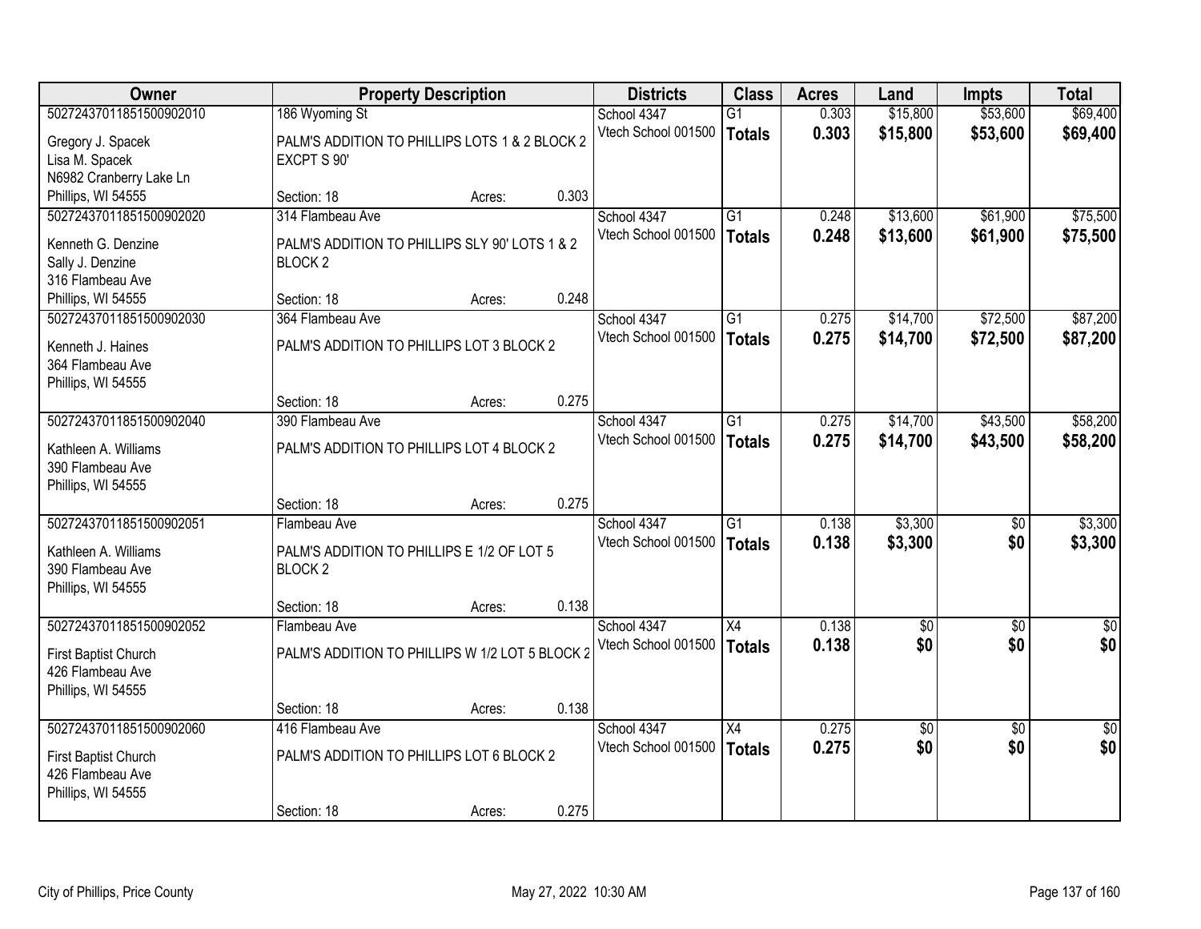| Owner | Property Description | | | Districts | Class | Acres | Land | Impts | Total |
|---|---|---|---|---|---|---|---|---|---|
| 50272437011851500902010 | 186 Wyoming St | | | School 4347 | G1 | 0.303 | $15,800 | $53,600 | $69,400 |
| Gregory J. Spacek<br>Lisa M. Spacek<br>N6982 Cranberry Lake Ln<br>Phillips, WI 54555 | PALM'S ADDITION TO PHILLIPS LOTS 1 & 2 BLOCK 2 EXCPT S 90' | | | Vtech School 001500 | **Totals** | **0.303** | **$15,800** | **$53,600** | **$69,400** |
| | Section: 18 | Acres: | 0.303 | | | | | | |
| 50272437011851500902020 | 314 Flambeau Ave | | | School 4347 | G1 | 0.248 | $13,600 | $61,900 | $75,500 |
| Kenneth G. Denzine<br>Sally J. Denzine<br>316 Flambeau Ave<br>Phillips, WI 54555 | PALM'S ADDITION TO PHILLIPS SLY 90' LOTS 1 & 2 BLOCK 2 | | | Vtech School 001500 | **Totals** | **0.248** | **$13,600** | **$61,900** | **$75,500** |
| | Section: 18 | Acres: | 0.248 | | | | | | |
| 50272437011851500902030 | 364 Flambeau Ave | | | School 4347 | G1 | 0.275 | $14,700 | $72,500 | $87,200 |
| Kenneth J. Haines<br>364 Flambeau Ave<br>Phillips, WI 54555 | PALM'S ADDITION TO PHILLIPS LOT 3 BLOCK 2 | | | Vtech School 001500 | **Totals** | **0.275** | **$14,700** | **$72,500** | **$87,200** |
| | Section: 18 | Acres: | 0.275 | | | | | | |
| 50272437011851500902040 | 390 Flambeau Ave | | | School 4347 | G1 | 0.275 | $14,700 | $43,500 | $58,200 |
| Kathleen A. Williams<br>390 Flambeau Ave<br>Phillips, WI 54555 | PALM'S ADDITION TO PHILLIPS LOT 4 BLOCK 2 | | | Vtech School 001500 | **Totals** | **0.275** | **$14,700** | **$43,500** | **$58,200** |
| | Section: 18 | Acres: | 0.275 | | | | | | |
| 50272437011851500902051 | Flambeau Ave | | | School 4347 | G1 | 0.138 | $3,300 | $0 | $3,300 |
| Kathleen A. Williams<br>390 Flambeau Ave<br>Phillips, WI 54555 | PALM'S ADDITION TO PHILLIPS E 1/2 OF LOT 5 BLOCK 2 | | | Vtech School 001500 | **Totals** | **0.138** | **$3,300** | **$0** | **$3,300** |
| | Section: 18 | Acres: | 0.138 | | | | | | |
| 50272437011851500902052 | Flambeau Ave | | | School 4347 | X4 | 0.138 | $0 | $0 | $0 |
| First Baptist Church<br>426 Flambeau Ave<br>Phillips, WI 54555 | PALM'S ADDITION TO PHILLIPS W 1/2 LOT 5 BLOCK 2 | | | Vtech School 001500 | **Totals** | **0.138** | **$0** | **$0** | **$0** |
| | Section: 18 | Acres: | 0.138 | | | | | | |
| 50272437011851500902060 | 416 Flambeau Ave | | | School 4347 | X4 | 0.275 | $0 | $0 | $0 |
| First Baptist Church<br>426 Flambeau Ave<br>Phillips, WI 54555 | PALM'S ADDITION TO PHILLIPS LOT 6 BLOCK 2 | | | Vtech School 001500 | **Totals** | **0.275** | **$0** | **$0** | **$0** |
| | Section: 18 | Acres: | 0.275 | | | | | | |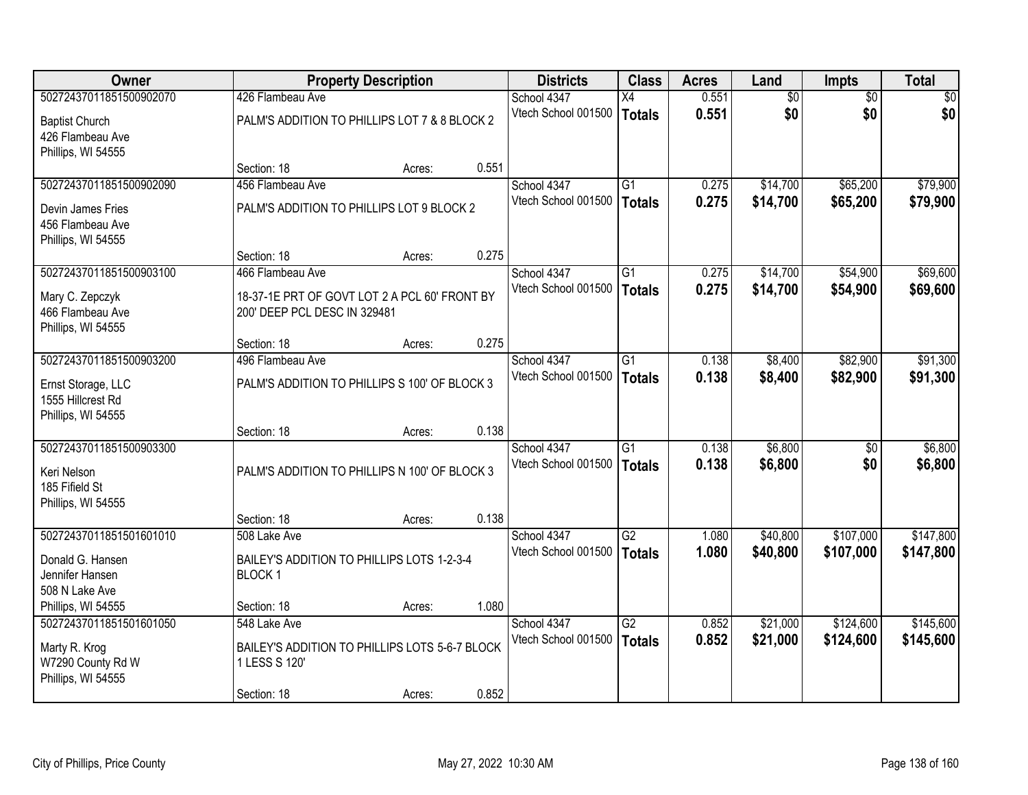| Owner | Property Description | Districts | Class | Acres | Land | Impts | Total |
|---|---|---|---|---|---|---|---|
| 50272437011851500902070<br>Baptist Church<br>426 Flambeau Ave<br>Phillips, WI 54555 | 426 Flambeau Ave<br>PALM'S ADDITION TO PHILLIPS LOT 7 & 8 BLOCK 2<br>Section: 18 Acres: 0.551 | School 4347<br>Vtech School 001500 | X4<br>**Totals** | 0.551<br>**0.551** | $0<br>**$0** | $0<br>**$0** | $0<br>**$0** |
| 50272437011851500902090<br>Devin James Fries<br>456 Flambeau Ave<br>Phillips, WI 54555 | 456 Flambeau Ave<br>PALM'S ADDITION TO PHILLIPS LOT 9 BLOCK 2<br>Section: 18 Acres: 0.275 | School 4347<br>Vtech School 001500 | G1<br>**Totals** | 0.275<br>**0.275** | $14,700<br>**$14,700** | $65,200<br>**$65,200** | $79,900<br>**$79,900** |
| 50272437011851500903100<br>Mary C. Zepczyk<br>466 Flambeau Ave<br>Phillips, WI 54555 | 466 Flambeau Ave<br>18-37-1E PRT OF GOVT LOT 2 A PCL 60' FRONT BY 200' DEEP PCL DESC IN 329481<br>Section: 18 Acres: 0.275 | School 4347<br>Vtech School 001500 | G1<br>**Totals** | 0.275<br>**0.275** | $14,700<br>**$14,700** | $54,900<br>**$54,900** | $69,600<br>**$69,600** |
| 50272437011851500903200<br>Ernst Storage, LLC<br>1555 Hillcrest Rd<br>Phillips, WI 54555 | 496 Flambeau Ave<br>PALM'S ADDITION TO PHILLIPS S 100' OF BLOCK 3<br>Section: 18 Acres: 0.138 | School 4347<br>Vtech School 001500 | G1<br>**Totals** | 0.138<br>**0.138** | $8,400<br>**$8,400** | $82,900<br>**$82,900** | $91,300<br>**$91,300** |
| 50272437011851500903300<br>Keri Nelson<br>185 Fifield St<br>Phillips, WI 54555 | PALM'S ADDITION TO PHILLIPS N 100' OF BLOCK 3<br>Section: 18 Acres: 0.138 | School 4347<br>Vtech School 001500 | G1<br>**Totals** | 0.138<br>**0.138** | $6,800<br>**$6,800** | $0<br>**$0** | $6,800<br>**$6,800** |
| 50272437011851501601010<br>Donald G. Hansen<br>Jennifer Hansen<br>508 N Lake Ave<br>Phillips, WI 54555 | 508 Lake Ave<br>BAILEY'S ADDITION TO PHILLIPS LOTS 1-2-3-4 BLOCK 1<br>Section: 18 Acres: 1.080 | School 4347<br>Vtech School 001500 | G2<br>**Totals** | 1.080<br>**1.080** | $40,800<br>**$40,800** | $107,000<br>**$107,000** | $147,800<br>**$147,800** |
| 50272437011851501601050<br>Marty R. Krog<br>W7290 County Rd W<br>Phillips, WI 54555 | 548 Lake Ave<br>BAILEY'S ADDITION TO PHILLIPS LOTS 5-6-7 BLOCK 1 LESS S 120'<br>Section: 18 Acres: 0.852 | School 4347<br>Vtech School 001500 | G2<br>**Totals** | 0.852<br>**0.852** | $21,000<br>**$21,000** | $124,600<br>**$124,600** | $145,600<br>**$145,600** |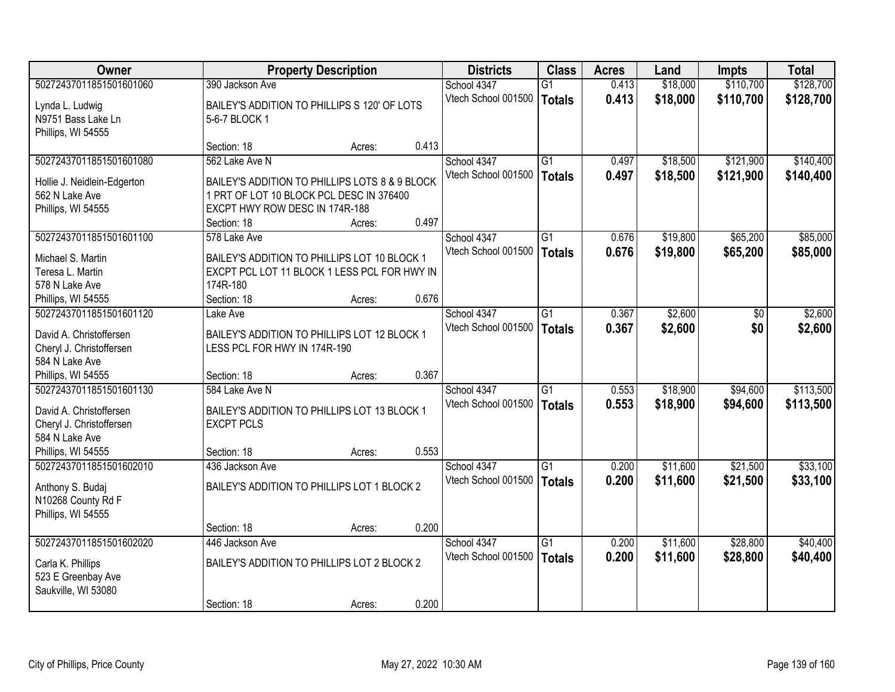| Owner | Property Description | | | Districts | Class | Acres | Land | Impts | Total |
|---|---|---|---|---|---|---|---|---|---|
| 50272437011851501601060 | 390 Jackson Ave | | | School 4347 | G1 | 0.413 | $18,000 | $110,700 | $128,700 |
| Lynda L. Ludwig<br>N9751 Bass Lake Ln<br>Phillips, WI 54555 | BAILEY'S ADDITION TO PHILLIPS S 120' OF LOTS 5-6-7 BLOCK 1 | | | Vtech School 001500 | **Totals** | **0.413** | **$18,000** | **$110,700** | **$128,700** |
| | Section: 18 | Acres: | 0.413 | | | | | | |
| 50272437011851501601080 | 562 Lake Ave N | | | School 4347 | G1 | 0.497 | $18,500 | $121,900 | $140,400 |
| Hollie J. Neidlein-Edgerton<br>562 N Lake Ave<br>Phillips, WI 54555 | BAILEY'S ADDITION TO PHILLIPS LOTS 8 & 9 BLOCK 1 PRT OF LOT 10 BLOCK PCL DESC IN 376400 EXCPT HWY ROW DESC IN 174R-188 | | | Vtech School 001500 | **Totals** | **0.497** | **$18,500** | **$121,900** | **$140,400** |
| | Section: 18 | Acres: | 0.497 | | | | | | |
| 50272437011851501601100 | 578 Lake Ave | | | School 4347 | G1 | 0.676 | $19,800 | $65,200 | $85,000 |
| Michael S. Martin<br>Teresa L. Martin<br>578 N Lake Ave<br>Phillips, WI 54555 | BAILEY'S ADDITION TO PHILLIPS LOT 10 BLOCK 1 EXCPT PCL LOT 11 BLOCK 1 LESS PCL FOR HWY IN 174R-180 | | | Vtech School 001500 | **Totals** | **0.676** | **$19,800** | **$65,200** | **$85,000** |
| | Section: 18 | Acres: | 0.676 | | | | | | |
| 50272437011851501601120 | Lake Ave | | | School 4347 | G1 | 0.367 | $2,600 | $0 | $2,600 |
| David A. Christoffersen<br>Cheryl J. Christoffersen<br>584 N Lake Ave<br>Phillips, WI 54555 | BAILEY'S ADDITION TO PHILLIPS LOT 12 BLOCK 1 LESS PCL FOR HWY IN 174R-190 | | | Vtech School 001500 | **Totals** | **0.367** | **$2,600** | **$0** | **$2,600** |
| | Section: 18 | Acres: | 0.367 | | | | | | |
| 50272437011851501601130 | 584 Lake Ave N | | | School 4347 | G1 | 0.553 | $18,900 | $94,600 | $113,500 |
| David A. Christoffersen<br>Cheryl J. Christoffersen<br>584 N Lake Ave<br>Phillips, WI 54555 | BAILEY'S ADDITION TO PHILLIPS LOT 13 BLOCK 1 EXCPT PCLS | | | Vtech School 001500 | **Totals** | **0.553** | **$18,900** | **$94,600** | **$113,500** |
| | Section: 18 | Acres: | 0.553 | | | | | | |
| 50272437011851501602010 | 436 Jackson Ave | | | School 4347 | G1 | 0.200 | $11,600 | $21,500 | $33,100 |
| Anthony S. Budaj<br>N10268 County Rd F<br>Phillips, WI 54555 | BAILEY'S ADDITION TO PHILLIPS LOT 1 BLOCK 2 | | | Vtech School 001500 | **Totals** | **0.200** | **$11,600** | **$21,500** | **$33,100** |
| | Section: 18 | Acres: | 0.200 | | | | | | |
| 50272437011851501602020 | 446 Jackson Ave | | | School 4347 | G1 | 0.200 | $11,600 | $28,800 | $40,400 |
| Carla K. Phillips<br>523 E Greenbay Ave<br>Saukville, WI 53080 | BAILEY'S ADDITION TO PHILLIPS LOT 2 BLOCK 2 | | | Vtech School 001500 | **Totals** | **0.200** | **$11,600** | **$28,800** | **$40,400** |
| | Section: 18 | Acres: | 0.200 | | | | | | |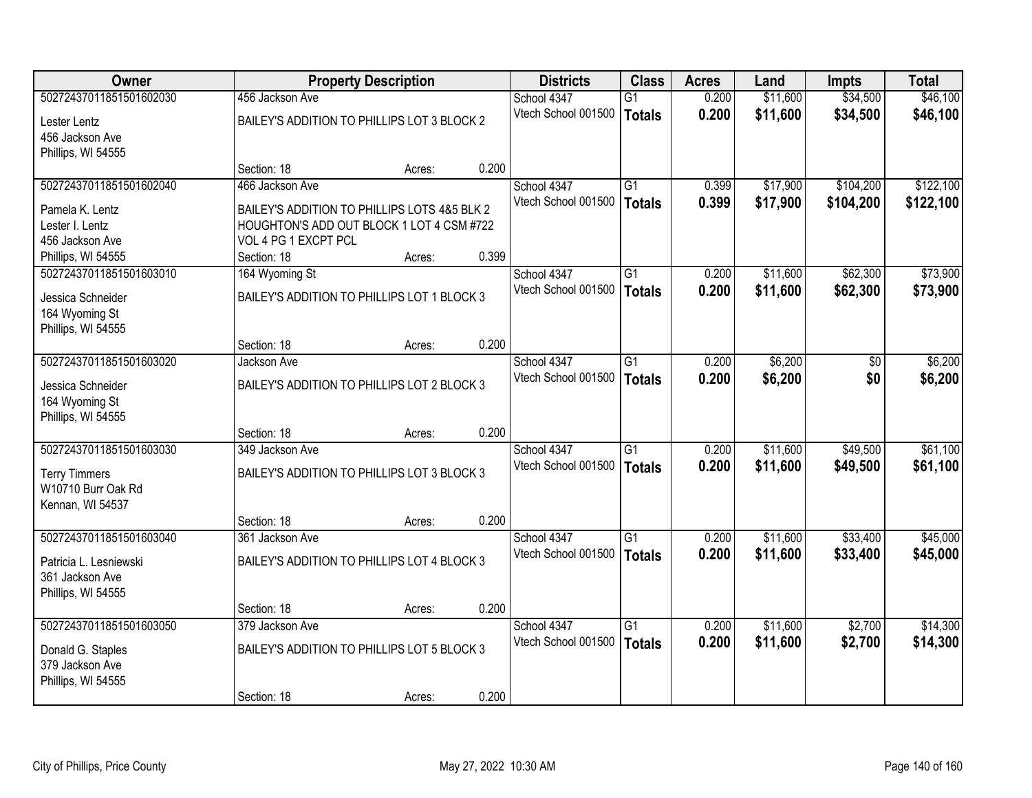| Owner | Property Description | | | Districts | Class | Acres | Land | Impts | Total |
|---|---|---|---|---|---|---|---|---|---|
| 50272437011851501602030 | 456 Jackson Ave | | | School 4347 | G1 | 0.200 | $11,600 | $34,500 | $46,100 |
| Lester Lentz<br>456 Jackson Ave<br>Phillips, WI 54555 | BAILEY'S ADDITION TO PHILLIPS LOT 3 BLOCK 2 | | | Vtech School 001500 | **Totals** | **0.200** | **$11,600** | **$34,500** | **$46,100** |
| | Section: 18 | Acres: | 0.200 | | | | | | |
| 50272437011851501602040 | 466 Jackson Ave | | | School 4347 | G1 | 0.399 | $17,900 | $104,200 | $122,100 |
| Pamela K. Lentz<br>Lester I. Lentz<br>456 Jackson Ave<br>Phillips, WI 54555 | BAILEY'S ADDITION TO PHILLIPS LOTS 4&5 BLK 2 HOUGHTON'S ADD OUT BLOCK 1 LOT 4 CSM #722 VOL 4 PG 1 EXCPT PCL | | | Vtech School 001500 | **Totals** | **0.399** | **$17,900** | **$104,200** | **$122,100** |
| | Section: 18 | Acres: | 0.399 | | | | | | |
| 50272437011851501603010 | 164 Wyoming St | | | School 4347 | G1 | 0.200 | $11,600 | $62,300 | $73,900 |
| Jessica Schneider<br>164 Wyoming St<br>Phillips, WI 54555 | BAILEY'S ADDITION TO PHILLIPS LOT 1 BLOCK 3 | | | Vtech School 001500 | **Totals** | **0.200** | **$11,600** | **$62,300** | **$73,900** |
| | Section: 18 | Acres: | 0.200 | | | | | | |
| 50272437011851501603020 | Jackson Ave | | | School 4347 | G1 | 0.200 | $6,200 | $0 | $6,200 |
| Jessica Schneider<br>164 Wyoming St<br>Phillips, WI 54555 | BAILEY'S ADDITION TO PHILLIPS LOT 2 BLOCK 3 | | | Vtech School 001500 | **Totals** | **0.200** | **$6,200** | **$0** | **$6,200** |
| | Section: 18 | Acres: | 0.200 | | | | | | |
| 50272437011851501603030 | 349 Jackson Ave | | | School 4347 | G1 | 0.200 | $11,600 | $49,500 | $61,100 |
| Terry Timmers<br>W10710 Burr Oak Rd<br>Kennan, WI 54537 | BAILEY'S ADDITION TO PHILLIPS LOT 3 BLOCK 3 | | | Vtech School 001500 | **Totals** | **0.200** | **$11,600** | **$49,500** | **$61,100** |
| | Section: 18 | Acres: | 0.200 | | | | | | |
| 50272437011851501603040 | 361 Jackson Ave | | | School 4347 | G1 | 0.200 | $11,600 | $33,400 | $45,000 |
| Patricia L. Lesniewski<br>361 Jackson Ave<br>Phillips, WI 54555 | BAILEY'S ADDITION TO PHILLIPS LOT 4 BLOCK 3 | | | Vtech School 001500 | **Totals** | **0.200** | **$11,600** | **$33,400** | **$45,000** |
| | Section: 18 | Acres: | 0.200 | | | | | | |
| 50272437011851501603050 | 379 Jackson Ave | | | School 4347 | G1 | 0.200 | $11,600 | $2,700 | $14,300 |
| Donald G. Staples<br>379 Jackson Ave<br>Phillips, WI 54555 | BAILEY'S ADDITION TO PHILLIPS LOT 5 BLOCK 3 | | | Vtech School 001500 | **Totals** | **0.200** | **$11,600** | **$2,700** | **$14,300** |
| | Section: 18 | Acres: | 0.200 | | | | | | |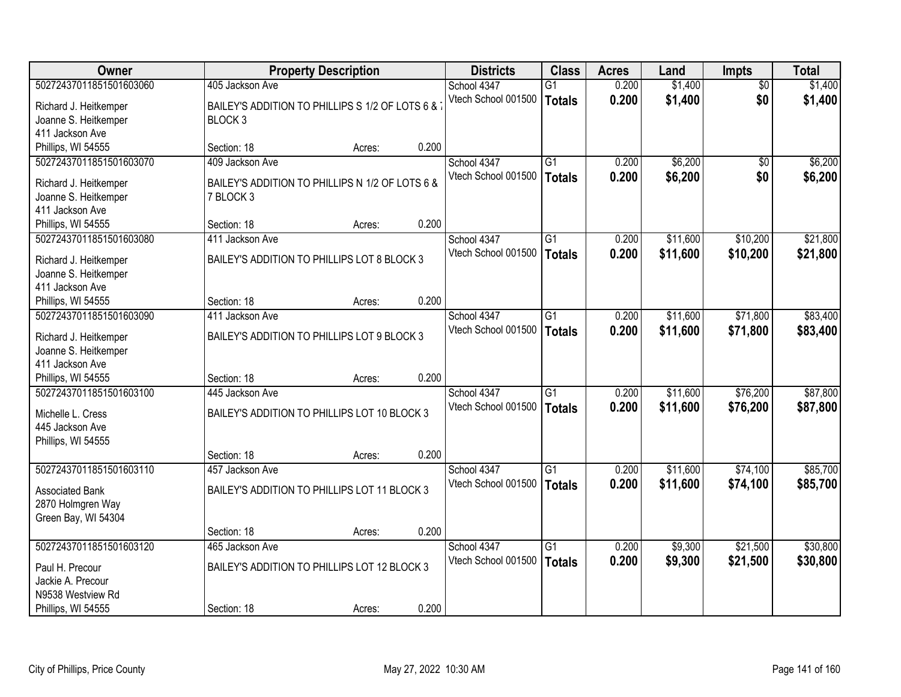| Owner | Property Description | Districts | Class | Acres | Land | Impts | Total |
|---|---|---|---|---|---|---|---|
| 50272437011851501603060<br>Richard J. Heitkemper<br>Joanne S. Heitkemper<br>411 Jackson Ave<br>Phillips, WI 54555 | 405 Jackson Ave<br>BAILEY'S ADDITION TO PHILLIPS S 1/2 OF LOTS 6 & 7 BLOCK 3<br>Section: 18 Acres: 0.200 | School 4347<br>Vtech School 001500 | G1<br>**Totals** | 0.200<br>**0.200** | $1,400<br>**$1,400** | $0<br>**$0** | $1,400<br>**$1,400** |
| 50272437011851501603070<br>Richard J. Heitkemper<br>Joanne S. Heitkemper<br>411 Jackson Ave<br>Phillips, WI 54555 | 409 Jackson Ave<br>BAILEY'S ADDITION TO PHILLIPS N 1/2 OF LOTS 6 & 7 BLOCK 3<br>Section: 18 Acres: 0.200 | School 4347<br>Vtech School 001500 | G1<br>**Totals** | 0.200<br>**0.200** | $6,200<br>**$6,200** | $0<br>**$0** | $6,200<br>**$6,200** |
| 50272437011851501603080<br>Richard J. Heitkemper<br>Joanne S. Heitkemper<br>411 Jackson Ave<br>Phillips, WI 54555 | 411 Jackson Ave<br>BAILEY'S ADDITION TO PHILLIPS LOT 8 BLOCK 3<br>Section: 18 Acres: 0.200 | School 4347<br>Vtech School 001500 | G1<br>**Totals** | 0.200<br>**0.200** | $11,600<br>**$11,600** | $10,200<br>**$10,200** | $21,800<br>**$21,800** |
| 50272437011851501603090<br>Richard J. Heitkemper<br>Joanne S. Heitkemper<br>411 Jackson Ave<br>Phillips, WI 54555 | 411 Jackson Ave<br>BAILEY'S ADDITION TO PHILLIPS LOT 9 BLOCK 3<br>Section: 18 Acres: 0.200 | School 4347<br>Vtech School 001500 | G1<br>**Totals** | 0.200<br>**0.200** | $11,600<br>**$11,600** | $71,800<br>**$71,800** | $83,400<br>**$83,400** |
| 50272437011851501603100<br>Michelle L. Cress<br>445 Jackson Ave<br>Phillips, WI 54555 | 445 Jackson Ave<br>BAILEY'S ADDITION TO PHILLIPS LOT 10 BLOCK 3<br>Section: 18 Acres: 0.200 | School 4347<br>Vtech School 001500 | G1<br>**Totals** | 0.200<br>**0.200** | $11,600<br>**$11,600** | $76,200<br>**$76,200** | $87,800<br>**$87,800** |
| 50272437011851501603110<br>Associated Bank<br>2870 Holmgren Way<br>Green Bay, WI 54304 | 457 Jackson Ave<br>BAILEY'S ADDITION TO PHILLIPS LOT 11 BLOCK 3<br>Section: 18 Acres: 0.200 | School 4347<br>Vtech School 001500 | G1<br>**Totals** | 0.200<br>**0.200** | $11,600<br>**$11,600** | $74,100<br>**$74,100** | $85,700<br>**$85,700** |
| 50272437011851501603120<br>Paul H. Precour<br>Jackie A. Precour<br>N9538 Westview Rd<br>Phillips, WI 54555 | 465 Jackson Ave<br>BAILEY'S ADDITION TO PHILLIPS LOT 12 BLOCK 3<br>Section: 18 Acres: 0.200 | School 4347<br>Vtech School 001500 | G1<br>**Totals** | 0.200<br>**0.200** | $9,300<br>**$9,300** | $21,500<br>**$21,500** | $30,800<br>**$30,800** |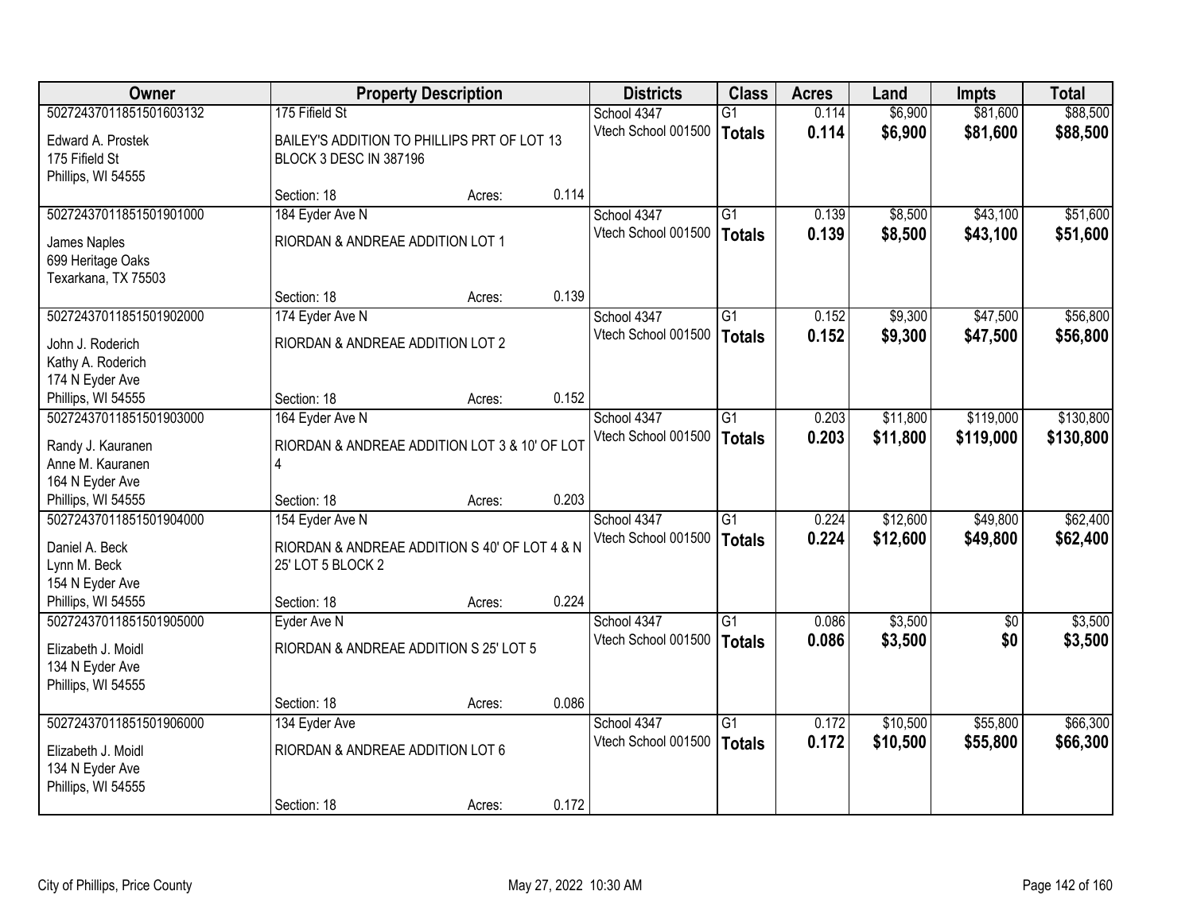| Owner | Property Description | | | Districts | Class | Acres | Land | Impts | Total |
|---|---|---|---|---|---|---|---|---|---|
| 50272437011851501603132 | 175 Fifield St | | | School 4347 | G1 | 0.114 | $6,900 | $81,600 | $88,500 |
| Edward A. Prostek<br>175 Fifield St<br>Phillips, WI 54555 | BAILEY'S ADDITION TO PHILLIPS PRT OF LOT 13 BLOCK 3 DESC IN 387196 | | | Vtech School 001500 | **Totals** | **0.114** | **$6,900** | **$81,600** | **$88,500** |
| | Section: 18 | Acres: | 0.114 | | | | | | |
| 50272437011851501901000 | 184 Eyder Ave N | | | School 4347 | G1 | 0.139 | $8,500 | $43,100 | $51,600 |
| James Naples<br>699 Heritage Oaks<br>Texarkana, TX 75503 | RIORDAN & ANDREAE ADDITION LOT 1 | | | Vtech School 001500 | **Totals** | **0.139** | **$8,500** | **$43,100** | **$51,600** |
| | Section: 18 | Acres: | 0.139 | | | | | | |
| 50272437011851501902000 | 174 Eyder Ave N | | | School 4347 | G1 | 0.152 | $9,300 | $47,500 | $56,800 |
| John J. Roderich<br>Kathy A. Roderich<br>174 N Eyder Ave<br>Phillips, WI 54555 | RIORDAN & ANDREAE ADDITION LOT 2 | | | Vtech School 001500 | **Totals** | **0.152** | **$9,300** | **$47,500** | **$56,800** |
| | Section: 18 | Acres: | 0.152 | | | | | | |
| 50272437011851501903000 | 164 Eyder Ave N | | | School 4347 | G1 | 0.203 | $11,800 | $119,000 | $130,800 |
| Randy J. Kauranen<br>Anne M. Kauranen<br>164 N Eyder Ave<br>Phillips, WI 54555 | RIORDAN & ANDREAE ADDITION LOT 3 & 10' OF LOT 4 | | | Vtech School 001500 | **Totals** | **0.203** | **$11,800** | **$119,000** | **$130,800** |
| | Section: 18 | Acres: | 0.203 | | | | | | |
| 50272437011851501904000 | 154 Eyder Ave N | | | School 4347 | G1 | 0.224 | $12,600 | $49,800 | $62,400 |
| Daniel A. Beck<br>Lynn M. Beck<br>154 N Eyder Ave<br>Phillips, WI 54555 | RIORDAN & ANDREAE ADDITION S 40' OF LOT 4 & N 25' LOT 5 BLOCK 2 | | | Vtech School 001500 | **Totals** | **0.224** | **$12,600** | **$49,800** | **$62,400** |
| | Section: 18 | Acres: | 0.224 | | | | | | |
| 50272437011851501905000 | Eyder Ave N | | | School 4347 | G1 | 0.086 | $3,500 | $0 | $3,500 |
| Elizabeth J. Moidl<br>134 N Eyder Ave<br>Phillips, WI 54555 | RIORDAN & ANDREAE ADDITION S 25' LOT 5 | | | Vtech School 001500 | **Totals** | **0.086** | **$3,500** | **$0** | **$3,500** |
| | Section: 18 | Acres: | 0.086 | | | | | | |
| 50272437011851501906000 | 134 Eyder Ave | | | School 4347 | G1 | 0.172 | $10,500 | $55,800 | $66,300 |
| Elizabeth J. Moidl<br>134 N Eyder Ave<br>Phillips, WI 54555 | RIORDAN & ANDREAE ADDITION LOT 6 | | | Vtech School 001500 | **Totals** | **0.172** | **$10,500** | **$55,800** | **$66,300** |
| | Section: 18 | Acres: | 0.172 | | | | | | |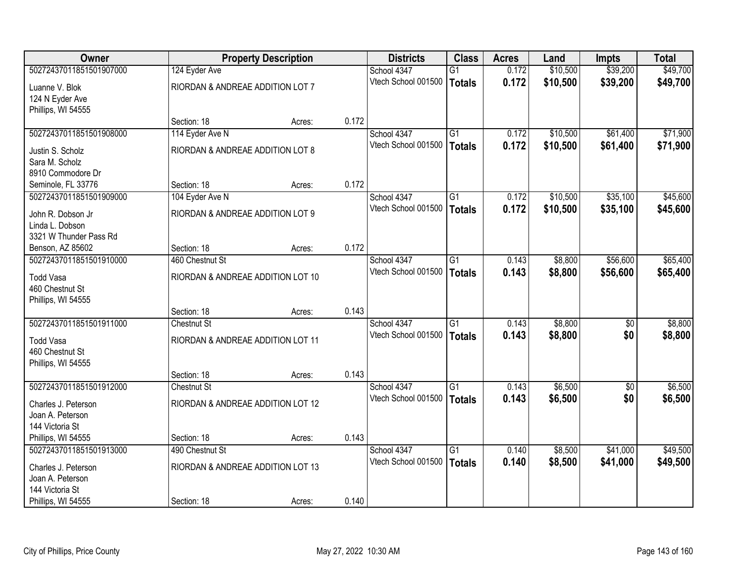| Owner | Property Description | | | Districts | Class | Acres | Land | Impts | Total |
|---|---|---|---|---|---|---|---|---|---|
| 50272437011851501907000 | 124 Eyder Ave | | | School 4347 | G1 | 0.172 | $10,500 | $39,200 | $49,700 |
| Luanne V. Blok<br>124 N Eyder Ave<br>Phillips, WI 54555 | RIORDAN & ANDREAE ADDITION LOT 7 | | | Vtech School 001500 | **Totals** | **0.172** | **$10,500** | **$39,200** | **$49,700** |
| | Section: 18 | Acres: | 0.172 | | | | | | |
| 50272437011851501908000 | 114 Eyder Ave N | | | School 4347 | G1 | 0.172 | $10,500 | $61,400 | $71,900 |
| Justin S. Scholz<br>Sara M. Scholz<br>8910 Commodore Dr<br>Seminole, FL 33776 | RIORDAN & ANDREAE ADDITION LOT 8 | | | Vtech School 001500 | **Totals** | **0.172** | **$10,500** | **$61,400** | **$71,900** |
| | Section: 18 | Acres: | 0.172 | | | | | | |
| 50272437011851501909000 | 104 Eyder Ave N | | | School 4347 | G1 | 0.172 | $10,500 | $35,100 | $45,600 |
| John R. Dobson Jr<br>Linda L. Dobson<br>3321 W Thunder Pass Rd<br>Benson, AZ 85602 | RIORDAN & ANDREAE ADDITION LOT 9 | | | Vtech School 001500 | **Totals** | **0.172** | **$10,500** | **$35,100** | **$45,600** |
| | Section: 18 | Acres: | 0.172 | | | | | | |
| 50272437011851501910000 | 460 Chestnut St | | | School 4347 | G1 | 0.143 | $8,800 | $56,600 | $65,400 |
| Todd Vasa<br>460 Chestnut St<br>Phillips, WI 54555 | RIORDAN & ANDREAE ADDITION LOT 10 | | | Vtech School 001500 | **Totals** | **0.143** | **$8,800** | **$56,600** | **$65,400** |
| | Section: 18 | Acres: | 0.143 | | | | | | |
| 50272437011851501911000 | Chestnut St | | | School 4347 | G1 | 0.143 | $8,800 | $0 | $8,800 |
| Todd Vasa<br>460 Chestnut St<br>Phillips, WI 54555 | RIORDAN & ANDREAE ADDITION LOT 11 | | | Vtech School 001500 | **Totals** | **0.143** | **$8,800** | **$0** | **$8,800** |
| | Section: 18 | Acres: | 0.143 | | | | | | |
| 50272437011851501912000 | Chestnut St | | | School 4347 | G1 | 0.143 | $6,500 | $0 | $6,500 |
| Charles J. Peterson<br>Joan A. Peterson<br>144 Victoria St<br>Phillips, WI 54555 | RIORDAN & ANDREAE ADDITION LOT 12 | | | Vtech School 001500 | **Totals** | **0.143** | **$6,500** | **$0** | **$6,500** |
| | Section: 18 | Acres: | 0.143 | | | | | | |
| 50272437011851501913000 | 490 Chestnut St | | | School 4347 | G1 | 0.140 | $8,500 | $41,000 | $49,500 |
| Charles J. Peterson<br>Joan A. Peterson<br>144 Victoria St<br>Phillips, WI 54555 | RIORDAN & ANDREAE ADDITION LOT 13 | | | Vtech School 001500 | **Totals** | **0.140** | **$8,500** | **$41,000** | **$49,500** |
| | Section: 18 | Acres: | 0.140 | | | | | | |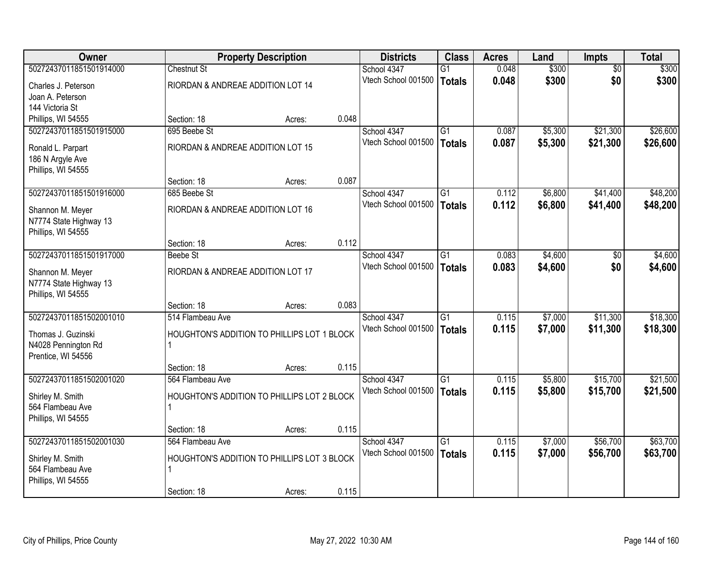| Owner | Property Description | | | Districts | Class | Acres | Land | Impts | Total |
|---|---|---|---|---|---|---|---|---|---|
| 50272437011851501914000 | Chestnut St | | | School 4347 | G1 | 0.048 | $300 | $0 | $300 |
| Charles J. Peterson<br>Joan A. Peterson<br>144 Victoria St<br>Phillips, WI 54555 | RIORDAN & ANDREAE ADDITION LOT 14 | | | Vtech School 001500 | **Totals** | **0.048** | **$300** | **$0** | **$300** |
| | Section: 18 | Acres: | 0.048 | | | | | | |
| 50272437011851501915000 | 695 Beebe St | | | School 4347 | G1 | 0.087 | $5,300 | $21,300 | $26,600 |
| Ronald L. Parpart<br>186 N Argyle Ave<br>Phillips, WI 54555 | RIORDAN & ANDREAE ADDITION LOT 15 | | | Vtech School 001500 | **Totals** | **0.087** | **$5,300** | **$21,300** | **$26,600** |
| | Section: 18 | Acres: | 0.087 | | | | | | |
| 50272437011851501916000 | 685 Beebe St | | | School 4347 | G1 | 0.112 | $6,800 | $41,400 | $48,200 |
| Shannon M. Meyer<br>N7774 State Highway 13<br>Phillips, WI 54555 | RIORDAN & ANDREAE ADDITION LOT 16 | | | Vtech School 001500 | **Totals** | **0.112** | **$6,800** | **$41,400** | **$48,200** |
| | Section: 18 | Acres: | 0.112 | | | | | | |
| 50272437011851501917000 | Beebe St | | | School 4347 | G1 | 0.083 | $4,600 | $0 | $4,600 |
| Shannon M. Meyer<br>N7774 State Highway 13<br>Phillips, WI 54555 | RIORDAN & ANDREAE ADDITION LOT 17 | | | Vtech School 001500 | **Totals** | **0.083** | **$4,600** | **$0** | **$4,600** |
| | Section: 18 | Acres: | 0.083 | | | | | | |
| 50272437011851502001010 | 514 Flambeau Ave | | | School 4347 | G1 | 0.115 | $7,000 | $11,300 | $18,300 |
| Thomas J. Guzinski<br>N4028 Pennington Rd<br>Prentice, WI 54556 | HOUGHTON'S ADDITION TO PHILLIPS LOT 1 BLOCK 1 | | | Vtech School 001500 | **Totals** | **0.115** | **$7,000** | **$11,300** | **$18,300** |
| | Section: 18 | Acres: | 0.115 | | | | | | |
| 50272437011851502001020 | 564 Flambeau Ave | | | School 4347 | G1 | 0.115 | $5,800 | $15,700 | $21,500 |
| Shirley M. Smith<br>564 Flambeau Ave<br>Phillips, WI 54555 | HOUGHTON'S ADDITION TO PHILLIPS LOT 2 BLOCK 1 | | | Vtech School 001500 | **Totals** | **0.115** | **$5,800** | **$15,700** | **$21,500** |
| | Section: 18 | Acres: | 0.115 | | | | | | |
| 50272437011851502001030 | 564 Flambeau Ave | | | School 4347 | G1 | 0.115 | $7,000 | $56,700 | $63,700 |
| Shirley M. Smith<br>564 Flambeau Ave<br>Phillips, WI 54555 | HOUGHTON'S ADDITION TO PHILLIPS LOT 3 BLOCK 1 | | | Vtech School 001500 | **Totals** | **0.115** | **$7,000** | **$56,700** | **$63,700** |
| | Section: 18 | Acres: | 0.115 | | | | | | |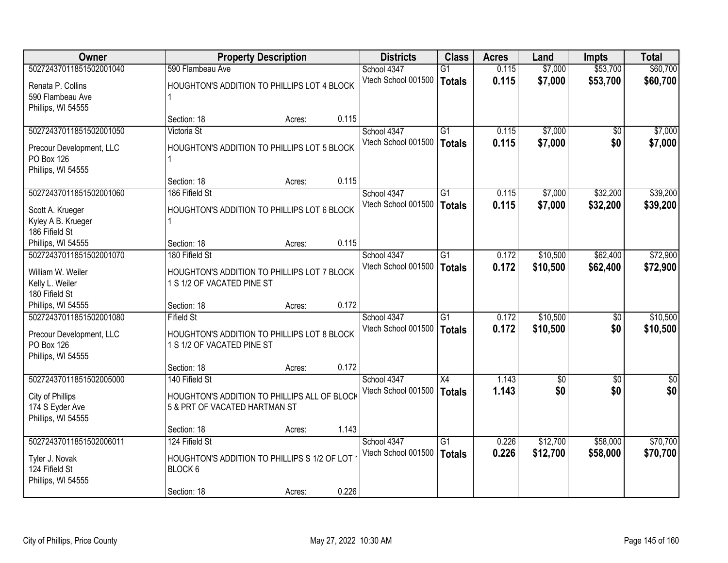| Owner | Property Description | | | Districts | Class | Acres | Land | Impts | Total |
|---|---|---|---|---|---|---|---|---|---|
| 50272437011851502001040 | 590 Flambeau Ave | | | School 4347 | G1 | 0.115 | $7,000 | $53,700 | $60,700 |
| Renata P. Collins<br>590 Flambeau Ave<br>Phillips, WI 54555 | HOUGHTON'S ADDITION TO PHILLIPS LOT 4 BLOCK 1 | | | Vtech School 001500 | **Totals** | **0.115** | **$7,000** | **$53,700** | **$60,700** |
| | Section: 18 | Acres: | 0.115 | | | | | | |
| 50272437011851502001050 | Victoria St | | | School 4347 | G1 | 0.115 | $7,000 | $0 | $7,000 |
| Precour Development, LLC<br>PO Box 126<br>Phillips, WI 54555 | HOUGHTON'S ADDITION TO PHILLIPS LOT 5 BLOCK 1 | | | Vtech School 001500 | **Totals** | **0.115** | **$7,000** | **$0** | **$7,000** |
| | Section: 18 | Acres: | 0.115 | | | | | | |
| 50272437011851502001060 | 186 Fifield St | | | School 4347 | G1 | 0.115 | $7,000 | $32,200 | $39,200 |
| Scott A. Krueger<br>Kyley A B. Krueger<br>186 Fifield St<br>Phillips, WI 54555 | HOUGHTON'S ADDITION TO PHILLIPS LOT 6 BLOCK 1 | | | Vtech School 001500 | **Totals** | **0.115** | **$7,000** | **$32,200** | **$39,200** |
| | Section: 18 | Acres: | 0.115 | | | | | | |
| 50272437011851502001070 | 180 Fifield St | | | School 4347 | G1 | 0.172 | $10,500 | $62,400 | $72,900 |
| William W. Weiler<br>Kelly L. Weiler<br>180 Fifield St<br>Phillips, WI 54555 | HOUGHTON'S ADDITION TO PHILLIPS LOT 7 BLOCK 1 S 1/2 OF VACATED PINE ST | | | Vtech School 001500 | **Totals** | **0.172** | **$10,500** | **$62,400** | **$72,900** |
| | Section: 18 | Acres: | 0.172 | | | | | | |
| 50272437011851502001080 | Fifield St | | | School 4347 | G1 | 0.172 | $10,500 | $0 | $10,500 |
| Precour Development, LLC<br>PO Box 126<br>Phillips, WI 54555 | HOUGHTON'S ADDITION TO PHILLIPS LOT 8 BLOCK 1 S 1/2 OF VACATED PINE ST | | | Vtech School 001500 | **Totals** | **0.172** | **$10,500** | **$0** | **$10,500** |
| | Section: 18 | Acres: | 0.172 | | | | | | |
| 50272437011851502005000 | 140 Fifield St | | | School 4347 | X4 | 1.143 | $0 | $0 | $0 |
| City of Phillips<br>174 S Eyder Ave<br>Phillips, WI 54555 | HOUGHTON'S ADDITION TO PHILLIPS ALL OF BLOCK 5 & PRT OF VACATED HARTMAN ST | | | Vtech School 001500 | **Totals** | **1.143** | **$0** | **$0** | **$0** |
| | Section: 18 | Acres: | 1.143 | | | | | | |
| 50272437011851502006011 | 124 Fifield St | | | School 4347 | G1 | 0.226 | $12,700 | $58,000 | $70,700 |
| Tyler J. Novak<br>124 Fifield St<br>Phillips, WI 54555 | HOUGHTON'S ADDITION TO PHILLIPS S 1/2 OF LOT 1 BLOCK 6 | | | Vtech School 001500 | **Totals** | **0.226** | **$12,700** | **$58,000** | **$70,700** |
| | Section: 18 | Acres: | 0.226 | | | | | | |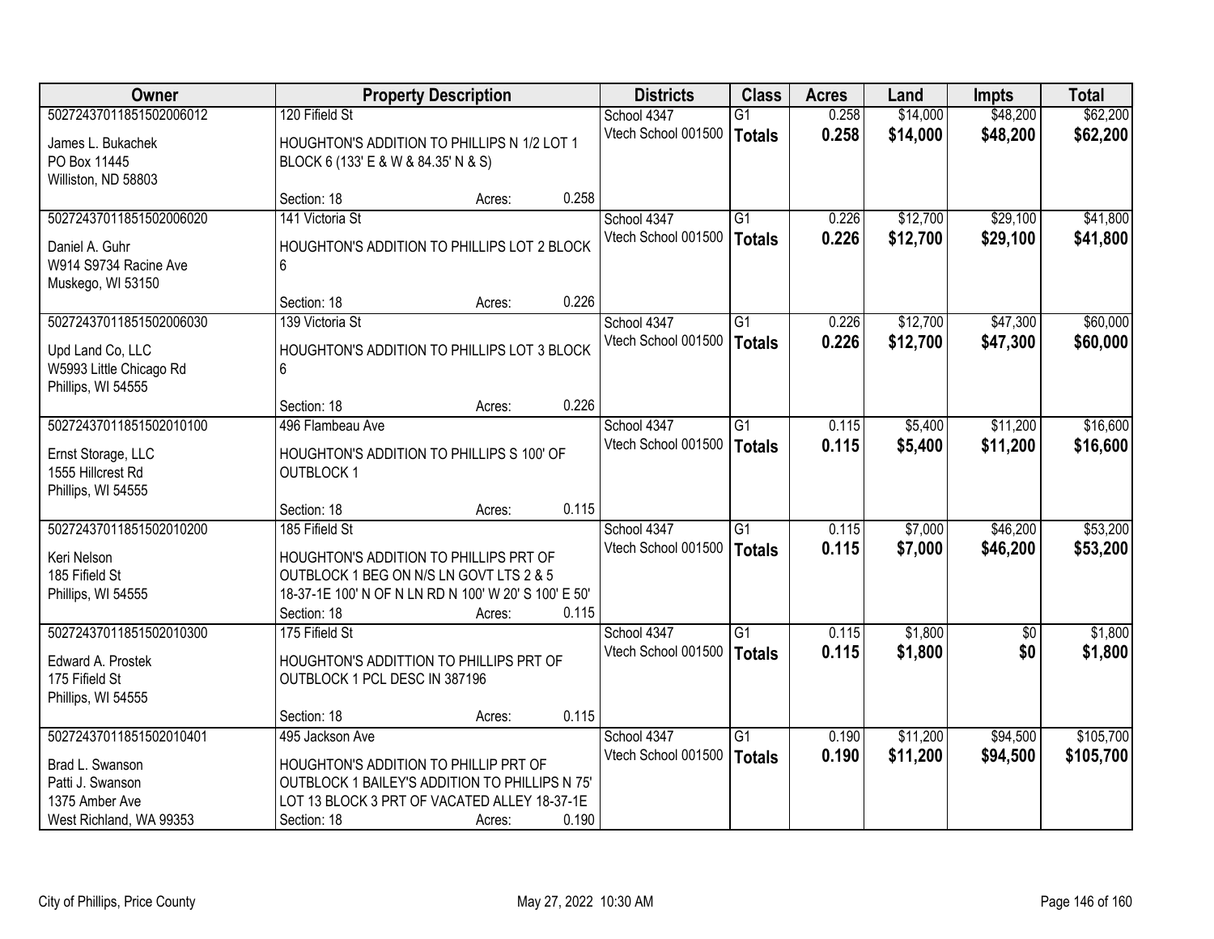| Owner | Property Description | | | Districts | Class | Acres | Land | Impts | Total |
|---|---|---|---|---|---|---|---|---|---|
| 50272437011851502006012 | 120 Fifield St | | | School 4347 | G1 | 0.258 | $14,000 | $48,200 | $62,200 |
| James L. Bukachek<br>PO Box 11445<br>Williston, ND 58803 | HOUGHTON'S ADDITION TO PHILLIPS N 1/2 LOT 1 BLOCK 6 (133' E & W & 84.35' N & S) | | | Vtech School 001500 | **Totals** | **0.258** | **$14,000** | **$48,200** | **$62,200** |
| | Section: 18 | Acres: | 0.258 | | | | | | |
| 50272437011851502006020 | 141 Victoria St | | | School 4347 | G1 | 0.226 | $12,700 | $29,100 | $41,800 |
| Daniel A. Guhr<br>W914 S9734 Racine Ave<br>Muskego, WI 53150 | HOUGHTON'S ADDITION TO PHILLIPS LOT 2 BLOCK 6 | | | Vtech School 001500 | **Totals** | **0.226** | **$12,700** | **$29,100** | **$41,800** |
| | Section: 18 | Acres: | 0.226 | | | | | | |
| 50272437011851502006030 | 139 Victoria St | | | School 4347 | G1 | 0.226 | $12,700 | $47,300 | $60,000 |
| Upd Land Co, LLC<br>W5993 Little Chicago Rd<br>Phillips, WI 54555 | HOUGHTON'S ADDITION TO PHILLIPS LOT 3 BLOCK 6 | | | Vtech School 001500 | **Totals** | **0.226** | **$12,700** | **$47,300** | **$60,000** |
| | Section: 18 | Acres: | 0.226 | | | | | | |
| 50272437011851502010100 | 496 Flambeau Ave | | | School 4347 | G1 | 0.115 | $5,400 | $11,200 | $16,600 |
| Ernst Storage, LLC<br>1555 Hillcrest Rd<br>Phillips, WI 54555 | HOUGHTON'S ADDITION TO PHILLIPS S 100' OF OUTBLOCK 1 | | | Vtech School 001500 | **Totals** | **0.115** | **$5,400** | **$11,200** | **$16,600** |
| | Section: 18 | Acres: | 0.115 | | | | | | |
| 50272437011851502010200 | 185 Fifield St | | | School 4347 | G1 | 0.115 | $7,000 | $46,200 | $53,200 |
| Keri Nelson<br>185 Fifield St<br>Phillips, WI 54555 | HOUGHTON'S ADDITION TO PHILLIPS PRT OF OUTBLOCK 1 BEG ON N/S LN GOVT LTS 2 & 5 18-37-1E 100' N OF N LN RD N 100' W 20' S 100' E 50' | | | Vtech School 001500 | **Totals** | **0.115** | **$7,000** | **$46,200** | **$53,200** |
| | Section: 18 | Acres: | 0.115 | | | | | | |
| 50272437011851502010300 | 175 Fifield St | | | School 4347 | G1 | 0.115 | $1,800 | $0 | $1,800 |
| Edward A. Prostek<br>175 Fifield St<br>Phillips, WI 54555 | HOUGHTON'S ADDITTION TO PHILLIPS PRT OF OUTBLOCK 1 PCL DESC IN 387196 | | | Vtech School 001500 | **Totals** | **0.115** | **$1,800** | **$0** | **$1,800** |
| | Section: 18 | Acres: | 0.115 | | | | | | |
| 50272437011851502010401 | 495 Jackson Ave | | | School 4347 | G1 | 0.190 | $11,200 | $94,500 | $105,700 |
| Brad L. Swanson<br>Patti J. Swanson<br>1375 Amber Ave<br>West Richland, WA 99353 | HOUGHTON'S ADDITION TO PHILLIP PRT OF OUTBLOCK 1 BAILEY'S ADDITION TO PHILLIPS N 75' LOT 13 BLOCK 3 PRT OF VACATED ALLEY 18-37-1E | | | Vtech School 001500 | **Totals** | **0.190** | **$11,200** | **$94,500** | **$105,700** |
| | Section: 18 | Acres: | 0.190 | | | | | | |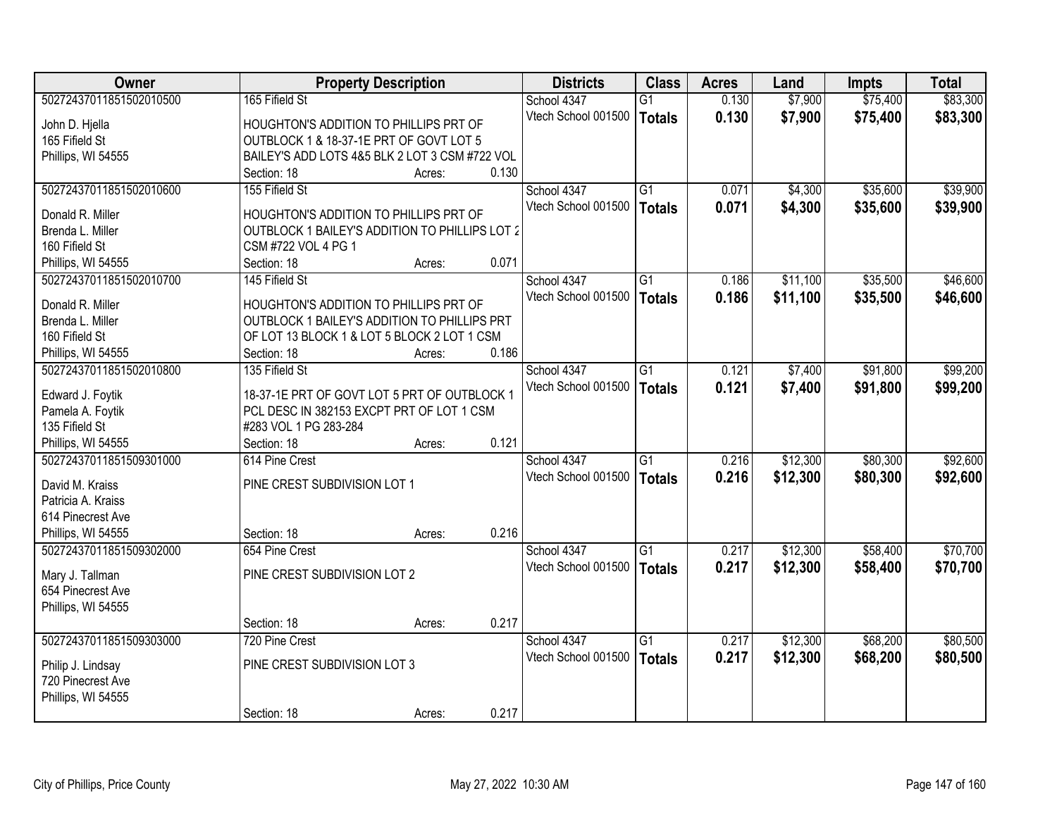| Owner | Property Description | Districts | Class | Acres | Land | Impts | Total |
|---|---|---|---|---|---|---|---|
| 50272437011851502010500<br>John D. Hjella<br>165 Fifield St<br>Phillips, WI 54555 | 165 Fifield St<br>HOUGHTON'S ADDITION TO PHILLIPS PRT OF OUTBLOCK 1 & 18-37-1E PRT OF GOVT LOT 5 BAILEY'S ADD LOTS 4&5 BLK 2 LOT 3 CSM #722 VOL<br>Section: 18 Acres: 0.130 | School 4347<br>Vtech School 001500 | G1<br>**Totals** | 0.130<br>**0.130** | $7,900<br>**$7,900** | $75,400<br>**$75,400** | $83,300<br>**$83,300** |
| 50272437011851502010600<br>Donald R. Miller<br>Brenda L. Miller<br>160 Fifield St<br>Phillips, WI 54555 | 155 Fifield St<br>HOUGHTON'S ADDITION TO PHILLIPS PRT OF OUTBLOCK 1 BAILEY'S ADDITION TO PHILLIPS LOT 2 CSM #722 VOL 4 PG 1<br>Section: 18 Acres: 0.071 | School 4347<br>Vtech School 001500 | G1<br>**Totals** | 0.071<br>**0.071** | $4,300<br>**$4,300** | $35,600<br>**$35,600** | $39,900<br>**$39,900** |
| 50272437011851502010700<br>Donald R. Miller<br>Brenda L. Miller<br>160 Fifield St<br>Phillips, WI 54555 | 145 Fifield St<br>HOUGHTON'S ADDITION TO PHILLIPS PRT OF OUTBLOCK 1 BAILEY'S ADDITION TO PHILLIPS PRT OF LOT 13 BLOCK 1 & LOT 5 BLOCK 2 LOT 1 CSM<br>Section: 18 Acres: 0.186 | School 4347<br>Vtech School 001500 | G1<br>**Totals** | 0.186<br>**0.186** | $11,100<br>**$11,100** | $35,500<br>**$35,500** | $46,600<br>**$46,600** |
| 50272437011851502010800<br>Edward J. Foytik<br>Pamela A. Foytik<br>135 Fifield St<br>Phillips, WI 54555 | 135 Fifield St<br>18-37-1E PRT OF GOVT LOT 5 PRT OF OUTBLOCK 1 PCL DESC IN 382153 EXCPT PRT OF LOT 1 CSM #283 VOL 1 PG 283-284<br>Section: 18 Acres: 0.121 | School 4347<br>Vtech School 001500 | G1<br>**Totals** | 0.121<br>**0.121** | $7,400<br>**$7,400** | $91,800<br>**$91,800** | $99,200<br>**$99,200** |
| 50272437011851509301000<br>David M. Kraiss<br>Patricia A. Kraiss<br>614 Pinecrest Ave<br>Phillips, WI 54555 | 614 Pine Crest<br>PINE CREST SUBDIVISION LOT 1<br>Section: 18 Acres: 0.216 | School 4347<br>Vtech School 001500 | G1<br>**Totals** | 0.216<br>**0.216** | $12,300<br>**$12,300** | $80,300<br>**$80,300** | $92,600<br>**$92,600** |
| 50272437011851509302000<br>Mary J. Tallman<br>654 Pinecrest Ave<br>Phillips, WI 54555 | 654 Pine Crest<br>PINE CREST SUBDIVISION LOT 2<br>Section: 18 Acres: 0.217 | School 4347<br>Vtech School 001500 | G1<br>**Totals** | 0.217<br>**0.217** | $12,300<br>**$12,300** | $58,400<br>**$58,400** | $70,700<br>**$70,700** |
| 50272437011851509303000<br>Philip J. Lindsay<br>720 Pinecrest Ave<br>Phillips, WI 54555 | 720 Pine Crest<br>PINE CREST SUBDIVISION LOT 3<br>Section: 18 Acres: 0.217 | School 4347<br>Vtech School 001500 | G1<br>**Totals** | 0.217<br>**0.217** | $12,300<br>**$12,300** | $68,200<br>**$68,200** | $80,500<br>**$80,500** |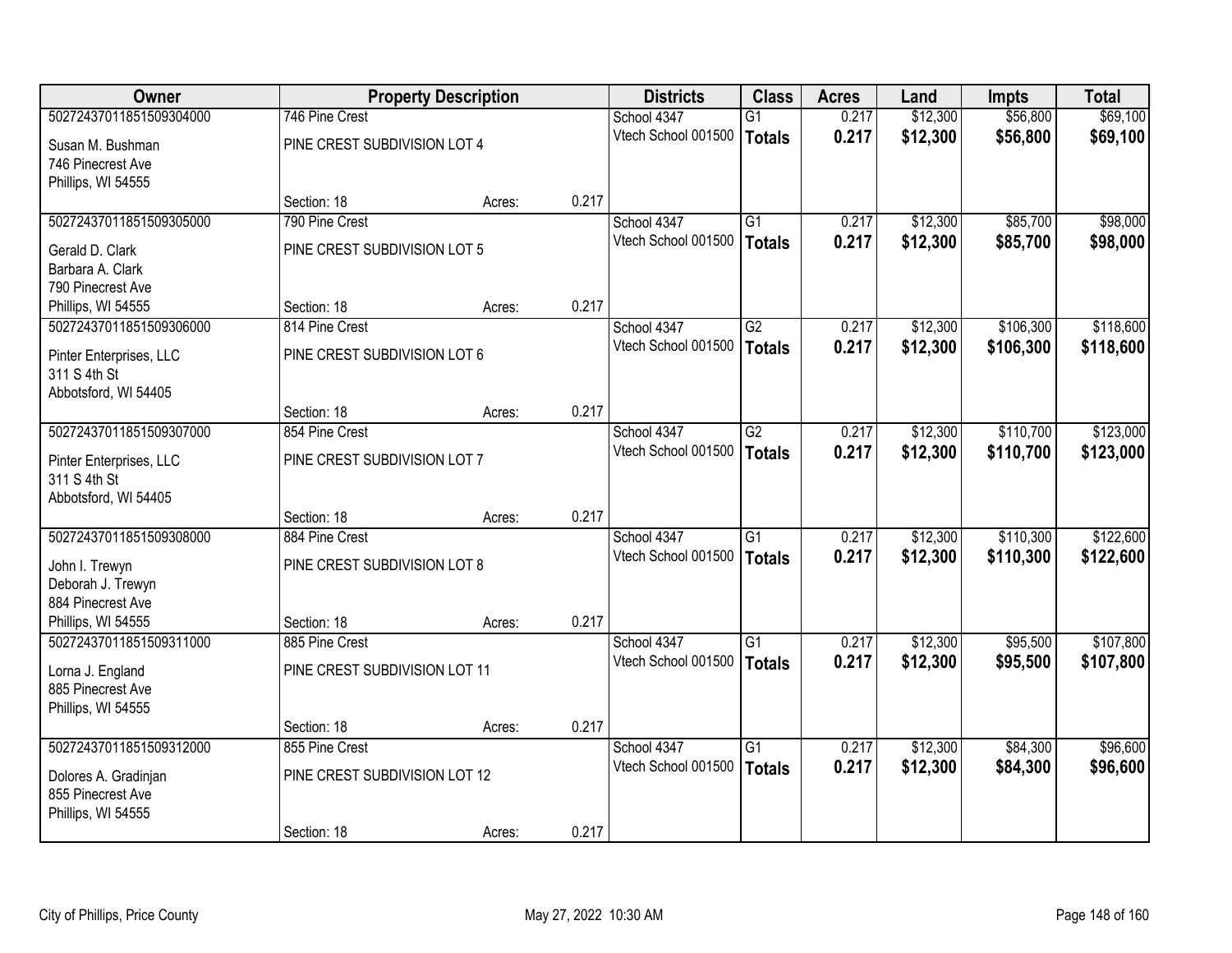| Owner | Property Description | | | Districts | Class | Acres | Land | Impts | Total |
|---|---|---|---|---|---|---|---|---|---|
| 50272437011851509304000 | 746 Pine Crest | | | School 4347 | G1 | 0.217 | $12,300 | $56,800 | $69,100 |
| Susan M. Bushman<br>746 Pinecrest Ave<br>Phillips, WI 54555 | PINE CREST SUBDIVISION LOT 4 | | | Vtech School 001500 | **Totals** | **0.217** | **$12,300** | **$56,800** | **$69,100** |
| | Section: 18 | Acres: | 0.217 | | | | | | |
| 50272437011851509305000 | 790 Pine Crest | | | School 4347 | G1 | 0.217 | $12,300 | $85,700 | $98,000 |
| Gerald D. Clark<br>Barbara A. Clark<br>790 Pinecrest Ave<br>Phillips, WI 54555 | PINE CREST SUBDIVISION LOT 5 | | | Vtech School 001500 | **Totals** | **0.217** | **$12,300** | **$85,700** | **$98,000** |
| | Section: 18 | Acres: | 0.217 | | | | | | |
| 50272437011851509306000 | 814 Pine Crest | | | School 4347 | G2 | 0.217 | $12,300 | $106,300 | $118,600 |
| Pinter Enterprises, LLC<br>311 S 4th St<br>Abbotsford, WI 54405 | PINE CREST SUBDIVISION LOT 6 | | | Vtech School 001500 | **Totals** | **0.217** | **$12,300** | **$106,300** | **$118,600** |
| | Section: 18 | Acres: | 0.217 | | | | | | |
| 50272437011851509307000 | 854 Pine Crest | | | School 4347 | G2 | 0.217 | $12,300 | $110,700 | $123,000 |
| Pinter Enterprises, LLC<br>311 S 4th St<br>Abbotsford, WI 54405 | PINE CREST SUBDIVISION LOT 7 | | | Vtech School 001500 | **Totals** | **0.217** | **$12,300** | **$110,700** | **$123,000** |
| | Section: 18 | Acres: | 0.217 | | | | | | |
| 50272437011851509308000 | 884 Pine Crest | | | School 4347 | G1 | 0.217 | $12,300 | $110,300 | $122,600 |
| John I. Trewyn<br>Deborah J. Trewyn<br>884 Pinecrest Ave<br>Phillips, WI 54555 | PINE CREST SUBDIVISION LOT 8 | | | Vtech School 001500 | **Totals** | **0.217** | **$12,300** | **$110,300** | **$122,600** |
| | Section: 18 | Acres: | 0.217 | | | | | | |
| 50272437011851509311000 | 885 Pine Crest | | | School 4347 | G1 | 0.217 | $12,300 | $95,500 | $107,800 |
| Lorna J. England<br>885 Pinecrest Ave<br>Phillips, WI 54555 | PINE CREST SUBDIVISION LOT 11 | | | Vtech School 001500 | **Totals** | **0.217** | **$12,300** | **$95,500** | **$107,800** |
| | Section: 18 | Acres: | 0.217 | | | | | | |
| 50272437011851509312000 | 855 Pine Crest | | | School 4347 | G1 | 0.217 | $12,300 | $84,300 | $96,600 |
| Dolores A. Gradinjan<br>855 Pinecrest Ave<br>Phillips, WI 54555 | PINE CREST SUBDIVISION LOT 12 | | | Vtech School 001500 | **Totals** | **0.217** | **$12,300** | **$84,300** | **$96,600** |
| | Section: 18 | Acres: | 0.217 | | | | | | |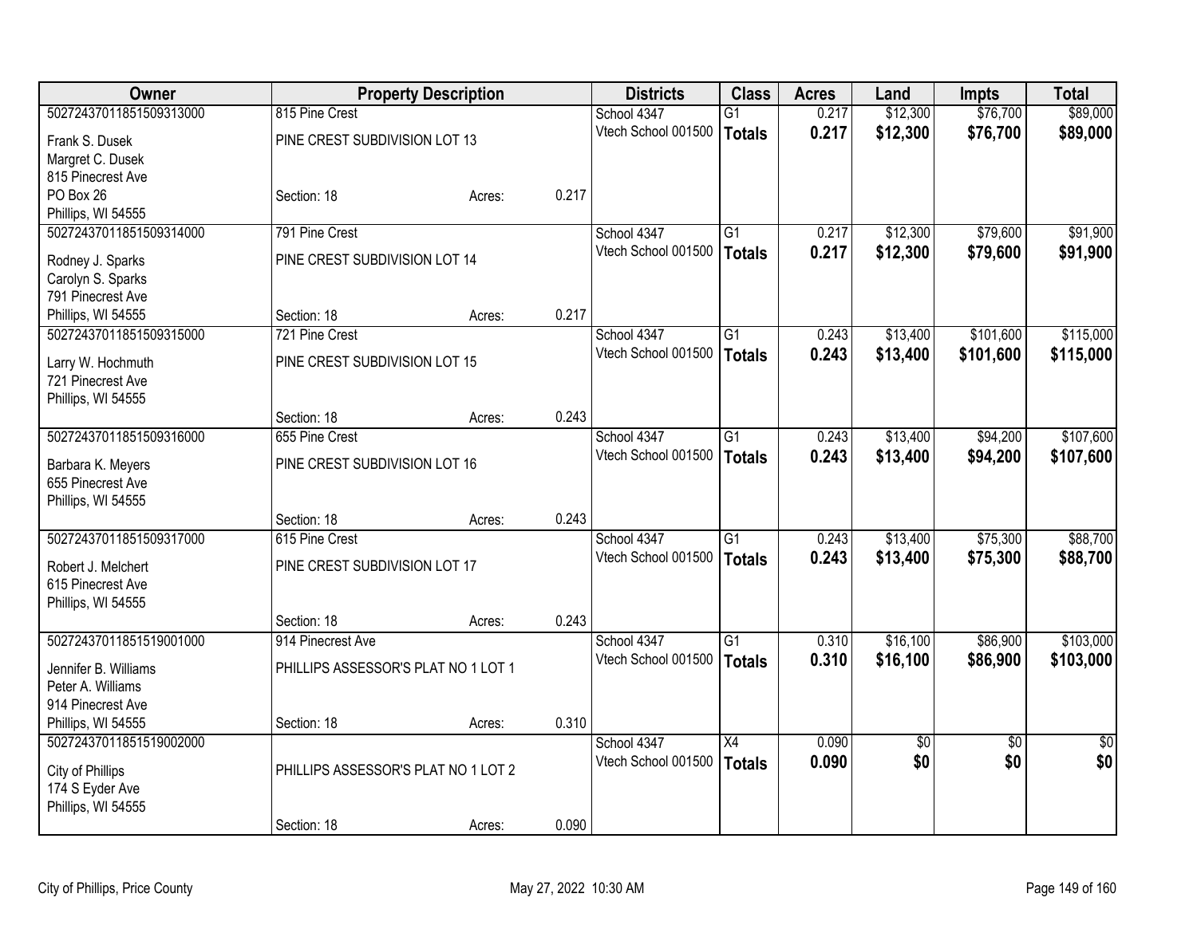| Owner | Property Description | | | Districts | Class | Acres | Land | Impts | Total |
|---|---|---|---|---|---|---|---|---|---|
| 50272437011851509313000 | 815 Pine Crest | | | School 4347 | G1 | 0.217 | $12,300 | $76,700 | $89,000 |
| Frank S. Dusek | PINE CREST SUBDIVISION LOT 13 | | | Vtech School 001500 | **Totals** | **0.217** | **$12,300** | **$76,700** | **$89,000** |
| Margret C. Dusek | | | | | | | | | |
| 815 Pinecrest Ave | | | | | | | | | |
| PO Box 26 | Section: 18 | Acres: | 0.217 | | | | | | |
| Phillips, WI 54555 | | | | | | | | | |
| 50272437011851509314000 | 791 Pine Crest | | | School 4347 | G1 | 0.217 | $12,300 | $79,600 | $91,900 |
| Rodney J. Sparks | PINE CREST SUBDIVISION LOT 14 | | | Vtech School 001500 | **Totals** | **0.217** | **$12,300** | **$79,600** | **$91,900** |
| Carolyn S. Sparks | | | | | | | | | |
| 791 Pinecrest Ave | | | | | | | | | |
| Phillips, WI 54555 | Section: 18 | Acres: | 0.217 | | | | | | |
| 50272437011851509315000 | 721 Pine Crest | | | School 4347 | G1 | 0.243 | $13,400 | $101,600 | $115,000 |
| Larry W. Hochmuth | PINE CREST SUBDIVISION LOT 15 | | | Vtech School 001500 | **Totals** | **0.243** | **$13,400** | **$101,600** | **$115,000** |
| 721 Pinecrest Ave | | | | | | | | | |
| Phillips, WI 54555 | | | | | | | | | |
| | Section: 18 | Acres: | 0.243 | | | | | | |
| 50272437011851509316000 | 655 Pine Crest | | | School 4347 | G1 | 0.243 | $13,400 | $94,200 | $107,600 |
| Barbara K. Meyers | PINE CREST SUBDIVISION LOT 16 | | | Vtech School 001500 | **Totals** | **0.243** | **$13,400** | **$94,200** | **$107,600** |
| 655 Pinecrest Ave | | | | | | | | | |
| Phillips, WI 54555 | | | | | | | | | |
| | Section: 18 | Acres: | 0.243 | | | | | | |
| 50272437011851509317000 | 615 Pine Crest | | | School 4347 | G1 | 0.243 | $13,400 | $75,300 | $88,700 |
| Robert J. Melchert | PINE CREST SUBDIVISION LOT 17 | | | Vtech School 001500 | **Totals** | **0.243** | **$13,400** | **$75,300** | **$88,700** |
| 615 Pinecrest Ave | | | | | | | | | |
| Phillips, WI 54555 | | | | | | | | | |
| | Section: 18 | Acres: | 0.243 | | | | | | |
| 50272437011851519001000 | 914 Pinecrest Ave | | | School 4347 | G1 | 0.310 | $16,100 | $86,900 | $103,000 |
| Jennifer B. Williams | PHILLIPS ASSESSOR'S PLAT NO 1 LOT 1 | | | Vtech School 001500 | **Totals** | **0.310** | **$16,100** | **$86,900** | **$103,000** |
| Peter A. Williams | | | | | | | | | |
| 914 Pinecrest Ave | | | | | | | | | |
| Phillips, WI 54555 | Section: 18 | Acres: | 0.310 | | | | | | |
| 50272437011851519002000 | | | | School 4347 | X4 | 0.090 | $0 | $0 | $0 |
| City of Phillips | PHILLIPS ASSESSOR'S PLAT NO 1 LOT 2 | | | Vtech School 001500 | **Totals** | **0.090** | **$0** | **$0** | **$0** |
| 174 S Eyder Ave | | | | | | | | | |
| Phillips, WI 54555 | | | | | | | | | |
| | Section: 18 | Acres: | 0.090 | | | | | | |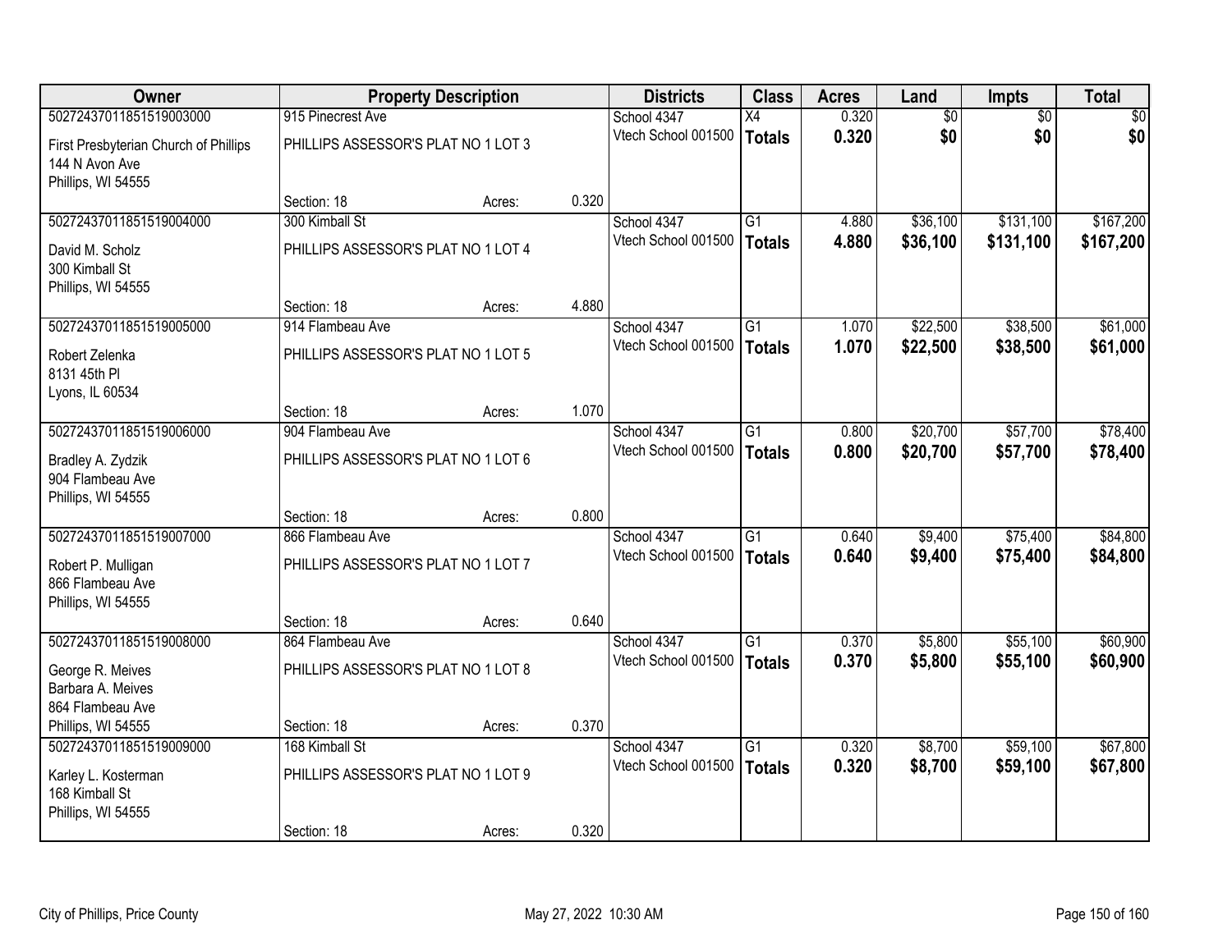| Owner | Property Description | | | Districts | Class | Acres | Land | Impts | Total |
|---|---|---|---|---|---|---|---|---|---|
| 50272437011851519003000 | 915 Pinecrest Ave | | | School 4347 | X4 | 0.320 | $0 | $0 | $0 |
| First Presbyterian Church of Phillips<br>144 N Avon Ave<br>Phillips, WI 54555 | PHILLIPS ASSESSOR'S PLAT NO 1 LOT 3 | | | Vtech School 001500 | **Totals** | **0.320** | **$0** | **$0** | **$0** |
| | Section: 18 | Acres: | 0.320 | | | | | | |
| 50272437011851519004000 | 300 Kimball St | | | School 4347 | G1 | 4.880 | $36,100 | $131,100 | $167,200 |
| David M. Scholz<br>300 Kimball St<br>Phillips, WI 54555 | PHILLIPS ASSESSOR'S PLAT NO 1 LOT 4 | | | Vtech School 001500 | **Totals** | **4.880** | **$36,100** | **$131,100** | **$167,200** |
| | Section: 18 | Acres: | 4.880 | | | | | | |
| 50272437011851519005000 | 914 Flambeau Ave | | | School 4347 | G1 | 1.070 | $22,500 | $38,500 | $61,000 |
| Robert Zelenka<br>8131 45th Pl<br>Lyons, IL 60534 | PHILLIPS ASSESSOR'S PLAT NO 1 LOT 5 | | | Vtech School 001500 | **Totals** | **1.070** | **$22,500** | **$38,500** | **$61,000** |
| | Section: 18 | Acres: | 1.070 | | | | | | |
| 50272437011851519006000 | 904 Flambeau Ave | | | School 4347 | G1 | 0.800 | $20,700 | $57,700 | $78,400 |
| Bradley A. Zydzik<br>904 Flambeau Ave<br>Phillips, WI 54555 | PHILLIPS ASSESSOR'S PLAT NO 1 LOT 6 | | | Vtech School 001500 | **Totals** | **0.800** | **$20,700** | **$57,700** | **$78,400** |
| | Section: 18 | Acres: | 0.800 | | | | | | |
| 50272437011851519007000 | 866 Flambeau Ave | | | School 4347 | G1 | 0.640 | $9,400 | $75,400 | $84,800 |
| Robert P. Mulligan<br>866 Flambeau Ave<br>Phillips, WI 54555 | PHILLIPS ASSESSOR'S PLAT NO 1 LOT 7 | | | Vtech School 001500 | **Totals** | **0.640** | **$9,400** | **$75,400** | **$84,800** |
| | Section: 18 | Acres: | 0.640 | | | | | | |
| 50272437011851519008000 | 864 Flambeau Ave | | | School 4347 | G1 | 0.370 | $5,800 | $55,100 | $60,900 |
| George R. Meives<br>Barbara A. Meives<br>864 Flambeau Ave<br>Phillips, WI 54555 | PHILLIPS ASSESSOR'S PLAT NO 1 LOT 8 | | | Vtech School 001500 | **Totals** | **0.370** | **$5,800** | **$55,100** | **$60,900** |
| | Section: 18 | Acres: | 0.370 | | | | | | |
| 50272437011851519009000 | 168 Kimball St | | | School 4347 | G1 | 0.320 | $8,700 | $59,100 | $67,800 |
| Karley L. Kosterman<br>168 Kimball St<br>Phillips, WI 54555 | PHILLIPS ASSESSOR'S PLAT NO 1 LOT 9 | | | Vtech School 001500 | **Totals** | **0.320** | **$8,700** | **$59,100** | **$67,800** |
| | Section: 18 | Acres: | 0.320 | | | | | | |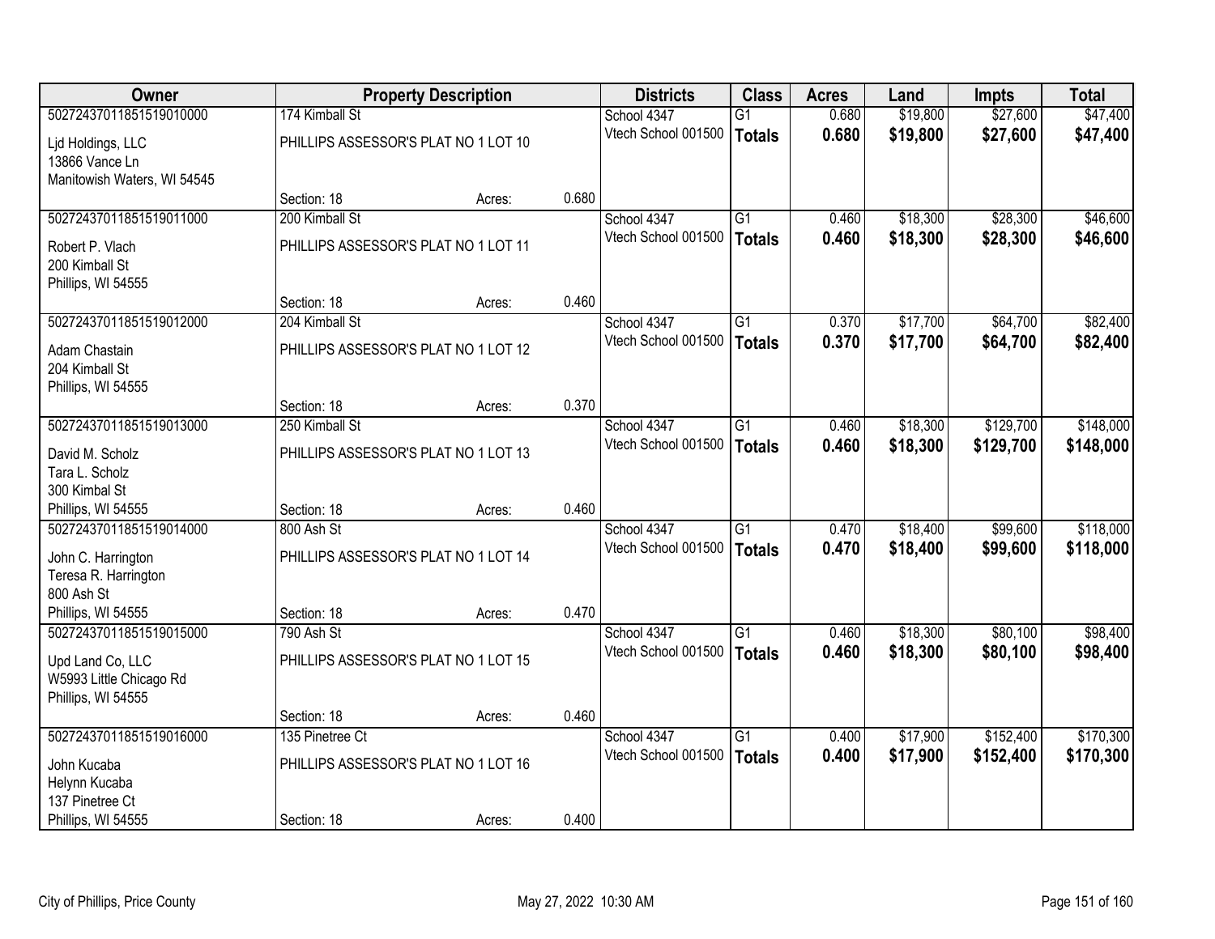| Owner | Property Description | | | Districts | Class | Acres | Land | Impts | Total |
|---|---|---|---|---|---|---|---|---|---|
| 50272437011851519010000 | 174 Kimball St | | | School 4347 | G1 | 0.680 | $19,800 | $27,600 | $47,400 |
| Ljd Holdings, LLC<br>13866 Vance Ln<br>Manitowish Waters, WI 54545 | PHILLIPS ASSESSOR'S PLAT NO 1 LOT 10 | | | Vtech School 001500 | **Totals** | **0.680** | **$19,800** | **$27,600** | **$47,400** |
| | Section: 18 | Acres: | 0.680 | | | | | | |
| 50272437011851519011000 | 200 Kimball St | | | School 4347 | G1 | 0.460 | $18,300 | $28,300 | $46,600 |
| Robert P. Vlach<br>200 Kimball St<br>Phillips, WI 54555 | PHILLIPS ASSESSOR'S PLAT NO 1 LOT 11 | | | Vtech School 001500 | **Totals** | **0.460** | **$18,300** | **$28,300** | **$46,600** |
| | Section: 18 | Acres: | 0.460 | | | | | | |
| 50272437011851519012000 | 204 Kimball St | | | School 4347 | G1 | 0.370 | $17,700 | $64,700 | $82,400 |
| Adam Chastain<br>204 Kimball St<br>Phillips, WI 54555 | PHILLIPS ASSESSOR'S PLAT NO 1 LOT 12 | | | Vtech School 001500 | **Totals** | **0.370** | **$17,700** | **$64,700** | **$82,400** |
| | Section: 18 | Acres: | 0.370 | | | | | | |
| 50272437011851519013000 | 250 Kimball St | | | School 4347 | G1 | 0.460 | $18,300 | $129,700 | $148,000 |
| David M. Scholz<br>Tara L. Scholz<br>300 Kimbal St<br>Phillips, WI 54555 | PHILLIPS ASSESSOR'S PLAT NO 1 LOT 13 | | | Vtech School 001500 | **Totals** | **0.460** | **$18,300** | **$129,700** | **$148,000** |
| | Section: 18 | Acres: | 0.460 | | | | | | |
| 50272437011851519014000 | 800 Ash St | | | School 4347 | G1 | 0.470 | $18,400 | $99,600 | $118,000 |
| John C. Harrington<br>Teresa R. Harrington<br>800 Ash St<br>Phillips, WI 54555 | PHILLIPS ASSESSOR'S PLAT NO 1 LOT 14 | | | Vtech School 001500 | **Totals** | **0.470** | **$18,400** | **$99,600** | **$118,000** |
| | Section: 18 | Acres: | 0.470 | | | | | | |
| 50272437011851519015000 | 790 Ash St | | | School 4347 | G1 | 0.460 | $18,300 | $80,100 | $98,400 |
| Upd Land Co, LLC<br>W5993 Little Chicago Rd<br>Phillips, WI 54555 | PHILLIPS ASSESSOR'S PLAT NO 1 LOT 15 | | | Vtech School 001500 | **Totals** | **0.460** | **$18,300** | **$80,100** | **$98,400** |
| | Section: 18 | Acres: | 0.460 | | | | | | |
| 50272437011851519016000 | 135 Pinetree Ct | | | School 4347 | G1 | 0.400 | $17,900 | $152,400 | $170,300 |
| John Kucaba<br>Helynn Kucaba<br>137 Pinetree Ct<br>Phillips, WI 54555 | PHILLIPS ASSESSOR'S PLAT NO 1 LOT 16 | | | Vtech School 001500 | **Totals** | **0.400** | **$17,900** | **$152,400** | **$170,300** |
| | Section: 18 | Acres: | 0.400 | | | | | | |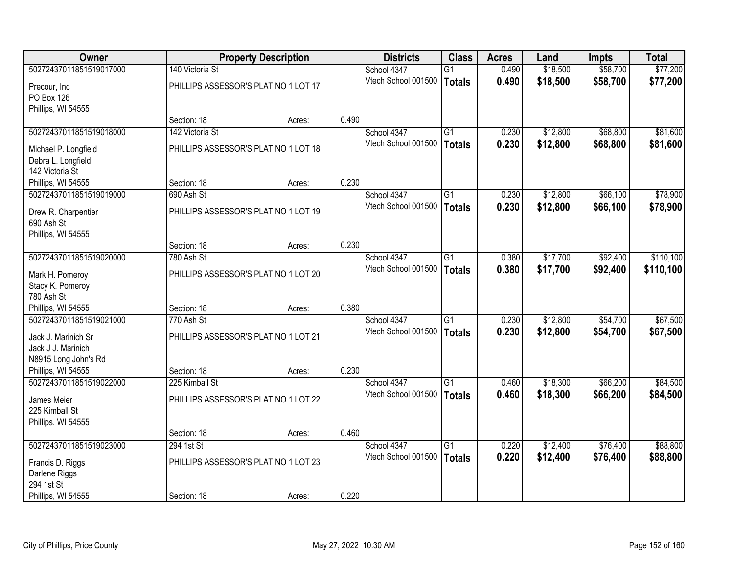| Owner | Property Description | | | Districts | Class | Acres | Land | Impts | Total |
|---|---|---|---|---|---|---|---|---|---|
| 50272437011851519017000 | 140 Victoria St | | | School 4347 | G1 | 0.490 | $18,500 | $58,700 | $77,200 |
| Precour, Inc<br>PO Box 126<br>Phillips, WI 54555 | PHILLIPS ASSESSOR'S PLAT NO 1 LOT 17 | | | Vtech School 001500 | **Totals** | **0.490** | **$18,500** | **$58,700** | **$77,200** |
| | Section: 18 | Acres: | 0.490 | | | | | | |
| 50272437011851519018000 | 142 Victoria St | | | School 4347 | G1 | 0.230 | $12,800 | $68,800 | $81,600 |
| Michael P. Longfield<br>Debra L. Longfield<br>142 Victoria St<br>Phillips, WI 54555 | PHILLIPS ASSESSOR'S PLAT NO 1 LOT 18 | | | Vtech School 001500 | **Totals** | **0.230** | **$12,800** | **$68,800** | **$81,600** |
| | Section: 18 | Acres: | 0.230 | | | | | | |
| 50272437011851519019000 | 690 Ash St | | | School 4347 | G1 | 0.230 | $12,800 | $66,100 | $78,900 |
| Drew R. Charpentier<br>690 Ash St<br>Phillips, WI 54555 | PHILLIPS ASSESSOR'S PLAT NO 1 LOT 19 | | | Vtech School 001500 | **Totals** | **0.230** | **$12,800** | **$66,100** | **$78,900** |
| | Section: 18 | Acres: | 0.230 | | | | | | |
| 50272437011851519020000 | 780 Ash St | | | School 4347 | G1 | 0.380 | $17,700 | $92,400 | $110,100 |
| Mark H. Pomeroy<br>Stacy K. Pomeroy<br>780 Ash St<br>Phillips, WI 54555 | PHILLIPS ASSESSOR'S PLAT NO 1 LOT 20 | | | Vtech School 001500 | **Totals** | **0.380** | **$17,700** | **$92,400** | **$110,100** |
| | Section: 18 | Acres: | 0.380 | | | | | | |
| 50272437011851519021000 | 770 Ash St | | | School 4347 | G1 | 0.230 | $12,800 | $54,700 | $67,500 |
| Jack J. Marinich Sr<br>Jack J J. Marinich<br>N8915 Long John's Rd<br>Phillips, WI 54555 | PHILLIPS ASSESSOR'S PLAT NO 1 LOT 21 | | | Vtech School 001500 | **Totals** | **0.230** | **$12,800** | **$54,700** | **$67,500** |
| | Section: 18 | Acres: | 0.230 | | | | | | |
| 50272437011851519022000 | 225 Kimball St | | | School 4347 | G1 | 0.460 | $18,300 | $66,200 | $84,500 |
| James Meier<br>225 Kimball St<br>Phillips, WI 54555 | PHILLIPS ASSESSOR'S PLAT NO 1 LOT 22 | | | Vtech School 001500 | **Totals** | **0.460** | **$18,300** | **$66,200** | **$84,500** |
| | Section: 18 | Acres: | 0.460 | | | | | | |
| 50272437011851519023000 | 294 1st St | | | School 4347 | G1 | 0.220 | $12,400 | $76,400 | $88,800 |
| Francis D. Riggs<br>Darlene Riggs<br>294 1st St<br>Phillips, WI 54555 | PHILLIPS ASSESSOR'S PLAT NO 1 LOT 23 | | | Vtech School 001500 | **Totals** | **0.220** | **$12,400** | **$76,400** | **$88,800** |
| | Section: 18 | Acres: | 0.220 | | | | | | |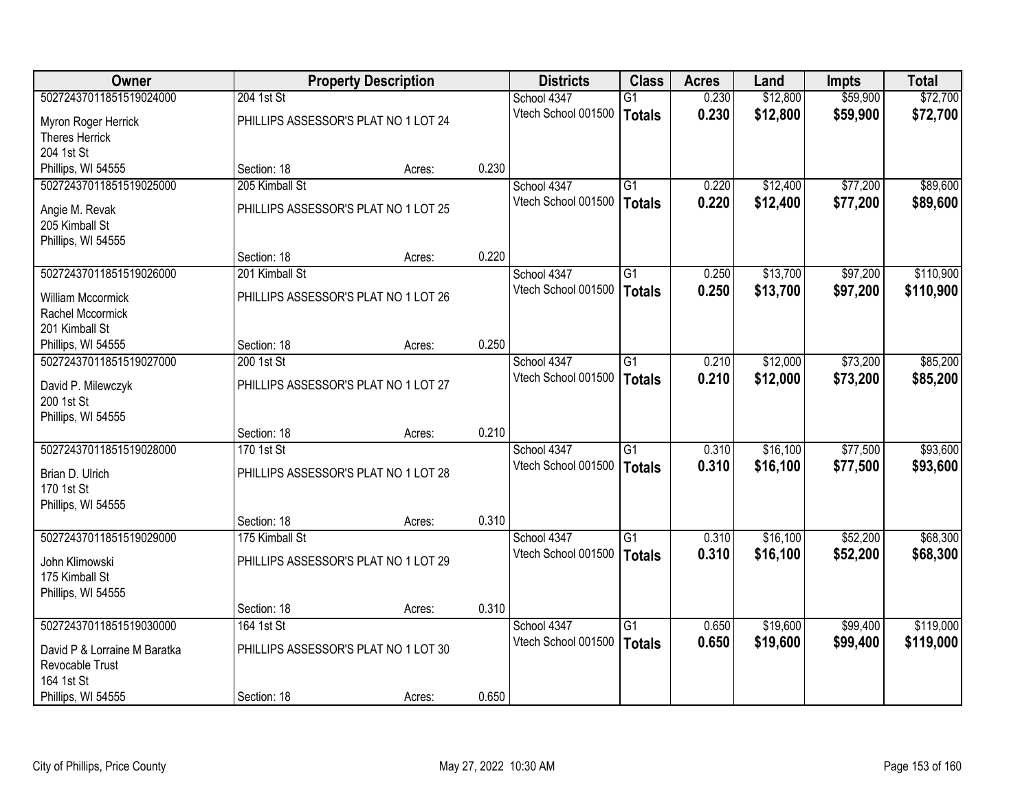| Owner | Property Description | | | Districts | Class | Acres | Land | Impts | Total |
|---|---|---|---|---|---|---|---|---|---|
| 50272437011851519024000 | 204 1st St | | | School 4347 | G1 | 0.230 | $12,800 | $59,900 | $72,700 |
| Myron Roger Herrick<br>Theres Herrick<br>204 1st St<br>Phillips, WI 54555 | PHILLIPS ASSESSOR'S PLAT NO 1 LOT 24 | | | Vtech School 001500 | **Totals** | **0.230** | **$12,800** | **$59,900** | **$72,700** |
| | Section: 18 | Acres: | 0.230 | | | | | | |
| 50272437011851519025000 | 205 Kimball St | | | School 4347 | G1 | 0.220 | $12,400 | $77,200 | $89,600 |
| Angie M. Revak<br>205 Kimball St<br>Phillips, WI 54555 | PHILLIPS ASSESSOR'S PLAT NO 1 LOT 25 | | | Vtech School 001500 | **Totals** | **0.220** | **$12,400** | **$77,200** | **$89,600** |
| | Section: 18 | Acres: | 0.220 | | | | | | |
| 50272437011851519026000 | 201 Kimball St | | | School 4347 | G1 | 0.250 | $13,700 | $97,200 | $110,900 |
| William Mccormick<br>Rachel Mccormick<br>201 Kimball St<br>Phillips, WI 54555 | PHILLIPS ASSESSOR'S PLAT NO 1 LOT 26 | | | Vtech School 001500 | **Totals** | **0.250** | **$13,700** | **$97,200** | **$110,900** |
| | Section: 18 | Acres: | 0.250 | | | | | | |
| 50272437011851519027000 | 200 1st St | | | School 4347 | G1 | 0.210 | $12,000 | $73,200 | $85,200 |
| David P. Milewczyk<br>200 1st St<br>Phillips, WI 54555 | PHILLIPS ASSESSOR'S PLAT NO 1 LOT 27 | | | Vtech School 001500 | **Totals** | **0.210** | **$12,000** | **$73,200** | **$85,200** |
| | Section: 18 | Acres: | 0.210 | | | | | | |
| 50272437011851519028000 | 170 1st St | | | School 4347 | G1 | 0.310 | $16,100 | $77,500 | $93,600 |
| Brian D. Ulrich<br>170 1st St<br>Phillips, WI 54555 | PHILLIPS ASSESSOR'S PLAT NO 1 LOT 28 | | | Vtech School 001500 | **Totals** | **0.310** | **$16,100** | **$77,500** | **$93,600** |
| | Section: 18 | Acres: | 0.310 | | | | | | |
| 50272437011851519029000 | 175 Kimball St | | | School 4347 | G1 | 0.310 | $16,100 | $52,200 | $68,300 |
| John Klimowski<br>175 Kimball St<br>Phillips, WI 54555 | PHILLIPS ASSESSOR'S PLAT NO 1 LOT 29 | | | Vtech School 001500 | **Totals** | **0.310** | **$16,100** | **$52,200** | **$68,300** |
| | Section: 18 | Acres: | 0.310 | | | | | | |
| 50272437011851519030000 | 164 1st St | | | School 4347 | G1 | 0.650 | $19,600 | $99,400 | $119,000 |
| David P & Lorraine M Baratka<br>Revocable Trust<br>164 1st St<br>Phillips, WI 54555 | PHILLIPS ASSESSOR'S PLAT NO 1 LOT 30 | | | Vtech School 001500 | **Totals** | **0.650** | **$19,600** | **$99,400** | **$119,000** |
| | Section: 18 | Acres: | 0.650 | | | | | | |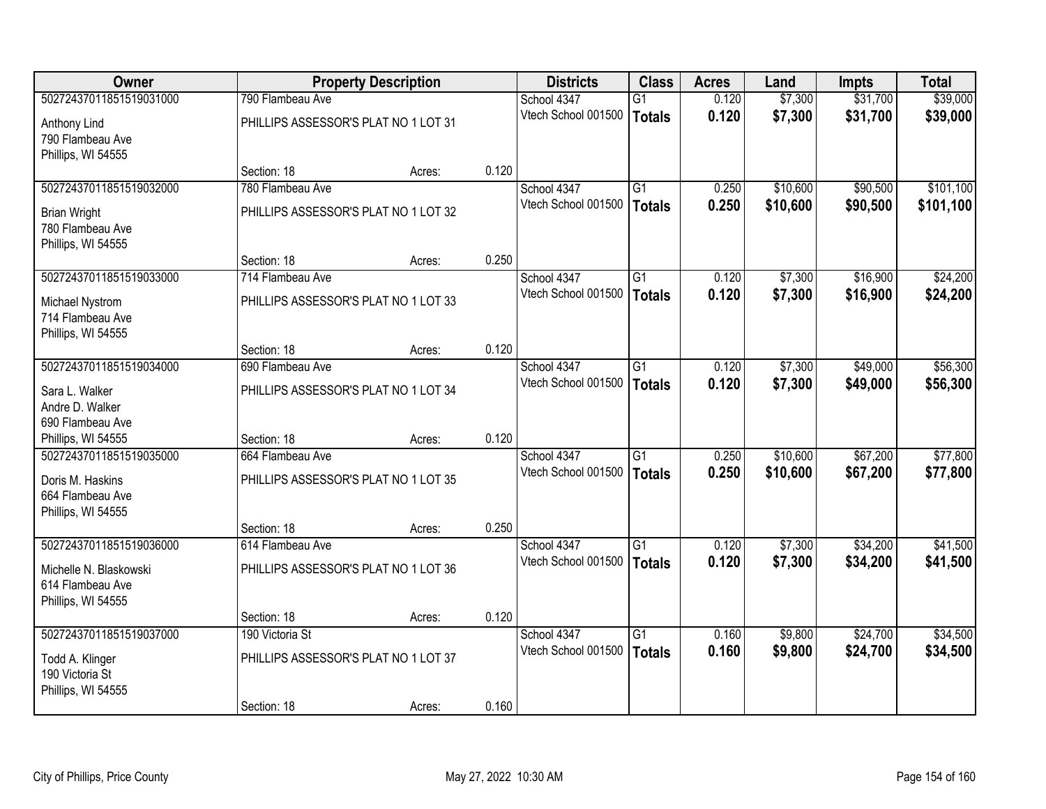| Owner | Property Description | | | Districts | Class | Acres | Land | Impts | Total |
|---|---|---|---|---|---|---|---|---|---|
| 50272437011851519031000 | 790 Flambeau Ave | | | School 4347 | G1 | 0.120 | $7,300 | $31,700 | $39,000 |
| Anthony Lind<br>790 Flambeau Ave<br>Phillips, WI 54555 | PHILLIPS ASSESSOR'S PLAT NO 1 LOT 31 | | | Vtech School 001500 | **Totals** | **0.120** | **$7,300** | **$31,700** | **$39,000** |
| | Section: 18 | Acres: | 0.120 | | | | | | |
| 50272437011851519032000 | 780 Flambeau Ave | | | School 4347 | G1 | 0.250 | $10,600 | $90,500 | $101,100 |
| Brian Wright<br>780 Flambeau Ave<br>Phillips, WI 54555 | PHILLIPS ASSESSOR'S PLAT NO 1 LOT 32 | | | Vtech School 001500 | **Totals** | **0.250** | **$10,600** | **$90,500** | **$101,100** |
| | Section: 18 | Acres: | 0.250 | | | | | | |
| 50272437011851519033000 | 714 Flambeau Ave | | | School 4347 | G1 | 0.120 | $7,300 | $16,900 | $24,200 |
| Michael Nystrom<br>714 Flambeau Ave<br>Phillips, WI 54555 | PHILLIPS ASSESSOR'S PLAT NO 1 LOT 33 | | | Vtech School 001500 | **Totals** | **0.120** | **$7,300** | **$16,900** | **$24,200** |
| | Section: 18 | Acres: | 0.120 | | | | | | |
| 50272437011851519034000 | 690 Flambeau Ave | | | School 4347 | G1 | 0.120 | $7,300 | $49,000 | $56,300 |
| Sara L. Walker<br>Andre D. Walker<br>690 Flambeau Ave<br>Phillips, WI 54555 | PHILLIPS ASSESSOR'S PLAT NO 1 LOT 34 | | | Vtech School 001500 | **Totals** | **0.120** | **$7,300** | **$49,000** | **$56,300** |
| | Section: 18 | Acres: | 0.120 | | | | | | |
| 50272437011851519035000 | 664 Flambeau Ave | | | School 4347 | G1 | 0.250 | $10,600 | $67,200 | $77,800 |
| Doris M. Haskins<br>664 Flambeau Ave<br>Phillips, WI 54555 | PHILLIPS ASSESSOR'S PLAT NO 1 LOT 35 | | | Vtech School 001500 | **Totals** | **0.250** | **$10,600** | **$67,200** | **$77,800** |
| | Section: 18 | Acres: | 0.250 | | | | | | |
| 50272437011851519036000 | 614 Flambeau Ave | | | School 4347 | G1 | 0.120 | $7,300 | $34,200 | $41,500 |
| Michelle N. Blaskowski<br>614 Flambeau Ave<br>Phillips, WI 54555 | PHILLIPS ASSESSOR'S PLAT NO 1 LOT 36 | | | Vtech School 001500 | **Totals** | **0.120** | **$7,300** | **$34,200** | **$41,500** |
| | Section: 18 | Acres: | 0.120 | | | | | | |
| 50272437011851519037000 | 190 Victoria St | | | School 4347 | G1 | 0.160 | $9,800 | $24,700 | $34,500 |
| Todd A. Klinger<br>190 Victoria St<br>Phillips, WI 54555 | PHILLIPS ASSESSOR'S PLAT NO 1 LOT 37 | | | Vtech School 001500 | **Totals** | **0.160** | **$9,800** | **$24,700** | **$34,500** |
| | Section: 18 | Acres: | 0.160 | | | | | | |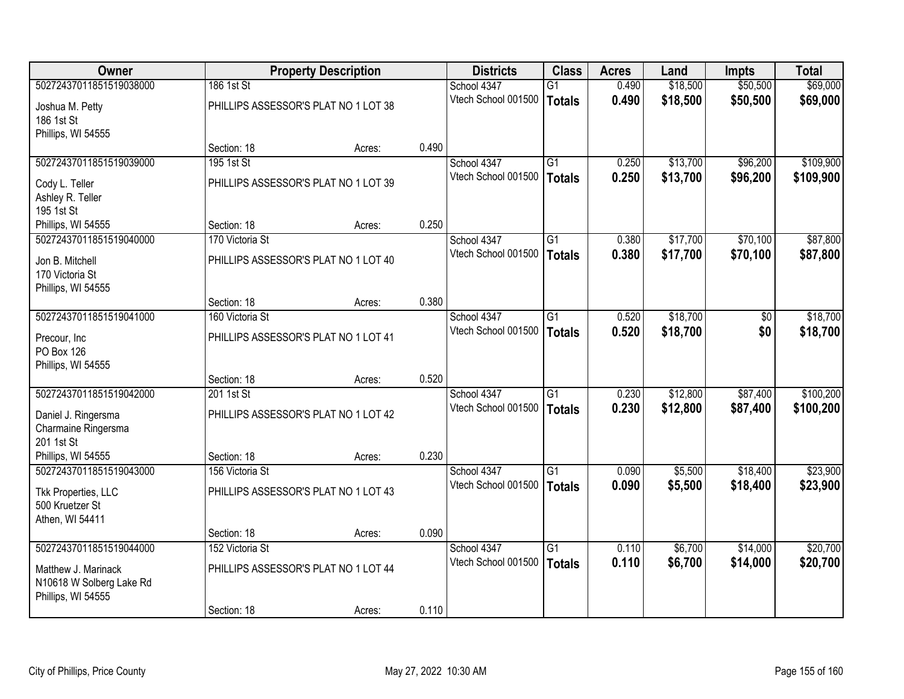| Owner | Property Description | | | Districts | Class | Acres | Land | Impts | Total |
|---|---|---|---|---|---|---|---|---|---|
| 50272437011851519038000 | 186 1st St | | | School 4347 | G1 | 0.490 | $18,500 | $50,500 | $69,000 |
| Joshua M. Petty<br>186 1st St<br>Phillips, WI 54555 | PHILLIPS ASSESSOR'S PLAT NO 1 LOT 38 | | | Vtech School 001500 | **Totals** | **0.490** | **$18,500** | **$50,500** | **$69,000** |
| | Section: 18 | Acres: | 0.490 | | | | | | |
| 50272437011851519039000 | 195 1st St | | | School 4347 | G1 | 0.250 | $13,700 | $96,200 | $109,900 |
| Cody L. Teller<br>Ashley R. Teller<br>195 1st St<br>Phillips, WI 54555 | PHILLIPS ASSESSOR'S PLAT NO 1 LOT 39 | | | Vtech School 001500 | **Totals** | **0.250** | **$13,700** | **$96,200** | **$109,900** |
| | Section: 18 | Acres: | 0.250 | | | | | | |
| 50272437011851519040000 | 170 Victoria St | | | School 4347 | G1 | 0.380 | $17,700 | $70,100 | $87,800 |
| Jon B. Mitchell<br>170 Victoria St<br>Phillips, WI 54555 | PHILLIPS ASSESSOR'S PLAT NO 1 LOT 40 | | | Vtech School 001500 | **Totals** | **0.380** | **$17,700** | **$70,100** | **$87,800** |
| | Section: 18 | Acres: | 0.380 | | | | | | |
| 50272437011851519041000 | 160 Victoria St | | | School 4347 | G1 | 0.520 | $18,700 | $0 | $18,700 |
| Precour, Inc<br>PO Box 126<br>Phillips, WI 54555 | PHILLIPS ASSESSOR'S PLAT NO 1 LOT 41 | | | Vtech School 001500 | **Totals** | **0.520** | **$18,700** | **$0** | **$18,700** |
| | Section: 18 | Acres: | 0.520 | | | | | | |
| 50272437011851519042000 | 201 1st St | | | School 4347 | G1 | 0.230 | $12,800 | $87,400 | $100,200 |
| Daniel J. Ringersma<br>Charmaine Ringersma<br>201 1st St<br>Phillips, WI 54555 | PHILLIPS ASSESSOR'S PLAT NO 1 LOT 42 | | | Vtech School 001500 | **Totals** | **0.230** | **$12,800** | **$87,400** | **$100,200** |
| | Section: 18 | Acres: | 0.230 | | | | | | |
| 50272437011851519043000 | 156 Victoria St | | | School 4347 | G1 | 0.090 | $5,500 | $18,400 | $23,900 |
| Tkk Properties, LLC<br>500 Kruetzer St<br>Athen, WI 54411 | PHILLIPS ASSESSOR'S PLAT NO 1 LOT 43 | | | Vtech School 001500 | **Totals** | **0.090** | **$5,500** | **$18,400** | **$23,900** |
| | Section: 18 | Acres: | 0.090 | | | | | | |
| 50272437011851519044000 | 152 Victoria St | | | School 4347 | G1 | 0.110 | $6,700 | $14,000 | $20,700 |
| Matthew J. Marinack<br>N10618 W Solberg Lake Rd<br>Phillips, WI 54555 | PHILLIPS ASSESSOR'S PLAT NO 1 LOT 44 | | | Vtech School 001500 | **Totals** | **0.110** | **$6,700** | **$14,000** | **$20,700** |
| | Section: 18 | Acres: | 0.110 | | | | | | |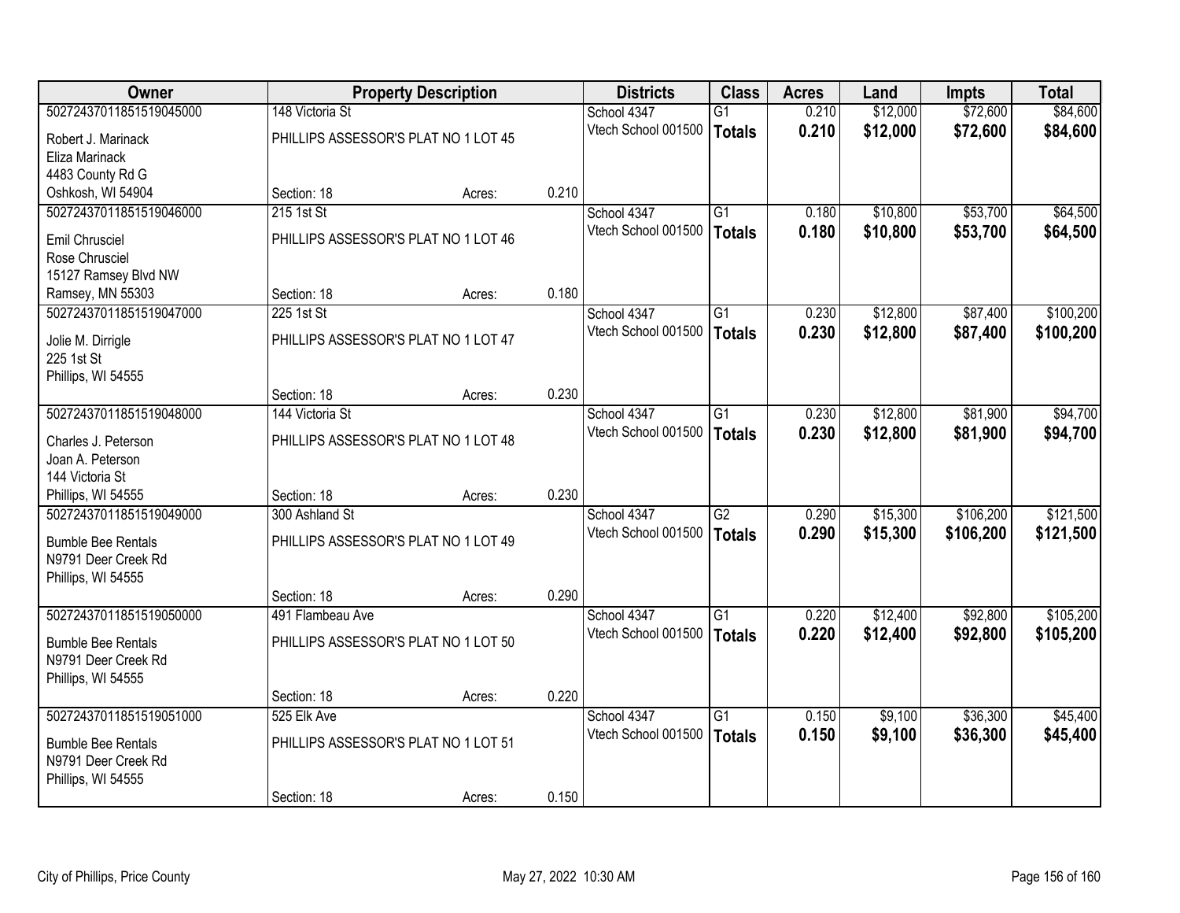| Owner | Property Description | | | Districts | Class | Acres | Land | Impts | Total |
|---|---|---|---|---|---|---|---|---|---|
| 50272437011851519045000 | 148 Victoria St | | | School 4347 | G1 | 0.210 | $12,000 | $72,600 | $84,600 |
| Robert J. Marinack<br>Eliza Marinack<br>4483 County Rd G<br>Oshkosh, WI 54904 | PHILLIPS ASSESSOR'S PLAT NO 1 LOT 45 | | | Vtech School 001500 | **Totals** | **0.210** | **$12,000** | **$72,600** | **$84,600** |
| | Section: 18 | Acres: | 0.210 | | | | | | |
| 50272437011851519046000 | 215 1st St | | | School 4347 | G1 | 0.180 | $10,800 | $53,700 | $64,500 |
| Emil Chrusciel<br>Rose Chrusciel<br>15127 Ramsey Blvd NW<br>Ramsey, MN 55303 | PHILLIPS ASSESSOR'S PLAT NO 1 LOT 46 | | | Vtech School 001500 | **Totals** | **0.180** | **$10,800** | **$53,700** | **$64,500** |
| | Section: 18 | Acres: | 0.180 | | | | | | |
| 50272437011851519047000 | 225 1st St | | | School 4347 | G1 | 0.230 | $12,800 | $87,400 | $100,200 |
| Jolie M. Dirrigle<br>225 1st St<br>Phillips, WI 54555 | PHILLIPS ASSESSOR'S PLAT NO 1 LOT 47 | | | Vtech School 001500 | **Totals** | **0.230** | **$12,800** | **$87,400** | **$100,200** |
| | Section: 18 | Acres: | 0.230 | | | | | | |
| 50272437011851519048000 | 144 Victoria St | | | School 4347 | G1 | 0.230 | $12,800 | $81,900 | $94,700 |
| Charles J. Peterson<br>Joan A. Peterson<br>144 Victoria St<br>Phillips, WI 54555 | PHILLIPS ASSESSOR'S PLAT NO 1 LOT 48 | | | Vtech School 001500 | **Totals** | **0.230** | **$12,800** | **$81,900** | **$94,700** |
| | Section: 18 | Acres: | 0.230 | | | | | | |
| 50272437011851519049000 | 300 Ashland St | | | School 4347 | G2 | 0.290 | $15,300 | $106,200 | $121,500 |
| Bumble Bee Rentals<br>N9791 Deer Creek Rd<br>Phillips, WI 54555 | PHILLIPS ASSESSOR'S PLAT NO 1 LOT 49 | | | Vtech School 001500 | **Totals** | **0.290** | **$15,300** | **$106,200** | **$121,500** |
| | Section: 18 | Acres: | 0.290 | | | | | | |
| 50272437011851519050000 | 491 Flambeau Ave | | | School 4347 | G1 | 0.220 | $12,400 | $92,800 | $105,200 |
| Bumble Bee Rentals<br>N9791 Deer Creek Rd<br>Phillips, WI 54555 | PHILLIPS ASSESSOR'S PLAT NO 1 LOT 50 | | | Vtech School 001500 | **Totals** | **0.220** | **$12,400** | **$92,800** | **$105,200** |
| | Section: 18 | Acres: | 0.220 | | | | | | |
| 50272437011851519051000 | 525 Elk Ave | | | School 4347 | G1 | 0.150 | $9,100 | $36,300 | $45,400 |
| Bumble Bee Rentals<br>N9791 Deer Creek Rd<br>Phillips, WI 54555 | PHILLIPS ASSESSOR'S PLAT NO 1 LOT 51 | | | Vtech School 001500 | **Totals** | **0.150** | **$9,100** | **$36,300** | **$45,400** |
| | Section: 18 | Acres: | 0.150 | | | | | | |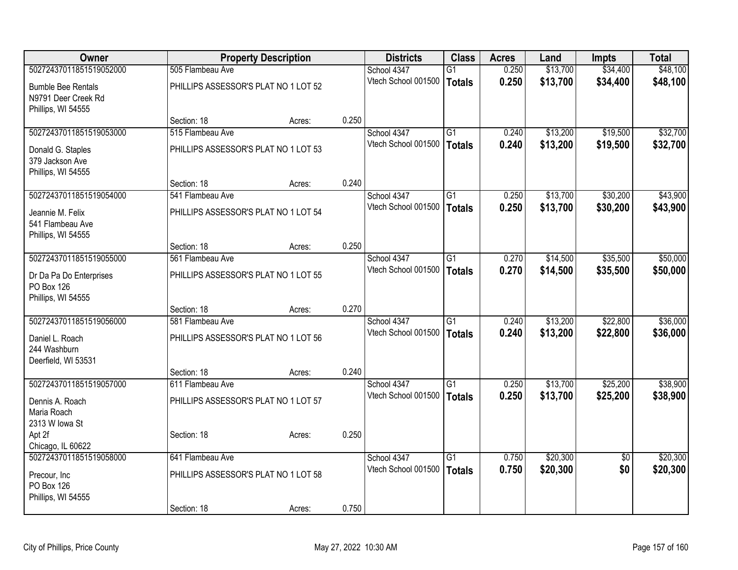| Owner | Property Description | | | Districts | Class | Acres | Land | Impts | Total |
|---|---|---|---|---|---|---|---|---|---|
| 50272437011851519052000 | 505 Flambeau Ave | | | School 4347 | G1 | 0.250 | $13,700 | $34,400 | $48,100 |
| Bumble Bee Rentals<br>N9791 Deer Creek Rd<br>Phillips, WI 54555 | PHILLIPS ASSESSOR'S PLAT NO 1 LOT 52 | | | Vtech School 001500 | **Totals** | **0.250** | **$13,700** | **$34,400** | **$48,100** |
| | Section: 18 | Acres: | 0.250 | | | | | | |
| 50272437011851519053000 | 515 Flambeau Ave | | | School 4347 | G1 | 0.240 | $13,200 | $19,500 | $32,700 |
| Donald G. Staples<br>379 Jackson Ave<br>Phillips, WI 54555 | PHILLIPS ASSESSOR'S PLAT NO 1 LOT 53 | | | Vtech School 001500 | **Totals** | **0.240** | **$13,200** | **$19,500** | **$32,700** |
| | Section: 18 | Acres: | 0.240 | | | | | | |
| 50272437011851519054000 | 541 Flambeau Ave | | | School 4347 | G1 | 0.250 | $13,700 | $30,200 | $43,900 |
| Jeannie M. Felix<br>541 Flambeau Ave<br>Phillips, WI 54555 | PHILLIPS ASSESSOR'S PLAT NO 1 LOT 54 | | | Vtech School 001500 | **Totals** | **0.250** | **$13,700** | **$30,200** | **$43,900** |
| | Section: 18 | Acres: | 0.250 | | | | | | |
| 50272437011851519055000 | 561 Flambeau Ave | | | School 4347 | G1 | 0.270 | $14,500 | $35,500 | $50,000 |
| Dr Da Pa Do Enterprises<br>PO Box 126<br>Phillips, WI 54555 | PHILLIPS ASSESSOR'S PLAT NO 1 LOT 55 | | | Vtech School 001500 | **Totals** | **0.270** | **$14,500** | **$35,500** | **$50,000** |
| | Section: 18 | Acres: | 0.270 | | | | | | |
| 50272437011851519056000 | 581 Flambeau Ave | | | School 4347 | G1 | 0.240 | $13,200 | $22,800 | $36,000 |
| Daniel L. Roach<br>244 Washburn<br>Deerfield, WI 53531 | PHILLIPS ASSESSOR'S PLAT NO 1 LOT 56 | | | Vtech School 001500 | **Totals** | **0.240** | **$13,200** | **$22,800** | **$36,000** |
| | Section: 18 | Acres: | 0.240 | | | | | | |
| 50272437011851519057000 | 611 Flambeau Ave | | | School 4347 | G1 | 0.250 | $13,700 | $25,200 | $38,900 |
| Dennis A. Roach<br>Maria Roach<br>2313 W Iowa St | PHILLIPS ASSESSOR'S PLAT NO 1 LOT 57 | | | Vtech School 001500 | **Totals** | **0.250** | **$13,700** | **$25,200** | **$38,900** |
| Apt 2f<br>Chicago, IL 60622 | Section: 18 | Acres: | 0.250 | | | | | | |
| 50272437011851519058000 | 641 Flambeau Ave | | | School 4347 | G1 | 0.750 | $20,300 | $0 | $20,300 |
| Precour, Inc<br>PO Box 126<br>Phillips, WI 54555 | PHILLIPS ASSESSOR'S PLAT NO 1 LOT 58 | | | Vtech School 001500 | **Totals** | **0.750** | **$20,300** | **$0** | **$20,300** |
| | Section: 18 | Acres: | 0.750 | | | | | | |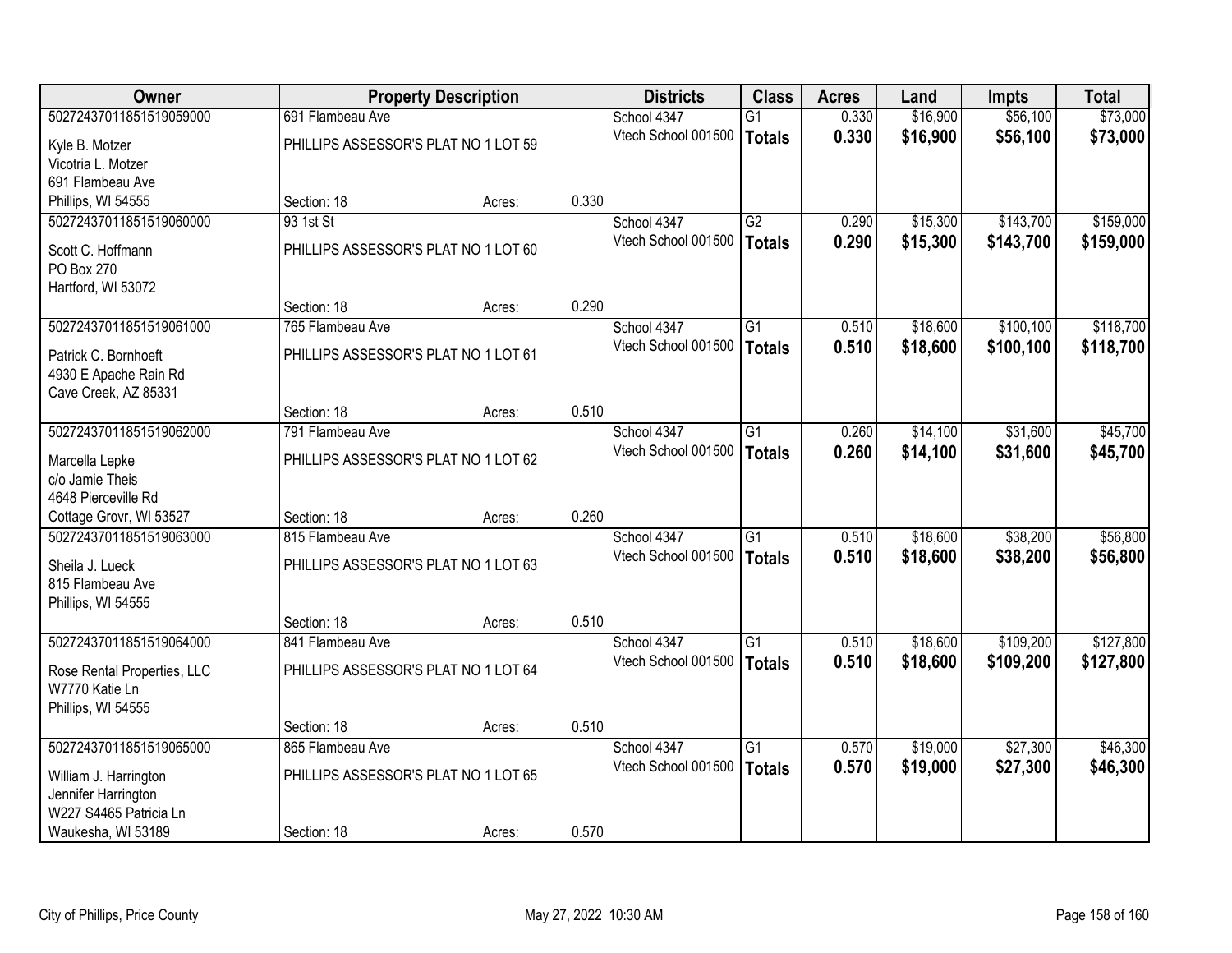| Owner | Property Description | | | Districts | Class | Acres | Land | Impts | Total |
|---|---|---|---|---|---|---|---|---|---|
| 50272437011851519059000 | 691 Flambeau Ave | | | School 4347 | G1 | 0.330 | $16,900 | $56,100 | $73,000 |
| Kyle B. Motzer<br>Vicotria L. Motzer<br>691 Flambeau Ave<br>Phillips, WI 54555 | PHILLIPS ASSESSOR'S PLAT NO 1 LOT 59 | | | Vtech School 001500 | **Totals** | **0.330** | **$16,900** | **$56,100** | **$73,000** |
| | Section: 18 | Acres: | 0.330 | | | | | | |
| 50272437011851519060000 | 93 1st St | | | School 4347 | G2 | 0.290 | $15,300 | $143,700 | $159,000 |
| Scott C. Hoffmann<br>PO Box 270<br>Hartford, WI 53072 | PHILLIPS ASSESSOR'S PLAT NO 1 LOT 60 | | | Vtech School 001500 | **Totals** | **0.290** | **$15,300** | **$143,700** | **$159,000** |
| | Section: 18 | Acres: | 0.290 | | | | | | |
| 50272437011851519061000 | 765 Flambeau Ave | | | School 4347 | G1 | 0.510 | $18,600 | $100,100 | $118,700 |
| Patrick C. Bornhoeft<br>4930 E Apache Rain Rd<br>Cave Creek, AZ 85331 | PHILLIPS ASSESSOR'S PLAT NO 1 LOT 61 | | | Vtech School 001500 | **Totals** | **0.510** | **$18,600** | **$100,100** | **$118,700** |
| | Section: 18 | Acres: | 0.510 | | | | | | |
| 50272437011851519062000 | 791 Flambeau Ave | | | School 4347 | G1 | 0.260 | $14,100 | $31,600 | $45,700 |
| Marcella Lepke<br>c/o Jamie Theis<br>4648 Pierceville Rd<br>Cottage Grovr, WI 53527 | PHILLIPS ASSESSOR'S PLAT NO 1 LOT 62 | | | Vtech School 001500 | **Totals** | **0.260** | **$14,100** | **$31,600** | **$45,700** |
| | Section: 18 | Acres: | 0.260 | | | | | | |
| 50272437011851519063000 | 815 Flambeau Ave | | | School 4347 | G1 | 0.510 | $18,600 | $38,200 | $56,800 |
| Sheila J. Lueck<br>815 Flambeau Ave<br>Phillips, WI 54555 | PHILLIPS ASSESSOR'S PLAT NO 1 LOT 63 | | | Vtech School 001500 | **Totals** | **0.510** | **$18,600** | **$38,200** | **$56,800** |
| | Section: 18 | Acres: | 0.510 | | | | | | |
| 50272437011851519064000 | 841 Flambeau Ave | | | School 4347 | G1 | 0.510 | $18,600 | $109,200 | $127,800 |
| Rose Rental Properties, LLC<br>W7770 Katie Ln<br>Phillips, WI 54555 | PHILLIPS ASSESSOR'S PLAT NO 1 LOT 64 | | | Vtech School 001500 | **Totals** | **0.510** | **$18,600** | **$109,200** | **$127,800** |
| | Section: 18 | Acres: | 0.510 | | | | | | |
| 50272437011851519065000 | 865 Flambeau Ave | | | School 4347 | G1 | 0.570 | $19,000 | $27,300 | $46,300 |
| William J. Harrington<br>Jennifer Harrington<br>W227 S4465 Patricia Ln<br>Waukesha, WI 53189 | PHILLIPS ASSESSOR'S PLAT NO 1 LOT 65 | | | Vtech School 001500 | **Totals** | **0.570** | **$19,000** | **$27,300** | **$46,300** |
| | Section: 18 | Acres: | 0.570 | | | | | | |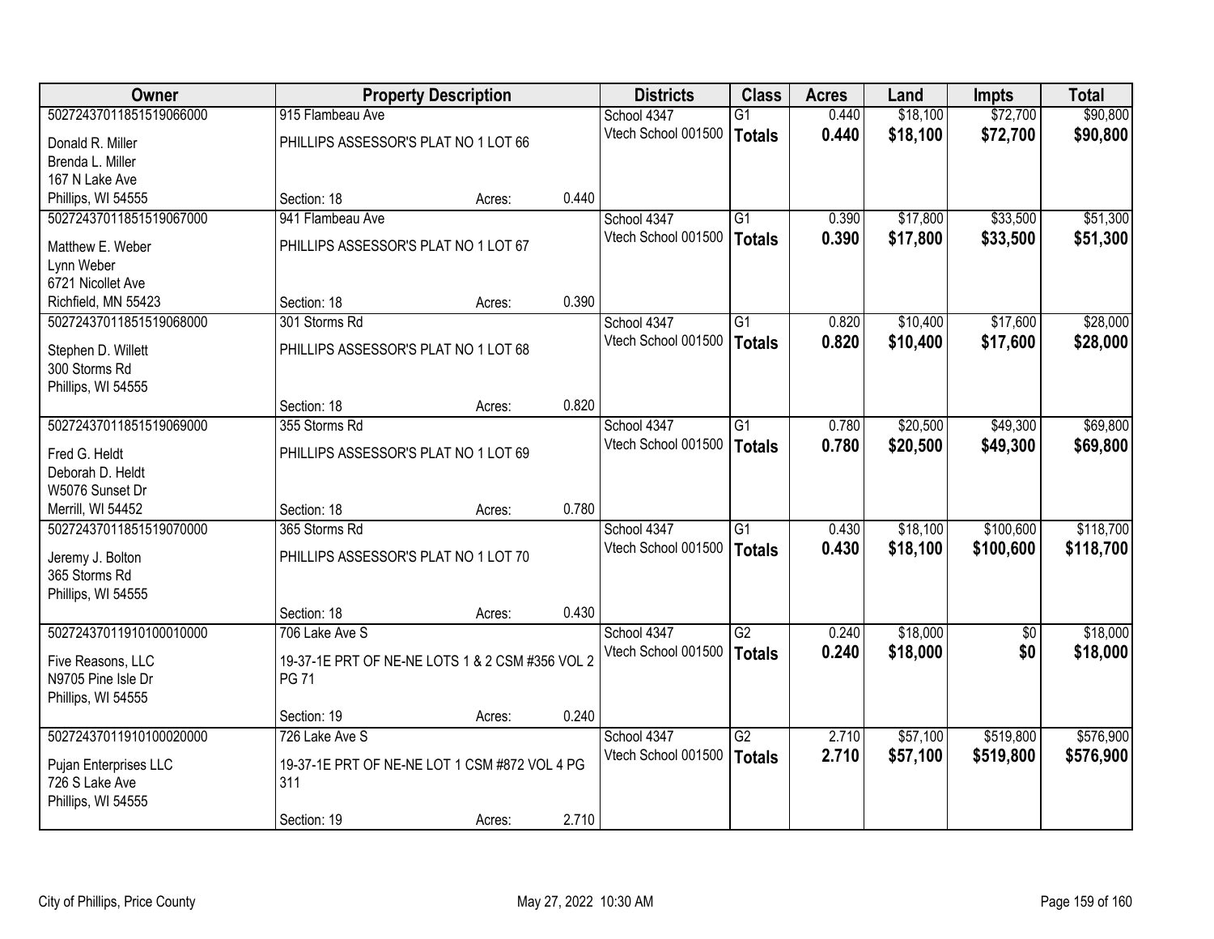| Owner | Property Description | | | Districts | Class | Acres | Land | Impts | Total |
|---|---|---|---|---|---|---|---|---|---|
| 50272437011851519066000 | 915 Flambeau Ave | | | School 4347 | G1 | 0.440 | $18,100 | $72,700 | $90,800 |
| Donald R. Miller<br>Brenda L. Miller<br>167 N Lake Ave<br>Phillips, WI 54555 | PHILLIPS ASSESSOR'S PLAT NO 1 LOT 66 | | | Vtech School 001500 | **Totals** | **0.440** | **$18,100** | **$72,700** | **$90,800** |
| | Section: 18 | Acres: | 0.440 | | | | | | |
| 50272437011851519067000 | 941 Flambeau Ave | | | School 4347 | G1 | 0.390 | $17,800 | $33,500 | $51,300 |
| Matthew E. Weber<br>Lynn Weber<br>6721 Nicollet Ave<br>Richfield, MN 55423 | PHILLIPS ASSESSOR'S PLAT NO 1 LOT 67 | | | Vtech School 001500 | **Totals** | **0.390** | **$17,800** | **$33,500** | **$51,300** |
| | Section: 18 | Acres: | 0.390 | | | | | | |
| 50272437011851519068000 | 301 Storms Rd | | | School 4347 | G1 | 0.820 | $10,400 | $17,600 | $28,000 |
| Stephen D. Willett<br>300 Storms Rd<br>Phillips, WI 54555 | PHILLIPS ASSESSOR'S PLAT NO 1 LOT 68 | | | Vtech School 001500 | **Totals** | **0.820** | **$10,400** | **$17,600** | **$28,000** |
| | Section: 18 | Acres: | 0.820 | | | | | | |
| 50272437011851519069000 | 355 Storms Rd | | | School 4347 | G1 | 0.780 | $20,500 | $49,300 | $69,800 |
| Fred G. Heldt<br>Deborah D. Heldt<br>W5076 Sunset Dr<br>Merrill, WI 54452 | PHILLIPS ASSESSOR'S PLAT NO 1 LOT 69 | | | Vtech School 001500 | **Totals** | **0.780** | **$20,500** | **$49,300** | **$69,800** |
| | Section: 18 | Acres: | 0.780 | | | | | | |
| 50272437011851519070000 | 365 Storms Rd | | | School 4347 | G1 | 0.430 | $18,100 | $100,600 | $118,700 |
| Jeremy J. Bolton<br>365 Storms Rd<br>Phillips, WI 54555 | PHILLIPS ASSESSOR'S PLAT NO 1 LOT 70 | | | Vtech School 001500 | **Totals** | **0.430** | **$18,100** | **$100,600** | **$118,700** |
| | Section: 18 | Acres: | 0.430 | | | | | | |
| 50272437011910100010000 | 706 Lake Ave S | | | School 4347 | G2 | 0.240 | $18,000 | $0 | $18,000 |
| Five Reasons, LLC<br>N9705 Pine Isle Dr<br>Phillips, WI 54555 | 19-37-1E PRT OF NE-NE LOTS 1 & 2 CSM #356 VOL 2 PG 71 | | | Vtech School 001500 | **Totals** | **0.240** | **$18,000** | **$0** | **$18,000** |
| | Section: 19 | Acres: | 0.240 | | | | | | |
| 50272437011910100020000 | 726 Lake Ave S | | | School 4347 | G2 | 2.710 | $57,100 | $519,800 | $576,900 |
| Pujan Enterprises LLC<br>726 S Lake Ave<br>Phillips, WI 54555 | 19-37-1E PRT OF NE-NE LOT 1 CSM #872 VOL 4 PG 311 | | | Vtech School 001500 | **Totals** | **2.710** | **$57,100** | **$519,800** | **$576,900** |
| | Section: 19 | Acres: | 2.710 | | | | | | |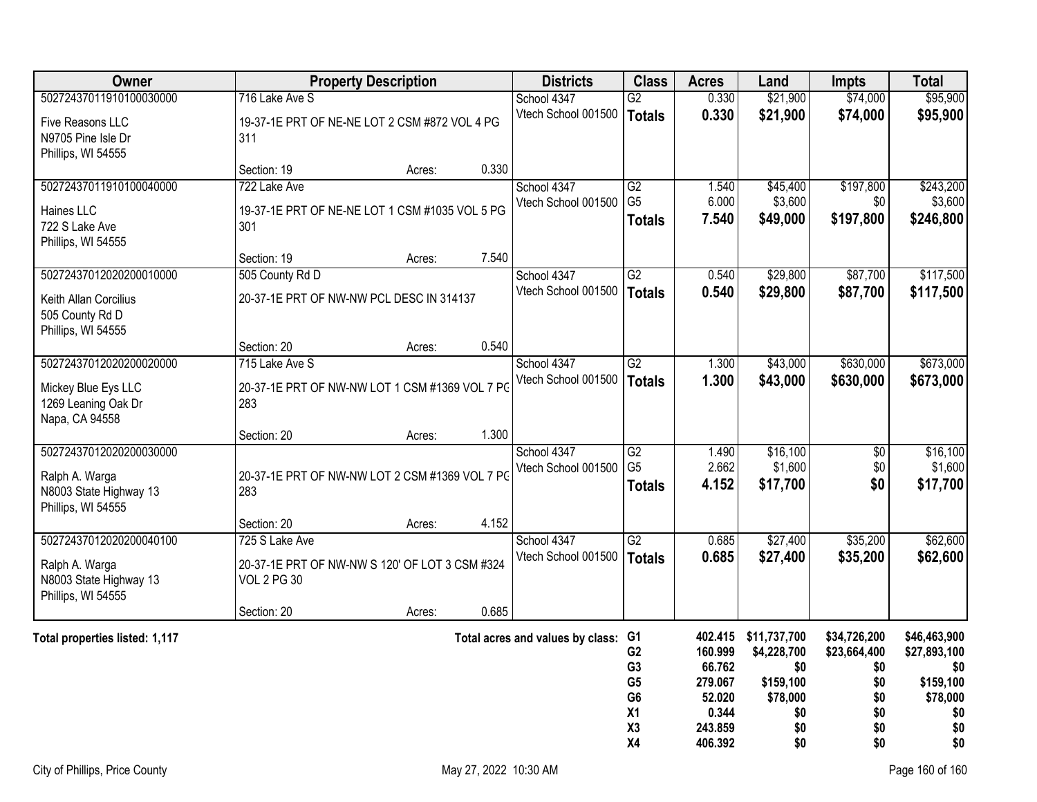| Owner | Property Description | Districts | Class | Acres | Land | Impts | Total |
|---|---|---|---|---|---|---|---|
| 50272437011910100030000<br>Five Reasons LLC<br>N9705 Pine Isle Dr<br>Phillips, WI 54555 | 716 Lake Ave S<br>19-37-1E PRT OF NE-NE LOT 2 CSM #872 VOL 4 PG 311<br>Section: 19 Acres: 0.330 | School 4347<br>Vtech School 001500 | G2<br>**Totals** | 0.330<br>**0.330** | $21,900<br>**$21,900** | $74,000<br>**$74,000** | $95,900<br>**$95,900** |
| 50272437011910100040000<br>Haines LLC<br>722 S Lake Ave<br>Phillips, WI 54555 | 722 Lake Ave<br>19-37-1E PRT OF NE-NE LOT 1 CSM #1035 VOL 5 PG 301<br>Section: 19 Acres: 7.540 | School 4347<br>Vtech School 001500 | G2<br>G5<br>**Totals** | 1.540<br>6.000<br>**7.540** | $45,400<br>$3,600<br>**$49,000** | $197,800<br>$0<br>**$197,800** | $243,200<br>$3,600<br>**$246,800** |
| 50272437012020200010000<br>Keith Allan Corcilius<br>505 County Rd D<br>Phillips, WI 54555 | 505 County Rd D<br>20-37-1E PRT OF NW-NW PCL DESC IN 314137<br>Section: 20 Acres: 0.540 | School 4347<br>Vtech School 001500 | G2<br>**Totals** | 0.540<br>**0.540** | $29,800<br>**$29,800** | $87,700<br>**$87,700** | $117,500<br>**$117,500** |
| 50272437012020200020000<br>Mickey Blue Eys LLC<br>1269 Leaning Oak Dr<br>Napa, CA 94558 | 715 Lake Ave S<br>20-37-1E PRT OF NW-NW LOT 1 CSM #1369 VOL 7 PG 283<br>Section: 20 Acres: 1.300 | School 4347<br>Vtech School 001500 | G2<br>**Totals** | 1.300<br>**1.300** | $43,000<br>**$43,000** | $630,000<br>**$630,000** | $673,000<br>**$673,000** |
| 50272437012020200030000<br>Ralph A. Warga<br>N8003 State Highway 13<br>Phillips, WI 54555 | 20-37-1E PRT OF NW-NW LOT 2 CSM #1369 VOL 7 PG 283<br>Section: 20 Acres: 4.152 | School 4347<br>Vtech School 001500 | G2<br>G5<br>**Totals** | 1.490<br>2.662<br>**4.152** | $16,100<br>$1,600<br>**$17,700** | $0<br>$0<br>**$0** | $16,100<br>$1,600<br>**$17,700** |
| 50272437012020200040100<br>Ralph A. Warga<br>N8003 State Highway 13<br>Phillips, WI 54555 | 725 S Lake Ave<br>20-37-1E PRT OF NW-NW S 120' OF LOT 3 CSM #324 VOL 2 PG 30<br>Section: 20 Acres: 0.685 | School 4347<br>Vtech School 001500 | G2<br>**Totals** | 0.685<br>**0.685** | $27,400<br>**$27,400** | $35,200<br>**$35,200** | $62,600<br>**$62,600** |

**Total properties listed: 1,117**

**Total acres and values by class:**

| Class | Acres | Land | Impts | Total |
|---|---|---|---|---|
| G1 | 402.415 | $11,737,700 | $34,726,200 | $46,463,900 |
| G2 | 160.999 | $4,228,700 | $23,664,400 | $27,893,100 |
| G3 | 66.762 | $0 | $0 | $0 |
| G5 | 279.067 | $159,100 | $0 | $159,100 |
| G6 | 52.020 | $78,000 | $0 | $78,000 |
| X1 | 0.344 | $0 | $0 | $0 |
| X3 | 243.859 | $0 | $0 | $0 |
| X4 | 406.392 | $0 | $0 | $0 |

City of Phillips, Price County — May 27, 2022 10:30 AM